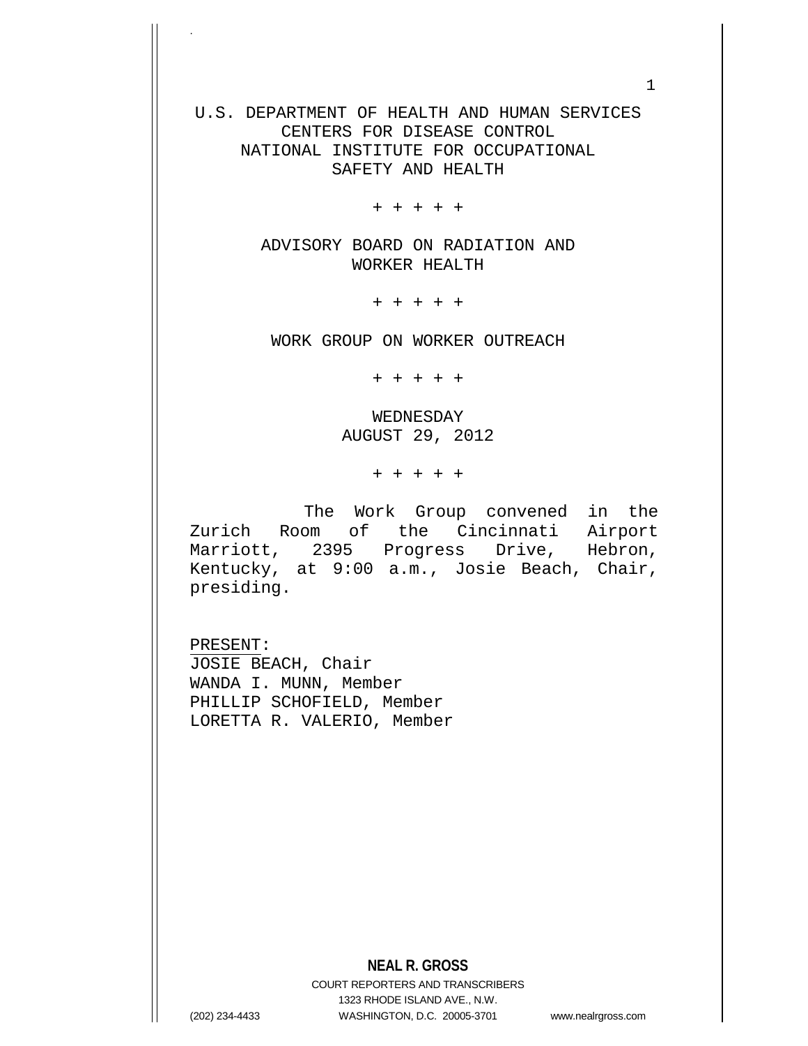U.S. DEPARTMENT OF HEALTH AND HUMAN SERVICES
CENTERS FOR DISEASE CONTROL
NATIONAL INSTITUTE FOR OCCUPATIONAL
SAFETY AND HEALTH

+ + + + +

ADVISORY BOARD ON RADIATION AND
WORKER HEALTH

+ + + + +

WORK GROUP ON WORKER OUTREACH

+ + + + +

WEDNESDAY
AUGUST 29, 2012

+ + + + +

The Work Group convened in the Zurich Room of the Cincinnati Airport Marriott, 2395 Progress Drive, Hebron, Kentucky, at 9:00 a.m., Josie Beach, Chair, presiding.

PRESENT:
JOSIE BEACH, Chair
WANDA I. MUNN, Member
PHILLIP SCHOFIELD, Member
LORETTA R. VALERIO, Member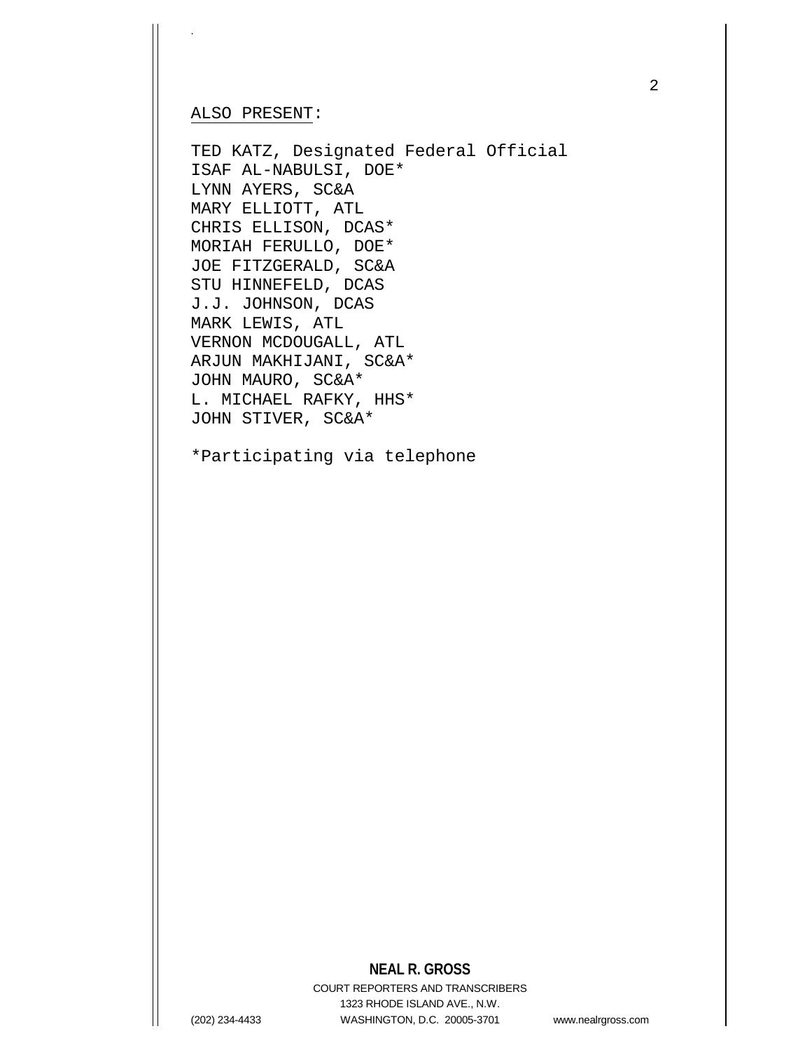ALSO PRESENT:

TED KATZ, Designated Federal Official
ISAF AL-NABULSI, DOE*
LYNN AYERS, SC&A
MARY ELLIOTT, ATL
CHRIS ELLISON, DCAS*
MORIAH FERULLO, DOE*
JOE FITZGERALD, SC&A
STU HINNEFELD, DCAS
J.J. JOHNSON, DCAS
MARK LEWIS, ATL
VERNON MCDOUGALL, ATL
ARJUN MAKHIJANI, SC&A*
JOHN MAURO, SC&A*
L. MICHAEL RAFKY, HHS*
JOHN STIVER, SC&A*

*Participating via telephone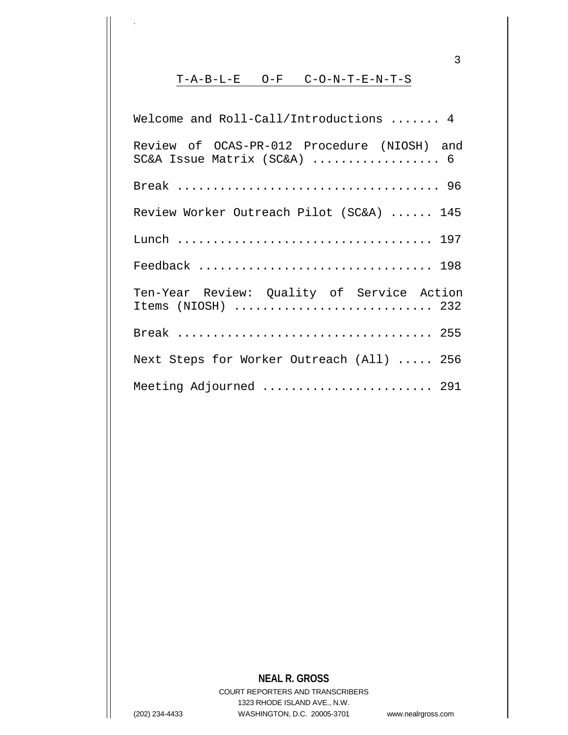# T-A-B-L-E O-F C-O-N-T-E-N-T-S

Welcome and Roll-Call/Introductions ....... 4

Review of OCAS-PR-012 Procedure (NIOSH) and SC&A Issue Matrix (SC&A) ................. 6

Break .................................... 96

Review Worker Outreach Pilot (SC&A) ...... 145

Lunch ................................... 197

Feedback ................................ 198

Ten-Year Review: Quality of Service Action Items (NIOSH) ........................... 232

Break ................................... 255

Next Steps for Worker Outreach (All) ..... 256

Meeting Adjourned ....................... 291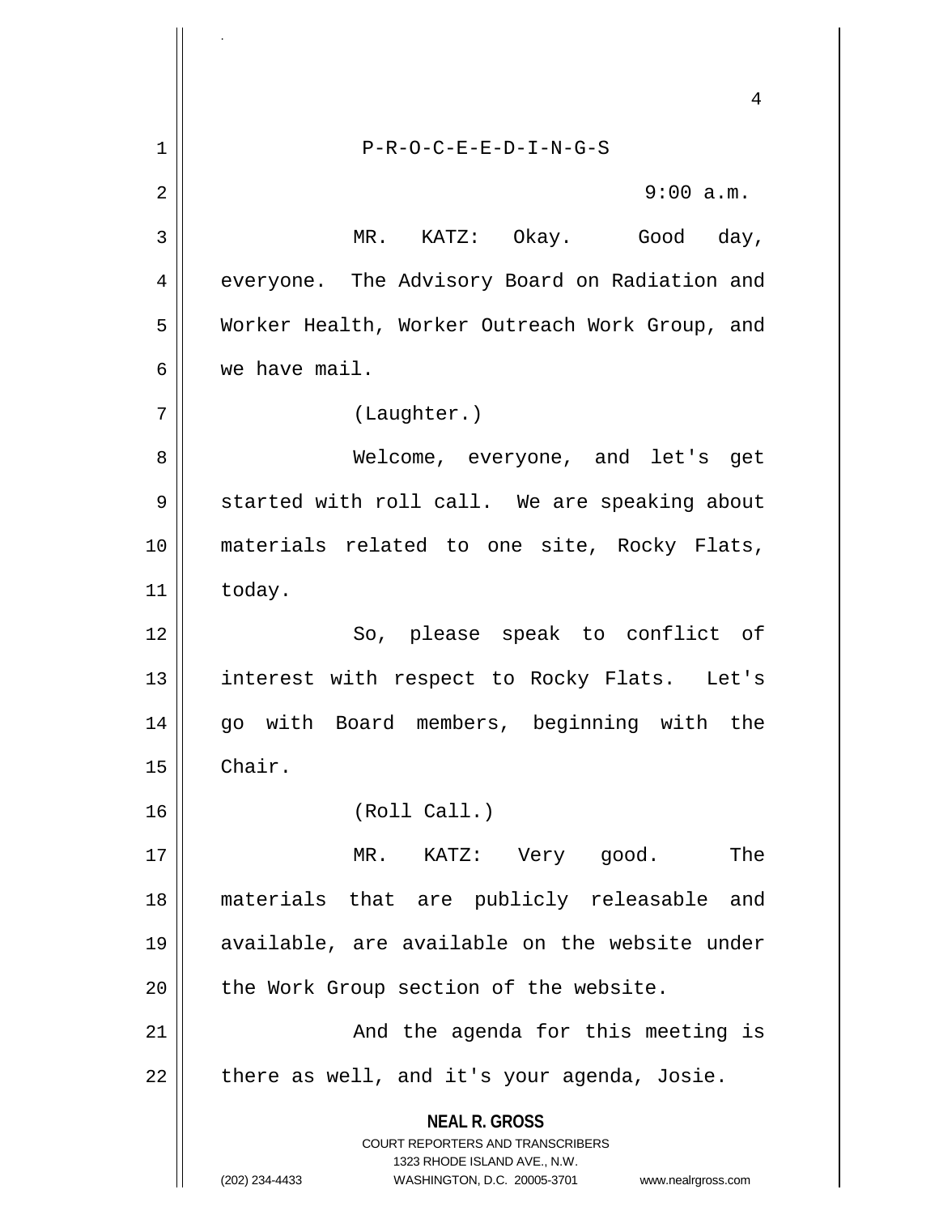P-R-O-C-E-E-D-I-N-G-S

9:00 a.m.

MR. KATZ: Okay. Good day, everyone. The Advisory Board on Radiation and Worker Health, Worker Outreach Work Group, and we have mail.

(Laughter.)

Welcome, everyone, and let's get started with roll call. We are speaking about materials related to one site, Rocky Flats, today.

So, please speak to conflict of interest with respect to Rocky Flats. Let's go with Board members, beginning with the Chair.

(Roll Call.)

MR. KATZ: Very good. The materials that are publicly releasable and available, are available on the website under the Work Group section of the website.

And the agenda for this meeting is there as well, and it's your agenda, Josie.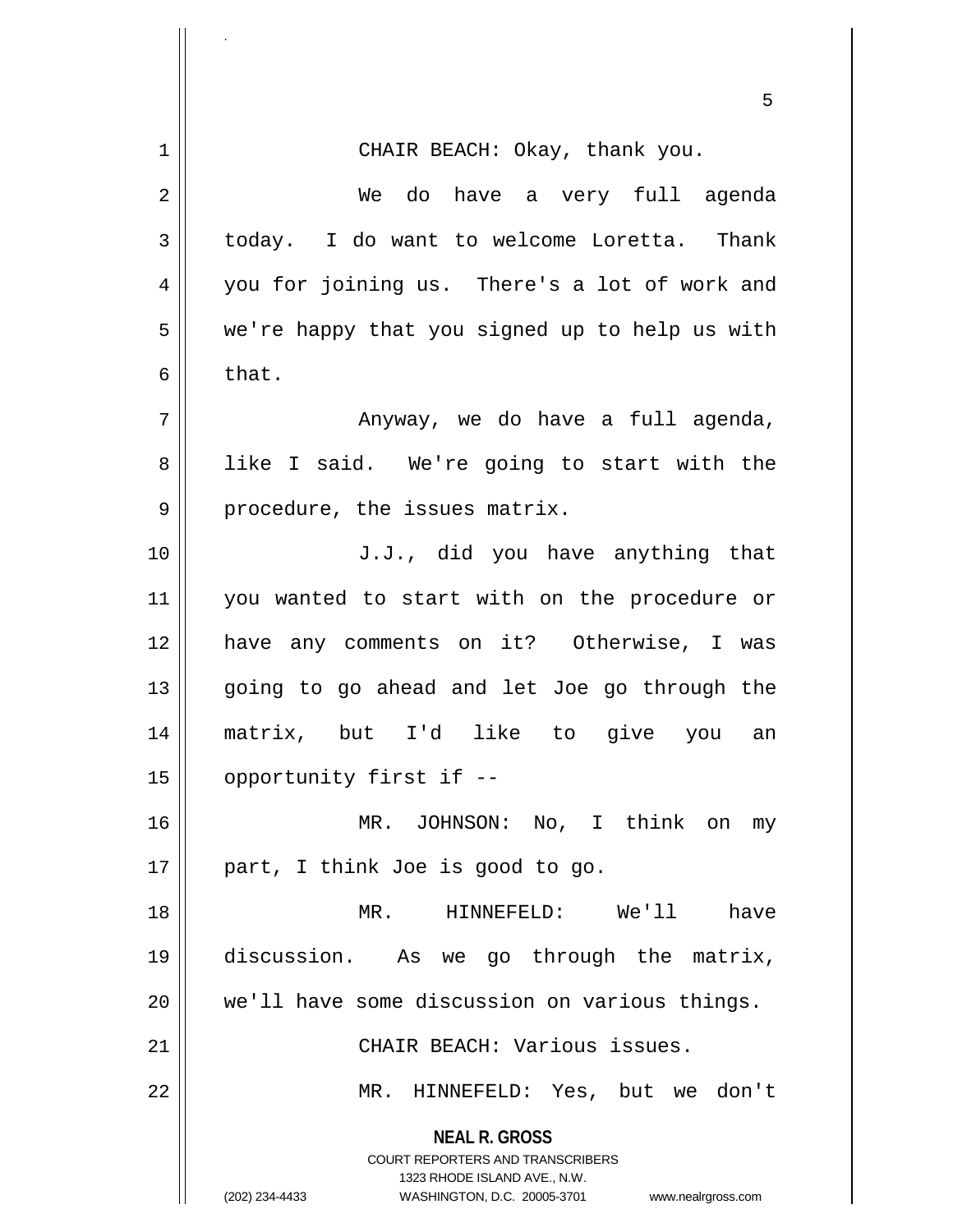CHAIR BEACH: Okay, thank you.

We do have a very full agenda today. I do want to welcome Loretta. Thank you for joining us. There's a lot of work and we're happy that you signed up to help us with that.

Anyway, we do have a full agenda, like I said. We're going to start with the procedure, the issues matrix.

J.J., did you have anything that you wanted to start with on the procedure or have any comments on it? Otherwise, I was going to go ahead and let Joe go through the matrix, but I'd like to give you an opportunity first if --

MR. JOHNSON: No, I think on my part, I think Joe is good to go.

MR. HINNEFELD: We'll have discussion. As we go through the matrix, we'll have some discussion on various things.

CHAIR BEACH: Various issues.

MR. HINNEFELD: Yes, but we don't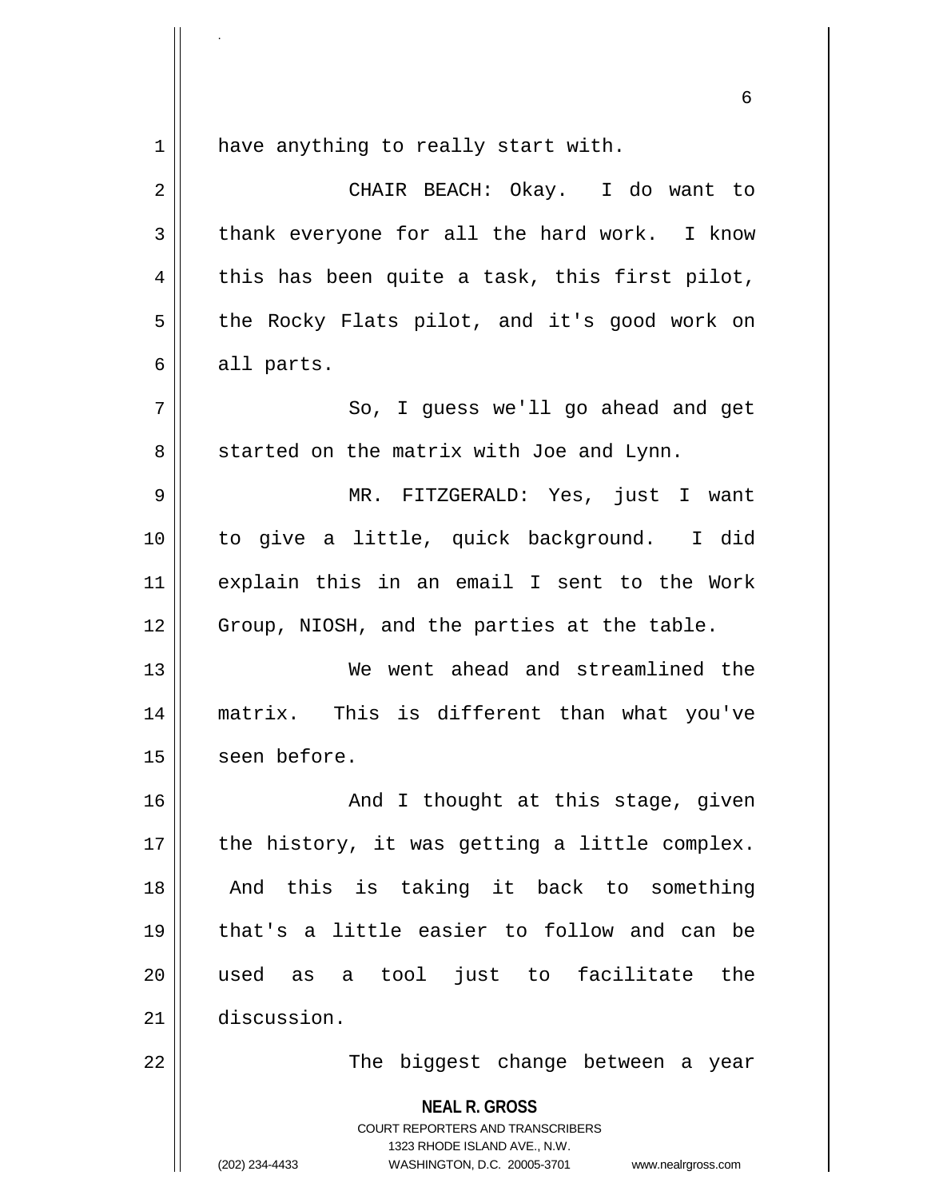have anything to really start with.

CHAIR BEACH: Okay. I do want to thank everyone for all the hard work. I know this has been quite a task, this first pilot, the Rocky Flats pilot, and it's good work on all parts.

So, I guess we'll go ahead and get started on the matrix with Joe and Lynn.

MR. FITZGERALD: Yes, just I want to give a little, quick background. I did explain this in an email I sent to the Work Group, NIOSH, and the parties at the table.

We went ahead and streamlined the matrix. This is different than what you've seen before.

And I thought at this stage, given the history, it was getting a little complex. And this is taking it back to something that's a little easier to follow and can be used as a tool just to facilitate the discussion.

The biggest change between a year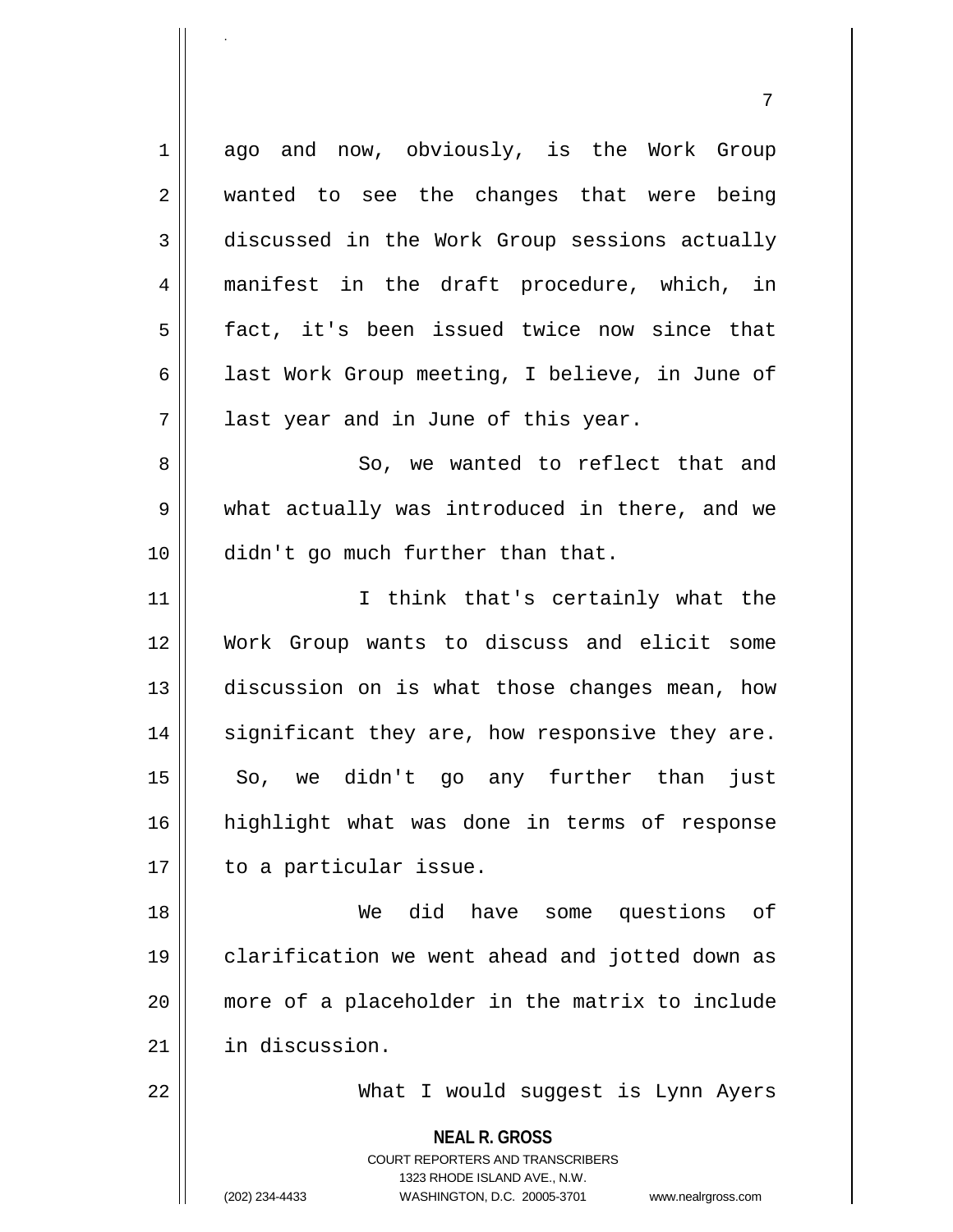ago and now, obviously, is the Work Group wanted to see the changes that were being discussed in the Work Group sessions actually manifest in the draft procedure, which, in fact, it's been issued twice now since that last Work Group meeting, I believe, in June of last year and in June of this year.

So, we wanted to reflect that and what actually was introduced in there, and we didn't go much further than that.

I think that's certainly what the Work Group wants to discuss and elicit some discussion on is what those changes mean, how significant they are, how responsive they are. So, we didn't go any further than just highlight what was done in terms of response to a particular issue.

We did have some questions of clarification we went ahead and jotted down as more of a placeholder in the matrix to include in discussion.

What I would suggest is Lynn Ayers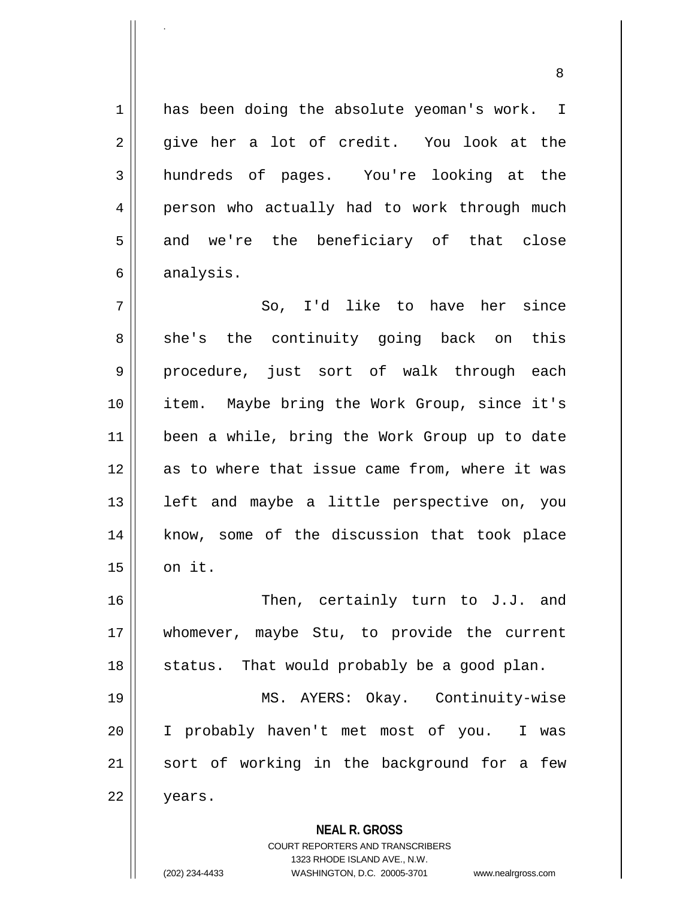has been doing the absolute yeoman's work. I give her a lot of credit. You look at the hundreds of pages. You're looking at the person who actually had to work through much and we're the beneficiary of that close analysis.

So, I'd like to have her since she's the continuity going back on this procedure, just sort of walk through each item. Maybe bring the Work Group, since it's been a while, bring the Work Group up to date as to where that issue came from, where it was left and maybe a little perspective on, you know, some of the discussion that took place on it.

Then, certainly turn to J.J. and whomever, maybe Stu, to provide the current status. That would probably be a good plan.

MS. AYERS: Okay. Continuity-wise I probably haven't met most of you. I was sort of working in the background for a few years.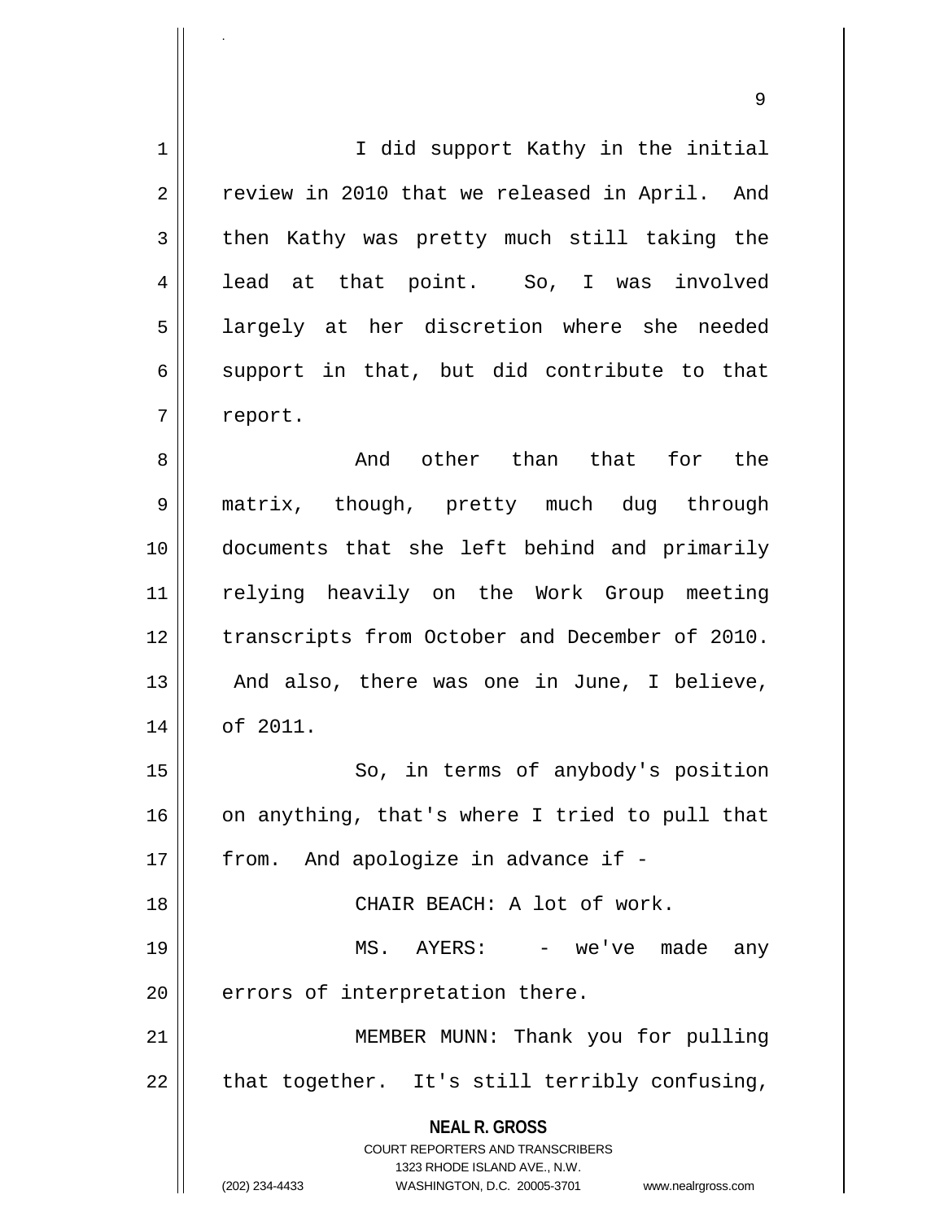I did support Kathy in the initial review in 2010 that we released in April. And then Kathy was pretty much still taking the lead at that point. So, I was involved largely at her discretion where she needed support in that, but did contribute to that report.

And other than that for the matrix, though, pretty much dug through documents that she left behind and primarily relying heavily on the Work Group meeting transcripts from October and December of 2010. And also, there was one in June, I believe, of 2011.

So, in terms of anybody's position on anything, that's where I tried to pull that from. And apologize in advance if -

CHAIR BEACH: A lot of work.

MS. AYERS: - we've made any errors of interpretation there.

MEMBER MUNN: Thank you for pulling that together. It's still terribly confusing,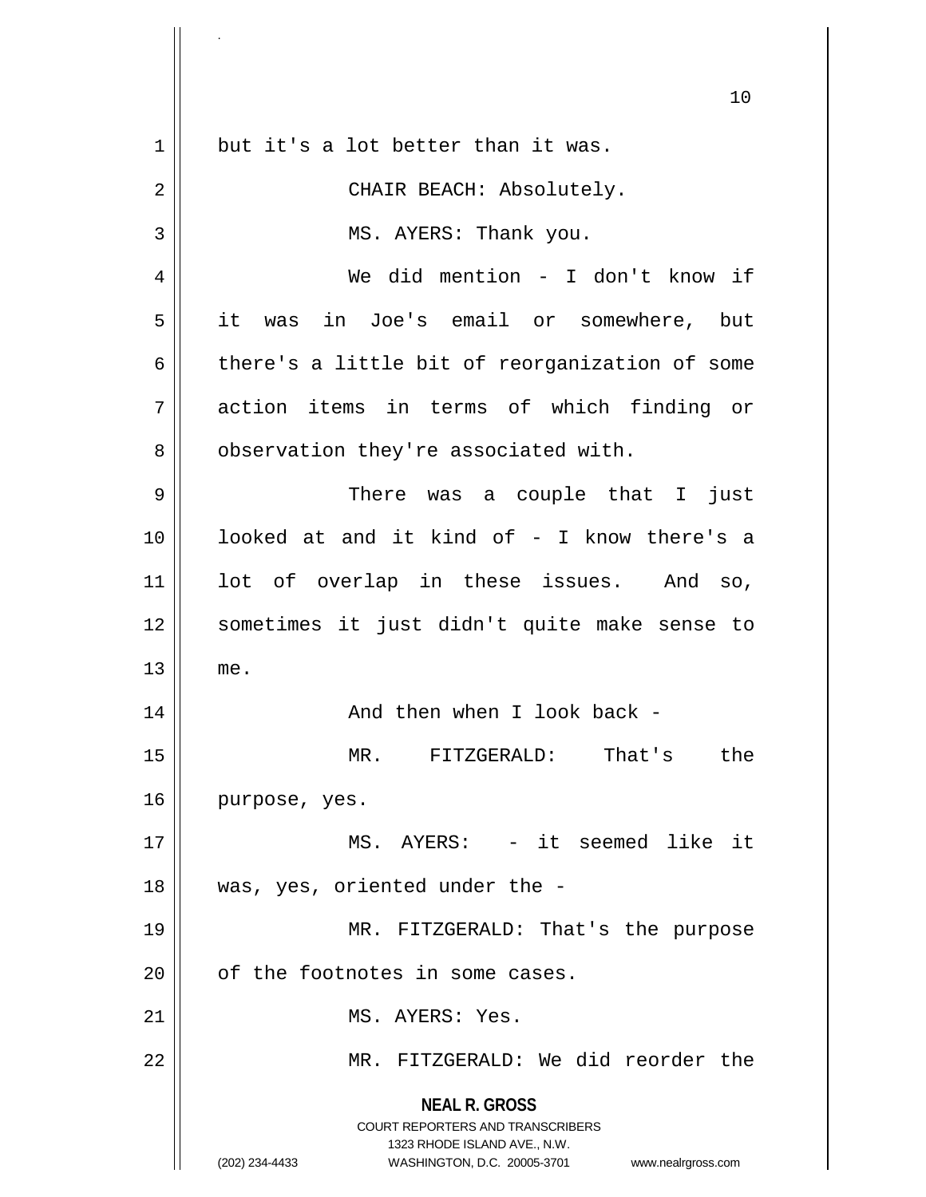but it's a lot better than it was.

CHAIR BEACH: Absolutely.

MS. AYERS: Thank you.

We did mention - I don't know if it was in Joe's email or somewhere, but there's a little bit of reorganization of some action items in terms of which finding or observation they're associated with.

There was a couple that I just looked at and it kind of - I know there's a lot of overlap in these issues. And so, sometimes it just didn't quite make sense to me.

And then when I look back -

MR. FITZGERALD: That's the purpose, yes.

MS. AYERS: - it seemed like it was, yes, oriented under the -

MR. FITZGERALD: That's the purpose of the footnotes in some cases.

MS. AYERS: Yes.

MR. FITZGERALD: We did reorder the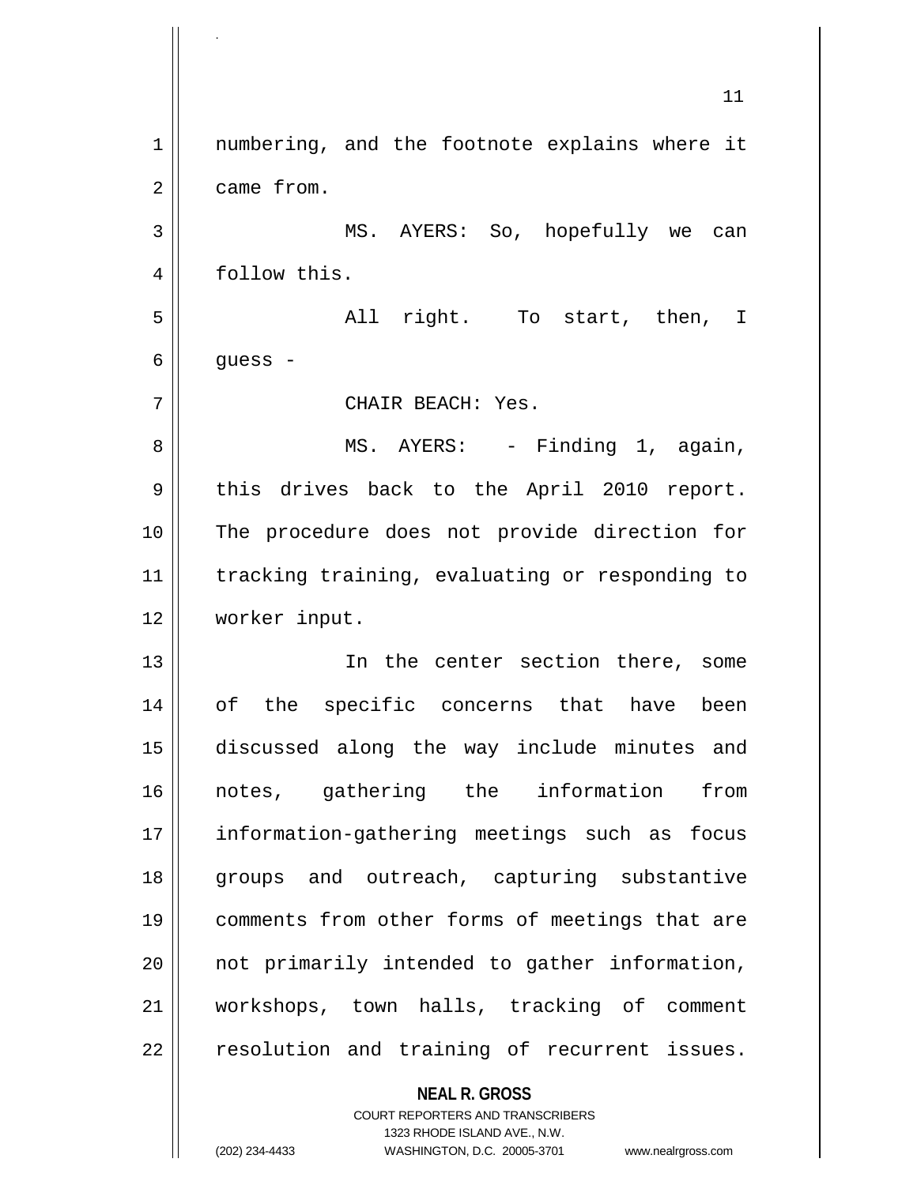numbering, and the footnote explains where it came from.

MS. AYERS: So, hopefully we can follow this.

All right. To start, then, I guess -

CHAIR BEACH: Yes.

MS. AYERS: - Finding 1, again, this drives back to the April 2010 report. The procedure does not provide direction for tracking training, evaluating or responding to worker input.

In the center section there, some of the specific concerns that have been discussed along the way include minutes and notes, gathering the information from information-gathering meetings such as focus groups and outreach, capturing substantive comments from other forms of meetings that are not primarily intended to gather information, workshops, town halls, tracking of comment resolution and training of recurrent issues.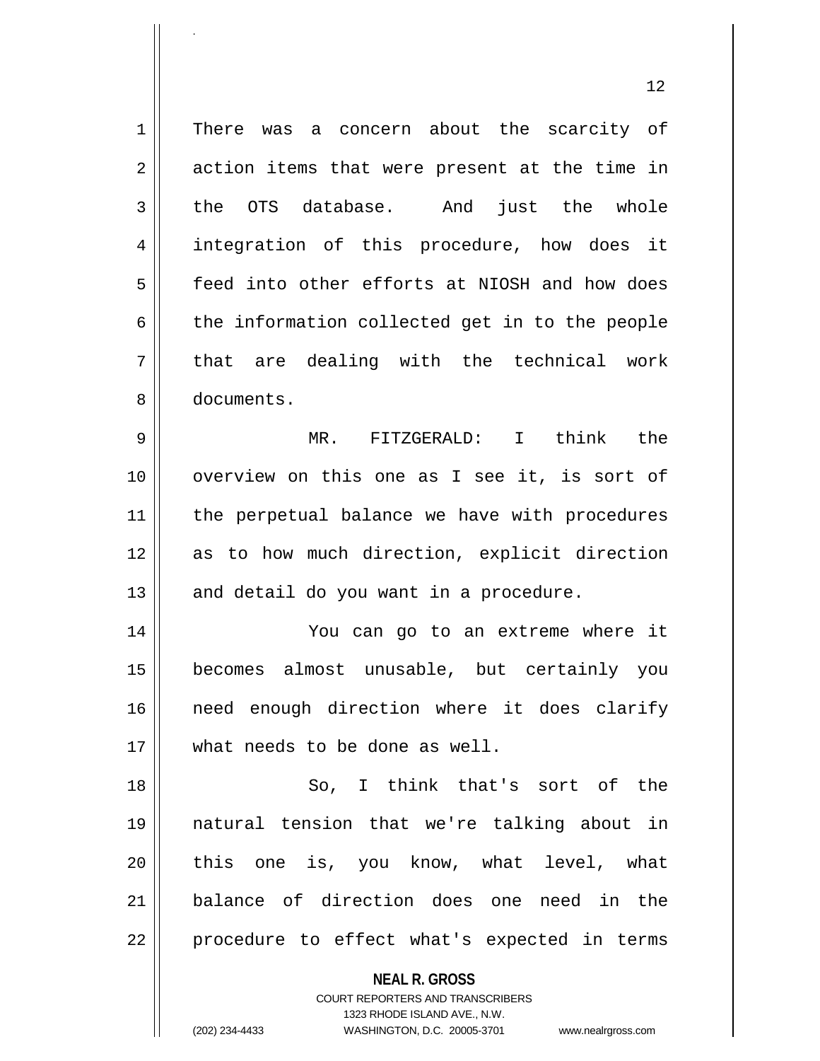There was a concern about the scarcity of action items that were present at the time in the OTS database. And just the whole integration of this procedure, how does it feed into other efforts at NIOSH and how does the information collected get in to the people that are dealing with the technical work documents.

MR. FITZGERALD: I think the overview on this one as I see it, is sort of the perpetual balance we have with procedures as to how much direction, explicit direction and detail do you want in a procedure.

You can go to an extreme where it becomes almost unusable, but certainly you need enough direction where it does clarify what needs to be done as well.

So, I think that's sort of the natural tension that we're talking about in this one is, you know, what level, what balance of direction does one need in the procedure to effect what's expected in terms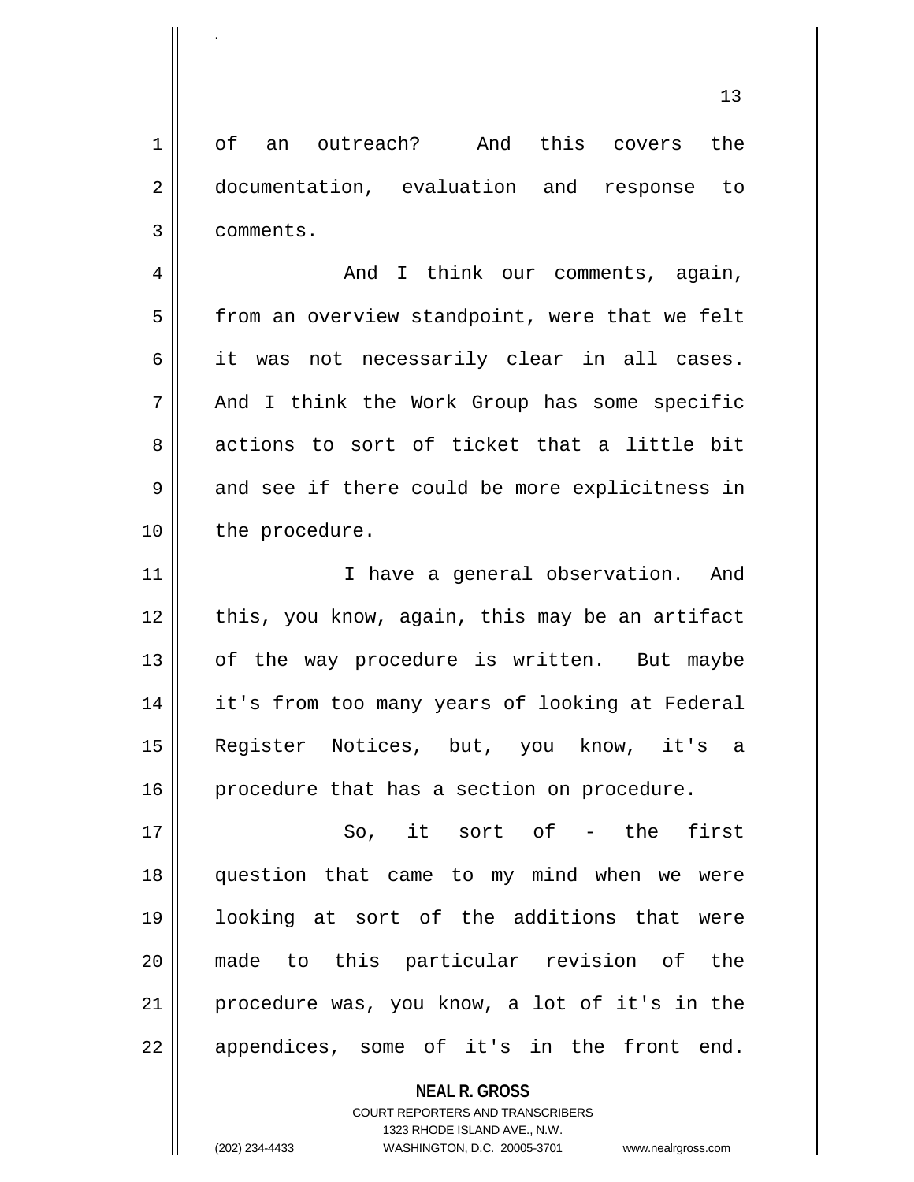of an outreach? And this covers the documentation, evaluation and response to comments.

And I think our comments, again, from an overview standpoint, were that we felt it was not necessarily clear in all cases. And I think the Work Group has some specific actions to sort of ticket that a little bit and see if there could be more explicitness in the procedure.

I have a general observation. And this, you know, again, this may be an artifact of the way procedure is written. But maybe it's from too many years of looking at Federal Register Notices, but, you know, it's a procedure that has a section on procedure.

So, it sort of - the first question that came to my mind when we were looking at sort of the additions that were made to this particular revision of the procedure was, you know, a lot of it's in the appendices, some of it's in the front end.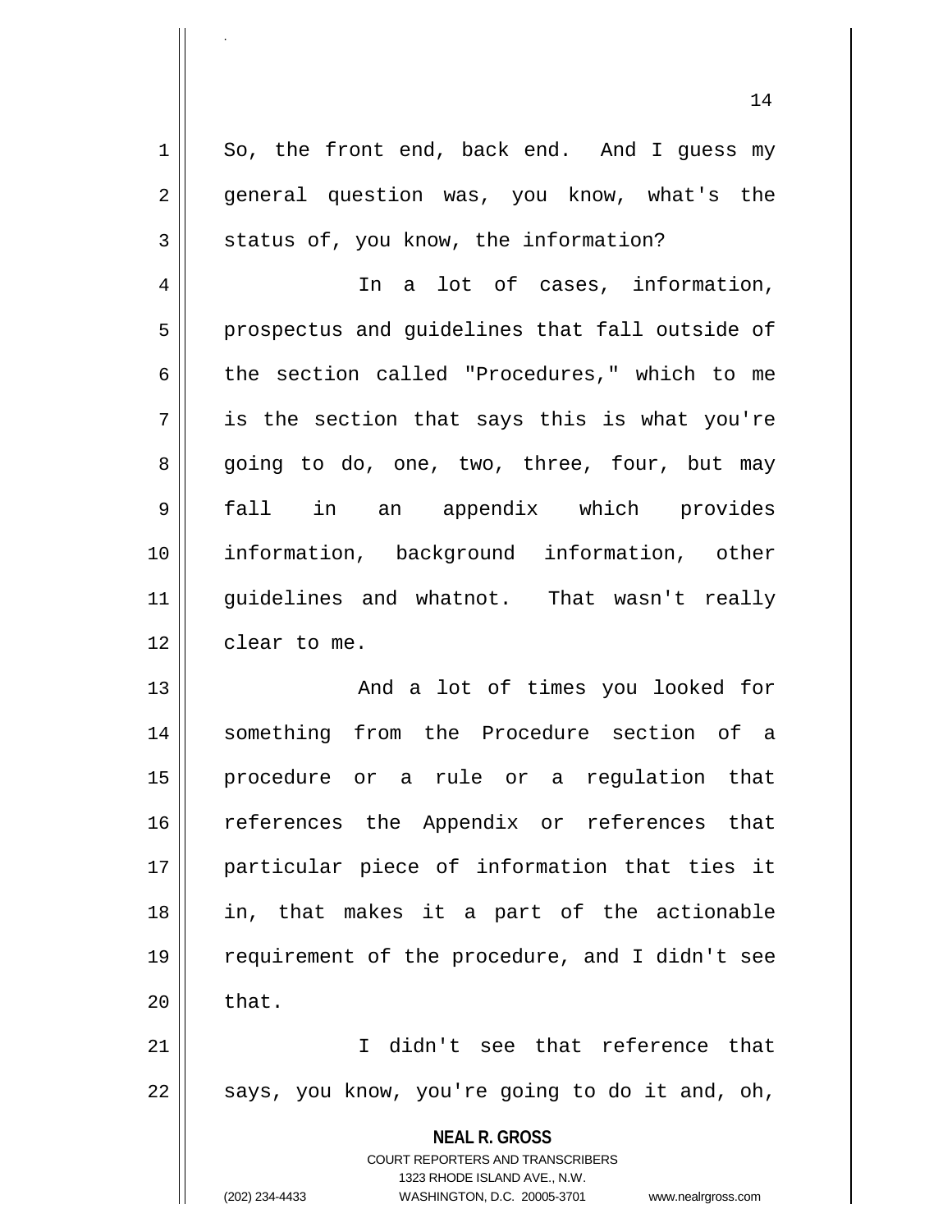So, the front end, back end. And I guess my general question was, you know, what's the status of, you know, the information?

In a lot of cases, information, prospectus and guidelines that fall outside of the section called "Procedures," which to me is the section that says this is what you're going to do, one, two, three, four, but may fall in an appendix which provides information, background information, other guidelines and whatnot. That wasn't really clear to me.

And a lot of times you looked for something from the Procedure section of a procedure or a rule or a regulation that references the Appendix or references that particular piece of information that ties it in, that makes it a part of the actionable requirement of the procedure, and I didn't see that.

I didn't see that reference that says, you know, you're going to do it and, oh,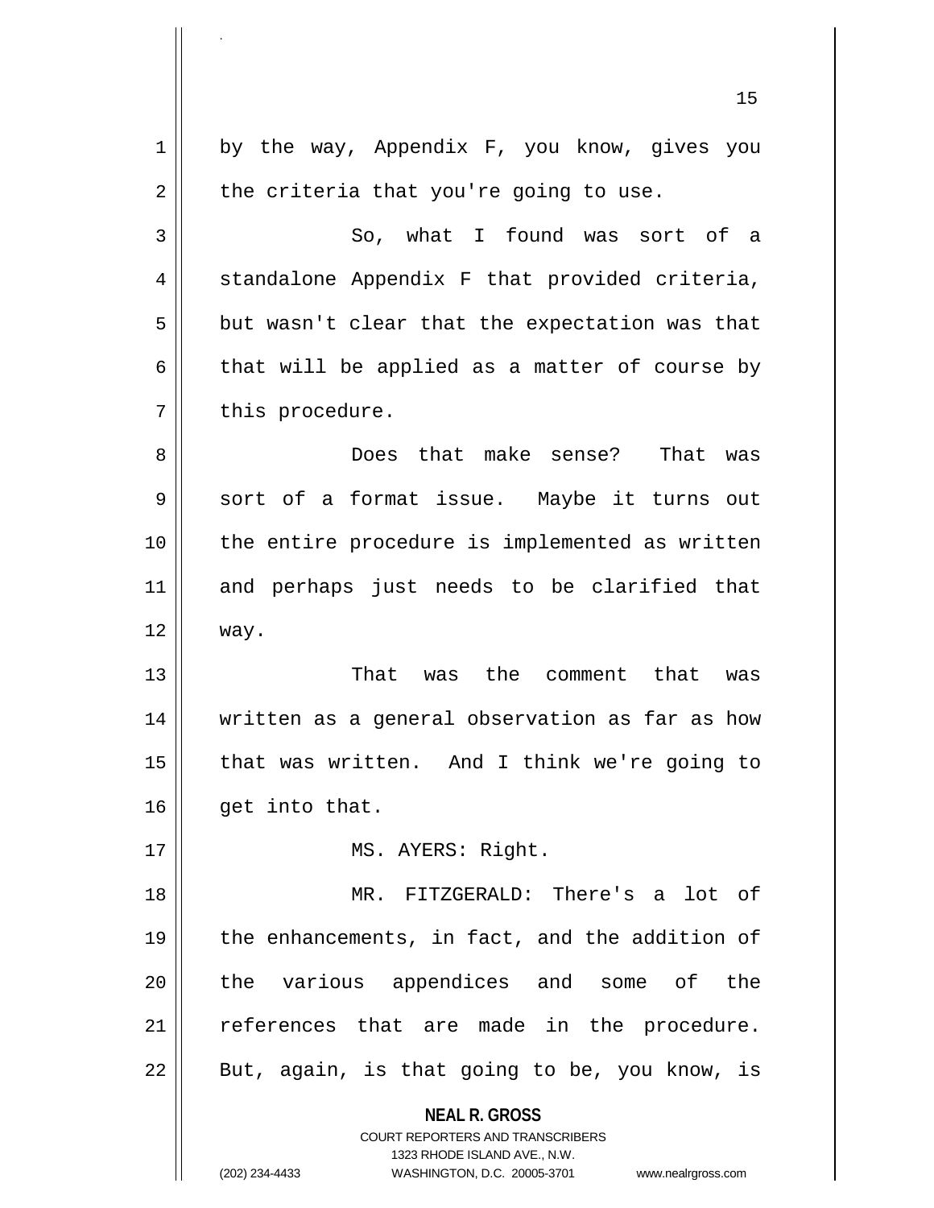by the way, Appendix F, you know, gives you the criteria that you're going to use.

So, what I found was sort of a standalone Appendix F that provided criteria, but wasn't clear that the expectation was that that will be applied as a matter of course by this procedure.

Does that make sense? That was sort of a format issue. Maybe it turns out the entire procedure is implemented as written and perhaps just needs to be clarified that way.

That was the comment that was written as a general observation as far as how that was written. And I think we're going to get into that.

MS. AYERS: Right.

MR. FITZGERALD: There's a lot of the enhancements, in fact, and the addition of the various appendices and some of the references that are made in the procedure. But, again, is that going to be, you know, is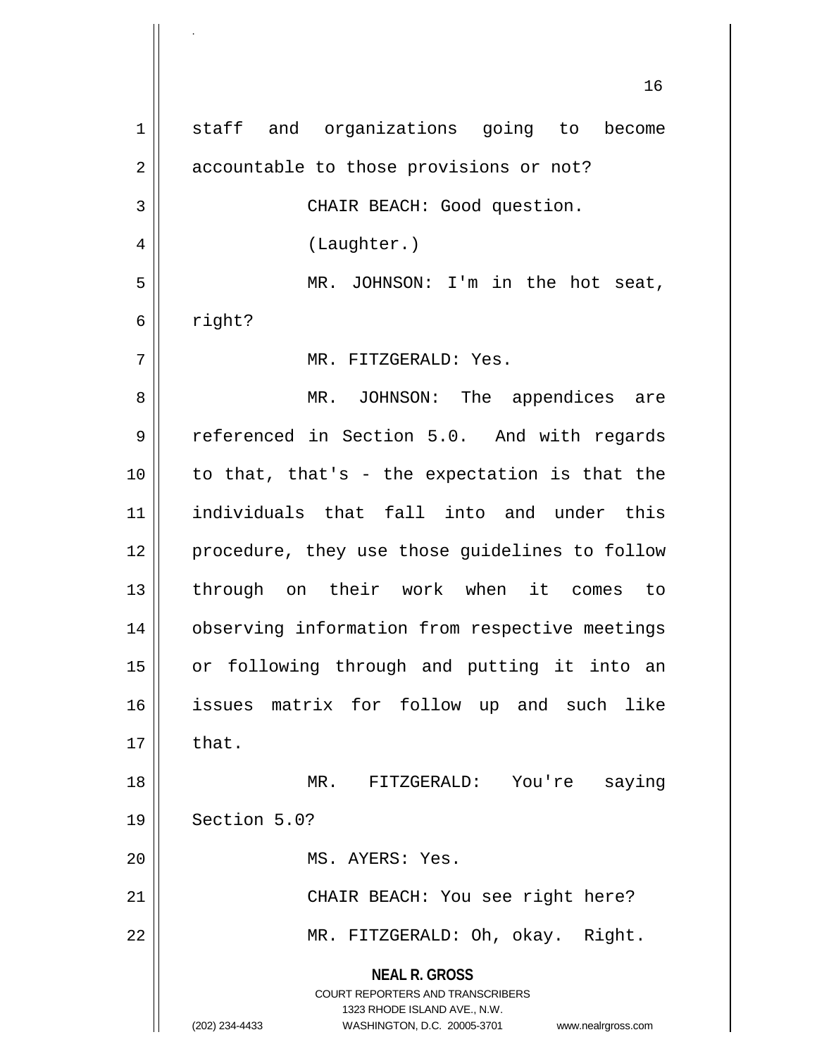staff and organizations going to become accountable to those provisions or not?

CHAIR BEACH: Good question.

(Laughter.)

MR. JOHNSON: I'm in the hot seat, right?

MR. FITZGERALD: Yes.

MR. JOHNSON: The appendices are referenced in Section 5.0. And with regards to that, that's - the expectation is that the individuals that fall into and under this procedure, they use those guidelines to follow through on their work when it comes to observing information from respective meetings or following through and putting it into an issues matrix for follow up and such like that.

MR. FITZGERALD: You're saying Section 5.0?

MS. AYERS: Yes.

CHAIR BEACH: You see right here?

MR. FITZGERALD: Oh, okay. Right.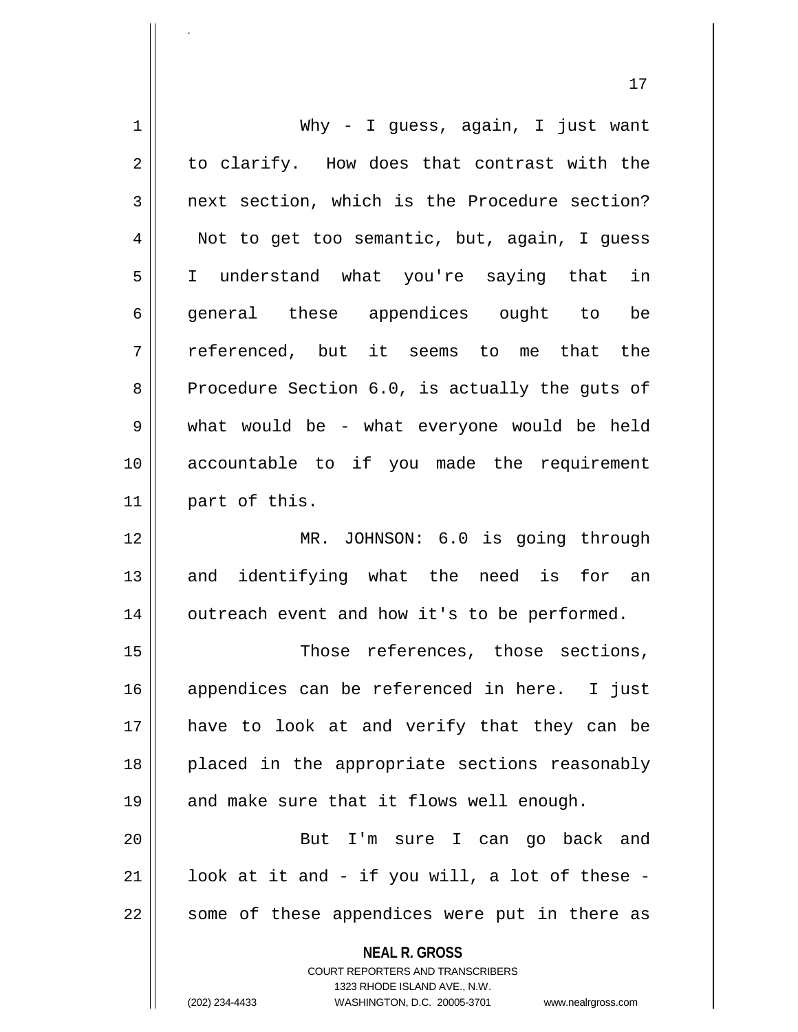Why - I guess, again, I just want to clarify. How does that contrast with the next section, which is the Procedure section? Not to get too semantic, but, again, I guess I understand what you're saying that in general these appendices ought to be referenced, but it seems to me that the Procedure Section 6.0, is actually the guts of what would be - what everyone would be held accountable to if you made the requirement part of this.

MR. JOHNSON: 6.0 is going through and identifying what the need is for an outreach event and how it's to be performed.

Those references, those sections, appendices can be referenced in here. I just have to look at and verify that they can be placed in the appropriate sections reasonably and make sure that it flows well enough.

But I'm sure I can go back and look at it and - if you will, a lot of these - some of these appendices were put in there as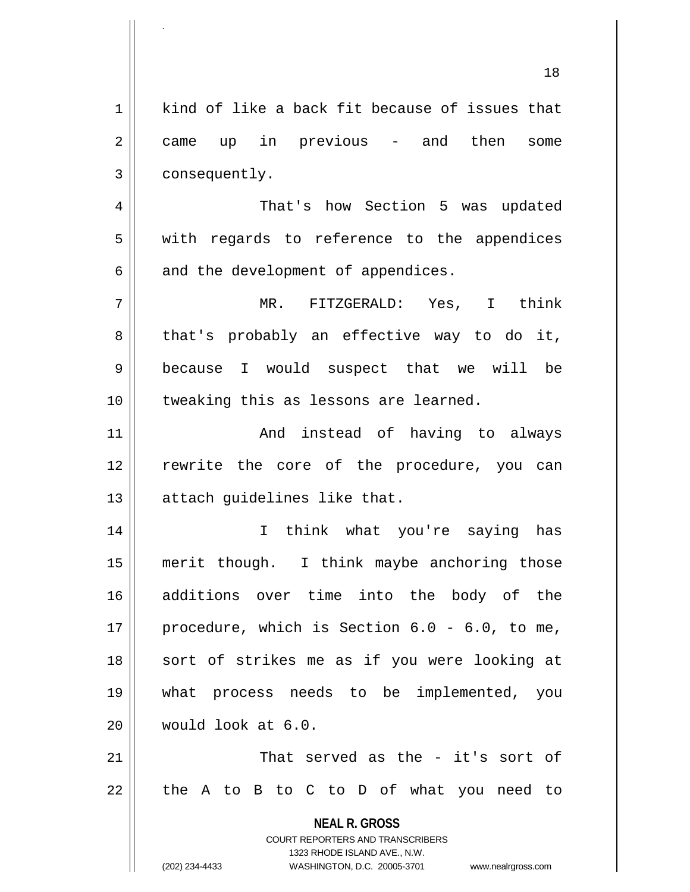kind of like a back fit because of issues that came up in previous - and then some consequently.

That's how Section 5 was updated with regards to reference to the appendices and the development of appendices.

MR. FITZGERALD: Yes, I think that's probably an effective way to do it, because I would suspect that we will be tweaking this as lessons are learned.

And instead of having to always rewrite the core of the procedure, you can attach guidelines like that.

I think what you're saying has merit though. I think maybe anchoring those additions over time into the body of the procedure, which is Section 6.0 - 6.0, to me, sort of strikes me as if you were looking at what process needs to be implemented, you would look at 6.0.

That served as the - it's sort of the A to B to C to D of what you need to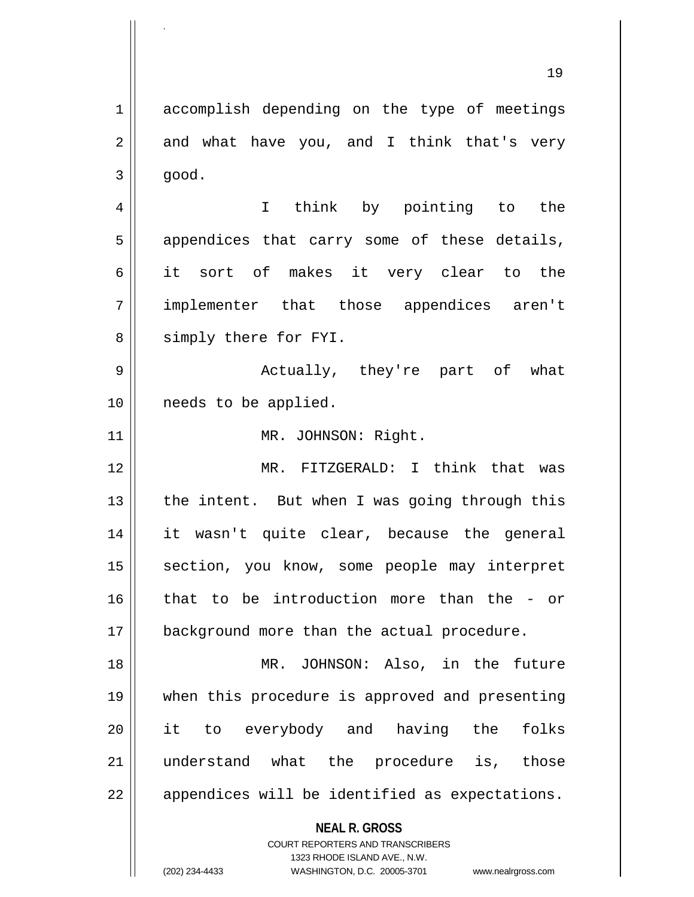accomplish depending on the type of meetings and what have you, and I think that's very good.

I think by pointing to the appendices that carry some of these details, it sort of makes it very clear to the implementer that those appendices aren't simply there for FYI.

Actually, they're part of what needs to be applied.

MR. JOHNSON: Right.

MR. FITZGERALD: I think that was the intent. But when I was going through this it wasn't quite clear, because the general section, you know, some people may interpret that to be introduction more than the - or background more than the actual procedure.

MR. JOHNSON: Also, in the future when this procedure is approved and presenting it to everybody and having the folks understand what the procedure is, those appendices will be identified as expectations.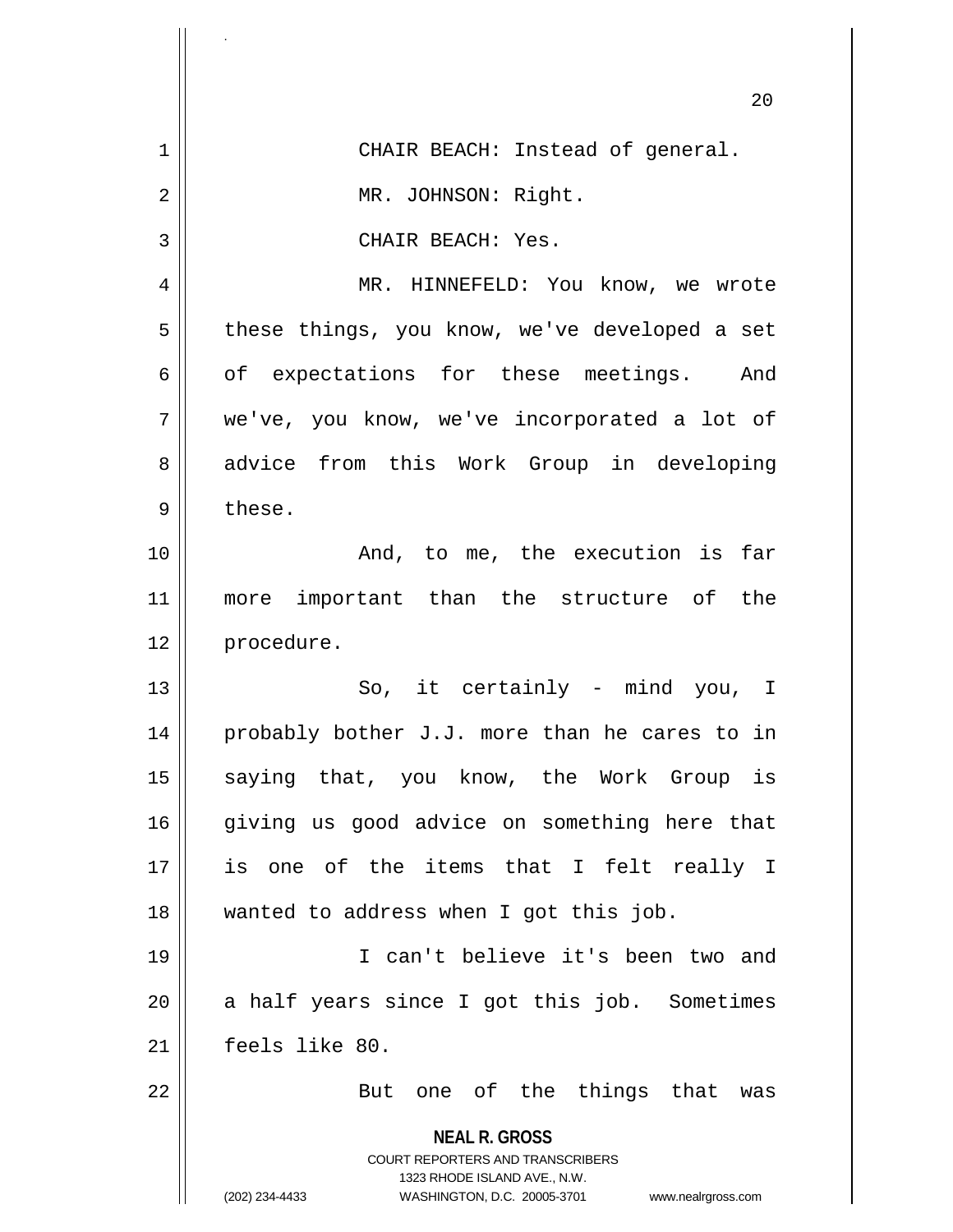CHAIR BEACH: Instead of general.

MR. JOHNSON: Right.

CHAIR BEACH: Yes.

MR. HINNEFELD: You know, we wrote these things, you know, we've developed a set of expectations for these meetings. And we've, you know, we've incorporated a lot of advice from this Work Group in developing these.

And, to me, the execution is far more important than the structure of the procedure.

So, it certainly - mind you, I probably bother J.J. more than he cares to in saying that, you know, the Work Group is giving us good advice on something here that is one of the items that I felt really I wanted to address when I got this job.

I can't believe it's been two and a half years since I got this job. Sometimes feels like 80.

But one of the things that was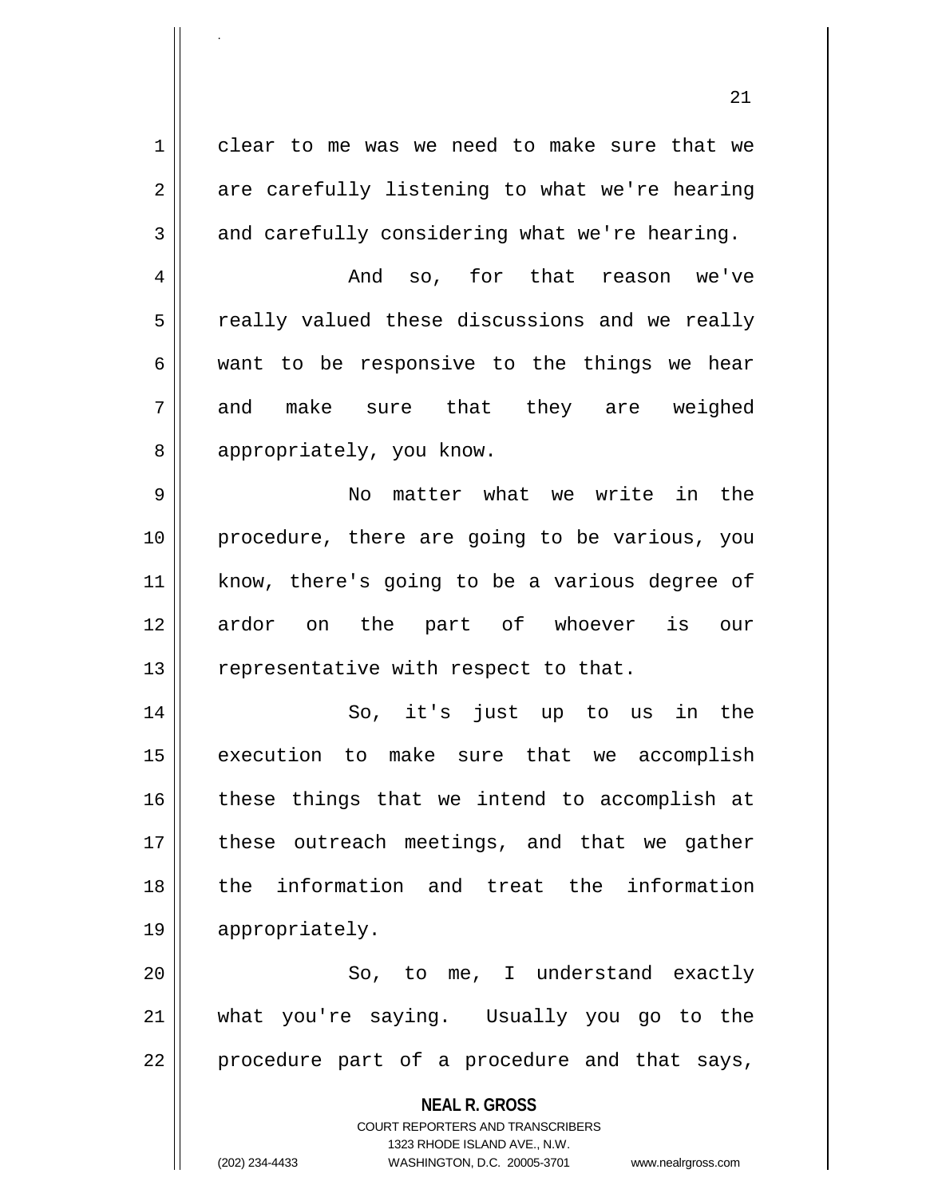clear to me was we need to make sure that we are carefully listening to what we're hearing and carefully considering what we're hearing.

And so, for that reason we've really valued these discussions and we really want to be responsive to the things we hear and make sure that they are weighed appropriately, you know.

No matter what we write in the procedure, there are going to be various, you know, there's going to be a various degree of ardor on the part of whoever is our representative with respect to that.

So, it's just up to us in the execution to make sure that we accomplish these things that we intend to accomplish at these outreach meetings, and that we gather the information and treat the information appropriately.

So, to me, I understand exactly what you're saying. Usually you go to the procedure part of a procedure and that says,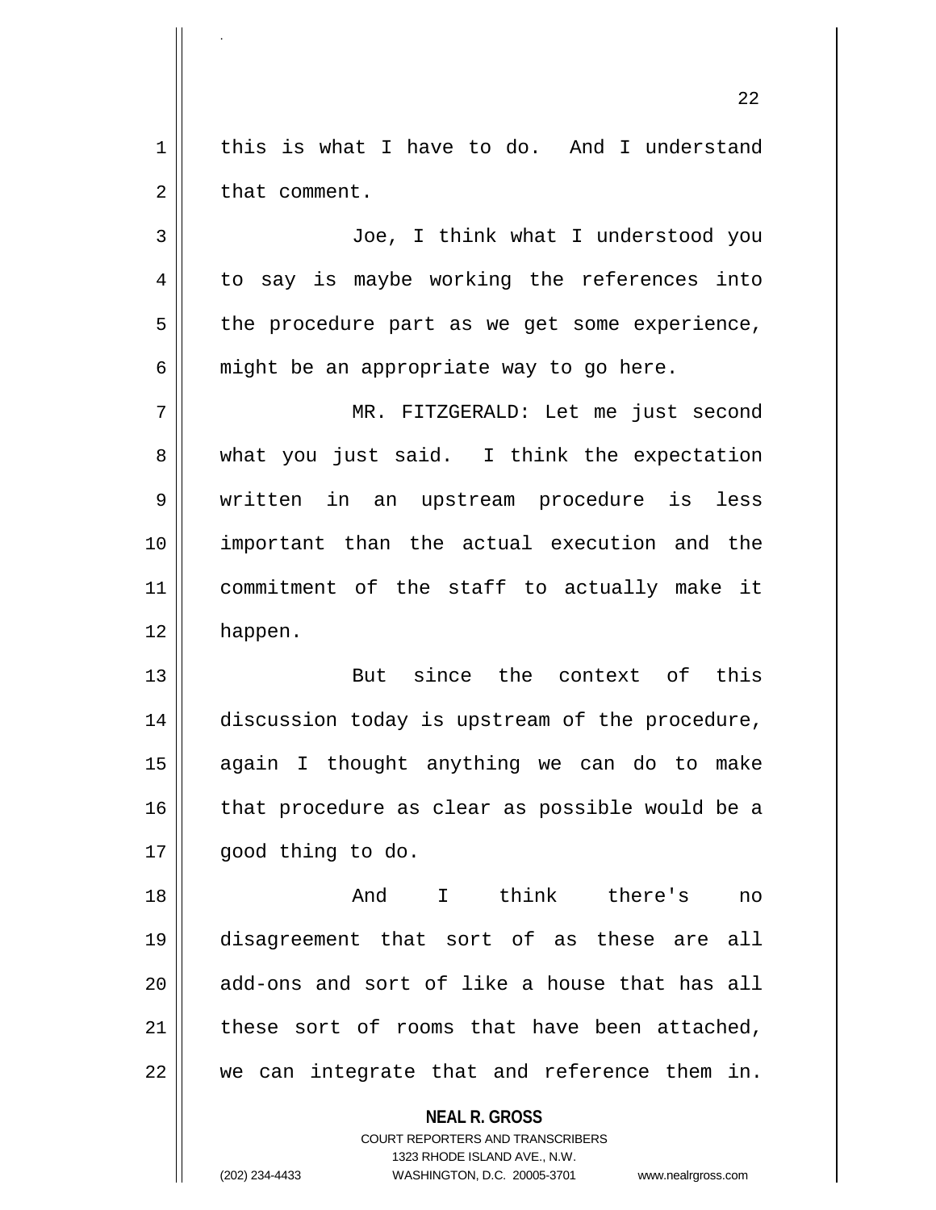this is what I have to do. And I understand that comment.

Joe, I think what I understood you to say is maybe working the references into the procedure part as we get some experience, might be an appropriate way to go here.

MR. FITZGERALD: Let me just second what you just said. I think the expectation written in an upstream procedure is less important than the actual execution and the commitment of the staff to actually make it happen.

But since the context of this discussion today is upstream of the procedure, again I thought anything we can do to make that procedure as clear as possible would be a good thing to do.

And I think there's no disagreement that sort of as these are all add-ons and sort of like a house that has all these sort of rooms that have been attached, we can integrate that and reference them in.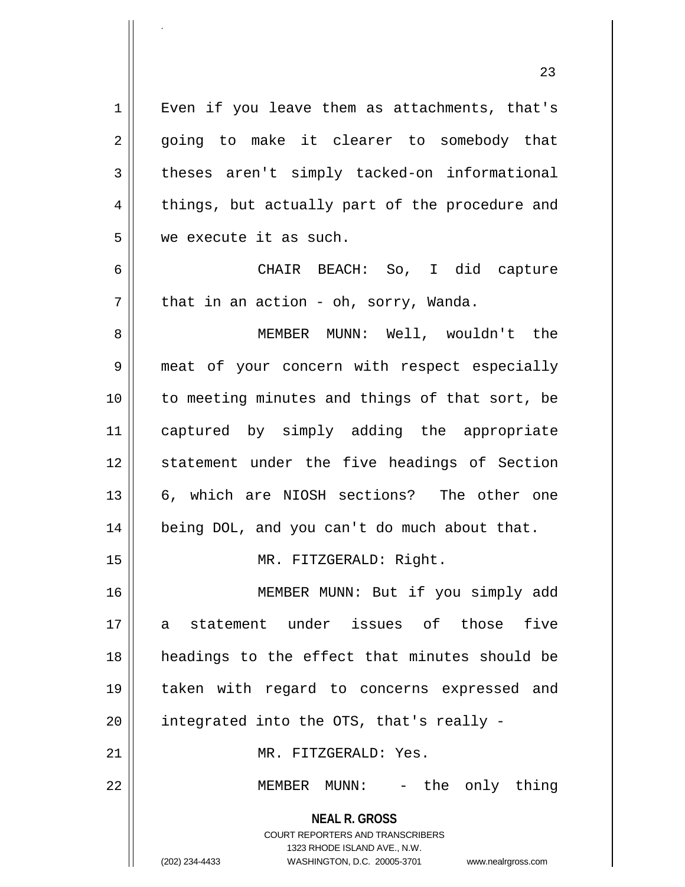Even if you leave them as attachments, that's going to make it clearer to somebody that theses aren't simply tacked-on informational things, but actually part of the procedure and we execute it as such.

CHAIR BEACH: So, I did capture that in an action - oh, sorry, Wanda.

MEMBER MUNN: Well, wouldn't the meat of your concern with respect especially to meeting minutes and things of that sort, be captured by simply adding the appropriate statement under the five headings of Section 6, which are NIOSH sections? The other one being DOL, and you can't do much about that.

MR. FITZGERALD: Right.

MEMBER MUNN: But if you simply add a statement under issues of those five headings to the effect that minutes should be taken with regard to concerns expressed and integrated into the OTS, that's really -

MR. FITZGERALD: Yes.

MEMBER MUNN: - the only thing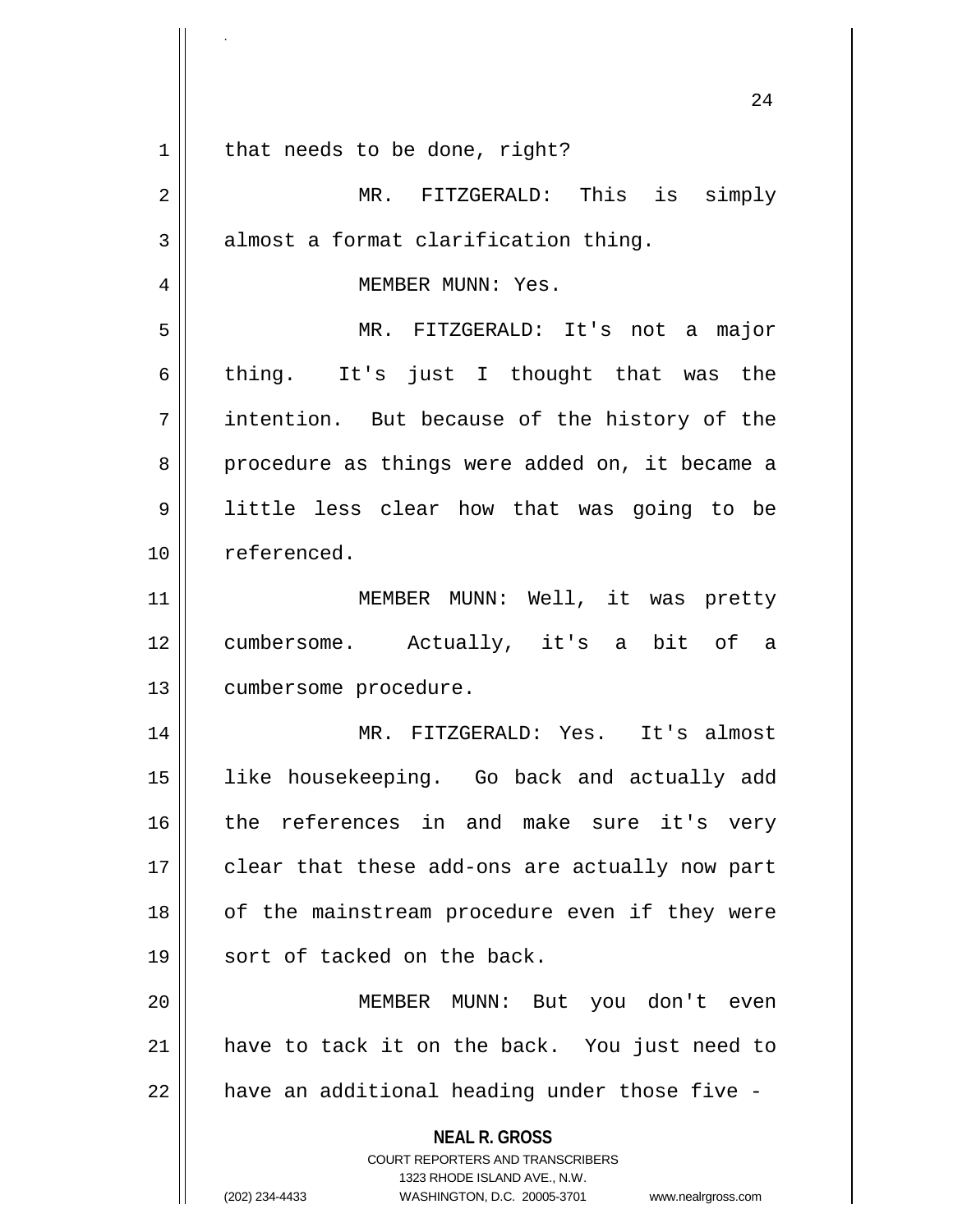that needs to be done, right?

MR. FITZGERALD: This is simply almost a format clarification thing.

MEMBER MUNN: Yes.

MR. FITZGERALD: It's not a major thing. It's just I thought that was the intention. But because of the history of the procedure as things were added on, it became a little less clear how that was going to be referenced.

MEMBER MUNN: Well, it was pretty cumbersome. Actually, it's a bit of a cumbersome procedure.

MR. FITZGERALD: Yes. It's almost like housekeeping. Go back and actually add the references in and make sure it's very clear that these add-ons are actually now part of the mainstream procedure even if they were sort of tacked on the back.

MEMBER MUNN: But you don't even have to tack it on the back. You just need to have an additional heading under those five -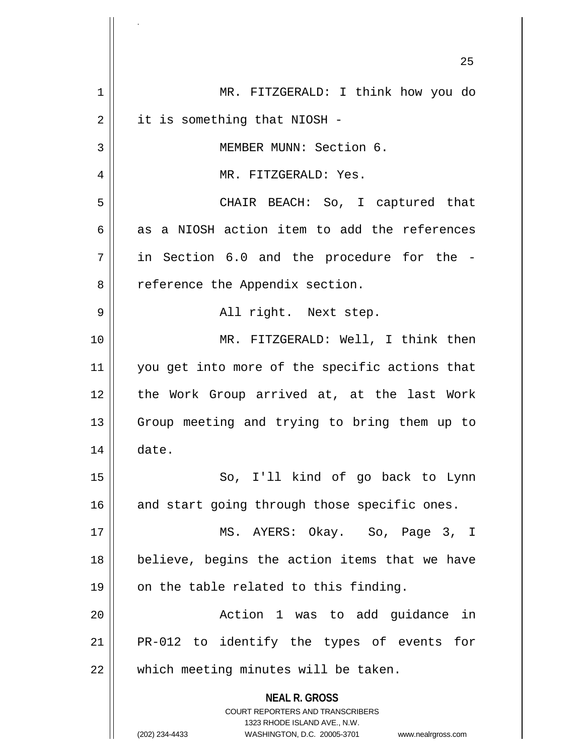MR. FITZGERALD: I think how you do it is something that NIOSH -

MEMBER MUNN: Section 6.

MR. FITZGERALD: Yes.

CHAIR BEACH: So, I captured that as a NIOSH action item to add the references in Section 6.0 and the procedure for the - reference the Appendix section.

All right. Next step.

MR. FITZGERALD: Well, I think then you get into more of the specific actions that the Work Group arrived at, at the last Work Group meeting and trying to bring them up to date.

So, I'll kind of go back to Lynn and start going through those specific ones.

MS. AYERS: Okay. So, Page 3, I believe, begins the action items that we have on the table related to this finding.

Action 1 was to add guidance in PR-012 to identify the types of events for which meeting minutes will be taken.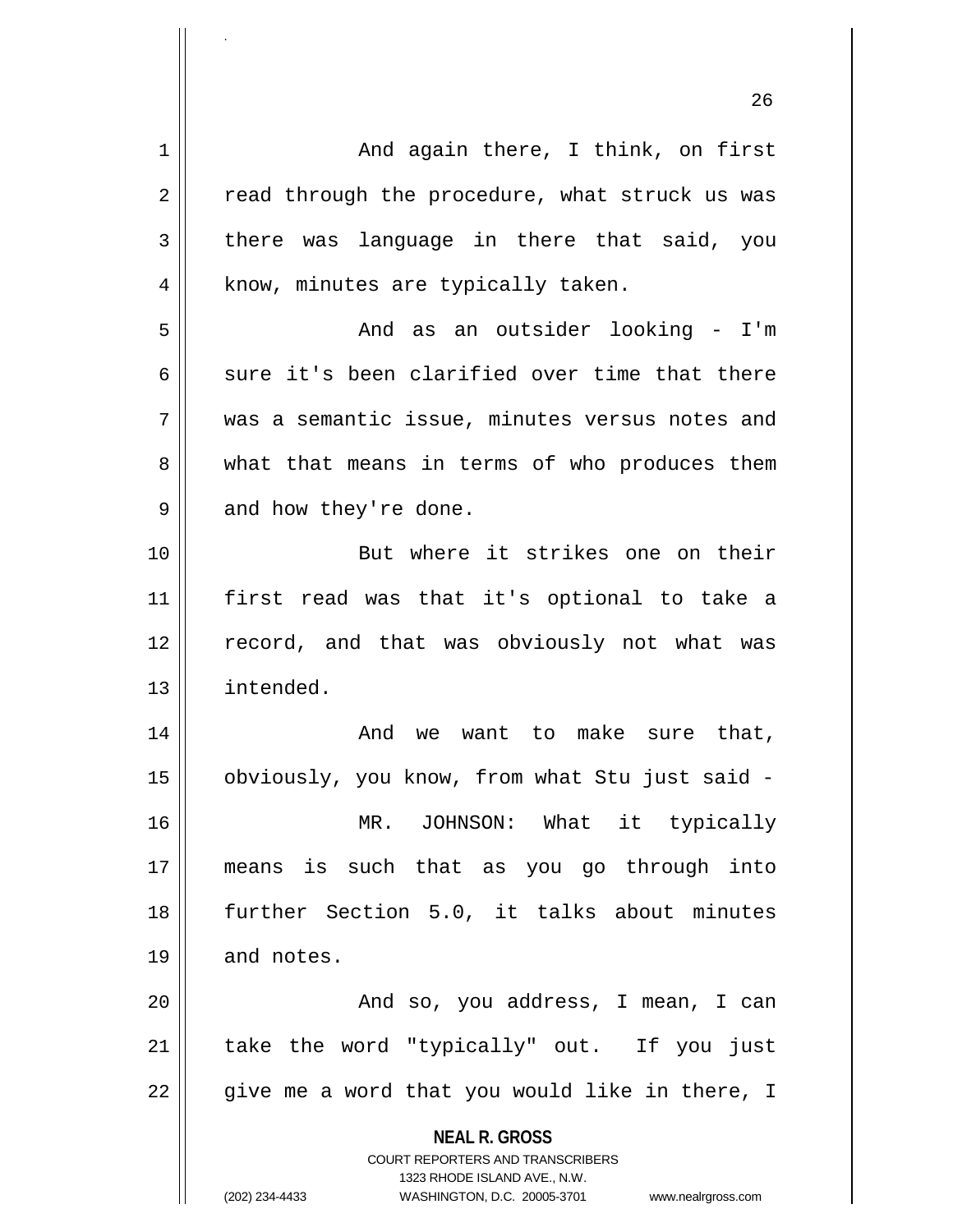And again there, I think, on first read through the procedure, what struck us was there was language in there that said, you know, minutes are typically taken.

And as an outsider looking - I'm sure it's been clarified over time that there was a semantic issue, minutes versus notes and what that means in terms of who produces them and how they're done.

But where it strikes one on their first read was that it's optional to take a record, and that was obviously not what was intended.

And we want to make sure that, obviously, you know, from what Stu just said -

MR. JOHNSON: What it typically means is such that as you go through into further Section 5.0, it talks about minutes and notes.

And so, you address, I mean, I can take the word "typically" out. If you just give me a word that you would like in there, I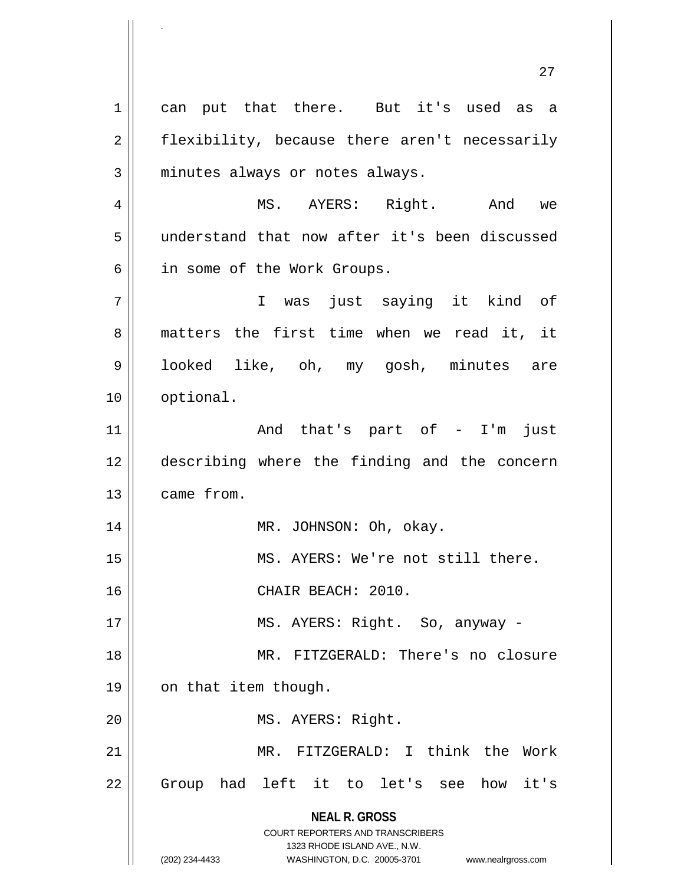can put that there. But it's used as a flexibility, because there aren't necessarily minutes always or notes always.

MS. AYERS: Right. And we understand that now after it's been discussed in some of the Work Groups.

I was just saying it kind of matters the first time when we read it, it looked like, oh, my gosh, minutes are optional.

And that's part of - I'm just describing where the finding and the concern came from.

MR. JOHNSON: Oh, okay.

MS. AYERS: We're not still there.

CHAIR BEACH: 2010.

MS. AYERS: Right. So, anyway -

MR. FITZGERALD: There's no closure on that item though.

MS. AYERS: Right.

MR. FITZGERALD: I think the Work Group had left it to let's see how it's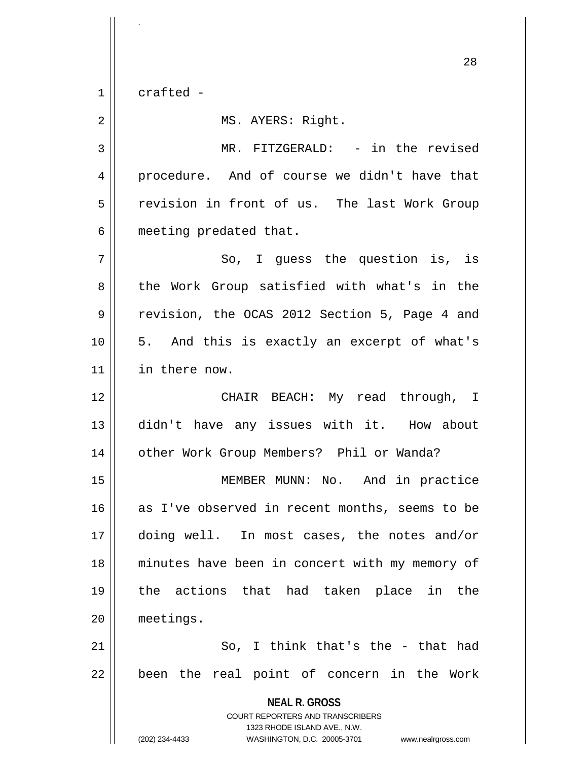crafted -

MS. AYERS: Right.

MR. FITZGERALD: - in the revised procedure. And of course we didn't have that revision in front of us. The last Work Group meeting predated that.

So, I guess the question is, is the Work Group satisfied with what's in the revision, the OCAS 2012 Section 5, Page 4 and 5. And this is exactly an excerpt of what's in there now.

CHAIR BEACH: My read through, I didn't have any issues with it. How about other Work Group Members? Phil or Wanda?

MEMBER MUNN: No. And in practice as I've observed in recent months, seems to be doing well. In most cases, the notes and/or minutes have been in concert with my memory of the actions that had taken place in the meetings.

So, I think that's the - that had been the real point of concern in the Work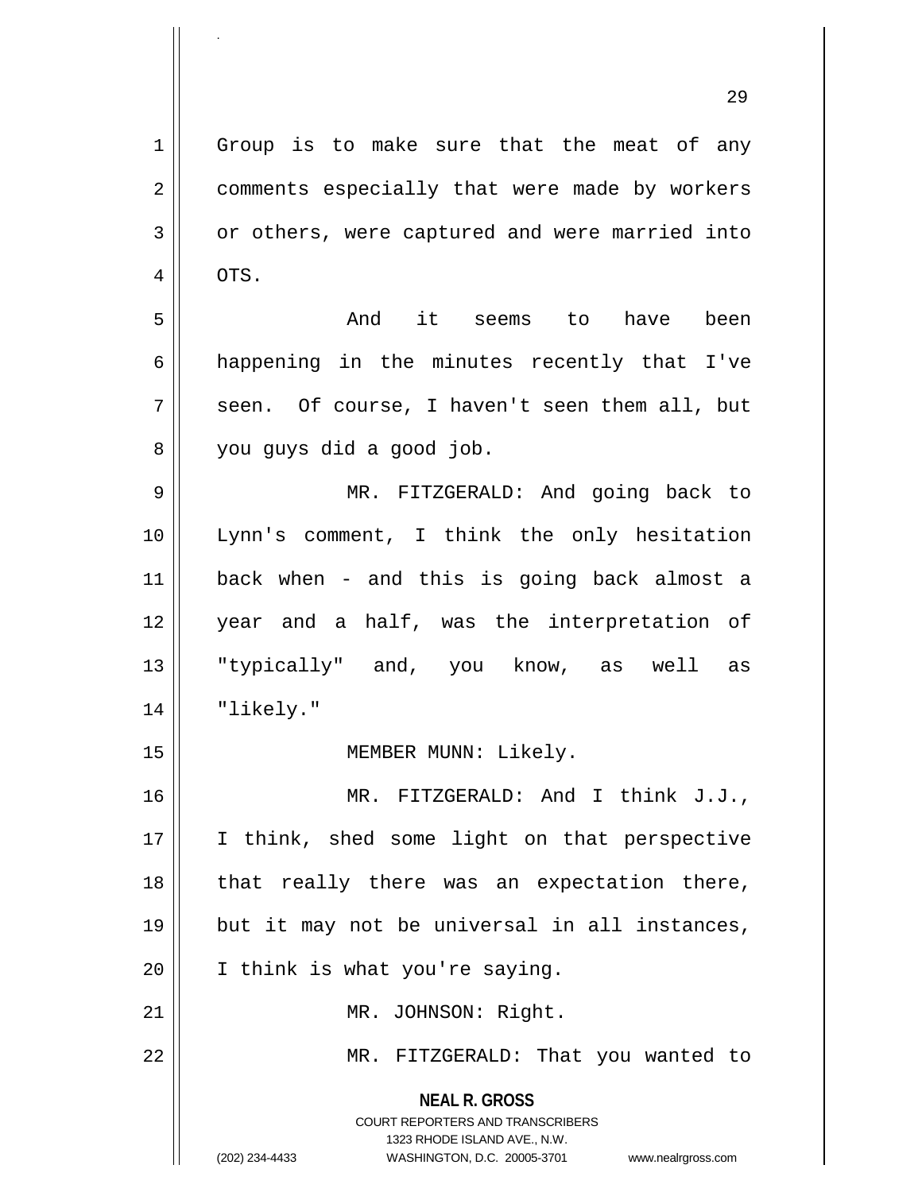Group is to make sure that the meat of any comments especially that were made by workers or others, were captured and were married into OTS.

And it seems to have been happening in the minutes recently that I've seen. Of course, I haven't seen them all, but you guys did a good job.

MR. FITZGERALD: And going back to Lynn's comment, I think the only hesitation back when - and this is going back almost a year and a half, was the interpretation of "typically" and, you know, as well as "likely."

MEMBER MUNN: Likely.

MR. FITZGERALD: And I think J.J., I think, shed some light on that perspective that really there was an expectation there, but it may not be universal in all instances, I think is what you're saying.

MR. JOHNSON: Right.

MR. FITZGERALD: That you wanted to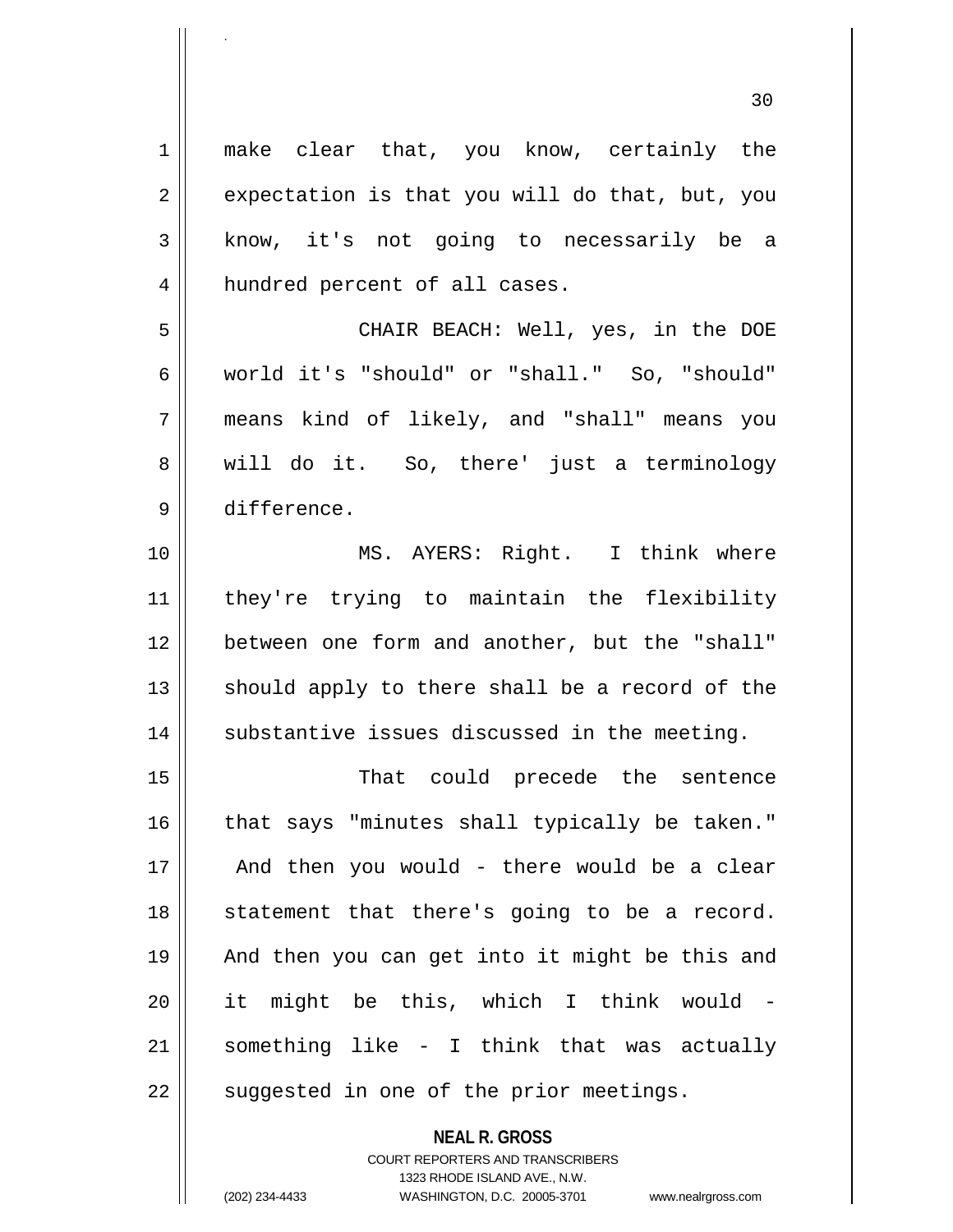make clear that, you know, certainly the expectation is that you will do that, but, you know, it's not going to necessarily be a hundred percent of all cases.

CHAIR BEACH: Well, yes, in the DOE world it's "should" or "shall." So, "should" means kind of likely, and "shall" means you will do it. So, there' just a terminology difference.

MS. AYERS: Right. I think where they're trying to maintain the flexibility between one form and another, but the "shall" should apply to there shall be a record of the substantive issues discussed in the meeting.

That could precede the sentence that says "minutes shall typically be taken." And then you would - there would be a clear statement that there's going to be a record. And then you can get into it might be this and it might be this, which I think would - something like - I think that was actually suggested in one of the prior meetings.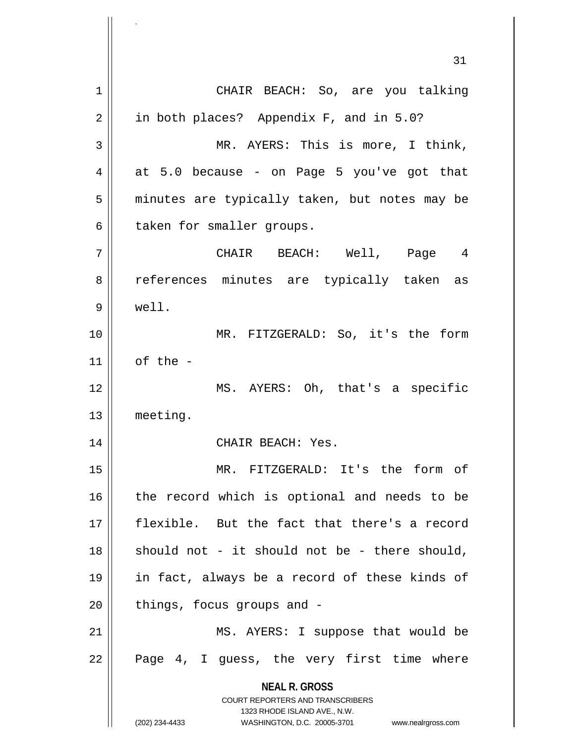CHAIR BEACH: So, are you talking in both places? Appendix F, and in 5.0?

MR. AYERS: This is more, I think, at 5.0 because - on Page 5 you've got that minutes are typically taken, but notes may be taken for smaller groups.

CHAIR BEACH: Well, Page 4 references minutes are typically taken as well.

MR. FITZGERALD: So, it's the form of the -

MS. AYERS: Oh, that's a specific meeting.

CHAIR BEACH: Yes.

MR. FITZGERALD: It's the form of the record which is optional and needs to be flexible. But the fact that there's a record should not - it should not be - there should, in fact, always be a record of these kinds of things, focus groups and -

MS. AYERS: I suppose that would be Page 4, I guess, the very first time where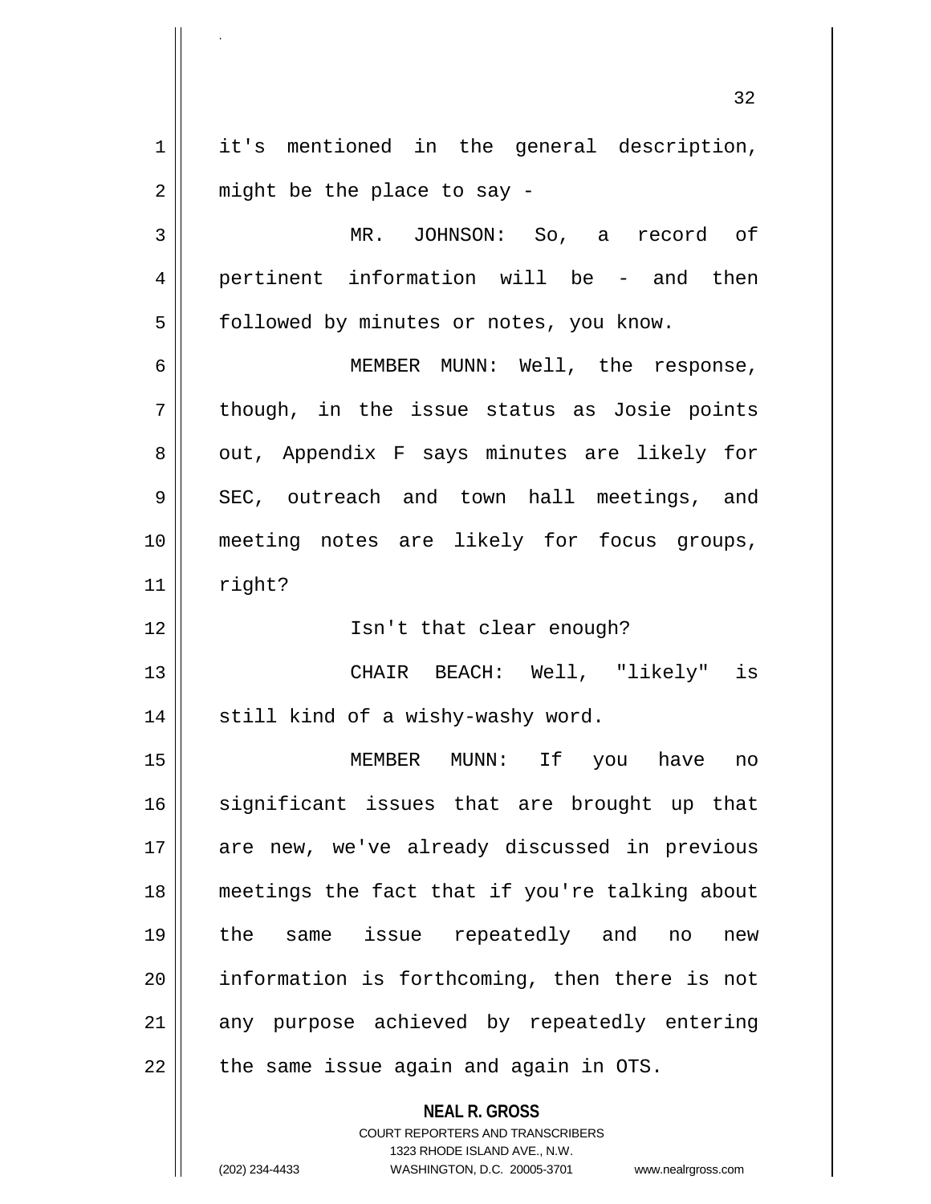it's mentioned in the general description, might be the place to say -

MR. JOHNSON: So, a record of pertinent information will be - and then followed by minutes or notes, you know.

MEMBER MUNN: Well, the response, though, in the issue status as Josie points out, Appendix F says minutes are likely for SEC, outreach and town hall meetings, and meeting notes are likely for focus groups, right?

Isn't that clear enough?

CHAIR BEACH: Well, "likely" is still kind of a wishy-washy word.

MEMBER MUNN: If you have no significant issues that are brought up that are new, we've already discussed in previous meetings the fact that if you're talking about the same issue repeatedly and no new information is forthcoming, then there is not any purpose achieved by repeatedly entering the same issue again and again in OTS.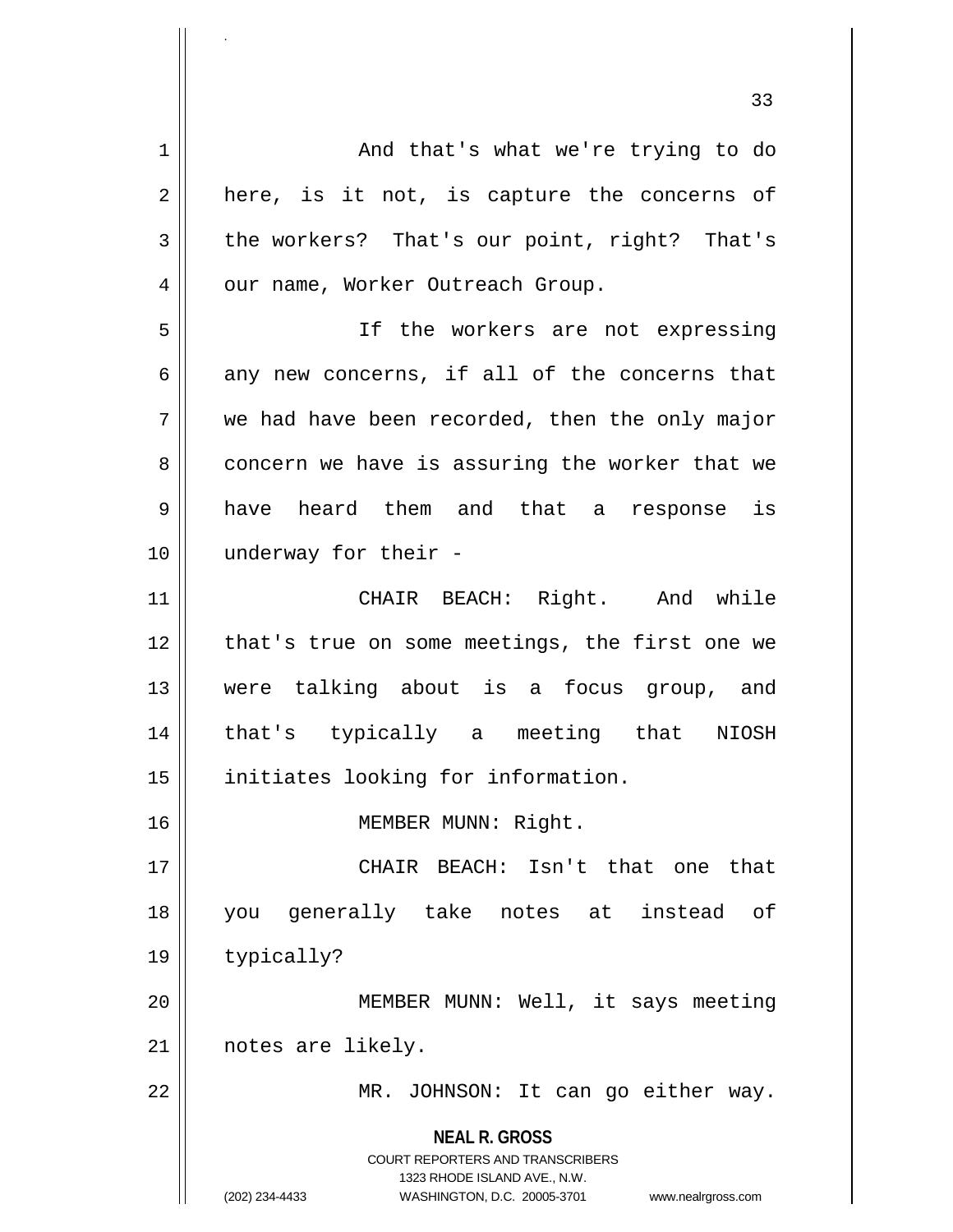And that's what we're trying to do here, is it not, is capture the concerns of the workers? That's our point, right? That's our name, Worker Outreach Group.

If the workers are not expressing any new concerns, if all of the concerns that we had have been recorded, then the only major concern we have is assuring the worker that we have heard them and that a response is underway for their -

CHAIR BEACH: Right. And while that's true on some meetings, the first one we were talking about is a focus group, and that's typically a meeting that NIOSH initiates looking for information.

MEMBER MUNN: Right.

CHAIR BEACH: Isn't that one that you generally take notes at instead of typically?

MEMBER MUNN: Well, it says meeting notes are likely.

MR. JOHNSON: It can go either way.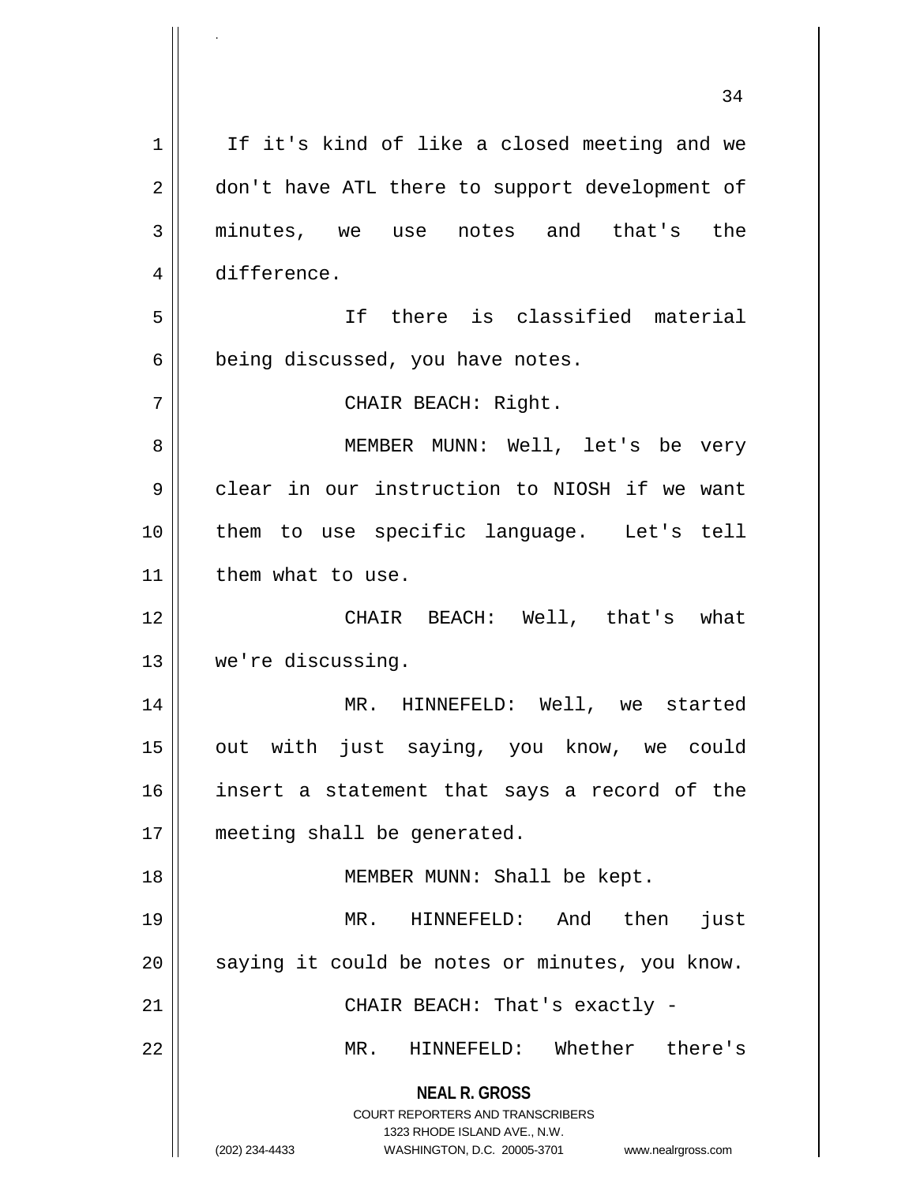If it's kind of like a closed meeting and we don't have ATL there to support development of minutes, we use notes and that's the difference.

If there is classified material being discussed, you have notes.

CHAIR BEACH: Right.

MEMBER MUNN: Well, let's be very clear in our instruction to NIOSH if we want them to use specific language. Let's tell them what to use.

CHAIR BEACH: Well, that's what we're discussing.

MR. HINNEFELD: Well, we started out with just saying, you know, we could insert a statement that says a record of the meeting shall be generated.

MEMBER MUNN: Shall be kept.

MR. HINNEFELD: And then just saying it could be notes or minutes, you know.

CHAIR BEACH: That's exactly -

MR. HINNEFELD: Whether there's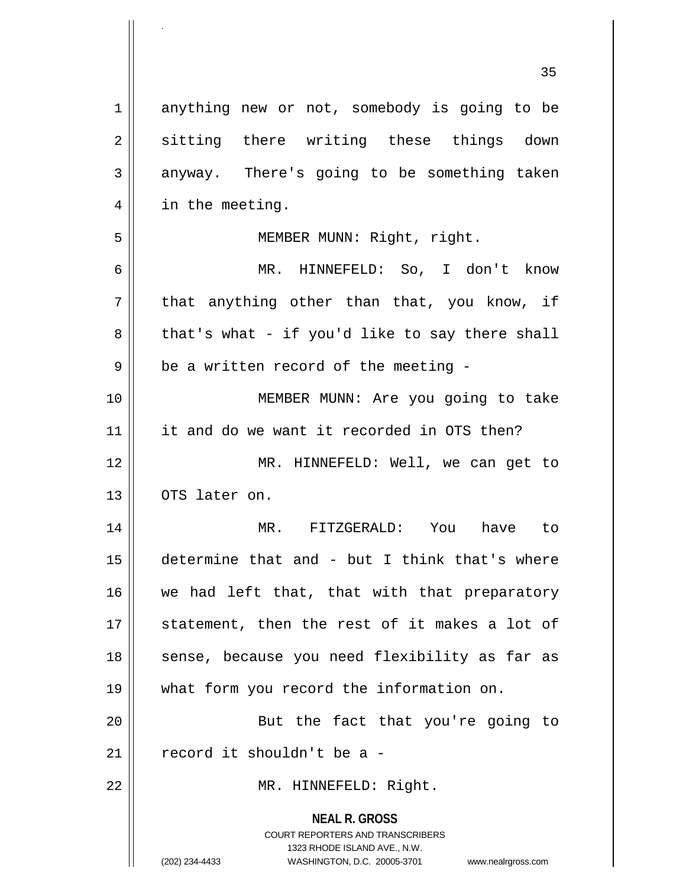anything new or not, somebody is going to be sitting there writing these things down anyway. There's going to be something taken in the meeting.

MEMBER MUNN: Right, right.

MR. HINNEFELD: So, I don't know that anything other than that, you know, if that's what - if you'd like to say there shall be a written record of the meeting -

MEMBER MUNN: Are you going to take it and do we want it recorded in OTS then?

MR. HINNEFELD: Well, we can get to OTS later on.

MR. FITZGERALD: You have to determine that and - but I think that's where we had left that, that with that preparatory statement, then the rest of it makes a lot of sense, because you need flexibility as far as what form you record the information on.

But the fact that you're going to record it shouldn't be a -

MR. HINNEFELD: Right.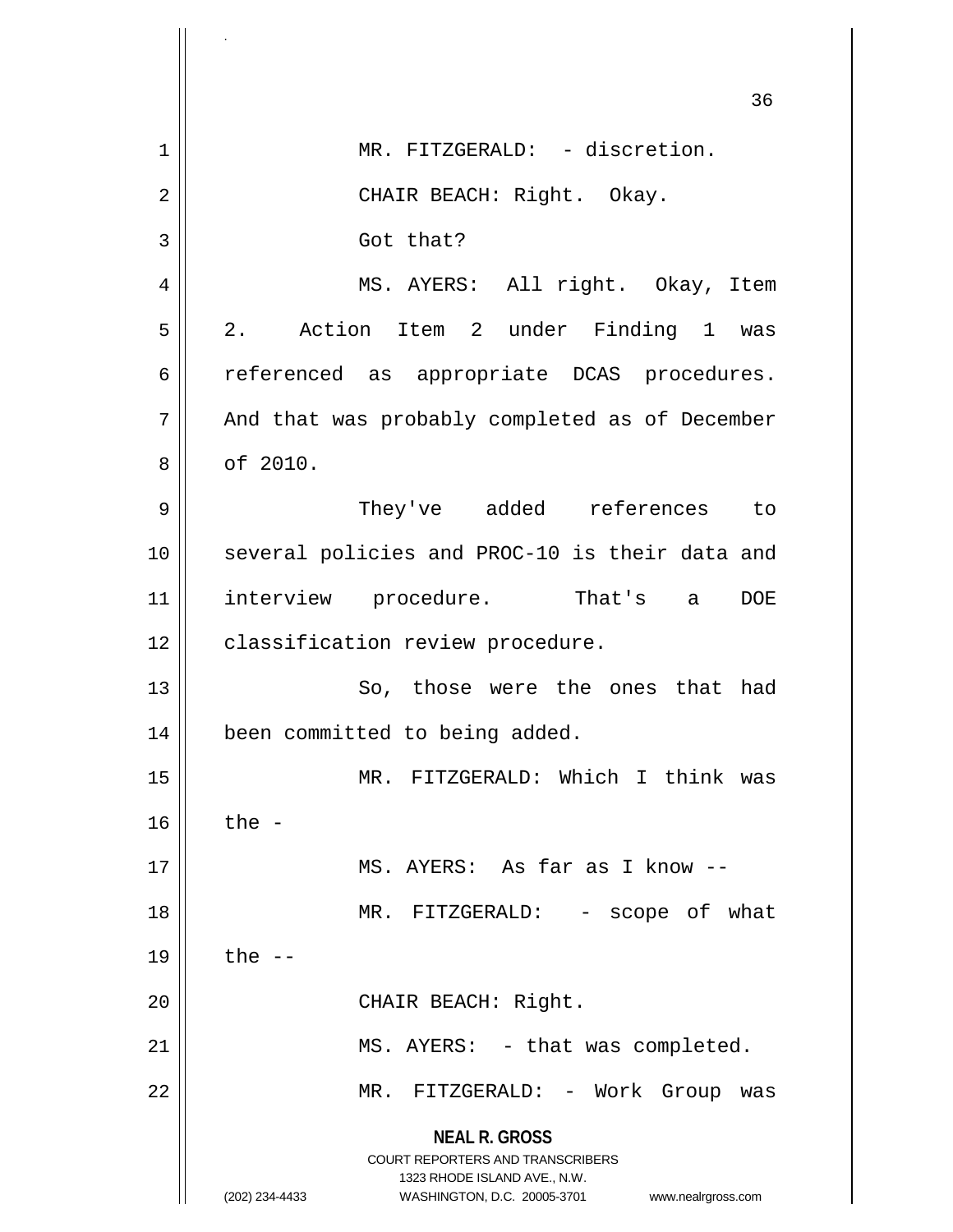MR. FITZGERALD: - discretion.

CHAIR BEACH: Right. Okay.

Got that?

MS. AYERS: All right. Okay, Item 2. Action Item 2 under Finding 1 was referenced as appropriate DCAS procedures. And that was probably completed as of December of 2010.

They've added references to several policies and PROC-10 is their data and interview procedure. That's a DOE classification review procedure.

So, those were the ones that had been committed to being added.

MR. FITZGERALD: Which I think was the -

MS. AYERS: As far as I know --

MR. FITZGERALD: - scope of what the --

CHAIR BEACH: Right.

MS. AYERS: - that was completed.

MR. FITZGERALD: - Work Group was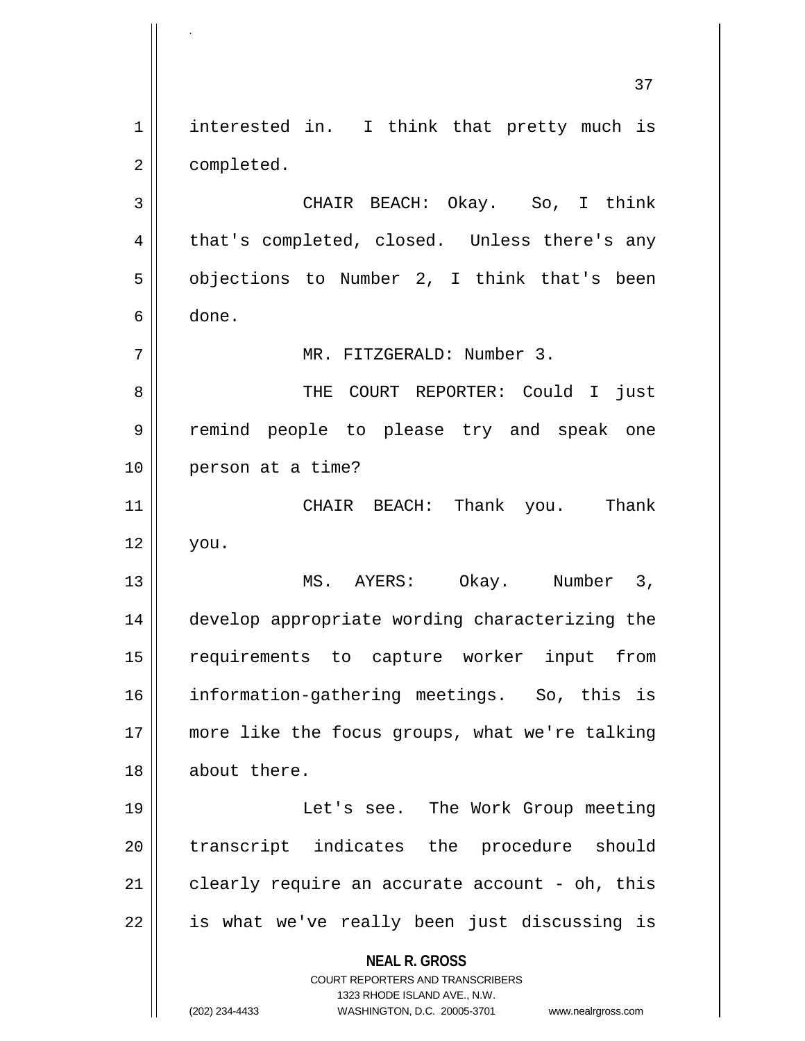interested in. I think that pretty much is completed.

CHAIR BEACH: Okay. So, I think that's completed, closed. Unless there's any objections to Number 2, I think that's been done.

MR. FITZGERALD: Number 3.

THE COURT REPORTER: Could I just remind people to please try and speak one person at a time?

CHAIR BEACH: Thank you. Thank you.

MS. AYERS: Okay. Number 3, develop appropriate wording characterizing the requirements to capture worker input from information-gathering meetings. So, this is more like the focus groups, what we're talking about there.

Let's see. The Work Group meeting transcript indicates the procedure should clearly require an accurate account - oh, this is what we've really been just discussing is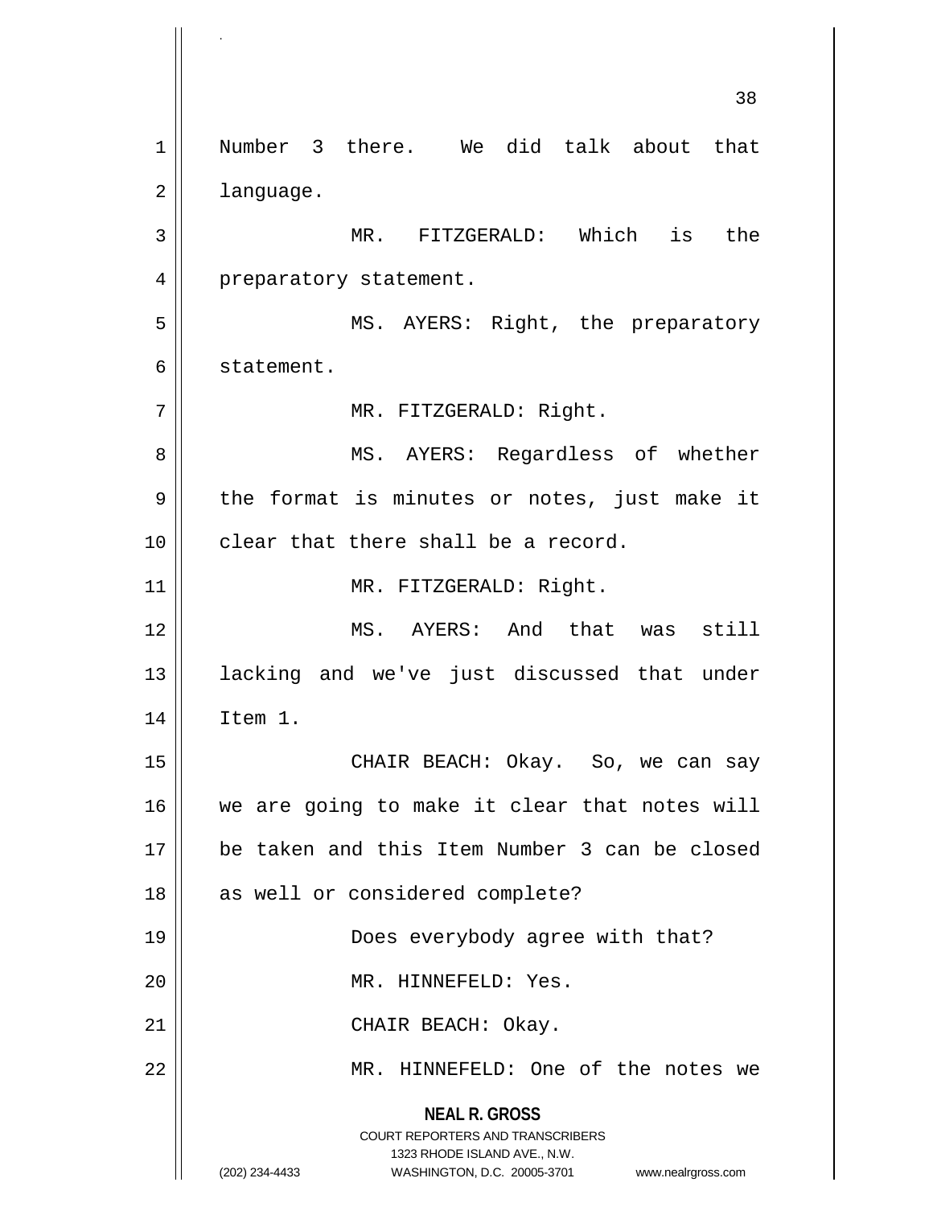Number 3 there. We did talk about that language.

MR. FITZGERALD: Which is the preparatory statement.

MS. AYERS: Right, the preparatory statement.

MR. FITZGERALD: Right.

MS. AYERS: Regardless of whether the format is minutes or notes, just make it clear that there shall be a record.

MR. FITZGERALD: Right.

MS. AYERS: And that was still lacking and we've just discussed that under Item 1.

CHAIR BEACH: Okay. So, we can say we are going to make it clear that notes will be taken and this Item Number 3 can be closed as well or considered complete?

Does everybody agree with that?

MR. HINNEFELD: Yes.

CHAIR BEACH: Okay.

MR. HINNEFELD: One of the notes we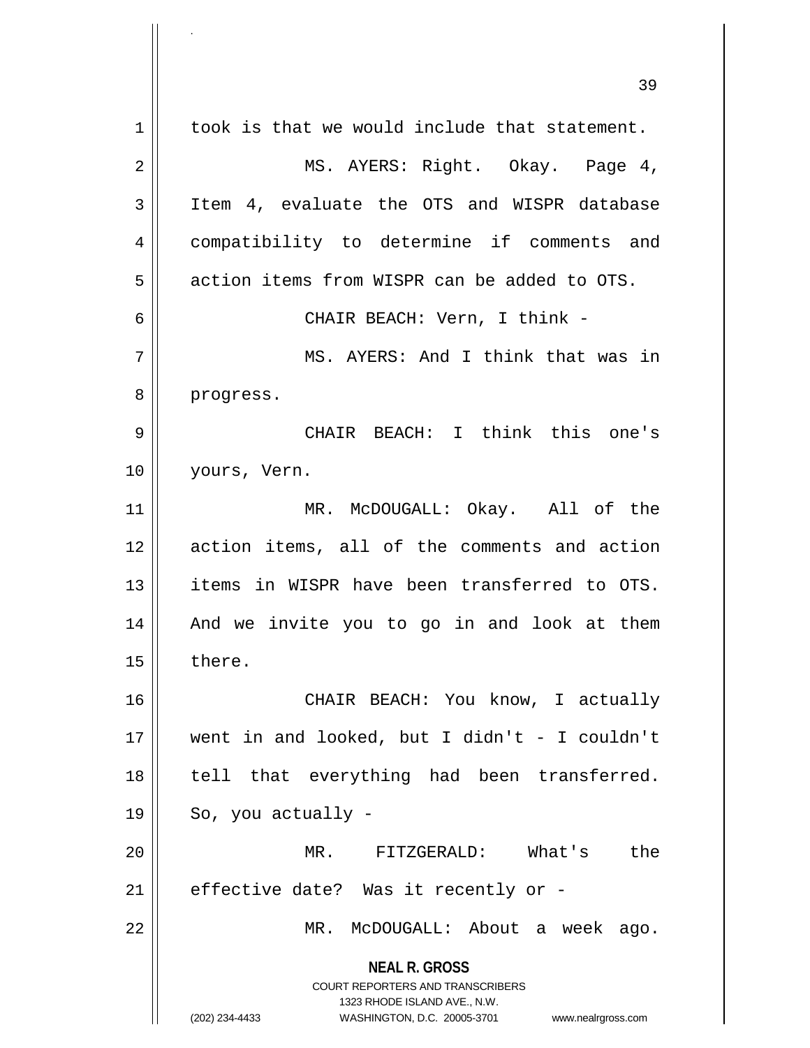took is that we would include that statement.

MS. AYERS: Right. Okay. Page 4, Item 4, evaluate the OTS and WISPR database compatibility to determine if comments and action items from WISPR can be added to OTS.

CHAIR BEACH: Vern, I think -

MS. AYERS: And I think that was in progress.

CHAIR BEACH: I think this one's yours, Vern.

MR. McDOUGALL: Okay. All of the action items, all of the comments and action items in WISPR have been transferred to OTS. And we invite you to go in and look at them there.

CHAIR BEACH: You know, I actually went in and looked, but I didn't - I couldn't tell that everything had been transferred. So, you actually -

MR. FITZGERALD: What's the effective date? Was it recently or -

MR. McDOUGALL: About a week ago.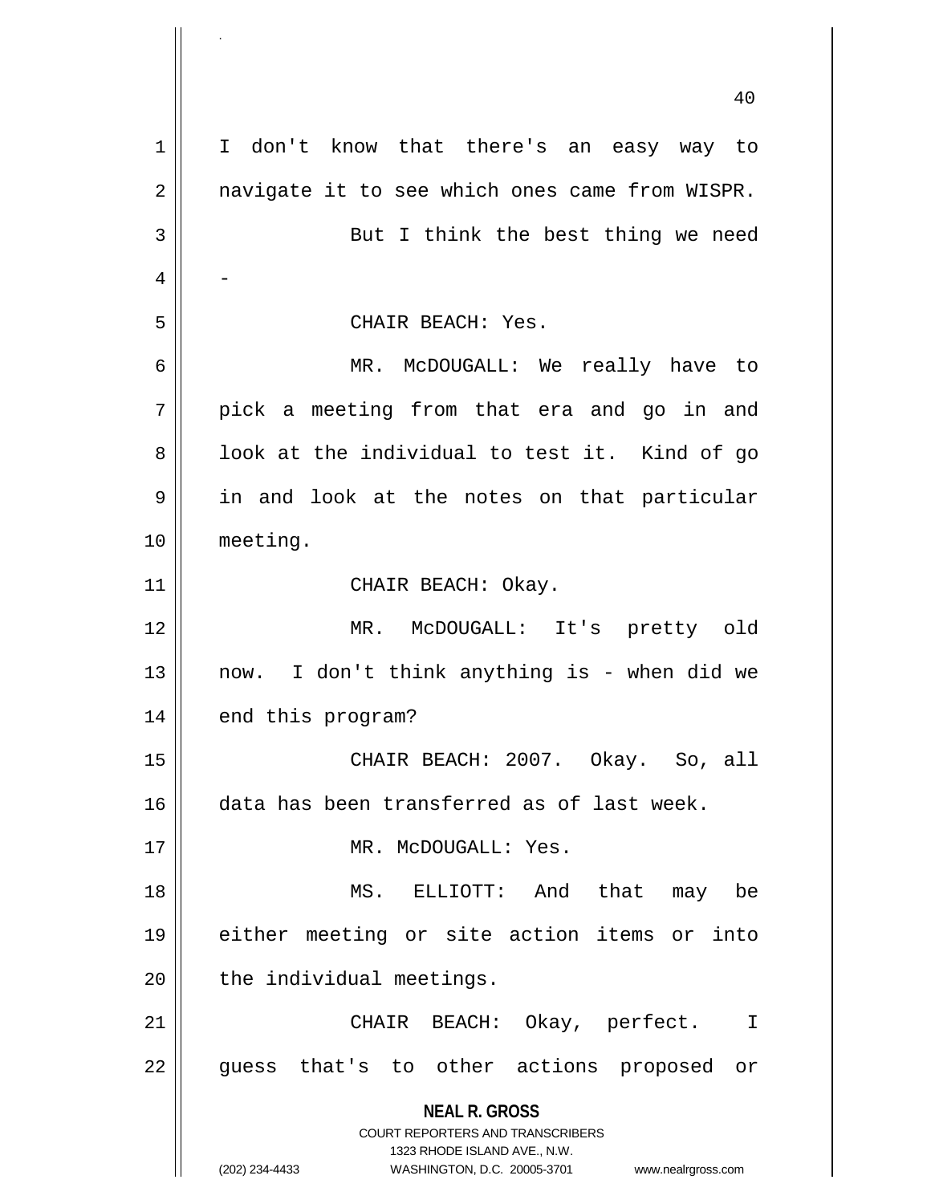I don't know that there's an easy way to navigate it to see which ones came from WISPR.

But I think the best thing we need -

CHAIR BEACH: Yes.

MR. McDOUGALL: We really have to pick a meeting from that era and go in and look at the individual to test it. Kind of go in and look at the notes on that particular meeting.

CHAIR BEACH: Okay.

MR. McDOUGALL: It's pretty old now. I don't think anything is - when did we end this program?

CHAIR BEACH: 2007. Okay. So, all data has been transferred as of last week.

MR. McDOUGALL: Yes.

MS. ELLIOTT: And that may be either meeting or site action items or into the individual meetings.

CHAIR BEACH: Okay, perfect. I guess that's to other actions proposed or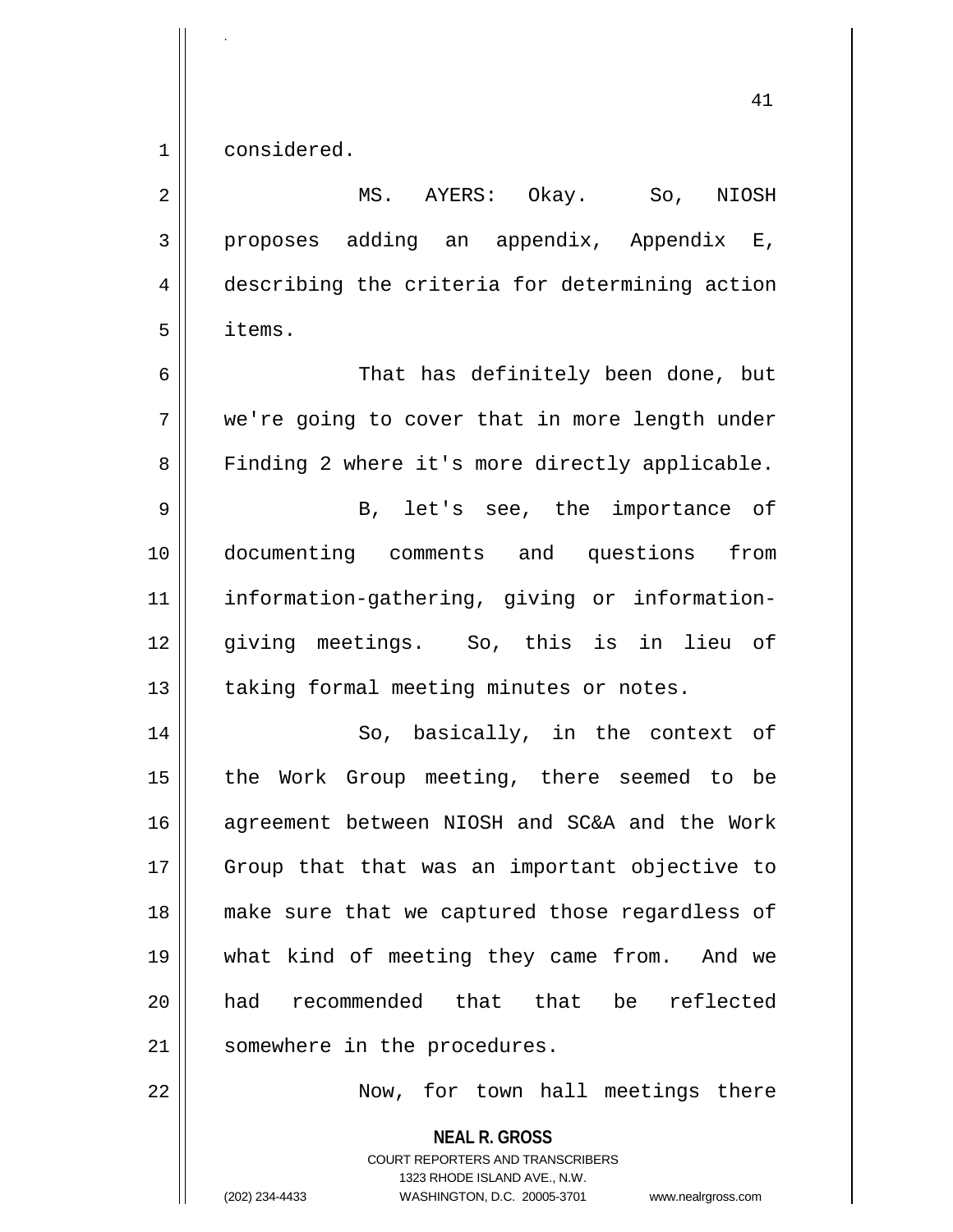considered.

MS. AYERS: Okay. So, NIOSH proposes adding an appendix, Appendix E, describing the criteria for determining action items.

That has definitely been done, but we're going to cover that in more length under Finding 2 where it's more directly applicable.

B, let's see, the importance of documenting comments and questions from information-gathering, giving or information-giving meetings. So, this is in lieu of taking formal meeting minutes or notes.

So, basically, in the context of the Work Group meeting, there seemed to be agreement between NIOSH and SC&A and the Work Group that that was an important objective to make sure that we captured those regardless of what kind of meeting they came from. And we had recommended that that be reflected somewhere in the procedures.

Now, for town hall meetings there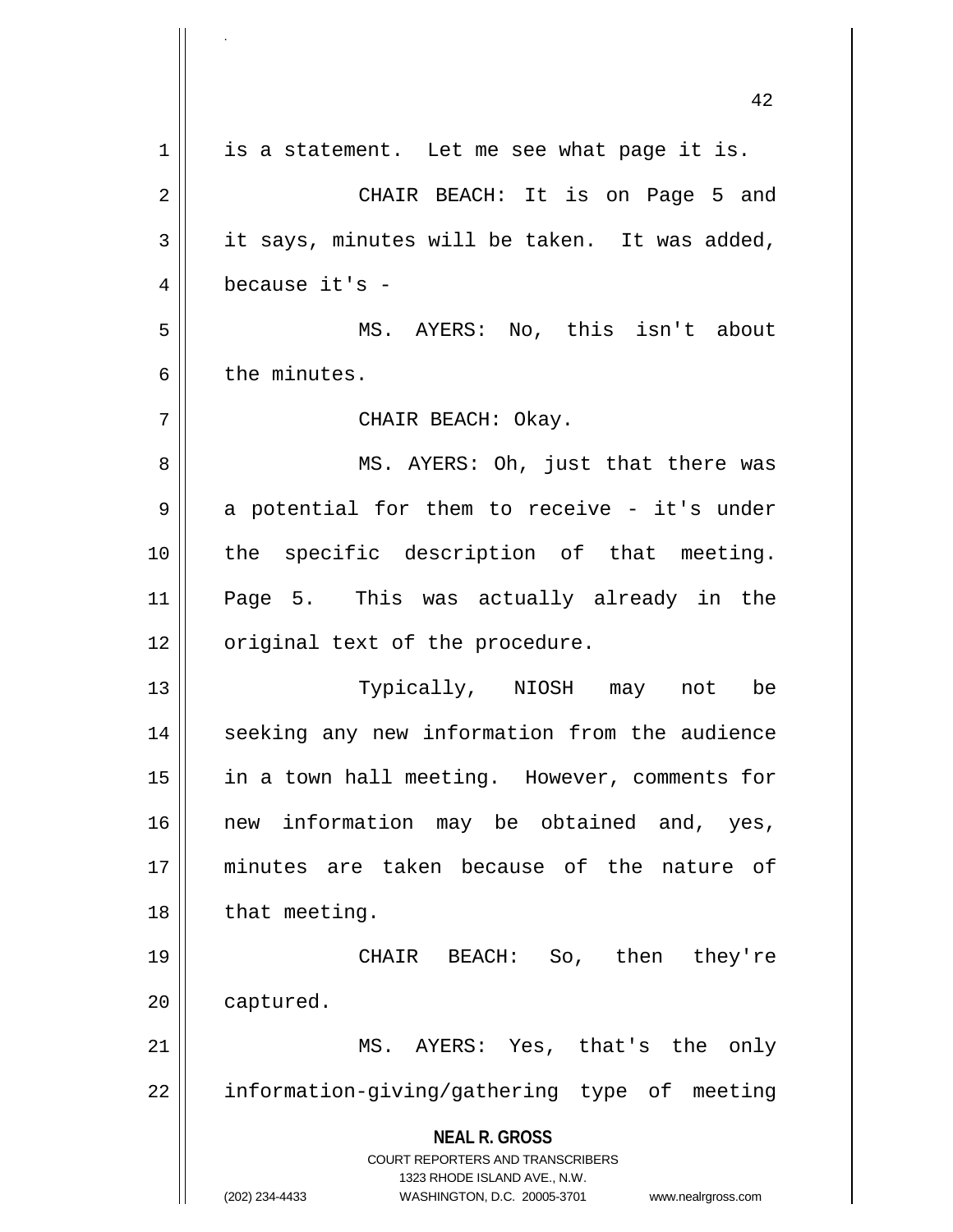is a statement. Let me see what page it is.

CHAIR BEACH: It is on Page 5 and it says, minutes will be taken. It was added, because it's -

MS. AYERS: No, this isn't about the minutes.

CHAIR BEACH: Okay.

MS. AYERS: Oh, just that there was a potential for them to receive - it's under the specific description of that meeting. Page 5. This was actually already in the original text of the procedure.

Typically, NIOSH may not be seeking any new information from the audience in a town hall meeting. However, comments for new information may be obtained and, yes, minutes are taken because of the nature of that meeting.

CHAIR BEACH: So, then they're captured.

MS. AYERS: Yes, that's the only information-giving/gathering type of meeting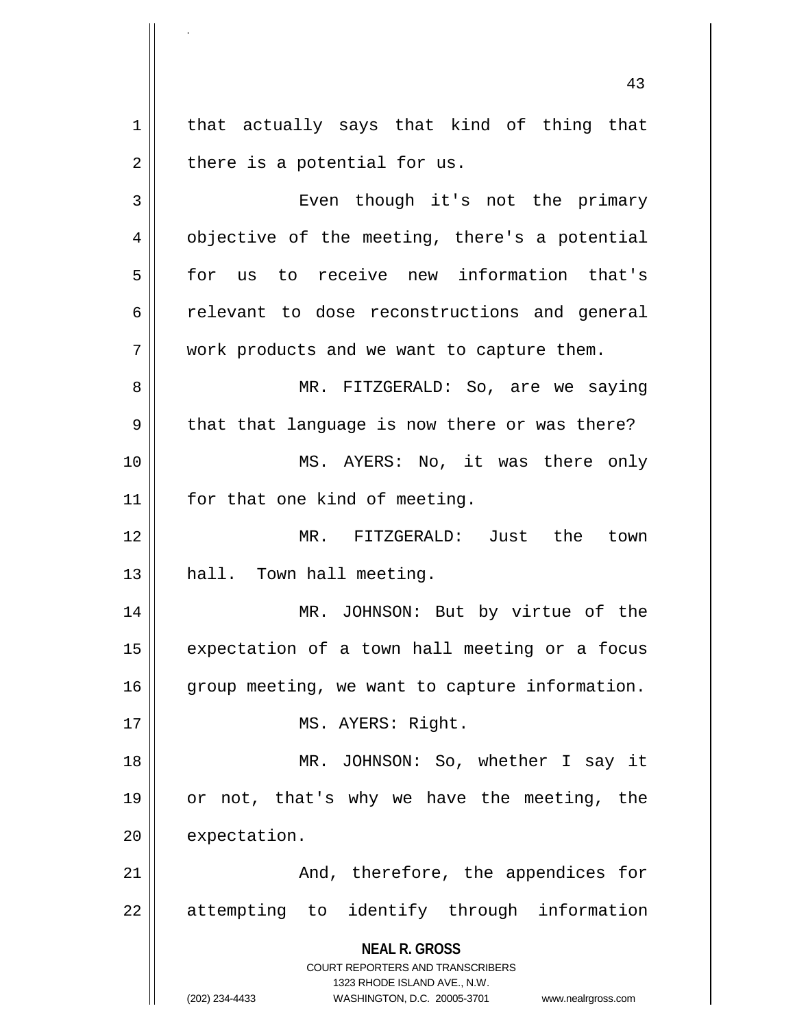that actually says that kind of thing that there is a potential for us.

Even though it's not the primary objective of the meeting, there's a potential for us to receive new information that's relevant to dose reconstructions and general work products and we want to capture them.

MR. FITZGERALD: So, are we saying that that language is now there or was there?

MS. AYERS: No, it was there only for that one kind of meeting.

MR. FITZGERALD: Just the town hall. Town hall meeting.

MR. JOHNSON: But by virtue of the expectation of a town hall meeting or a focus group meeting, we want to capture information.

MS. AYERS: Right.

MR. JOHNSON: So, whether I say it or not, that's why we have the meeting, the expectation.

And, therefore, the appendices for attempting to identify through information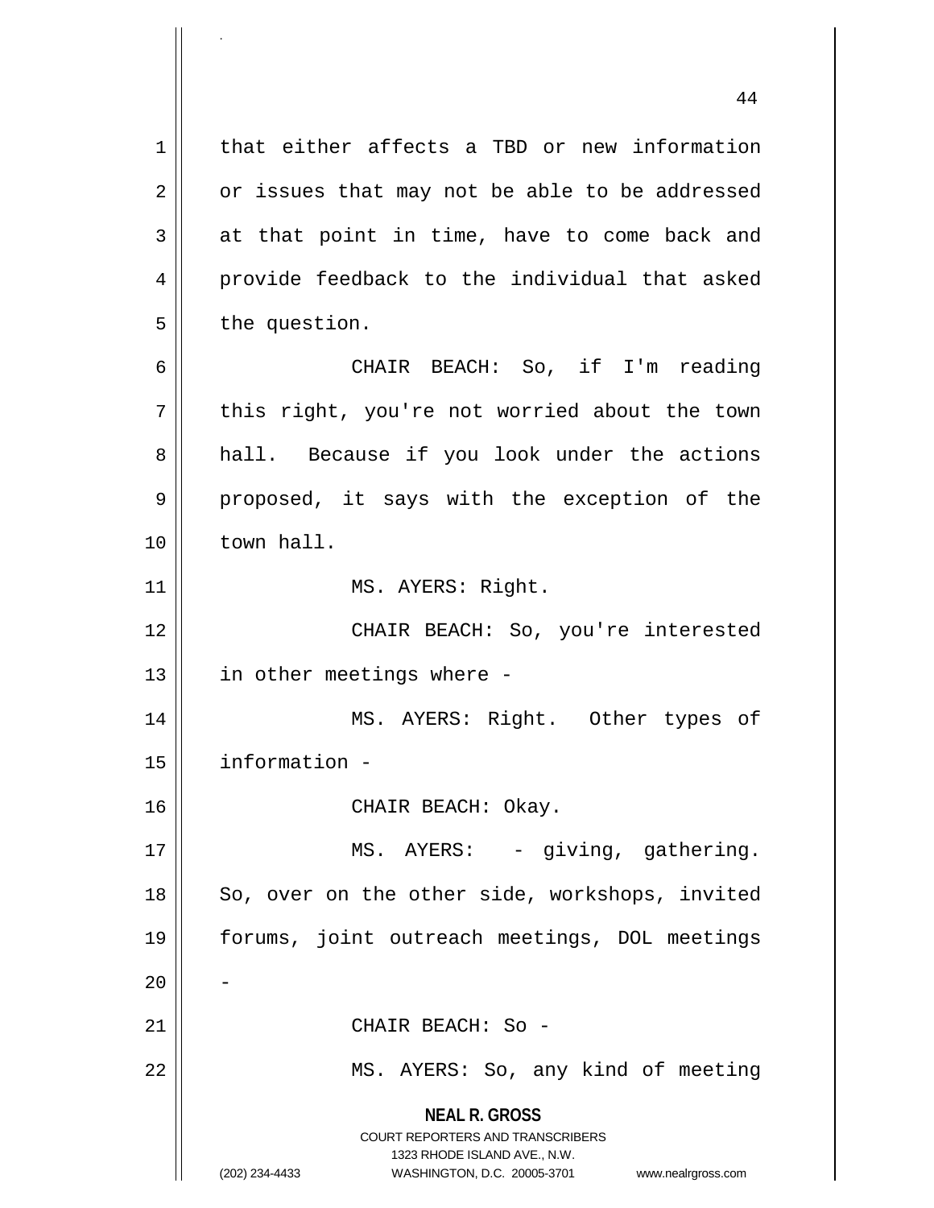that either affects a TBD or new information or issues that may not be able to be addressed at that point in time, have to come back and provide feedback to the individual that asked the question.

CHAIR BEACH: So, if I'm reading this right, you're not worried about the town hall. Because if you look under the actions proposed, it says with the exception of the town hall.

MS. AYERS: Right.

CHAIR BEACH: So, you're interested in other meetings where -

MS. AYERS: Right. Other types of information -

CHAIR BEACH: Okay.

MS. AYERS: - giving, gathering. So, over on the other side, workshops, invited forums, joint outreach meetings, DOL meetings -

CHAIR BEACH: So -

MS. AYERS: So, any kind of meeting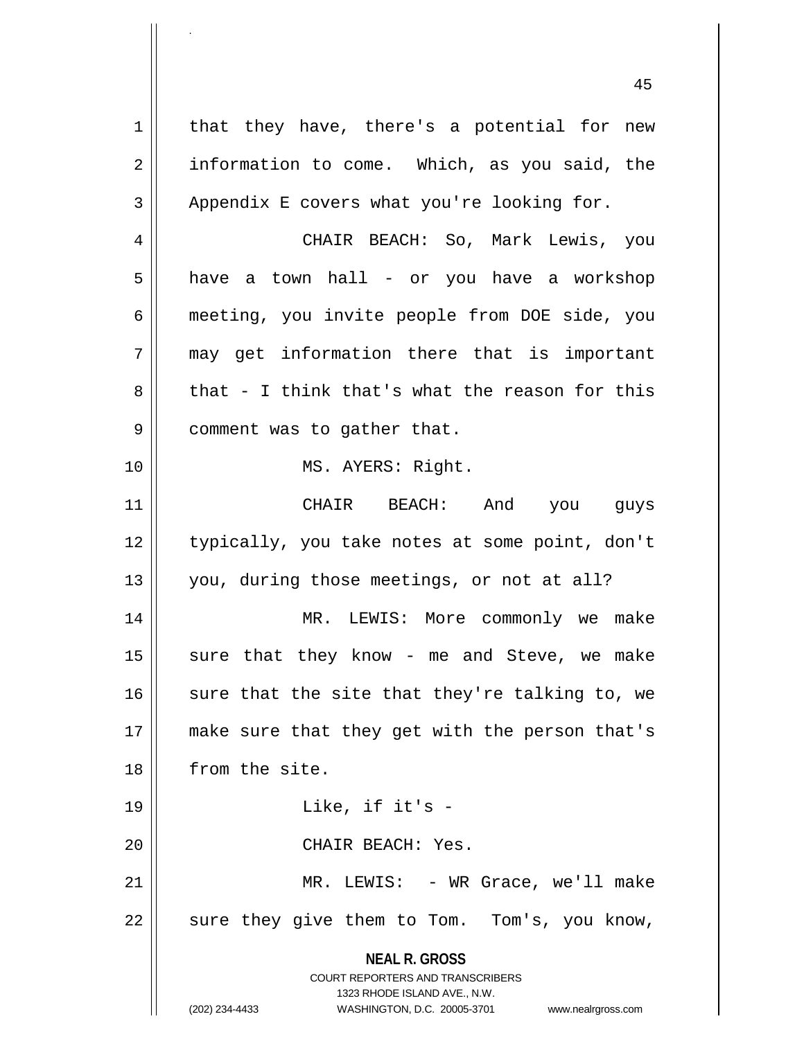that they have, there's a potential for new information to come. Which, as you said, the Appendix E covers what you're looking for.

CHAIR BEACH: So, Mark Lewis, you have a town hall - or you have a workshop meeting, you invite people from DOE side, you may get information there that is important that - I think that's what the reason for this comment was to gather that.

MS. AYERS: Right.

CHAIR BEACH: And you guys typically, you take notes at some point, don't you, during those meetings, or not at all?

MR. LEWIS: More commonly we make sure that they know - me and Steve, we make sure that the site that they're talking to, we make sure that they get with the person that's from the site.

Like, if it's -

CHAIR BEACH: Yes.

MR. LEWIS: - WR Grace, we'll make sure they give them to Tom. Tom's, you know,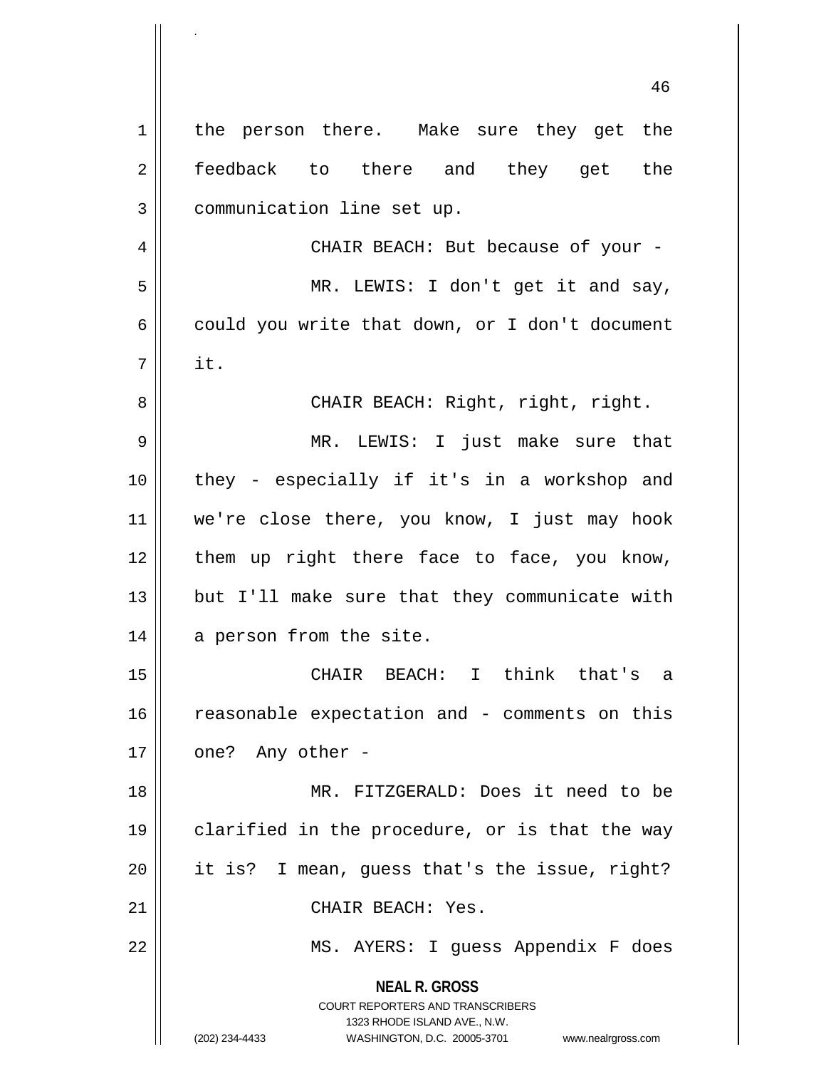the person there. Make sure they get the feedback to there and they get the communication line set up.

CHAIR BEACH: But because of your -

MR. LEWIS: I don't get it and say, could you write that down, or I don't document it.

CHAIR BEACH: Right, right, right.

MR. LEWIS: I just make sure that they - especially if it's in a workshop and we're close there, you know, I just may hook them up right there face to face, you know, but I'll make sure that they communicate with a person from the site.

CHAIR BEACH: I think that's a reasonable expectation and - comments on this one? Any other -

MR. FITZGERALD: Does it need to be clarified in the procedure, or is that the way it is? I mean, guess that's the issue, right?

CHAIR BEACH: Yes.

MS. AYERS: I guess Appendix F does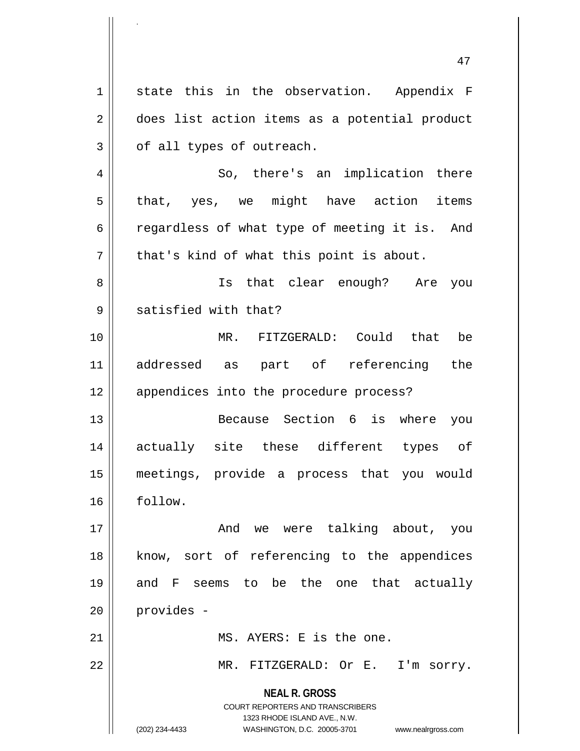state this in the observation. Appendix F does list action items as a potential product of all types of outreach.

So, there's an implication there that, yes, we might have action items regardless of what type of meeting it is. And that's kind of what this point is about.

Is that clear enough? Are you satisfied with that?

MR. FITZGERALD: Could that be addressed as part of referencing the appendices into the procedure process?

Because Section 6 is where you actually site these different types of meetings, provide a process that you would follow.

And we were talking about, you know, sort of referencing to the appendices and F seems to be the one that actually provides -

MS. AYERS: E is the one.

MR. FITZGERALD: Or E. I'm sorry.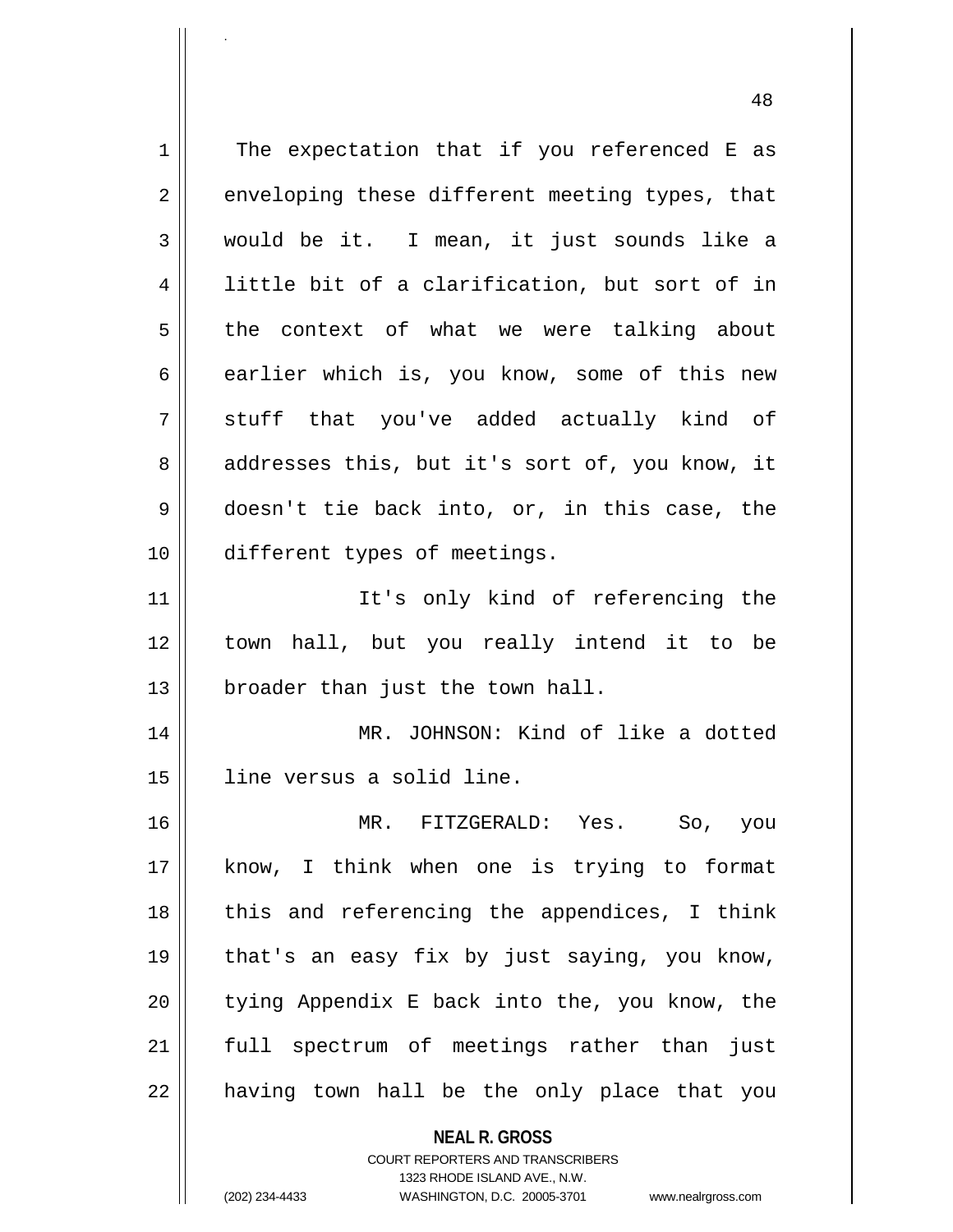The expectation that if you referenced E as enveloping these different meeting types, that would be it. I mean, it just sounds like a little bit of a clarification, but sort of in the context of what we were talking about earlier which is, you know, some of this new stuff that you've added actually kind of addresses this, but it's sort of, you know, it doesn't tie back into, or, in this case, the different types of meetings.

It's only kind of referencing the town hall, but you really intend it to be broader than just the town hall.

MR. JOHNSON: Kind of like a dotted line versus a solid line.

MR. FITZGERALD: Yes. So, you know, I think when one is trying to format this and referencing the appendices, I think that's an easy fix by just saying, you know, tying Appendix E back into the, you know, the full spectrum of meetings rather than just having town hall be the only place that you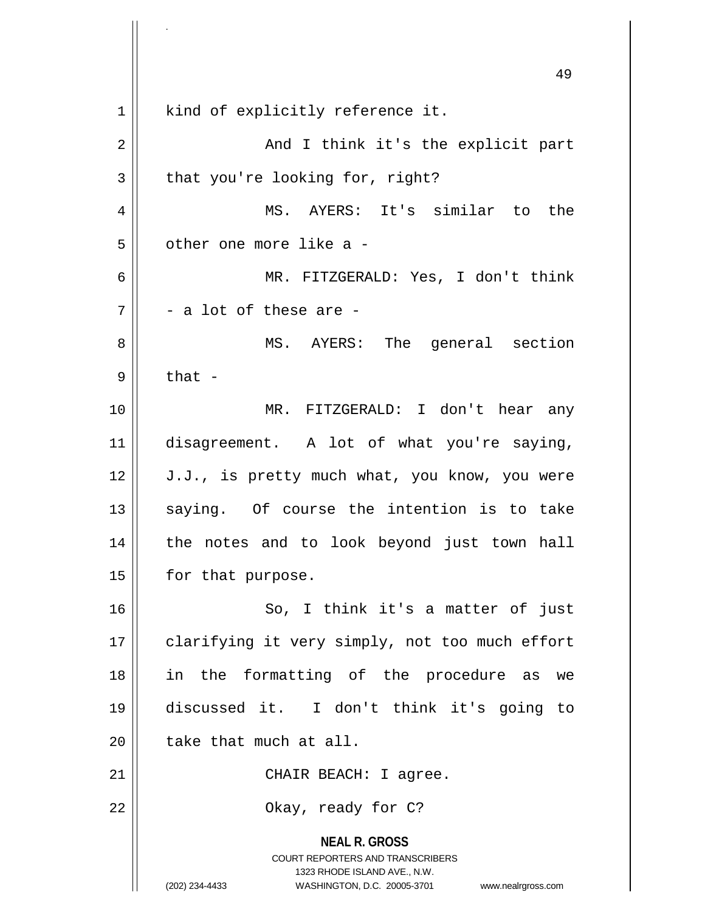kind of explicitly reference it.

And I think it's the explicit part that you're looking for, right?

MS. AYERS: It's similar to the other one more like a -

MR. FITZGERALD: Yes, I don't think - a lot of these are -

MS. AYERS: The general section that -

MR. FITZGERALD: I don't hear any disagreement. A lot of what you're saying, J.J., is pretty much what, you know, you were saying. Of course the intention is to take the notes and to look beyond just town hall for that purpose.

So, I think it's a matter of just clarifying it very simply, not too much effort in the formatting of the procedure as we discussed it. I don't think it's going to take that much at all.

CHAIR BEACH: I agree.

Okay, ready for C?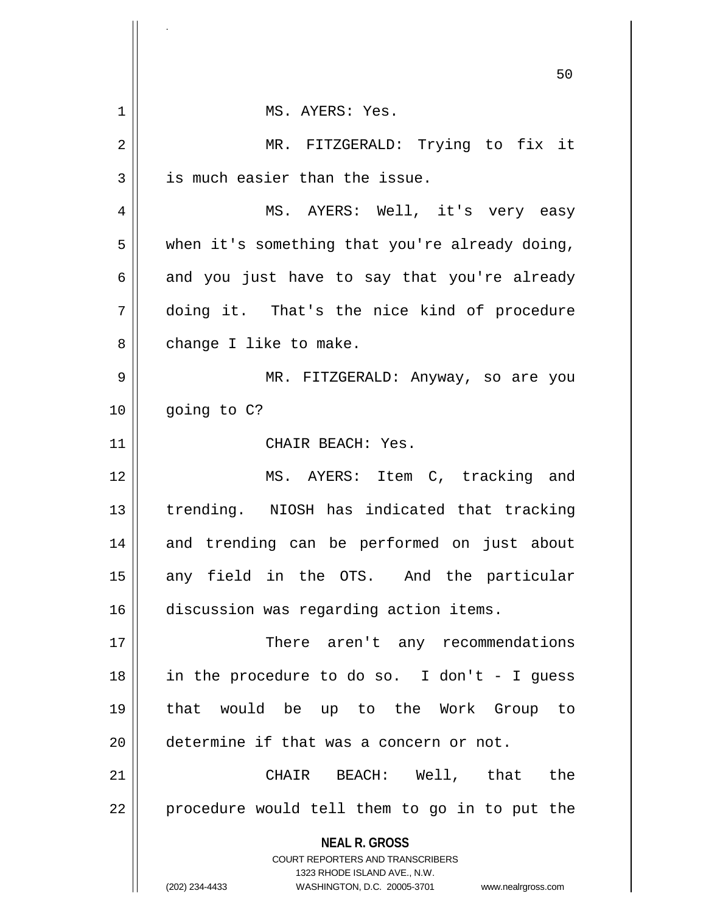MS. AYERS: Yes.

MR. FITZGERALD: Trying to fix it is much easier than the issue.

MS. AYERS: Well, it's very easy when it's something that you're already doing, and you just have to say that you're already doing it. That's the nice kind of procedure change I like to make.

MR. FITZGERALD: Anyway, so are you going to C?

CHAIR BEACH: Yes.

MS. AYERS: Item C, tracking and trending. NIOSH has indicated that tracking and trending can be performed on just about any field in the OTS. And the particular discussion was regarding action items.

There aren't any recommendations in the procedure to do so. I don't - I guess that would be up to the Work Group to determine if that was a concern or not.

CHAIR BEACH: Well, that the procedure would tell them to go in to put the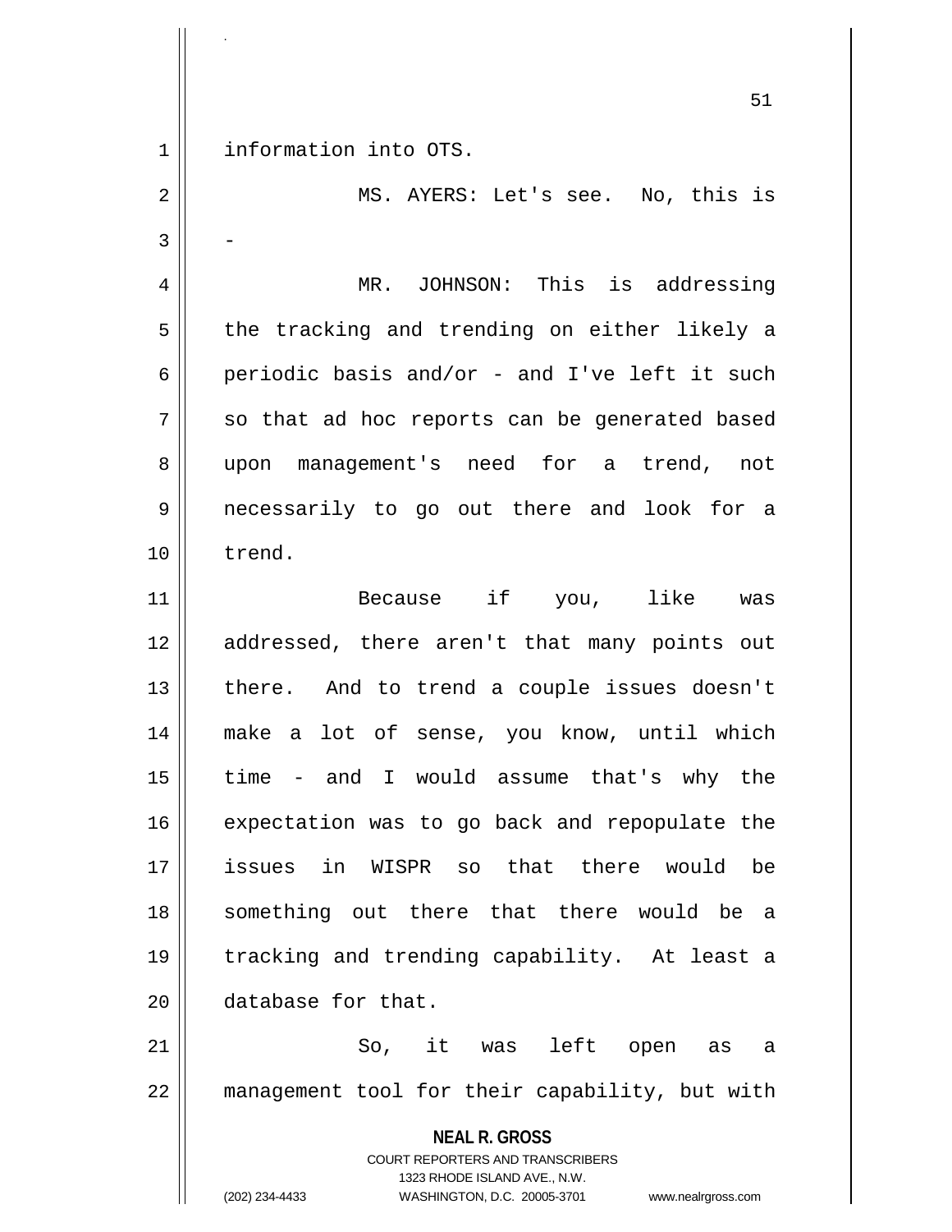information into OTS.

MS. AYERS: Let's see. No, this is -

MR. JOHNSON: This is addressing the tracking and trending on either likely a periodic basis and/or - and I've left it such so that ad hoc reports can be generated based upon management's need for a trend, not necessarily to go out there and look for a trend.

Because if you, like was addressed, there aren't that many points out there. And to trend a couple issues doesn't make a lot of sense, you know, until which time - and I would assume that's why the expectation was to go back and repopulate the issues in WISPR so that there would be something out there that there would be a tracking and trending capability. At least a database for that.

So, it was left open as a management tool for their capability, but with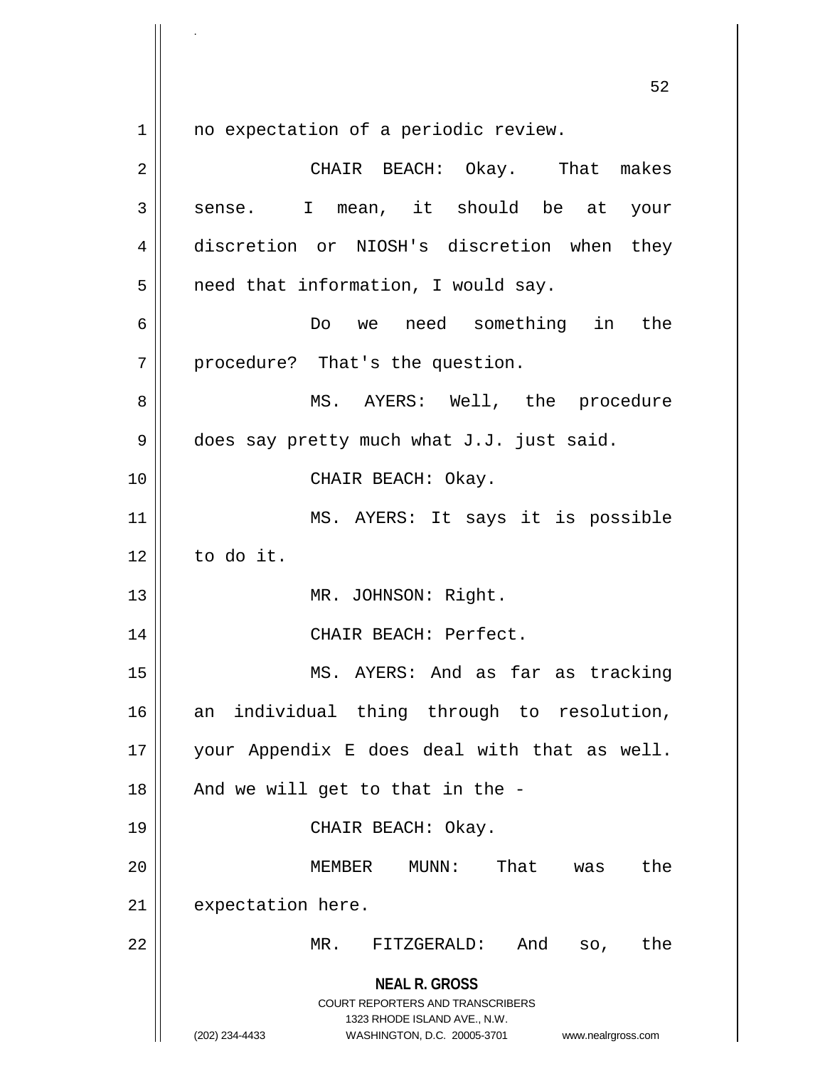no expectation of a periodic review.

CHAIR BEACH: Okay. That makes sense. I mean, it should be at your discretion or NIOSH's discretion when they need that information, I would say.

Do we need something in the procedure? That's the question.

MS. AYERS: Well, the procedure does say pretty much what J.J. just said.

CHAIR BEACH: Okay.

MS. AYERS: It says it is possible to do it.

MR. JOHNSON: Right.

CHAIR BEACH: Perfect.

MS. AYERS: And as far as tracking an individual thing through to resolution, your Appendix E does deal with that as well. And we will get to that in the -

CHAIR BEACH: Okay.

MEMBER MUNN: That was the expectation here.

MR. FITZGERALD: And so, the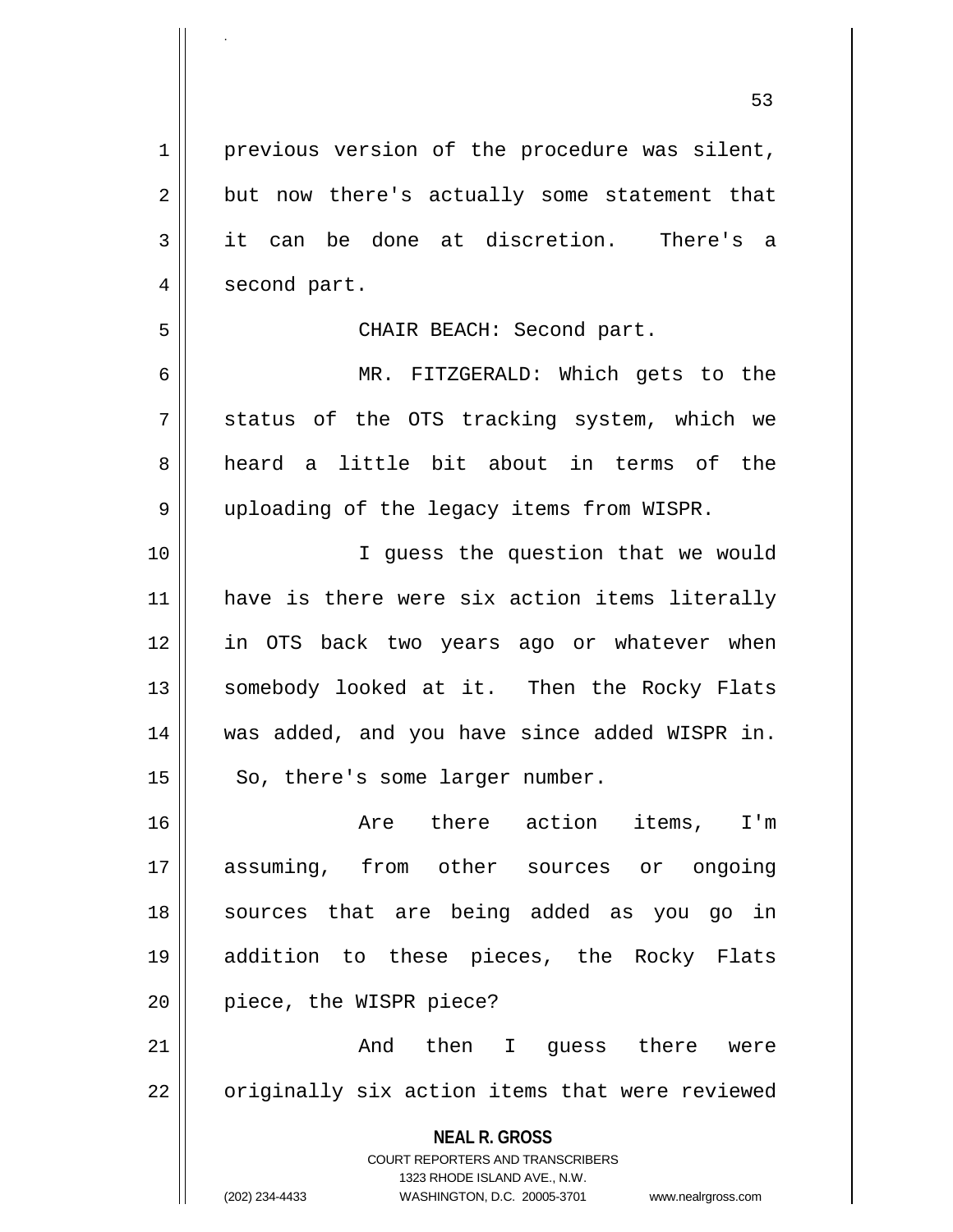previous version of the procedure was silent, but now there's actually some statement that it can be done at discretion. There's a second part.

CHAIR BEACH: Second part.

MR. FITZGERALD: Which gets to the status of the OTS tracking system, which we heard a little bit about in terms of the uploading of the legacy items from WISPR.

I guess the question that we would have is there were six action items literally in OTS back two years ago or whatever when somebody looked at it. Then the Rocky Flats was added, and you have since added WISPR in. So, there's some larger number.

Are there action items, I'm assuming, from other sources or ongoing sources that are being added as you go in addition to these pieces, the Rocky Flats piece, the WISPR piece?

And then I guess there were originally six action items that were reviewed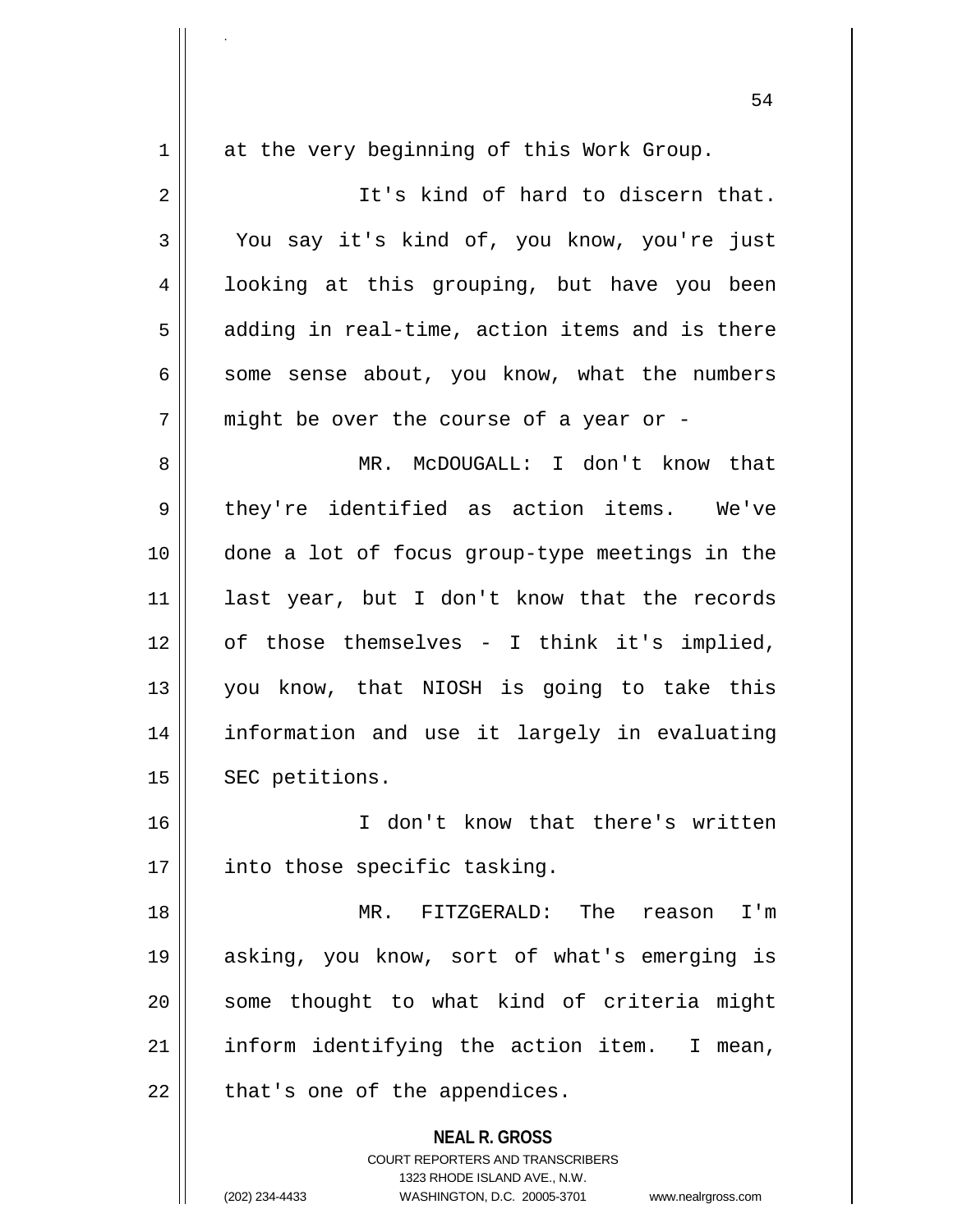at the very beginning of this Work Group.

It's kind of hard to discern that. You say it's kind of, you know, you're just looking at this grouping, but have you been adding in real-time, action items and is there some sense about, you know, what the numbers might be over the course of a year or -

MR. McDOUGALL: I don't know that they're identified as action items. We've done a lot of focus group-type meetings in the last year, but I don't know that the records of those themselves - I think it's implied, you know, that NIOSH is going to take this information and use it largely in evaluating SEC petitions.

I don't know that there's written into those specific tasking.

MR. FITZGERALD: The reason I'm asking, you know, sort of what's emerging is some thought to what kind of criteria might inform identifying the action item. I mean, that's one of the appendices.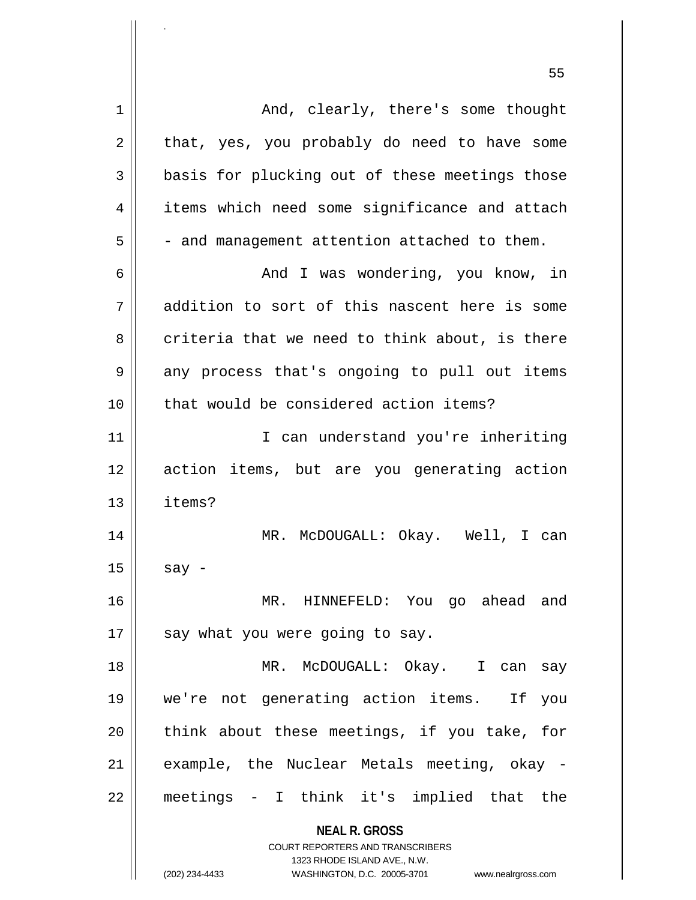And, clearly, there's some thought that, yes, you probably do need to have some basis for plucking out of these meetings those items which need some significance and attach - and management attention attached to them.

And I was wondering, you know, in addition to sort of this nascent here is some criteria that we need to think about, is there any process that's ongoing to pull out items that would be considered action items?

I can understand you're inheriting action items, but are you generating action items?

MR. McDOUGALL: Okay. Well, I can say -

MR. HINNEFELD: You go ahead and say what you were going to say.

MR. McDOUGALL: Okay. I can say we're not generating action items. If you think about these meetings, if you take, for example, the Nuclear Metals meeting, okay - meetings - I think it's implied that the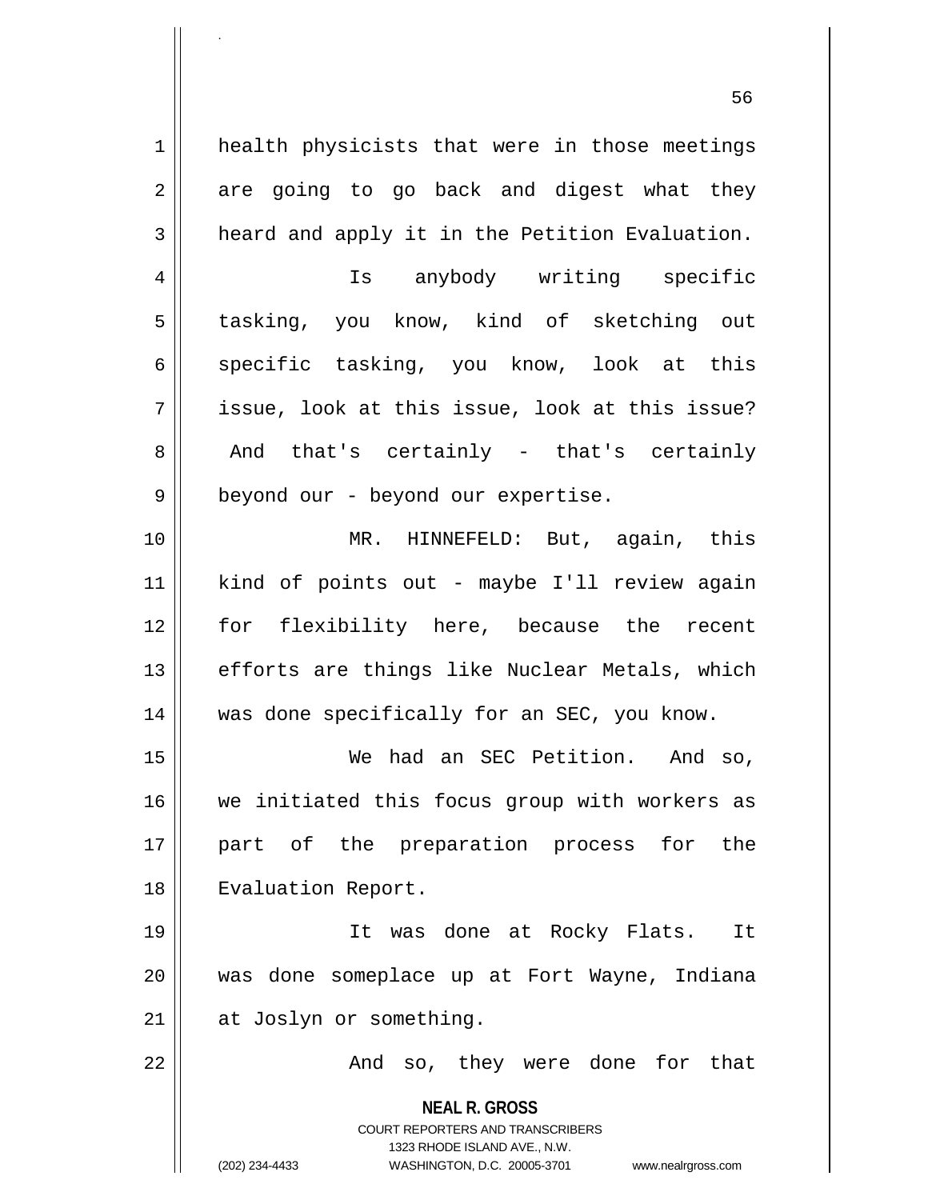health physicists that were in those meetings are going to go back and digest what they heard and apply it in the Petition Evaluation.

Is anybody writing specific tasking, you know, kind of sketching out specific tasking, you know, look at this issue, look at this issue, look at this issue? And that's certainly - that's certainly beyond our - beyond our expertise.

MR. HINNEFELD: But, again, this kind of points out - maybe I'll review again for flexibility here, because the recent efforts are things like Nuclear Metals, which was done specifically for an SEC, you know.

We had an SEC Petition. And so, we initiated this focus group with workers as part of the preparation process for the Evaluation Report.

It was done at Rocky Flats. It was done someplace up at Fort Wayne, Indiana at Joslyn or something.

And so, they were done for that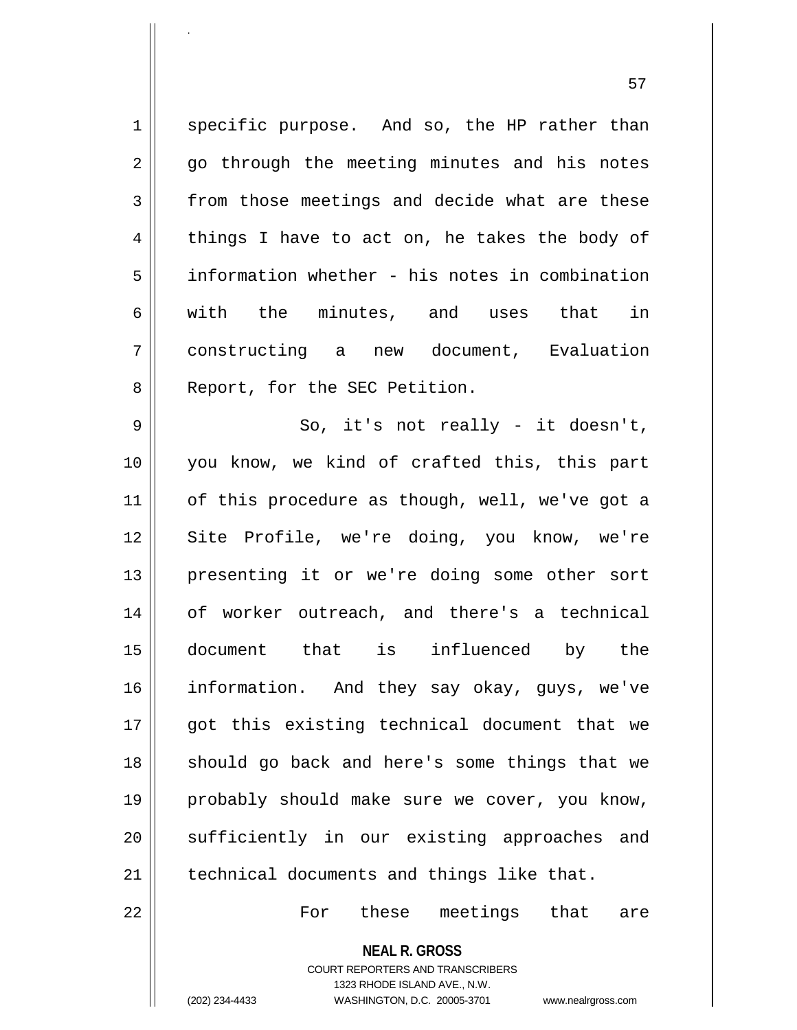specific purpose. And so, the HP rather than go through the meeting minutes and his notes from those meetings and decide what are these things I have to act on, he takes the body of information whether - his notes in combination with the minutes, and uses that in constructing a new document, Evaluation Report, for the SEC Petition.

So, it's not really - it doesn't, you know, we kind of crafted this, this part of this procedure as though, well, we've got a Site Profile, we're doing, you know, we're presenting it or we're doing some other sort of worker outreach, and there's a technical document that is influenced by the information. And they say okay, guys, we've got this existing technical document that we should go back and here's some things that we probably should make sure we cover, you know, sufficiently in our existing approaches and technical documents and things like that.

For these meetings that are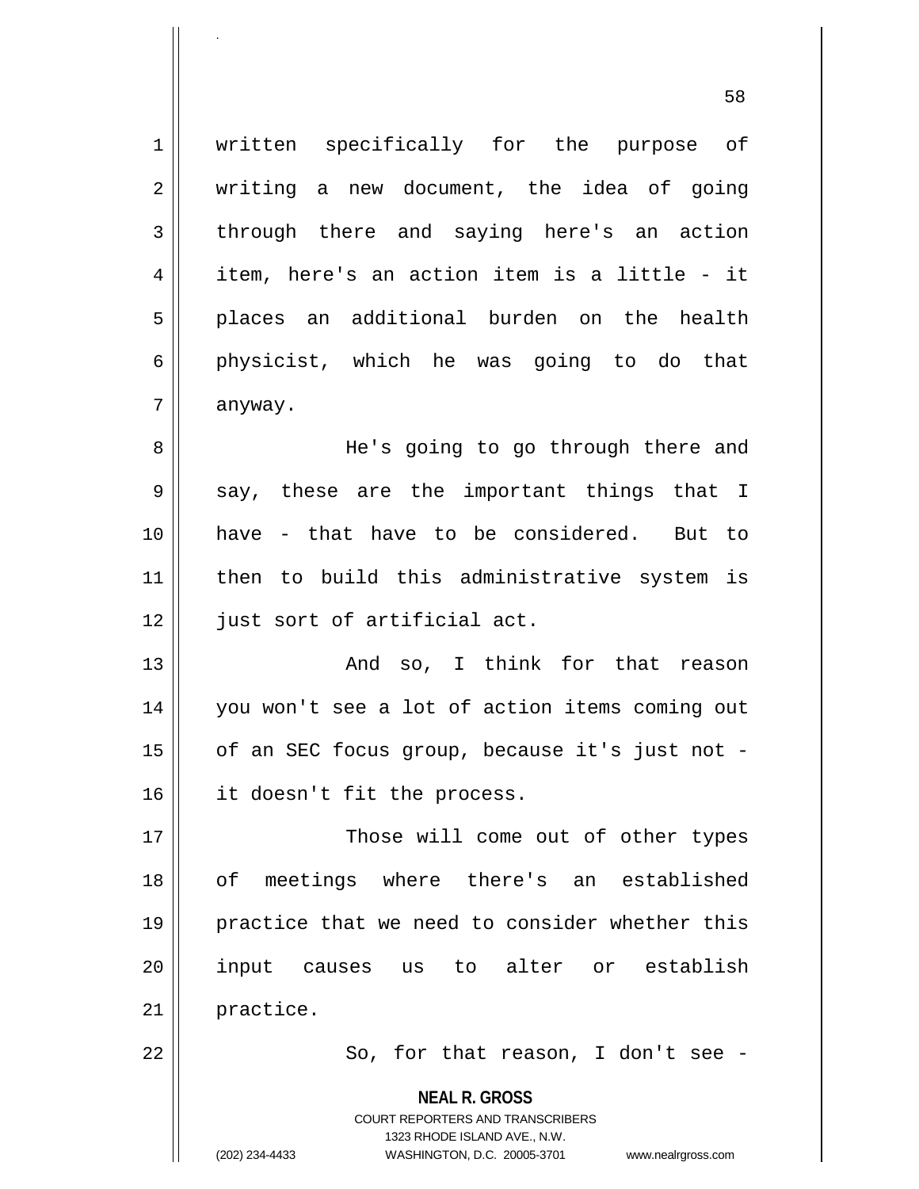written specifically for the purpose of writing a new document, the idea of going through there and saying here's an action item, here's an action item is a little - it places an additional burden on the health physicist, which he was going to do that anyway.

He's going to go through there and say, these are the important things that I have - that have to be considered. But to then to build this administrative system is just sort of artificial act.

And so, I think for that reason you won't see a lot of action items coming out of an SEC focus group, because it's just not - it doesn't fit the process.

Those will come out of other types of meetings where there's an established practice that we need to consider whether this input causes us to alter or establish practice.

So, for that reason, I don't see -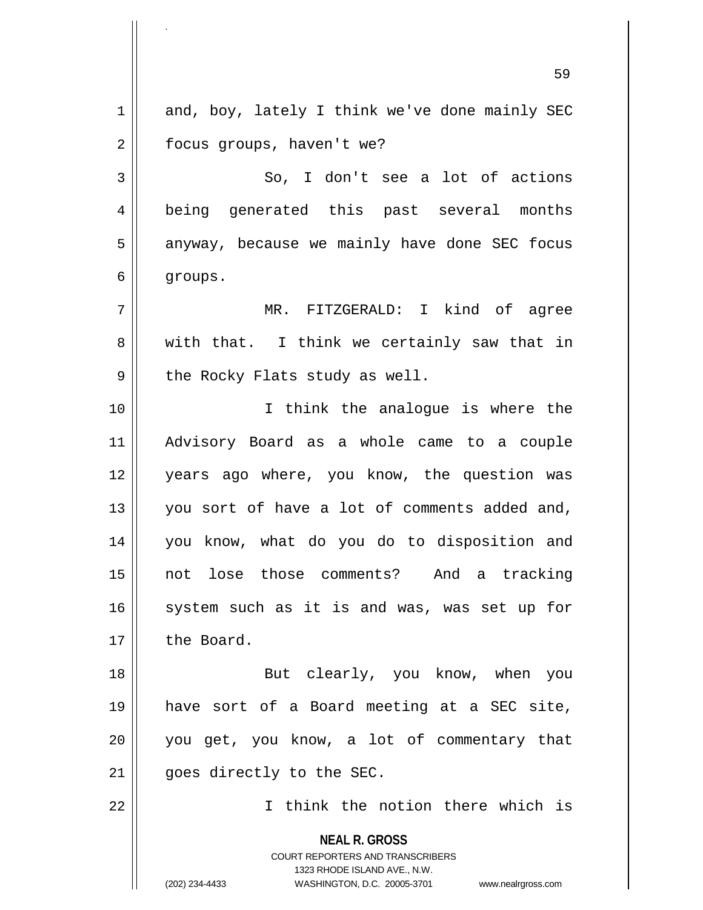and, boy, lately I think we've done mainly SEC focus groups, haven't we?

So, I don't see a lot of actions being generated this past several months anyway, because we mainly have done SEC focus groups.

MR. FITZGERALD: I kind of agree with that. I think we certainly saw that in the Rocky Flats study as well.

I think the analogue is where the Advisory Board as a whole came to a couple years ago where, you know, the question was you sort of have a lot of comments added and, you know, what do you do to disposition and not lose those comments? And a tracking system such as it is and was, was set up for the Board.

But clearly, you know, when you have sort of a Board meeting at a SEC site, you get, you know, a lot of commentary that goes directly to the SEC.

I think the notion there which is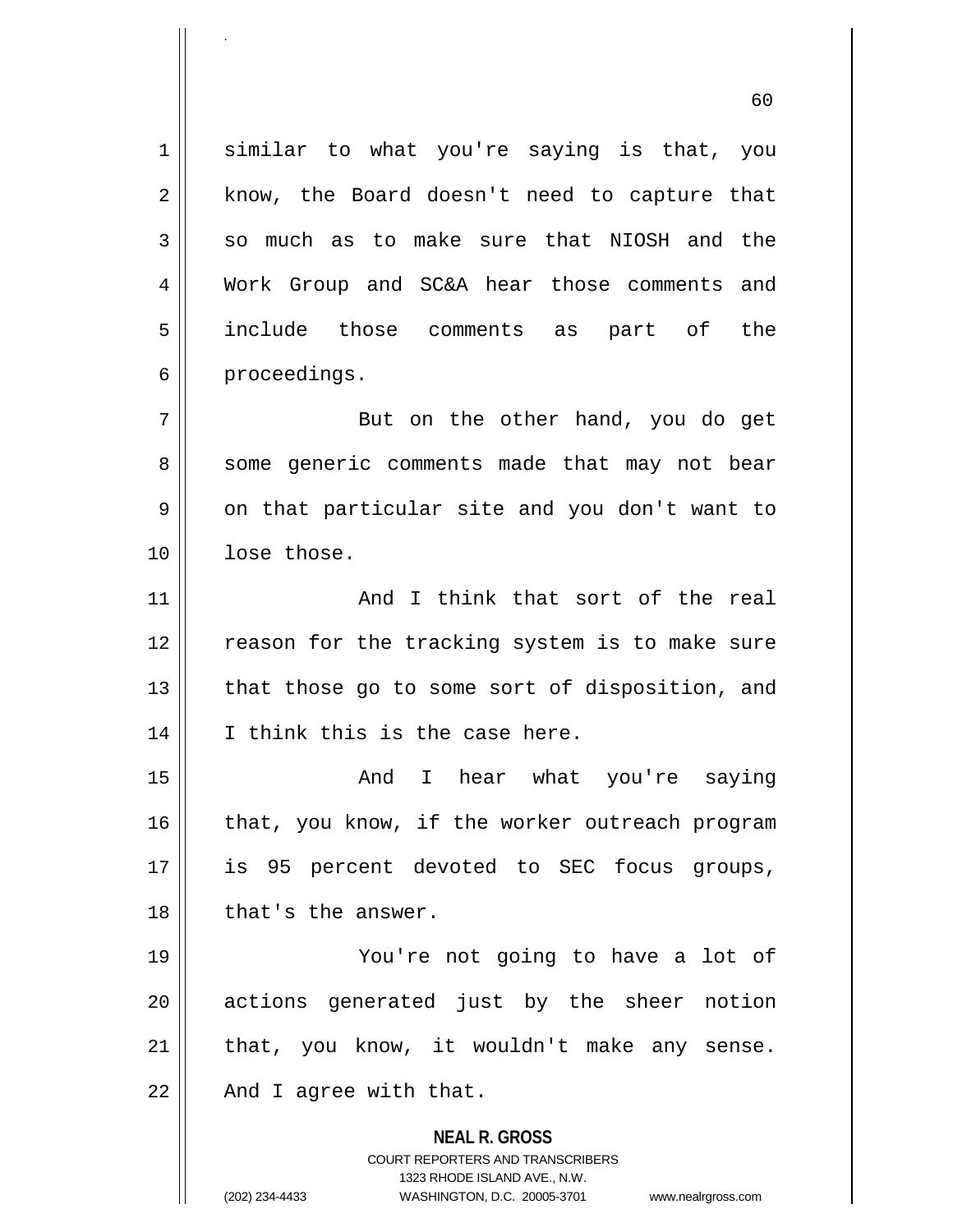similar to what you're saying is that, you know, the Board doesn't need to capture that so much as to make sure that NIOSH and the Work Group and SC&A hear those comments and include those comments as part of the proceedings.

But on the other hand, you do get some generic comments made that may not bear on that particular site and you don't want to lose those.

And I think that sort of the real reason for the tracking system is to make sure that those go to some sort of disposition, and I think this is the case here.

And I hear what you're saying that, you know, if the worker outreach program is 95 percent devoted to SEC focus groups, that's the answer.

You're not going to have a lot of actions generated just by the sheer notion that, you know, it wouldn't make any sense. And I agree with that.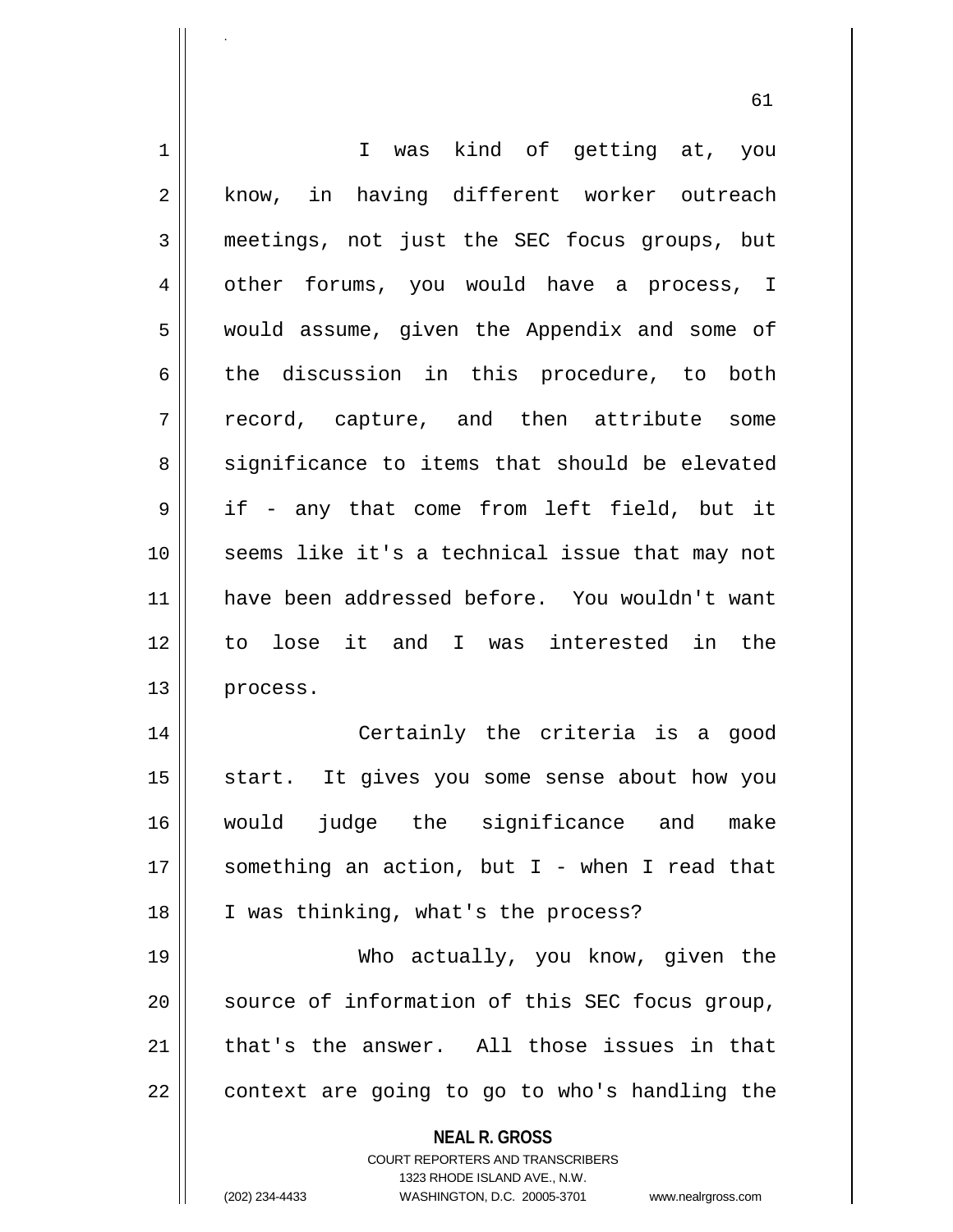I was kind of getting at, you know, in having different worker outreach meetings, not just the SEC focus groups, but other forums, you would have a process, I would assume, given the Appendix and some of the discussion in this procedure, to both record, capture, and then attribute some significance to items that should be elevated if - any that come from left field, but it seems like it's a technical issue that may not have been addressed before. You wouldn't want to lose it and I was interested in the process.

Certainly the criteria is a good start. It gives you some sense about how you would judge the significance and make something an action, but I - when I read that I was thinking, what's the process?

Who actually, you know, given the source of information of this SEC focus group, that's the answer. All those issues in that context are going to go to who's handling the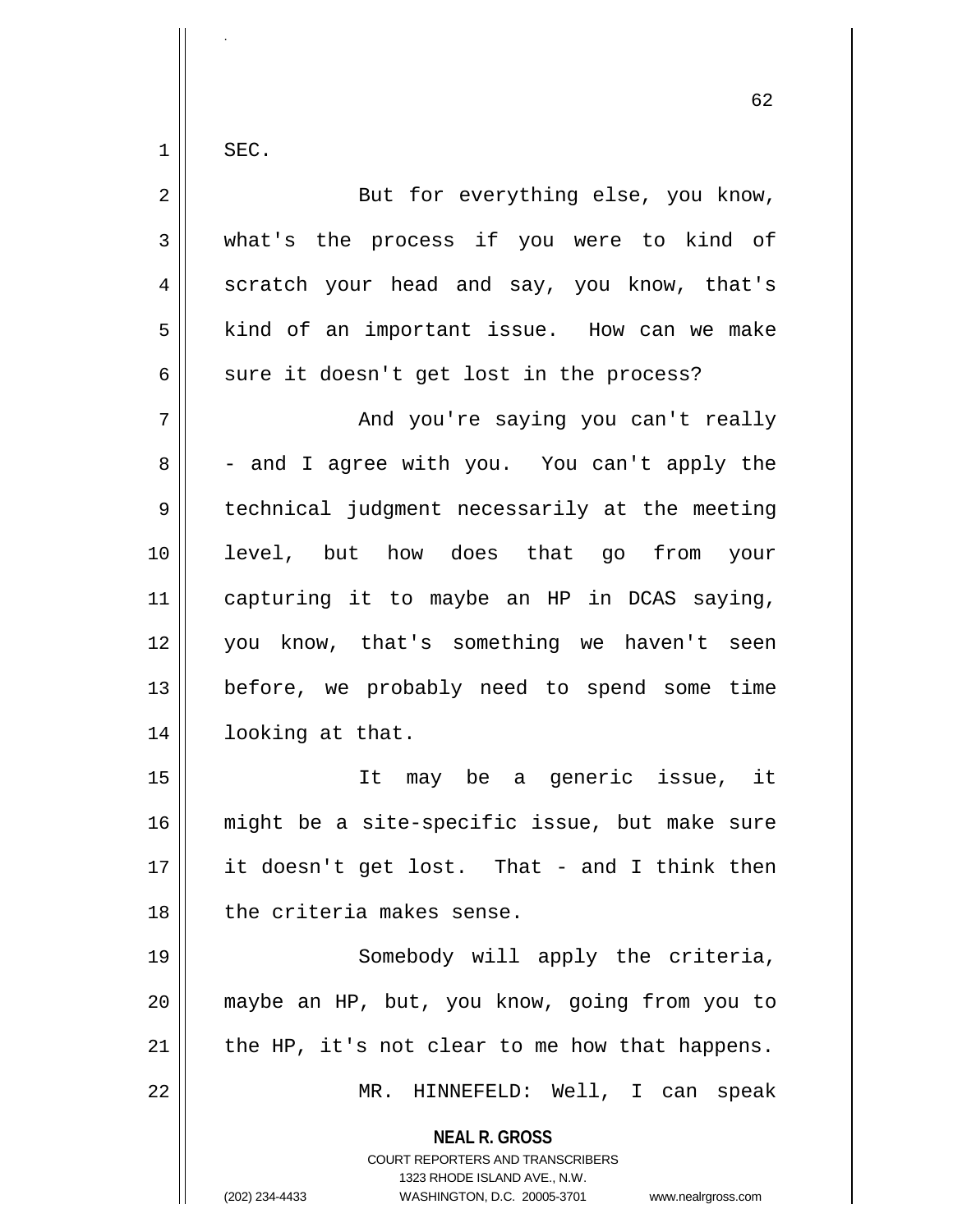SEC.

But for everything else, you know, what's the process if you were to kind of scratch your head and say, you know, that's kind of an important issue. How can we make sure it doesn't get lost in the process?

And you're saying you can't really - and I agree with you. You can't apply the technical judgment necessarily at the meeting level, but how does that go from your capturing it to maybe an HP in DCAS saying, you know, that's something we haven't seen before, we probably need to spend some time looking at that.

It may be a generic issue, it might be a site-specific issue, but make sure it doesn't get lost. That - and I think then the criteria makes sense.

Somebody will apply the criteria, maybe an HP, but, you know, going from you to the HP, it's not clear to me how that happens.

MR. HINNEFELD: Well, I can speak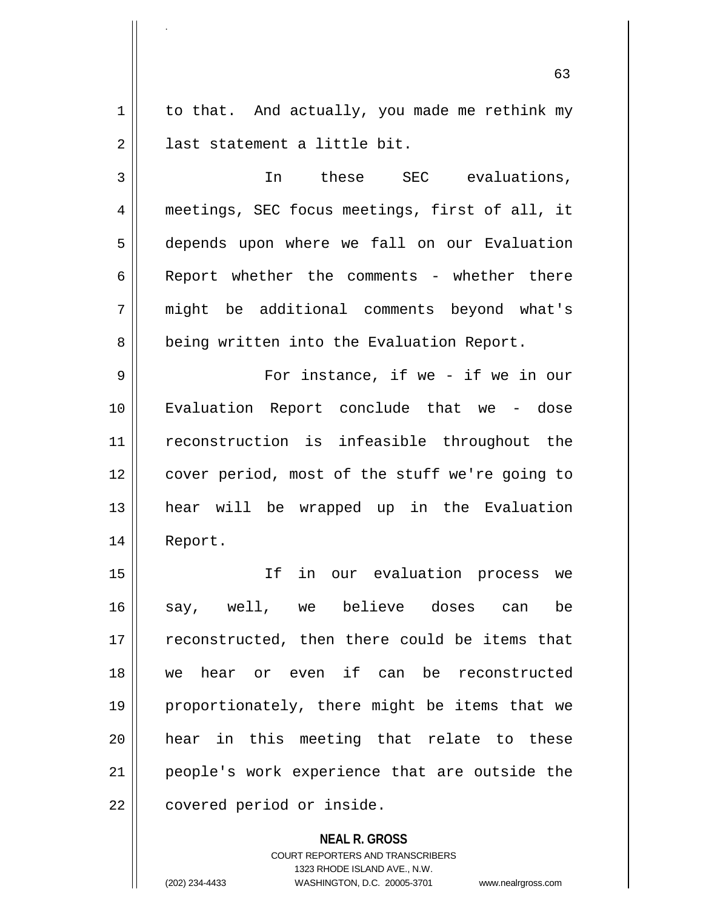to that. And actually, you made me rethink my last statement a little bit.

In these SEC evaluations, meetings, SEC focus meetings, first of all, it depends upon where we fall on our Evaluation Report whether the comments - whether there might be additional comments beyond what's being written into the Evaluation Report.

For instance, if we - if we in our Evaluation Report conclude that we - dose reconstruction is infeasible throughout the cover period, most of the stuff we're going to hear will be wrapped up in the Evaluation Report.

If in our evaluation process we say, well, we believe doses can be reconstructed, then there could be items that we hear or even if can be reconstructed proportionately, there might be items that we hear in this meeting that relate to these people's work experience that are outside the covered period or inside.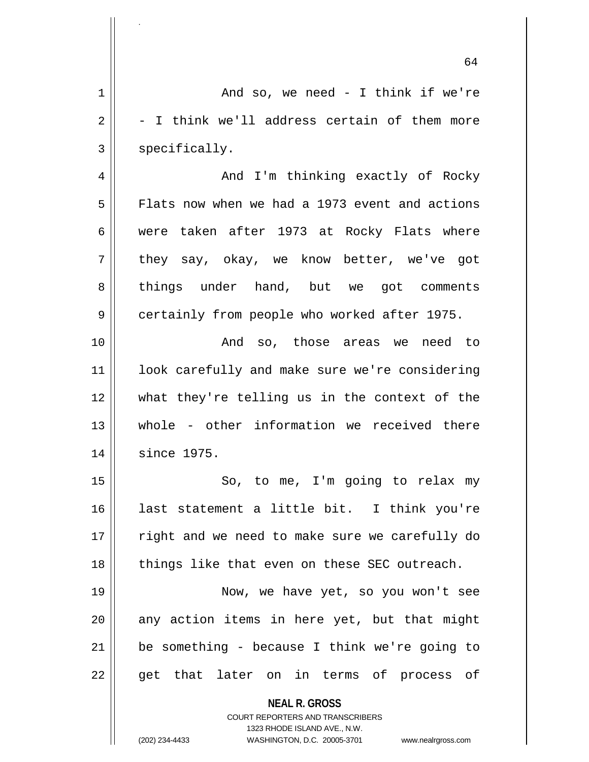And so, we need - I think if we're - I think we'll address certain of them more specifically.

And I'm thinking exactly of Rocky Flats now when we had a 1973 event and actions were taken after 1973 at Rocky Flats where they say, okay, we know better, we've got things under hand, but we got comments certainly from people who worked after 1975.

And so, those areas we need to look carefully and make sure we're considering what they're telling us in the context of the whole - other information we received there since 1975.

So, to me, I'm going to relax my last statement a little bit. I think you're right and we need to make sure we carefully do things like that even on these SEC outreach.

Now, we have yet, so you won't see any action items in here yet, but that might be something - because I think we're going to get that later on in terms of process of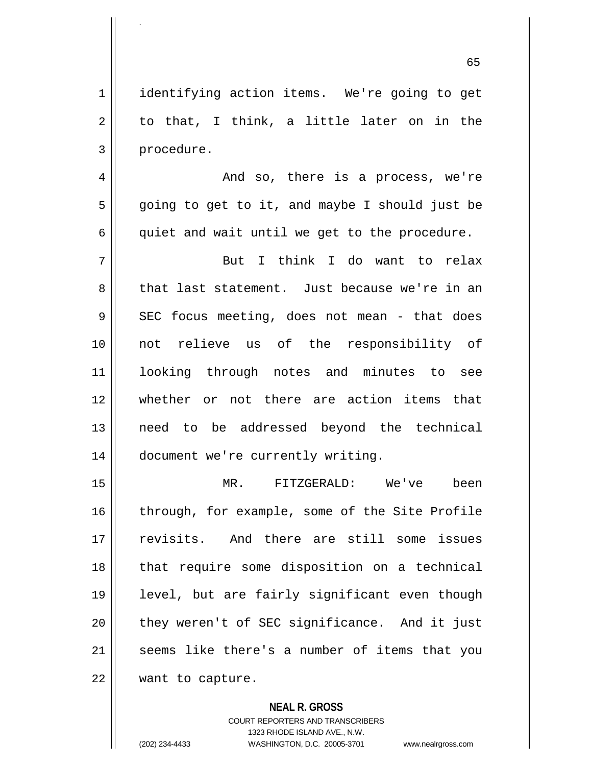identifying action items. We're going to get to that, I think, a little later on in the procedure.

And so, there is a process, we're going to get to it, and maybe I should just be quiet and wait until we get to the procedure.

But I think I do want to relax that last statement. Just because we're in an SEC focus meeting, does not mean - that does not relieve us of the responsibility of looking through notes and minutes to see whether or not there are action items that need to be addressed beyond the technical document we're currently writing.

MR. FITZGERALD: We've been through, for example, some of the Site Profile revisits. And there are still some issues that require some disposition on a technical level, but are fairly significant even though they weren't of SEC significance. And it just seems like there's a number of items that you want to capture.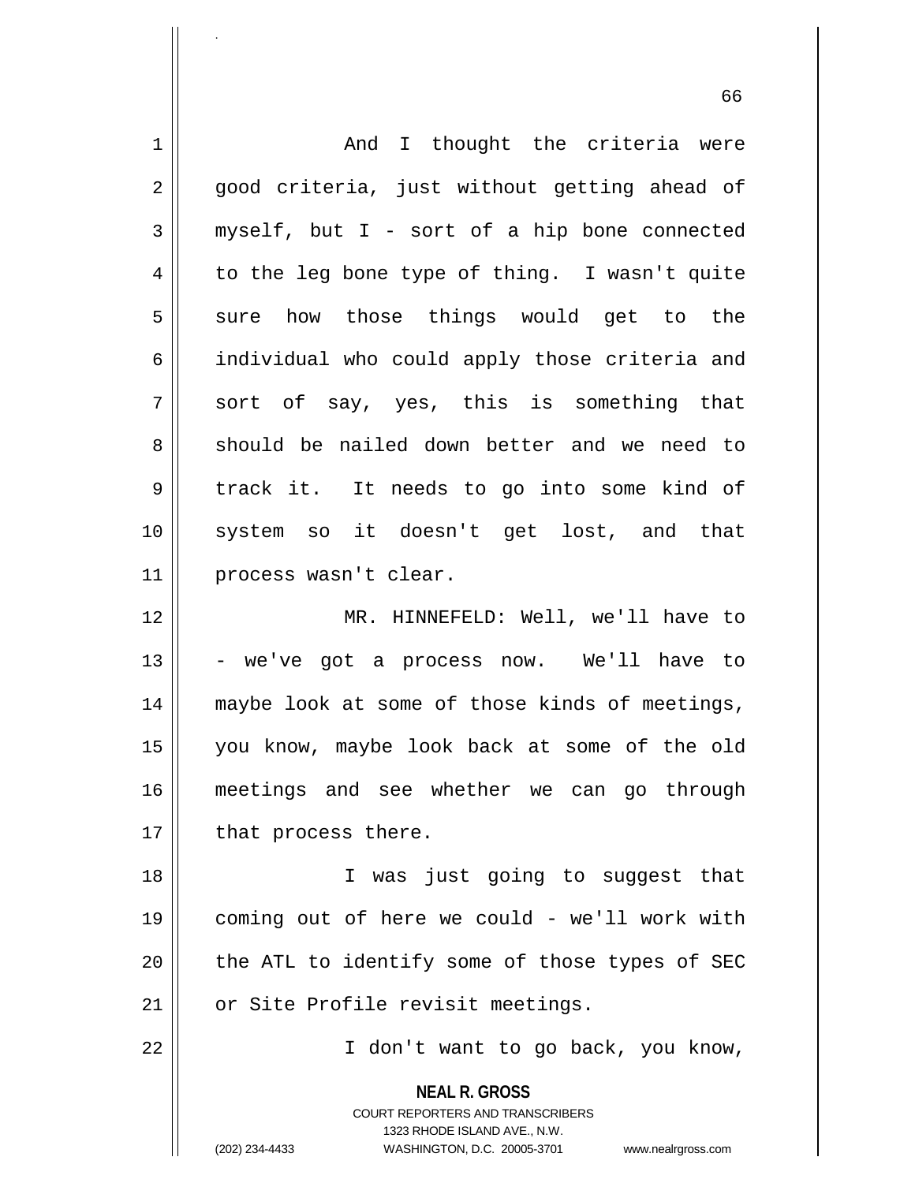And I thought the criteria were good criteria, just without getting ahead of myself, but I - sort of a hip bone connected to the leg bone type of thing. I wasn't quite sure how those things would get to the individual who could apply those criteria and sort of say, yes, this is something that should be nailed down better and we need to track it. It needs to go into some kind of system so it doesn't get lost, and that process wasn't clear.

MR. HINNEFELD: Well, we'll have to - we've got a process now. We'll have to maybe look at some of those kinds of meetings, you know, maybe look back at some of the old meetings and see whether we can go through that process there.

I was just going to suggest that coming out of here we could - we'll work with the ATL to identify some of those types of SEC or Site Profile revisit meetings.

I don't want to go back, you know,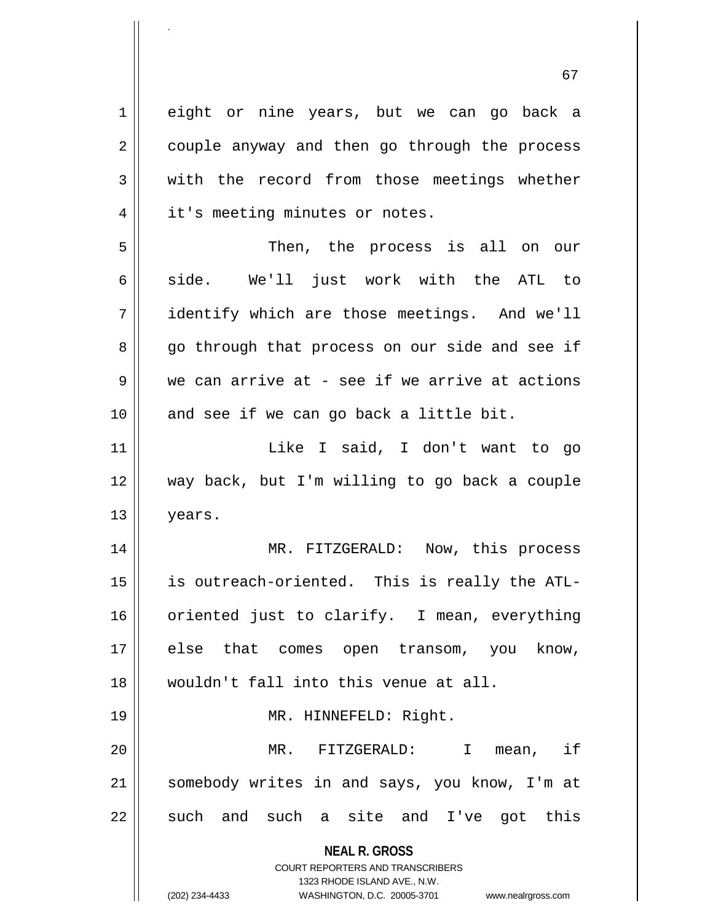eight or nine years, but we can go back a couple anyway and then go through the process with the record from those meetings whether it's meeting minutes or notes.

Then, the process is all on our side. We'll just work with the ATL to identify which are those meetings. And we'll go through that process on our side and see if we can arrive at - see if we arrive at actions and see if we can go back a little bit.

Like I said, I don't want to go way back, but I'm willing to go back a couple years.

MR. FITZGERALD: Now, this process is outreach-oriented. This is really the ATL-oriented just to clarify. I mean, everything else that comes open transom, you know, wouldn't fall into this venue at all.

MR. HINNEFELD: Right.

MR. FITZGERALD: I mean, if somebody writes in and says, you know, I'm at such and such a site and I've got this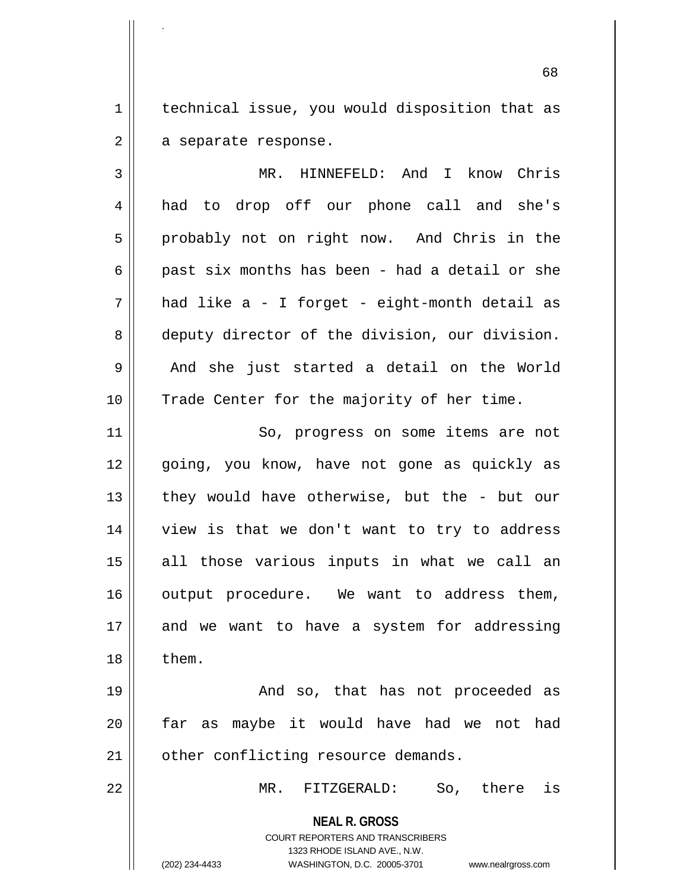technical issue, you would disposition that as a separate response.

MR. HINNEFELD: And I know Chris had to drop off our phone call and she's probably not on right now. And Chris in the past six months has been - had a detail or she had like a - I forget - eight-month detail as deputy director of the division, our division. And she just started a detail on the World Trade Center for the majority of her time.

So, progress on some items are not going, you know, have not gone as quickly as they would have otherwise, but the - but our view is that we don't want to try to address all those various inputs in what we call an output procedure. We want to address them, and we want to have a system for addressing them.

And so, that has not proceeded as far as maybe it would have had we not had other conflicting resource demands.

MR. FITZGERALD: So, there is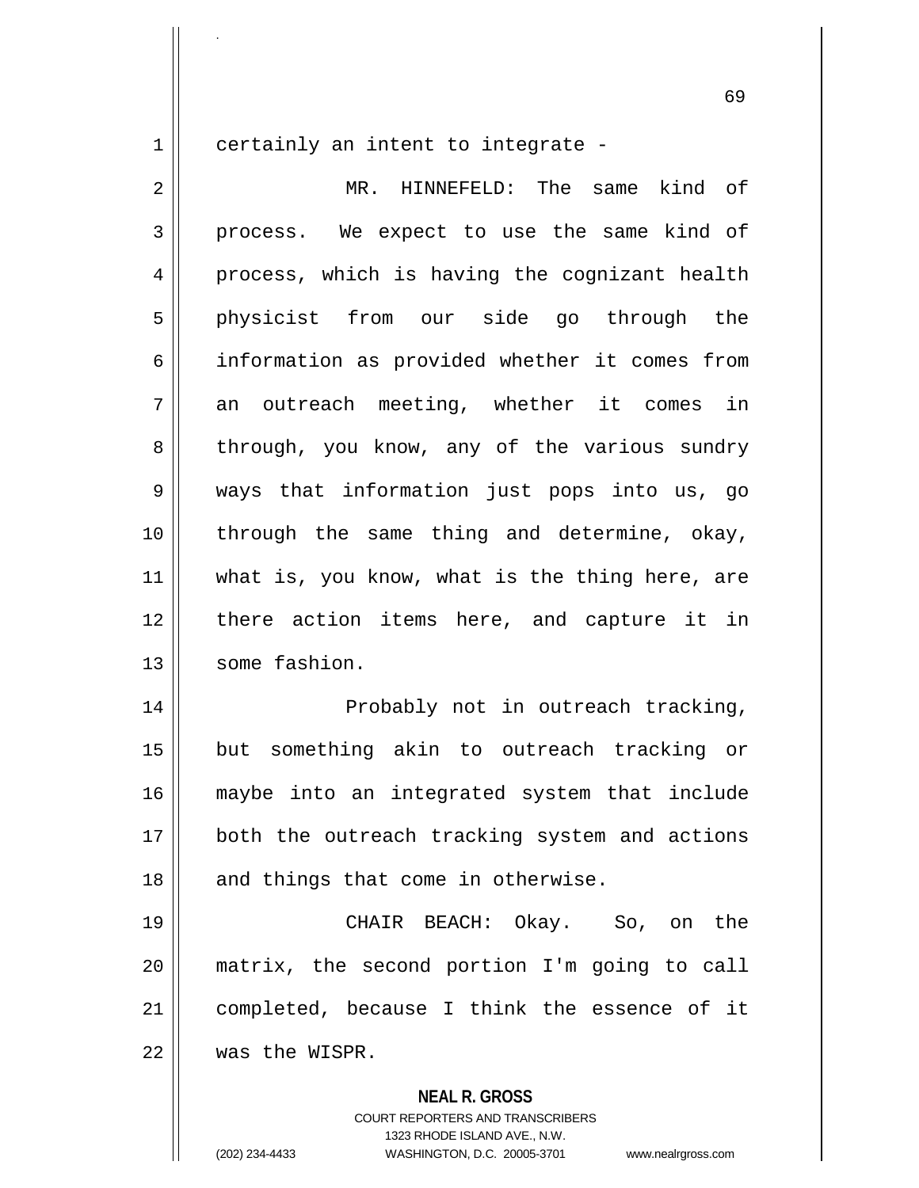certainly an intent to integrate -

MR. HINNEFELD: The same kind of process. We expect to use the same kind of process, which is having the cognizant health physicist from our side go through the information as provided whether it comes from an outreach meeting, whether it comes in through, you know, any of the various sundry ways that information just pops into us, go through the same thing and determine, okay, what is, you know, what is the thing here, are there action items here, and capture it in some fashion.

Probably not in outreach tracking, but something akin to outreach tracking or maybe into an integrated system that include both the outreach tracking system and actions and things that come in otherwise.

CHAIR BEACH: Okay. So, on the matrix, the second portion I'm going to call completed, because I think the essence of it was the WISPR.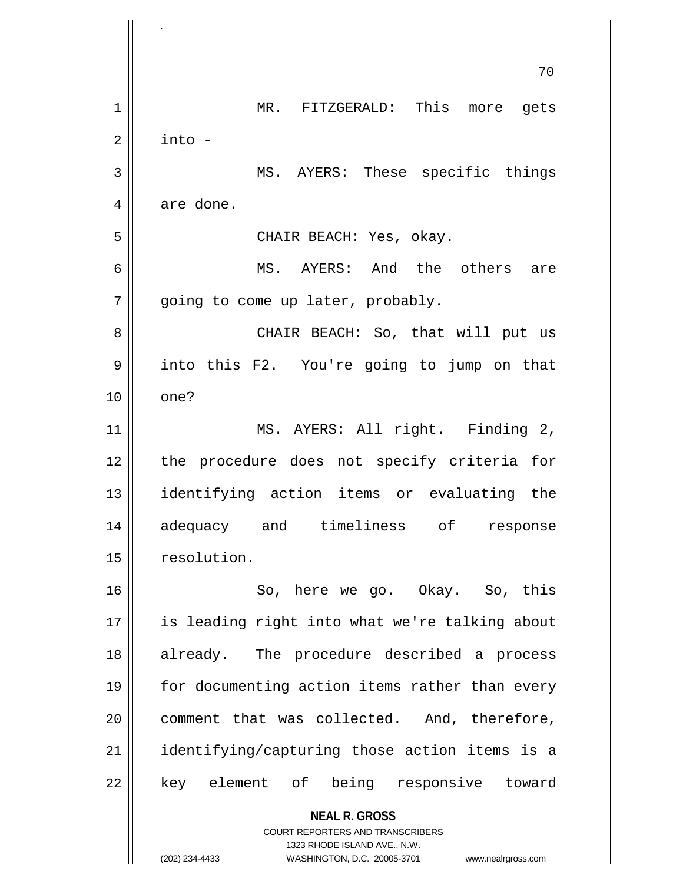MR. FITZGERALD: This more gets into -

MS. AYERS: These specific things are done.

CHAIR BEACH: Yes, okay.

MS. AYERS: And the others are going to come up later, probably.

CHAIR BEACH: So, that will put us into this F2. You're going to jump on that one?

MS. AYERS: All right. Finding 2, the procedure does not specify criteria for identifying action items or evaluating the adequacy and timeliness of response resolution.

So, here we go. Okay. So, this is leading right into what we're talking about already. The procedure described a process for documenting action items rather than every comment that was collected. And, therefore, identifying/capturing those action items is a key element of being responsive toward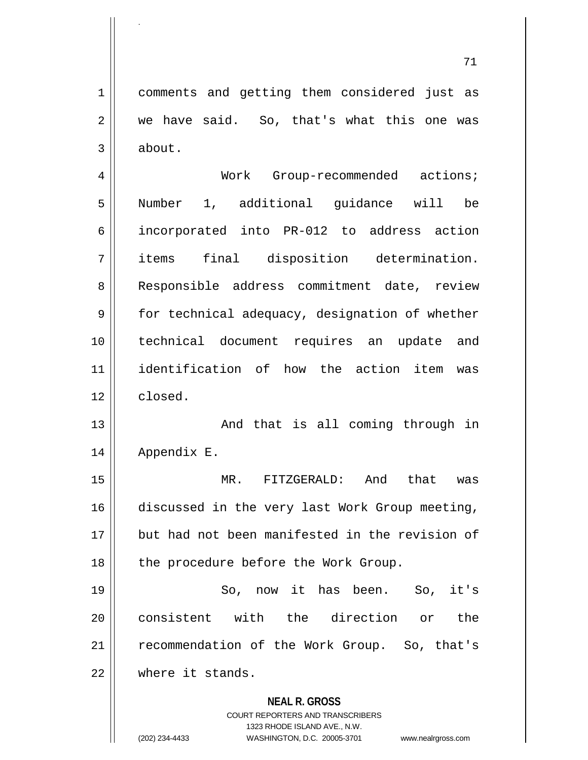comments and getting them considered just as we have said. So, that's what this one was about.

Work Group-recommended actions; Number 1, additional guidance will be incorporated into PR-012 to address action items final disposition determination. Responsible address commitment date, review for technical adequacy, designation of whether technical document requires an update and identification of how the action item was closed.

And that is all coming through in Appendix E.

MR. FITZGERALD: And that was discussed in the very last Work Group meeting, but had not been manifested in the revision of the procedure before the Work Group.

So, now it has been. So, it's consistent with the direction or the recommendation of the Work Group. So, that's where it stands.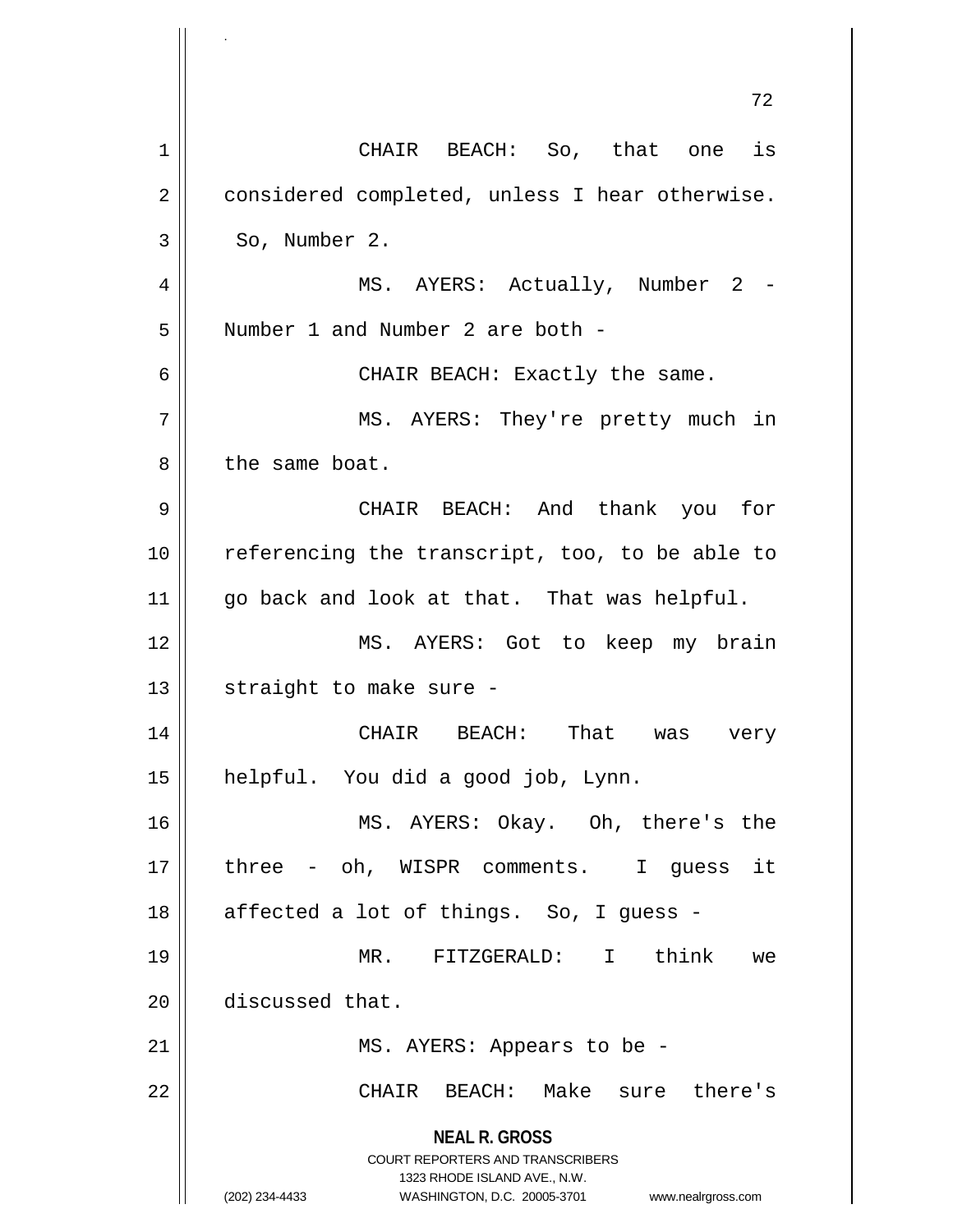CHAIR BEACH: So, that one is considered completed, unless I hear otherwise. So, Number 2.

MS. AYERS: Actually, Number 2 - Number 1 and Number 2 are both -

CHAIR BEACH: Exactly the same.

MS. AYERS: They're pretty much in the same boat.

CHAIR BEACH: And thank you for referencing the transcript, too, to be able to go back and look at that. That was helpful.

MS. AYERS: Got to keep my brain straight to make sure -

CHAIR BEACH: That was very helpful. You did a good job, Lynn.

MS. AYERS: Okay. Oh, there's the three - oh, WISPR comments. I guess it affected a lot of things. So, I guess -

MR. FITZGERALD: I think we discussed that.

MS. AYERS: Appears to be -

CHAIR BEACH: Make sure there's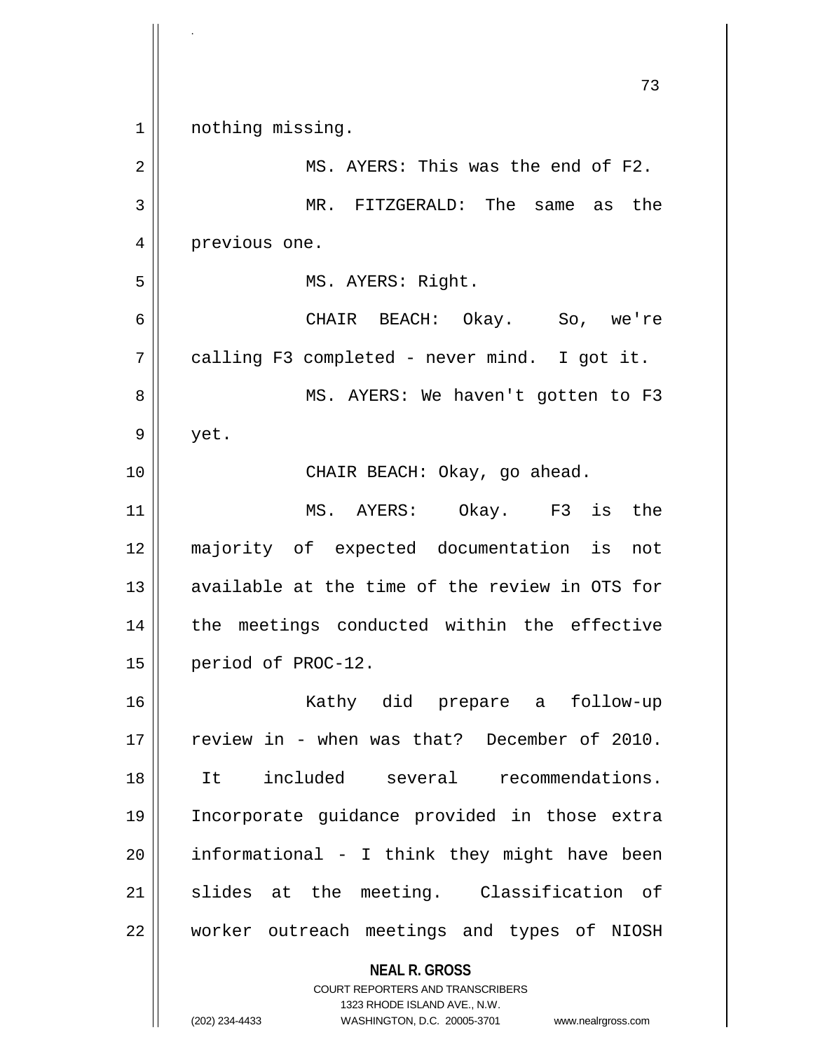nothing missing.

MS. AYERS: This was the end of F2.

MR. FITZGERALD: The same as the previous one.

MS. AYERS: Right.

CHAIR BEACH: Okay. So, we're calling F3 completed - never mind. I got it.

MS. AYERS: We haven't gotten to F3 yet.

CHAIR BEACH: Okay, go ahead.

MS. AYERS: Okay. F3 is the majority of expected documentation is not available at the time of the review in OTS for the meetings conducted within the effective period of PROC-12.

Kathy did prepare a follow-up review in - when was that? December of 2010. It included several recommendations. Incorporate guidance provided in those extra informational - I think they might have been slides at the meeting. Classification of worker outreach meetings and types of NIOSH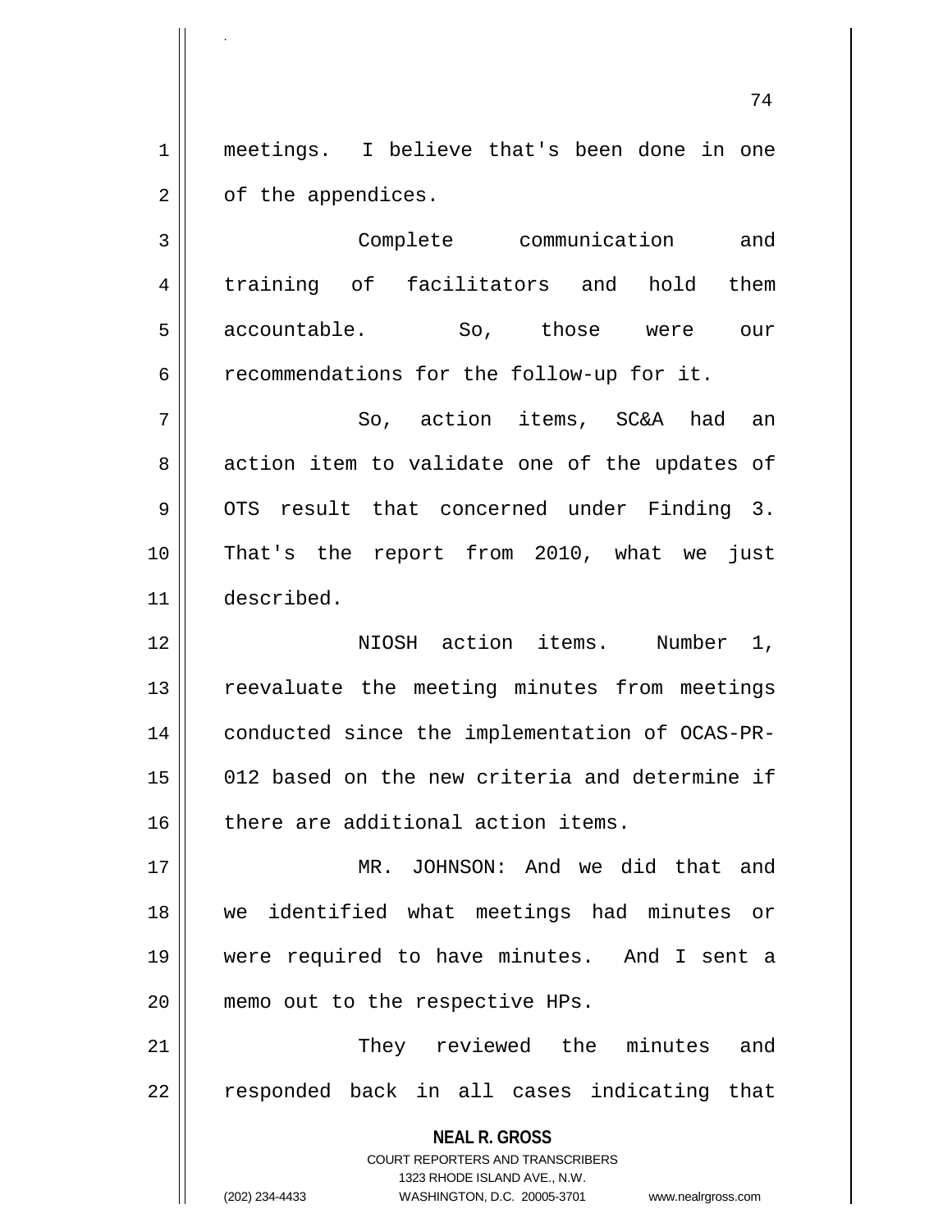meetings. I believe that's been done in one of the appendices.

Complete communication and training of facilitators and hold them accountable. So, those were our recommendations for the follow-up for it.

So, action items, SC&A had an action item to validate one of the updates of OTS result that concerned under Finding 3. That's the report from 2010, what we just described.

NIOSH action items. Number 1, reevaluate the meeting minutes from meetings conducted since the implementation of OCAS-PR-012 based on the new criteria and determine if there are additional action items.

MR. JOHNSON: And we did that and we identified what meetings had minutes or were required to have minutes. And I sent a memo out to the respective HPs.

They reviewed the minutes and responded back in all cases indicating that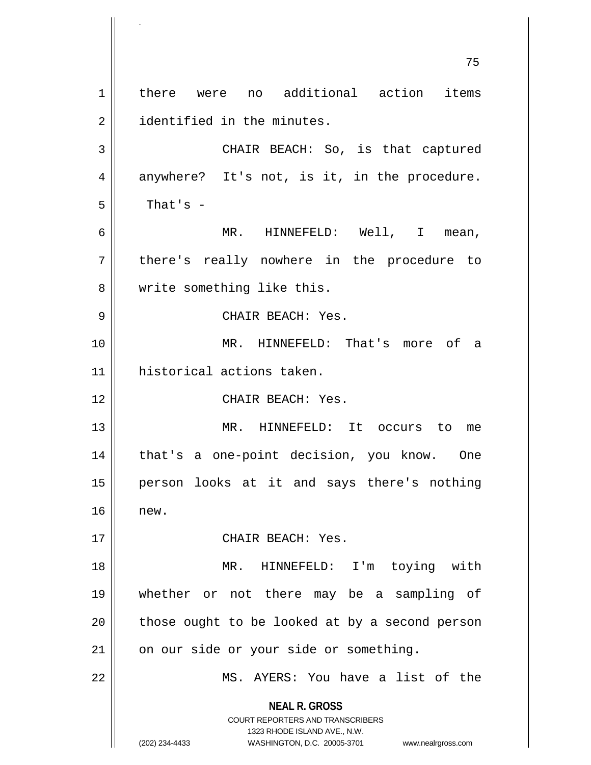there were no additional action items identified in the minutes.

CHAIR BEACH: So, is that captured anywhere? It's not, is it, in the procedure. That's -

MR. HINNEFELD: Well, I mean, there's really nowhere in the procedure to write something like this.

CHAIR BEACH: Yes.

MR. HINNEFELD: That's more of a historical actions taken.

CHAIR BEACH: Yes.

MR. HINNEFELD: It occurs to me that's a one-point decision, you know. One person looks at it and says there's nothing new.

CHAIR BEACH: Yes.

MR. HINNEFELD: I'm toying with whether or not there may be a sampling of those ought to be looked at by a second person on our side or your side or something.

MS. AYERS: You have a list of the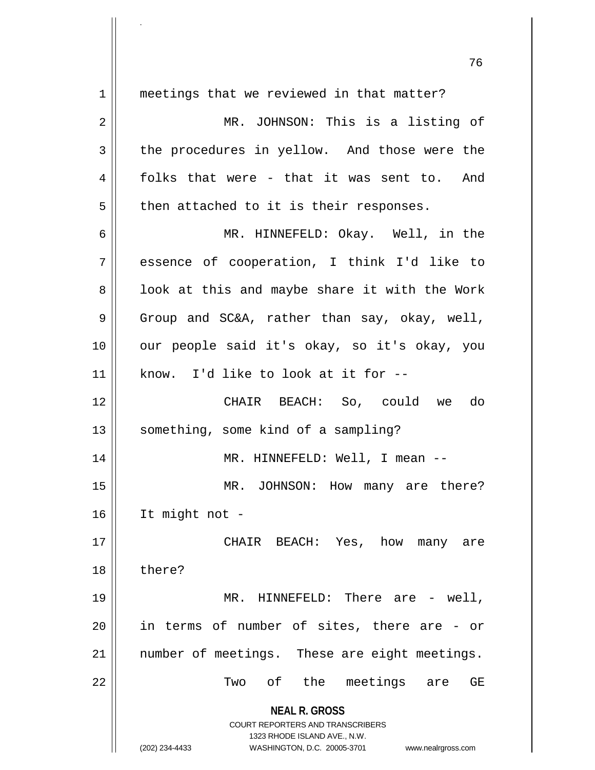meetings that we reviewed in that matter?

MR. JOHNSON: This is a listing of the procedures in yellow. And those were the folks that were - that it was sent to. And then attached to it is their responses.

MR. HINNEFELD: Okay. Well, in the essence of cooperation, I think I'd like to look at this and maybe share it with the Work Group and SC&A, rather than say, okay, well, our people said it's okay, so it's okay, you know. I'd like to look at it for --

CHAIR BEACH: So, could we do something, some kind of a sampling?

MR. HINNEFELD: Well, I mean --

MR. JOHNSON: How many are there? It might not -

CHAIR BEACH: Yes, how many are there?

MR. HINNEFELD: There are - well, in terms of number of sites, there are - or number of meetings. These are eight meetings.

Two of the meetings are GE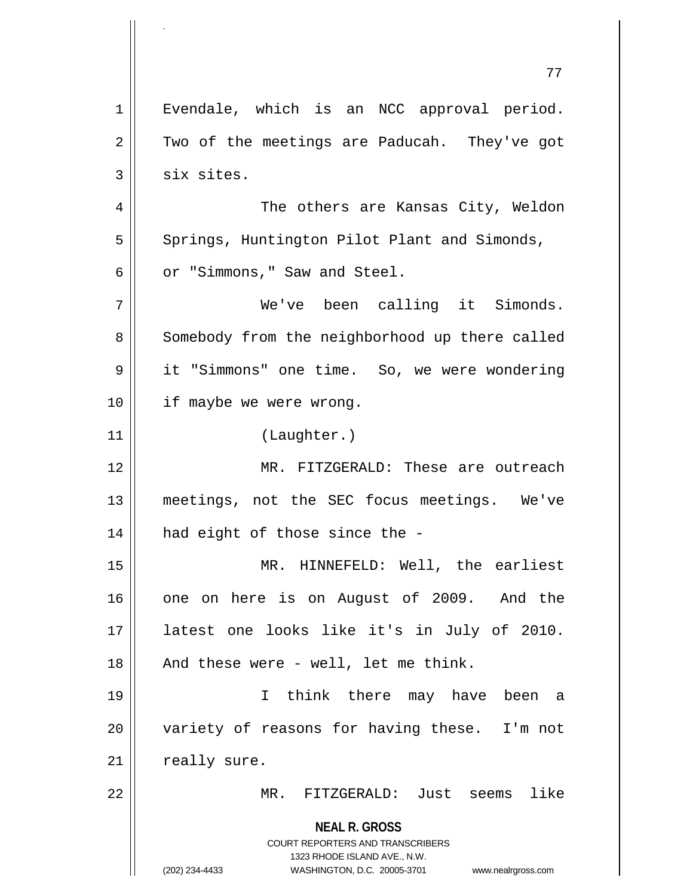Evendale, which is an NCC approval period. Two of the meetings are Paducah. They've got six sites.

The others are Kansas City, Weldon Springs, Huntington Pilot Plant and Simonds, or "Simmons," Saw and Steel.

We've been calling it Simonds. Somebody from the neighborhood up there called it "Simmons" one time. So, we were wondering if maybe we were wrong.

(Laughter.)

MR. FITZGERALD: These are outreach meetings, not the SEC focus meetings. We've had eight of those since the -

MR. HINNEFELD: Well, the earliest one on here is on August of 2009. And the latest one looks like it's in July of 2010. And these were - well, let me think.

I think there may have been a variety of reasons for having these. I'm not really sure.

MR. FITZGERALD: Just seems like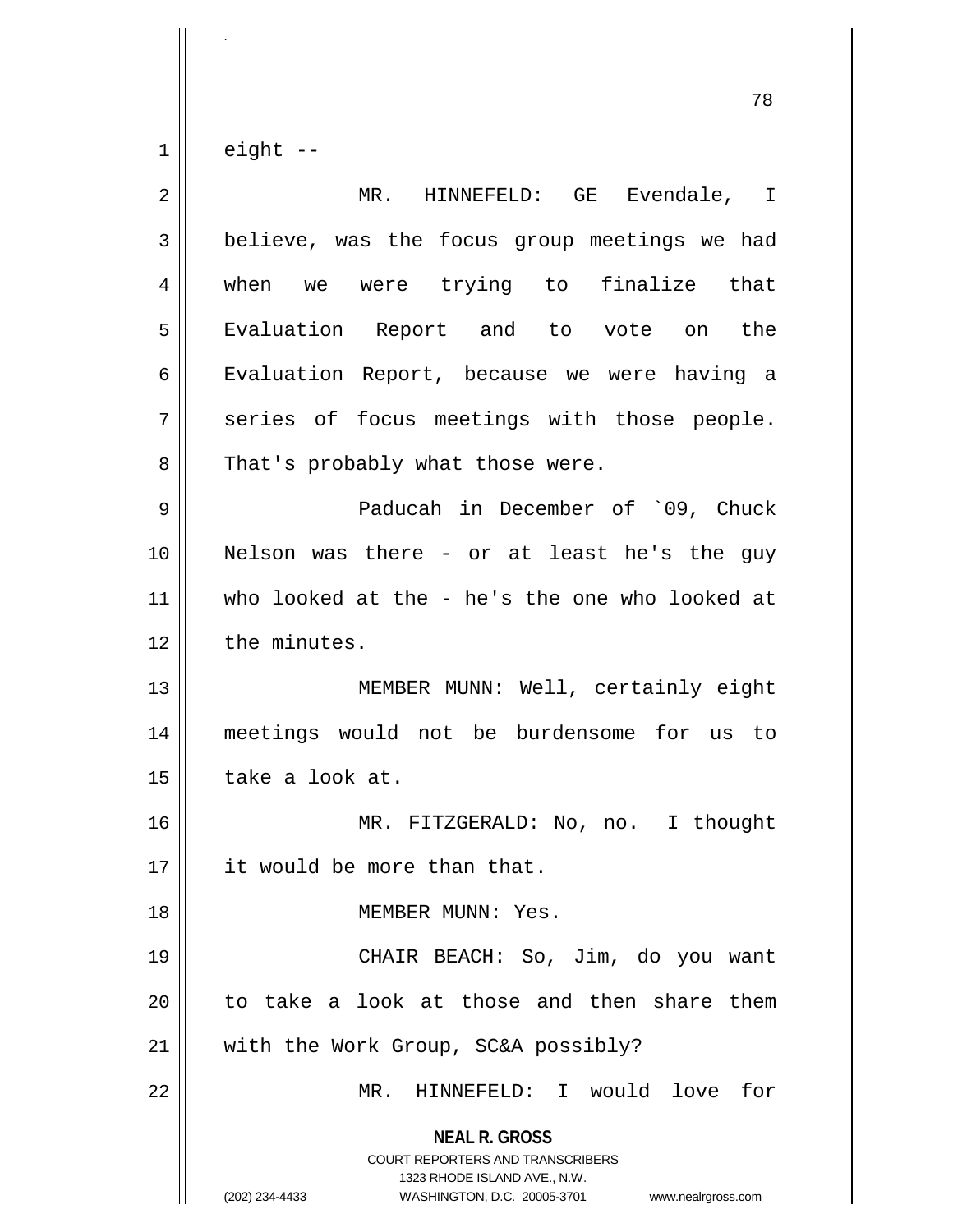eight --

MR. HINNEFELD: GE Evendale, I believe, was the focus group meetings we had when we were trying to finalize that Evaluation Report and to vote on the Evaluation Report, because we were having a series of focus meetings with those people. That's probably what those were.

Paducah in December of `09, Chuck Nelson was there - or at least he's the guy who looked at the - he's the one who looked at the minutes.

MEMBER MUNN: Well, certainly eight meetings would not be burdensome for us to take a look at.

MR. FITZGERALD: No, no. I thought it would be more than that.

MEMBER MUNN: Yes.

CHAIR BEACH: So, Jim, do you want to take a look at those and then share them with the Work Group, SC&A possibly?

MR. HINNEFELD: I would love for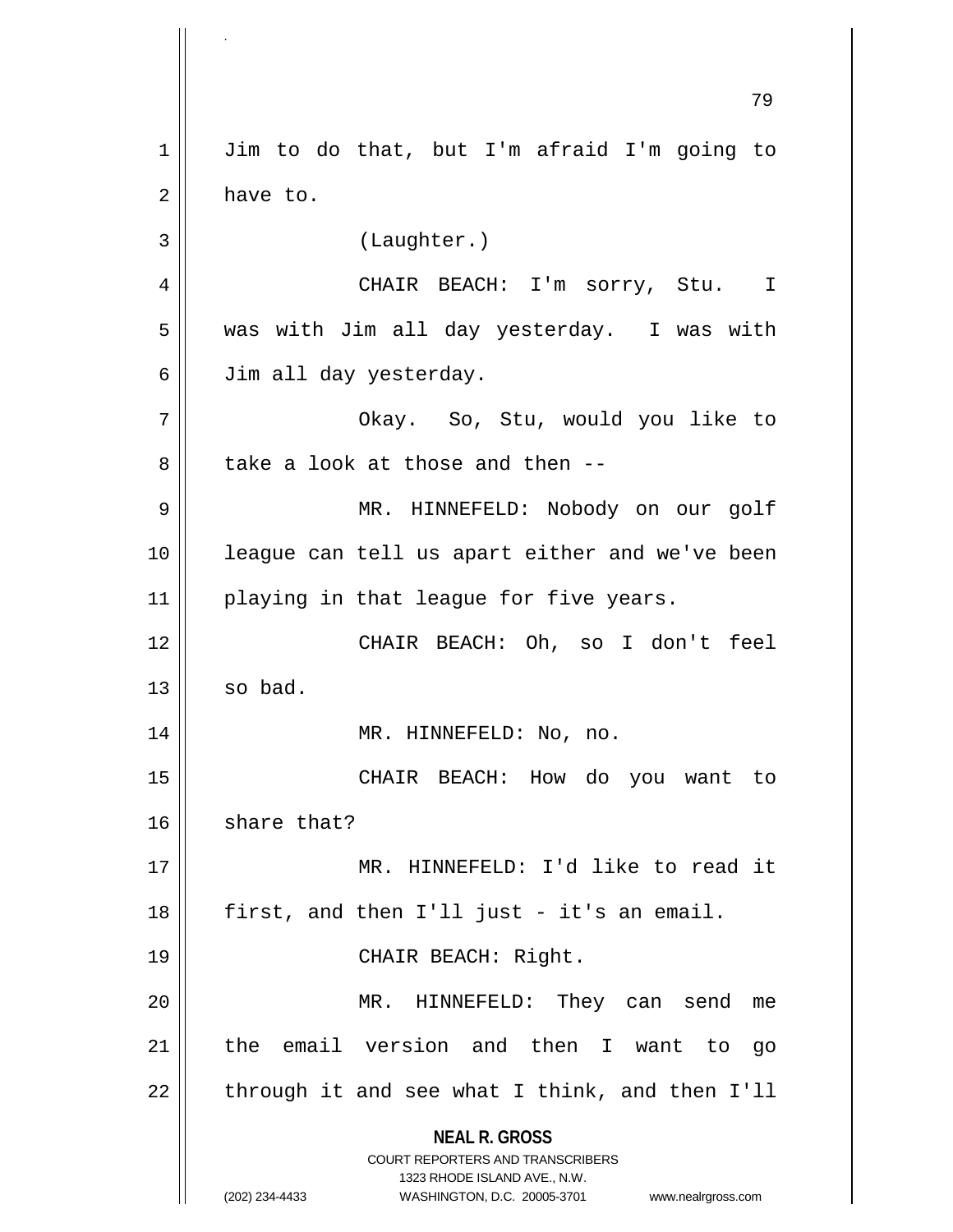Jim to do that, but I'm afraid I'm going to have to.

(Laughter.)

CHAIR BEACH: I'm sorry, Stu. I was with Jim all day yesterday. I was with Jim all day yesterday.

Okay. So, Stu, would you like to take a look at those and then --

MR. HINNEFELD: Nobody on our golf league can tell us apart either and we've been playing in that league for five years.

CHAIR BEACH: Oh, so I don't feel so bad.

MR. HINNEFELD: No, no.

CHAIR BEACH: How do you want to share that?

MR. HINNEFELD: I'd like to read it first, and then I'll just - it's an email.

CHAIR BEACH: Right.

MR. HINNEFELD: They can send me the email version and then I want to go through it and see what I think, and then I'll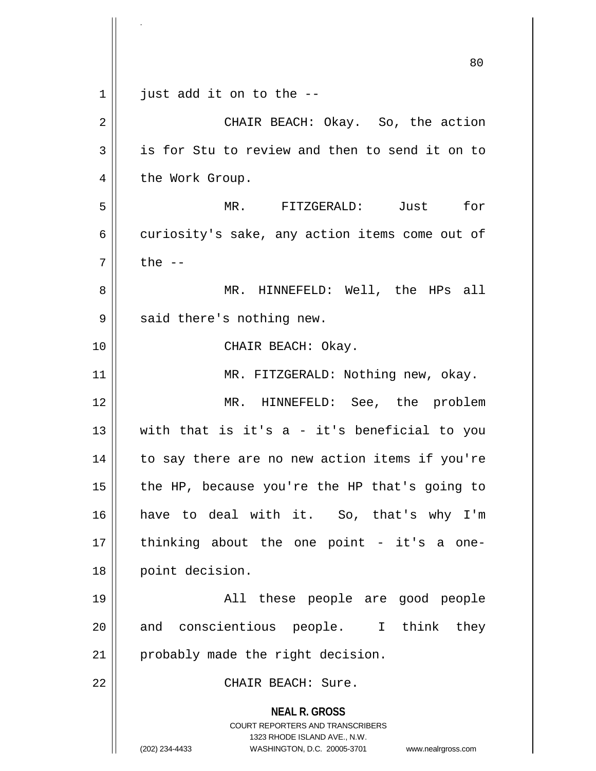just add it on to the --

CHAIR BEACH: Okay. So, the action is for Stu to review and then to send it on to the Work Group.

MR. FITZGERALD: Just for curiosity's sake, any action items come out of the --

MR. HINNEFELD: Well, the HPs all said there's nothing new.

CHAIR BEACH: Okay.

MR. FITZGERALD: Nothing new, okay.

MR. HINNEFELD: See, the problem with that is it's a - it's beneficial to you to say there are no new action items if you're the HP, because you're the HP that's going to have to deal with it. So, that's why I'm thinking about the one point - it's a one-point decision.

All these people are good people and conscientious people. I think they probably made the right decision.

CHAIR BEACH: Sure.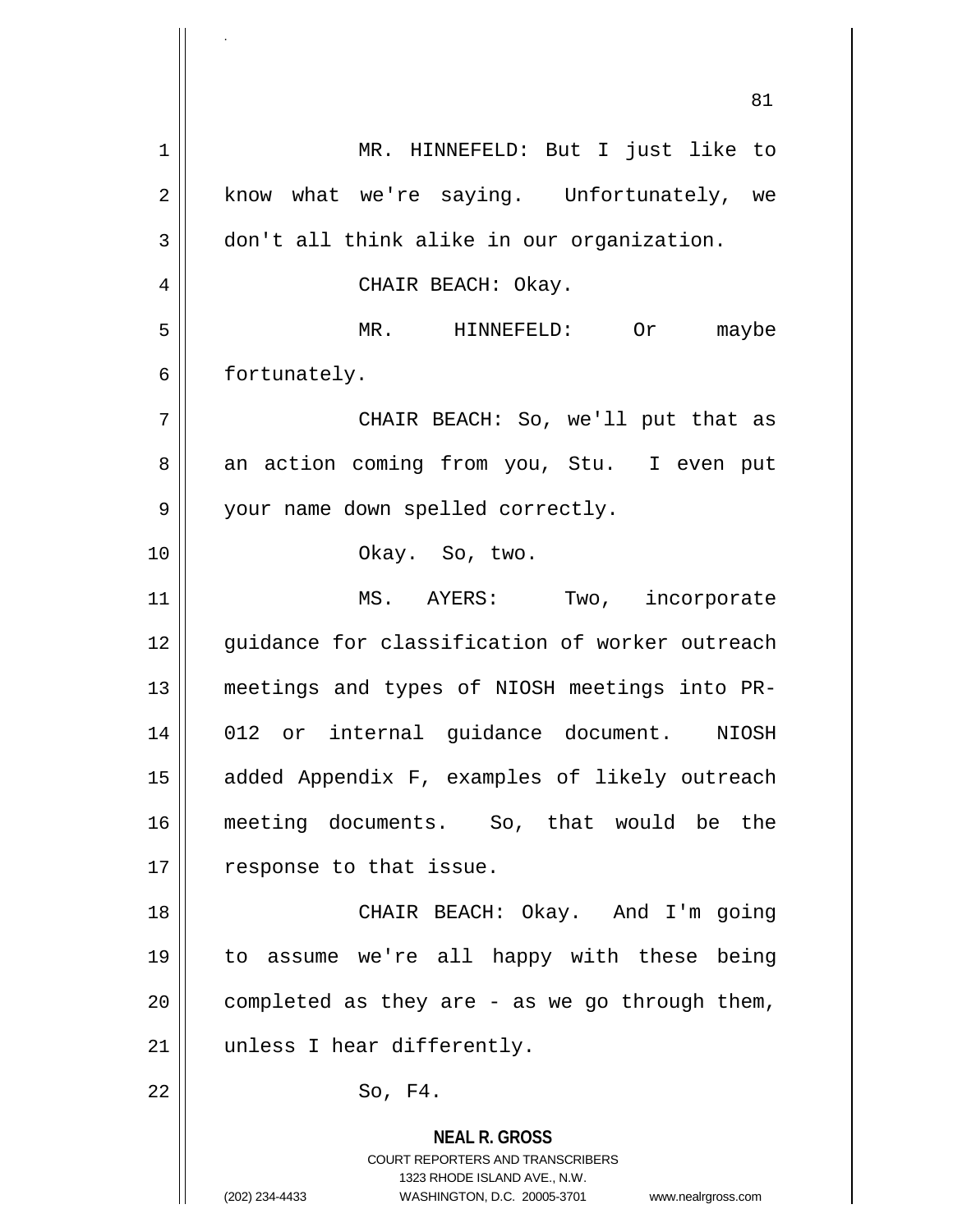MR. HINNEFELD: But I just like to know what we're saying. Unfortunately, we don't all think alike in our organization.

CHAIR BEACH: Okay.

MR. HINNEFELD: Or maybe fortunately.

CHAIR BEACH: So, we'll put that as an action coming from you, Stu. I even put your name down spelled correctly.

Okay. So, two.

MS. AYERS: Two, incorporate guidance for classification of worker outreach meetings and types of NIOSH meetings into PR-012 or internal guidance document. NIOSH added Appendix F, examples of likely outreach meeting documents. So, that would be the response to that issue.

CHAIR BEACH: Okay. And I'm going to assume we're all happy with these being completed as they are - as we go through them, unless I hear differently.

So, F4.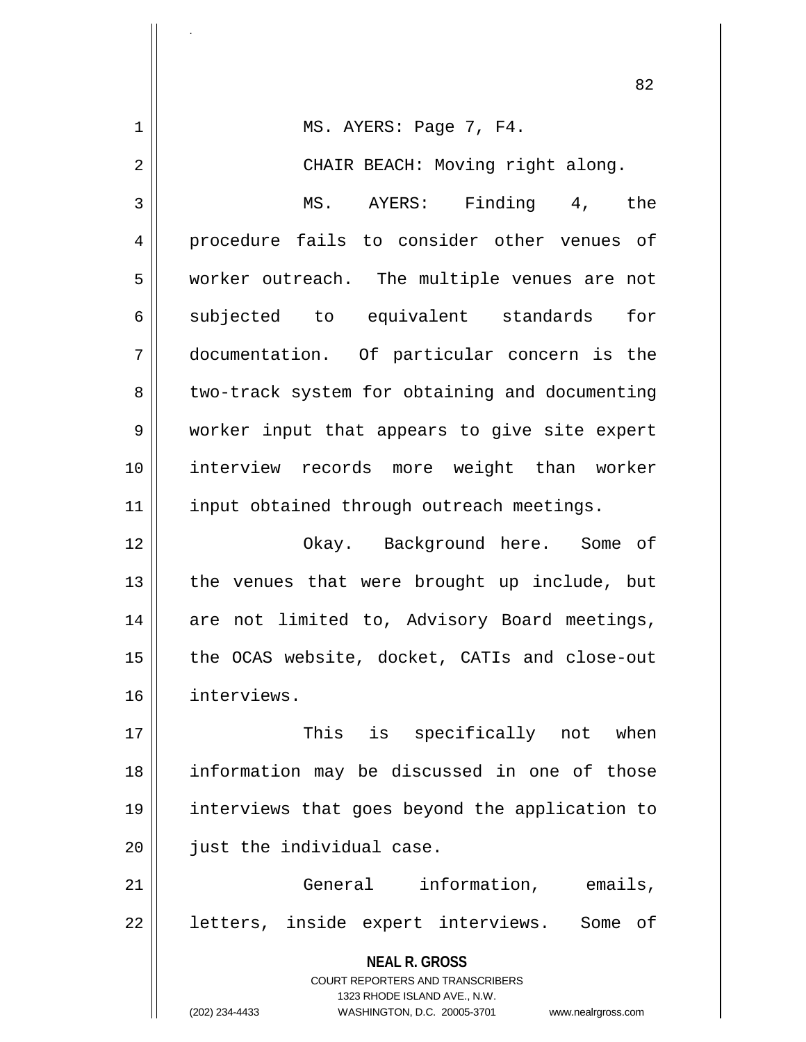MS. AYERS: Page 7, F4.

CHAIR BEACH: Moving right along.

MS. AYERS: Finding 4, the procedure fails to consider other venues of worker outreach. The multiple venues are not subjected to equivalent standards for documentation. Of particular concern is the two-track system for obtaining and documenting worker input that appears to give site expert interview records more weight than worker input obtained through outreach meetings.

Okay. Background here. Some of the venues that were brought up include, but are not limited to, Advisory Board meetings, the OCAS website, docket, CATIs and close-out interviews.

This is specifically not when information may be discussed in one of those interviews that goes beyond the application to just the individual case.

General information, emails, letters, inside expert interviews. Some of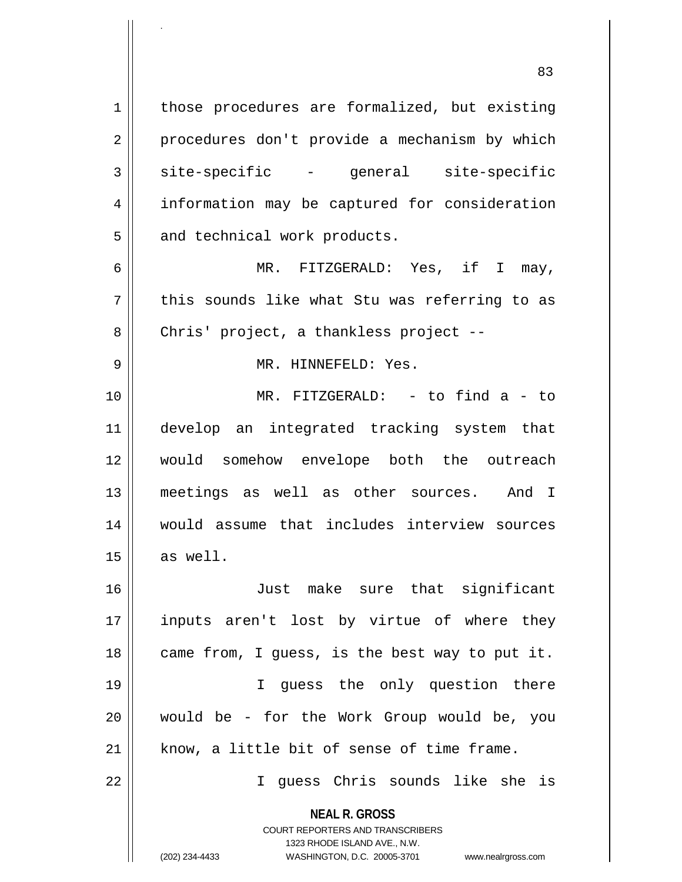those procedures are formalized, but existing procedures don't provide a mechanism by which site-specific - general site-specific information may be captured for consideration and technical work products.

MR. FITZGERALD: Yes, if I may, this sounds like what Stu was referring to as Chris' project, a thankless project --

MR. HINNEFELD: Yes.

MR. FITZGERALD: - to find a - to develop an integrated tracking system that would somehow envelope both the outreach meetings as well as other sources. And I would assume that includes interview sources as well.

Just make sure that significant inputs aren't lost by virtue of where they came from, I guess, is the best way to put it.

I guess the only question there would be - for the Work Group would be, you know, a little bit of sense of time frame.

I guess Chris sounds like she is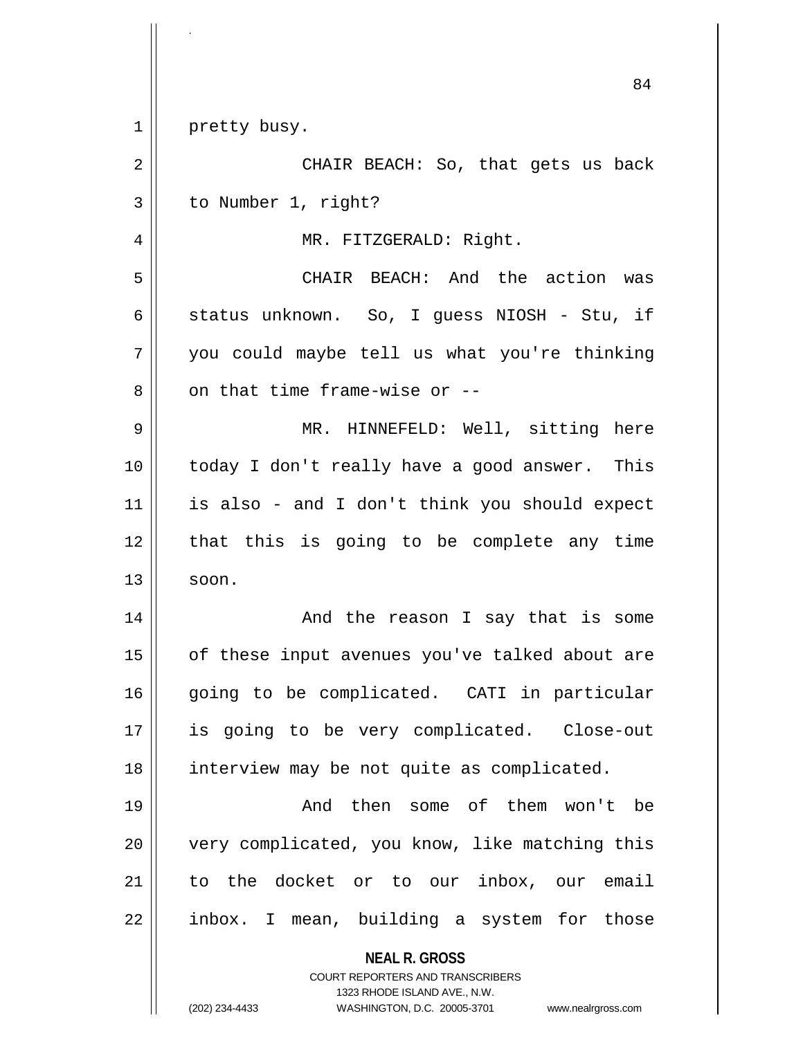pretty busy.

CHAIR BEACH: So, that gets us back to Number 1, right?

MR. FITZGERALD: Right.

CHAIR BEACH: And the action was status unknown. So, I guess NIOSH - Stu, if you could maybe tell us what you're thinking on that time frame-wise or --

MR. HINNEFELD: Well, sitting here today I don't really have a good answer. This is also - and I don't think you should expect that this is going to be complete any time soon.

And the reason I say that is some of these input avenues you've talked about are going to be complicated. CATI in particular is going to be very complicated. Close-out interview may be not quite as complicated.

And then some of them won't be very complicated, you know, like matching this to the docket or to our inbox, our email inbox. I mean, building a system for those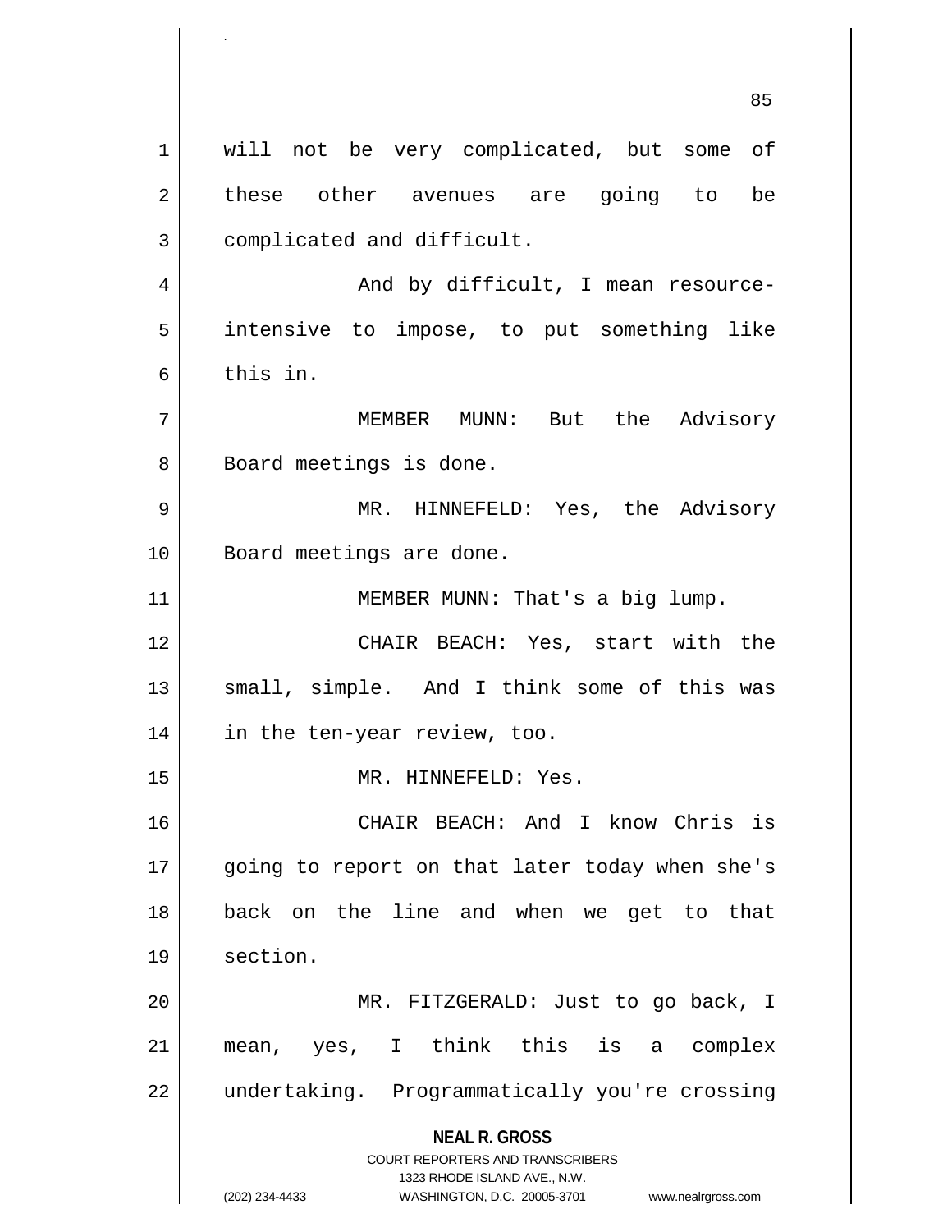will not be very complicated, but some of these other avenues are going to be complicated and difficult.

And by difficult, I mean resource-intensive to impose, to put something like this in.

MEMBER MUNN: But the Advisory Board meetings is done.

MR. HINNEFELD: Yes, the Advisory Board meetings are done.

MEMBER MUNN: That's a big lump.

CHAIR BEACH: Yes, start with the small, simple. And I think some of this was in the ten-year review, too.

MR. HINNEFELD: Yes.

CHAIR BEACH: And I know Chris is going to report on that later today when she's back on the line and when we get to that section.

MR. FITZGERALD: Just to go back, I mean, yes, I think this is a complex undertaking. Programmatically you're crossing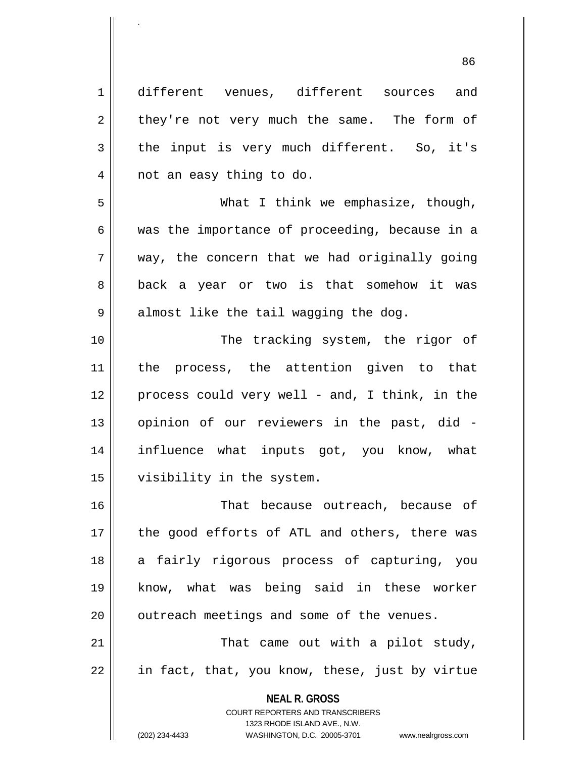different venues, different sources and they're not very much the same. The form of the input is very much different. So, it's not an easy thing to do.

What I think we emphasize, though, was the importance of proceeding, because in a way, the concern that we had originally going back a year or two is that somehow it was almost like the tail wagging the dog.

The tracking system, the rigor of the process, the attention given to that process could very well - and, I think, in the opinion of our reviewers in the past, did - influence what inputs got, you know, what visibility in the system.

That because outreach, because of the good efforts of ATL and others, there was a fairly rigorous process of capturing, you know, what was being said in these worker outreach meetings and some of the venues.

That came out with a pilot study, in fact, that, you know, these, just by virtue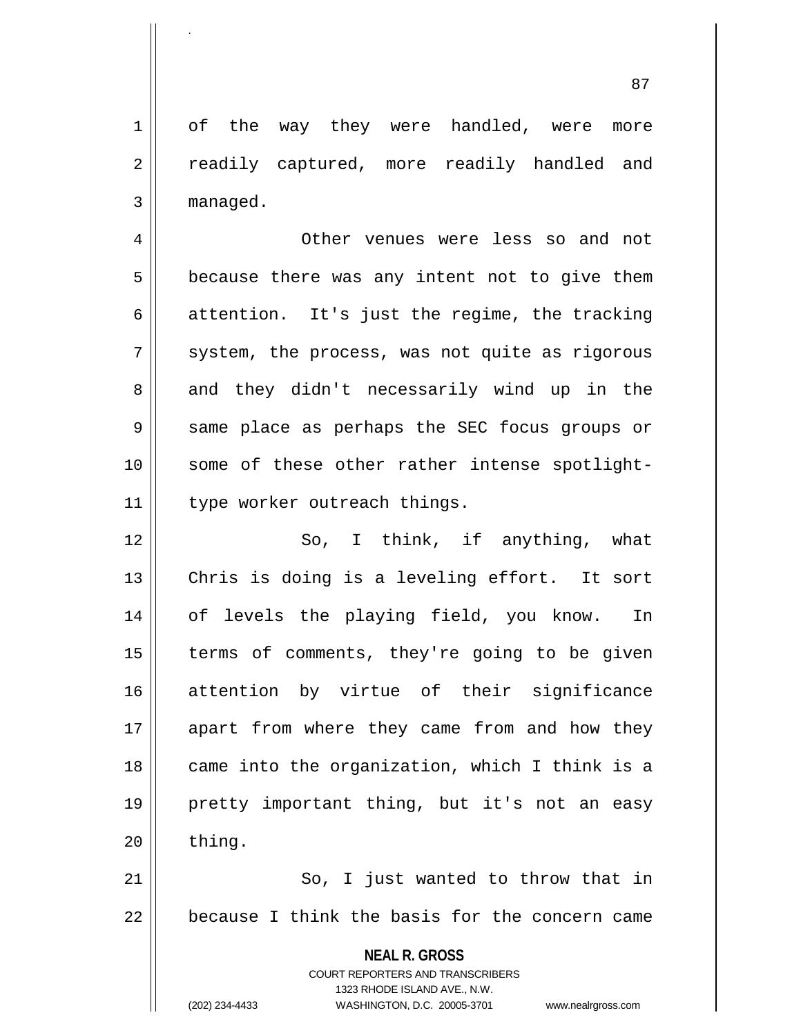of the way they were handled, were more readily captured, more readily handled and managed.

Other venues were less so and not because there was any intent not to give them attention. It's just the regime, the tracking system, the process, was not quite as rigorous and they didn't necessarily wind up in the same place as perhaps the SEC focus groups or some of these other rather intense spotlight-type worker outreach things.

So, I think, if anything, what Chris is doing is a leveling effort. It sort of levels the playing field, you know. In terms of comments, they're going to be given attention by virtue of their significance apart from where they came from and how they came into the organization, which I think is a pretty important thing, but it's not an easy thing.

So, I just wanted to throw that in because I think the basis for the concern came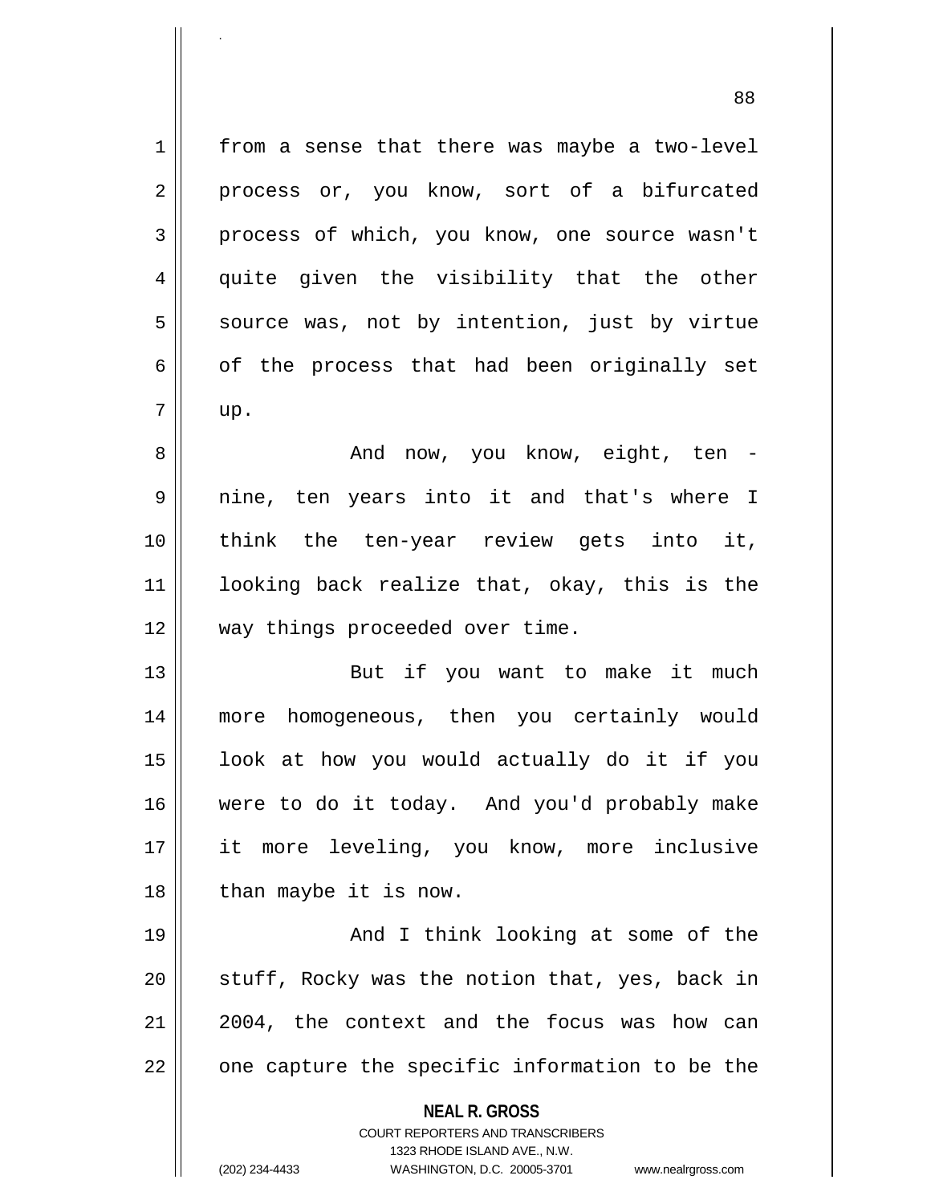from a sense that there was maybe a two-level process or, you know, sort of a bifurcated process of which, you know, one source wasn't quite given the visibility that the other source was, not by intention, just by virtue of the process that had been originally set up.

And now, you know, eight, ten - nine, ten years into it and that's where I think the ten-year review gets into it, looking back realize that, okay, this is the way things proceeded over time.

But if you want to make it much more homogeneous, then you certainly would look at how you would actually do it if you were to do it today. And you'd probably make it more leveling, you know, more inclusive than maybe it is now.

And I think looking at some of the stuff, Rocky was the notion that, yes, back in 2004, the context and the focus was how can one capture the specific information to be the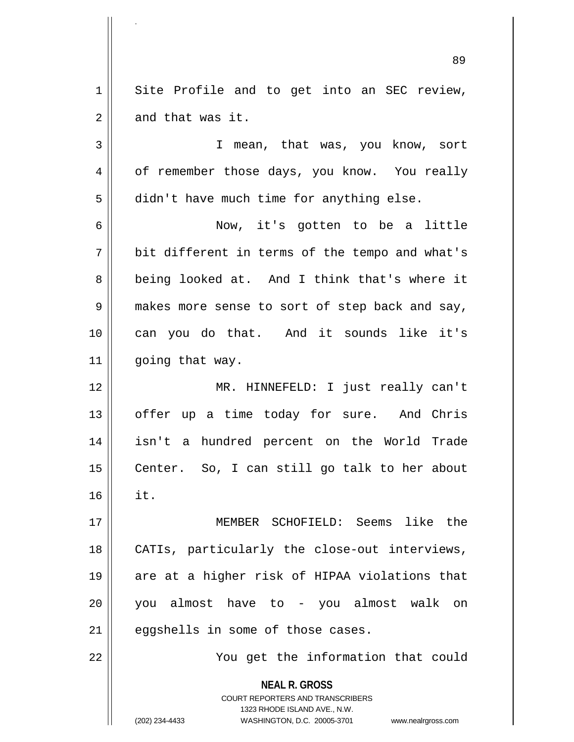Site Profile and to get into an SEC review, and that was it.

I mean, that was, you know, sort of remember those days, you know. You really didn't have much time for anything else.

Now, it's gotten to be a little bit different in terms of the tempo and what's being looked at. And I think that's where it makes more sense to sort of step back and say, can you do that. And it sounds like it's going that way.

MR. HINNEFELD: I just really can't offer up a time today for sure. And Chris isn't a hundred percent on the World Trade Center. So, I can still go talk to her about it.

MEMBER SCHOFIELD: Seems like the CATIs, particularly the close-out interviews, are at a higher risk of HIPAA violations that you almost have to - you almost walk on eggshells in some of those cases.

You get the information that could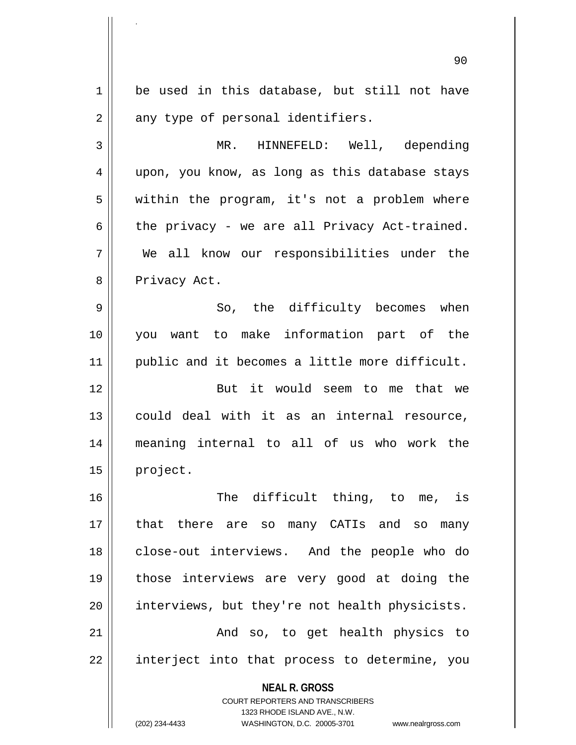be used in this database, but still not have any type of personal identifiers.

MR. HINNEFELD: Well, depending upon, you know, as long as this database stays within the program, it's not a problem where the privacy - we are all Privacy Act-trained. We all know our responsibilities under the Privacy Act.

So, the difficulty becomes when you want to make information part of the public and it becomes a little more difficult.

But it would seem to me that we could deal with it as an internal resource, meaning internal to all of us who work the project.

The difficult thing, to me, is that there are so many CATIs and so many close-out interviews. And the people who do those interviews are very good at doing the interviews, but they're not health physicists.

And so, to get health physics to interject into that process to determine, you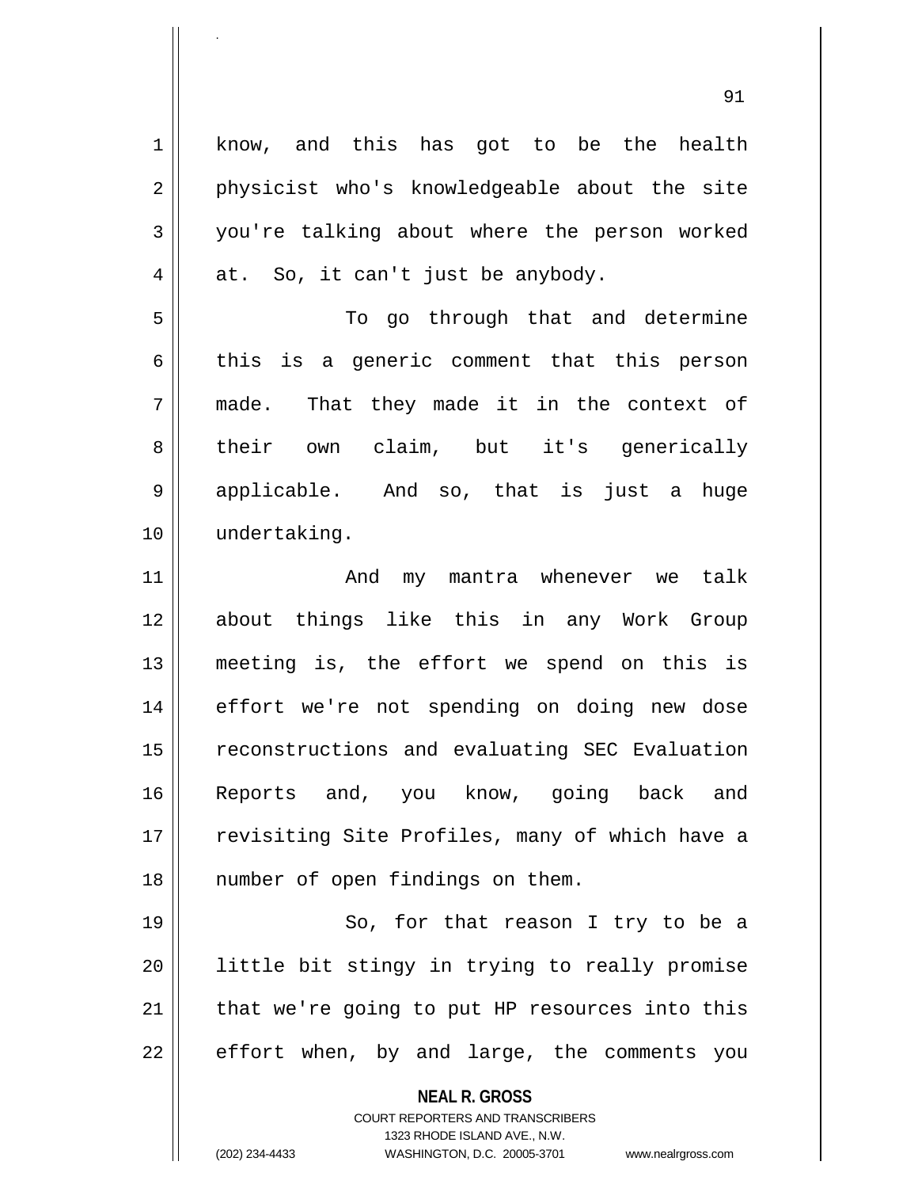know, and this has got to be the health physicist who's knowledgeable about the site you're talking about where the person worked at. So, it can't just be anybody.

To go through that and determine this is a generic comment that this person made. That they made it in the context of their own claim, but it's generically applicable. And so, that is just a huge undertaking.

And my mantra whenever we talk about things like this in any Work Group meeting is, the effort we spend on this is effort we're not spending on doing new dose reconstructions and evaluating SEC Evaluation Reports and, you know, going back and revisiting Site Profiles, many of which have a number of open findings on them.

So, for that reason I try to be a little bit stingy in trying to really promise that we're going to put HP resources into this effort when, by and large, the comments you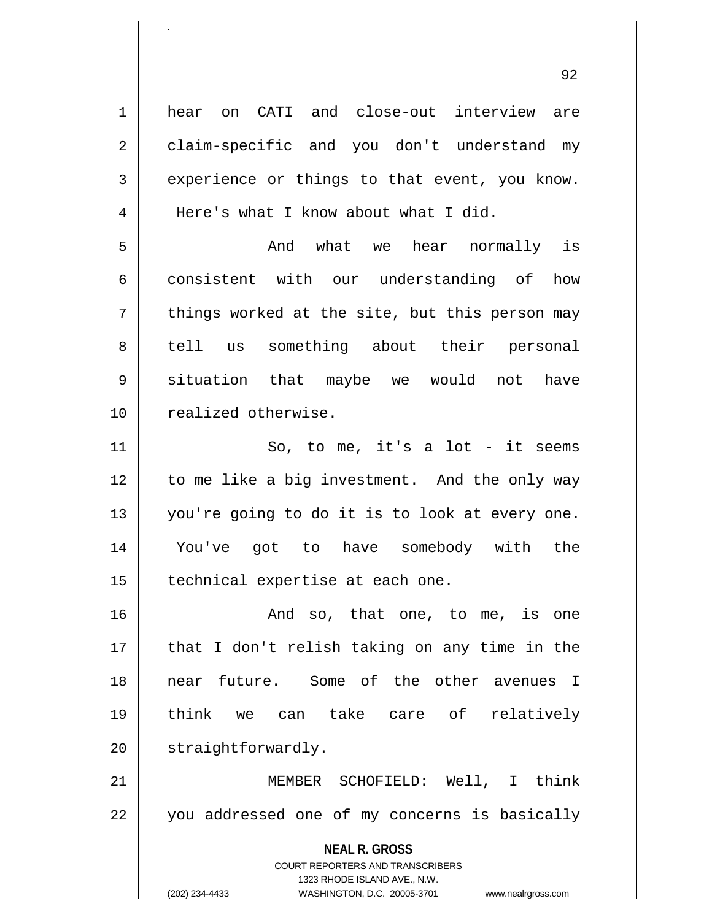hear on CATI and close-out interview are claim-specific and you don't understand my experience or things to that event, you know. Here's what I know about what I did.

And what we hear normally is consistent with our understanding of how things worked at the site, but this person may tell us something about their personal situation that maybe we would not have realized otherwise.

So, to me, it's a lot - it seems to me like a big investment. And the only way you're going to do it is to look at every one. You've got to have somebody with the technical expertise at each one.

And so, that one, to me, is one that I don't relish taking on any time in the near future. Some of the other avenues I think we can take care of relatively straightforwardly.

MEMBER SCHOFIELD: Well, I think you addressed one of my concerns is basically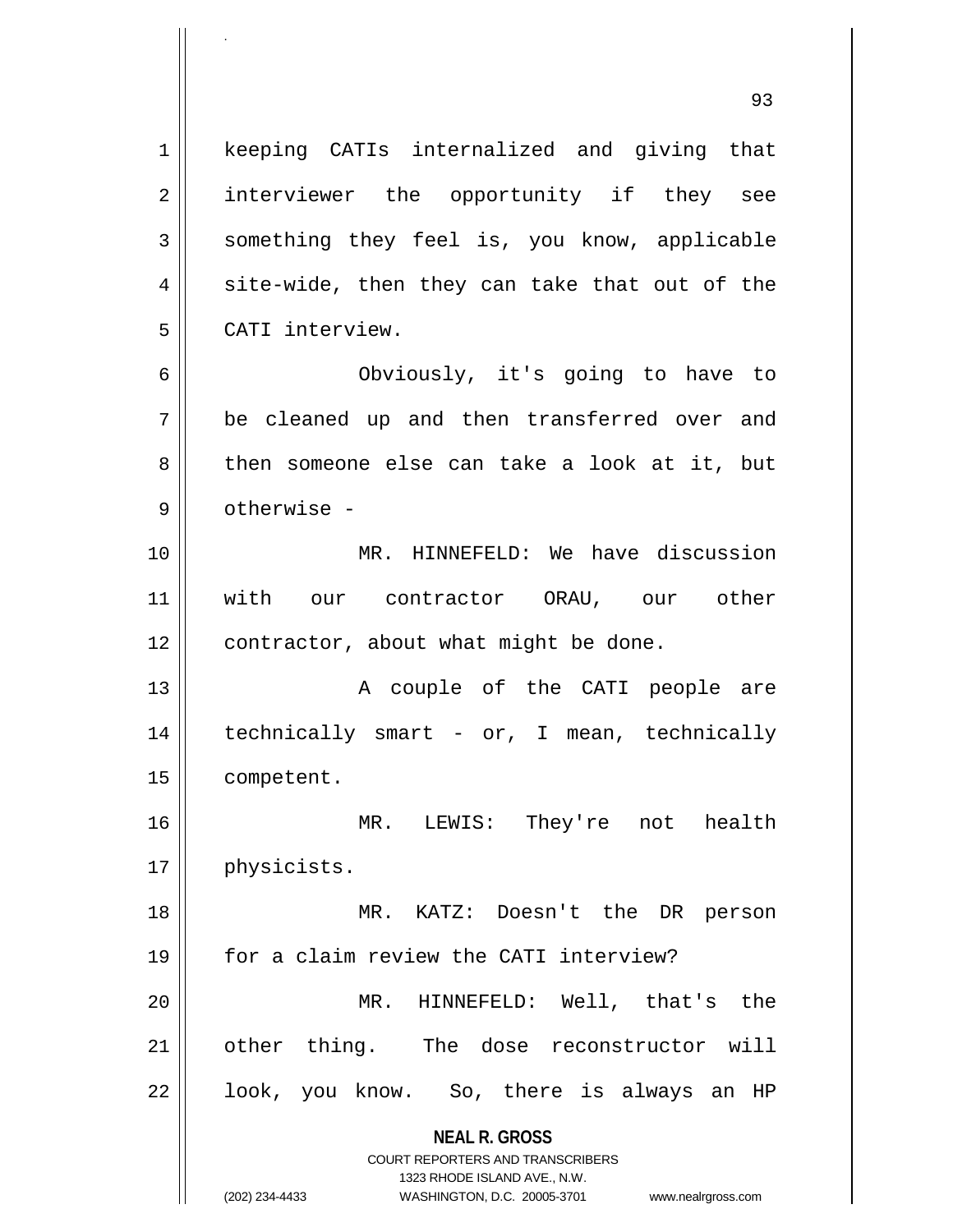keeping CATIs internalized and giving that interviewer the opportunity if they see something they feel is, you know, applicable site-wide, then they can take that out of the CATI interview.

Obviously, it's going to have to be cleaned up and then transferred over and then someone else can take a look at it, but otherwise -

MR. HINNEFELD: We have discussion with our contractor ORAU, our other contractor, about what might be done.

A couple of the CATI people are technically smart - or, I mean, technically competent.

MR. LEWIS: They're not health physicists.

MR. KATZ: Doesn't the DR person for a claim review the CATI interview?

MR. HINNEFELD: Well, that's the other thing. The dose reconstructor will look, you know. So, there is always an HP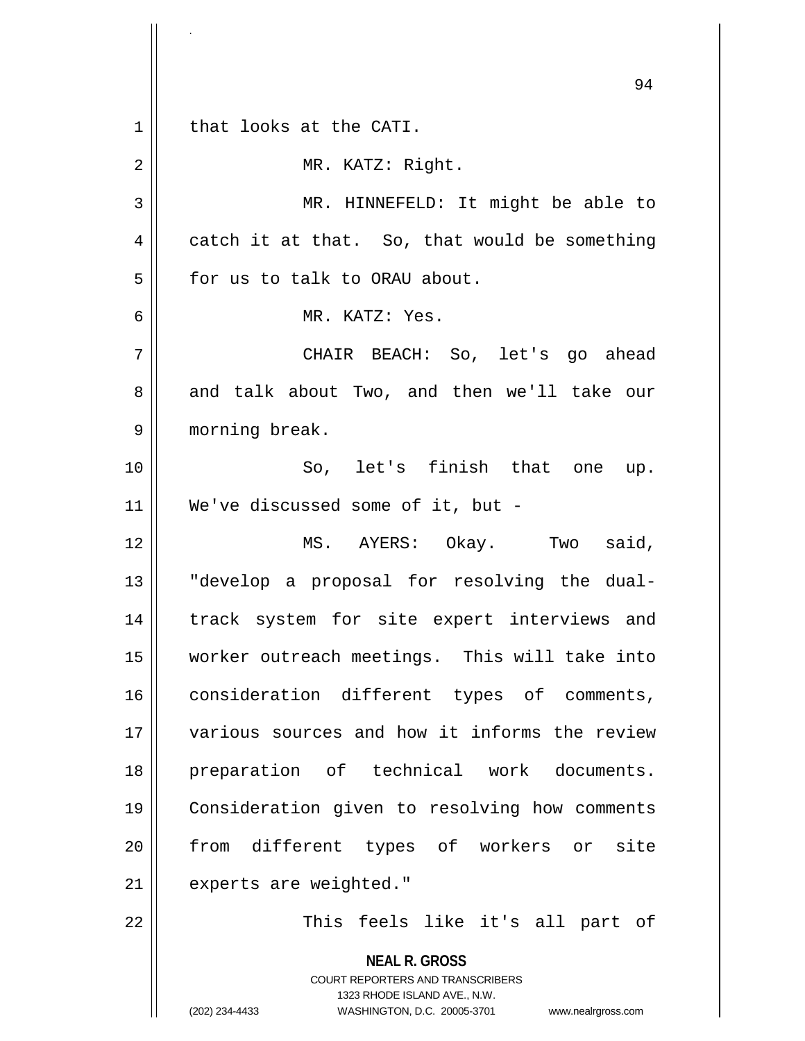that looks at the CATI.

MR. KATZ: Right.

MR. HINNEFELD: It might be able to catch it at that. So, that would be something for us to talk to ORAU about.

MR. KATZ: Yes.

CHAIR BEACH: So, let's go ahead and talk about Two, and then we'll take our morning break.

So, let's finish that one up. We've discussed some of it, but -

MS. AYERS: Okay. Two said, "develop a proposal for resolving the dual-track system for site expert interviews and worker outreach meetings. This will take into consideration different types of comments, various sources and how it informs the review preparation of technical work documents. Consideration given to resolving how comments from different types of workers or site experts are weighted."

This feels like it's all part of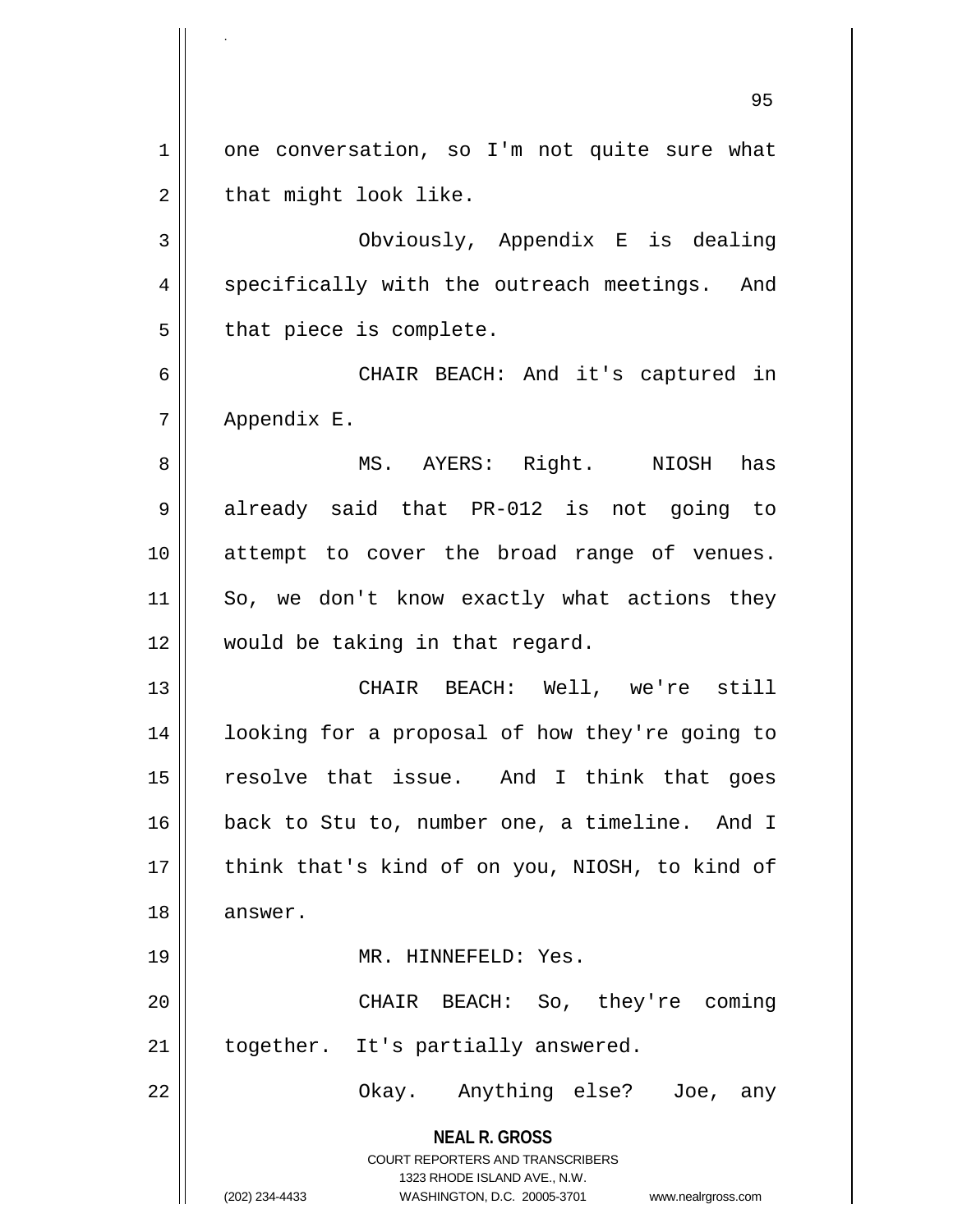one conversation, so I'm not quite sure what that might look like.

Obviously, Appendix E is dealing specifically with the outreach meetings. And that piece is complete.

CHAIR BEACH: And it's captured in Appendix E.

MS. AYERS: Right. NIOSH has already said that PR-012 is not going to attempt to cover the broad range of venues. So, we don't know exactly what actions they would be taking in that regard.

CHAIR BEACH: Well, we're still looking for a proposal of how they're going to resolve that issue. And I think that goes back to Stu to, number one, a timeline. And I think that's kind of on you, NIOSH, to kind of answer.

MR. HINNEFELD: Yes.

CHAIR BEACH: So, they're coming together. It's partially answered.

Okay. Anything else? Joe, any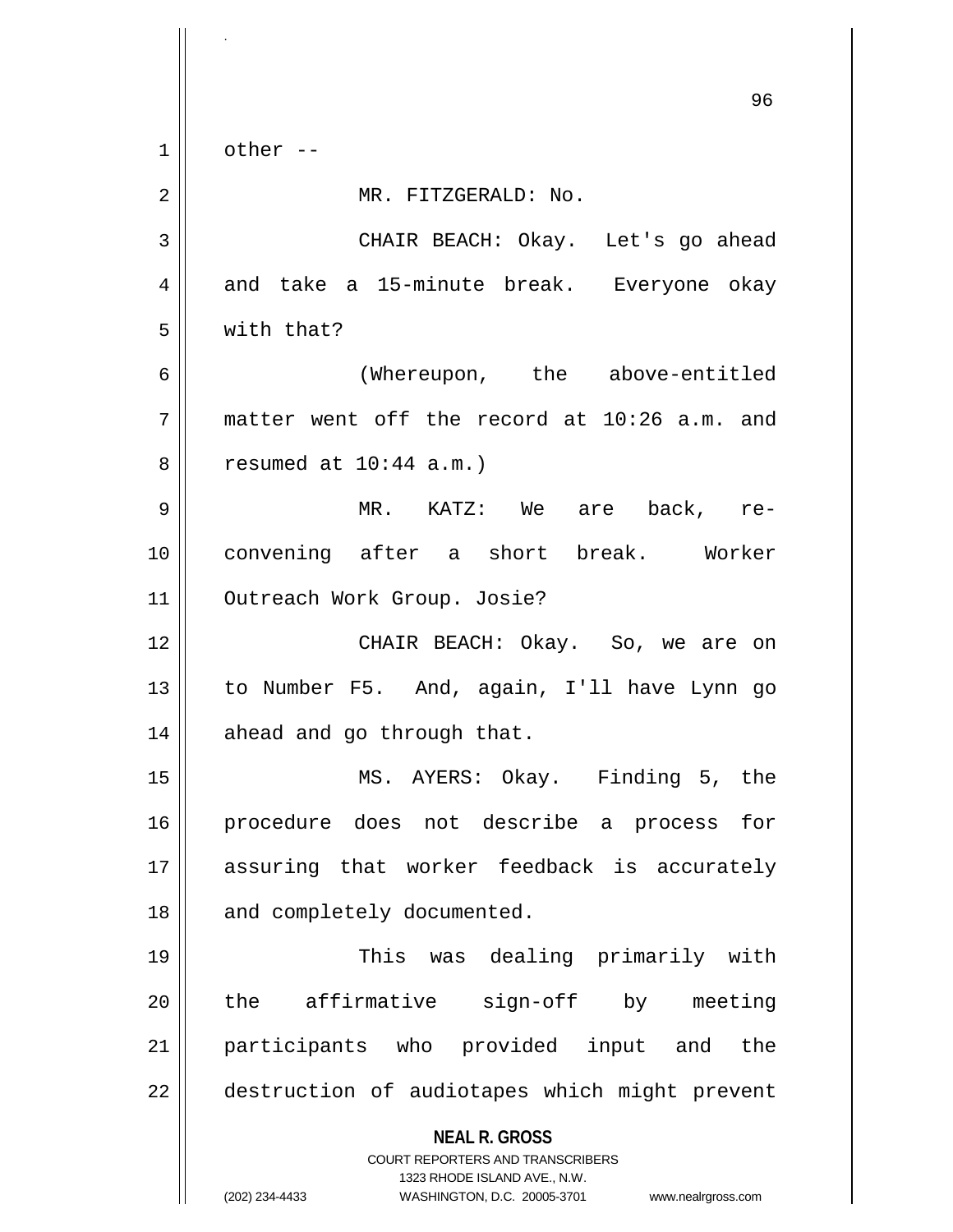other --

MR. FITZGERALD: No.

CHAIR BEACH: Okay. Let's go ahead and take a 15-minute break. Everyone okay with that?

(Whereupon, the above-entitled matter went off the record at 10:26 a.m. and resumed at 10:44 a.m.)

MR. KATZ: We are back, re-convening after a short break. Worker Outreach Work Group. Josie?

CHAIR BEACH: Okay. So, we are on to Number F5. And, again, I'll have Lynn go ahead and go through that.

MS. AYERS: Okay. Finding 5, the procedure does not describe a process for assuring that worker feedback is accurately and completely documented.

This was dealing primarily with the affirmative sign-off by meeting participants who provided input and the destruction of audiotapes which might prevent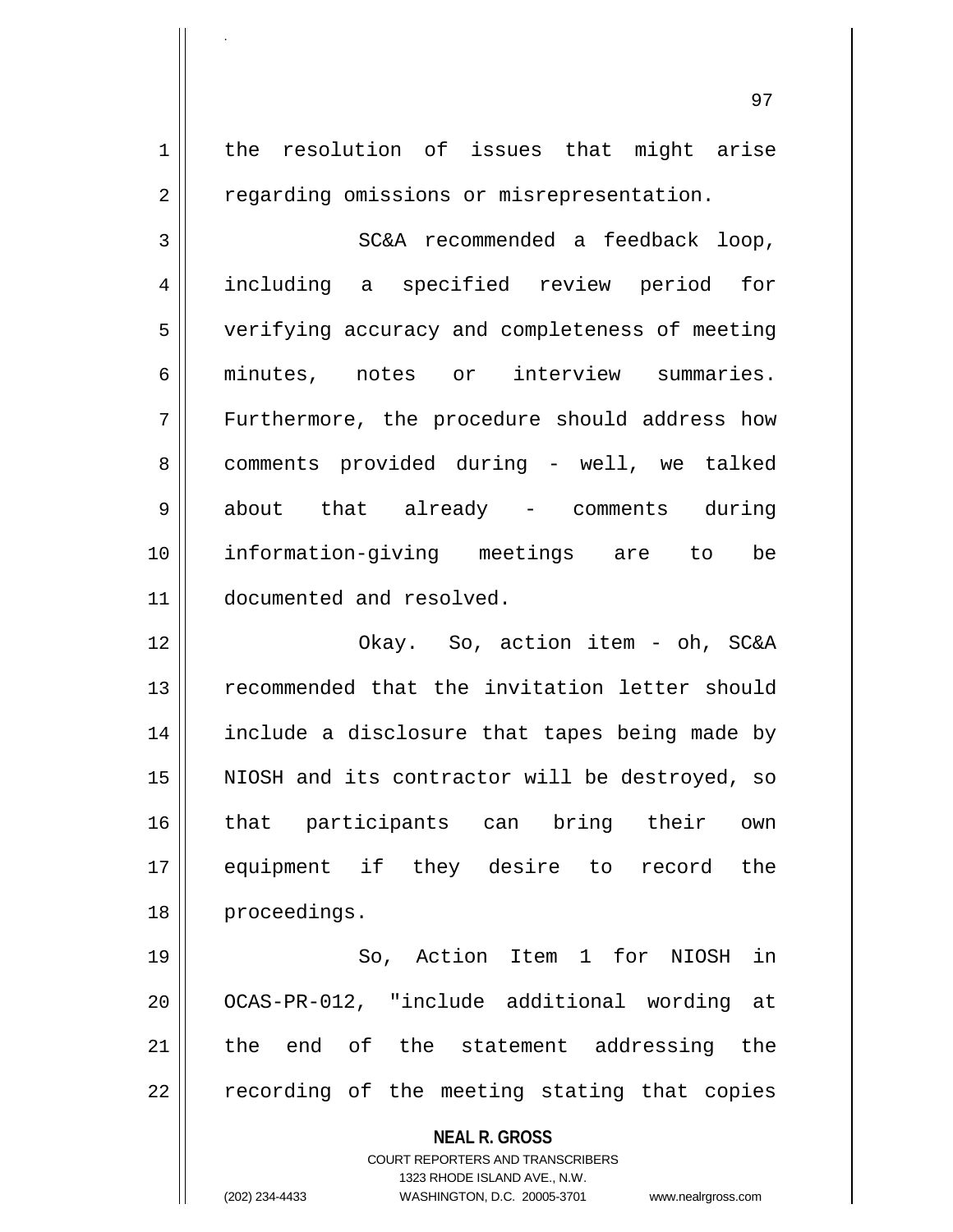the resolution of issues that might arise regarding omissions or misrepresentation.

SC&A recommended a feedback loop, including a specified review period for verifying accuracy and completeness of meeting minutes, notes or interview summaries. Furthermore, the procedure should address how comments provided during - well, we talked about that already - comments during information-giving meetings are to be documented and resolved.

Okay. So, action item - oh, SC&A recommended that the invitation letter should include a disclosure that tapes being made by NIOSH and its contractor will be destroyed, so that participants can bring their own equipment if they desire to record the proceedings.

So, Action Item 1 for NIOSH in OCAS-PR-012, "include additional wording at the end of the statement addressing the recording of the meeting stating that copies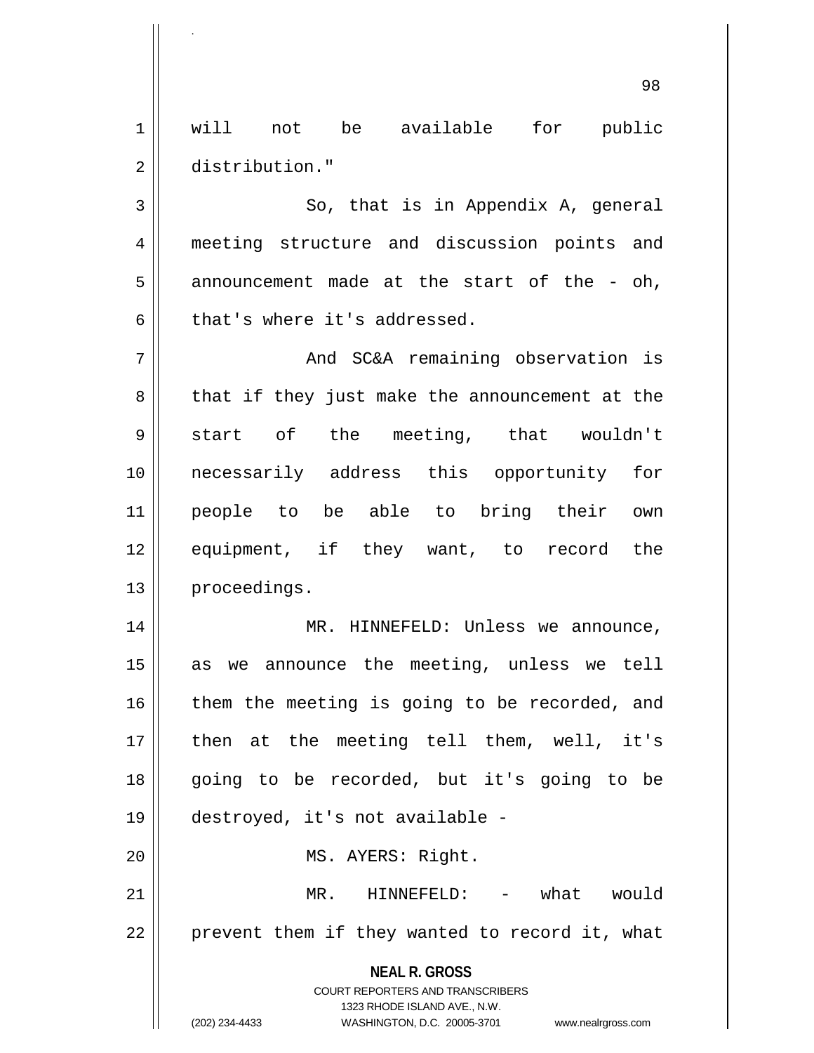will not be available for public distribution."

So, that is in Appendix A, general meeting structure and discussion points and announcement made at the start of the - oh, that's where it's addressed.

And SC&A remaining observation is that if they just make the announcement at the start of the meeting, that wouldn't necessarily address this opportunity for people to be able to bring their own equipment, if they want, to record the proceedings.

MR. HINNEFELD: Unless we announce, as we announce the meeting, unless we tell them the meeting is going to be recorded, and then at the meeting tell them, well, it's going to be recorded, but it's going to be destroyed, it's not available -

MS. AYERS: Right.

MR. HINNEFELD: - what would prevent them if they wanted to record it, what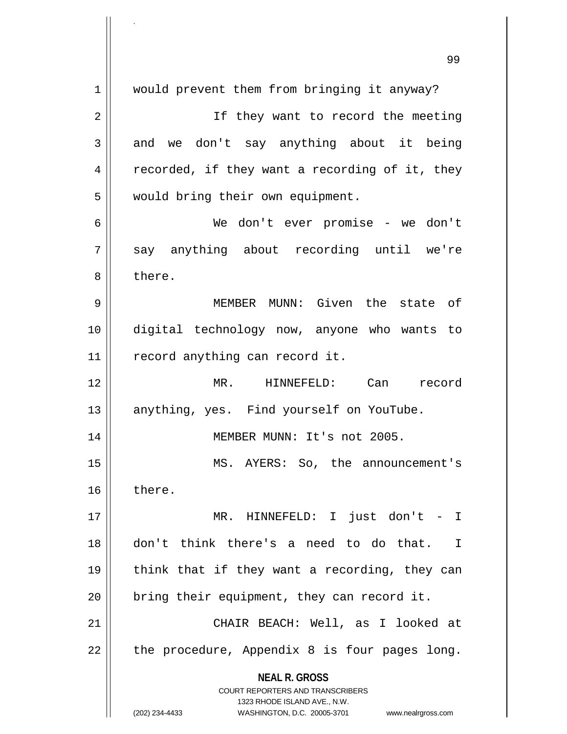would prevent them from bringing it anyway?

If they want to record the meeting and we don't say anything about it being recorded, if they want a recording of it, they would bring their own equipment.

We don't ever promise - we don't say anything about recording until we're there.

MEMBER MUNN: Given the state of digital technology now, anyone who wants to record anything can record it.

MR. HINNEFELD: Can record anything, yes. Find yourself on YouTube.

MEMBER MUNN: It's not 2005.

MS. AYERS: So, the announcement's there.

MR. HINNEFELD: I just don't - I don't think there's a need to do that. I think that if they want a recording, they can bring their equipment, they can record it.

CHAIR BEACH: Well, as I looked at the procedure, Appendix 8 is four pages long.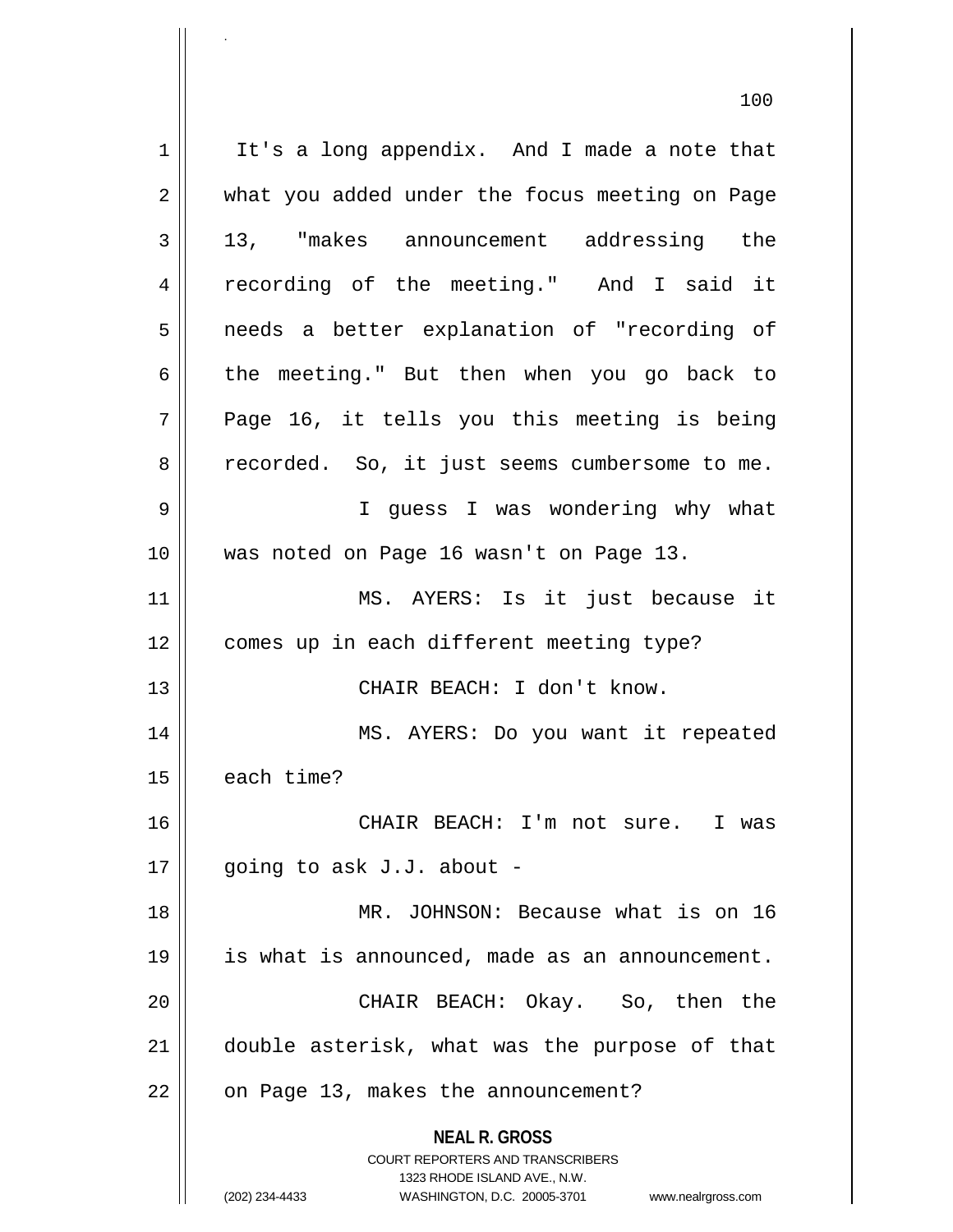It's a long appendix. And I made a note that what you added under the focus meeting on Page 13, "makes announcement addressing the recording of the meeting." And I said it needs a better explanation of "recording of the meeting." But then when you go back to Page 16, it tells you this meeting is being recorded. So, it just seems cumbersome to me.

I guess I was wondering why what was noted on Page 16 wasn't on Page 13.

MS. AYERS: Is it just because it comes up in each different meeting type?

CHAIR BEACH: I don't know.

MS. AYERS: Do you want it repeated each time?

CHAIR BEACH: I'm not sure. I was going to ask J.J. about -

MR. JOHNSON: Because what is on 16 is what is announced, made as an announcement.

CHAIR BEACH: Okay. So, then the double asterisk, what was the purpose of that on Page 13, makes the announcement?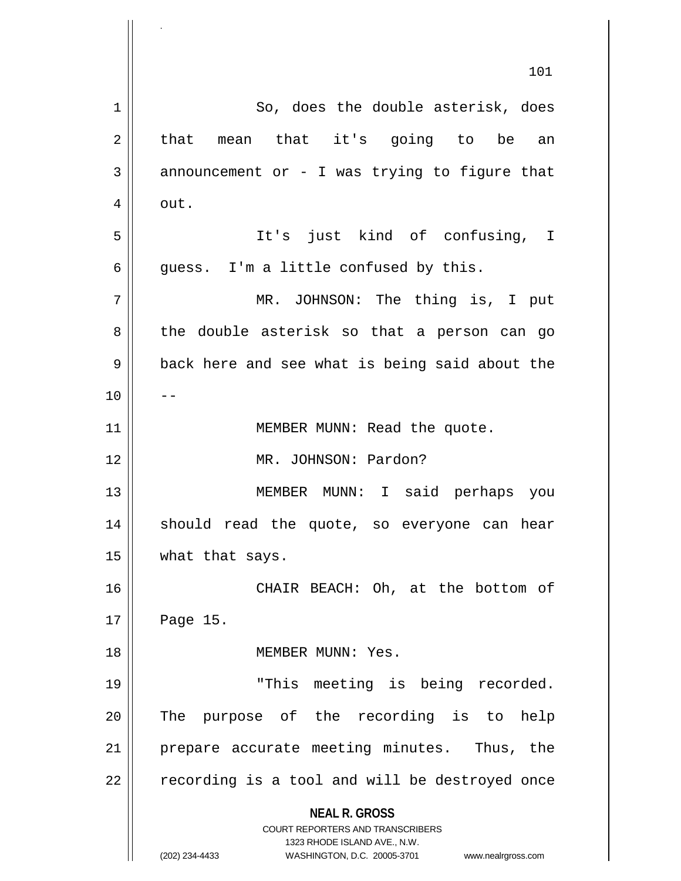So, does the double asterisk, does that mean that it's going to be an announcement or - I was trying to figure that out.

It's just kind of confusing, I guess. I'm a little confused by this.

MR. JOHNSON: The thing is, I put the double asterisk so that a person can go back here and see what is being said about the --

MEMBER MUNN: Read the quote.

MR. JOHNSON: Pardon?

MEMBER MUNN: I said perhaps you should read the quote, so everyone can hear what that says.

CHAIR BEACH: Oh, at the bottom of Page 15.

MEMBER MUNN: Yes.

"This meeting is being recorded. The purpose of the recording is to help prepare accurate meeting minutes. Thus, the recording is a tool and will be destroyed once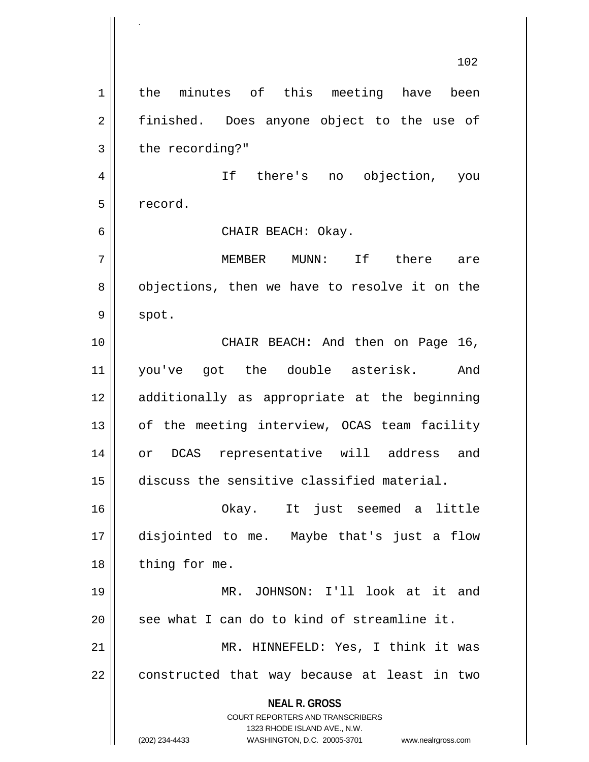the minutes of this meeting have been finished. Does anyone object to the use of the recording?"

If there's no objection, you record.

CHAIR BEACH: Okay.

MEMBER MUNN: If there are objections, then we have to resolve it on the spot.

CHAIR BEACH: And then on Page 16, you've got the double asterisk. And additionally as appropriate at the beginning of the meeting interview, OCAS team facility or DCAS representative will address and discuss the sensitive classified material.

Okay. It just seemed a little disjointed to me. Maybe that's just a flow thing for me.

MR. JOHNSON: I'll look at it and see what I can do to kind of streamline it.

MR. HINNEFELD: Yes, I think it was constructed that way because at least in two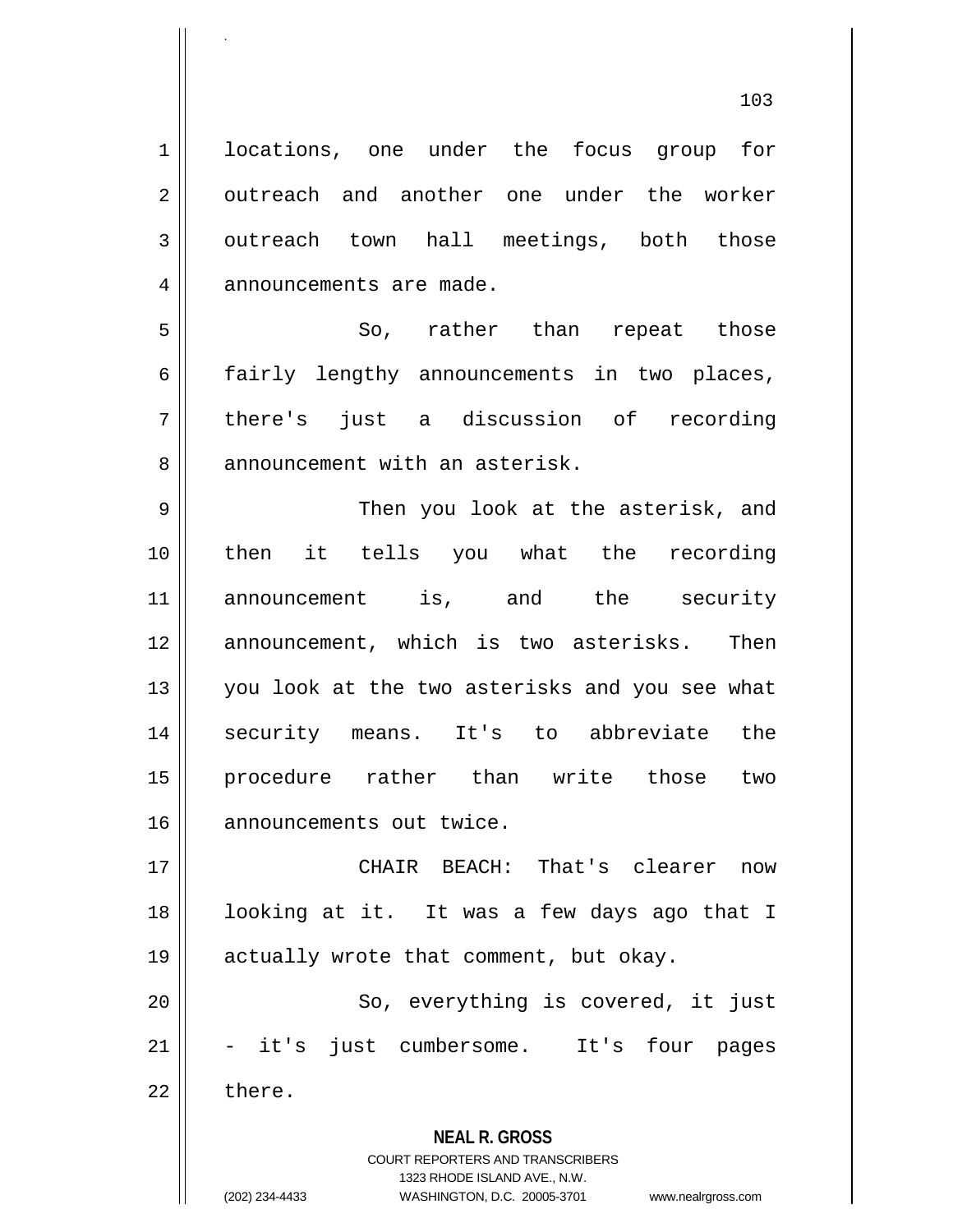locations, one under the focus group for outreach and another one under the worker outreach town hall meetings, both those announcements are made.

So, rather than repeat those fairly lengthy announcements in two places, there's just a discussion of recording announcement with an asterisk.

Then you look at the asterisk, and then it tells you what the recording announcement is, and the security announcement, which is two asterisks. Then you look at the two asterisks and you see what security means. It's to abbreviate the procedure rather than write those two announcements out twice.

CHAIR BEACH: That's clearer now looking at it. It was a few days ago that I actually wrote that comment, but okay.

So, everything is covered, it just - it's just cumbersome. It's four pages there.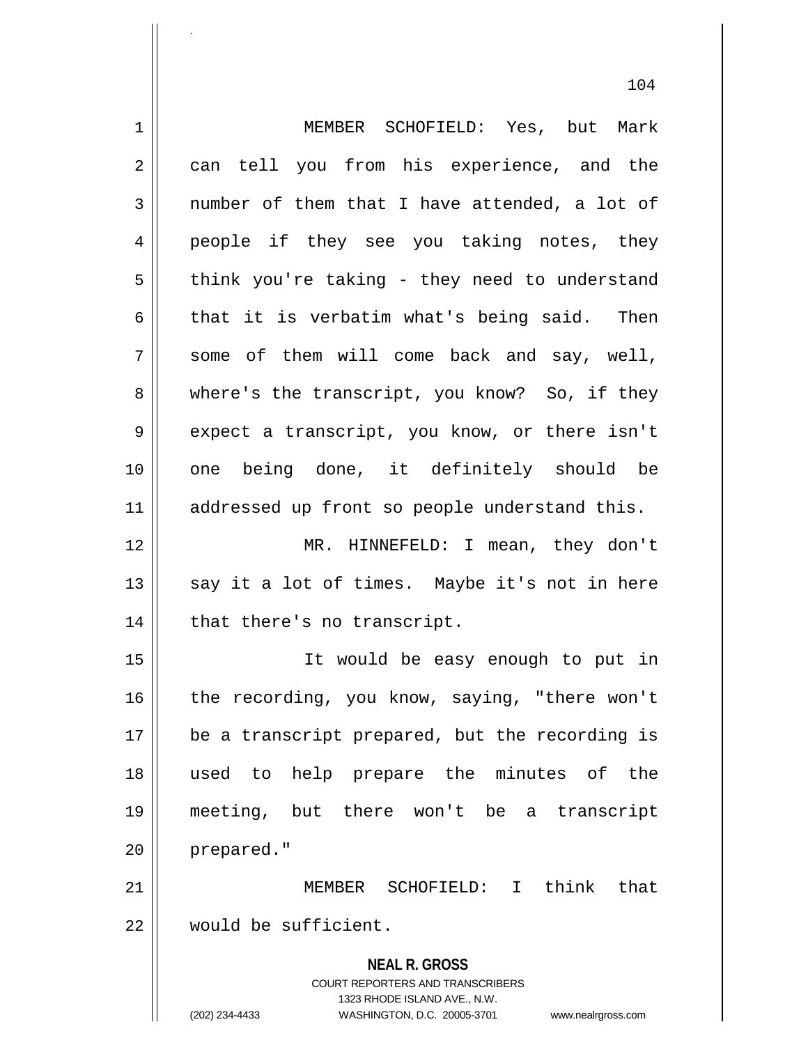MEMBER SCHOFIELD: Yes, but Mark can tell you from his experience, and the number of them that I have attended, a lot of people if they see you taking notes, they think you're taking - they need to understand that it is verbatim what's being said. Then some of them will come back and say, well, where's the transcript, you know? So, if they expect a transcript, you know, or there isn't one being done, it definitely should be addressed up front so people understand this.

MR. HINNEFELD: I mean, they don't say it a lot of times. Maybe it's not in here that there's no transcript.

It would be easy enough to put in the recording, you know, saying, "there won't be a transcript prepared, but the recording is used to help prepare the minutes of the meeting, but there won't be a transcript prepared."

MEMBER SCHOFIELD: I think that would be sufficient.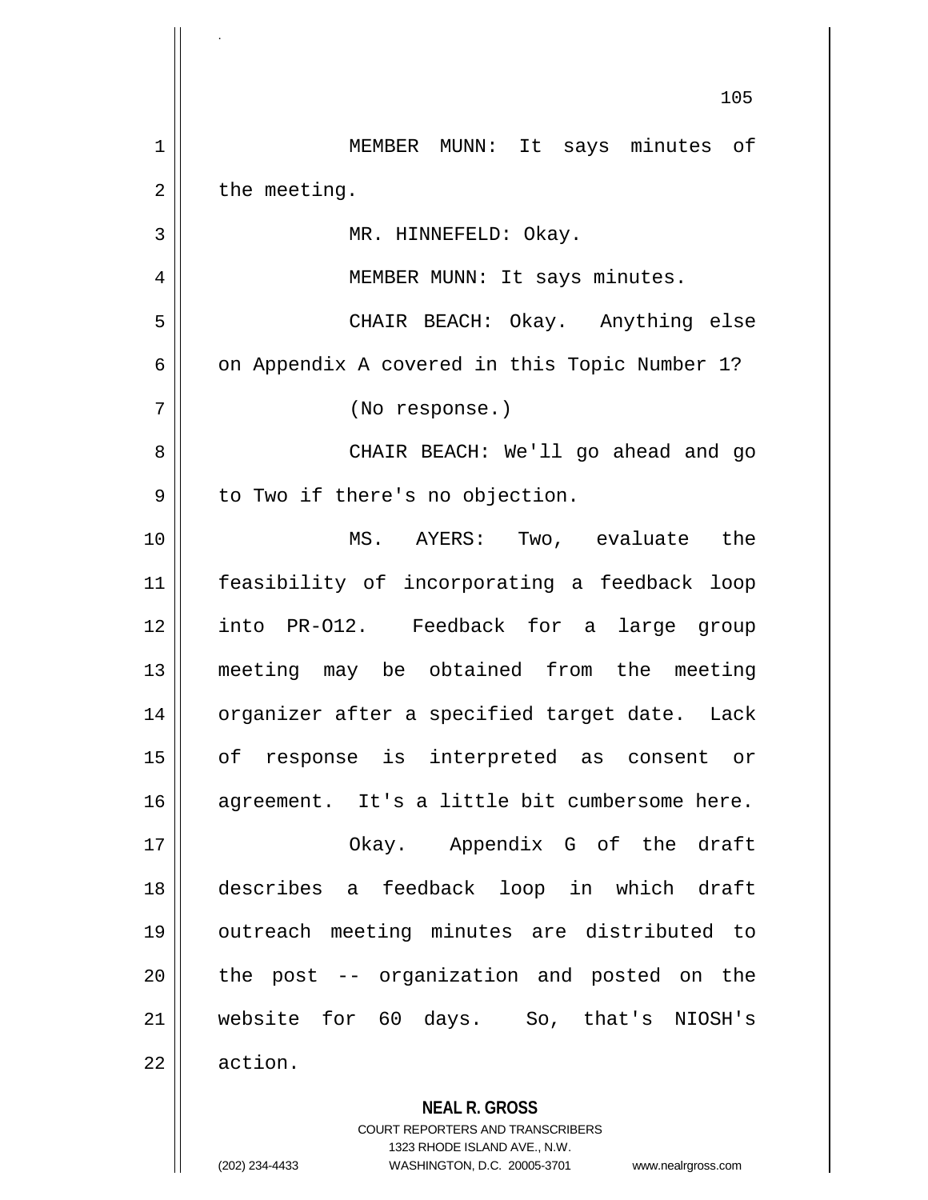MEMBER MUNN: It says minutes of the meeting.

MR. HINNEFELD: Okay.

MEMBER MUNN: It says minutes.

CHAIR BEACH: Okay. Anything else on Appendix A covered in this Topic Number 1?

(No response.)

CHAIR BEACH: We'll go ahead and go to Two if there's no objection.

MS. AYERS: Two, evaluate the feasibility of incorporating a feedback loop into PR-O12. Feedback for a large group meeting may be obtained from the meeting organizer after a specified target date. Lack of response is interpreted as consent or agreement. It's a little bit cumbersome here.

Okay. Appendix G of the draft describes a feedback loop in which draft outreach meeting minutes are distributed to the post -- organization and posted on the website for 60 days. So, that's NIOSH's action.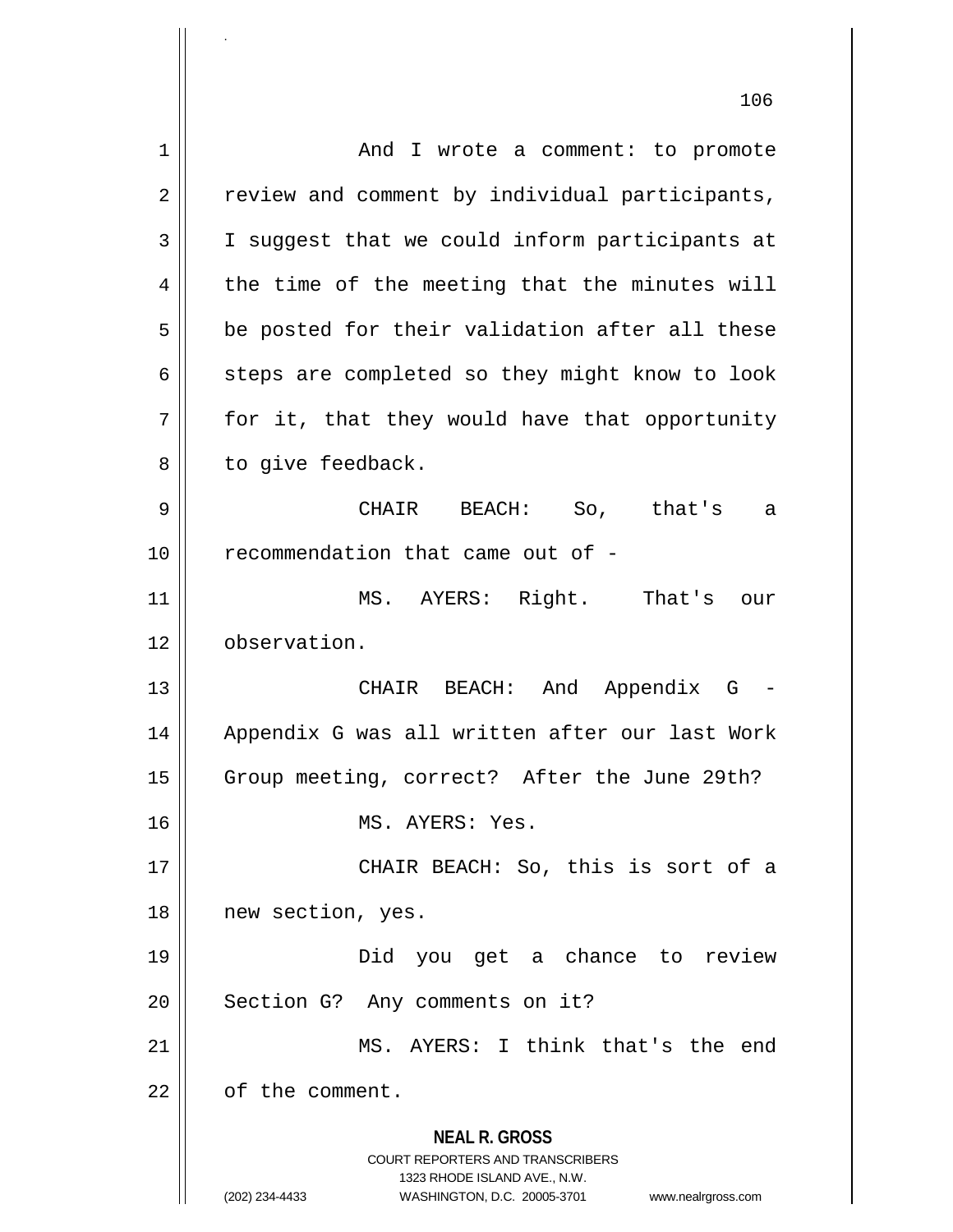And I wrote a comment: to promote review and comment by individual participants, I suggest that we could inform participants at the time of the meeting that the minutes will be posted for their validation after all these steps are completed so they might know to look for it, that they would have that opportunity to give feedback.

CHAIR BEACH: So, that's a recommendation that came out of -

MS. AYERS: Right. That's our observation.

CHAIR BEACH: And Appendix G - Appendix G was all written after our last Work Group meeting, correct? After the June 29th?

MS. AYERS: Yes.

CHAIR BEACH: So, this is sort of a new section, yes.

Did you get a chance to review Section G? Any comments on it?

MS. AYERS: I think that's the end of the comment.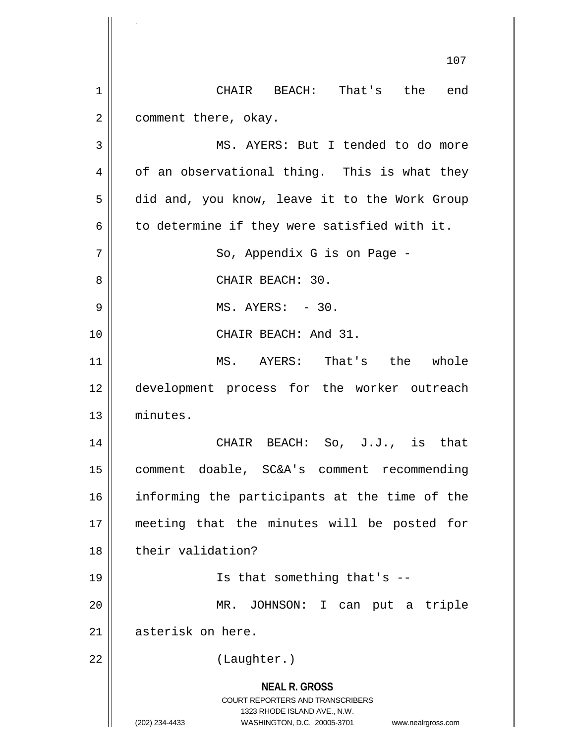CHAIR BEACH: That's the end comment there, okay.

MS. AYERS: But I tended to do more of an observational thing. This is what they did and, you know, leave it to the Work Group to determine if they were satisfied with it.

So, Appendix G is on Page -

CHAIR BEACH: 30.

MS. AYERS: - 30.

CHAIR BEACH: And 31.

MS. AYERS: That's the whole development process for the worker outreach minutes.

CHAIR BEACH: So, J.J., is that comment doable, SC&A's comment recommending informing the participants at the time of the meeting that the minutes will be posted for their validation?

Is that something that's --

MR. JOHNSON: I can put a triple asterisk on here.

(Laughter.)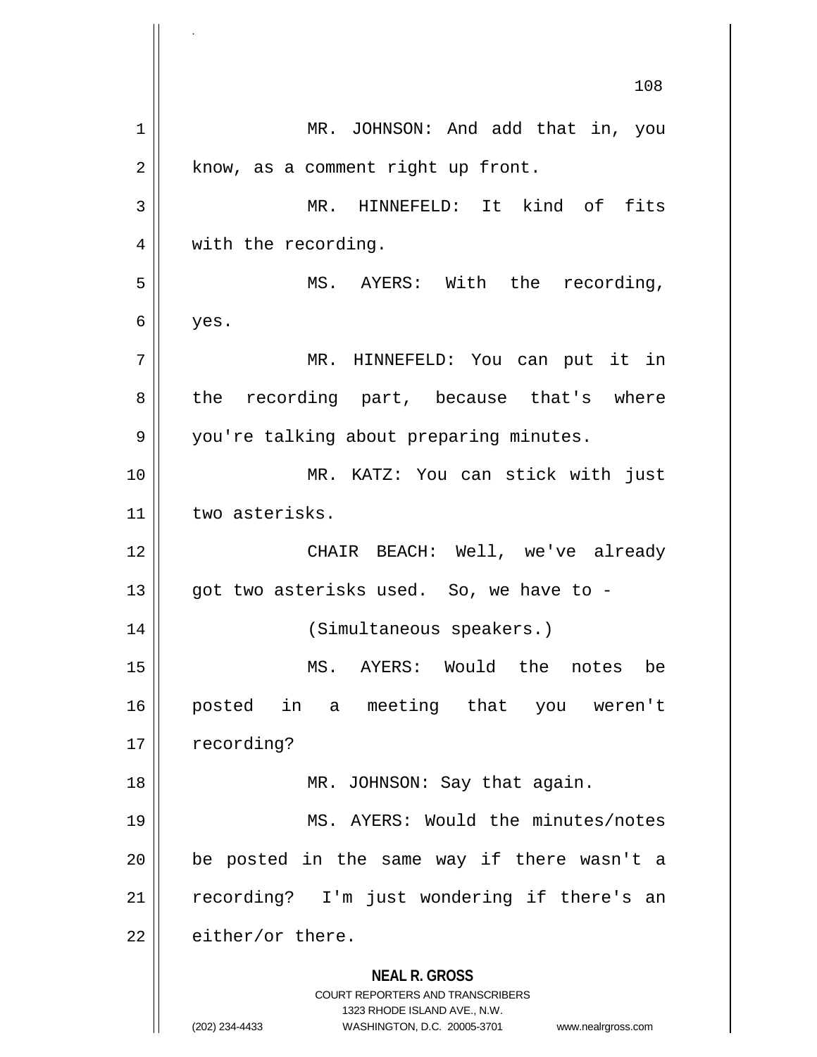MR. JOHNSON: And add that in, you know, as a comment right up front.

MR. HINNEFELD: It kind of fits with the recording.

MS. AYERS: With the recording, yes.

MR. HINNEFELD: You can put it in the recording part, because that's where you're talking about preparing minutes.

MR. KATZ: You can stick with just two asterisks.

CHAIR BEACH: Well, we've already got two asterisks used. So, we have to -

(Simultaneous speakers.)

MS. AYERS: Would the notes be posted in a meeting that you weren't recording?

MR. JOHNSON: Say that again.

MS. AYERS: Would the minutes/notes be posted in the same way if there wasn't a recording? I'm just wondering if there's an either/or there.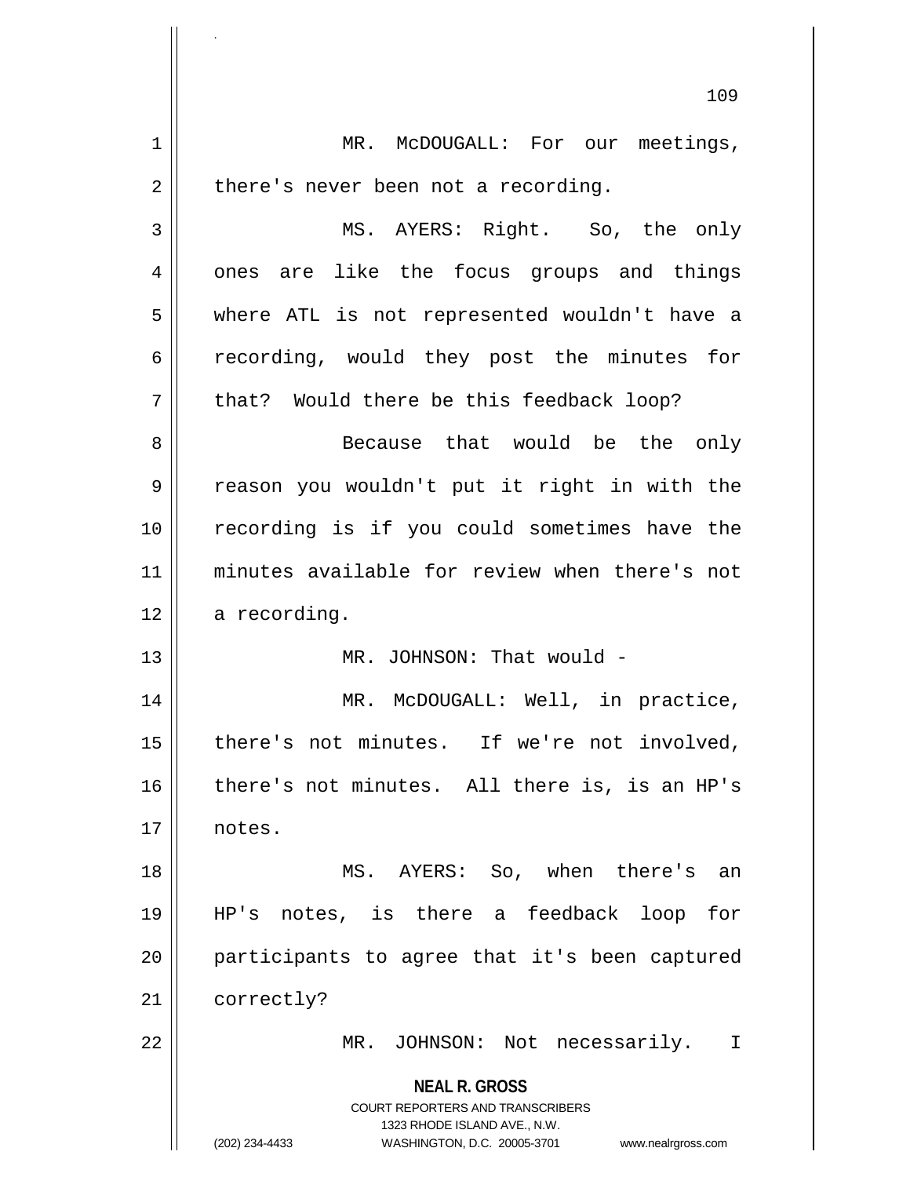MR. McDOUGALL: For our meetings, there's never been not a recording.

MS. AYERS: Right. So, the only ones are like the focus groups and things where ATL is not represented wouldn't have a recording, would they post the minutes for that? Would there be this feedback loop?

Because that would be the only reason you wouldn't put it right in with the recording is if you could sometimes have the minutes available for review when there's not a recording.

MR. JOHNSON: That would -

MR. McDOUGALL: Well, in practice, there's not minutes. If we're not involved, there's not minutes. All there is, is an HP's notes.

MS. AYERS: So, when there's an HP's notes, is there a feedback loop for participants to agree that it's been captured correctly?

MR. JOHNSON: Not necessarily. I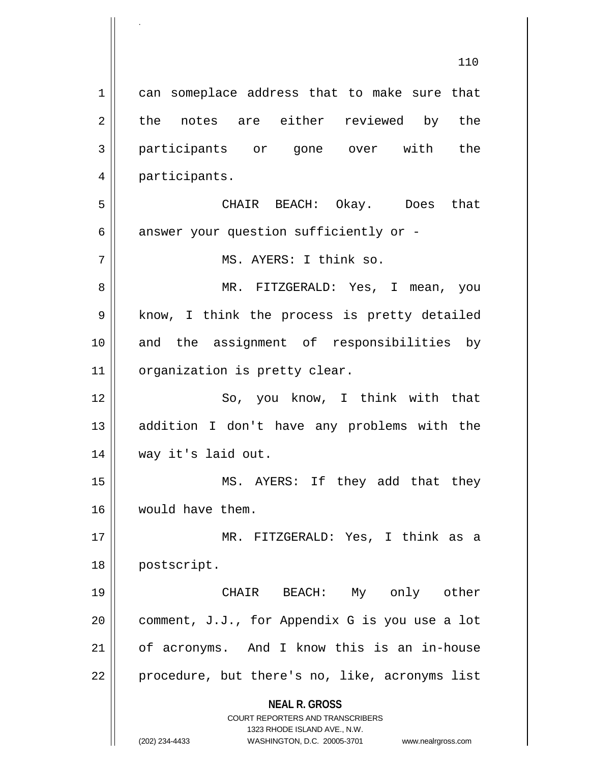can someplace address that to make sure that the notes are either reviewed by the participants or gone over with the participants.

CHAIR BEACH: Okay. Does that answer your question sufficiently or -

MS. AYERS: I think so.

MR. FITZGERALD: Yes, I mean, you know, I think the process is pretty detailed and the assignment of responsibilities by organization is pretty clear.

So, you know, I think with that addition I don't have any problems with the way it's laid out.

MS. AYERS: If they add that they would have them.

MR. FITZGERALD: Yes, I think as a postscript.

CHAIR BEACH: My only other comment, J.J., for Appendix G is you use a lot of acronyms. And I know this is an in-house procedure, but there's no, like, acronyms list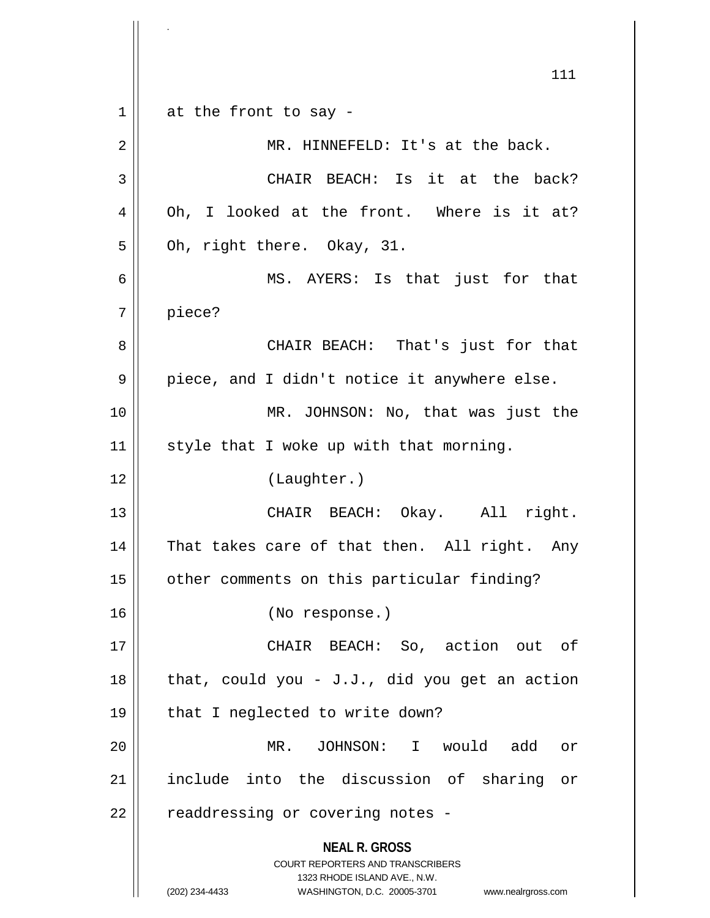at the front to say -

MR. HINNEFELD: It's at the back.

CHAIR BEACH: Is it at the back? Oh, I looked at the front. Where is it at? Oh, right there. Okay, 31.

MS. AYERS: Is that just for that piece?

CHAIR BEACH: That's just for that piece, and I didn't notice it anywhere else.

MR. JOHNSON: No, that was just the style that I woke up with that morning.

(Laughter.)

CHAIR BEACH: Okay. All right. That takes care of that then. All right. Any other comments on this particular finding?

(No response.)

CHAIR BEACH: So, action out of that, could you - J.J., did you get an action that I neglected to write down?

MR. JOHNSON: I would add or include into the discussion of sharing or readdressing or covering notes -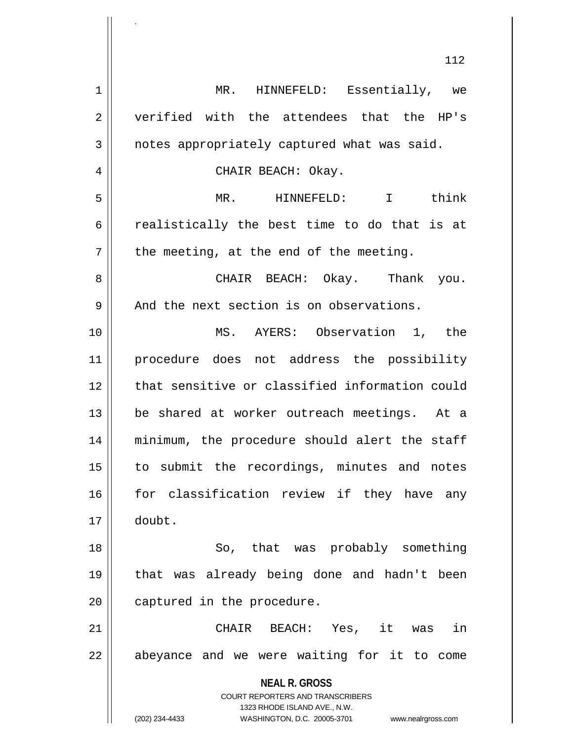MR. HINNEFELD: Essentially, we verified with the attendees that the HP's notes appropriately captured what was said.

CHAIR BEACH: Okay.

MR. HINNEFELD: I think realistically the best time to do that is at the meeting, at the end of the meeting.

CHAIR BEACH: Okay. Thank you. And the next section is on observations.

MS. AYERS: Observation 1, the procedure does not address the possibility that sensitive or classified information could be shared at worker outreach meetings. At a minimum, the procedure should alert the staff to submit the recordings, minutes and notes for classification review if they have any doubt.

So, that was probably something that was already being done and hadn't been captured in the procedure.

CHAIR BEACH: Yes, it was in abeyance and we were waiting for it to come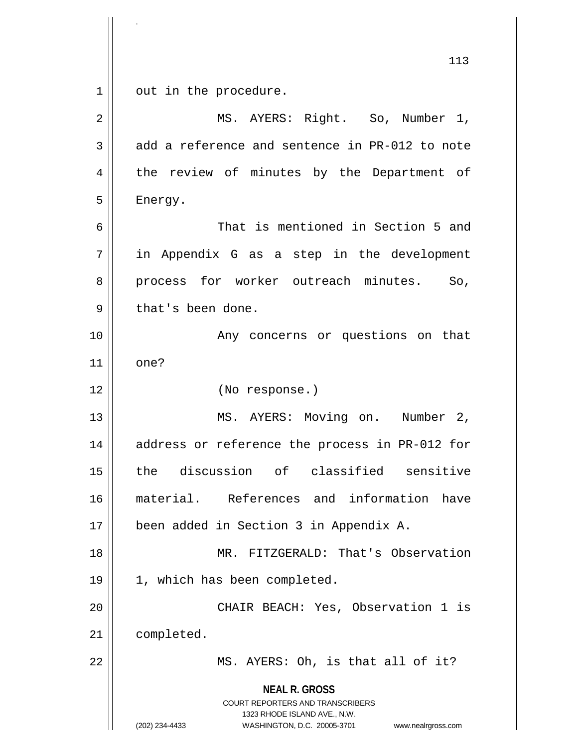out in the procedure.

MS. AYERS: Right. So, Number 1, add a reference and sentence in PR-012 to note the review of minutes by the Department of Energy.

That is mentioned in Section 5 and in Appendix G as a step in the development process for worker outreach minutes. So, that's been done.

Any concerns or questions on that one?

(No response.)

MS. AYERS: Moving on. Number 2, address or reference the process in PR-012 for the discussion of classified sensitive material. References and information have been added in Section 3 in Appendix A.

MR. FITZGERALD: That's Observation 1, which has been completed.

CHAIR BEACH: Yes, Observation 1 is completed.

MS. AYERS: Oh, is that all of it?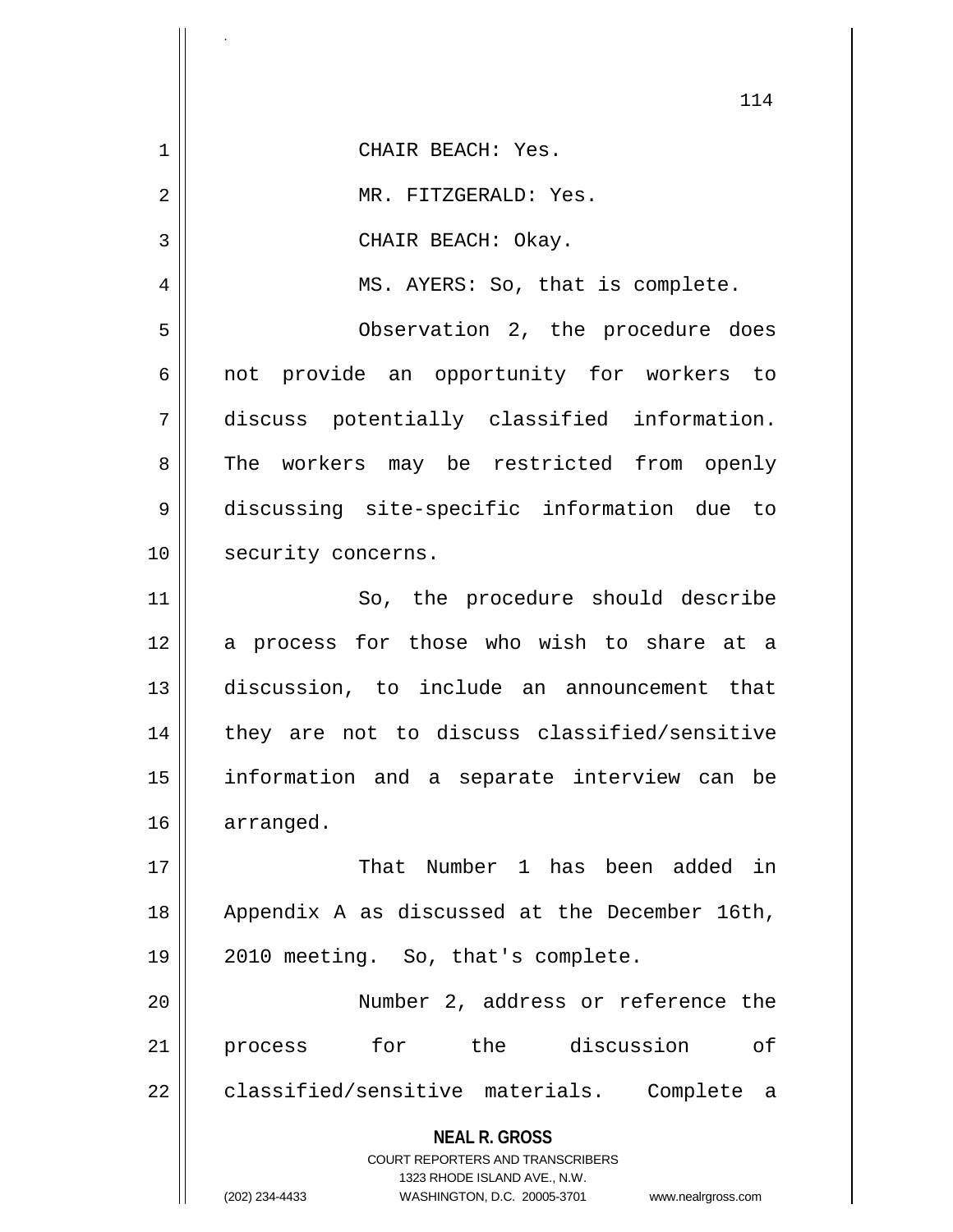CHAIR BEACH: Yes.

MR. FITZGERALD: Yes.

CHAIR BEACH: Okay.

MS. AYERS: So, that is complete.

Observation 2, the procedure does not provide an opportunity for workers to discuss potentially classified information. The workers may be restricted from openly discussing site-specific information due to security concerns.

So, the procedure should describe a process for those who wish to share at a discussion, to include an announcement that they are not to discuss classified/sensitive information and a separate interview can be arranged.

That Number 1 has been added in Appendix A as discussed at the December 16th, 2010 meeting. So, that's complete.

Number 2, address or reference the process for the discussion of classified/sensitive materials. Complete a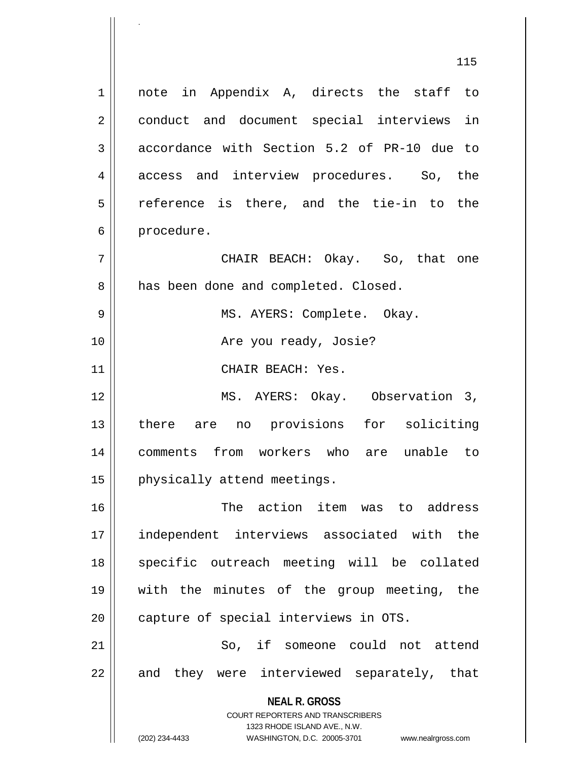note in Appendix A, directs the staff to conduct and document special interviews in accordance with Section 5.2 of PR-10 due to access and interview procedures. So, the reference is there, and the tie-in to the procedure.

CHAIR BEACH: Okay. So, that one has been done and completed. Closed.

MS. AYERS: Complete. Okay.

Are you ready, Josie?

CHAIR BEACH: Yes.

MS. AYERS: Okay. Observation 3, there are no provisions for soliciting comments from workers who are unable to physically attend meetings.

The action item was to address independent interviews associated with the specific outreach meeting will be collated with the minutes of the group meeting, the capture of special interviews in OTS.

So, if someone could not attend and they were interviewed separately, that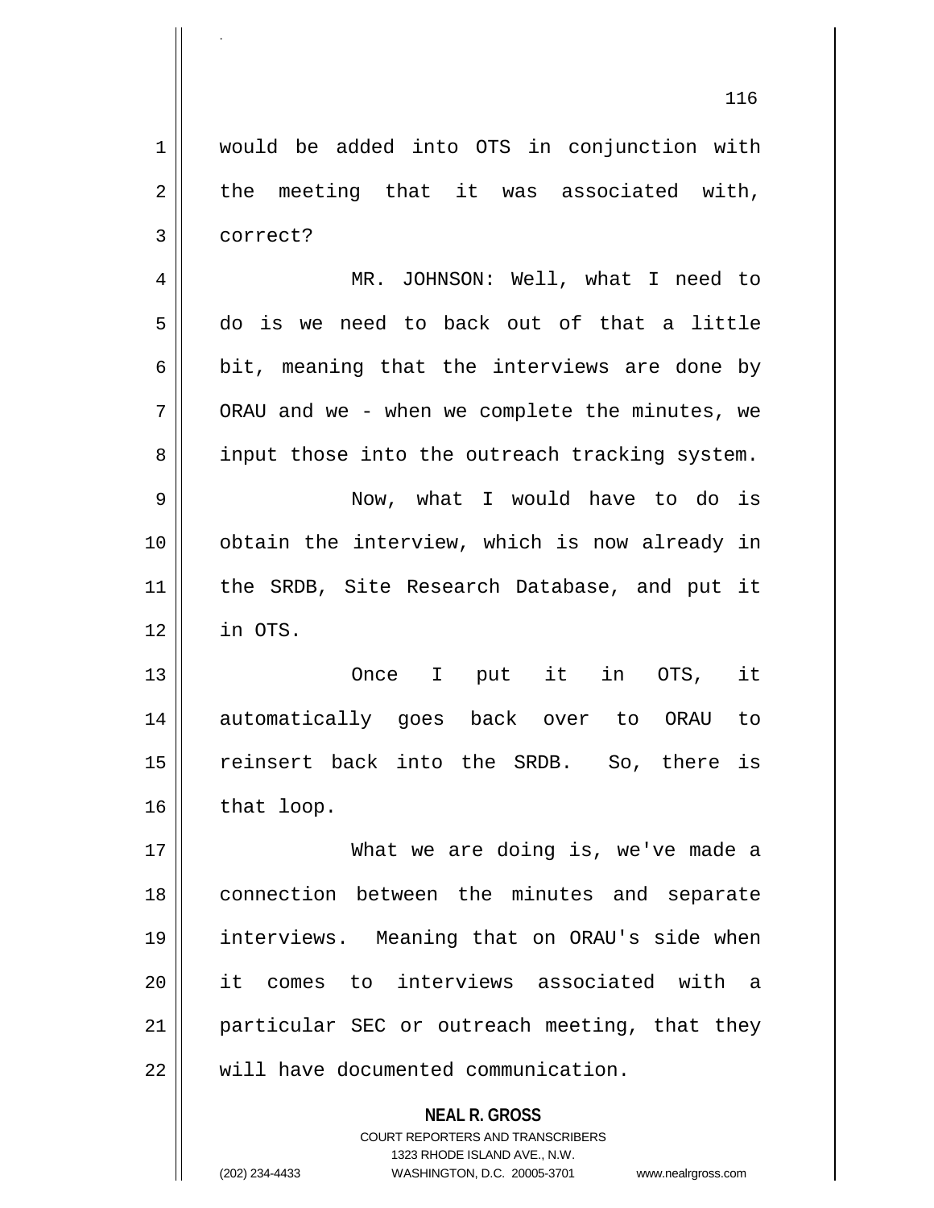would be added into OTS in conjunction with the meeting that it was associated with, correct?

MR. JOHNSON: Well, what I need to do is we need to back out of that a little bit, meaning that the interviews are done by ORAU and we - when we complete the minutes, we input those into the outreach tracking system.

Now, what I would have to do is obtain the interview, which is now already in the SRDB, Site Research Database, and put it in OTS.

Once I put it in OTS, it automatically goes back over to ORAU to reinsert back into the SRDB. So, there is that loop.

What we are doing is, we've made a connection between the minutes and separate interviews. Meaning that on ORAU's side when it comes to interviews associated with a particular SEC or outreach meeting, that they will have documented communication.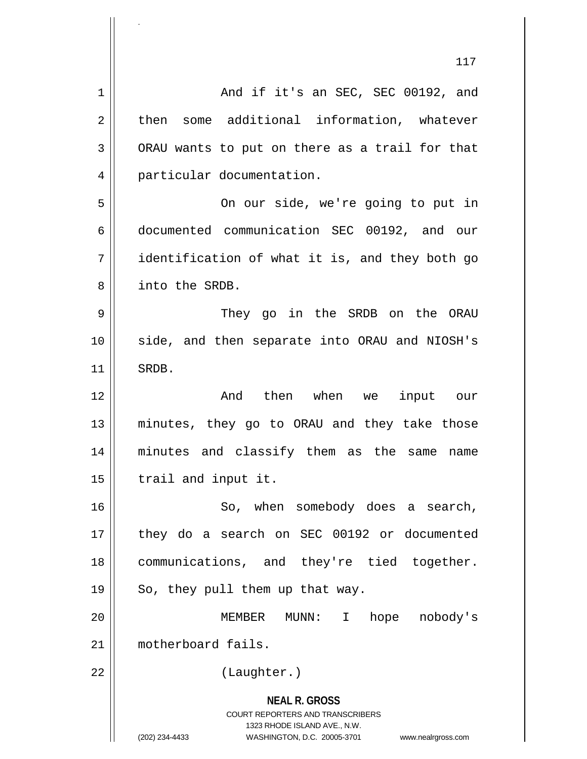And if it's an SEC, SEC 00192, and then some additional information, whatever ORAU wants to put on there as a trail for that particular documentation.

On our side, we're going to put in documented communication SEC 00192, and our identification of what it is, and they both go into the SRDB.

They go in the SRDB on the ORAU side, and then separate into ORAU and NIOSH's SRDB.

And then when we input our minutes, they go to ORAU and they take those minutes and classify them as the same name trail and input it.

So, when somebody does a search, they do a search on SEC 00192 or documented communications, and they're tied together. So, they pull them up that way.

MEMBER MUNN: I hope nobody's motherboard fails.

(Laughter.)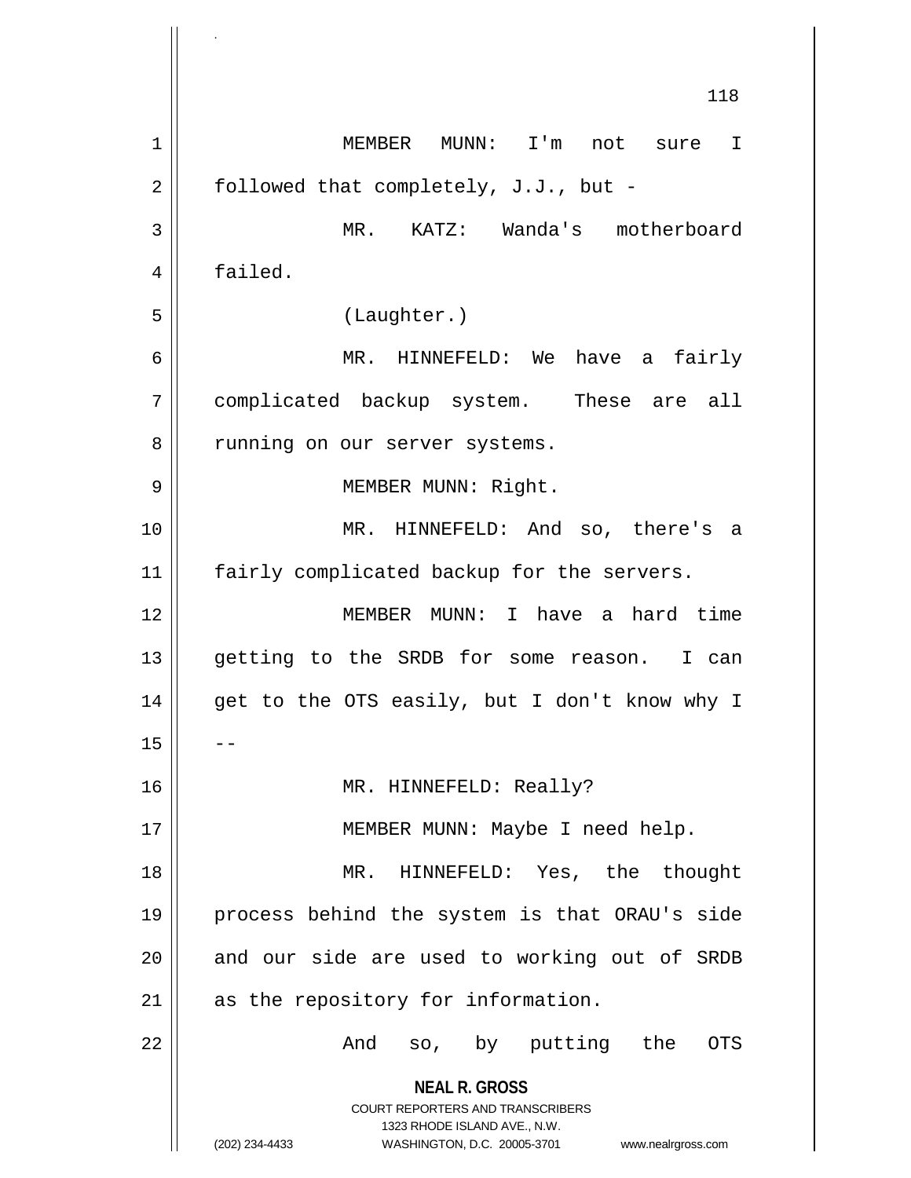MEMBER MUNN: I'm not sure I followed that completely, J.J., but -

MR. KATZ: Wanda's motherboard failed.

(Laughter.)

MR. HINNEFELD: We have a fairly complicated backup system. These are all running on our server systems.

MEMBER MUNN: Right.

MR. HINNEFELD: And so, there's a fairly complicated backup for the servers.

MEMBER MUNN: I have a hard time getting to the SRDB for some reason. I can get to the OTS easily, but I don't know why I --

MR. HINNEFELD: Really?

MEMBER MUNN: Maybe I need help.

MR. HINNEFELD: Yes, the thought process behind the system is that ORAU's side and our side are used to working out of SRDB as the repository for information.

And so, by putting the OTS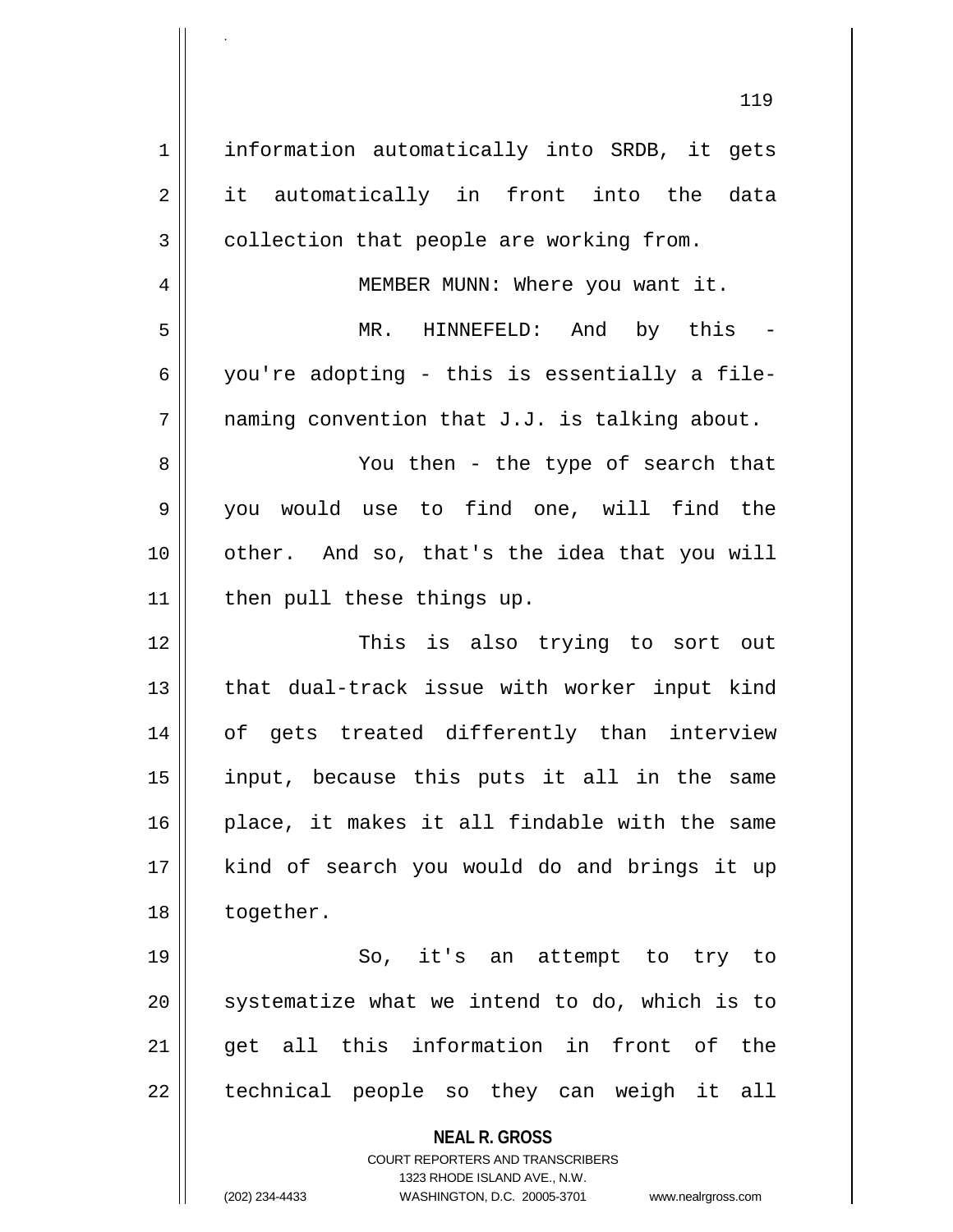information automatically into SRDB, it gets it automatically in front into the data collection that people are working from.

MEMBER MUNN: Where you want it.

MR. HINNEFELD: And by this - you're adopting - this is essentially a file-naming convention that J.J. is talking about.

You then - the type of search that you would use to find one, will find the other. And so, that's the idea that you will then pull these things up.

This is also trying to sort out that dual-track issue with worker input kind of gets treated differently than interview input, because this puts it all in the same place, it makes it all findable with the same kind of search you would do and brings it up together.

So, it's an attempt to try to systematize what we intend to do, which is to get all this information in front of the technical people so they can weigh it all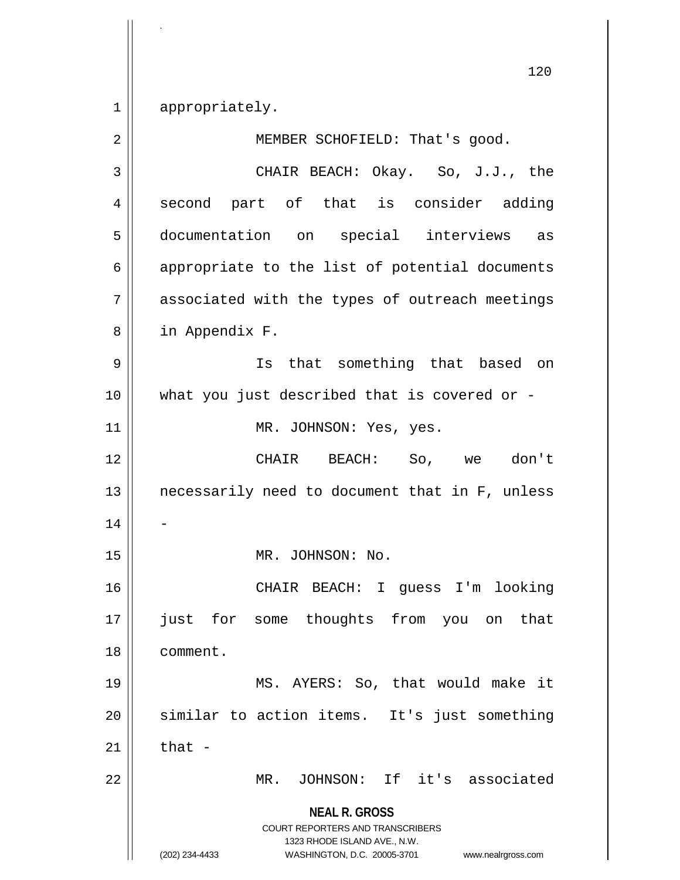appropriately.

MEMBER SCHOFIELD: That's good.

CHAIR BEACH: Okay. So, J.J., the second part of that is consider adding documentation on special interviews as appropriate to the list of potential documents associated with the types of outreach meetings in Appendix F.

Is that something that based on what you just described that is covered or -

MR. JOHNSON: Yes, yes.

CHAIR BEACH: So, we don't necessarily need to document that in F, unless -

MR. JOHNSON: No.

CHAIR BEACH: I guess I'm looking just for some thoughts from you on that comment.

MS. AYERS: So, that would make it similar to action items. It's just something that -

MR. JOHNSON: If it's associated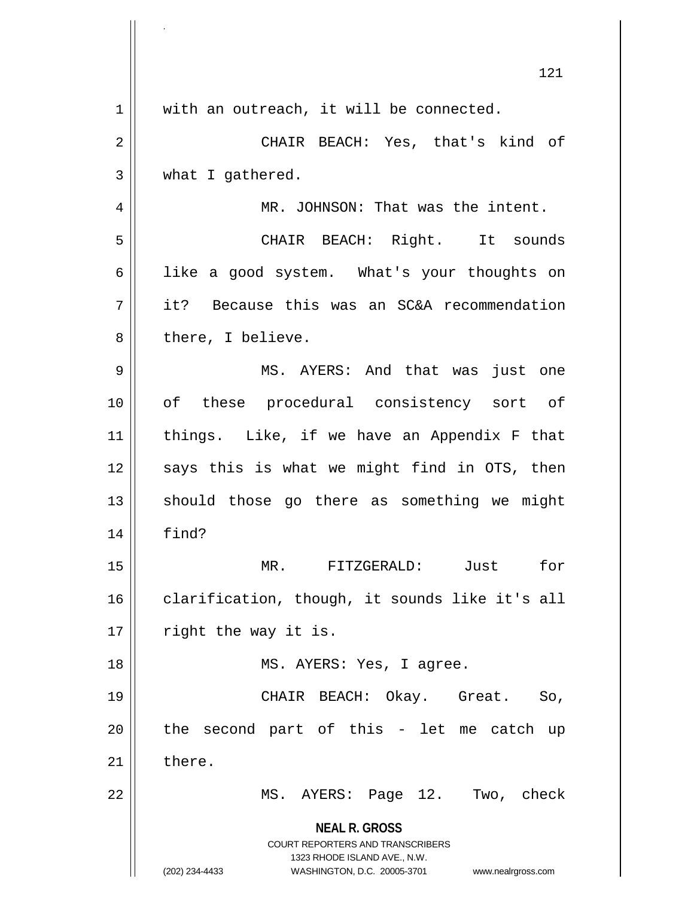with an outreach, it will be connected.

CHAIR BEACH: Yes, that's kind of what I gathered.

MR. JOHNSON: That was the intent.

CHAIR BEACH: Right. It sounds like a good system. What's your thoughts on it? Because this was an SC&A recommendation there, I believe.

MS. AYERS: And that was just one of these procedural consistency sort of things. Like, if we have an Appendix F that says this is what we might find in OTS, then should those go there as something we might find?

MR. FITZGERALD: Just for clarification, though, it sounds like it's all right the way it is.

MS. AYERS: Yes, I agree.

CHAIR BEACH: Okay. Great. So, the second part of this - let me catch up there.

MS. AYERS: Page 12. Two, check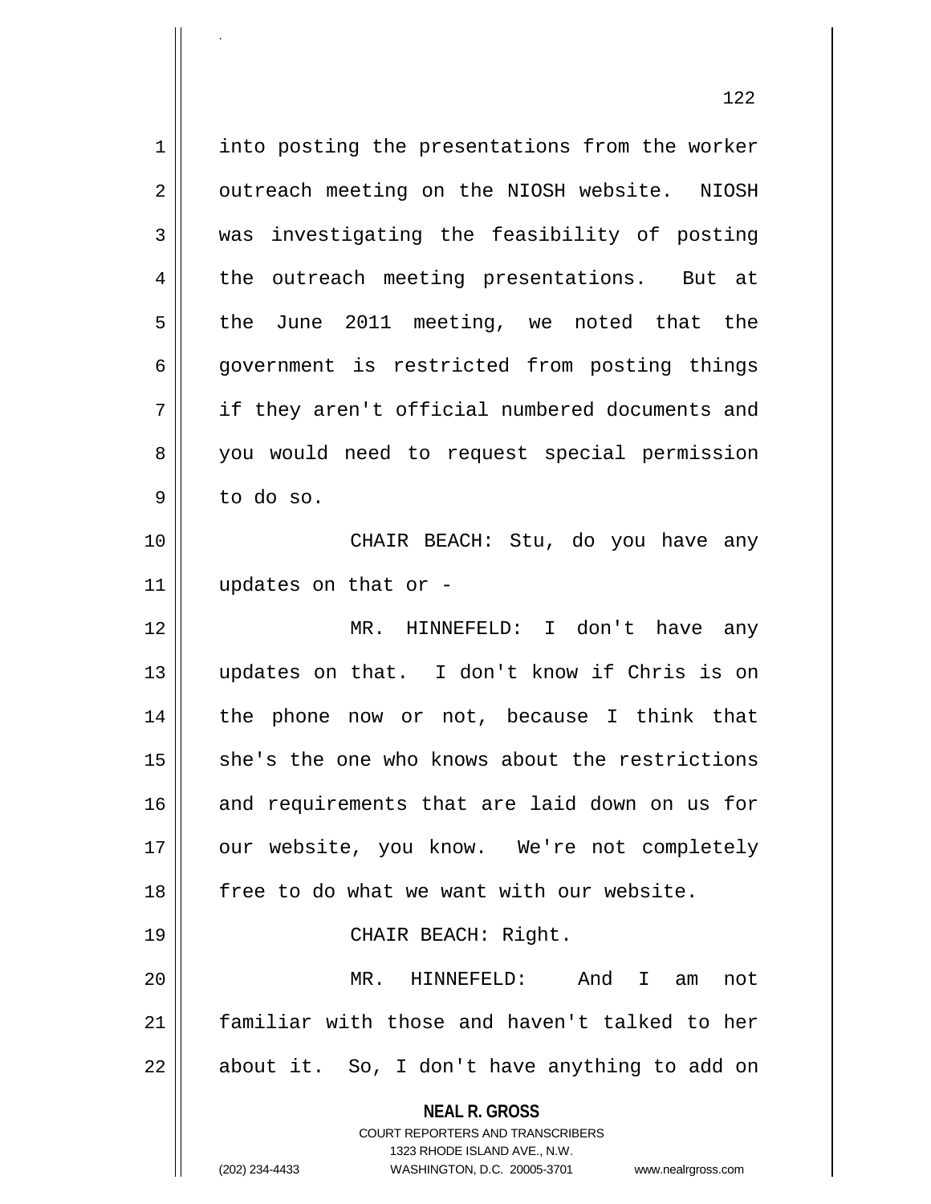into posting the presentations from the worker outreach meeting on the NIOSH website. NIOSH was investigating the feasibility of posting the outreach meeting presentations. But at the June 2011 meeting, we noted that the government is restricted from posting things if they aren't official numbered documents and you would need to request special permission to do so.

CHAIR BEACH: Stu, do you have any updates on that or -

MR. HINNEFELD: I don't have any updates on that. I don't know if Chris is on the phone now or not, because I think that she's the one who knows about the restrictions and requirements that are laid down on us for our website, you know. We're not completely free to do what we want with our website.

CHAIR BEACH: Right.

MR. HINNEFELD: And I am not familiar with those and haven't talked to her about it. So, I don't have anything to add on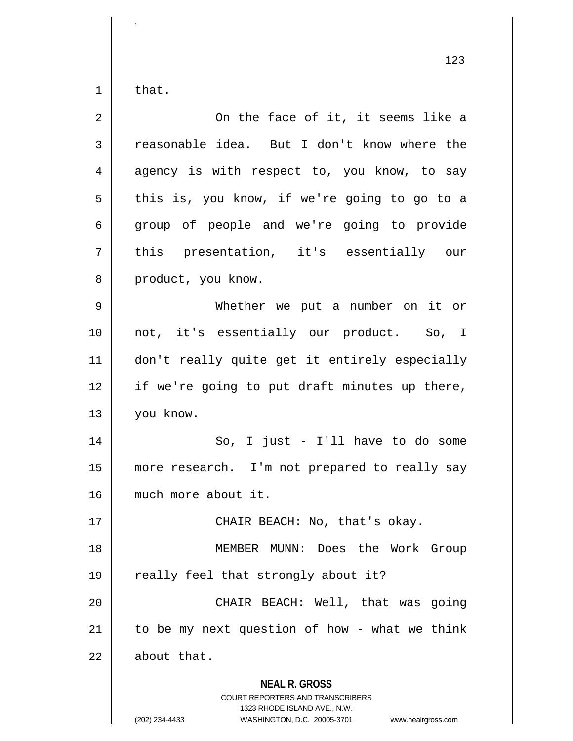that.

On the face of it, it seems like a reasonable idea. But I don't know where the agency is with respect to, you know, to say this is, you know, if we're going to go to a group of people and we're going to provide this presentation, it's essentially our product, you know.

Whether we put a number on it or not, it's essentially our product. So, I don't really quite get it entirely especially if we're going to put draft minutes up there, you know.

So, I just - I'll have to do some more research. I'm not prepared to really say much more about it.

CHAIR BEACH: No, that's okay.

MEMBER MUNN: Does the Work Group really feel that strongly about it?

CHAIR BEACH: Well, that was going to be my next question of how - what we think about that.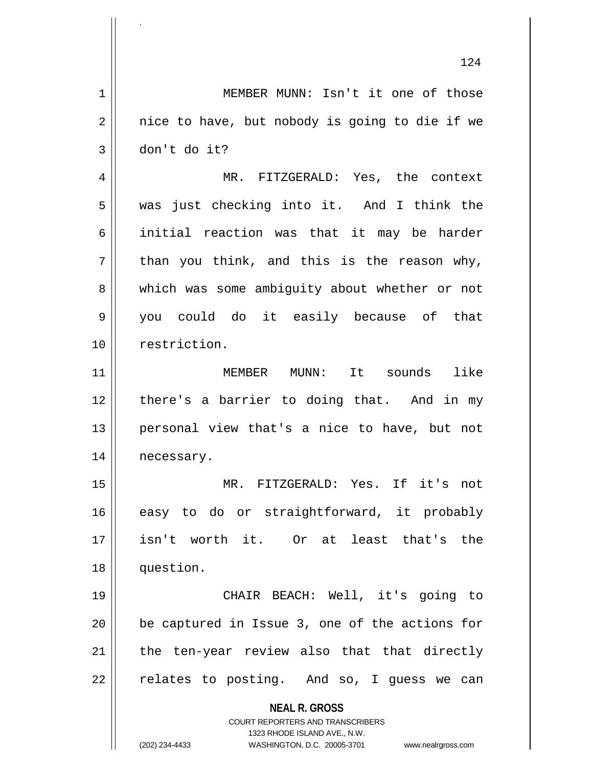MEMBER MUNN: Isn't it one of those nice to have, but nobody is going to die if we don't do it?

MR. FITZGERALD: Yes, the context was just checking into it. And I think the initial reaction was that it may be harder than you think, and this is the reason why, which was some ambiguity about whether or not you could do it easily because of that restriction.

MEMBER MUNN: It sounds like there's a barrier to doing that. And in my personal view that's a nice to have, but not necessary.

MR. FITZGERALD: Yes. If it's not easy to do or straightforward, it probably isn't worth it. Or at least that's the question.

CHAIR BEACH: Well, it's going to be captured in Issue 3, one of the actions for the ten-year review also that that directly relates to posting. And so, I guess we can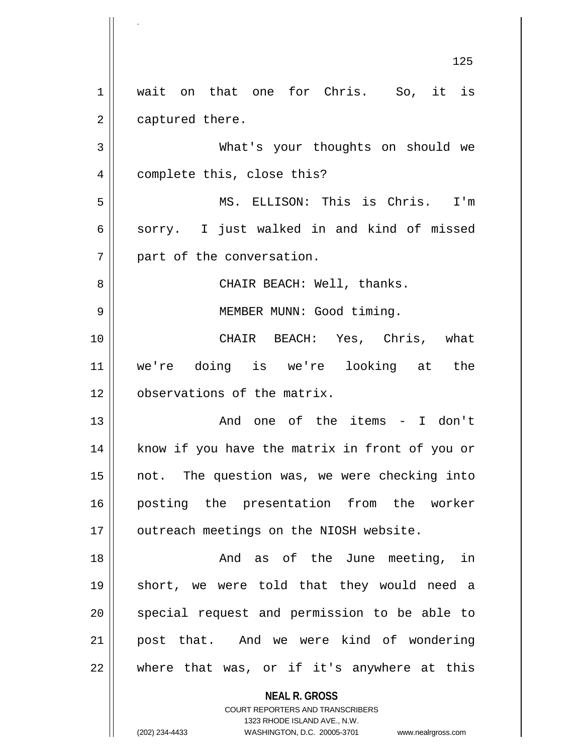wait on that one for Chris. So, it is captured there.

What's your thoughts on should we complete this, close this?

MS. ELLISON: This is Chris. I'm sorry. I just walked in and kind of missed part of the conversation.

CHAIR BEACH: Well, thanks.

MEMBER MUNN: Good timing.

CHAIR BEACH: Yes, Chris, what we're doing is we're looking at the observations of the matrix.

And one of the items - I don't know if you have the matrix in front of you or not. The question was, we were checking into posting the presentation from the worker outreach meetings on the NIOSH website.

And as of the June meeting, in short, we were told that they would need a special request and permission to be able to post that. And we were kind of wondering where that was, or if it's anywhere at this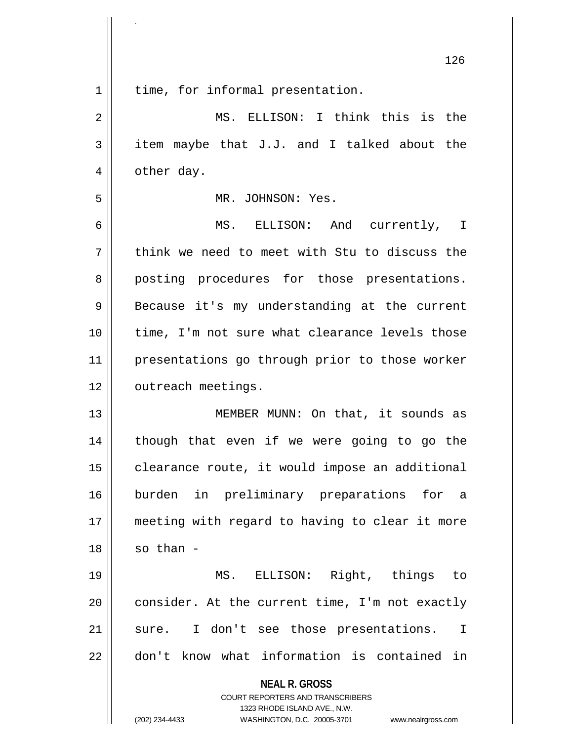time, for informal presentation.

MS. ELLISON: I think this is the item maybe that J.J. and I talked about the other day.

MR. JOHNSON: Yes.

MS. ELLISON: And currently, I think we need to meet with Stu to discuss the posting procedures for those presentations. Because it's my understanding at the current time, I'm not sure what clearance levels those presentations go through prior to those worker outreach meetings.

MEMBER MUNN: On that, it sounds as though that even if we were going to go the clearance route, it would impose an additional burden in preliminary preparations for a meeting with regard to having to clear it more so than -

MS. ELLISON: Right, things to consider. At the current time, I'm not exactly sure. I don't see those presentations. I don't know what information is contained in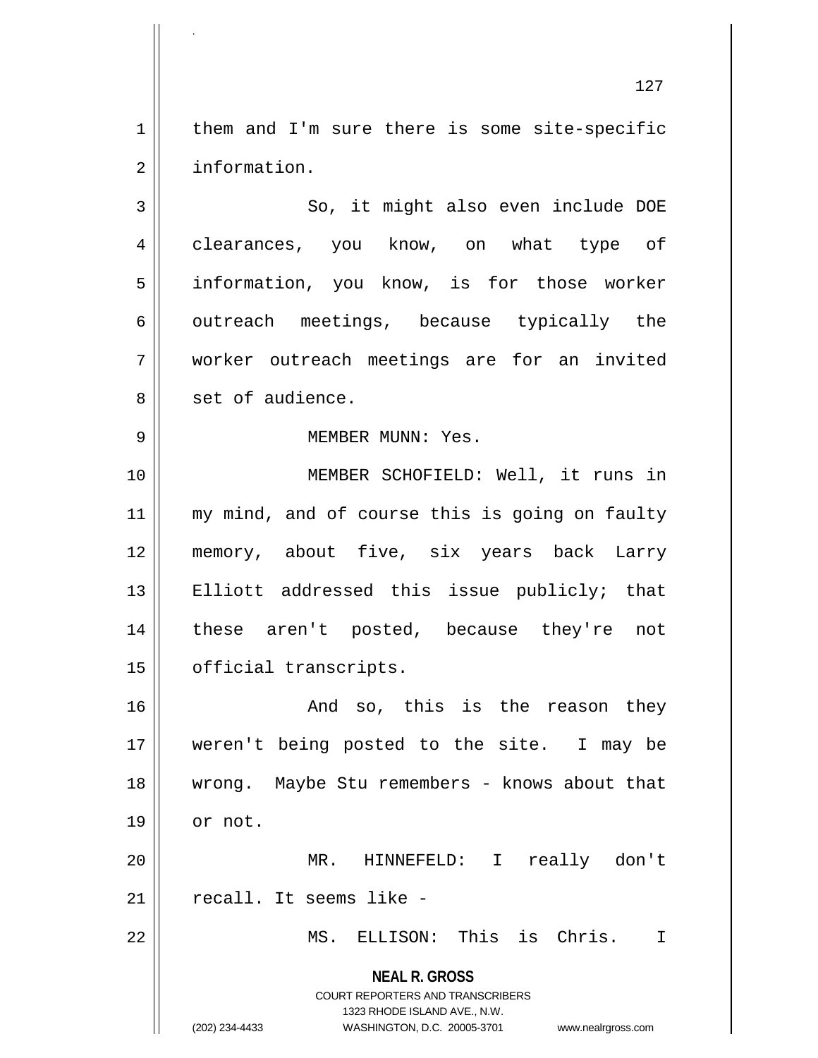them and I'm sure there is some site-specific information.

So, it might also even include DOE clearances, you know, on what type of information, you know, is for those worker outreach meetings, because typically the worker outreach meetings are for an invited set of audience.

MEMBER MUNN: Yes.

MEMBER SCHOFIELD: Well, it runs in my mind, and of course this is going on faulty memory, about five, six years back Larry Elliott addressed this issue publicly; that these aren't posted, because they're not official transcripts.

And so, this is the reason they weren't being posted to the site. I may be wrong. Maybe Stu remembers - knows about that or not.

MR. HINNEFELD: I really don't recall. It seems like -

MS. ELLISON: This is Chris. I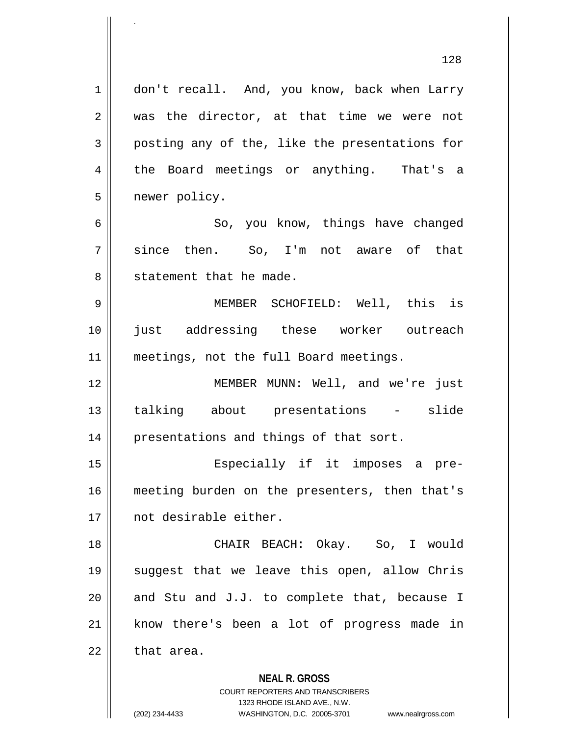don't recall. And, you know, back when Larry was the director, at that time we were not posting any of the, like the presentations for the Board meetings or anything. That's a newer policy.

So, you know, things have changed since then. So, I'm not aware of that statement that he made.

MEMBER SCHOFIELD: Well, this is just addressing these worker outreach meetings, not the full Board meetings.

MEMBER MUNN: Well, and we're just talking about presentations - slide presentations and things of that sort.

Especially if it imposes a pre-meeting burden on the presenters, then that's not desirable either.

CHAIR BEACH: Okay. So, I would suggest that we leave this open, allow Chris and Stu and J.J. to complete that, because I know there's been a lot of progress made in that area.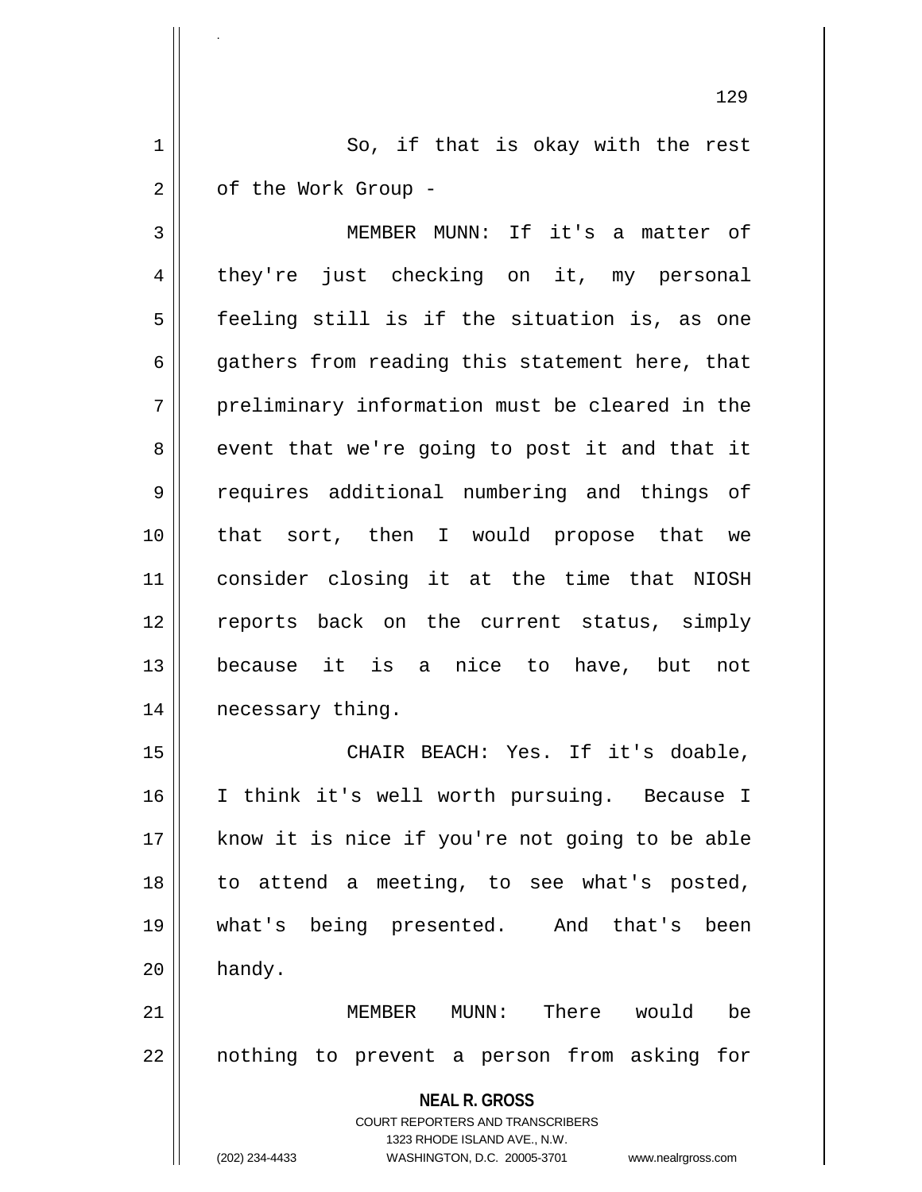So, if that is okay with the rest of the Work Group -

MEMBER MUNN: If it's a matter of they're just checking on it, my personal feeling still is if the situation is, as one gathers from reading this statement here, that preliminary information must be cleared in the event that we're going to post it and that it requires additional numbering and things of that sort, then I would propose that we consider closing it at the time that NIOSH reports back on the current status, simply because it is a nice to have, but not necessary thing.

CHAIR BEACH: Yes. If it's doable, I think it's well worth pursuing. Because I know it is nice if you're not going to be able to attend a meeting, to see what's posted, what's being presented. And that's been handy.

MEMBER MUNN: There would be nothing to prevent a person from asking for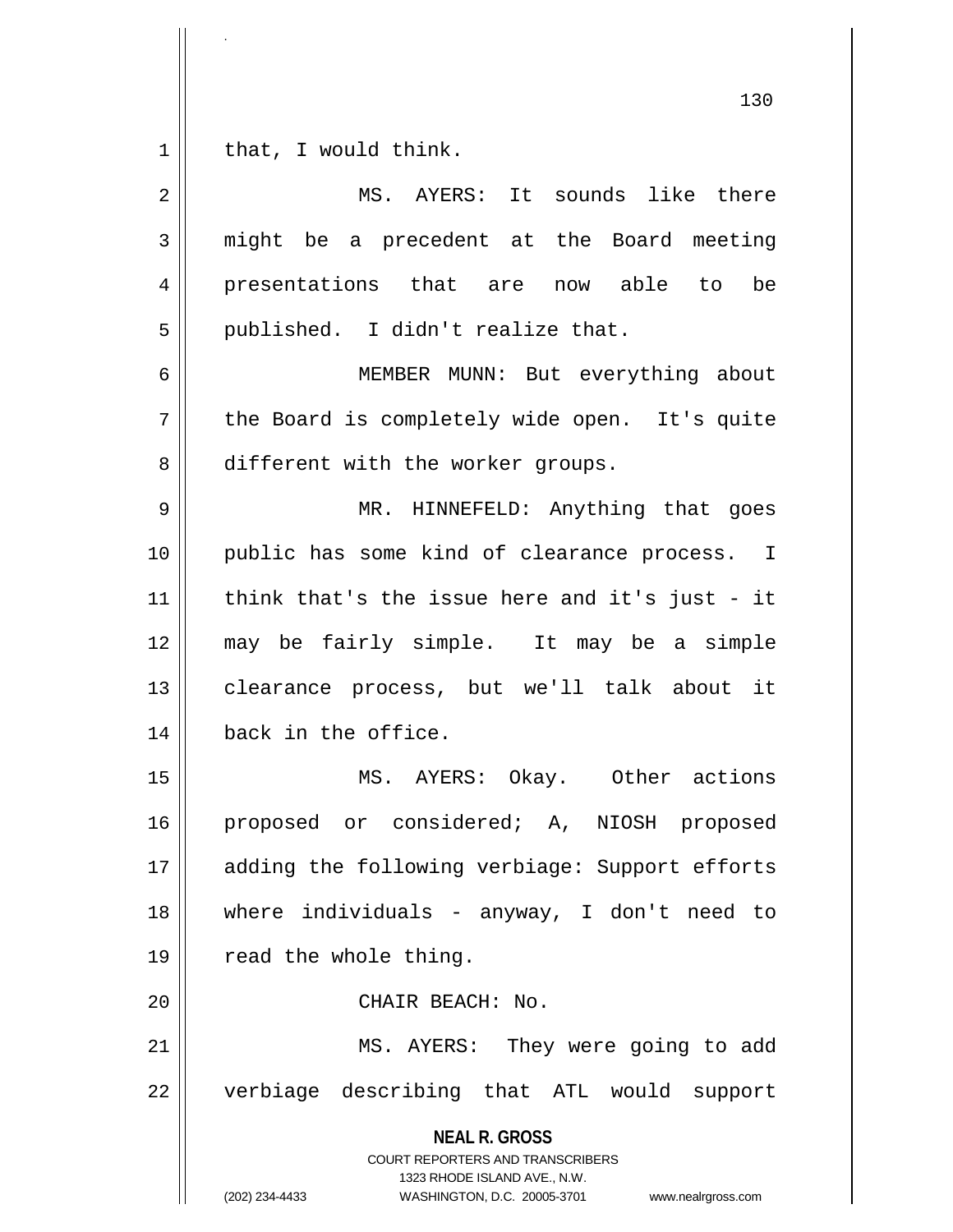that, I would think.

MS. AYERS: It sounds like there might be a precedent at the Board meeting presentations that are now able to be published. I didn't realize that.

MEMBER MUNN: But everything about the Board is completely wide open. It's quite different with the worker groups.

MR. HINNEFELD: Anything that goes public has some kind of clearance process. I think that's the issue here and it's just - it may be fairly simple. It may be a simple clearance process, but we'll talk about it back in the office.

MS. AYERS: Okay. Other actions proposed or considered; A, NIOSH proposed adding the following verbiage: Support efforts where individuals - anyway, I don't need to read the whole thing.

CHAIR BEACH: No.

MS. AYERS: They were going to add verbiage describing that ATL would support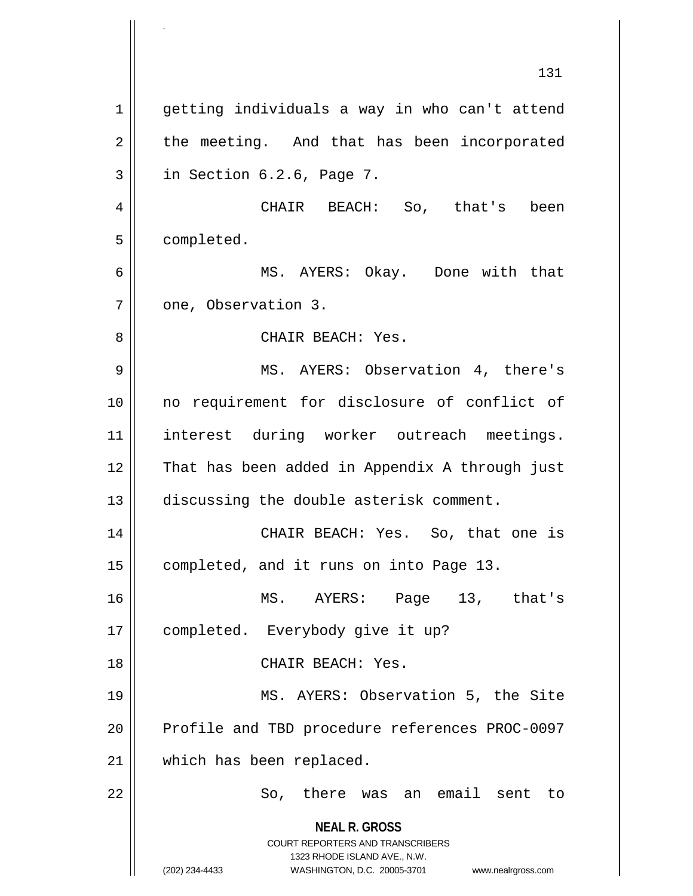getting individuals a way in who can't attend the meeting. And that has been incorporated in Section 6.2.6, Page 7.

CHAIR BEACH: So, that's been completed.

MS. AYERS: Okay. Done with that one, Observation 3.

CHAIR BEACH: Yes.

MS. AYERS: Observation 4, there's no requirement for disclosure of conflict of interest during worker outreach meetings. That has been added in Appendix A through just discussing the double asterisk comment.

CHAIR BEACH: Yes. So, that one is completed, and it runs on into Page 13.

MS. AYERS: Page 13, that's completed. Everybody give it up?

CHAIR BEACH: Yes.

MS. AYERS: Observation 5, the Site Profile and TBD procedure references PROC-0097 which has been replaced.

So, there was an email sent to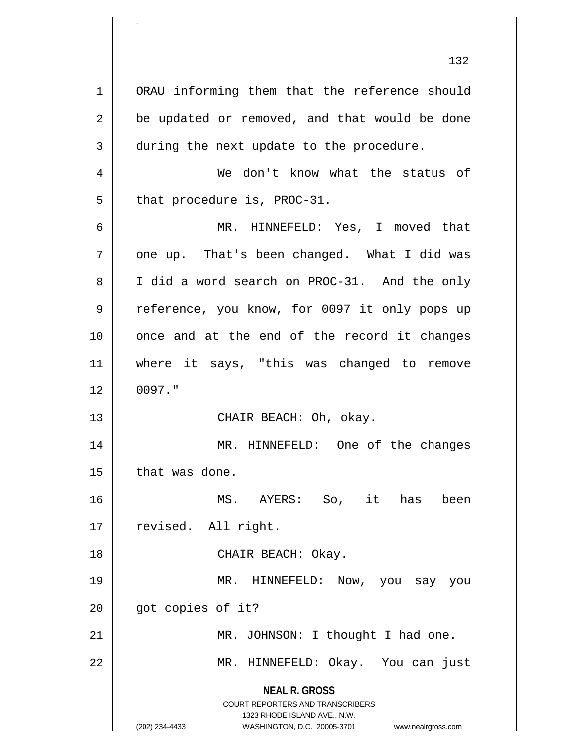ORAU informing them that the reference should be updated or removed, and that would be done during the next update to the procedure.

We don't know what the status of that procedure is, PROC-31.

MR. HINNEFELD: Yes, I moved that one up. That's been changed. What I did was I did a word search on PROC-31. And the only reference, you know, for 0097 it only pops up once and at the end of the record it changes where it says, "this was changed to remove 0097."

CHAIR BEACH: Oh, okay.

MR. HINNEFELD: One of the changes that was done.

MS. AYERS: So, it has been revised. All right.

CHAIR BEACH: Okay.

MR. HINNEFELD: Now, you say you got copies of it?

MR. JOHNSON: I thought I had one.

MR. HINNEFELD: Okay. You can just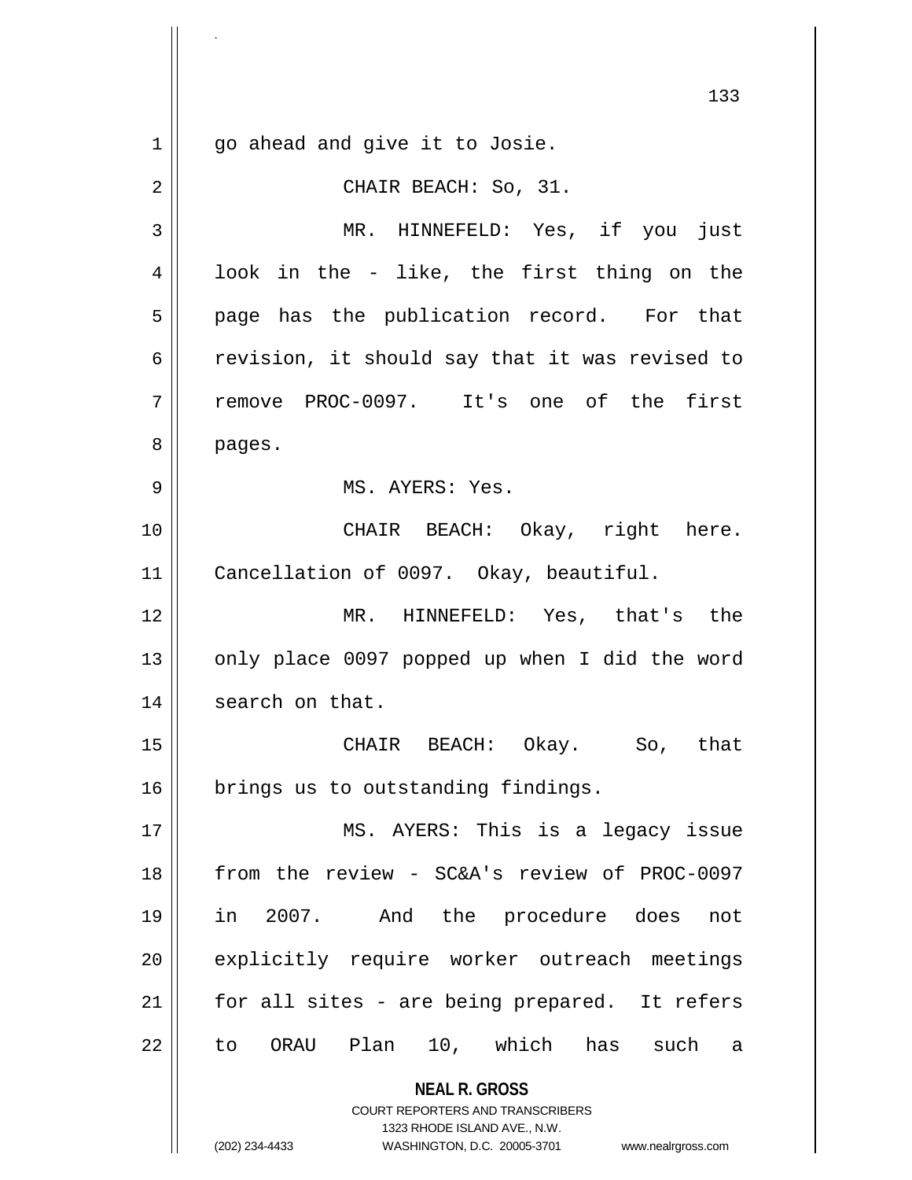go ahead and give it to Josie.

CHAIR BEACH: So, 31.

MR. HINNEFELD: Yes, if you just look in the - like, the first thing on the page has the publication record. For that revision, it should say that it was revised to remove PROC-0097. It's one of the first pages.

MS. AYERS: Yes.

CHAIR BEACH: Okay, right here. Cancellation of 0097. Okay, beautiful.

MR. HINNEFELD: Yes, that's the only place 0097 popped up when I did the word search on that.

CHAIR BEACH: Okay. So, that brings us to outstanding findings.

MS. AYERS: This is a legacy issue from the review - SC&A's review of PROC-0097 in 2007. And the procedure does not explicitly require worker outreach meetings for all sites - are being prepared. It refers to ORAU Plan 10, which has such a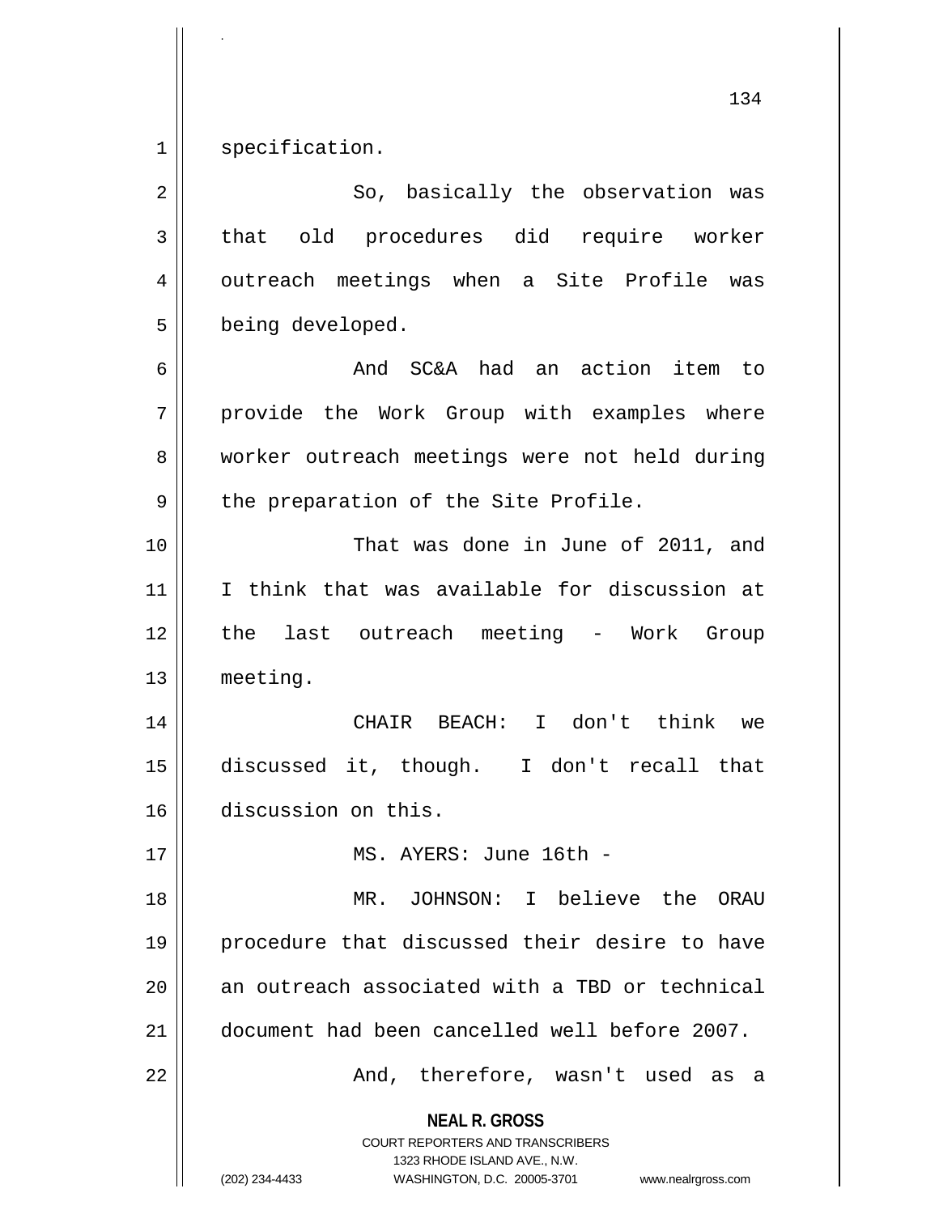specification.

So, basically the observation was that old procedures did require worker outreach meetings when a Site Profile was being developed.

And SC&A had an action item to provide the Work Group with examples where worker outreach meetings were not held during the preparation of the Site Profile.

That was done in June of 2011, and I think that was available for discussion at the last outreach meeting - Work Group meeting.

CHAIR BEACH: I don't think we discussed it, though. I don't recall that discussion on this.

MS. AYERS: June 16th -

MR. JOHNSON: I believe the ORAU procedure that discussed their desire to have an outreach associated with a TBD or technical document had been cancelled well before 2007.

And, therefore, wasn't used as a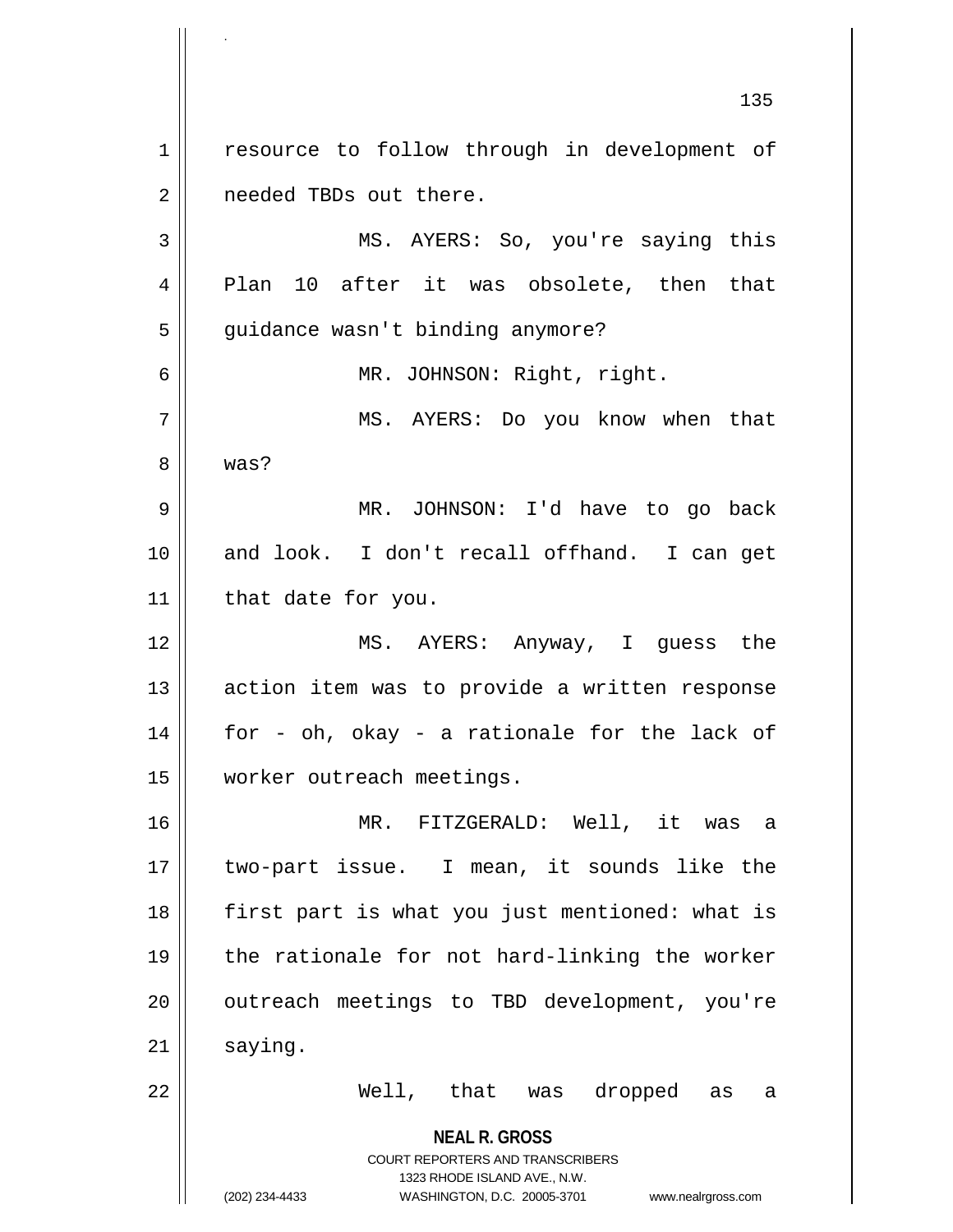resource to follow through in development of needed TBDs out there.

MS. AYERS: So, you're saying this Plan 10 after it was obsolete, then that guidance wasn't binding anymore?

MR. JOHNSON: Right, right.

MS. AYERS: Do you know when that was?

MR. JOHNSON: I'd have to go back and look. I don't recall offhand. I can get that date for you.

MS. AYERS: Anyway, I guess the action item was to provide a written response for - oh, okay - a rationale for the lack of worker outreach meetings.

MR. FITZGERALD: Well, it was a two-part issue. I mean, it sounds like the first part is what you just mentioned: what is the rationale for not hard-linking the worker outreach meetings to TBD development, you're saying.

Well, that was dropped as a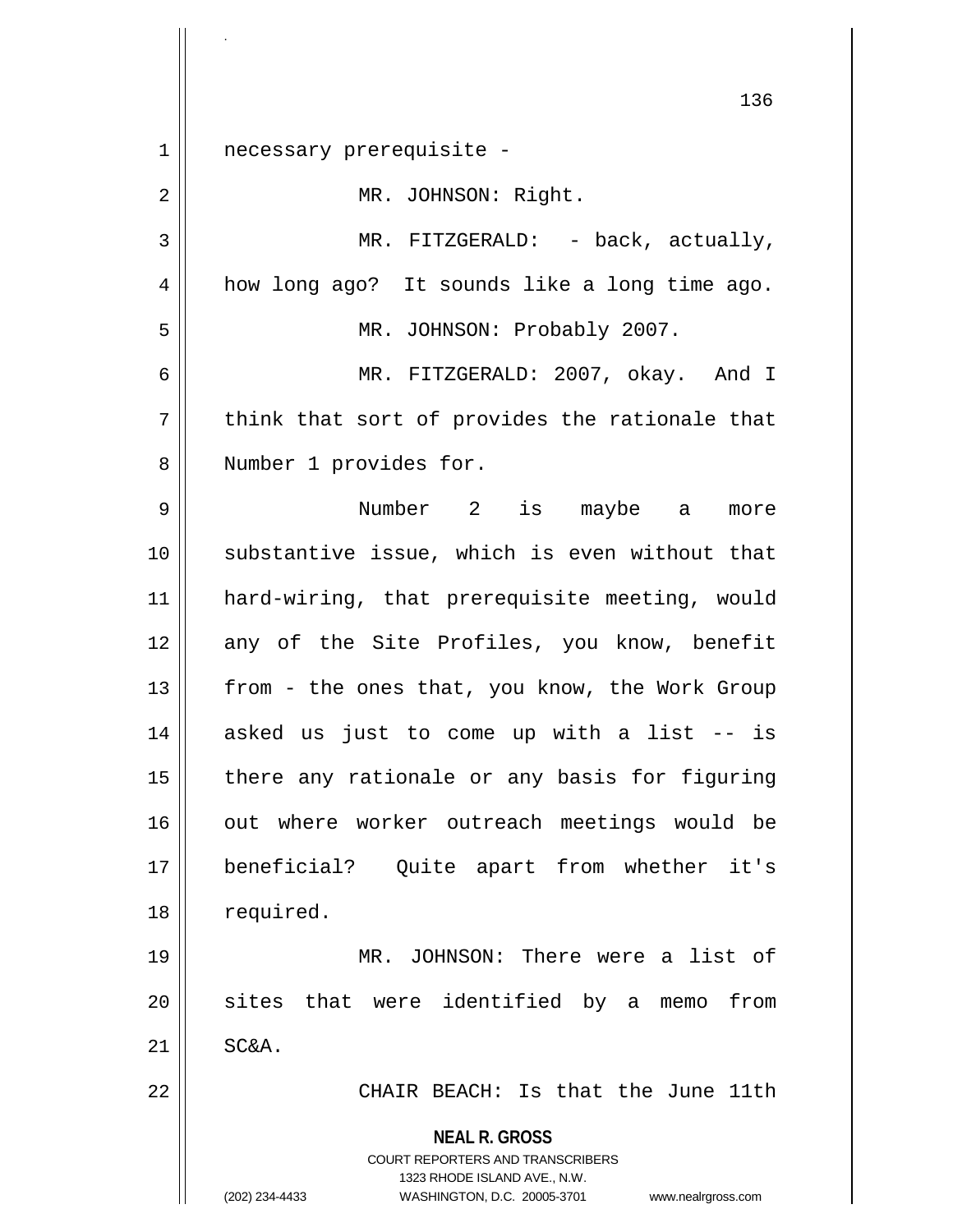necessary prerequisite -

MR. JOHNSON: Right.

MR. FITZGERALD: - back, actually, how long ago? It sounds like a long time ago.

MR. JOHNSON: Probably 2007.

MR. FITZGERALD: 2007, okay. And I think that sort of provides the rationale that Number 1 provides for.

Number 2 is maybe a more substantive issue, which is even without that hard-wiring, that prerequisite meeting, would any of the Site Profiles, you know, benefit from - the ones that, you know, the Work Group asked us just to come up with a list -- is there any rationale or any basis for figuring out where worker outreach meetings would be beneficial? Quite apart from whether it's required.

MR. JOHNSON: There were a list of sites that were identified by a memo from SC&A.

CHAIR BEACH: Is that the June 11th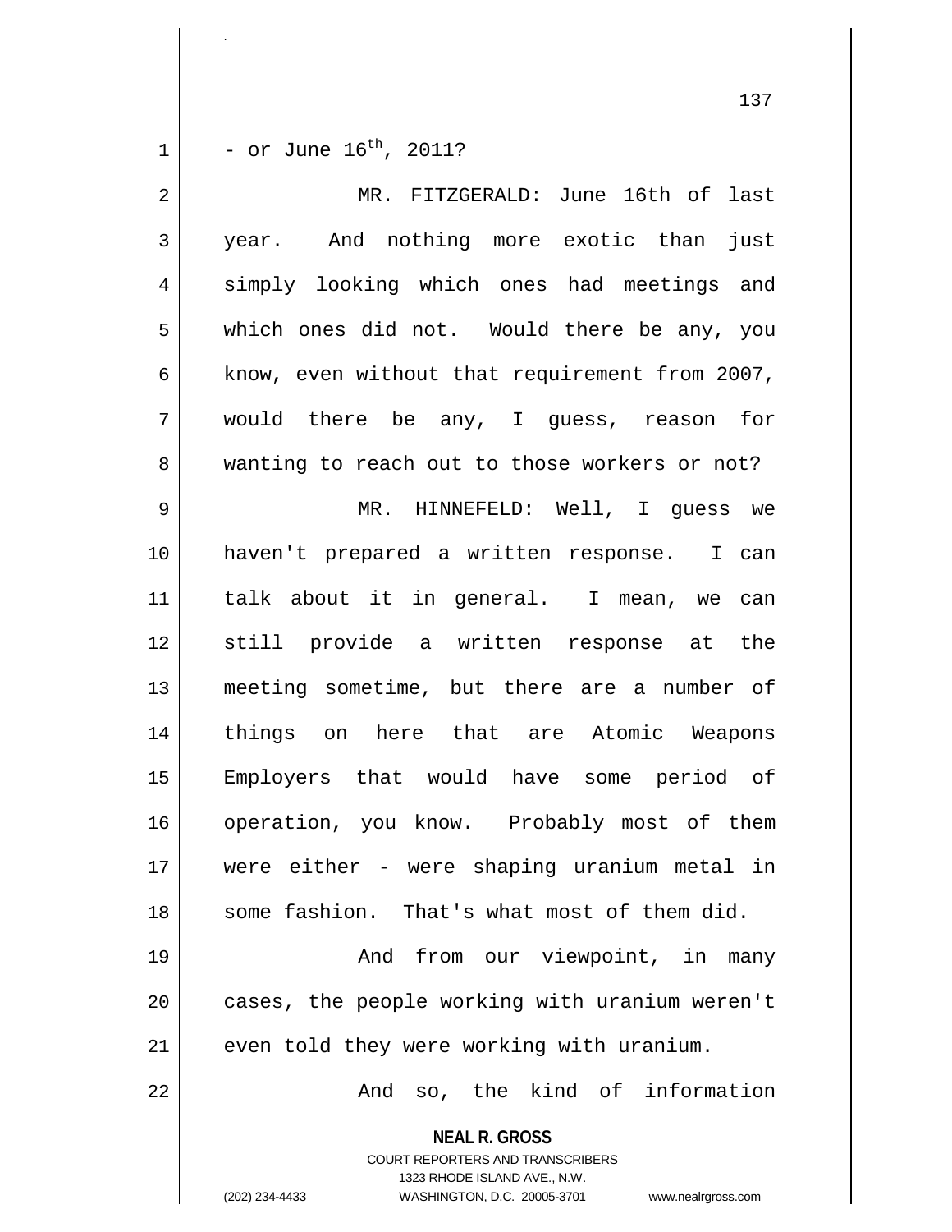- or June 16$^{th}$, 2011?

MR. FITZGERALD: June 16th of last year. And nothing more exotic than just simply looking which ones had meetings and which ones did not. Would there be any, you know, even without that requirement from 2007, would there be any, I guess, reason for wanting to reach out to those workers or not?

MR. HINNEFELD: Well, I guess we haven't prepared a written response. I can talk about it in general. I mean, we can still provide a written response at the meeting sometime, but there are a number of things on here that are Atomic Weapons Employers that would have some period of operation, you know. Probably most of them were either - were shaping uranium metal in some fashion. That's what most of them did.

And from our viewpoint, in many cases, the people working with uranium weren't even told they were working with uranium.

And so, the kind of information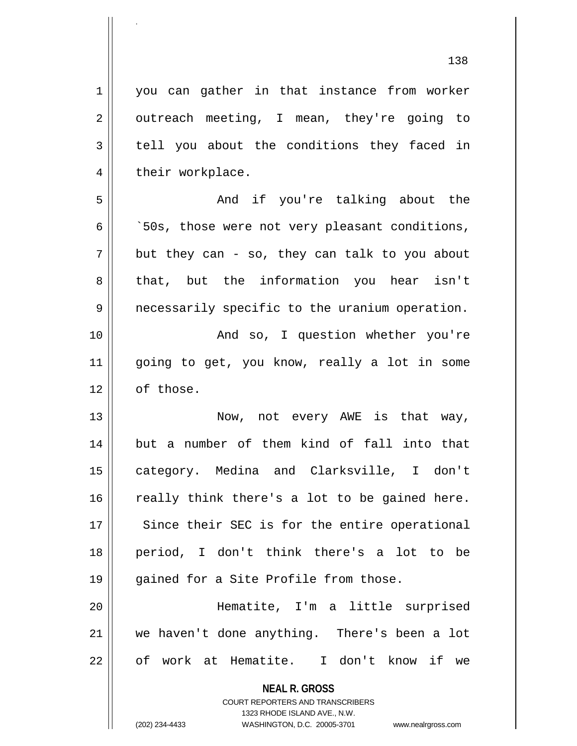you can gather in that instance from worker outreach meeting, I mean, they're going to tell you about the conditions they faced in their workplace.

And if you're talking about the `50s, those were not very pleasant conditions, but they can - so, they can talk to you about that, but the information you hear isn't necessarily specific to the uranium operation.

And so, I question whether you're going to get, you know, really a lot in some of those.

Now, not every AWE is that way, but a number of them kind of fall into that category. Medina and Clarksville, I don't really think there's a lot to be gained here. Since their SEC is for the entire operational period, I don't think there's a lot to be gained for a Site Profile from those.

Hematite, I'm a little surprised we haven't done anything. There's been a lot of work at Hematite. I don't know if we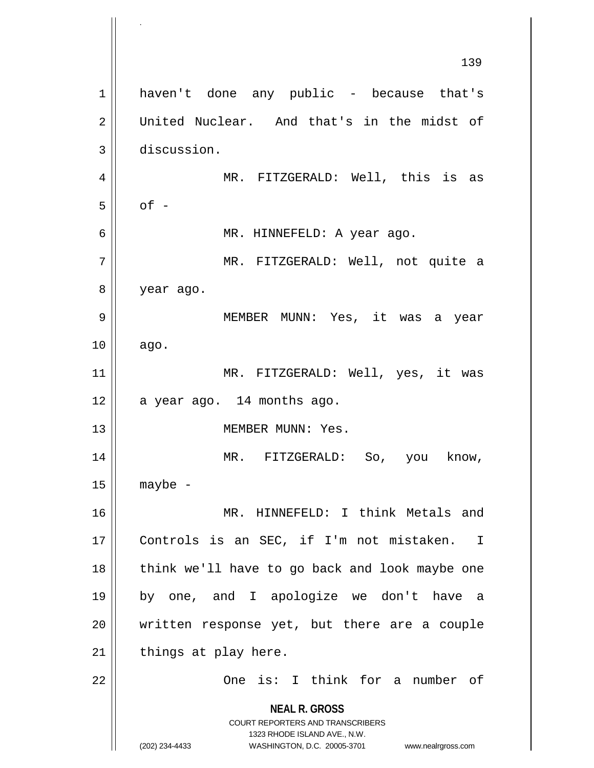haven't done any public - because that's United Nuclear. And that's in the midst of discussion.

MR. FITZGERALD: Well, this is as of -

MR. HINNEFELD: A year ago.

MR. FITZGERALD: Well, not quite a year ago.

MEMBER MUNN: Yes, it was a year ago.

MR. FITZGERALD: Well, yes, it was a year ago. 14 months ago.

MEMBER MUNN: Yes.

MR. FITZGERALD: So, you know, maybe -

MR. HINNEFELD: I think Metals and Controls is an SEC, if I'm not mistaken. I think we'll have to go back and look maybe one by one, and I apologize we don't have a written response yet, but there are a couple things at play here.

One is: I think for a number of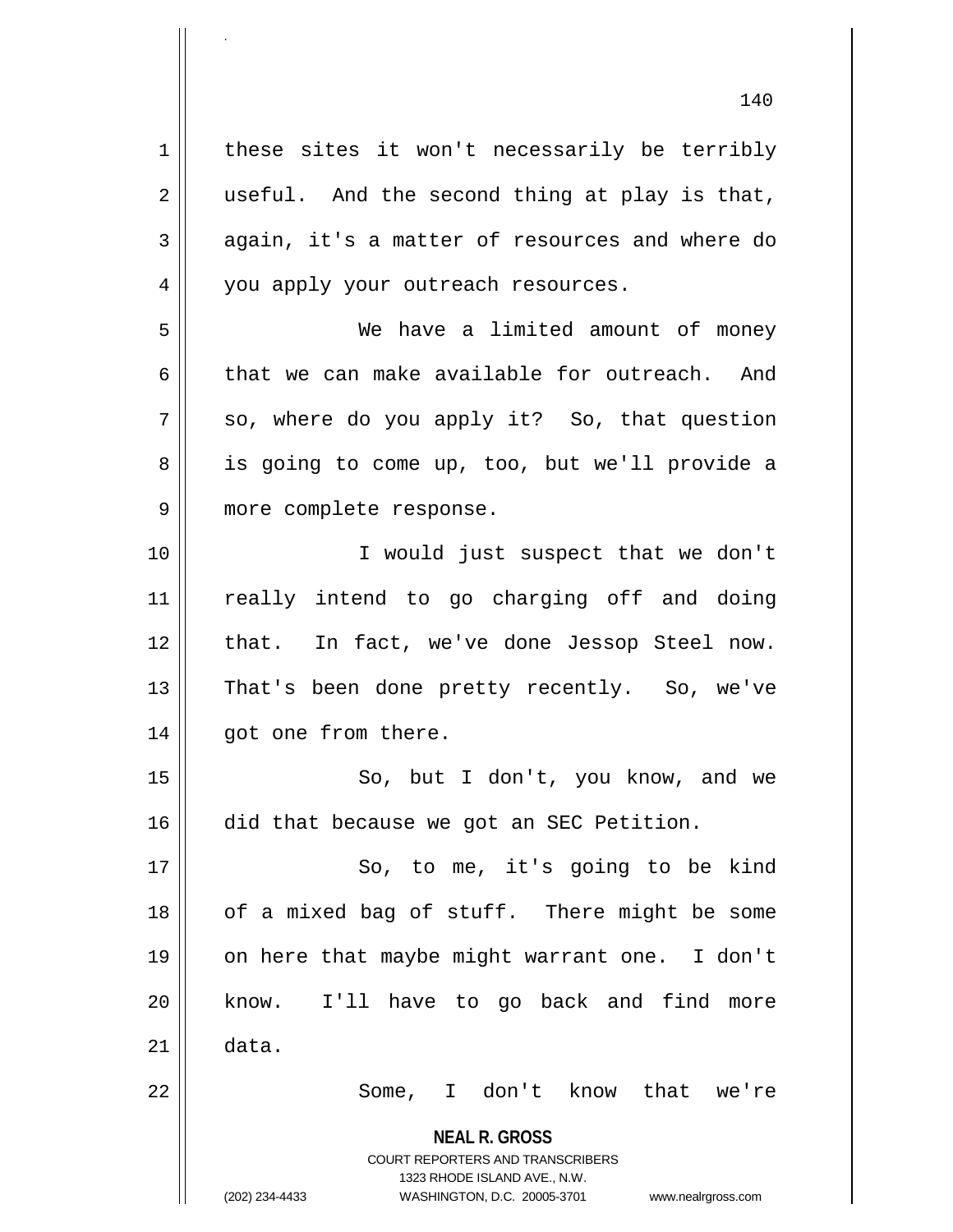these sites it won't necessarily be terribly useful. And the second thing at play is that, again, it's a matter of resources and where do you apply your outreach resources.

We have a limited amount of money that we can make available for outreach. And so, where do you apply it? So, that question is going to come up, too, but we'll provide a more complete response.

I would just suspect that we don't really intend to go charging off and doing that. In fact, we've done Jessop Steel now. That's been done pretty recently. So, we've got one from there.

So, but I don't, you know, and we did that because we got an SEC Petition.

So, to me, it's going to be kind of a mixed bag of stuff. There might be some on here that maybe might warrant one. I don't know. I'll have to go back and find more data.

Some, I don't know that we're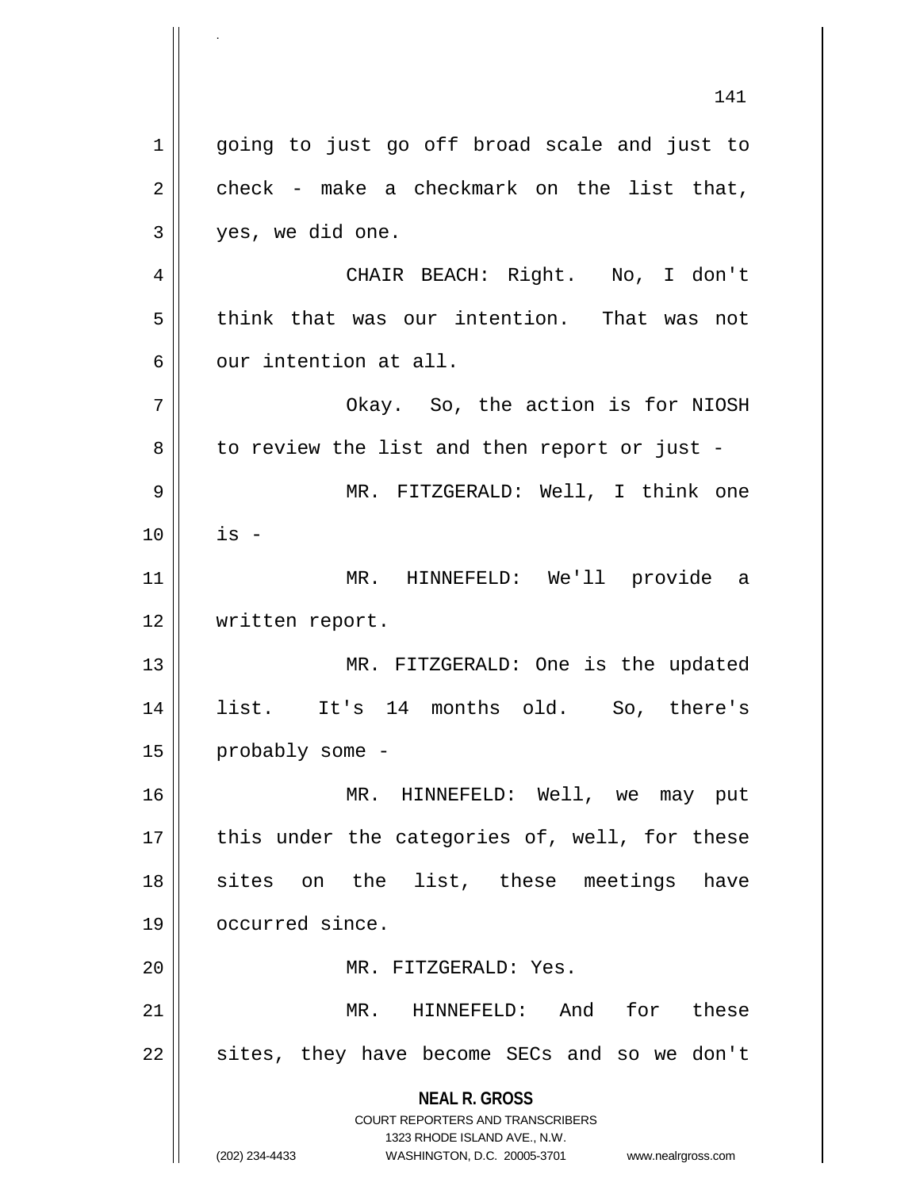going to just go off broad scale and just to check - make a checkmark on the list that, yes, we did one.

CHAIR BEACH: Right. No, I don't think that was our intention. That was not our intention at all.

Okay. So, the action is for NIOSH to review the list and then report or just -

MR. FITZGERALD: Well, I think one is -

MR. HINNEFELD: We'll provide a written report.

MR. FITZGERALD: One is the updated list. It's 14 months old. So, there's probably some -

MR. HINNEFELD: Well, we may put this under the categories of, well, for these sites on the list, these meetings have occurred since.

MR. FITZGERALD: Yes.

MR. HINNEFELD: And for these sites, they have become SECs and so we don't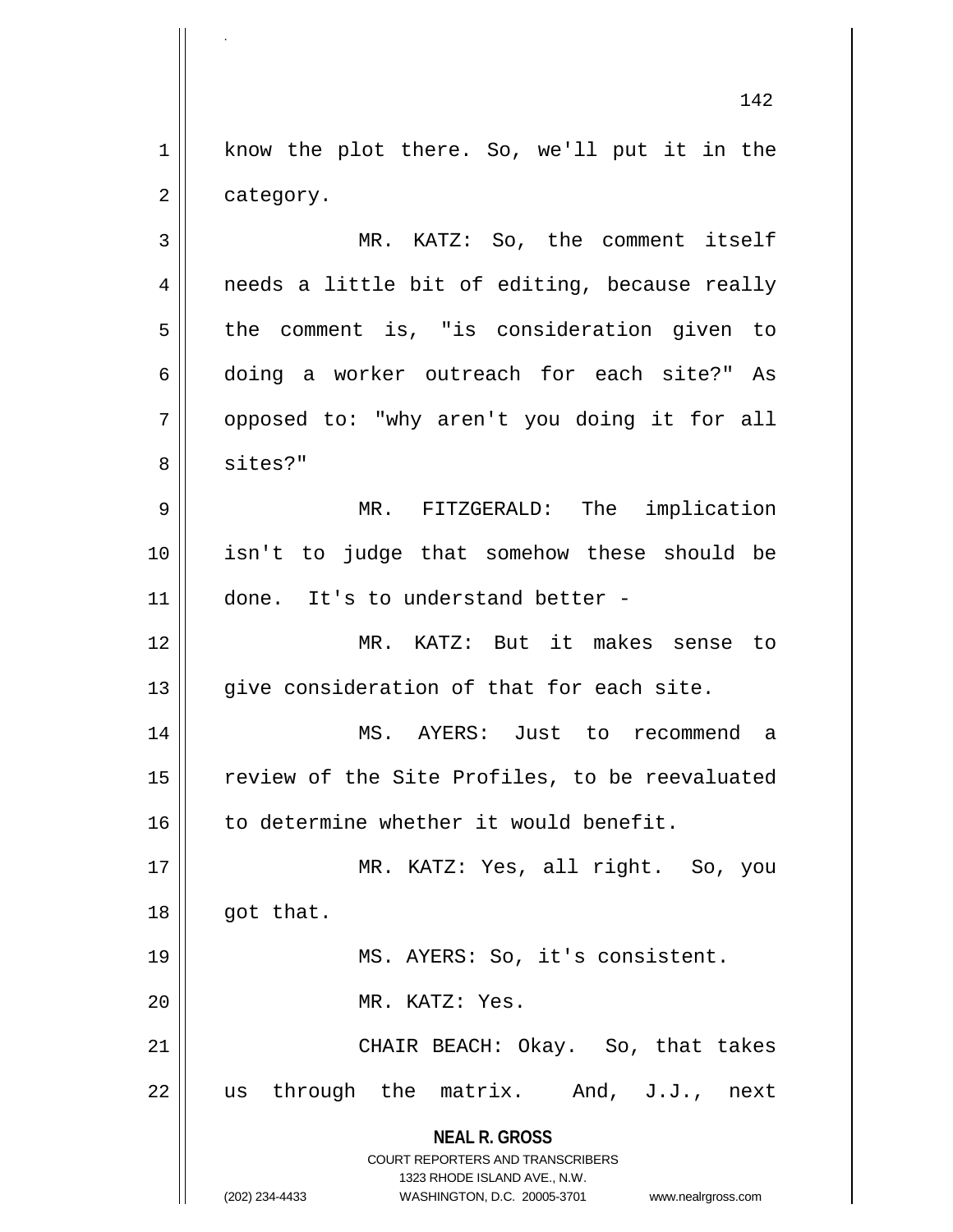know the plot there. So, we'll put it in the category.

MR. KATZ: So, the comment itself needs a little bit of editing, because really the comment is, "is consideration given to doing a worker outreach for each site?" As opposed to: "why aren't you doing it for all sites?"

MR. FITZGERALD: The implication isn't to judge that somehow these should be done. It's to understand better -

MR. KATZ: But it makes sense to give consideration of that for each site.

MS. AYERS: Just to recommend a review of the Site Profiles, to be reevaluated to determine whether it would benefit.

MR. KATZ: Yes, all right. So, you got that.

MS. AYERS: So, it's consistent.

MR. KATZ: Yes.

CHAIR BEACH: Okay. So, that takes us through the matrix. And, J.J., next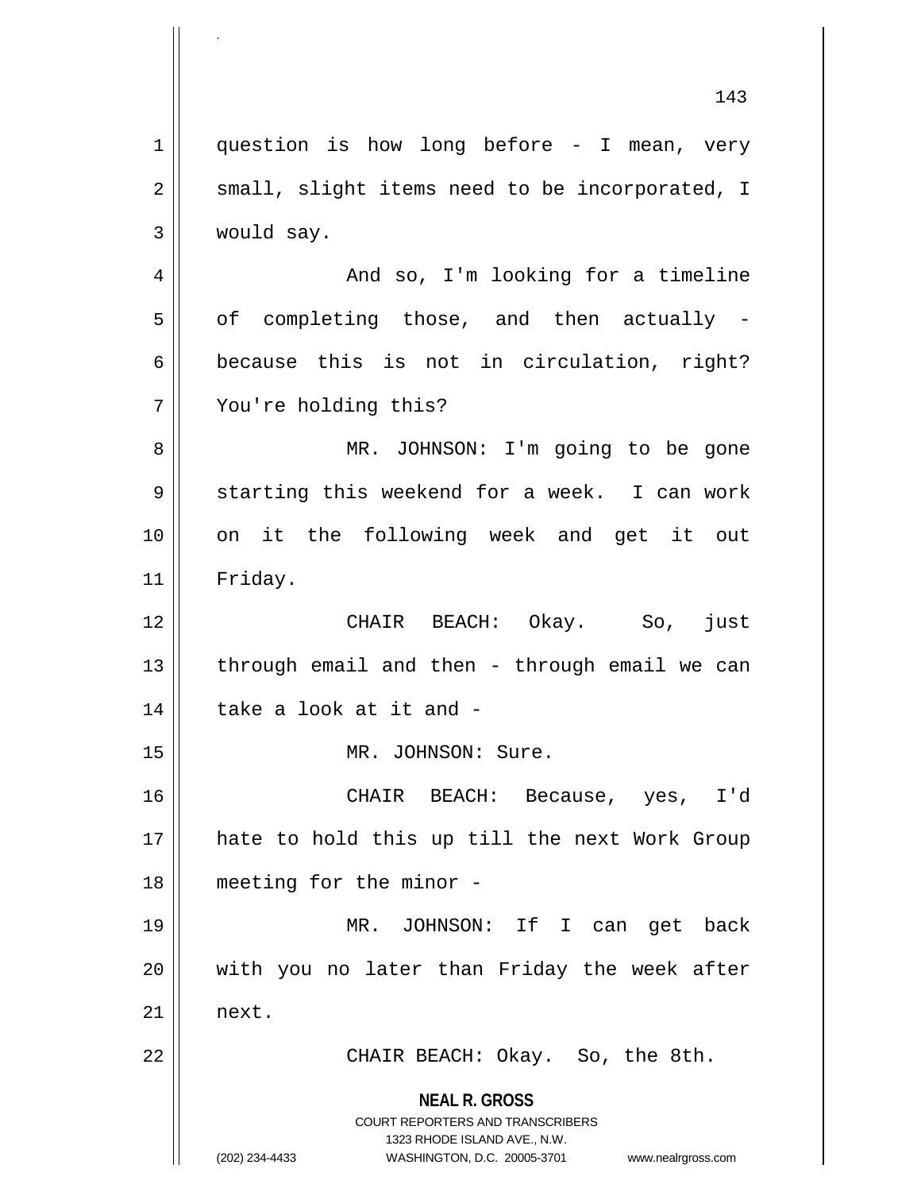question is how long before - I mean, very small, slight items need to be incorporated, I would say.

And so, I'm looking for a timeline of completing those, and then actually - because this is not in circulation, right? You're holding this?

MR. JOHNSON: I'm going to be gone starting this weekend for a week. I can work on it the following week and get it out Friday.

CHAIR BEACH: Okay. So, just through email and then - through email we can take a look at it and -

MR. JOHNSON: Sure.

CHAIR BEACH: Because, yes, I'd hate to hold this up till the next Work Group meeting for the minor -

MR. JOHNSON: If I can get back with you no later than Friday the week after next.

CHAIR BEACH: Okay. So, the 8th.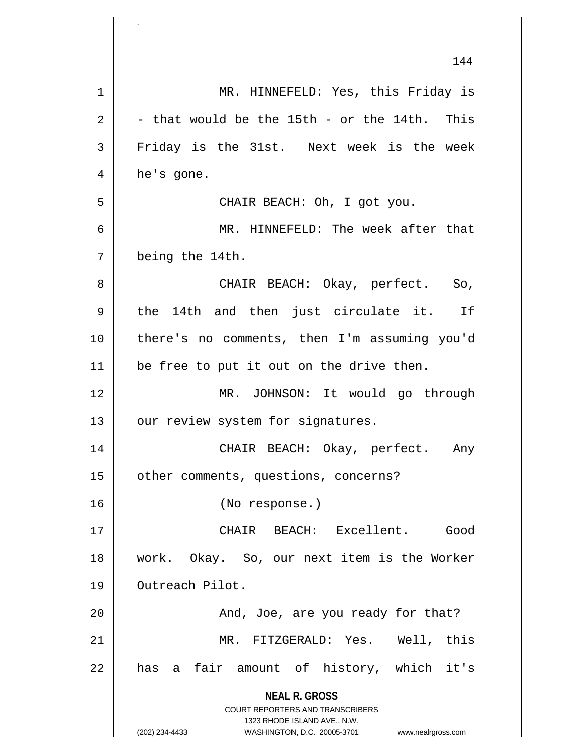MR. HINNEFELD: Yes, this Friday is - that would be the 15th - or the 14th. This Friday is the 31st. Next week is the week he's gone.

CHAIR BEACH: Oh, I got you.

MR. HINNEFELD: The week after that being the 14th.

CHAIR BEACH: Okay, perfect. So, the 14th and then just circulate it. If there's no comments, then I'm assuming you'd be free to put it out on the drive then.

MR. JOHNSON: It would go through our review system for signatures.

CHAIR BEACH: Okay, perfect. Any other comments, questions, concerns?

(No response.)

CHAIR BEACH: Excellent. Good work. Okay. So, our next item is the Worker Outreach Pilot.

And, Joe, are you ready for that?

MR. FITZGERALD: Yes. Well, this has a fair amount of history, which it's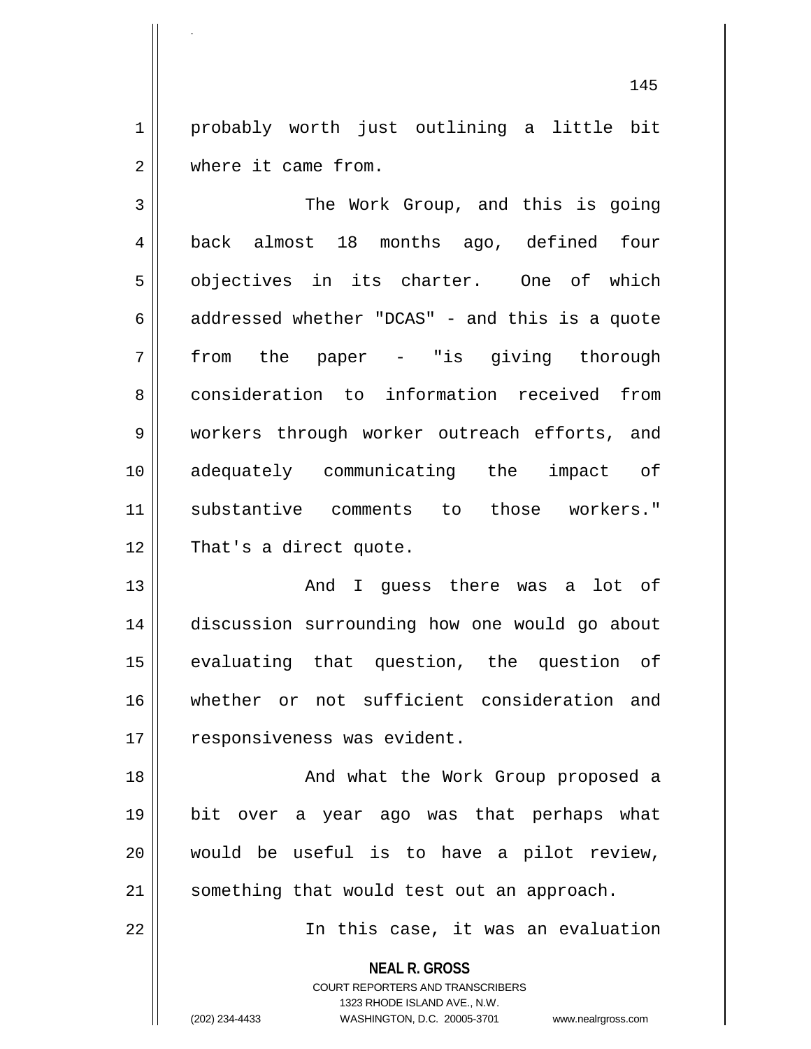probably worth just outlining a little bit where it came from.

The Work Group, and this is going back almost 18 months ago, defined four objectives in its charter. One of which addressed whether "DCAS" - and this is a quote from the paper - "is giving thorough consideration to information received from workers through worker outreach efforts, and adequately communicating the impact of substantive comments to those workers." That's a direct quote.

And I guess there was a lot of discussion surrounding how one would go about evaluating that question, the question of whether or not sufficient consideration and responsiveness was evident.

And what the Work Group proposed a bit over a year ago was that perhaps what would be useful is to have a pilot review, something that would test out an approach.

In this case, it was an evaluation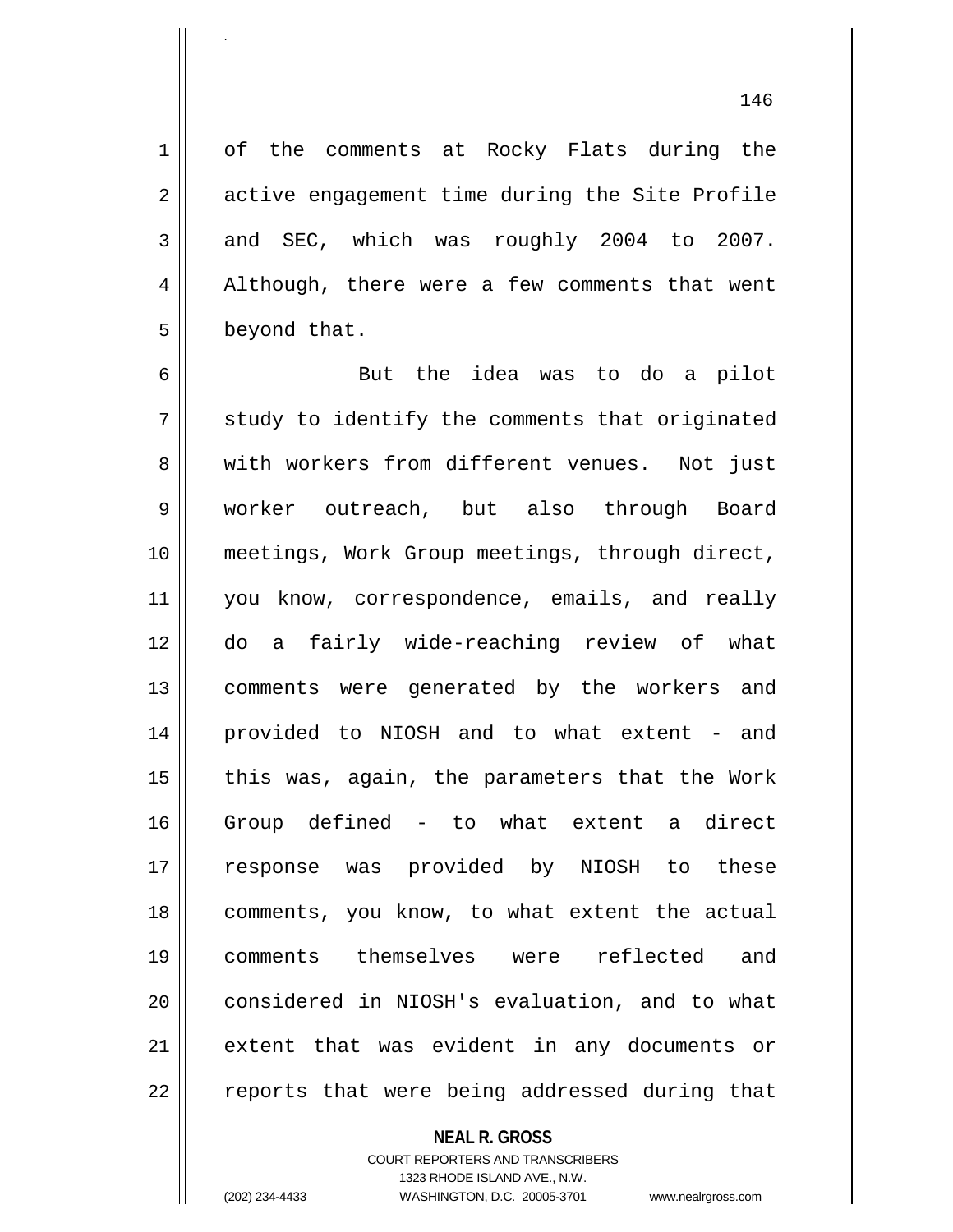of the comments at Rocky Flats during the active engagement time during the Site Profile and SEC, which was roughly 2004 to 2007. Although, there were a few comments that went beyond that.

But the idea was to do a pilot study to identify the comments that originated with workers from different venues. Not just worker outreach, but also through Board meetings, Work Group meetings, through direct, you know, correspondence, emails, and really do a fairly wide-reaching review of what comments were generated by the workers and provided to NIOSH and to what extent - and this was, again, the parameters that the Work Group defined - to what extent a direct response was provided by NIOSH to these comments, you know, to what extent the actual comments themselves were reflected and considered in NIOSH's evaluation, and to what extent that was evident in any documents or reports that were being addressed during that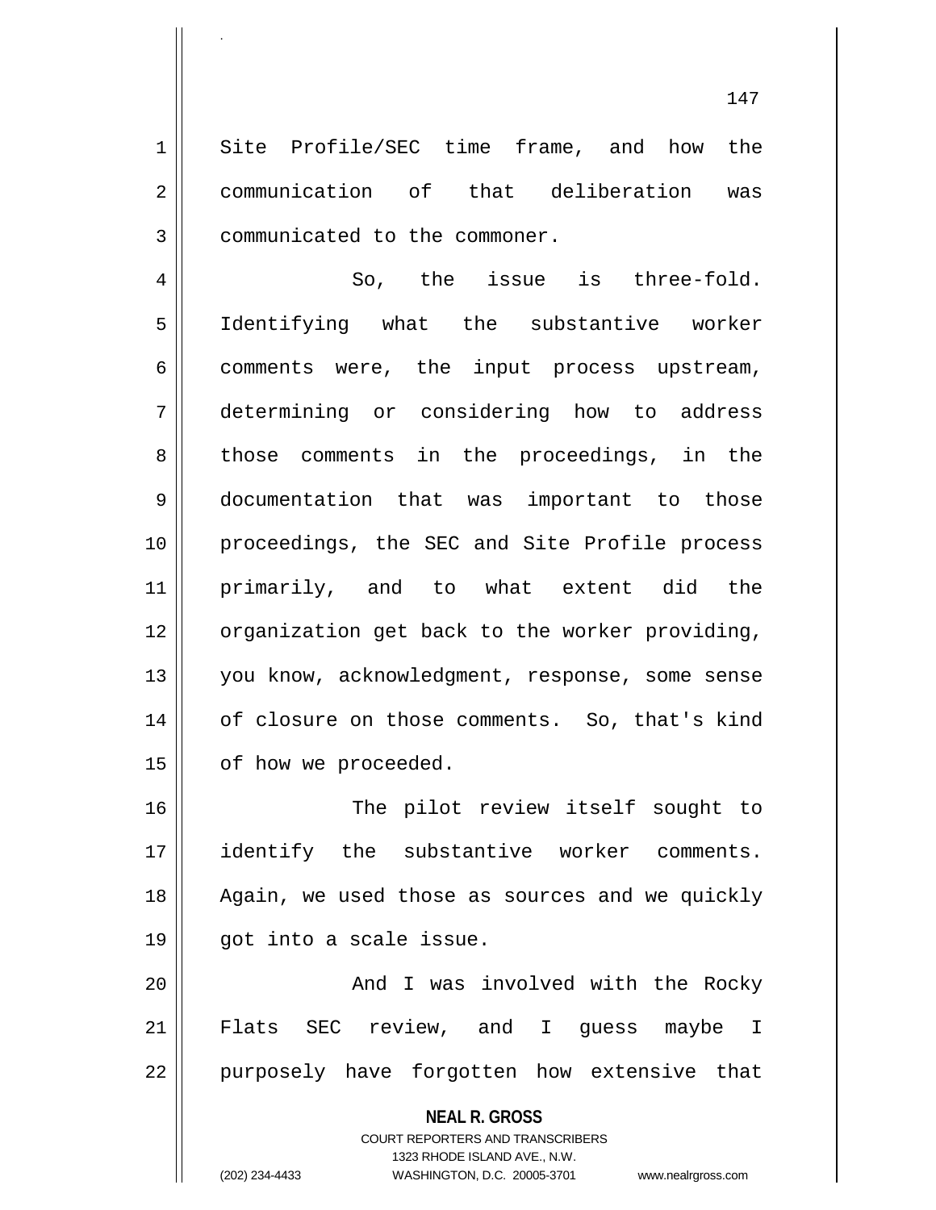Site Profile/SEC time frame, and how the communication of that deliberation was communicated to the commoner.

So, the issue is three-fold. Identifying what the substantive worker comments were, the input process upstream, determining or considering how to address those comments in the proceedings, in the documentation that was important to those proceedings, the SEC and Site Profile process primarily, and to what extent did the organization get back to the worker providing, you know, acknowledgment, response, some sense of closure on those comments. So, that's kind of how we proceeded.

The pilot review itself sought to identify the substantive worker comments. Again, we used those as sources and we quickly got into a scale issue.

And I was involved with the Rocky Flats SEC review, and I guess maybe I purposely have forgotten how extensive that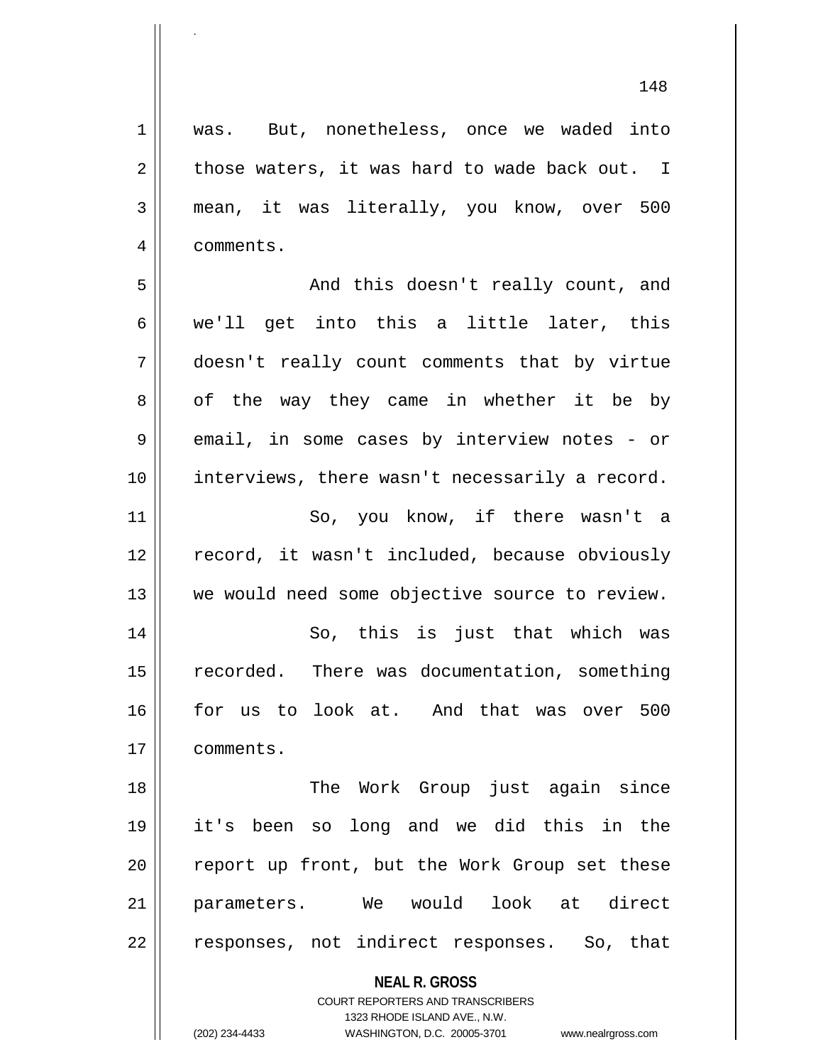was. But, nonetheless, once we waded into those waters, it was hard to wade back out. I mean, it was literally, you know, over 500 comments.

And this doesn't really count, and we'll get into this a little later, this doesn't really count comments that by virtue of the way they came in whether it be by email, in some cases by interview notes - or interviews, there wasn't necessarily a record.

So, you know, if there wasn't a record, it wasn't included, because obviously we would need some objective source to review.

So, this is just that which was recorded. There was documentation, something for us to look at. And that was over 500 comments.

The Work Group just again since it's been so long and we did this in the report up front, but the Work Group set these parameters. We would look at direct responses, not indirect responses. So, that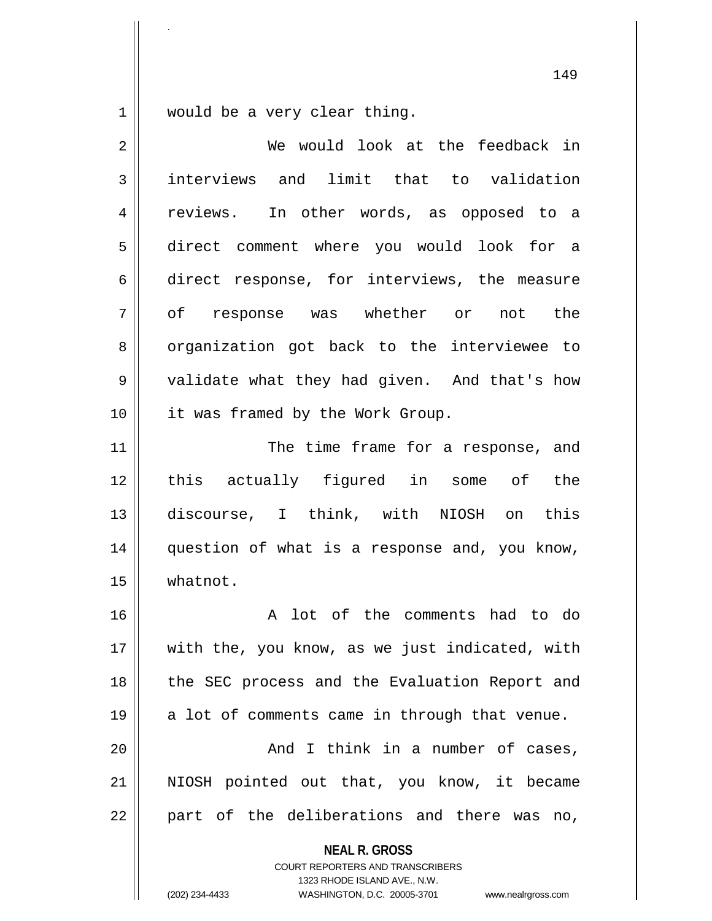would be a very clear thing.

We would look at the feedback in interviews and limit that to validation reviews. In other words, as opposed to a direct comment where you would look for a direct response, for interviews, the measure of response was whether or not the organization got back to the interviewee to validate what they had given. And that's how it was framed by the Work Group.

The time frame for a response, and this actually figured in some of the discourse, I think, with NIOSH on this question of what is a response and, you know, whatnot.

A lot of the comments had to do with the, you know, as we just indicated, with the SEC process and the Evaluation Report and a lot of comments came in through that venue.

And I think in a number of cases, NIOSH pointed out that, you know, it became part of the deliberations and there was no,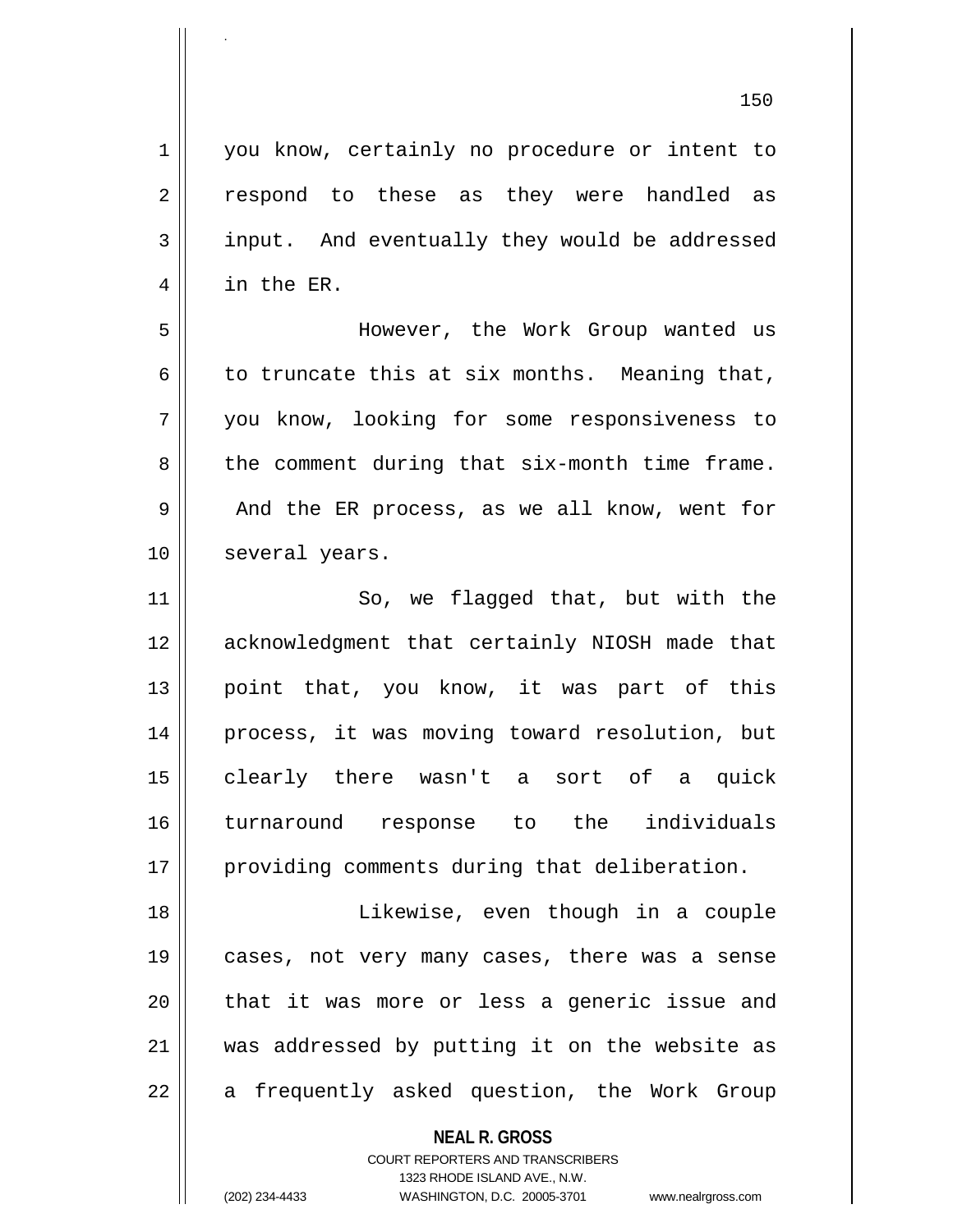you know, certainly no procedure or intent to respond to these as they were handled as input. And eventually they would be addressed in the ER.

However, the Work Group wanted us to truncate this at six months. Meaning that, you know, looking for some responsiveness to the comment during that six-month time frame. And the ER process, as we all know, went for several years.

So, we flagged that, but with the acknowledgment that certainly NIOSH made that point that, you know, it was part of this process, it was moving toward resolution, but clearly there wasn't a sort of a quick turnaround response to the individuals providing comments during that deliberation.

Likewise, even though in a couple cases, not very many cases, there was a sense that it was more or less a generic issue and was addressed by putting it on the website as a frequently asked question, the Work Group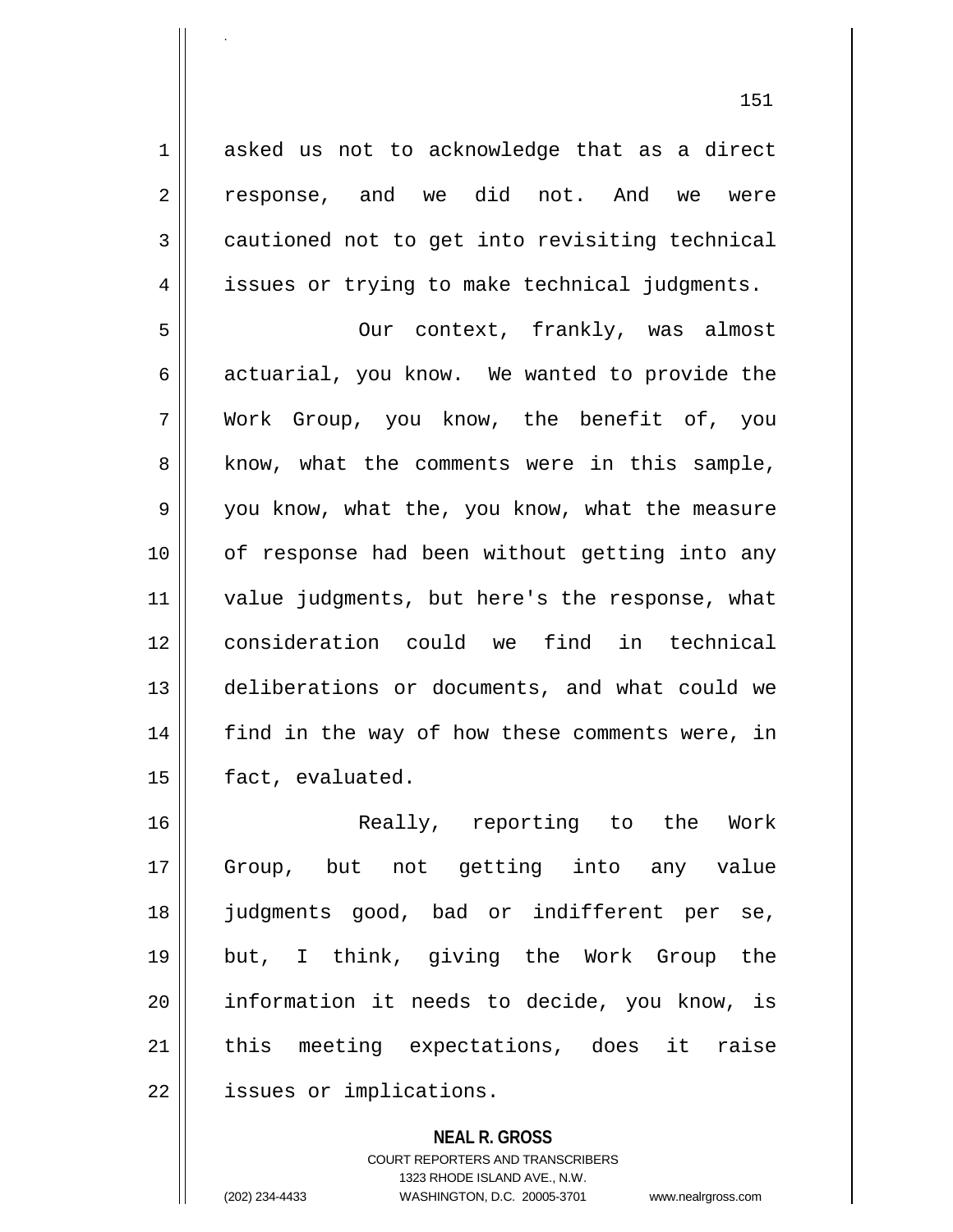asked us not to acknowledge that as a direct response, and we did not. And we were cautioned not to get into revisiting technical issues or trying to make technical judgments.

Our context, frankly, was almost actuarial, you know. We wanted to provide the Work Group, you know, the benefit of, you know, what the comments were in this sample, you know, what the, you know, what the measure of response had been without getting into any value judgments, but here's the response, what consideration could we find in technical deliberations or documents, and what could we find in the way of how these comments were, in fact, evaluated.

Really, reporting to the Work Group, but not getting into any value judgments good, bad or indifferent per se, but, I think, giving the Work Group the information it needs to decide, you know, is this meeting expectations, does it raise issues or implications.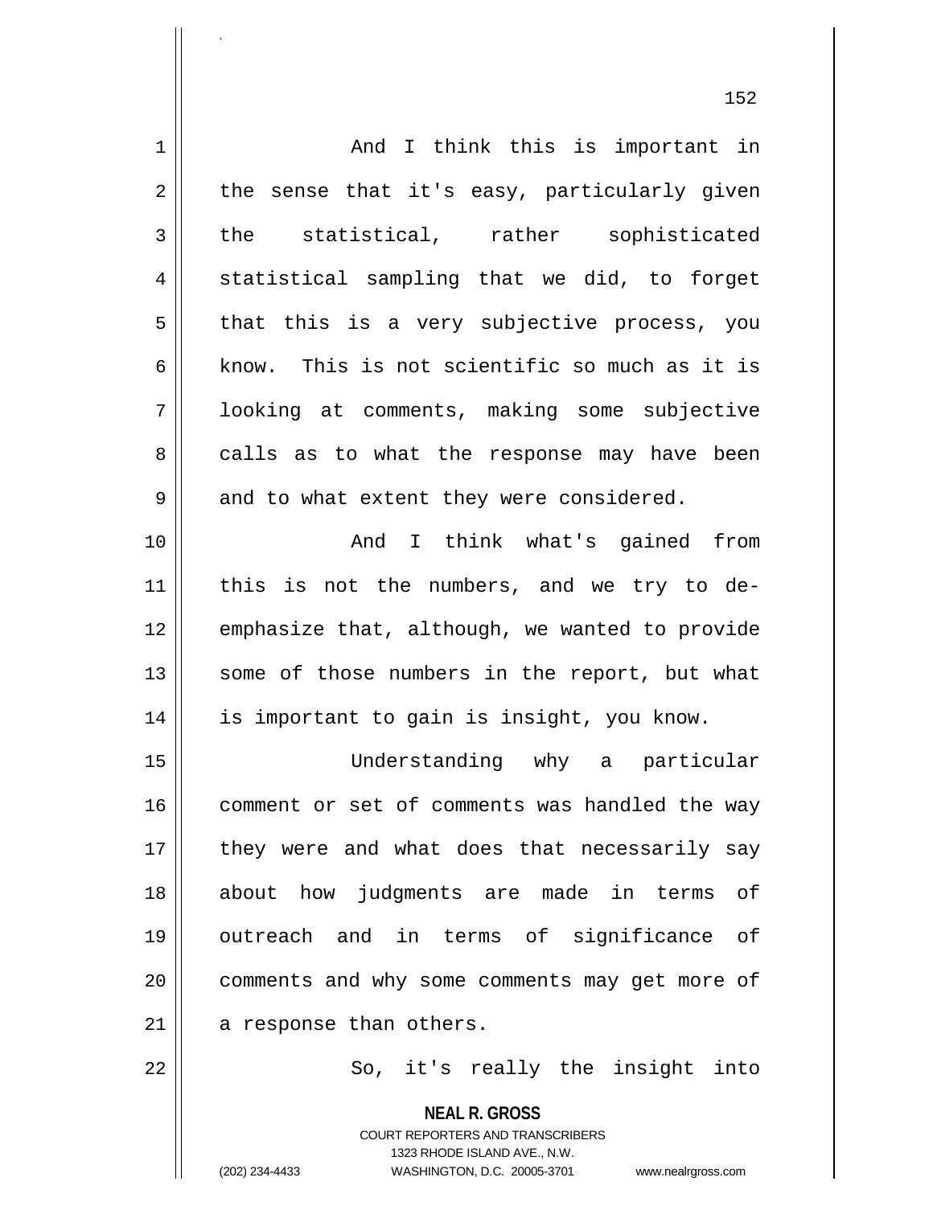And I think this is important in the sense that it's easy, particularly given the statistical, rather sophisticated statistical sampling that we did, to forget that this is a very subjective process, you know. This is not scientific so much as it is looking at comments, making some subjective calls as to what the response may have been and to what extent they were considered.

And I think what's gained from this is not the numbers, and we try to de-emphasize that, although, we wanted to provide some of those numbers in the report, but what is important to gain is insight, you know.

Understanding why a particular comment or set of comments was handled the way they were and what does that necessarily say about how judgments are made in terms of outreach and in terms of significance of comments and why some comments may get more of a response than others.

So, it's really the insight into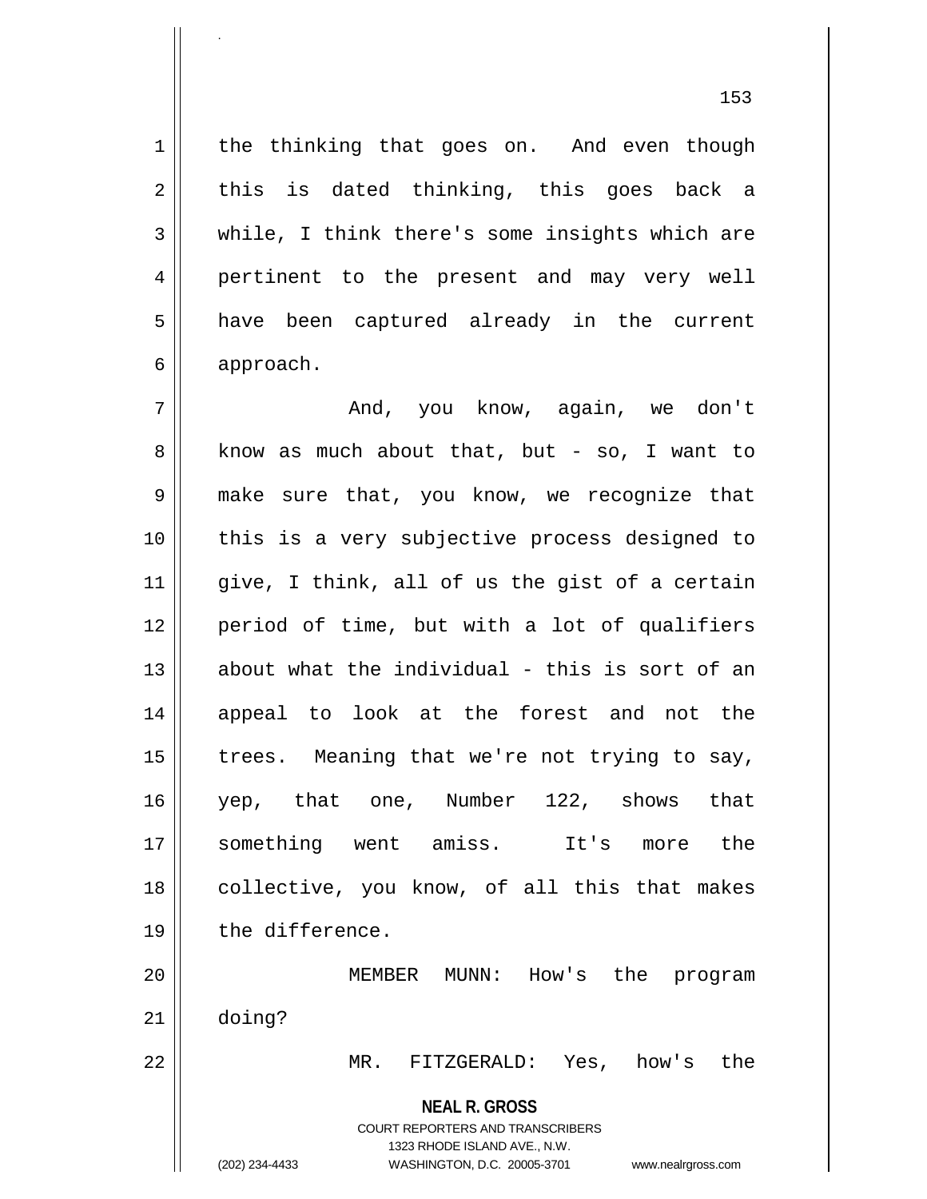the thinking that goes on. And even though this is dated thinking, this goes back a while, I think there's some insights which are pertinent to the present and may very well have been captured already in the current approach.

And, you know, again, we don't know as much about that, but - so, I want to make sure that, you know, we recognize that this is a very subjective process designed to give, I think, all of us the gist of a certain period of time, but with a lot of qualifiers about what the individual - this is sort of an appeal to look at the forest and not the trees. Meaning that we're not trying to say, yep, that one, Number 122, shows that something went amiss. It's more the collective, you know, of all this that makes the difference.

MEMBER MUNN: How's the program doing?

MR. FITZGERALD: Yes, how's the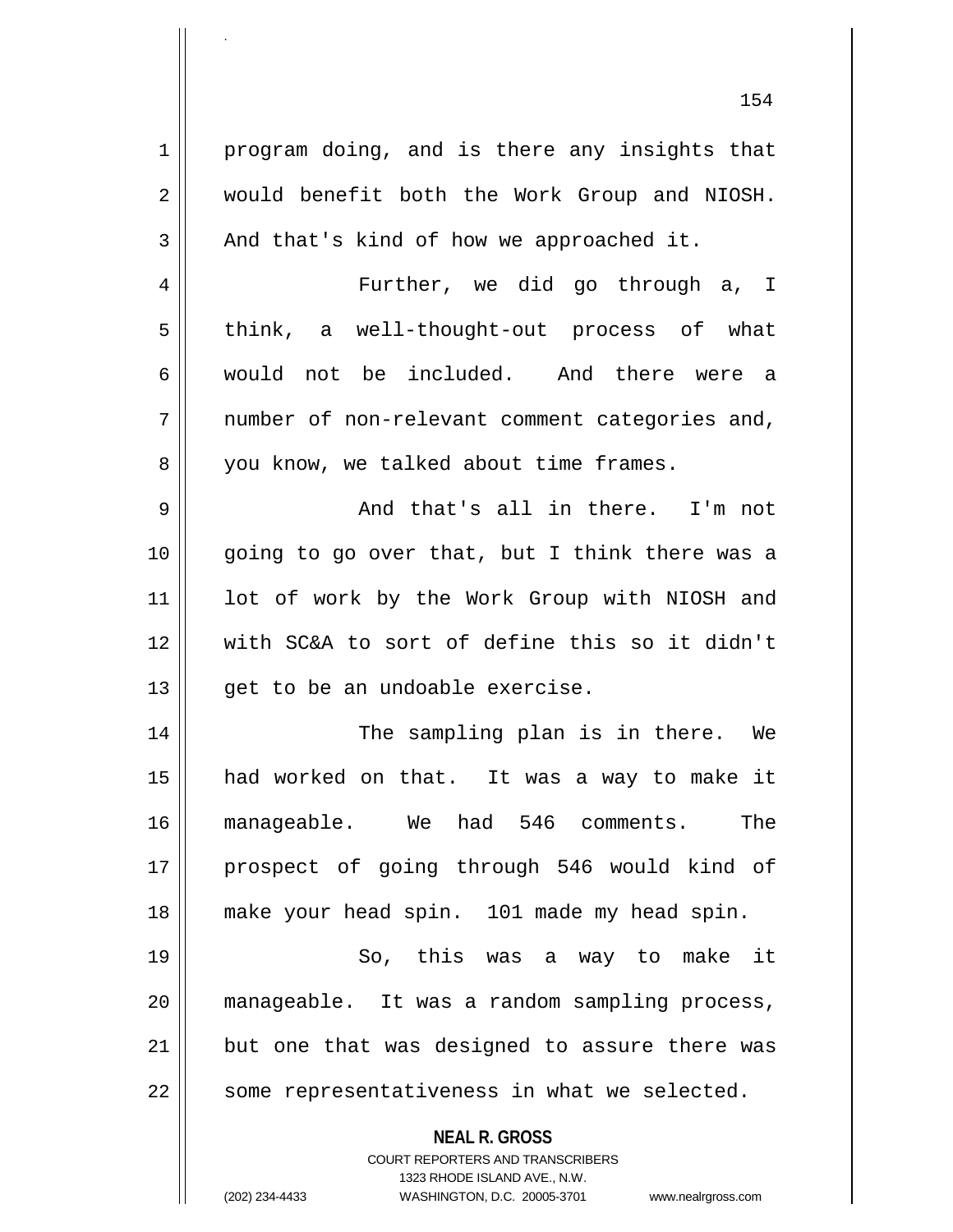program doing, and is there any insights that would benefit both the Work Group and NIOSH. And that's kind of how we approached it.

Further, we did go through a, I think, a well-thought-out process of what would not be included. And there were a number of non-relevant comment categories and, you know, we talked about time frames.

And that's all in there. I'm not going to go over that, but I think there was a lot of work by the Work Group with NIOSH and with SC&A to sort of define this so it didn't get to be an undoable exercise.

The sampling plan is in there. We had worked on that. It was a way to make it manageable. We had 546 comments. The prospect of going through 546 would kind of make your head spin. 101 made my head spin.

So, this was a way to make it manageable. It was a random sampling process, but one that was designed to assure there was some representativeness in what we selected.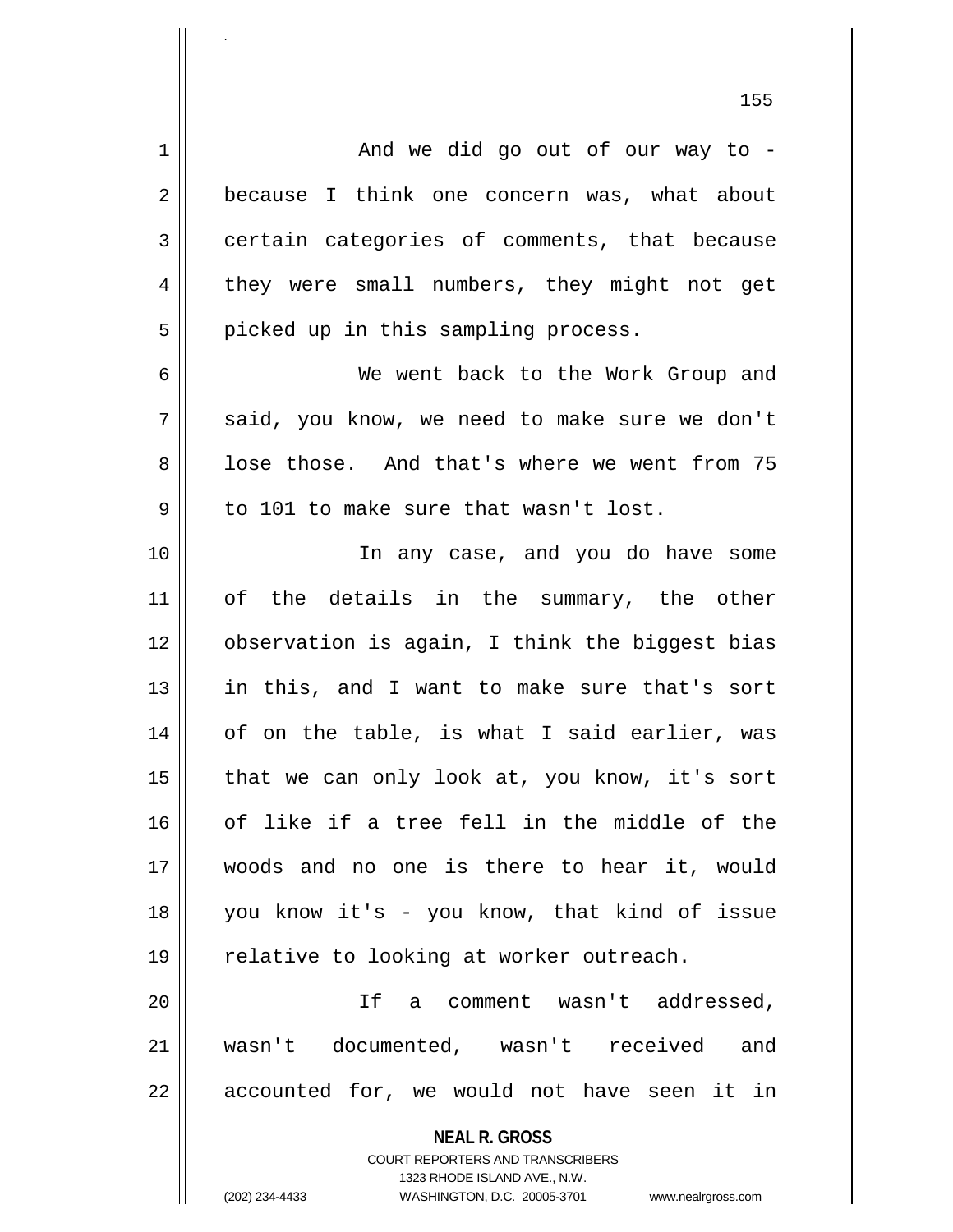And we did go out of our way to - because I think one concern was, what about certain categories of comments, that because they were small numbers, they might not get picked up in this sampling process.

We went back to the Work Group and said, you know, we need to make sure we don't lose those. And that's where we went from 75 to 101 to make sure that wasn't lost.

In any case, and you do have some of the details in the summary, the other observation is again, I think the biggest bias in this, and I want to make sure that's sort of on the table, is what I said earlier, was that we can only look at, you know, it's sort of like if a tree fell in the middle of the woods and no one is there to hear it, would you know it's - you know, that kind of issue relative to looking at worker outreach.

If a comment wasn't addressed, wasn't documented, wasn't received and accounted for, we would not have seen it in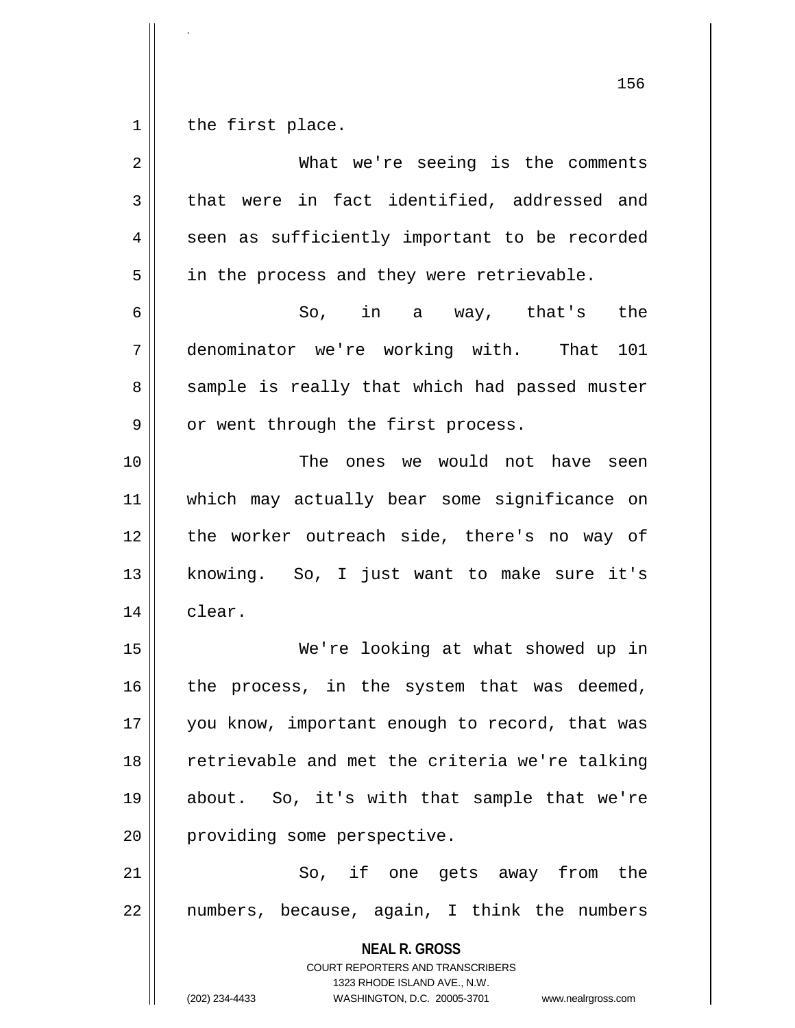the first place.

What we're seeing is the comments that were in fact identified, addressed and seen as sufficiently important to be recorded in the process and they were retrievable.

So, in a way, that's the denominator we're working with. That 101 sample is really that which had passed muster or went through the first process.

The ones we would not have seen which may actually bear some significance on the worker outreach side, there's no way of knowing. So, I just want to make sure it's clear.

We're looking at what showed up in the process, in the system that was deemed, you know, important enough to record, that was retrievable and met the criteria we're talking about. So, it's with that sample that we're providing some perspective.

So, if one gets away from the numbers, because, again, I think the numbers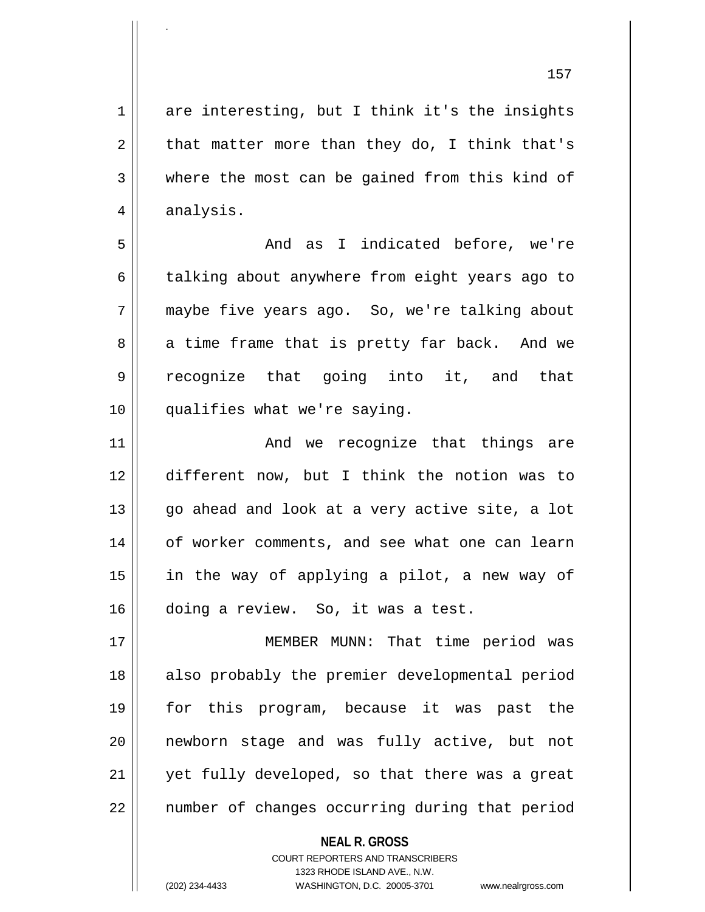are interesting, but I think it's the insights that matter more than they do, I think that's where the most can be gained from this kind of analysis.

And as I indicated before, we're talking about anywhere from eight years ago to maybe five years ago. So, we're talking about a time frame that is pretty far back. And we recognize that going into it, and that qualifies what we're saying.

And we recognize that things are different now, but I think the notion was to go ahead and look at a very active site, a lot of worker comments, and see what one can learn in the way of applying a pilot, a new way of doing a review. So, it was a test.

MEMBER MUNN: That time period was also probably the premier developmental period for this program, because it was past the newborn stage and was fully active, but not yet fully developed, so that there was a great number of changes occurring during that period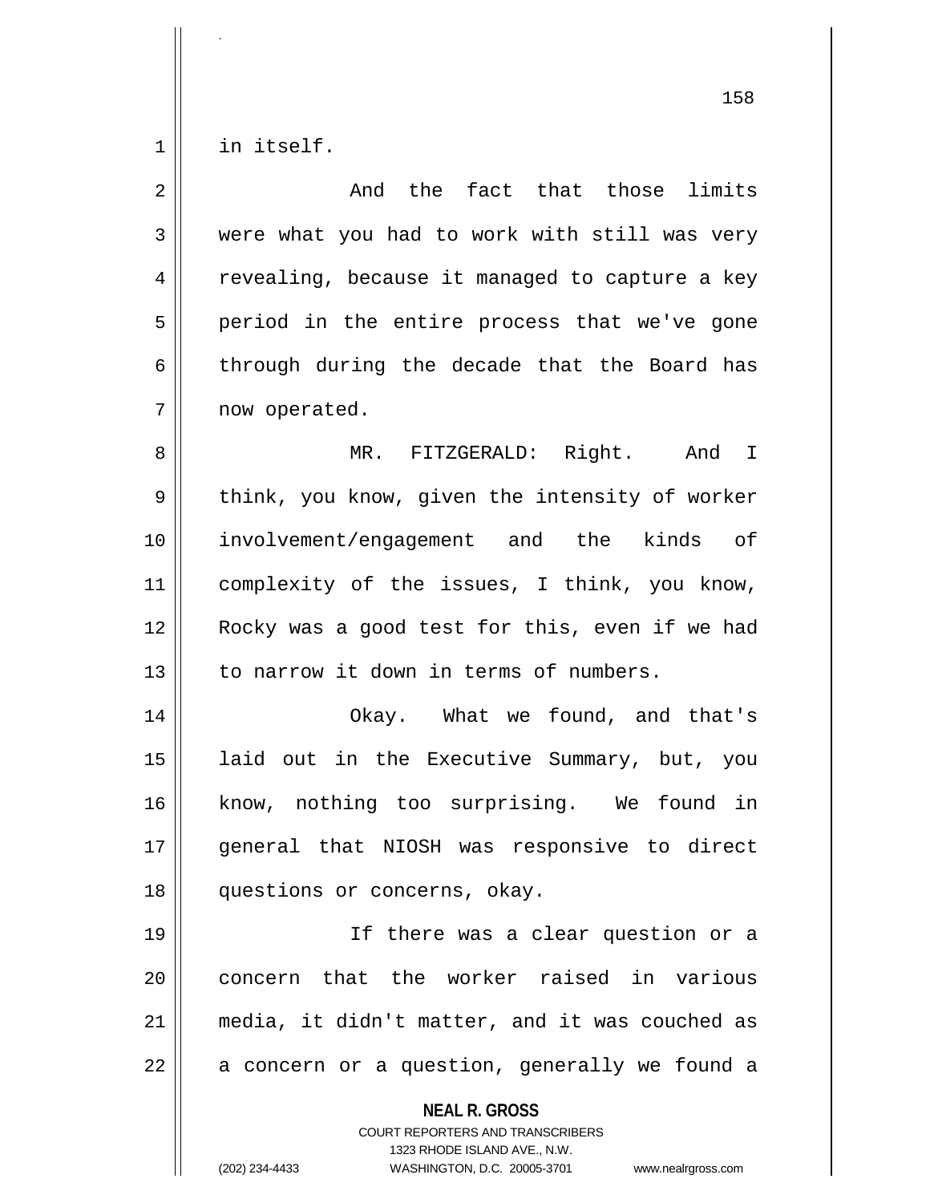in itself.

And the fact that those limits were what you had to work with still was very revealing, because it managed to capture a key period in the entire process that we've gone through during the decade that the Board has now operated.

MR. FITZGERALD: Right. And I think, you know, given the intensity of worker involvement/engagement and the kinds of complexity of the issues, I think, you know, Rocky was a good test for this, even if we had to narrow it down in terms of numbers.

Okay. What we found, and that's laid out in the Executive Summary, but, you know, nothing too surprising. We found in general that NIOSH was responsive to direct questions or concerns, okay.

If there was a clear question or a concern that the worker raised in various media, it didn't matter, and it was couched as a concern or a question, generally we found a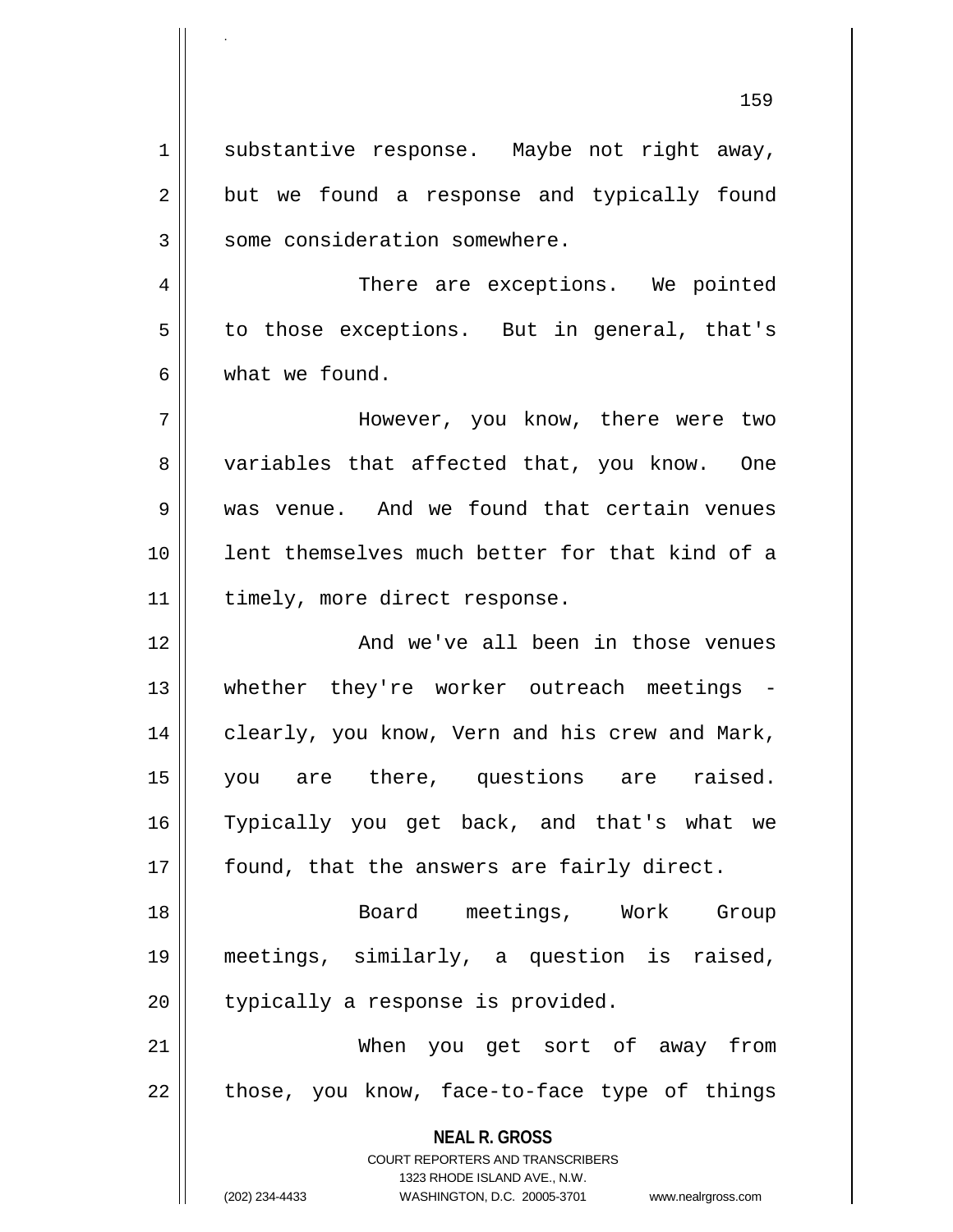substantive response. Maybe not right away, but we found a response and typically found some consideration somewhere.

There are exceptions. We pointed to those exceptions. But in general, that's what we found.

However, you know, there were two variables that affected that, you know. One was venue. And we found that certain venues lent themselves much better for that kind of a timely, more direct response.

And we've all been in those venues whether they're worker outreach meetings - clearly, you know, Vern and his crew and Mark, you are there, questions are raised. Typically you get back, and that's what we found, that the answers are fairly direct.

Board meetings, Work Group meetings, similarly, a question is raised, typically a response is provided.

When you get sort of away from those, you know, face-to-face type of things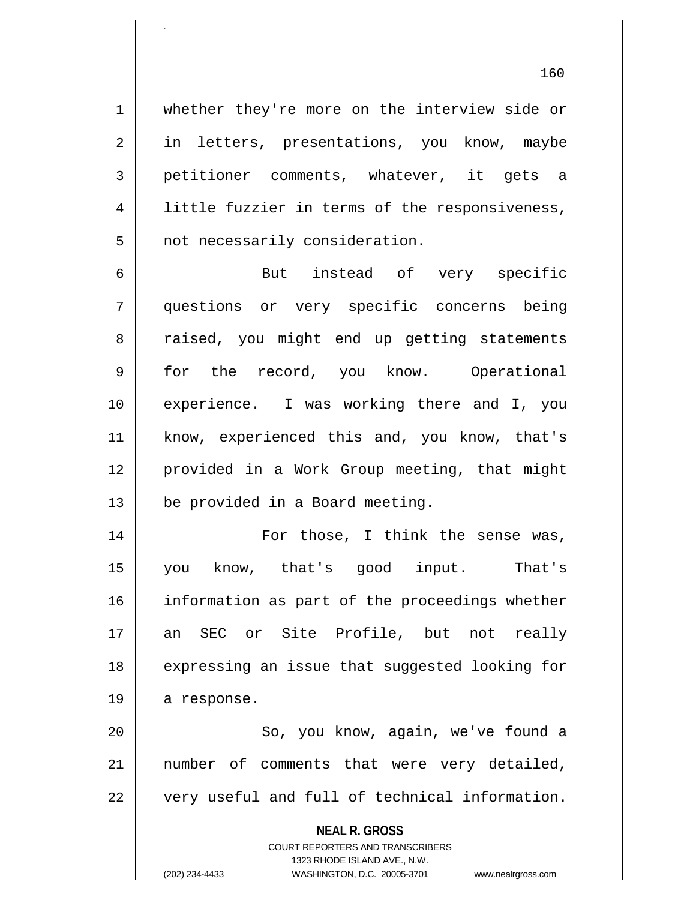whether they're more on the interview side or in letters, presentations, you know, maybe petitioner comments, whatever, it gets a little fuzzier in terms of the responsiveness, not necessarily consideration.

But instead of very specific questions or very specific concerns being raised, you might end up getting statements for the record, you know. Operational experience. I was working there and I, you know, experienced this and, you know, that's provided in a Work Group meeting, that might be provided in a Board meeting.

For those, I think the sense was, you know, that's good input. That's information as part of the proceedings whether an SEC or Site Profile, but not really expressing an issue that suggested looking for a response.

So, you know, again, we've found a number of comments that were very detailed, very useful and full of technical information.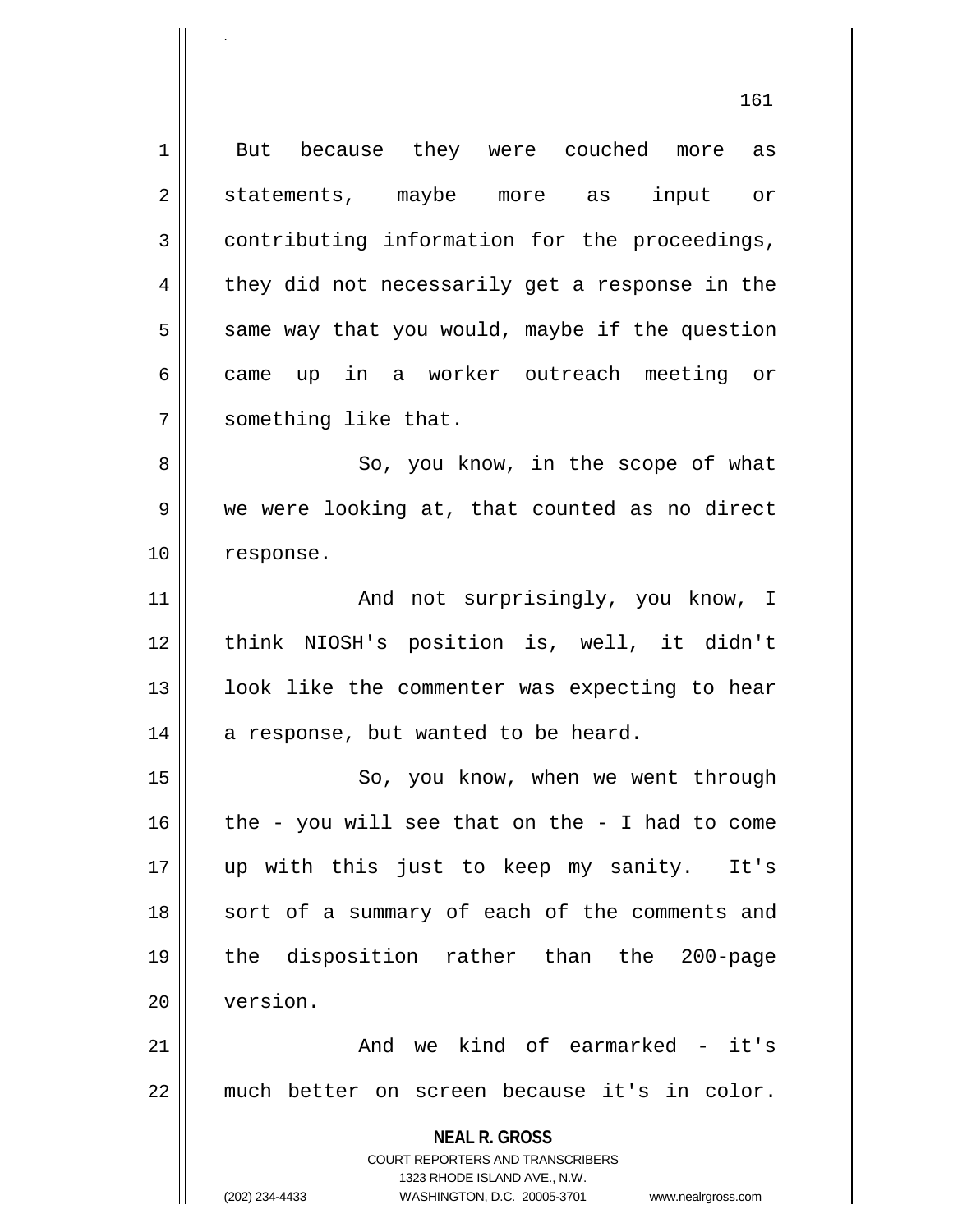But because they were couched more as statements, maybe more as input or contributing information for the proceedings, they did not necessarily get a response in the same way that you would, maybe if the question came up in a worker outreach meeting or something like that.

So, you know, in the scope of what we were looking at, that counted as no direct response.

And not surprisingly, you know, I think NIOSH's position is, well, it didn't look like the commenter was expecting to hear a response, but wanted to be heard.

So, you know, when we went through the - you will see that on the - I had to come up with this just to keep my sanity. It's sort of a summary of each of the comments and the disposition rather than the 200-page version.

And we kind of earmarked - it's much better on screen because it's in color.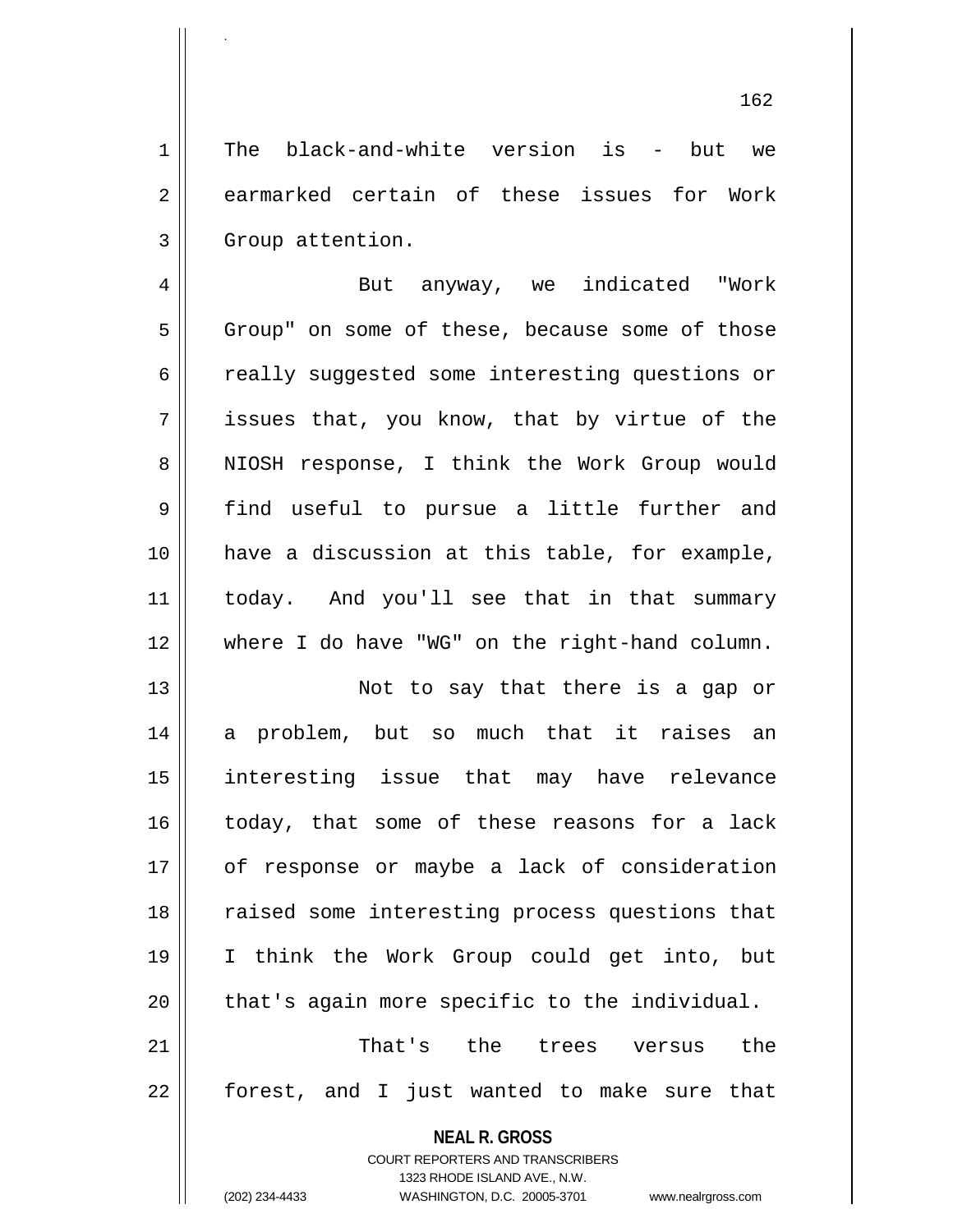The black-and-white version is - but we earmarked certain of these issues for Work Group attention.

But anyway, we indicated "Work Group" on some of these, because some of those really suggested some interesting questions or issues that, you know, that by virtue of the NIOSH response, I think the Work Group would find useful to pursue a little further and have a discussion at this table, for example, today. And you'll see that in that summary where I do have "WG" on the right-hand column.

Not to say that there is a gap or a problem, but so much that it raises an interesting issue that may have relevance today, that some of these reasons for a lack of response or maybe a lack of consideration raised some interesting process questions that I think the Work Group could get into, but that's again more specific to the individual.

That's the trees versus the forest, and I just wanted to make sure that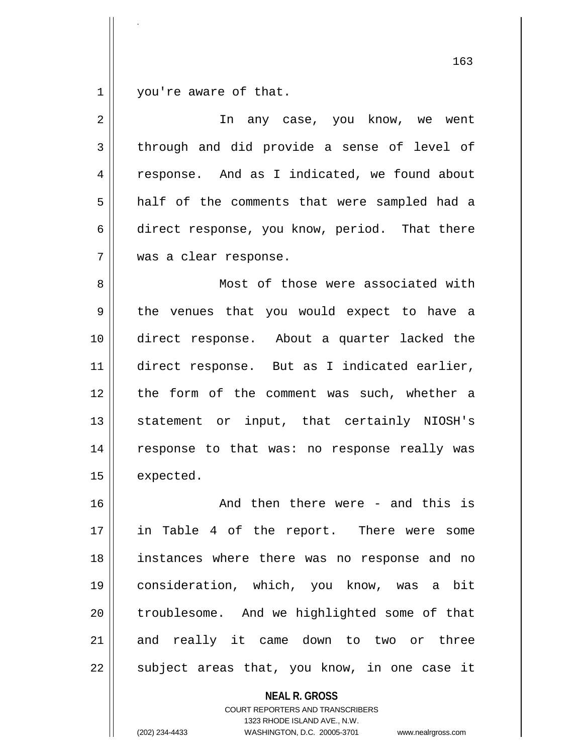you're aware of that.

In any case, you know, we went through and did provide a sense of level of response. And as I indicated, we found about half of the comments that were sampled had a direct response, you know, period. That there was a clear response.

Most of those were associated with the venues that you would expect to have a direct response. About a quarter lacked the direct response. But as I indicated earlier, the form of the comment was such, whether a statement or input, that certainly NIOSH's response to that was: no response really was expected.

And then there were - and this is in Table 4 of the report. There were some instances where there was no response and no consideration, which, you know, was a bit troublesome. And we highlighted some of that and really it came down to two or three subject areas that, you know, in one case it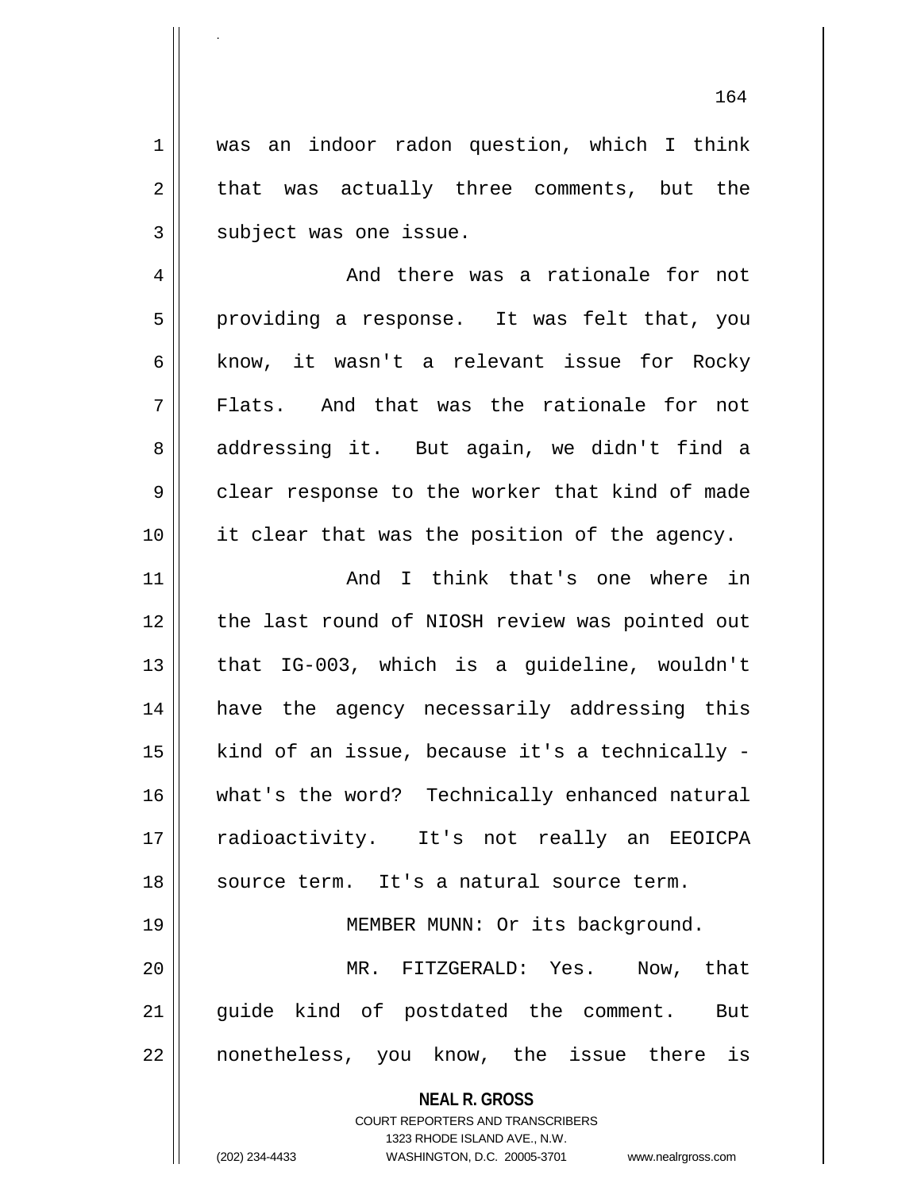was an indoor radon question, which I think that was actually three comments, but the subject was one issue.

And there was a rationale for not providing a response. It was felt that, you know, it wasn't a relevant issue for Rocky Flats. And that was the rationale for not addressing it. But again, we didn't find a clear response to the worker that kind of made it clear that was the position of the agency.

And I think that's one where in the last round of NIOSH review was pointed out that IG-003, which is a guideline, wouldn't have the agency necessarily addressing this kind of an issue, because it's a technically - what's the word? Technically enhanced natural radioactivity. It's not really an EEOICPA source term. It's a natural source term.

MEMBER MUNN: Or its background.

MR. FITZGERALD: Yes. Now, that guide kind of postdated the comment. But nonetheless, you know, the issue there is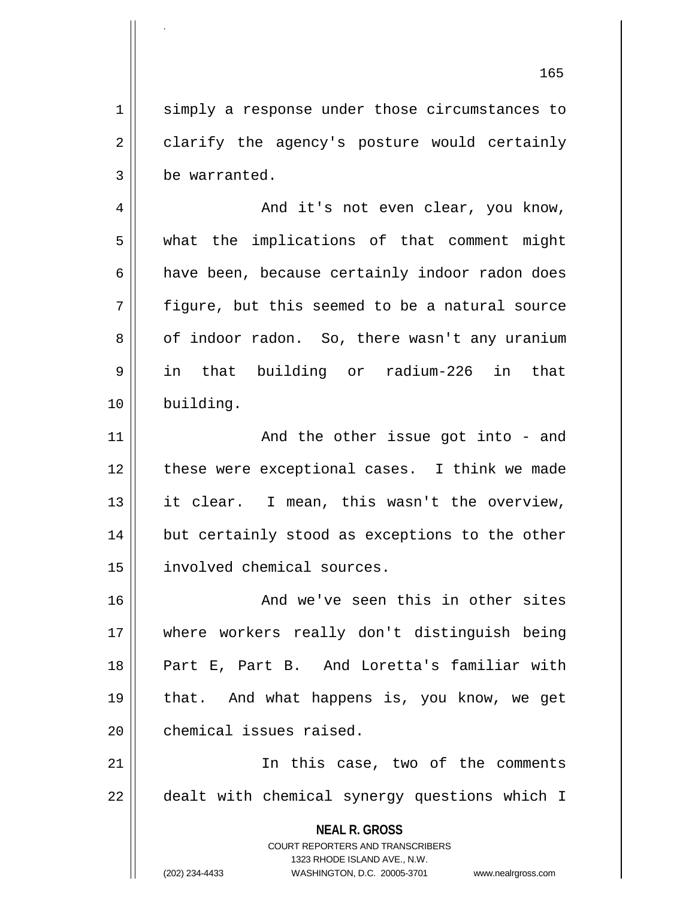simply a response under those circumstances to clarify the agency's posture would certainly be warranted.

And it's not even clear, you know, what the implications of that comment might have been, because certainly indoor radon does figure, but this seemed to be a natural source of indoor radon. So, there wasn't any uranium in that building or radium-226 in that building.

And the other issue got into - and these were exceptional cases. I think we made it clear. I mean, this wasn't the overview, but certainly stood as exceptions to the other involved chemical sources.

And we've seen this in other sites where workers really don't distinguish being Part E, Part B. And Loretta's familiar with that. And what happens is, you know, we get chemical issues raised.

In this case, two of the comments dealt with chemical synergy questions which I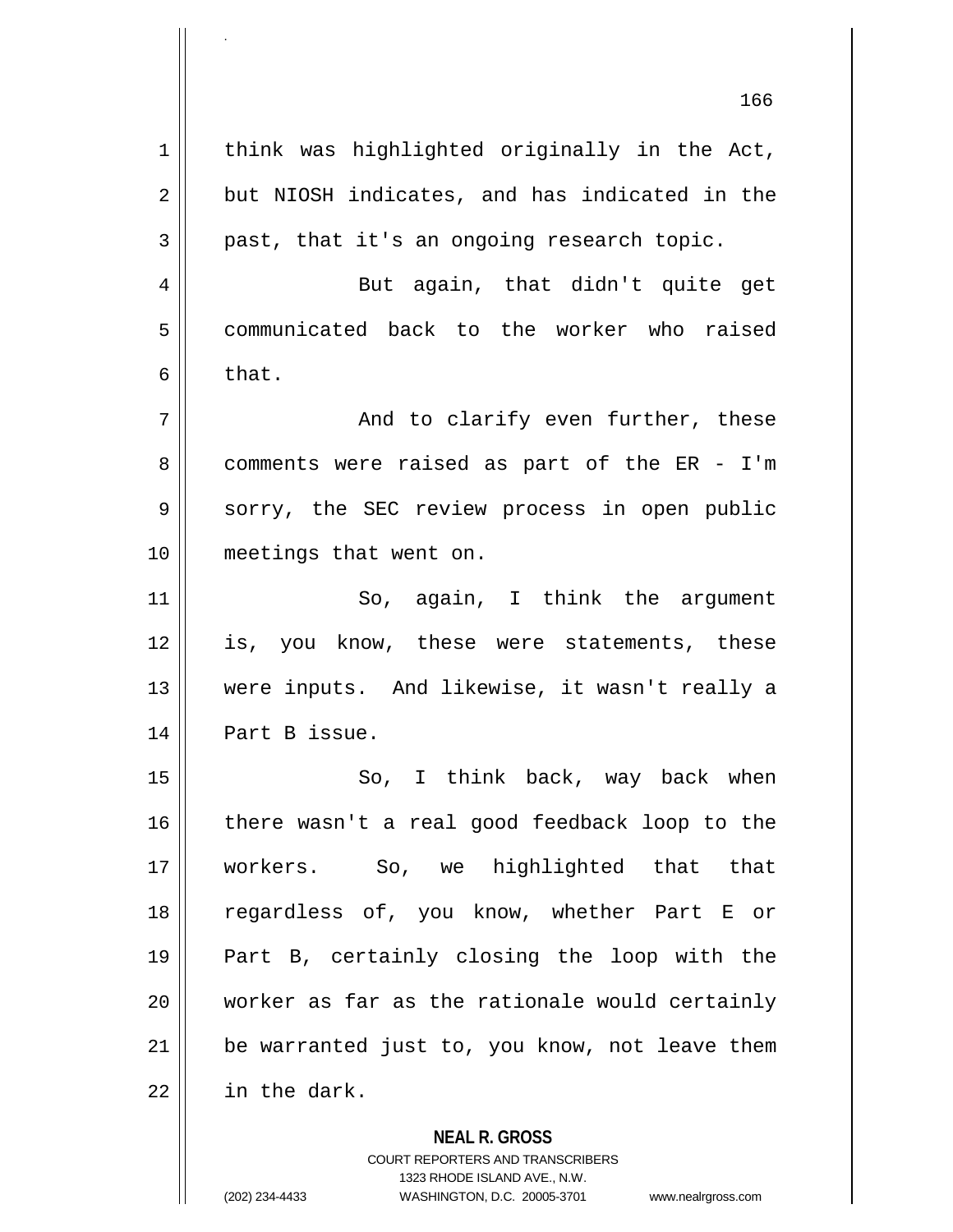think was highlighted originally in the Act, but NIOSH indicates, and has indicated in the past, that it's an ongoing research topic.

But again, that didn't quite get communicated back to the worker who raised that.

And to clarify even further, these comments were raised as part of the ER - I'm sorry, the SEC review process in open public meetings that went on.

So, again, I think the argument is, you know, these were statements, these were inputs. And likewise, it wasn't really a Part B issue.

So, I think back, way back when there wasn't a real good feedback loop to the workers. So, we highlighted that that regardless of, you know, whether Part E or Part B, certainly closing the loop with the worker as far as the rationale would certainly be warranted just to, you know, not leave them in the dark.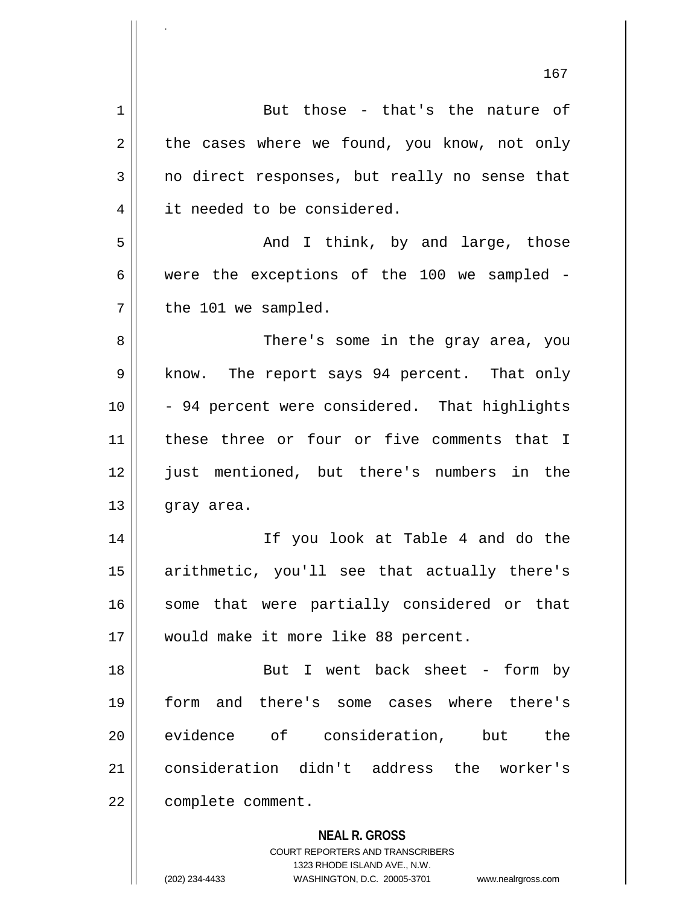But those - that's the nature of the cases where we found, you know, not only no direct responses, but really no sense that it needed to be considered.

And I think, by and large, those were the exceptions of the 100 we sampled - the 101 we sampled.

There's some in the gray area, you know. The report says 94 percent. That only - 94 percent were considered. That highlights these three or four or five comments that I just mentioned, but there's numbers in the gray area.

If you look at Table 4 and do the arithmetic, you'll see that actually there's some that were partially considered or that would make it more like 88 percent.

But I went back sheet - form by form and there's some cases where there's evidence of consideration, but the consideration didn't address the worker's complete comment.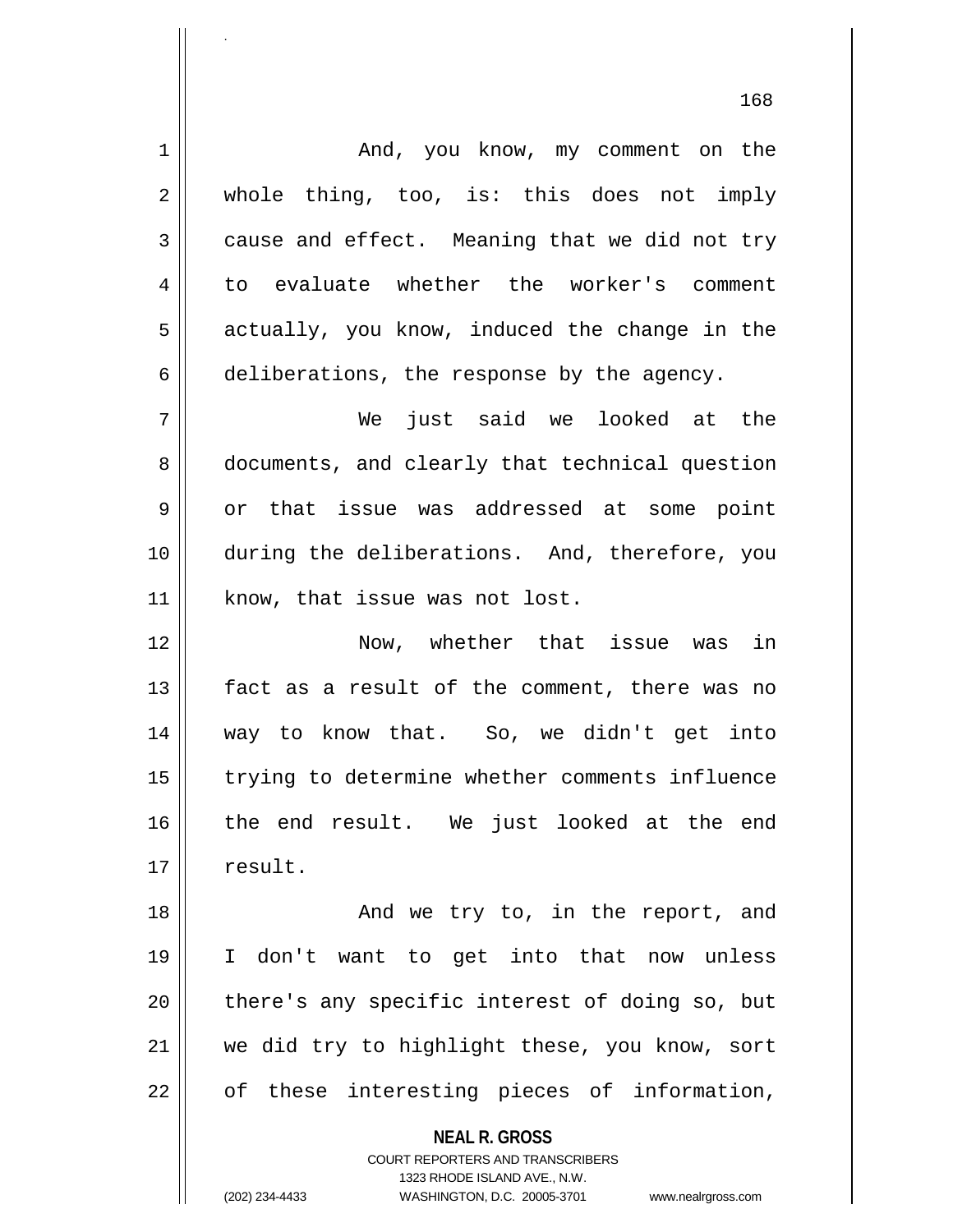And, you know, my comment on the whole thing, too, is: this does not imply cause and effect. Meaning that we did not try to evaluate whether the worker's comment actually, you know, induced the change in the deliberations, the response by the agency.

We just said we looked at the documents, and clearly that technical question or that issue was addressed at some point during the deliberations. And, therefore, you know, that issue was not lost.

Now, whether that issue was in fact as a result of the comment, there was no way to know that. So, we didn't get into trying to determine whether comments influence the end result. We just looked at the end result.

And we try to, in the report, and I don't want to get into that now unless there's any specific interest of doing so, but we did try to highlight these, you know, sort of these interesting pieces of information,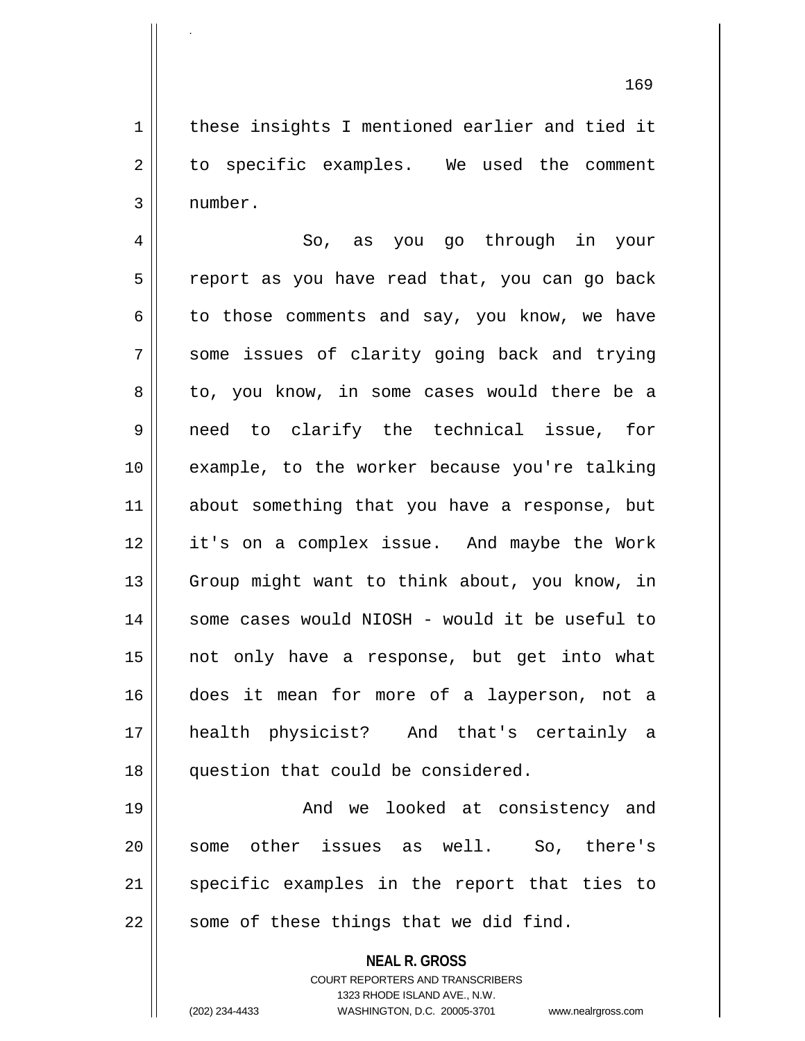these insights I mentioned earlier and tied it to specific examples. We used the comment number.

So, as you go through in your report as you have read that, you can go back to those comments and say, you know, we have some issues of clarity going back and trying to, you know, in some cases would there be a need to clarify the technical issue, for example, to the worker because you're talking about something that you have a response, but it's on a complex issue. And maybe the Work Group might want to think about, you know, in some cases would NIOSH - would it be useful to not only have a response, but get into what does it mean for more of a layperson, not a health physicist? And that's certainly a question that could be considered.

And we looked at consistency and some other issues as well. So, there's specific examples in the report that ties to some of these things that we did find.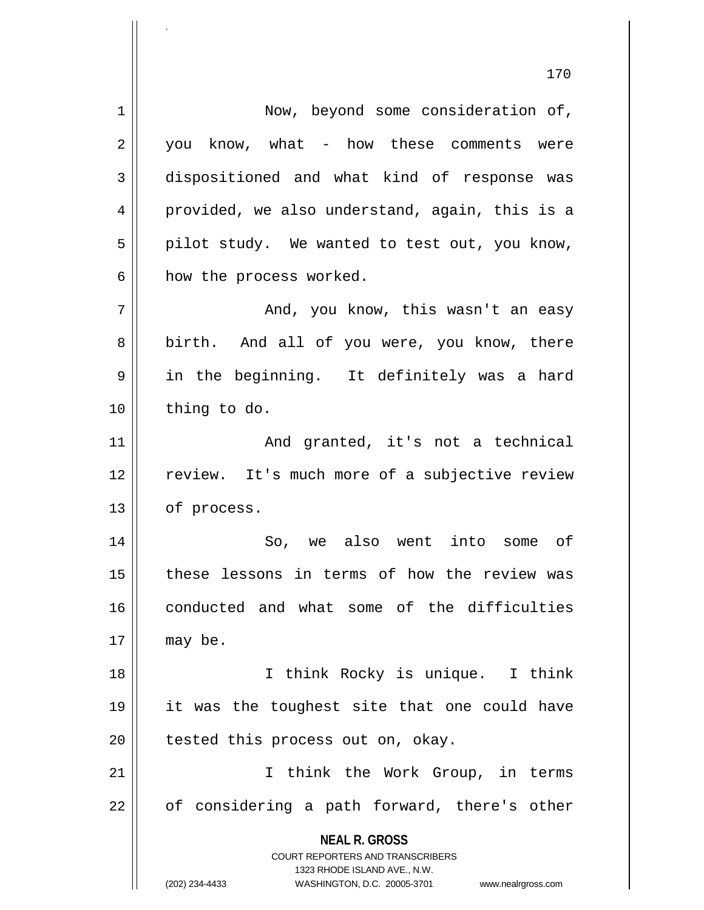Now, beyond some consideration of, you know, what - how these comments were dispositioned and what kind of response was provided, we also understand, again, this is a pilot study. We wanted to test out, you know, how the process worked.

And, you know, this wasn't an easy birth. And all of you were, you know, there in the beginning. It definitely was a hard thing to do.

And granted, it's not a technical review. It's much more of a subjective review of process.

So, we also went into some of these lessons in terms of how the review was conducted and what some of the difficulties may be.

I think Rocky is unique. I think it was the toughest site that one could have tested this process out on, okay.

I think the Work Group, in terms of considering a path forward, there's other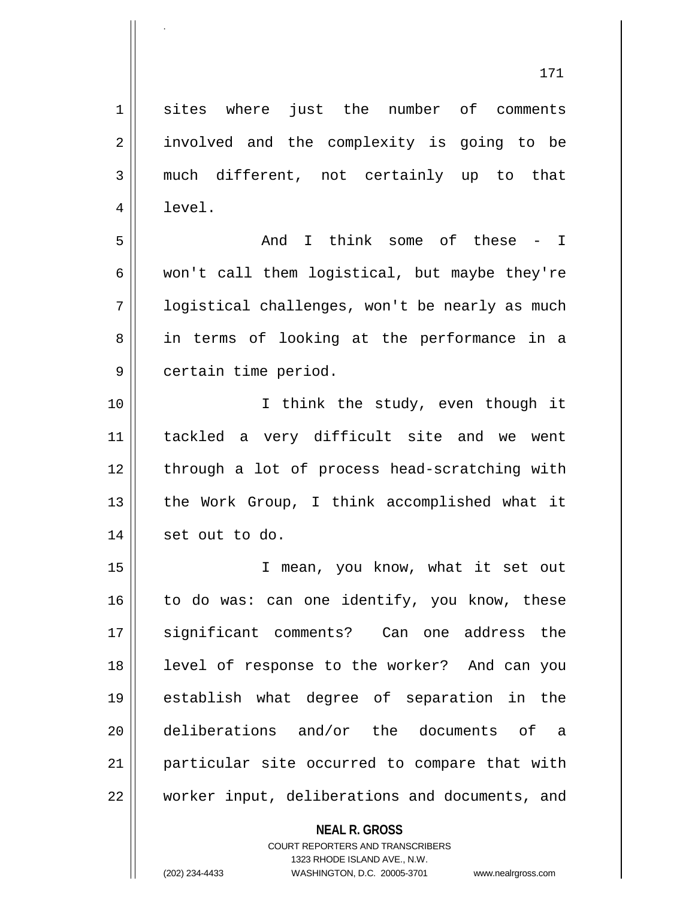sites where just the number of comments involved and the complexity is going to be much different, not certainly up to that level.

And I think some of these - I won't call them logistical, but maybe they're logistical challenges, won't be nearly as much in terms of looking at the performance in a certain time period.

I think the study, even though it tackled a very difficult site and we went through a lot of process head-scratching with the Work Group, I think accomplished what it set out to do.

I mean, you know, what it set out to do was: can one identify, you know, these significant comments? Can one address the level of response to the worker? And can you establish what degree of separation in the deliberations and/or the documents of a particular site occurred to compare that with worker input, deliberations and documents, and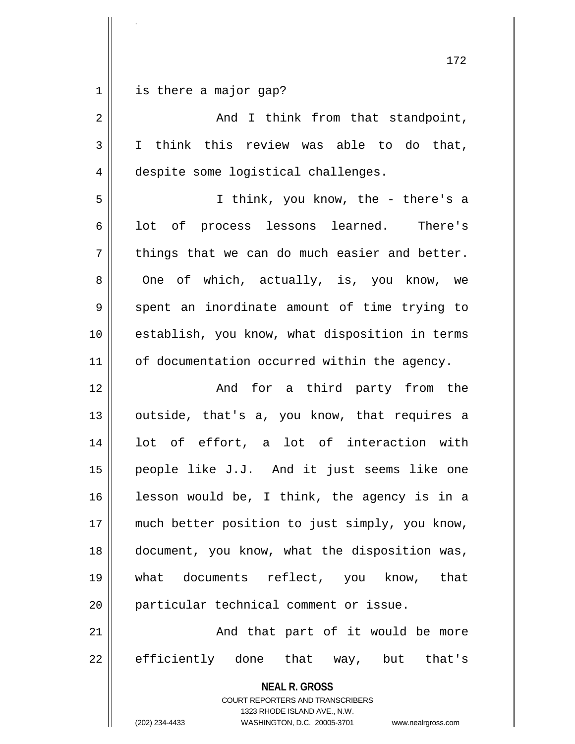is there a major gap?

And I think from that standpoint, I think this review was able to do that, despite some logistical challenges.

I think, you know, the - there's a lot of process lessons learned. There's things that we can do much easier and better. One of which, actually, is, you know, we spent an inordinate amount of time trying to establish, you know, what disposition in terms of documentation occurred within the agency.

And for a third party from the outside, that's a, you know, that requires a lot of effort, a lot of interaction with people like J.J. And it just seems like one lesson would be, I think, the agency is in a much better position to just simply, you know, document, you know, what the disposition was, what documents reflect, you know, that particular technical comment or issue.

And that part of it would be more efficiently done that way, but that's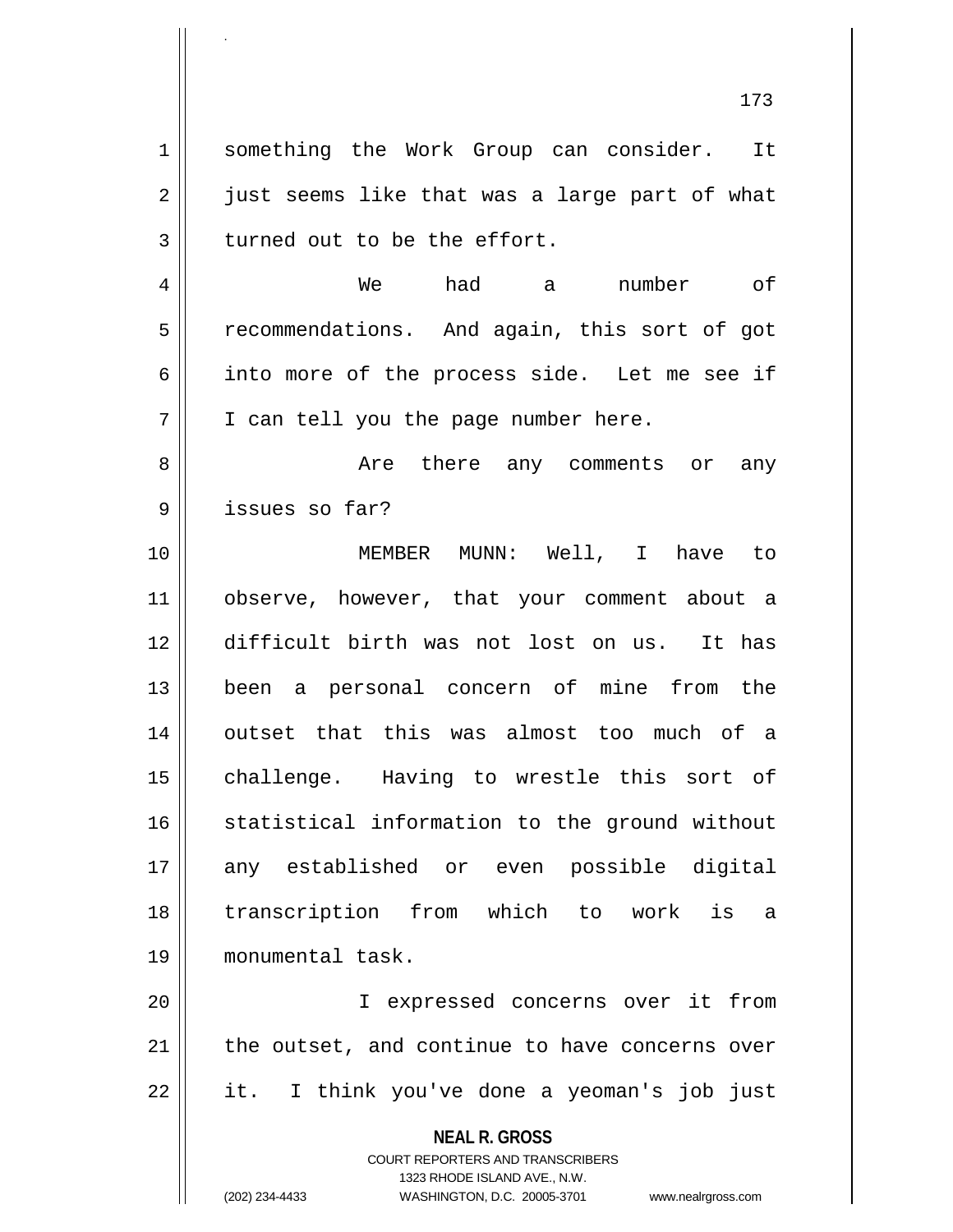something the Work Group can consider. It just seems like that was a large part of what turned out to be the effort.

We had a number of recommendations. And again, this sort of got into more of the process side. Let me see if I can tell you the page number here.

Are there any comments or any issues so far?

MEMBER MUNN: Well, I have to observe, however, that your comment about a difficult birth was not lost on us. It has been a personal concern of mine from the outset that this was almost too much of a challenge. Having to wrestle this sort of statistical information to the ground without any established or even possible digital transcription from which to work is a monumental task.

I expressed concerns over it from the outset, and continue to have concerns over it. I think you've done a yeoman's job just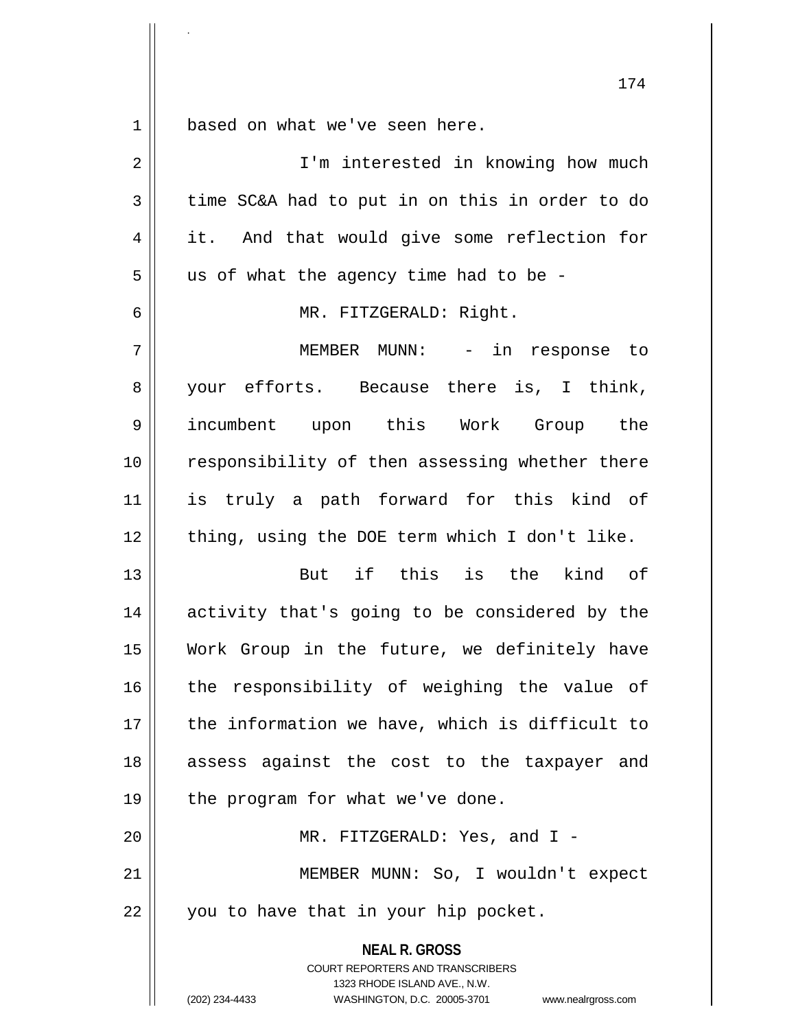based on what we've seen here.

I'm interested in knowing how much time SC&A had to put in on this in order to do it. And that would give some reflection for us of what the agency time had to be -

MR. FITZGERALD: Right.

MEMBER MUNN: - in response to your efforts. Because there is, I think, incumbent upon this Work Group the responsibility of then assessing whether there is truly a path forward for this kind of thing, using the DOE term which I don't like.

But if this is the kind of activity that's going to be considered by the Work Group in the future, we definitely have the responsibility of weighing the value of the information we have, which is difficult to assess against the cost to the taxpayer and the program for what we've done.

MR. FITZGERALD: Yes, and I -

MEMBER MUNN: So, I wouldn't expect you to have that in your hip pocket.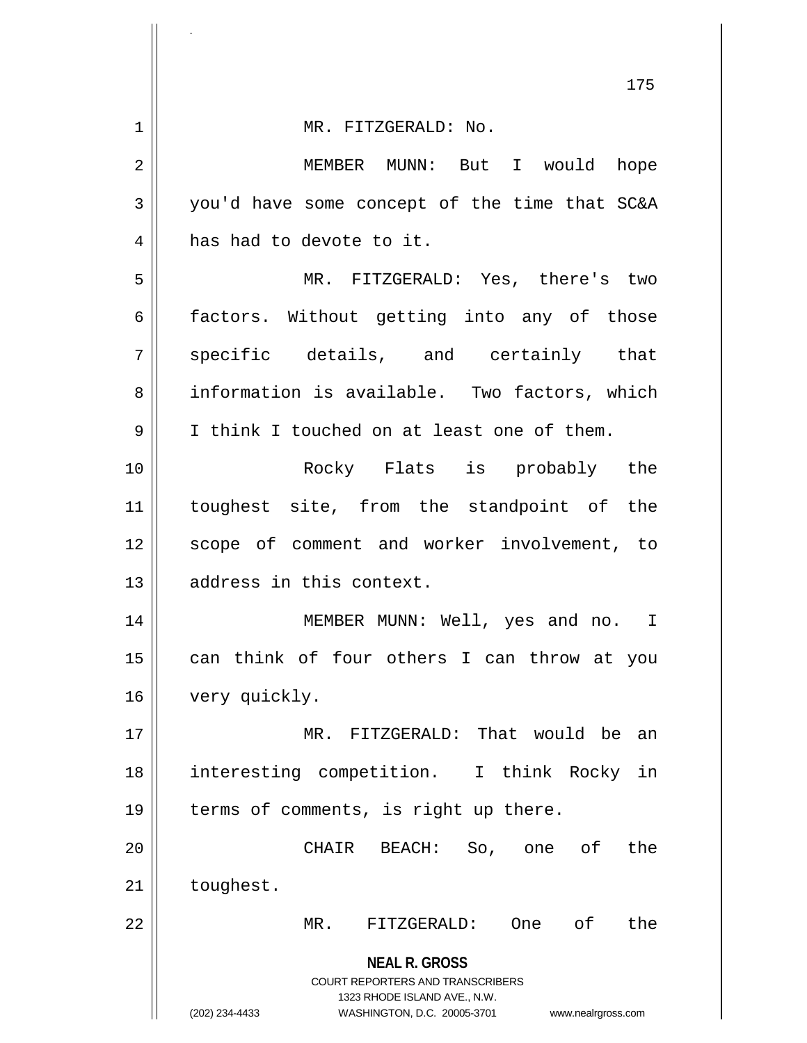MR. FITZGERALD: No.

MEMBER MUNN: But I would hope you'd have some concept of the time that SC&A has had to devote to it.

MR. FITZGERALD: Yes, there's two factors. Without getting into any of those specific details, and certainly that information is available. Two factors, which I think I touched on at least one of them.

Rocky Flats is probably the toughest site, from the standpoint of the scope of comment and worker involvement, to address in this context.

MEMBER MUNN: Well, yes and no. I can think of four others I can throw at you very quickly.

MR. FITZGERALD: That would be an interesting competition. I think Rocky in terms of comments, is right up there.

CHAIR BEACH: So, one of the toughest.

MR. FITZGERALD: One of the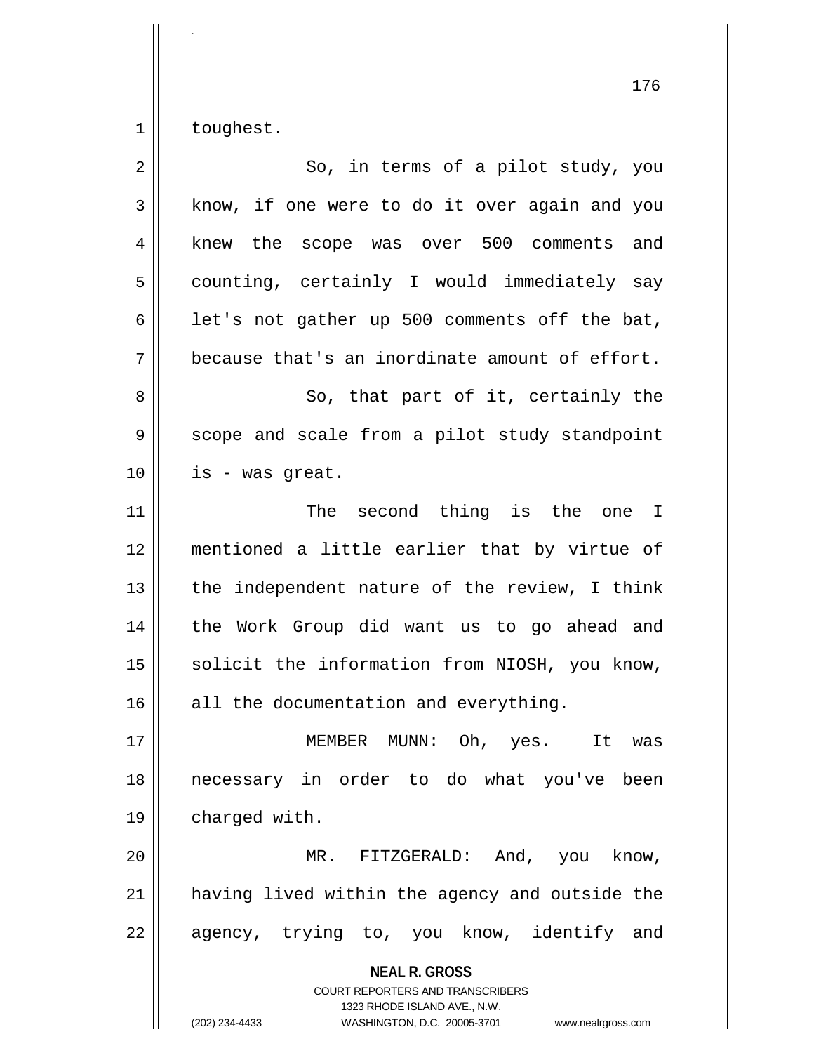toughest.

So, in terms of a pilot study, you know, if one were to do it over again and you knew the scope was over 500 comments and counting, certainly I would immediately say let's not gather up 500 comments off the bat, because that's an inordinate amount of effort.

So, that part of it, certainly the scope and scale from a pilot study standpoint is - was great.

The second thing is the one I mentioned a little earlier that by virtue of the independent nature of the review, I think the Work Group did want us to go ahead and solicit the information from NIOSH, you know, all the documentation and everything.

MEMBER MUNN: Oh, yes. It was necessary in order to do what you've been charged with.

MR. FITZGERALD: And, you know, having lived within the agency and outside the agency, trying to, you know, identify and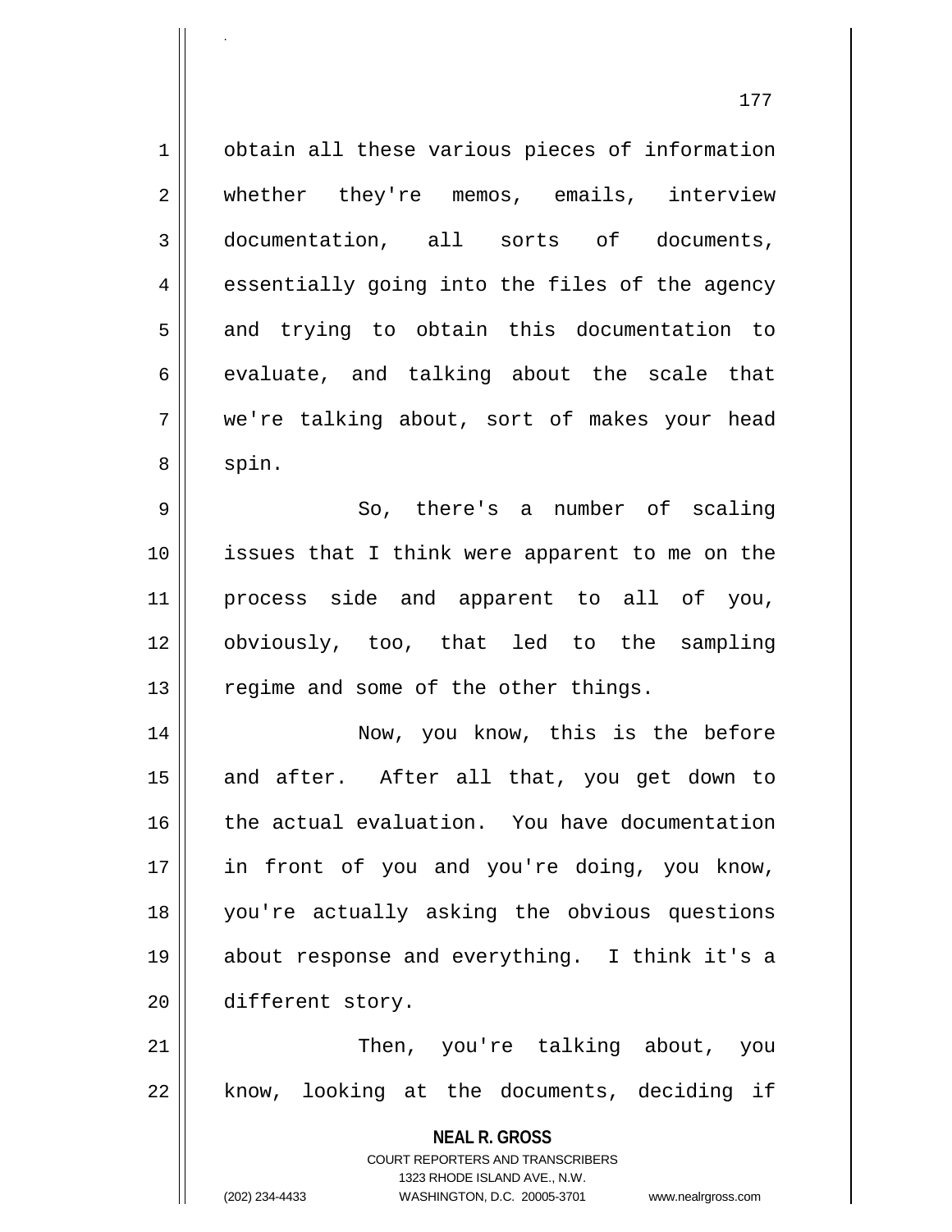obtain all these various pieces of information whether they're memos, emails, interview documentation, all sorts of documents, essentially going into the files of the agency and trying to obtain this documentation to evaluate, and talking about the scale that we're talking about, sort of makes your head spin.

So, there's a number of scaling issues that I think were apparent to me on the process side and apparent to all of you, obviously, too, that led to the sampling regime and some of the other things.

Now, you know, this is the before and after. After all that, you get down to the actual evaluation. You have documentation in front of you and you're doing, you know, you're actually asking the obvious questions about response and everything. I think it's a different story.

Then, you're talking about, you know, looking at the documents, deciding if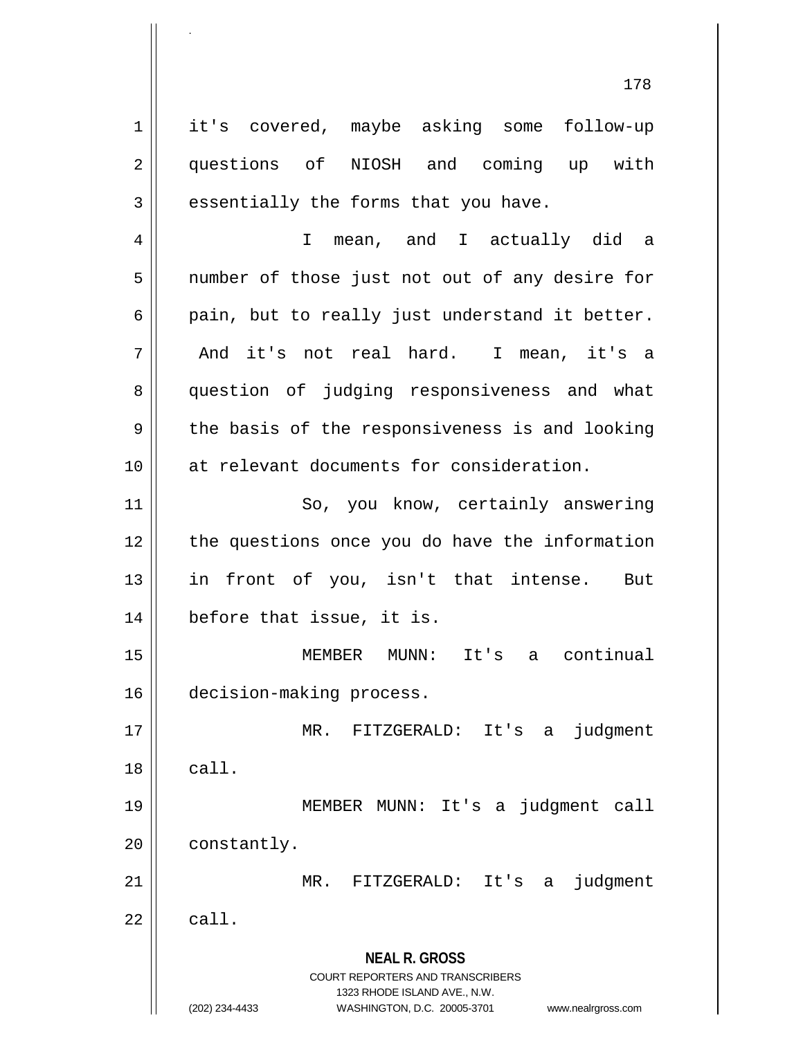it's covered, maybe asking some follow-up questions of NIOSH and coming up with essentially the forms that you have.

I mean, and I actually did a number of those just not out of any desire for pain, but to really just understand it better. And it's not real hard. I mean, it's a question of judging responsiveness and what the basis of the responsiveness is and looking at relevant documents for consideration.

So, you know, certainly answering the questions once you do have the information in front of you, isn't that intense. But before that issue, it is.

MEMBER MUNN: It's a continual decision-making process.

MR. FITZGERALD: It's a judgment call.

MEMBER MUNN: It's a judgment call constantly.

MR. FITZGERALD: It's a judgment call.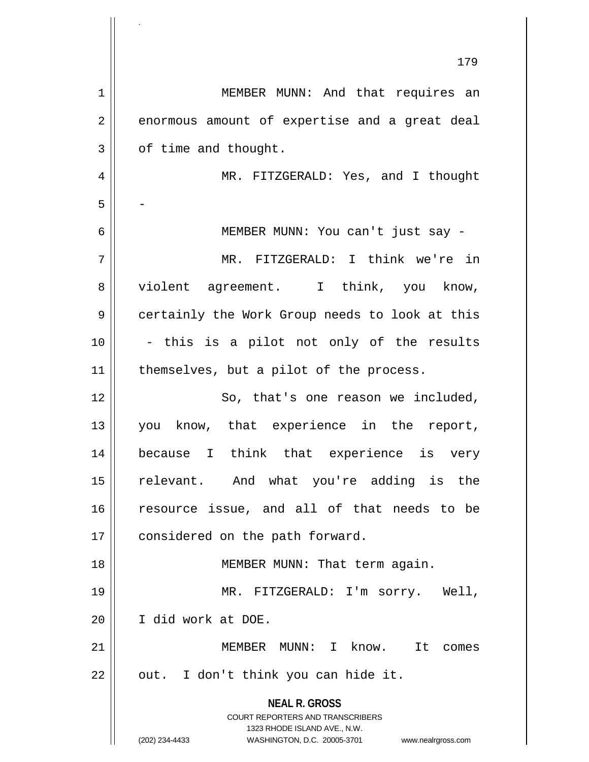MEMBER MUNN: And that requires an enormous amount of expertise and a great deal of time and thought.

MR. FITZGERALD: Yes, and I thought -

MEMBER MUNN: You can't just say -

MR. FITZGERALD: I think we're in violent agreement. I think, you know, certainly the Work Group needs to look at this - this is a pilot not only of the results themselves, but a pilot of the process.

So, that's one reason we included, you know, that experience in the report, because I think that experience is very relevant. And what you're adding is the resource issue, and all of that needs to be considered on the path forward.

MEMBER MUNN: That term again.

MR. FITZGERALD: I'm sorry. Well, I did work at DOE.

MEMBER MUNN: I know. It comes out. I don't think you can hide it.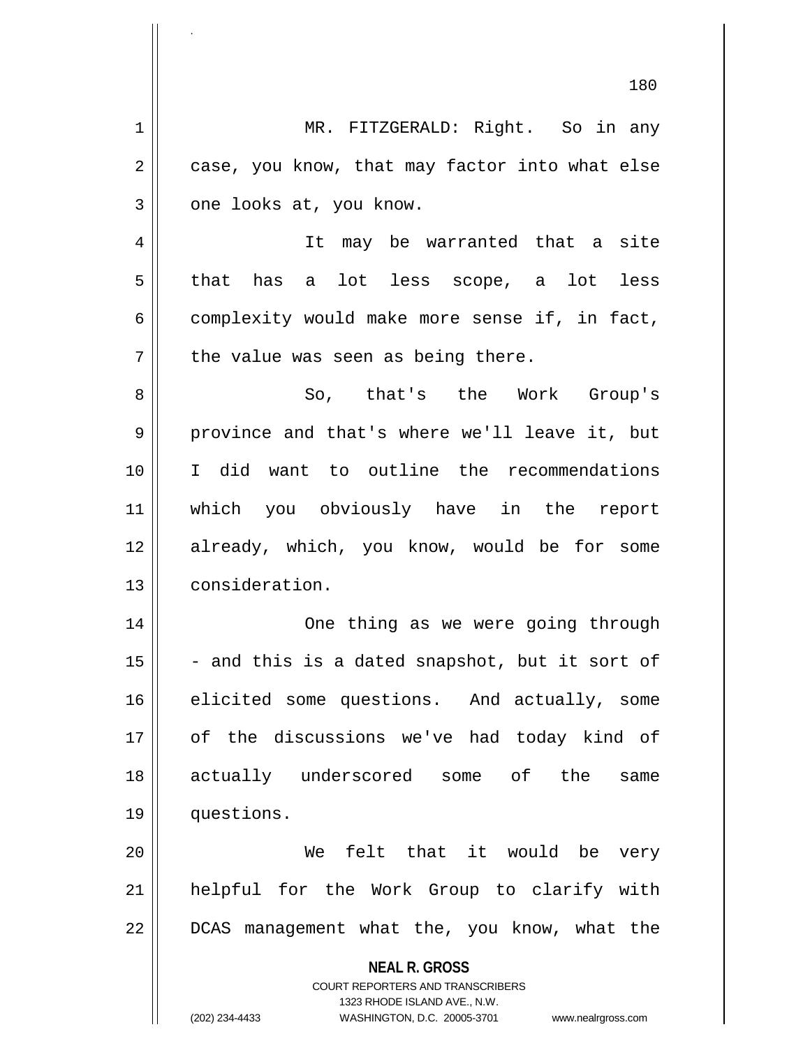MR. FITZGERALD: Right. So in any case, you know, that may factor into what else one looks at, you know.

It may be warranted that a site that has a lot less scope, a lot less complexity would make more sense if, in fact, the value was seen as being there.

So, that's the Work Group's province and that's where we'll leave it, but I did want to outline the recommendations which you obviously have in the report already, which, you know, would be for some consideration.

One thing as we were going through - and this is a dated snapshot, but it sort of elicited some questions. And actually, some of the discussions we've had today kind of actually underscored some of the same questions.

We felt that it would be very helpful for the Work Group to clarify with DCAS management what the, you know, what the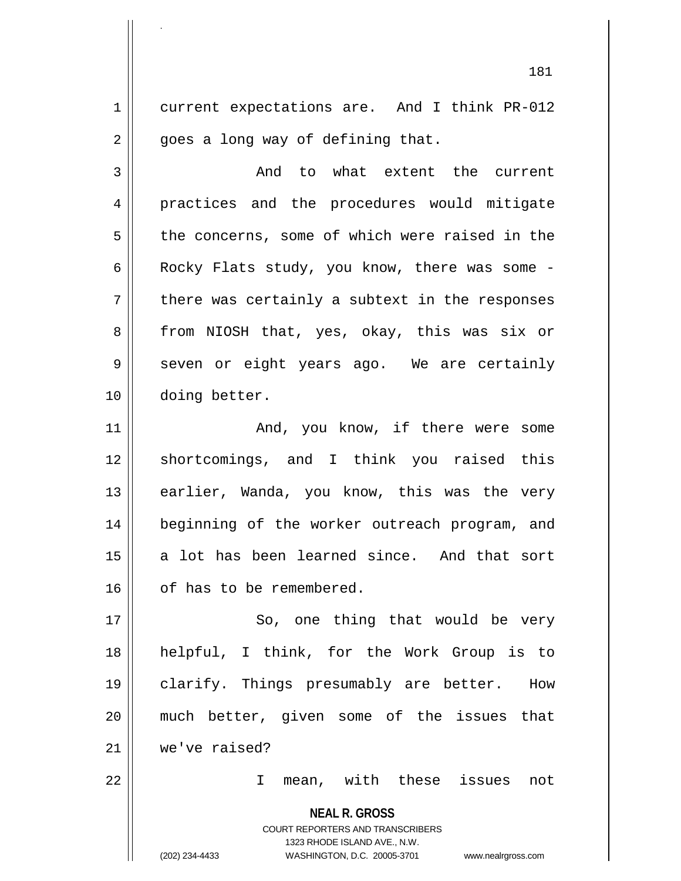current expectations are. And I think PR-012 goes a long way of defining that.

And to what extent the current practices and the procedures would mitigate the concerns, some of which were raised in the Rocky Flats study, you know, there was some - there was certainly a subtext in the responses from NIOSH that, yes, okay, this was six or seven or eight years ago. We are certainly doing better.

And, you know, if there were some shortcomings, and I think you raised this earlier, Wanda, you know, this was the very beginning of the worker outreach program, and a lot has been learned since. And that sort of has to be remembered.

So, one thing that would be very helpful, I think, for the Work Group is to clarify. Things presumably are better. How much better, given some of the issues that we've raised?

I mean, with these issues not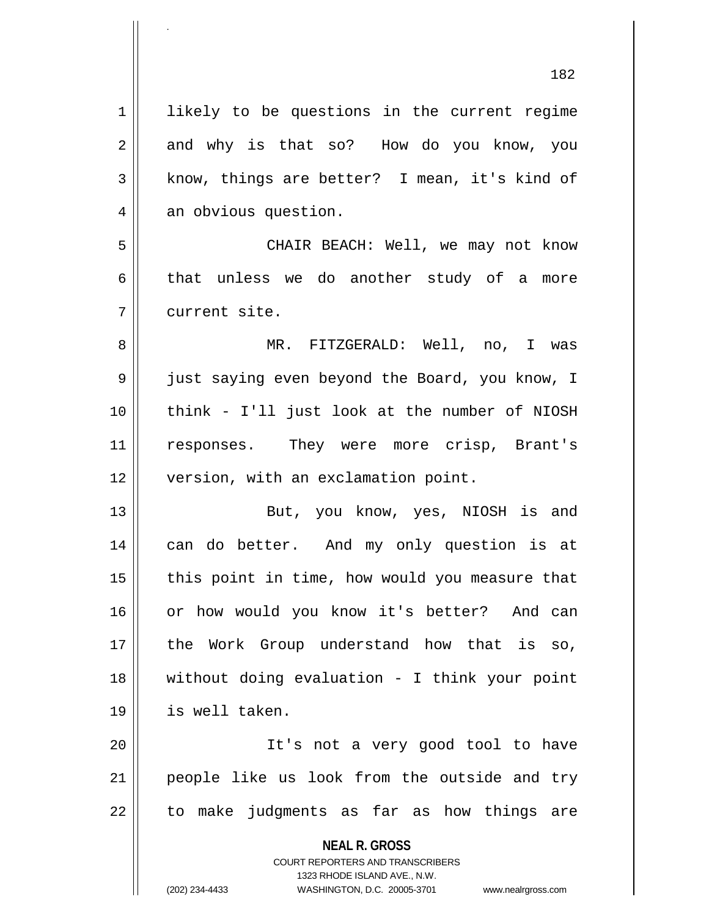likely to be questions in the current regime and why is that so? How do you know, you know, things are better? I mean, it's kind of an obvious question.

CHAIR BEACH: Well, we may not know that unless we do another study of a more current site.

MR. FITZGERALD: Well, no, I was just saying even beyond the Board, you know, I think - I'll just look at the number of NIOSH responses. They were more crisp, Brant's version, with an exclamation point.

But, you know, yes, NIOSH is and can do better. And my only question is at this point in time, how would you measure that or how would you know it's better? And can the Work Group understand how that is so, without doing evaluation - I think your point is well taken.

It's not a very good tool to have people like us look from the outside and try to make judgments as far as how things are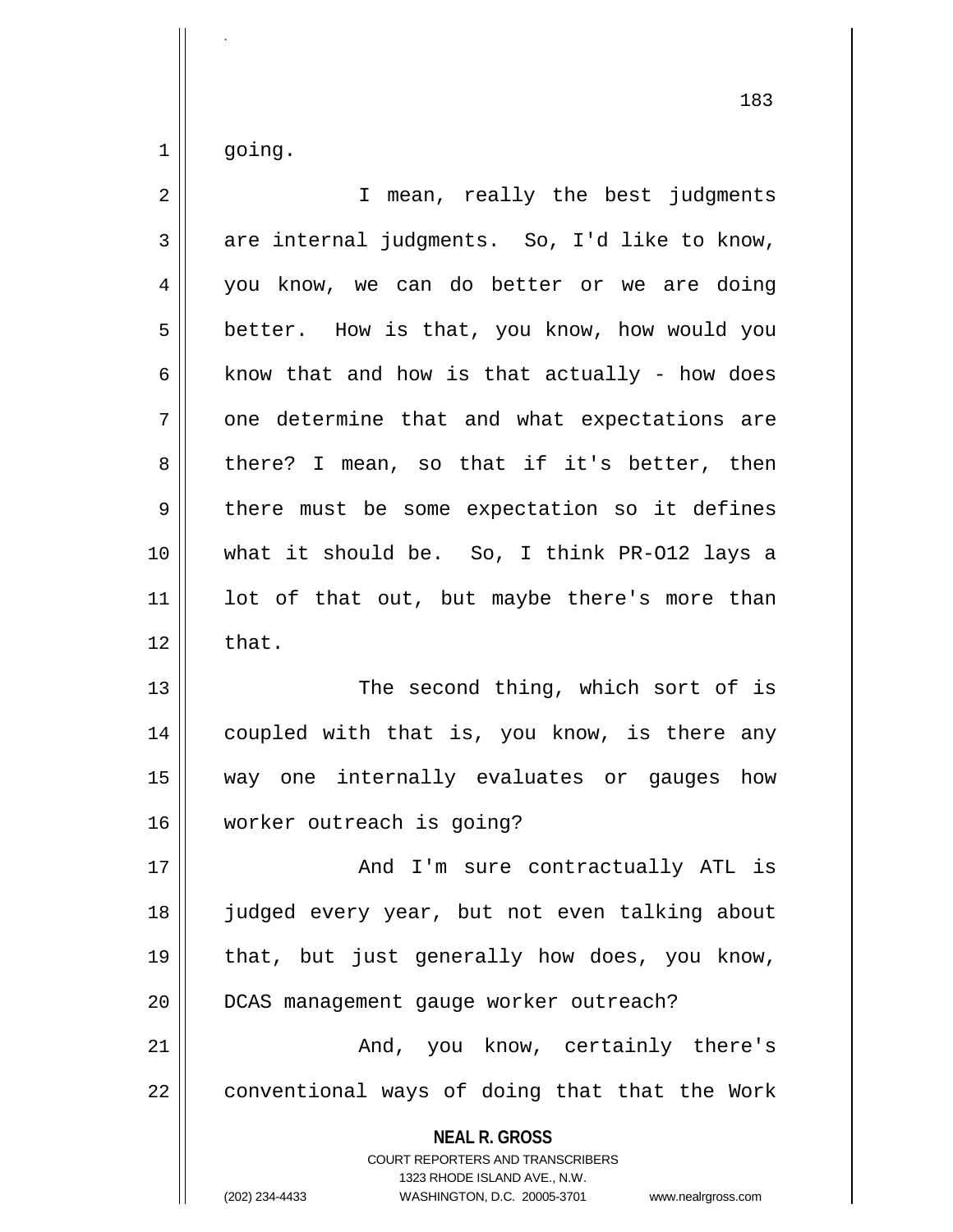going.

I mean, really the best judgments are internal judgments. So, I'd like to know, you know, we can do better or we are doing better. How is that, you know, how would you know that and how is that actually - how does one determine that and what expectations are there? I mean, so that if it's better, then there must be some expectation so it defines what it should be. So, I think PR-O12 lays a lot of that out, but maybe there's more than that.

The second thing, which sort of is coupled with that is, you know, is there any way one internally evaluates or gauges how worker outreach is going?

And I'm sure contractually ATL is judged every year, but not even talking about that, but just generally how does, you know, DCAS management gauge worker outreach?

And, you know, certainly there's conventional ways of doing that that the Work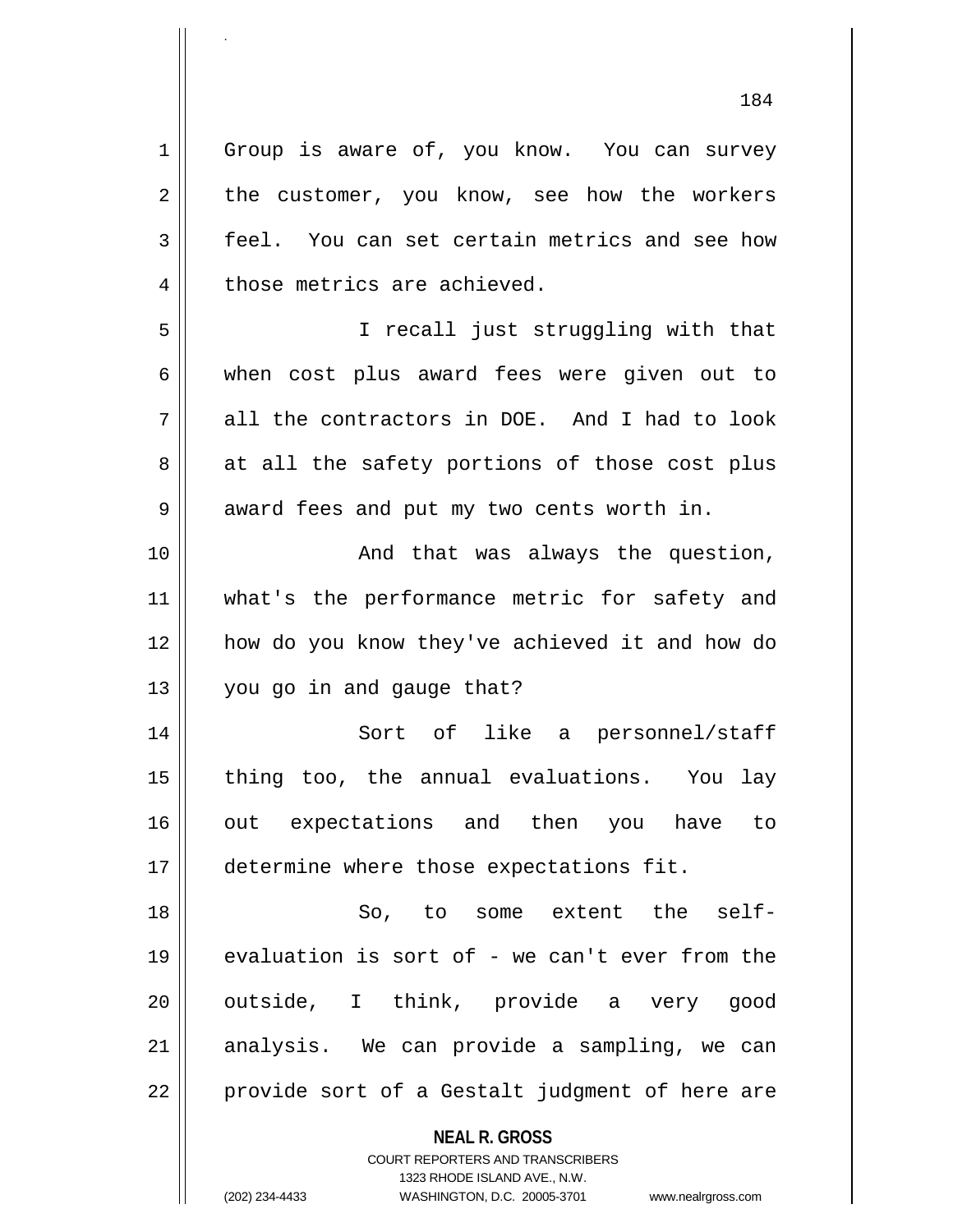Group is aware of, you know. You can survey the customer, you know, see how the workers feel. You can set certain metrics and see how those metrics are achieved.

I recall just struggling with that when cost plus award fees were given out to all the contractors in DOE. And I had to look at all the safety portions of those cost plus award fees and put my two cents worth in.

And that was always the question, what's the performance metric for safety and how do you know they've achieved it and how do you go in and gauge that?

Sort of like a personnel/staff thing too, the annual evaluations. You lay out expectations and then you have to determine where those expectations fit.

So, to some extent the self-evaluation is sort of - we can't ever from the outside, I think, provide a very good analysis. We can provide a sampling, we can provide sort of a Gestalt judgment of here are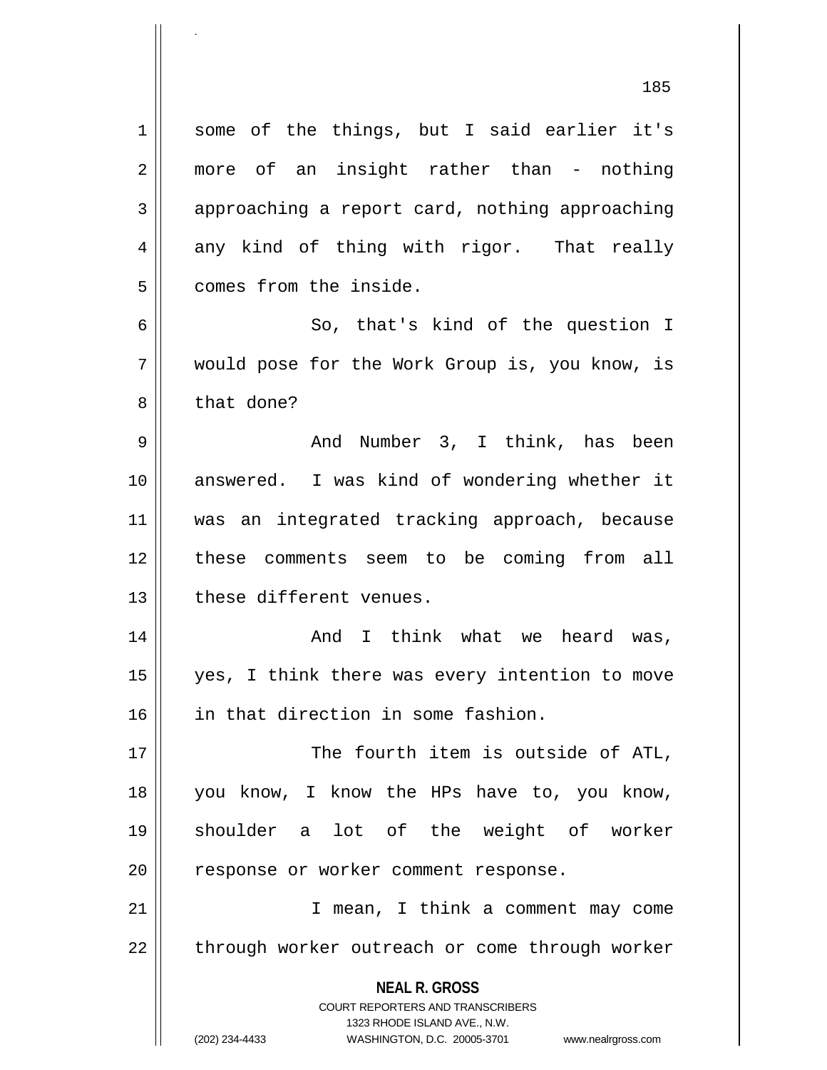some of the things, but I said earlier it's more of an insight rather than - nothing approaching a report card, nothing approaching any kind of thing with rigor. That really comes from the inside.

So, that's kind of the question I would pose for the Work Group is, you know, is that done?

And Number 3, I think, has been answered. I was kind of wondering whether it was an integrated tracking approach, because these comments seem to be coming from all these different venues.

And I think what we heard was, yes, I think there was every intention to move in that direction in some fashion.

The fourth item is outside of ATL, you know, I know the HPs have to, you know, shoulder a lot of the weight of worker response or worker comment response.

I mean, I think a comment may come through worker outreach or come through worker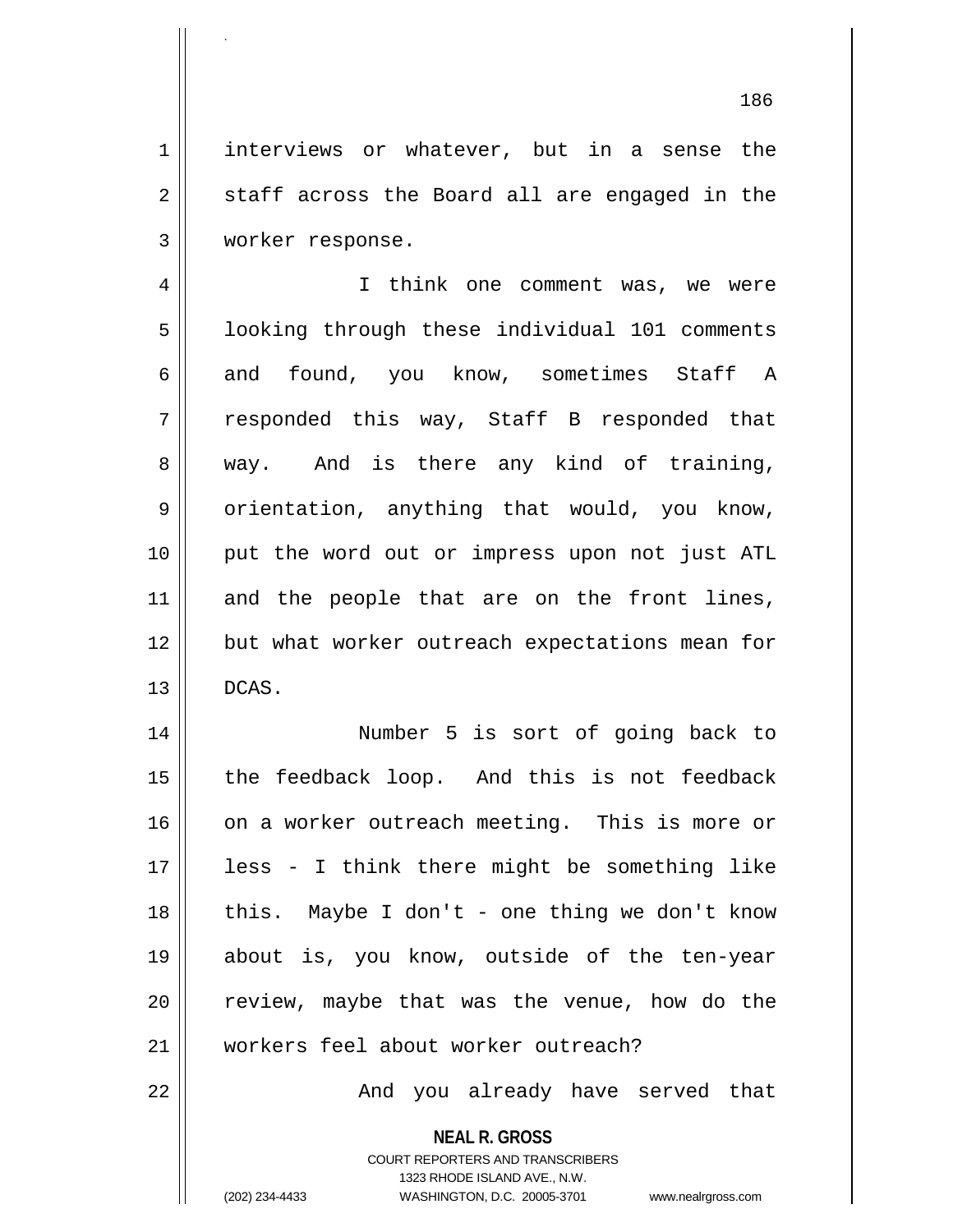interviews or whatever, but in a sense the staff across the Board all are engaged in the worker response.

I think one comment was, we were looking through these individual 101 comments and found, you know, sometimes Staff A responded this way, Staff B responded that way. And is there any kind of training, orientation, anything that would, you know, put the word out or impress upon not just ATL and the people that are on the front lines, but what worker outreach expectations mean for DCAS.

Number 5 is sort of going back to the feedback loop. And this is not feedback on a worker outreach meeting. This is more or less - I think there might be something like this. Maybe I don't - one thing we don't know about is, you know, outside of the ten-year review, maybe that was the venue, how do the workers feel about worker outreach?

And you already have served that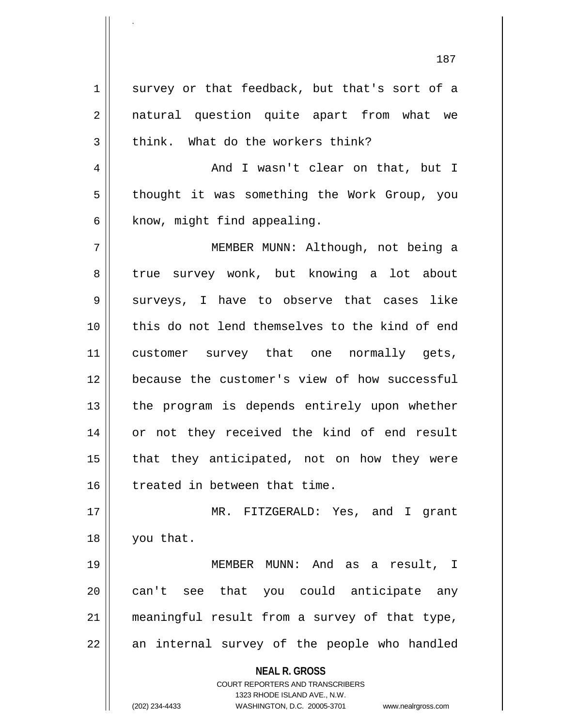survey or that feedback, but that's sort of a natural question quite apart from what we think. What do the workers think?

And I wasn't clear on that, but I thought it was something the Work Group, you know, might find appealing.

MEMBER MUNN: Although, not being a true survey wonk, but knowing a lot about surveys, I have to observe that cases like this do not lend themselves to the kind of end customer survey that one normally gets, because the customer's view of how successful the program is depends entirely upon whether or not they received the kind of end result that they anticipated, not on how they were treated in between that time.

MR. FITZGERALD: Yes, and I grant you that.

MEMBER MUNN: And as a result, I can't see that you could anticipate any meaningful result from a survey of that type, an internal survey of the people who handled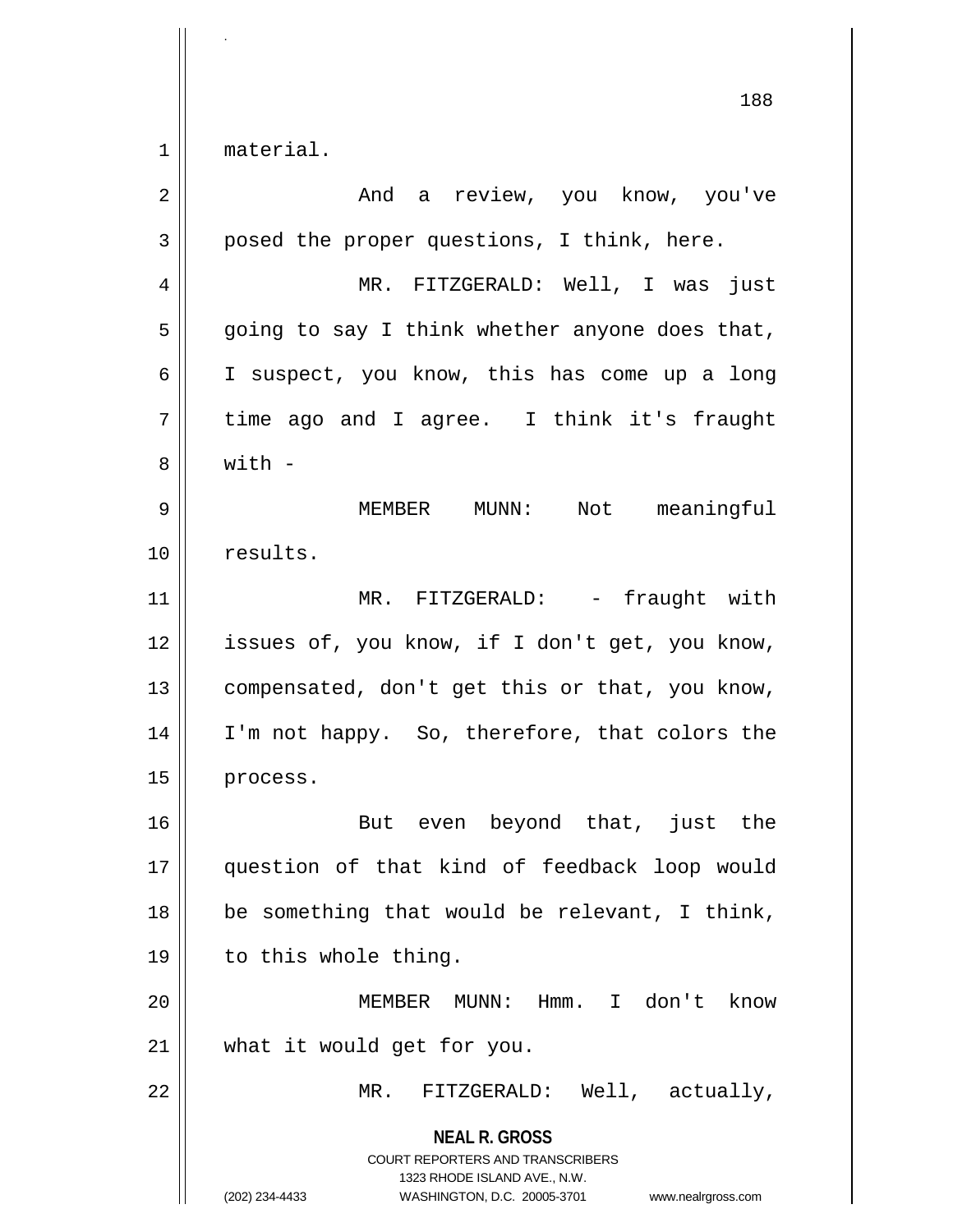material.

And a review, you know, you've posed the proper questions, I think, here.

MR. FITZGERALD: Well, I was just going to say I think whether anyone does that, I suspect, you know, this has come up a long time ago and I agree. I think it's fraught with -

MEMBER MUNN: Not meaningful results.

MR. FITZGERALD: - fraught with issues of, you know, if I don't get, you know, compensated, don't get this or that, you know, I'm not happy. So, therefore, that colors the process.

But even beyond that, just the question of that kind of feedback loop would be something that would be relevant, I think, to this whole thing.

MEMBER MUNN: Hmm. I don't know what it would get for you.

MR. FITZGERALD: Well, actually,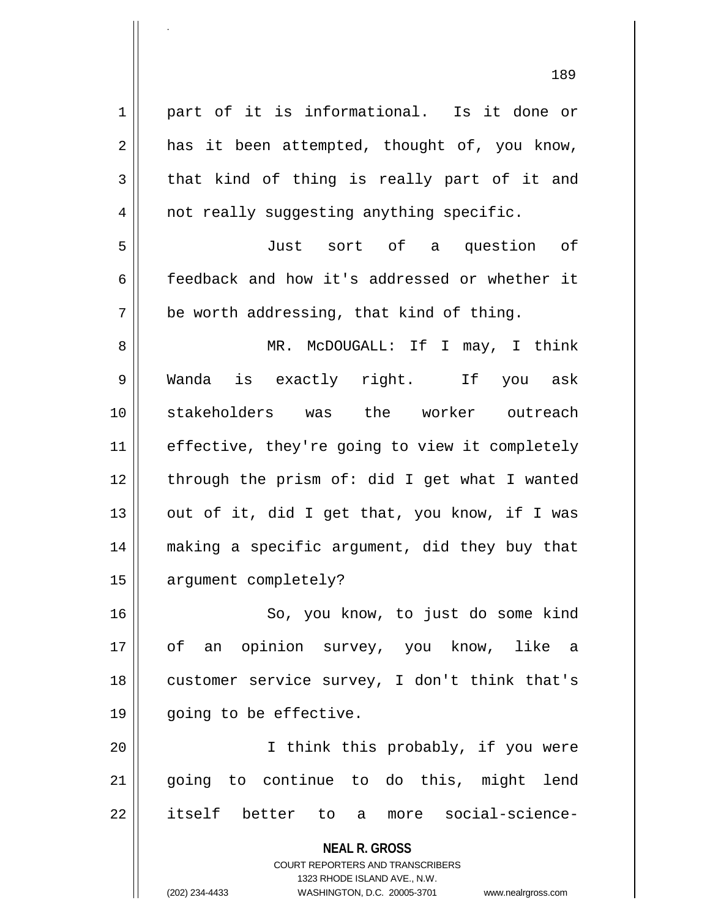part of it is informational. Is it done or has it been attempted, thought of, you know, that kind of thing is really part of it and not really suggesting anything specific.

Just sort of a question of feedback and how it's addressed or whether it be worth addressing, that kind of thing.

MR. McDOUGALL: If I may, I think Wanda is exactly right. If you ask stakeholders was the worker outreach effective, they're going to view it completely through the prism of: did I get what I wanted out of it, did I get that, you know, if I was making a specific argument, did they buy that argument completely?

So, you know, to just do some kind of an opinion survey, you know, like a customer service survey, I don't think that's going to be effective.

I think this probably, if you were going to continue to do this, might lend itself better to a more social-science-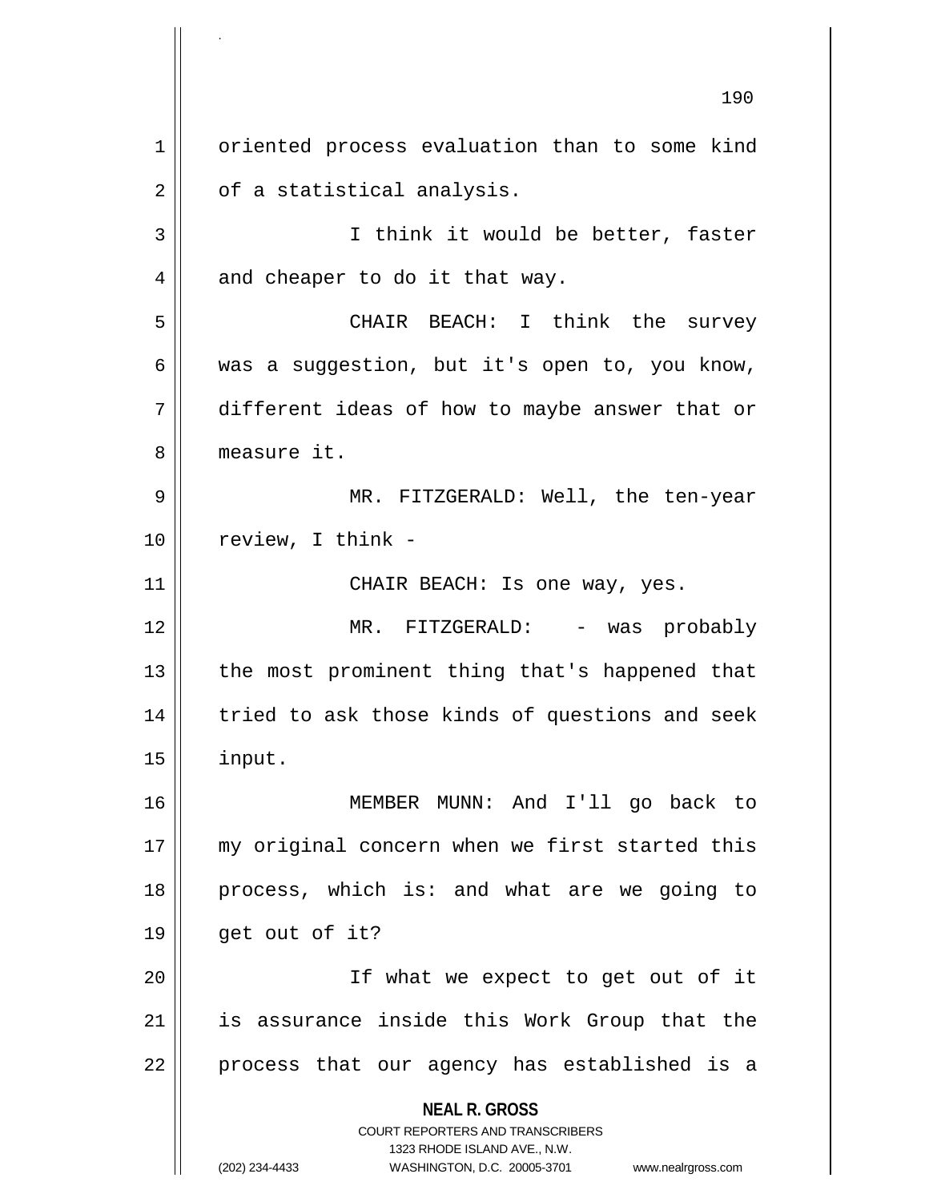oriented process evaluation than to some kind of a statistical analysis.

I think it would be better, faster and cheaper to do it that way.

CHAIR BEACH: I think the survey was a suggestion, but it's open to, you know, different ideas of how to maybe answer that or measure it.

MR. FITZGERALD: Well, the ten-year review, I think -

CHAIR BEACH: Is one way, yes.

MR. FITZGERALD: - was probably the most prominent thing that's happened that tried to ask those kinds of questions and seek input.

MEMBER MUNN: And I'll go back to my original concern when we first started this process, which is: and what are we going to get out of it?

If what we expect to get out of it is assurance inside this Work Group that the process that our agency has established is a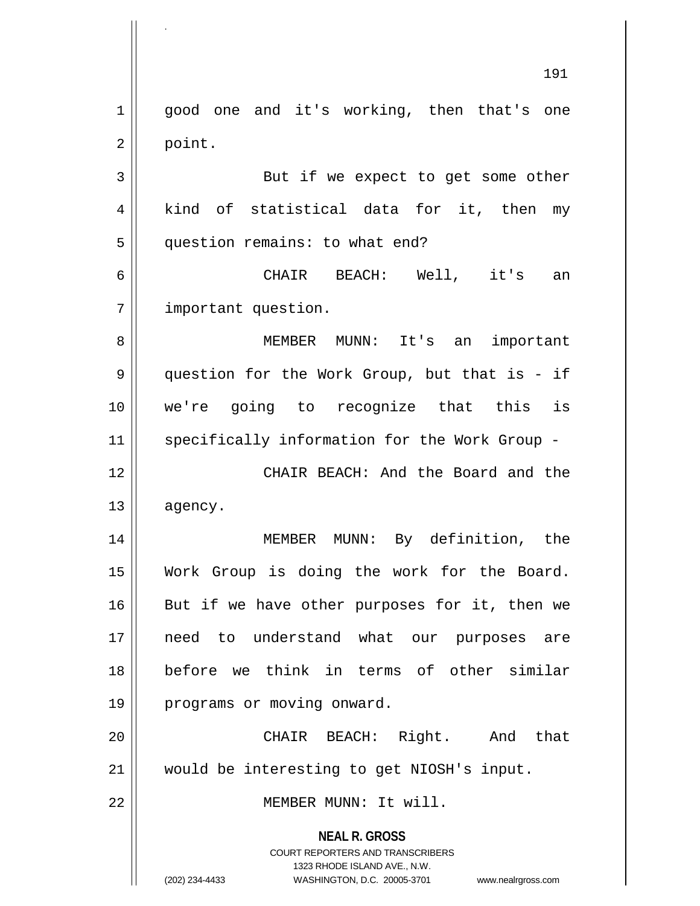good one and it's working, then that's one point.

But if we expect to get some other kind of statistical data for it, then my question remains: to what end?

CHAIR BEACH: Well, it's an important question.

MEMBER MUNN: It's an important question for the Work Group, but that is - if we're going to recognize that this is specifically information for the Work Group -

CHAIR BEACH: And the Board and the agency.

MEMBER MUNN: By definition, the Work Group is doing the work for the Board. But if we have other purposes for it, then we need to understand what our purposes are before we think in terms of other similar programs or moving onward.

CHAIR BEACH: Right. And that would be interesting to get NIOSH's input.

MEMBER MUNN: It will.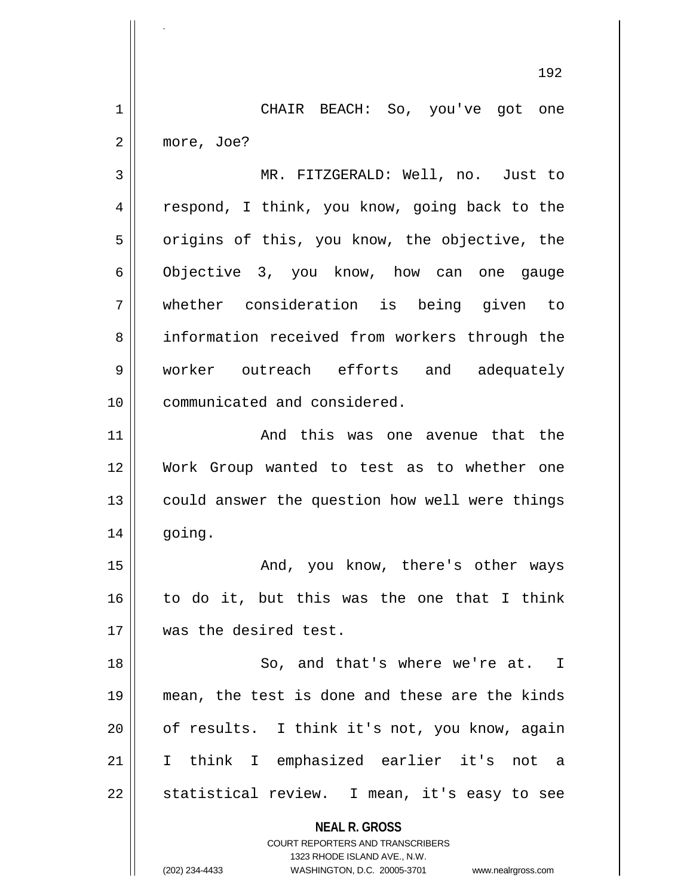CHAIR BEACH: So, you've got one more, Joe?

MR. FITZGERALD: Well, no. Just to respond, I think, you know, going back to the origins of this, you know, the objective, the Objective 3, you know, how can one gauge whether consideration is being given to information received from workers through the worker outreach efforts and adequately communicated and considered.

And this was one avenue that the Work Group wanted to test as to whether one could answer the question how well were things going.

And, you know, there's other ways to do it, but this was the one that I think was the desired test.

So, and that's where we're at. I mean, the test is done and these are the kinds of results. I think it's not, you know, again I think I emphasized earlier it's not a statistical review. I mean, it's easy to see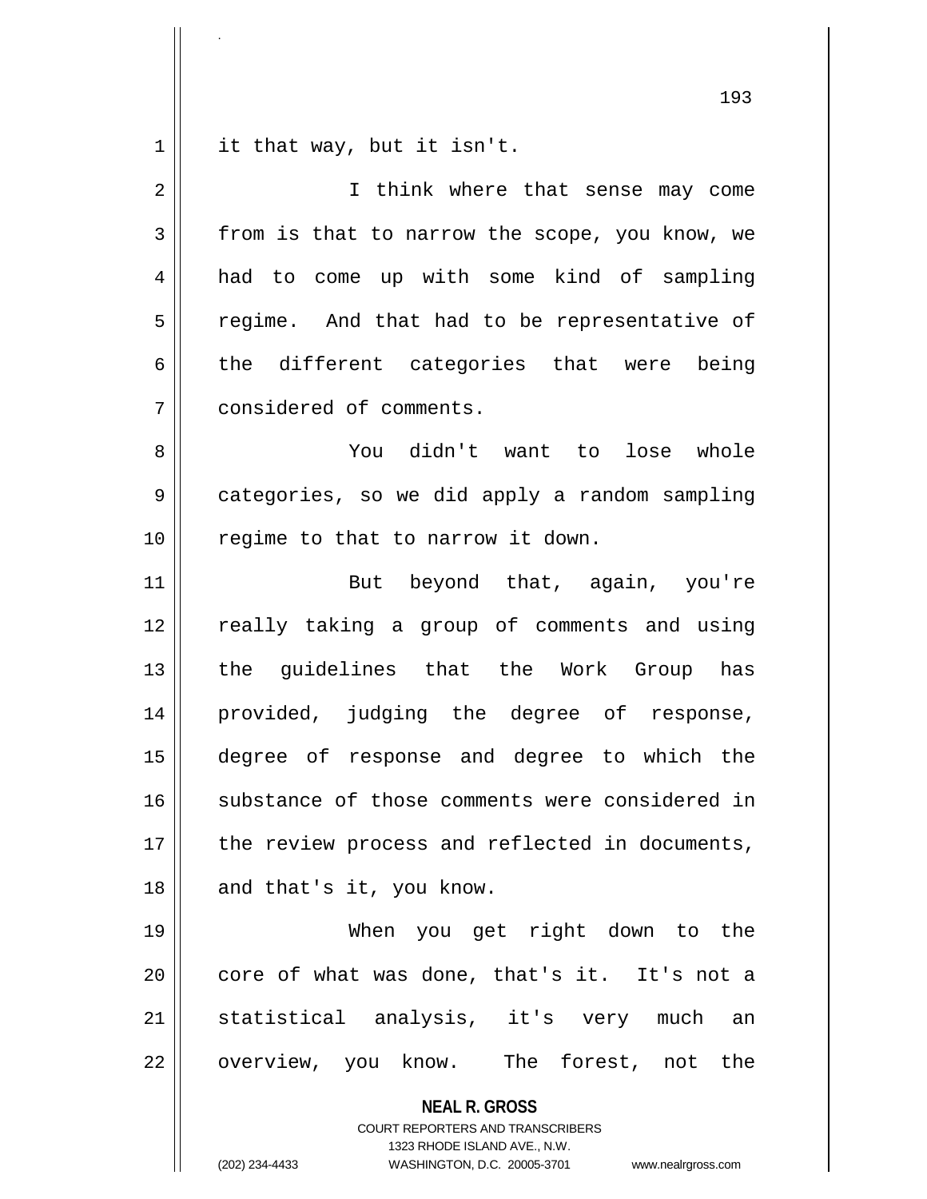it that way, but it isn't.

I think where that sense may come from is that to narrow the scope, you know, we had to come up with some kind of sampling regime. And that had to be representative of the different categories that were being considered of comments.

You didn't want to lose whole categories, so we did apply a random sampling regime to that to narrow it down.

But beyond that, again, you're really taking a group of comments and using the guidelines that the Work Group has provided, judging the degree of response, degree of response and degree to which the substance of those comments were considered in the review process and reflected in documents, and that's it, you know.

When you get right down to the core of what was done, that's it. It's not a statistical analysis, it's very much an overview, you know. The forest, not the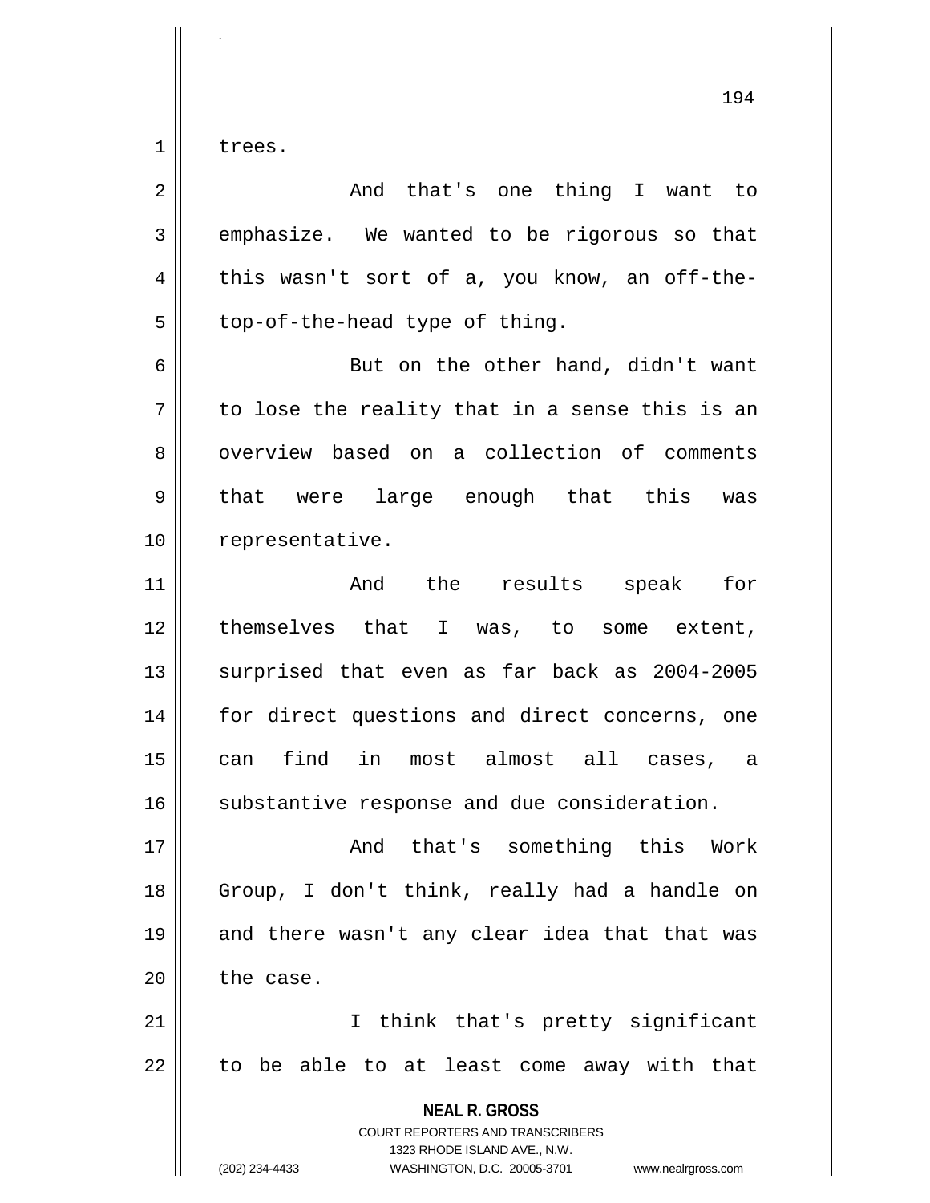trees.

And that's one thing I want to emphasize. We wanted to be rigorous so that this wasn't sort of a, you know, an off-the-top-of-the-head type of thing.

But on the other hand, didn't want to lose the reality that in a sense this is an overview based on a collection of comments that were large enough that this was representative.

And the results speak for themselves that I was, to some extent, surprised that even as far back as 2004-2005 for direct questions and direct concerns, one can find in most almost all cases, a substantive response and due consideration.

And that's something this Work Group, I don't think, really had a handle on and there wasn't any clear idea that that was the case.

I think that's pretty significant to be able to at least come away with that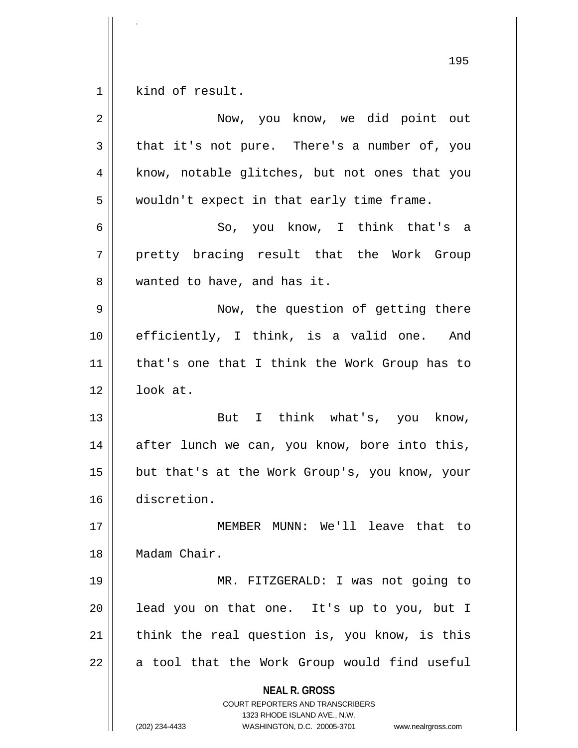kind of result.

Now, you know, we did point out that it's not pure. There's a number of, you know, notable glitches, but not ones that you wouldn't expect in that early time frame.

So, you know, I think that's a pretty bracing result that the Work Group wanted to have, and has it.

Now, the question of getting there efficiently, I think, is a valid one. And that's one that I think the Work Group has to look at.

But I think what's, you know, after lunch we can, you know, bore into this, but that's at the Work Group's, you know, your discretion.

MEMBER MUNN: We'll leave that to Madam Chair.

MR. FITZGERALD: I was not going to lead you on that one. It's up to you, but I think the real question is, you know, is this a tool that the Work Group would find useful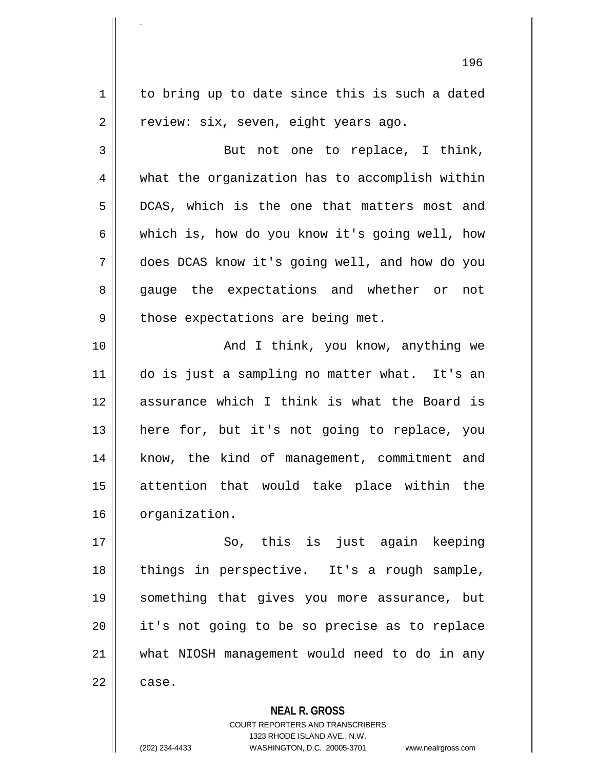to bring up to date since this is such a dated review: six, seven, eight years ago.

But not one to replace, I think, what the organization has to accomplish within DCAS, which is the one that matters most and which is, how do you know it's going well, how does DCAS know it's going well, and how do you gauge the expectations and whether or not those expectations are being met.

And I think, you know, anything we do is just a sampling no matter what. It's an assurance which I think is what the Board is here for, but it's not going to replace, you know, the kind of management, commitment and attention that would take place within the organization.

So, this is just again keeping things in perspective. It's a rough sample, something that gives you more assurance, but it's not going to be so precise as to replace what NIOSH management would need to do in any case.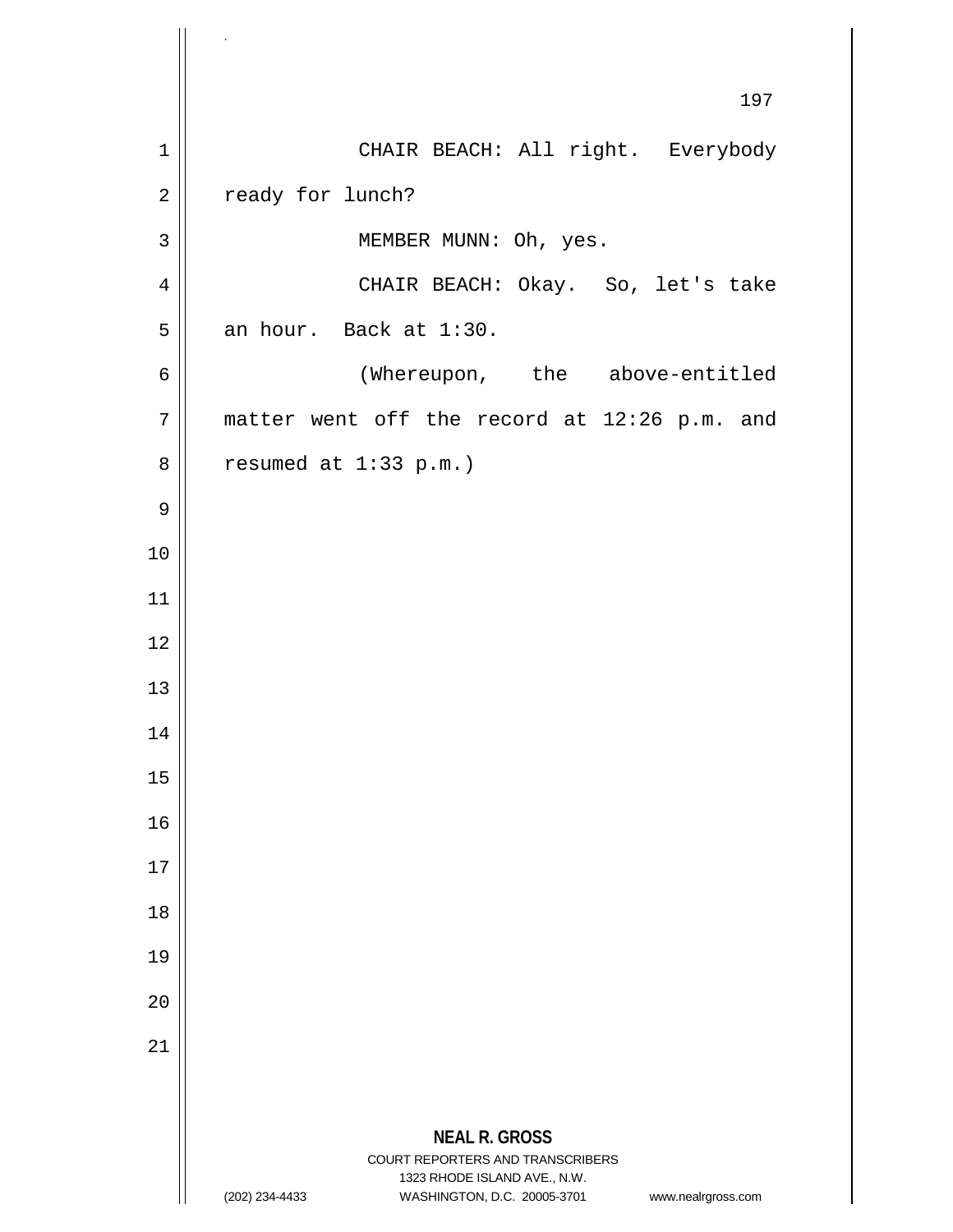CHAIR BEACH: All right. Everybody ready for lunch?

MEMBER MUNN: Oh, yes.

CHAIR BEACH: Okay. So, let's take an hour. Back at 1:30.

(Whereupon, the above-entitled matter went off the record at 12:26 p.m. and resumed at 1:33 p.m.)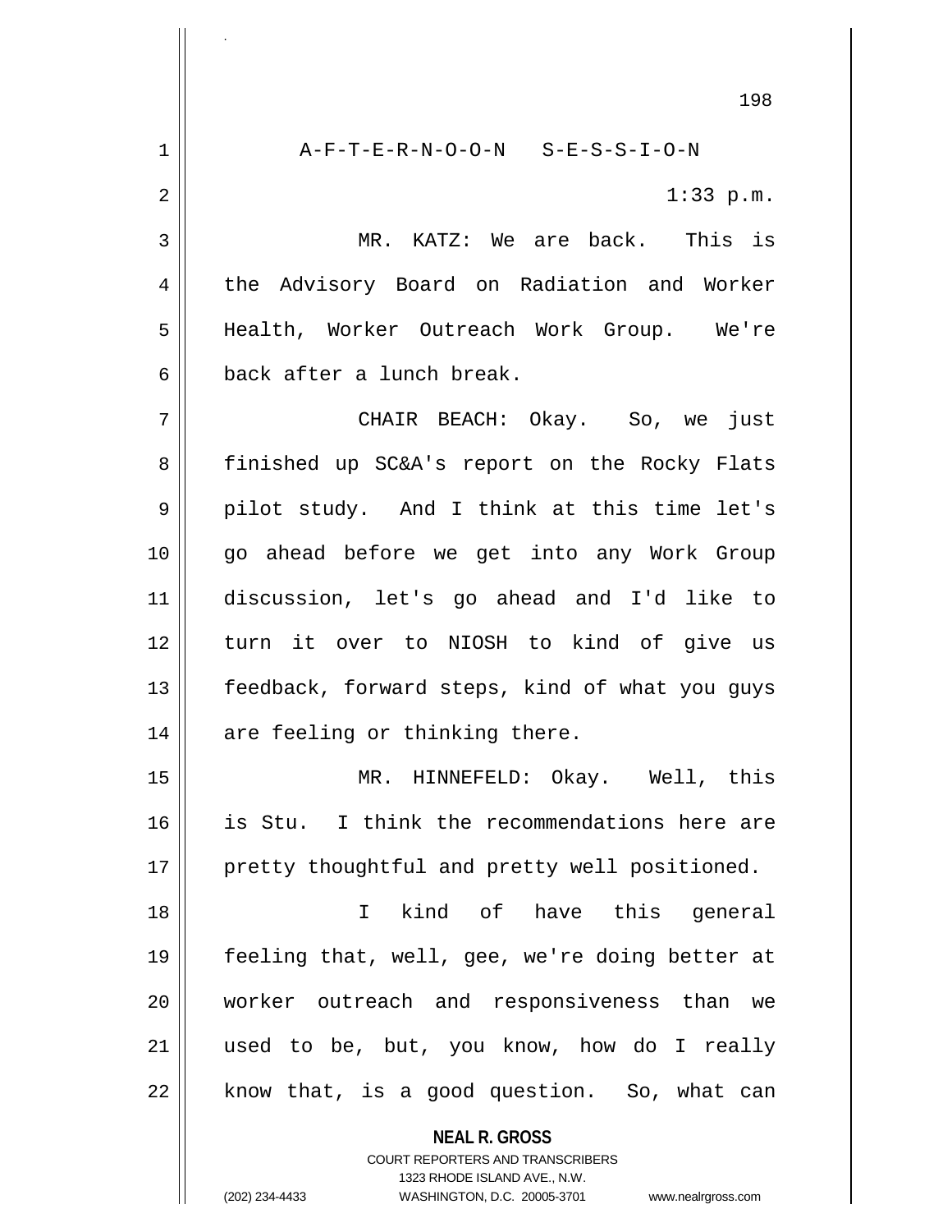A-F-T-E-R-N-O-O-N S-E-S-S-I-O-N

1:33 p.m.

MR. KATZ: We are back. This is the Advisory Board on Radiation and Worker Health, Worker Outreach Work Group. We're back after a lunch break.

CHAIR BEACH: Okay. So, we just finished up SC&A's report on the Rocky Flats pilot study. And I think at this time let's go ahead before we get into any Work Group discussion, let's go ahead and I'd like to turn it over to NIOSH to kind of give us feedback, forward steps, kind of what you guys are feeling or thinking there.

MR. HINNEFELD: Okay. Well, this is Stu. I think the recommendations here are pretty thoughtful and pretty well positioned.

I kind of have this general feeling that, well, gee, we're doing better at worker outreach and responsiveness than we used to be, but, you know, how do I really know that, is a good question. So, what can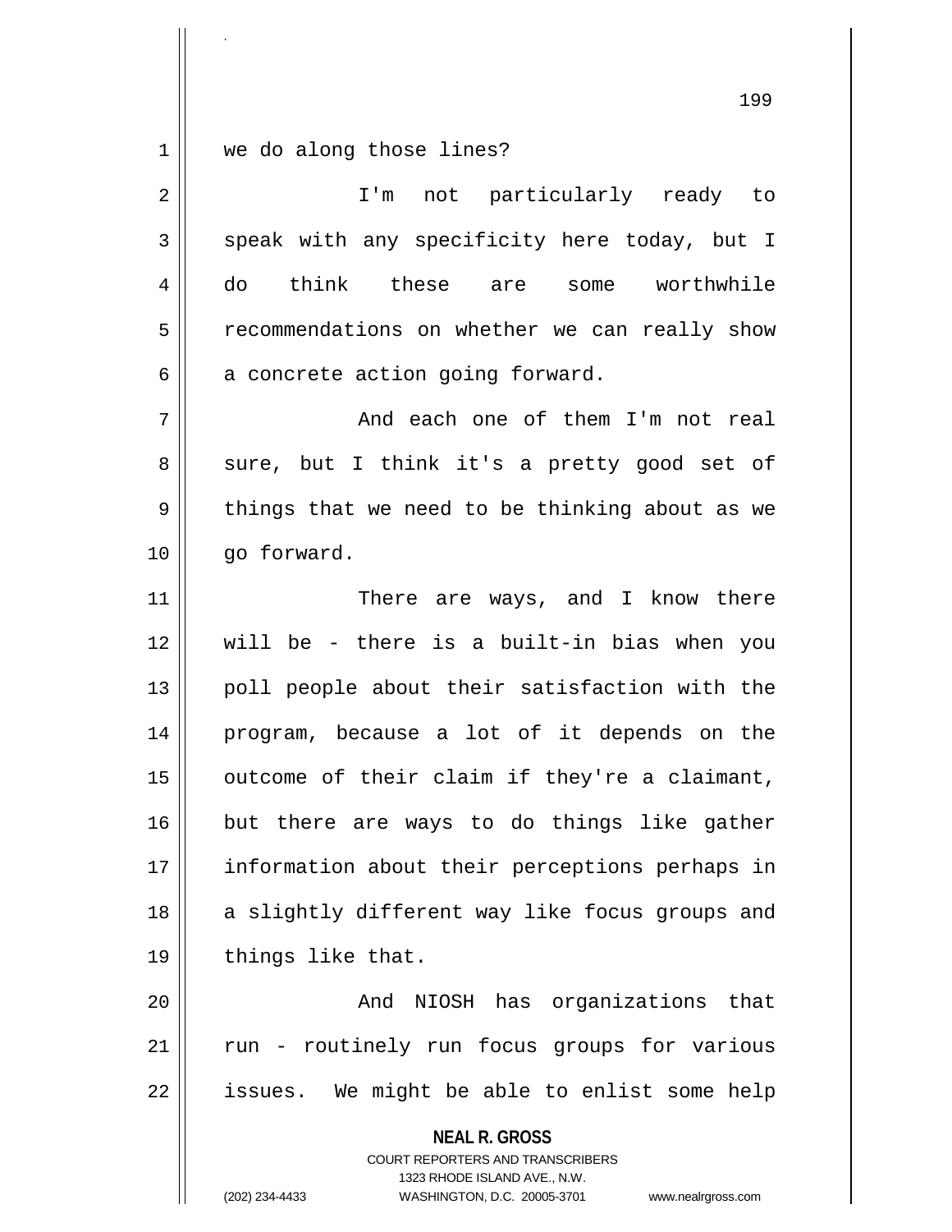we do along those lines?

I'm not particularly ready to speak with any specificity here today, but I do think these are some worthwhile recommendations on whether we can really show a concrete action going forward.

And each one of them I'm not real sure, but I think it's a pretty good set of things that we need to be thinking about as we go forward.

There are ways, and I know there will be - there is a built-in bias when you poll people about their satisfaction with the program, because a lot of it depends on the outcome of their claim if they're a claimant, but there are ways to do things like gather information about their perceptions perhaps in a slightly different way like focus groups and things like that.

And NIOSH has organizations that run - routinely run focus groups for various issues. We might be able to enlist some help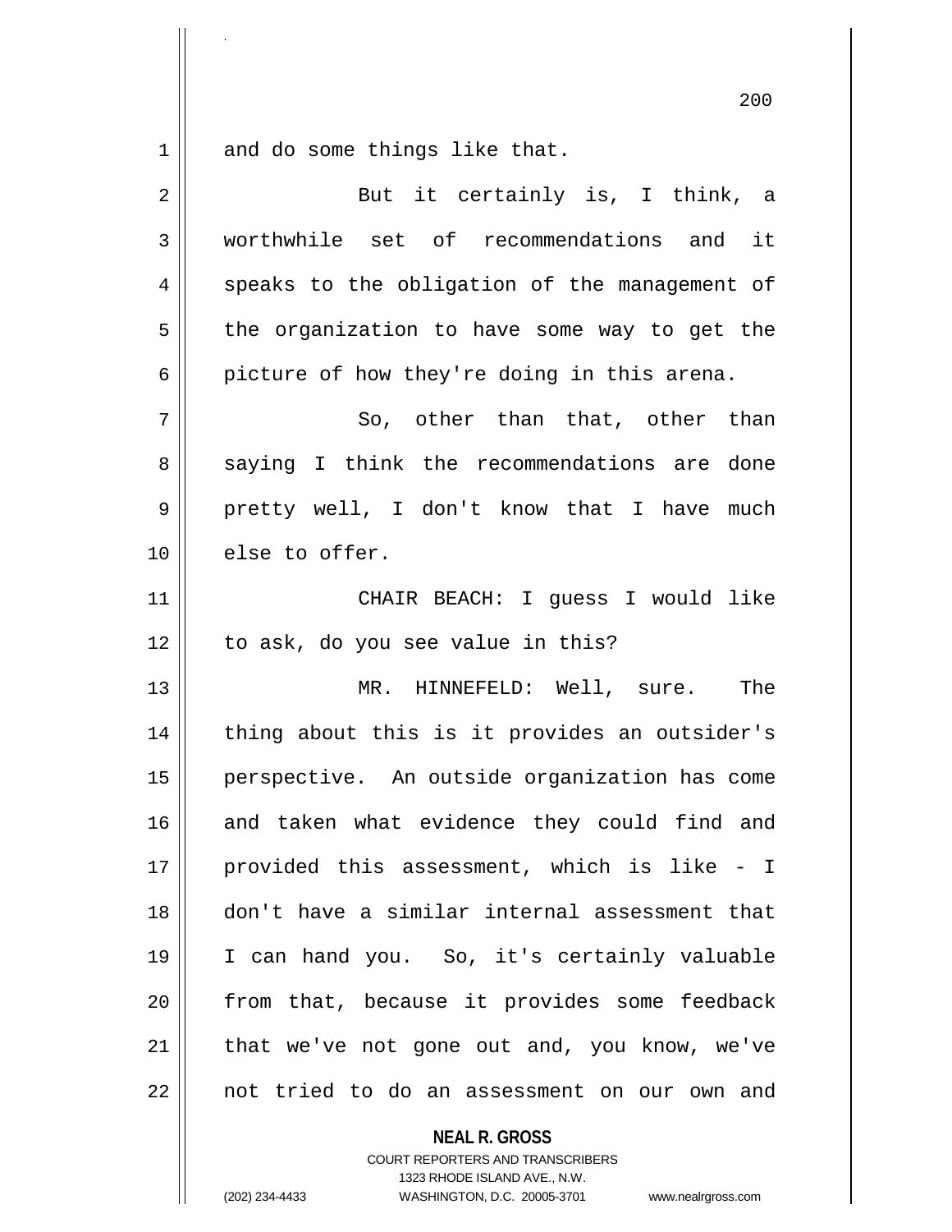and do some things like that.

But it certainly is, I think, a worthwhile set of recommendations and it speaks to the obligation of the management of the organization to have some way to get the picture of how they're doing in this arena.

So, other than that, other than saying I think the recommendations are done pretty well, I don't know that I have much else to offer.

CHAIR BEACH: I guess I would like to ask, do you see value in this?

MR. HINNEFELD: Well, sure. The thing about this is it provides an outsider's perspective. An outside organization has come and taken what evidence they could find and provided this assessment, which is like - I don't have a similar internal assessment that I can hand you. So, it's certainly valuable from that, because it provides some feedback that we've not gone out and, you know, we've not tried to do an assessment on our own and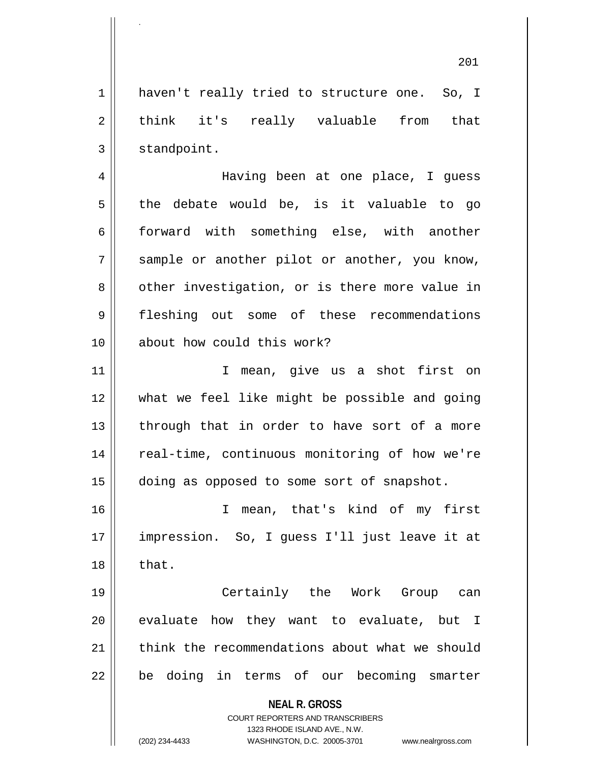haven't really tried to structure one. So, I think it's really valuable from that standpoint.

Having been at one place, I guess the debate would be, is it valuable to go forward with something else, with another sample or another pilot or another, you know, other investigation, or is there more value in fleshing out some of these recommendations about how could this work?

I mean, give us a shot first on what we feel like might be possible and going through that in order to have sort of a more real-time, continuous monitoring of how we're doing as opposed to some sort of snapshot.

I mean, that's kind of my first impression. So, I guess I'll just leave it at that.

Certainly the Work Group can evaluate how they want to evaluate, but I think the recommendations about what we should be doing in terms of our becoming smarter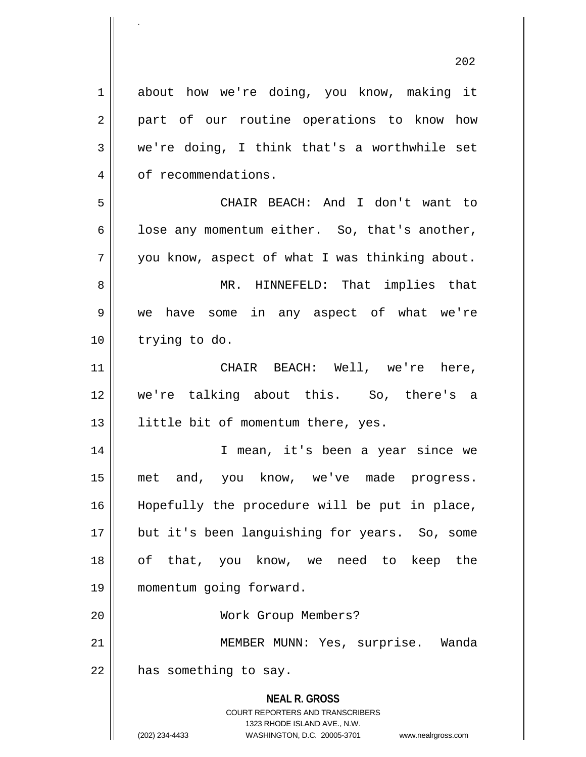about how we're doing, you know, making it part of our routine operations to know how we're doing, I think that's a worthwhile set of recommendations.

CHAIR BEACH: And I don't want to lose any momentum either. So, that's another, you know, aspect of what I was thinking about.

MR. HINNEFELD: That implies that we have some in any aspect of what we're trying to do.

CHAIR BEACH: Well, we're here, we're talking about this. So, there's a little bit of momentum there, yes.

I mean, it's been a year since we met and, you know, we've made progress. Hopefully the procedure will be put in place, but it's been languishing for years. So, some of that, you know, we need to keep the momentum going forward.

Work Group Members?

MEMBER MUNN: Yes, surprise. Wanda has something to say.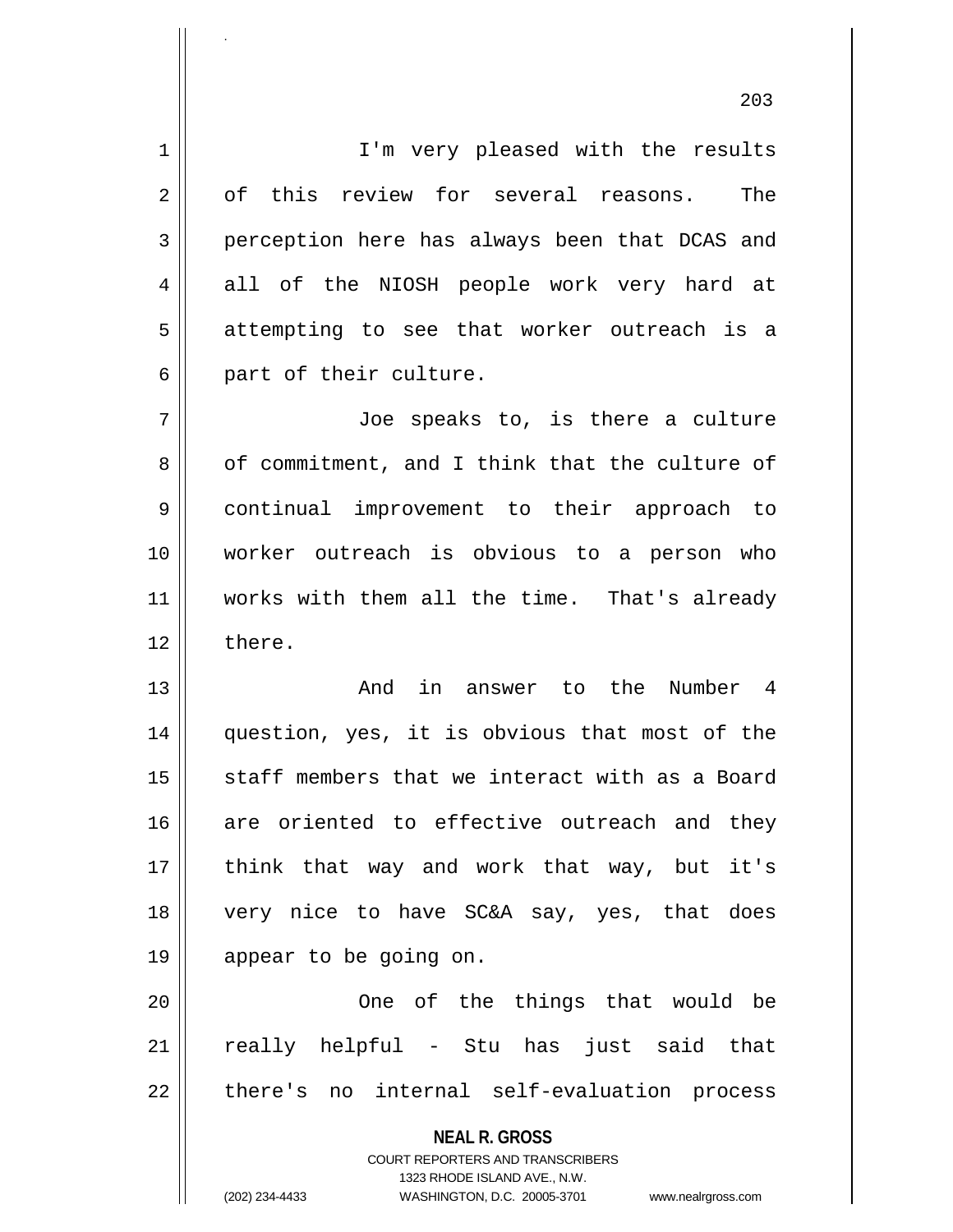I'm very pleased with the results of this review for several reasons. The perception here has always been that DCAS and all of the NIOSH people work very hard at attempting to see that worker outreach is a part of their culture.

Joe speaks to, is there a culture of commitment, and I think that the culture of continual improvement to their approach to worker outreach is obvious to a person who works with them all the time. That's already there.

And in answer to the Number 4 question, yes, it is obvious that most of the staff members that we interact with as a Board are oriented to effective outreach and they think that way and work that way, but it's very nice to have SC&A say, yes, that does appear to be going on.

One of the things that would be really helpful - Stu has just said that there's no internal self-evaluation process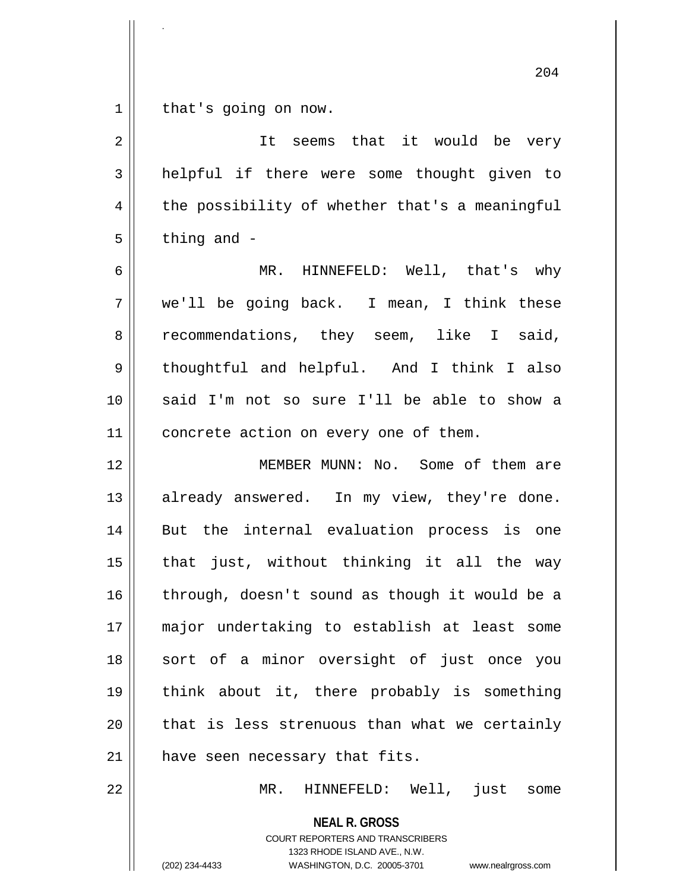that's going on now.

It seems that it would be very helpful if there were some thought given to the possibility of whether that's a meaningful thing and -

MR. HINNEFELD: Well, that's why we'll be going back. I mean, I think these recommendations, they seem, like I said, thoughtful and helpful. And I think I also said I'm not so sure I'll be able to show a concrete action on every one of them.

MEMBER MUNN: No. Some of them are already answered. In my view, they're done. But the internal evaluation process is one that just, without thinking it all the way through, doesn't sound as though it would be a major undertaking to establish at least some sort of a minor oversight of just once you think about it, there probably is something that is less strenuous than what we certainly have seen necessary that fits.

MR. HINNEFELD: Well, just some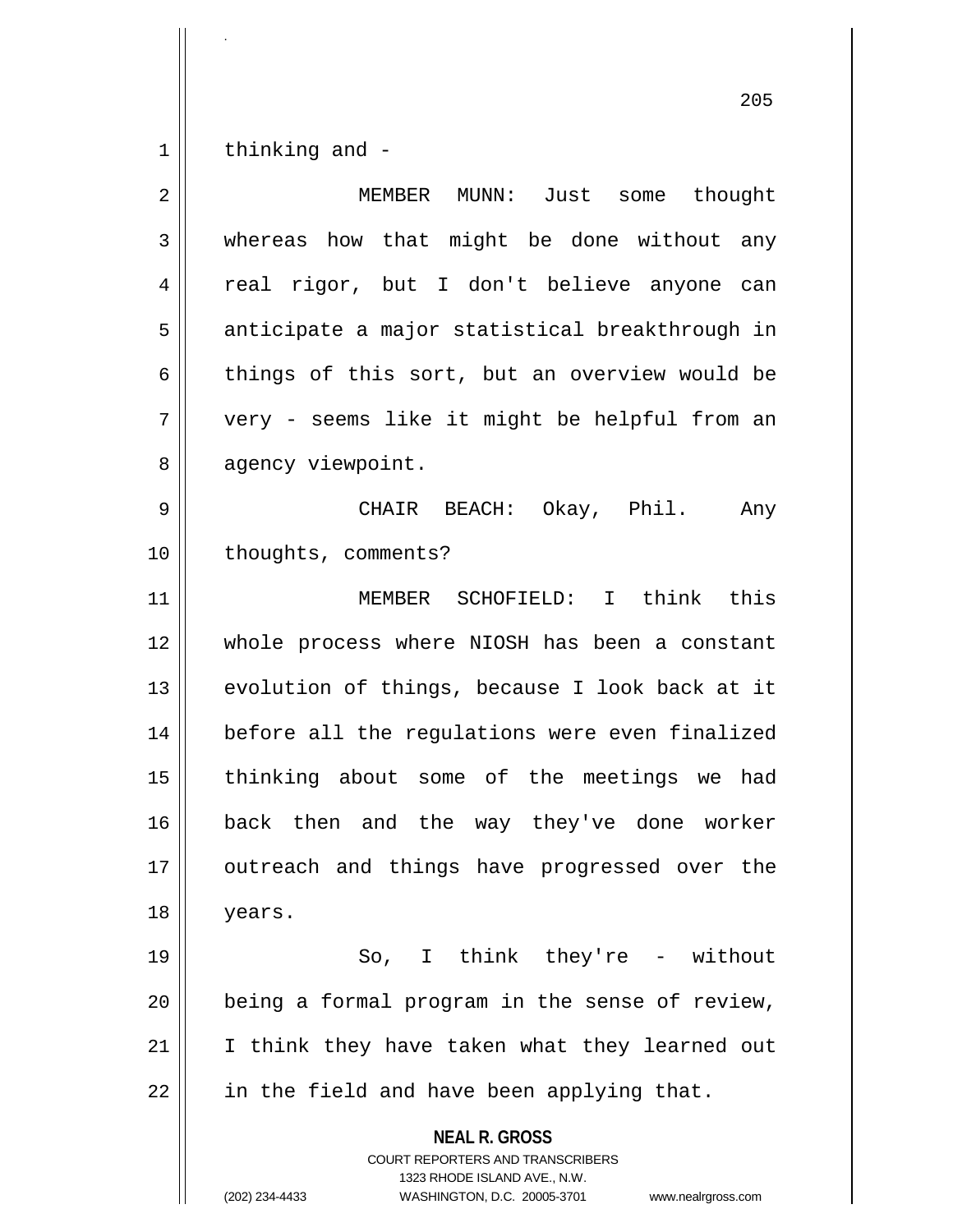thinking and -

MEMBER MUNN: Just some thought whereas how that might be done without any real rigor, but I don't believe anyone can anticipate a major statistical breakthrough in things of this sort, but an overview would be very - seems like it might be helpful from an agency viewpoint.

CHAIR BEACH: Okay, Phil. Any thoughts, comments?

MEMBER SCHOFIELD: I think this whole process where NIOSH has been a constant evolution of things, because I look back at it before all the regulations were even finalized thinking about some of the meetings we had back then and the way they've done worker outreach and things have progressed over the years.

So, I think they're - without being a formal program in the sense of review, I think they have taken what they learned out in the field and have been applying that.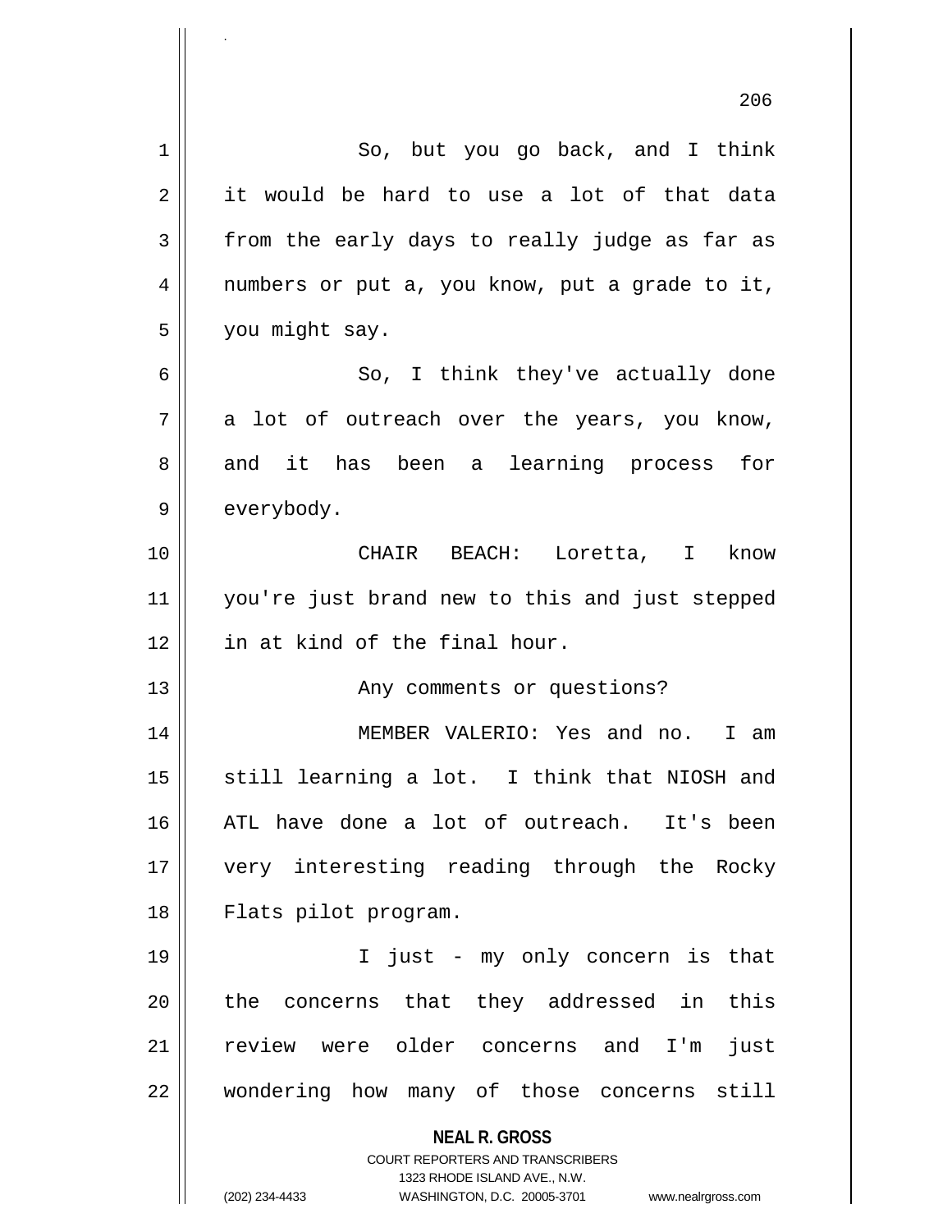So, but you go back, and I think it would be hard to use a lot of that data from the early days to really judge as far as numbers or put a, you know, put a grade to it, you might say.

So, I think they've actually done a lot of outreach over the years, you know, and it has been a learning process for everybody.

CHAIR BEACH: Loretta, I know you're just brand new to this and just stepped in at kind of the final hour.

Any comments or questions?

MEMBER VALERIO: Yes and no. I am still learning a lot. I think that NIOSH and ATL have done a lot of outreach. It's been very interesting reading through the Rocky Flats pilot program.

I just - my only concern is that the concerns that they addressed in this review were older concerns and I'm just wondering how many of those concerns still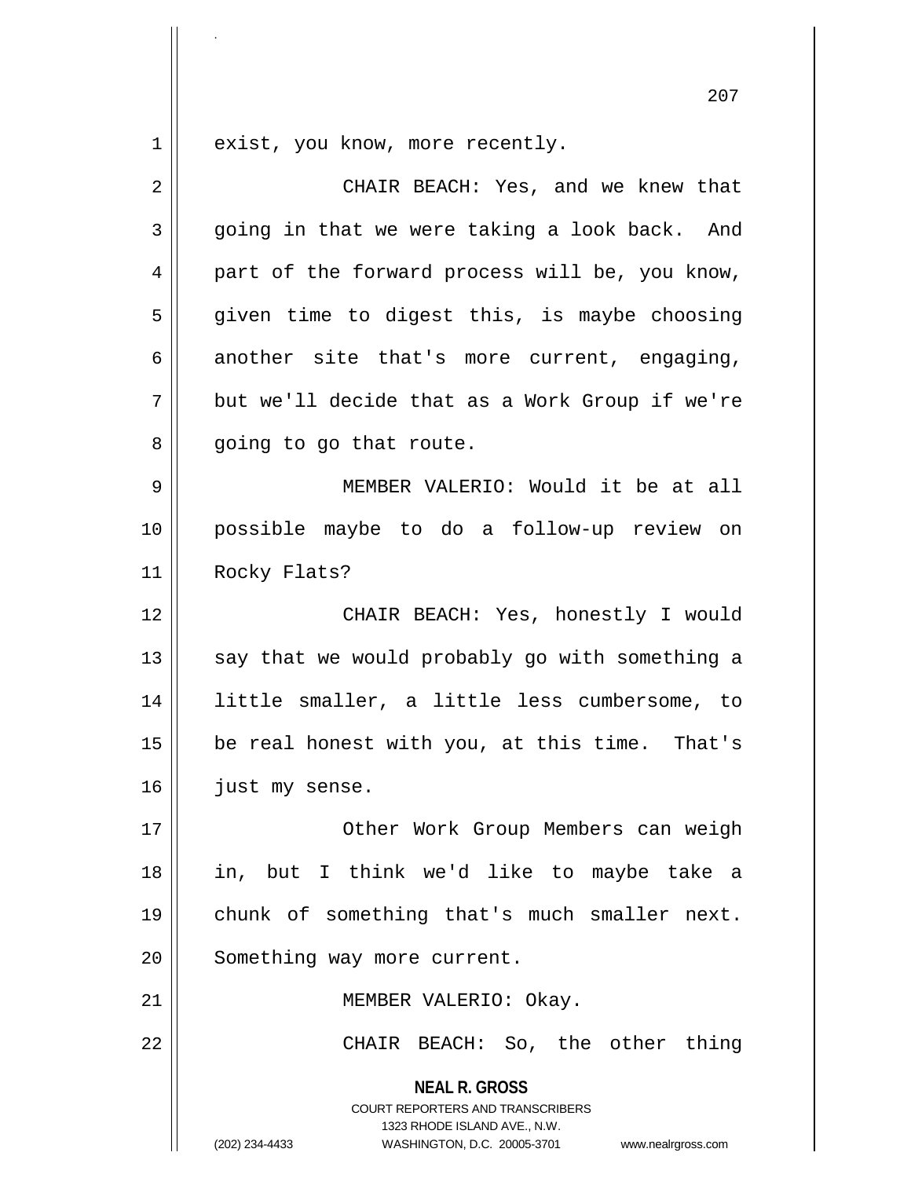exist, you know, more recently.

CHAIR BEACH: Yes, and we knew that going in that we were taking a look back. And part of the forward process will be, you know, given time to digest this, is maybe choosing another site that's more current, engaging, but we'll decide that as a Work Group if we're going to go that route.

MEMBER VALERIO: Would it be at all possible maybe to do a follow-up review on Rocky Flats?

CHAIR BEACH: Yes, honestly I would say that we would probably go with something a little smaller, a little less cumbersome, to be real honest with you, at this time. That's just my sense.

Other Work Group Members can weigh in, but I think we'd like to maybe take a chunk of something that's much smaller next. Something way more current.

MEMBER VALERIO: Okay.

CHAIR BEACH: So, the other thing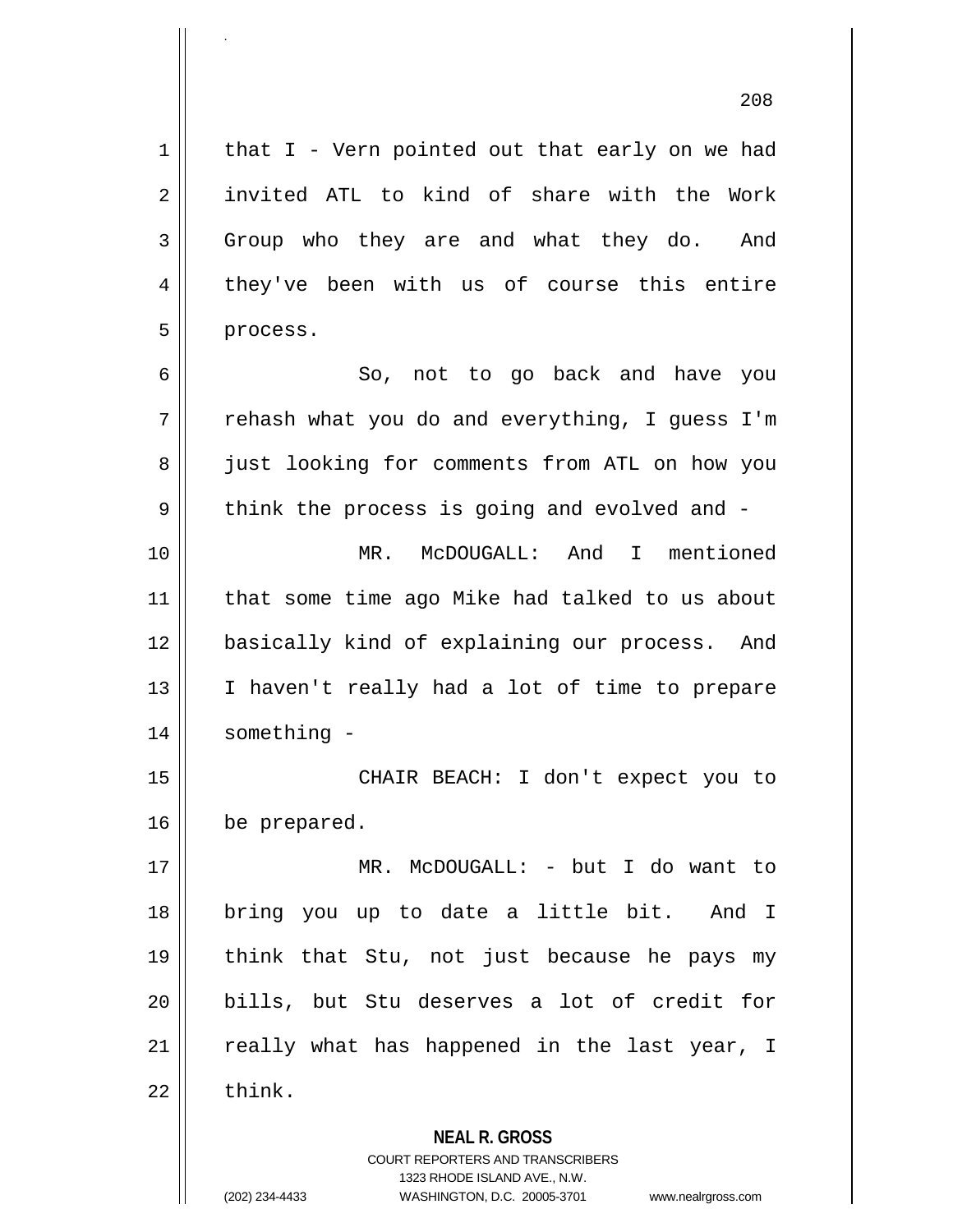that I - Vern pointed out that early on we had invited ATL to kind of share with the Work Group who they are and what they do. And they've been with us of course this entire process.

So, not to go back and have you rehash what you do and everything, I guess I'm just looking for comments from ATL on how you think the process is going and evolved and -

MR. McDOUGALL: And I mentioned that some time ago Mike had talked to us about basically kind of explaining our process. And I haven't really had a lot of time to prepare something -

CHAIR BEACH: I don't expect you to be prepared.

MR. McDOUGALL: - but I do want to bring you up to date a little bit. And I think that Stu, not just because he pays my bills, but Stu deserves a lot of credit for really what has happened in the last year, I think.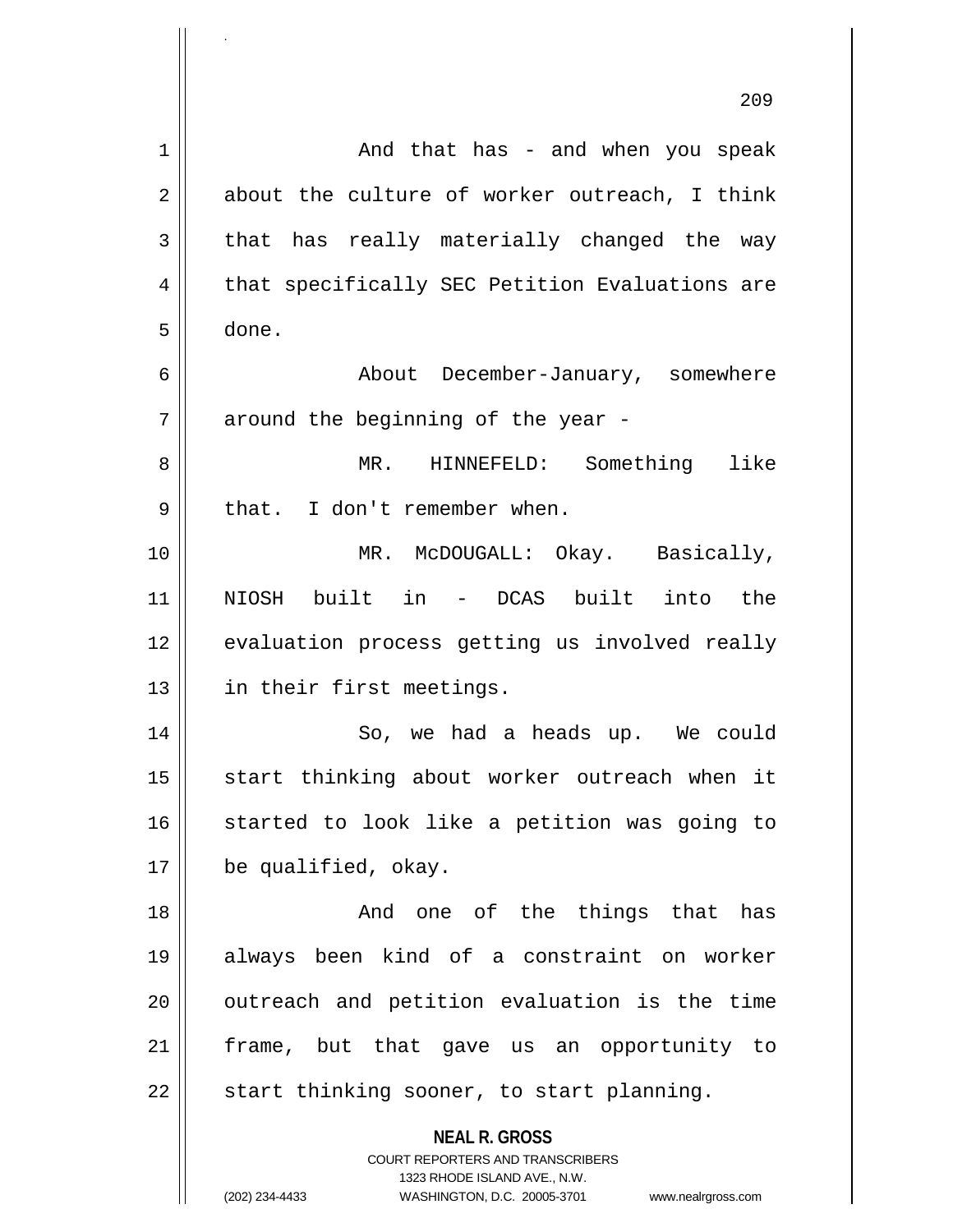And that has - and when you speak about the culture of worker outreach, I think that has really materially changed the way that specifically SEC Petition Evaluations are done.

About December-January, somewhere around the beginning of the year -

MR. HINNEFELD: Something like that. I don't remember when.

MR. McDOUGALL: Okay. Basically, NIOSH built in - DCAS built into the evaluation process getting us involved really in their first meetings.

So, we had a heads up. We could start thinking about worker outreach when it started to look like a petition was going to be qualified, okay.

And one of the things that has always been kind of a constraint on worker outreach and petition evaluation is the time frame, but that gave us an opportunity to start thinking sooner, to start planning.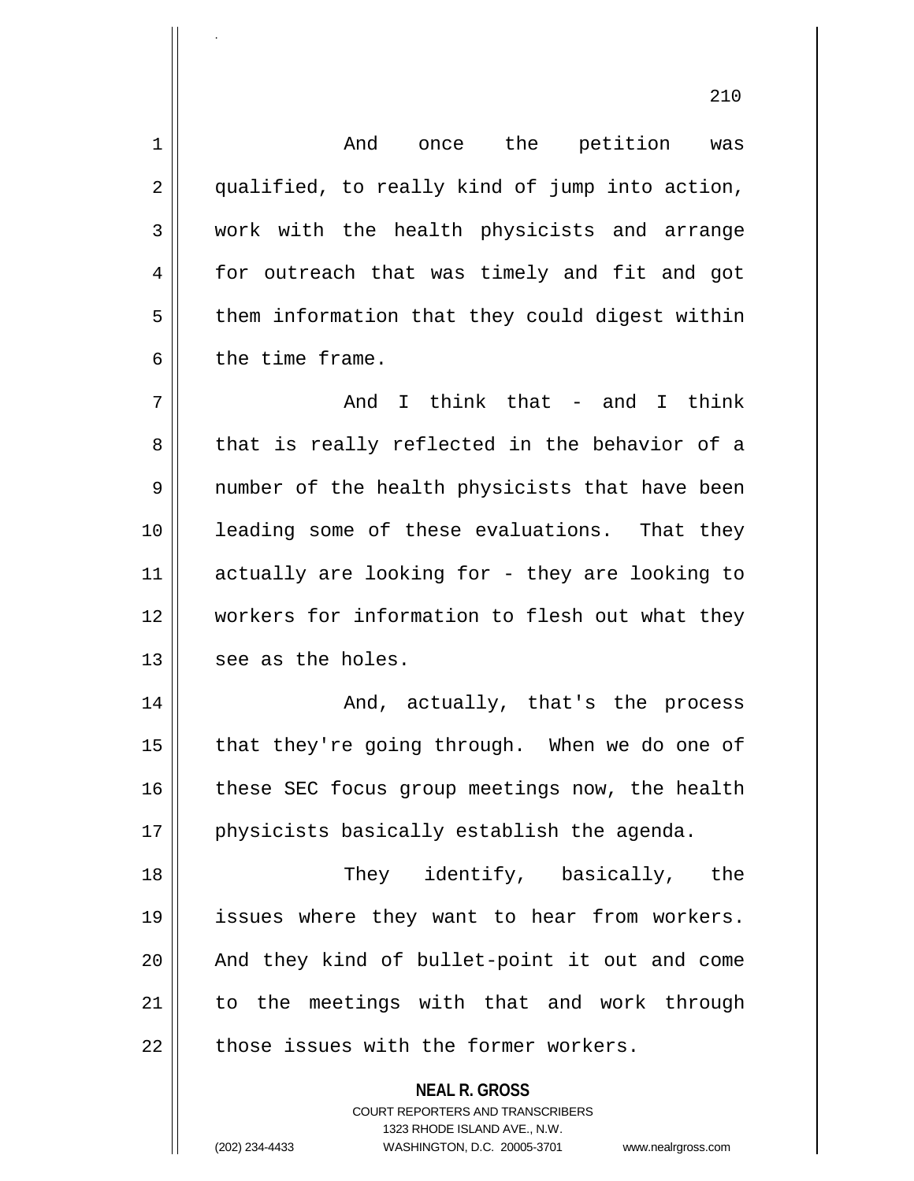And once the petition was qualified, to really kind of jump into action, work with the health physicists and arrange for outreach that was timely and fit and got them information that they could digest within the time frame.

And I think that - and I think that is really reflected in the behavior of a number of the health physicists that have been leading some of these evaluations. That they actually are looking for - they are looking to workers for information to flesh out what they see as the holes.

And, actually, that's the process that they're going through. When we do one of these SEC focus group meetings now, the health physicists basically establish the agenda.

They identify, basically, the issues where they want to hear from workers. And they kind of bullet-point it out and come to the meetings with that and work through those issues with the former workers.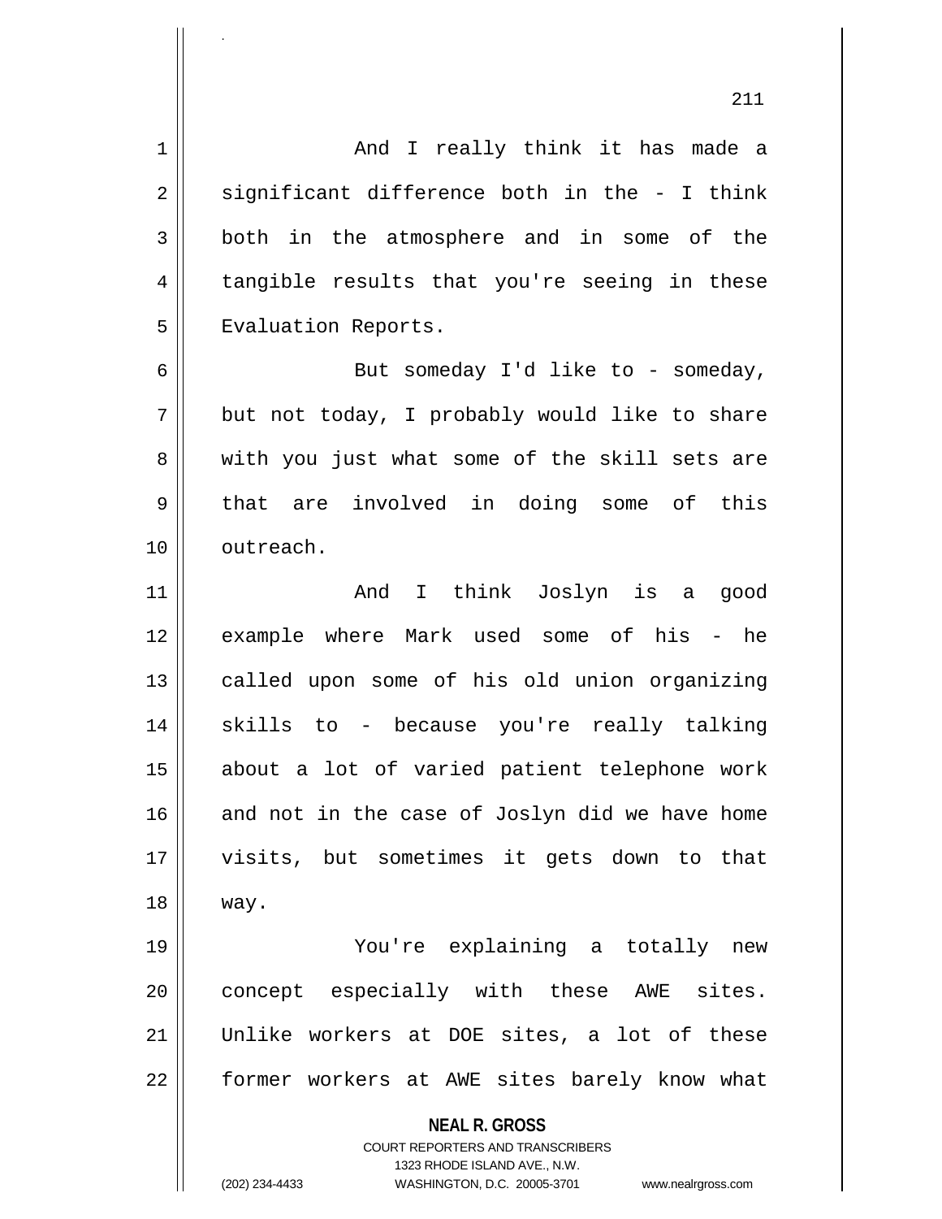And I really think it has made a significant difference both in the - I think both in the atmosphere and in some of the tangible results that you're seeing in these Evaluation Reports.

But someday I'd like to - someday, but not today, I probably would like to share with you just what some of the skill sets are that are involved in doing some of this outreach.

And I think Joslyn is a good example where Mark used some of his - he called upon some of his old union organizing skills to - because you're really talking about a lot of varied patient telephone work and not in the case of Joslyn did we have home visits, but sometimes it gets down to that way.

You're explaining a totally new concept especially with these AWE sites. Unlike workers at DOE sites, a lot of these former workers at AWE sites barely know what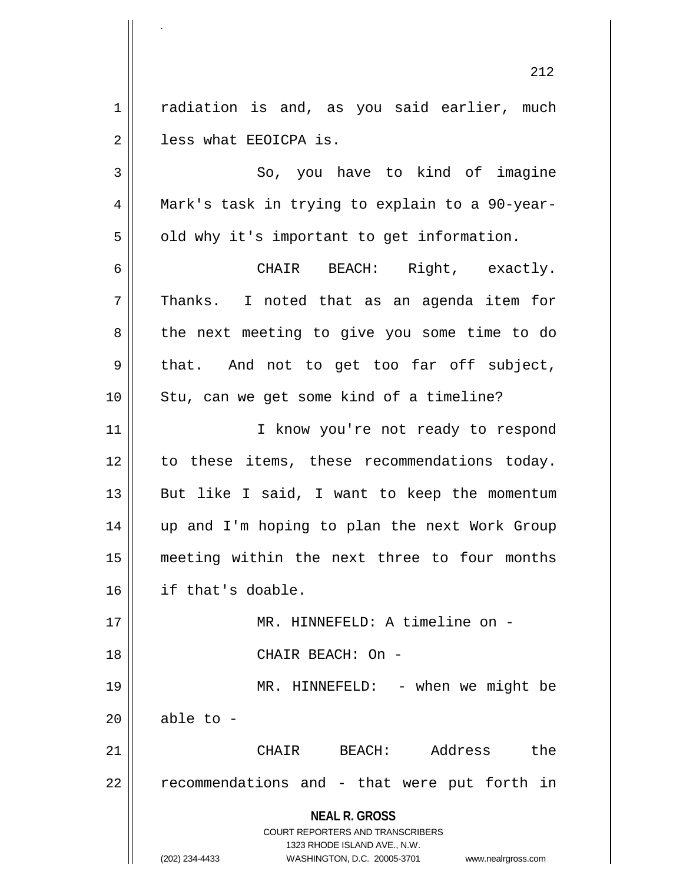radiation is and, as you said earlier, much less what EEOICPA is.

So, you have to kind of imagine Mark's task in trying to explain to a 90-year-old why it's important to get information.

CHAIR BEACH: Right, exactly. Thanks. I noted that as an agenda item for the next meeting to give you some time to do that. And not to get too far off subject, Stu, can we get some kind of a timeline?

I know you're not ready to respond to these items, these recommendations today. But like I said, I want to keep the momentum up and I'm hoping to plan the next Work Group meeting within the next three to four months if that's doable.

MR. HINNEFELD: A timeline on -

CHAIR BEACH: On -

MR. HINNEFELD: - when we might be able to -

CHAIR BEACH: Address the recommendations and - that were put forth in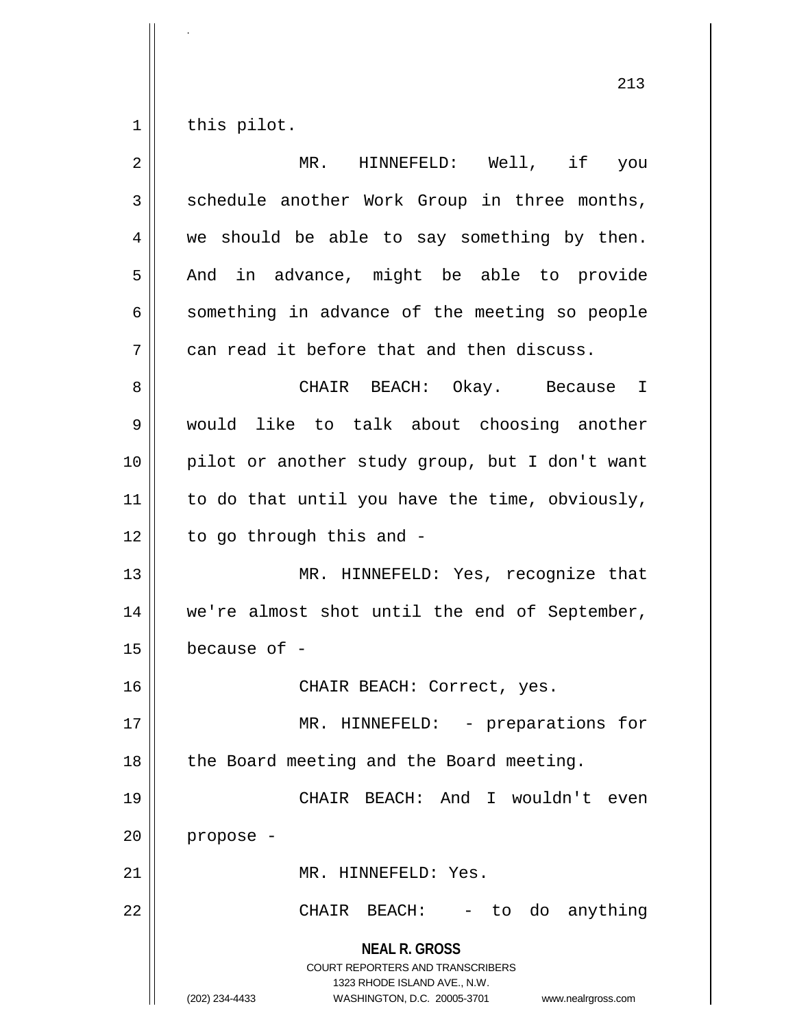this pilot.

MR. HINNEFELD: Well, if you schedule another Work Group in three months, we should be able to say something by then. And in advance, might be able to provide something in advance of the meeting so people can read it before that and then discuss.

CHAIR BEACH: Okay. Because I would like to talk about choosing another pilot or another study group, but I don't want to do that until you have the time, obviously, to go through this and -

MR. HINNEFELD: Yes, recognize that we're almost shot until the end of September, because of -

CHAIR BEACH: Correct, yes.

MR. HINNEFELD: - preparations for the Board meeting and the Board meeting.

CHAIR BEACH: And I wouldn't even propose -

MR. HINNEFELD: Yes.

CHAIR BEACH: - to do anything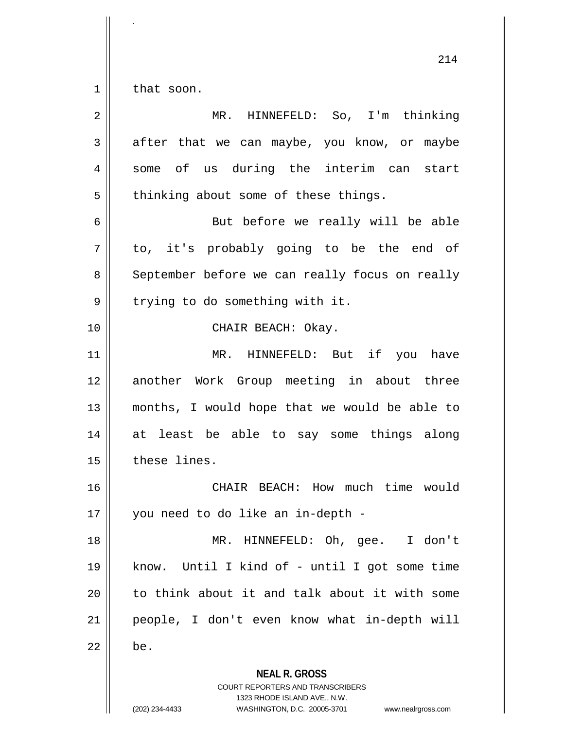that soon.

MR. HINNEFELD: So, I'm thinking after that we can maybe, you know, or maybe some of us during the interim can start thinking about some of these things.

But before we really will be able to, it's probably going to be the end of September before we can really focus on really trying to do something with it.

CHAIR BEACH: Okay.

MR. HINNEFELD: But if you have another Work Group meeting in about three months, I would hope that we would be able to at least be able to say some things along these lines.

CHAIR BEACH: How much time would you need to do like an in-depth -

MR. HINNEFELD: Oh, gee. I don't know. Until I kind of - until I got some time to think about it and talk about it with some people, I don't even know what in-depth will be.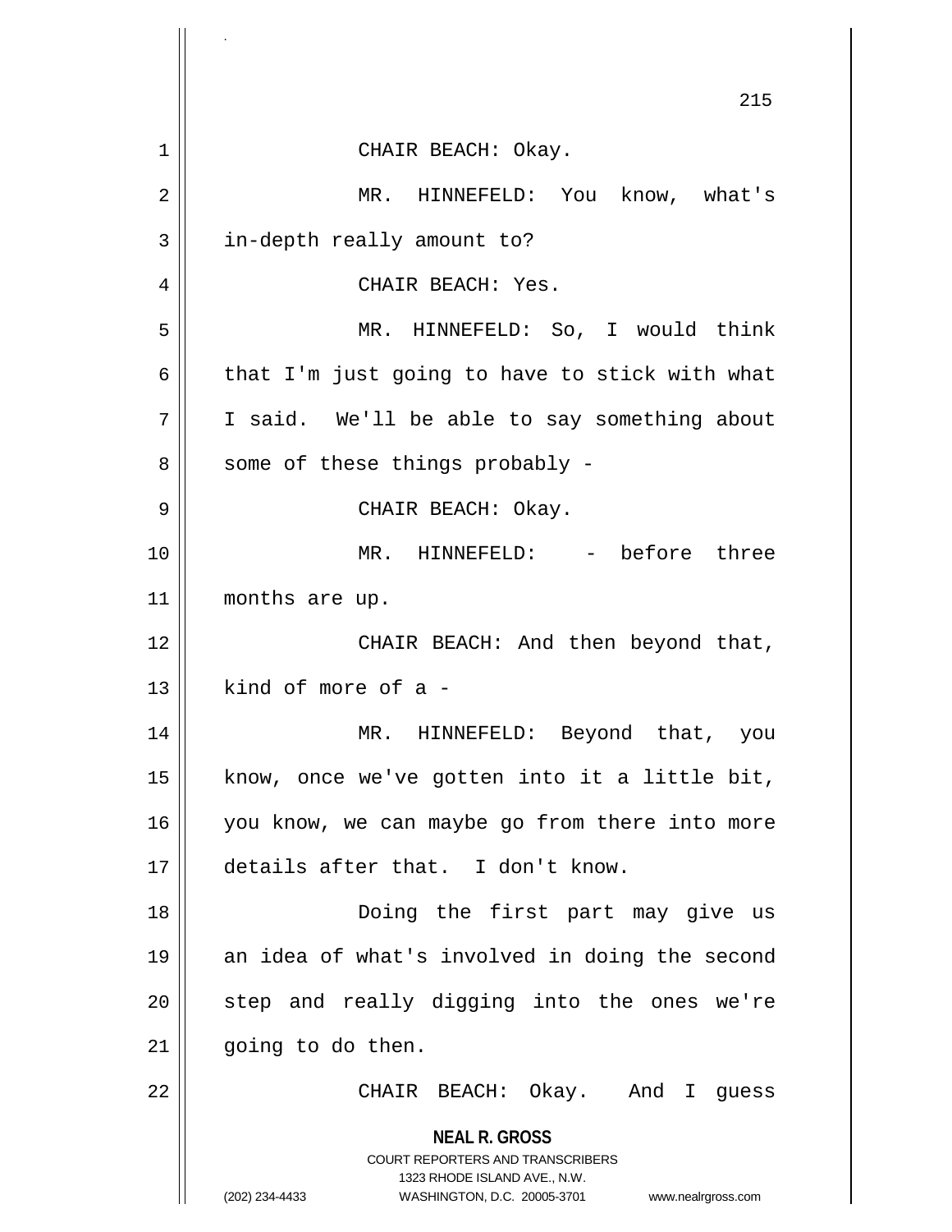CHAIR BEACH: Okay.

MR. HINNEFELD: You know, what's in-depth really amount to?

CHAIR BEACH: Yes.

MR. HINNEFELD: So, I would think that I'm just going to have to stick with what I said. We'll be able to say something about some of these things probably -

CHAIR BEACH: Okay.

MR. HINNEFELD: - before three months are up.

CHAIR BEACH: And then beyond that, kind of more of a -

MR. HINNEFELD: Beyond that, you know, once we've gotten into it a little bit, you know, we can maybe go from there into more details after that. I don't know.

Doing the first part may give us an idea of what's involved in doing the second step and really digging into the ones we're going to do then.

CHAIR BEACH: Okay. And I guess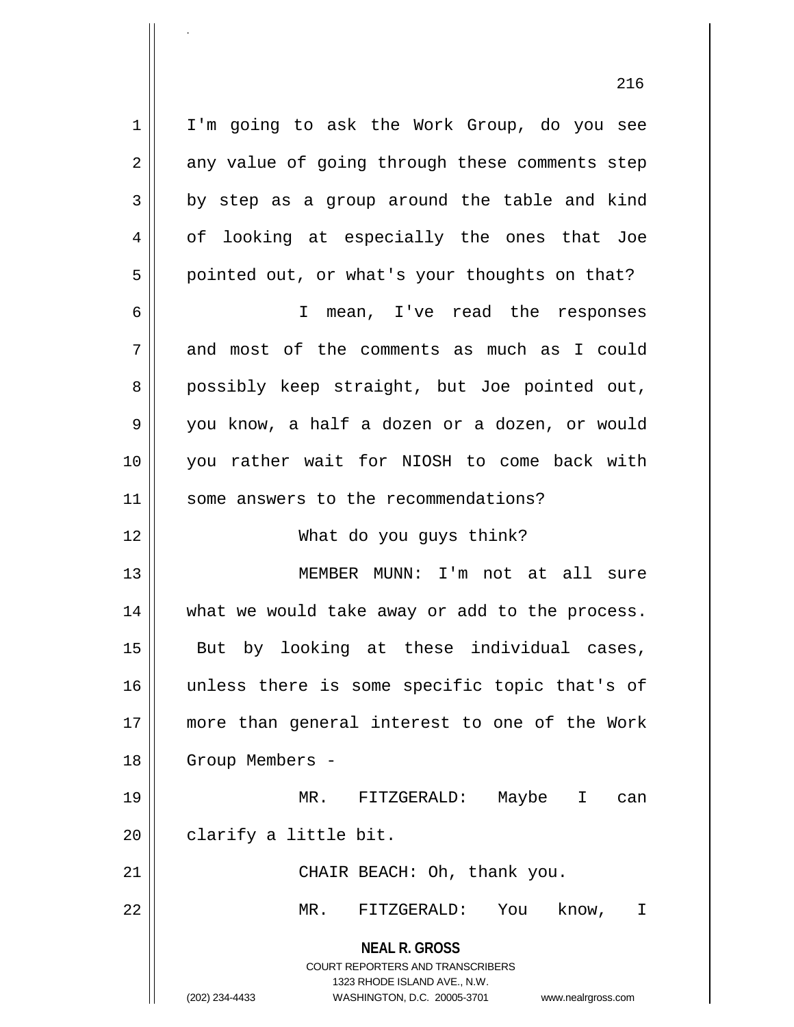I'm going to ask the Work Group, do you see any value of going through these comments step by step as a group around the table and kind of looking at especially the ones that Joe pointed out, or what's your thoughts on that?

I mean, I've read the responses and most of the comments as much as I could possibly keep straight, but Joe pointed out, you know, a half a dozen or a dozen, or would you rather wait for NIOSH to come back with some answers to the recommendations?

What do you guys think?

MEMBER MUNN: I'm not at all sure what we would take away or add to the process. But by looking at these individual cases, unless there is some specific topic that's of more than general interest to one of the Work Group Members -

MR. FITZGERALD: Maybe I can clarify a little bit.

CHAIR BEACH: Oh, thank you.

MR. FITZGERALD: You know, I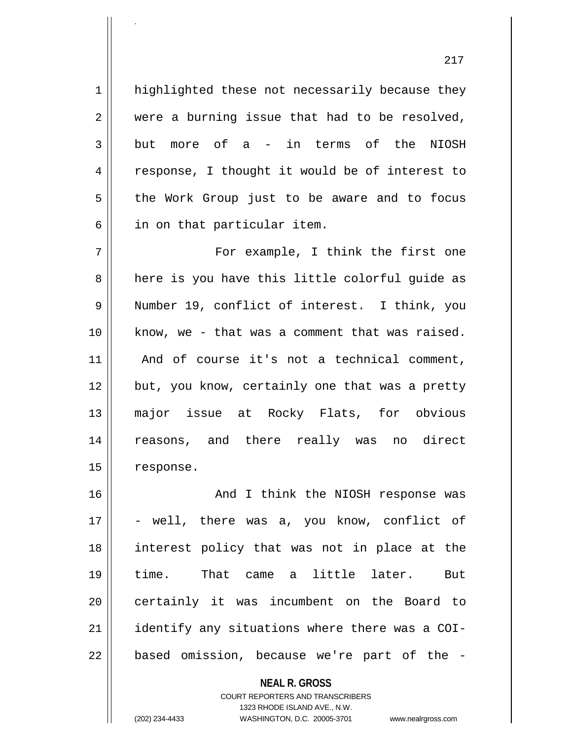highlighted these not necessarily because they were a burning issue that had to be resolved, but more of a - in terms of the NIOSH response, I thought it would be of interest to the Work Group just to be aware and to focus in on that particular item.

For example, I think the first one here is you have this little colorful guide as Number 19, conflict of interest. I think, you know, we - that was a comment that was raised. And of course it's not a technical comment, but, you know, certainly one that was a pretty major issue at Rocky Flats, for obvious reasons, and there really was no direct response.

And I think the NIOSH response was - well, there was a, you know, conflict of interest policy that was not in place at the time. That came a little later. But certainly it was incumbent on the Board to identify any situations where there was a COI-based omission, because we're part of the -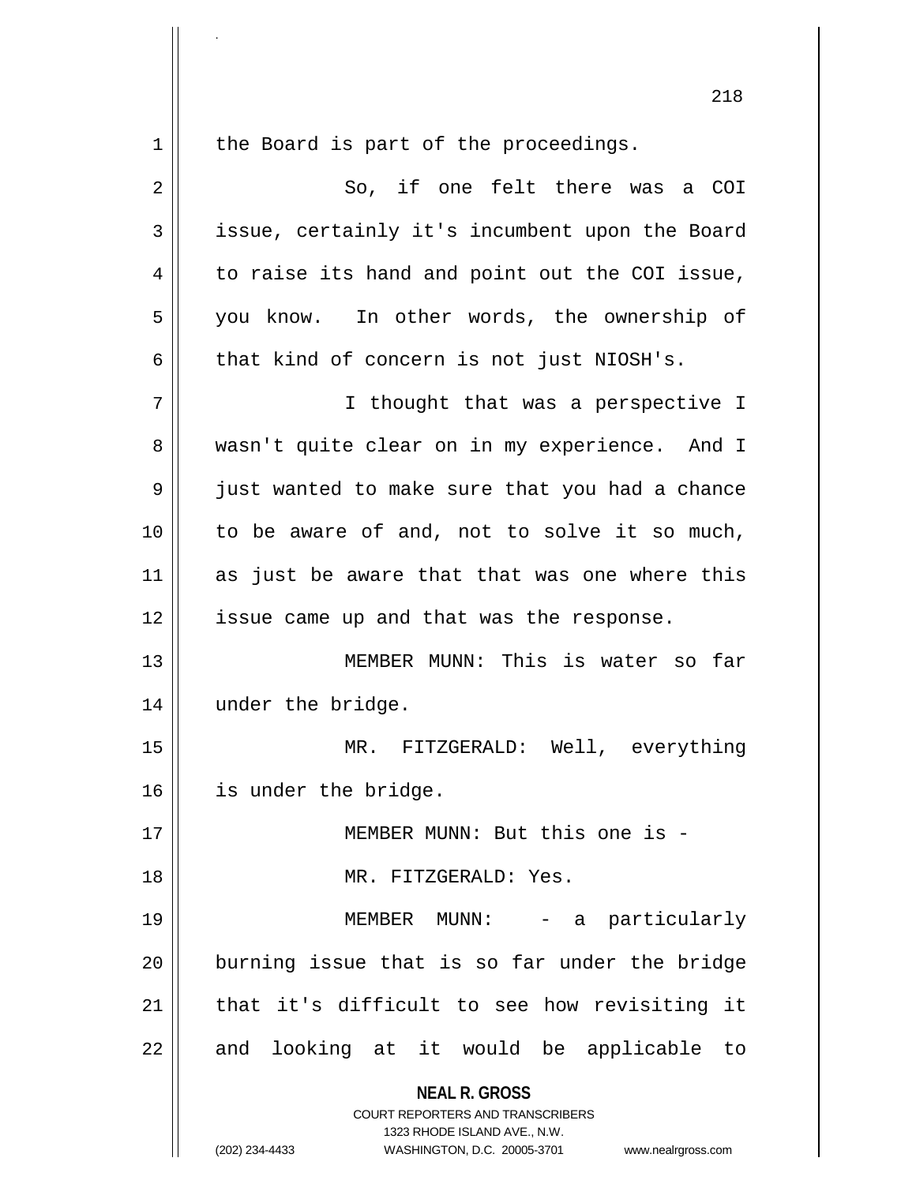the Board is part of the proceedings.

So, if one felt there was a COI issue, certainly it's incumbent upon the Board to raise its hand and point out the COI issue, you know. In other words, the ownership of that kind of concern is not just NIOSH's.

I thought that was a perspective I wasn't quite clear on in my experience. And I just wanted to make sure that you had a chance to be aware of and, not to solve it so much, as just be aware that that was one where this issue came up and that was the response.

MEMBER MUNN: This is water so far under the bridge.

MR. FITZGERALD: Well, everything is under the bridge.

MEMBER MUNN: But this one is -

MR. FITZGERALD: Yes.

MEMBER MUNN: - a particularly burning issue that is so far under the bridge that it's difficult to see how revisiting it and looking at it would be applicable to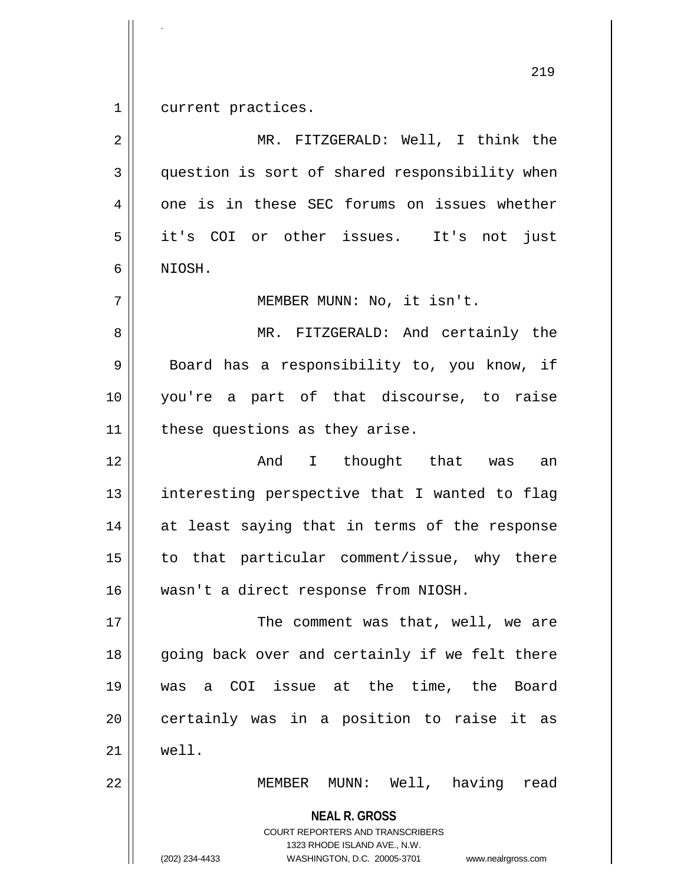current practices.

MR. FITZGERALD: Well, I think the question is sort of shared responsibility when one is in these SEC forums on issues whether it's COI or other issues. It's not just NIOSH.

MEMBER MUNN: No, it isn't.

MR. FITZGERALD: And certainly the Board has a responsibility to, you know, if you're a part of that discourse, to raise these questions as they arise.

And I thought that was an interesting perspective that I wanted to flag at least saying that in terms of the response to that particular comment/issue, why there wasn't a direct response from NIOSH.

The comment was that, well, we are going back over and certainly if we felt there was a COI issue at the time, the Board certainly was in a position to raise it as well.

MEMBER MUNN: Well, having read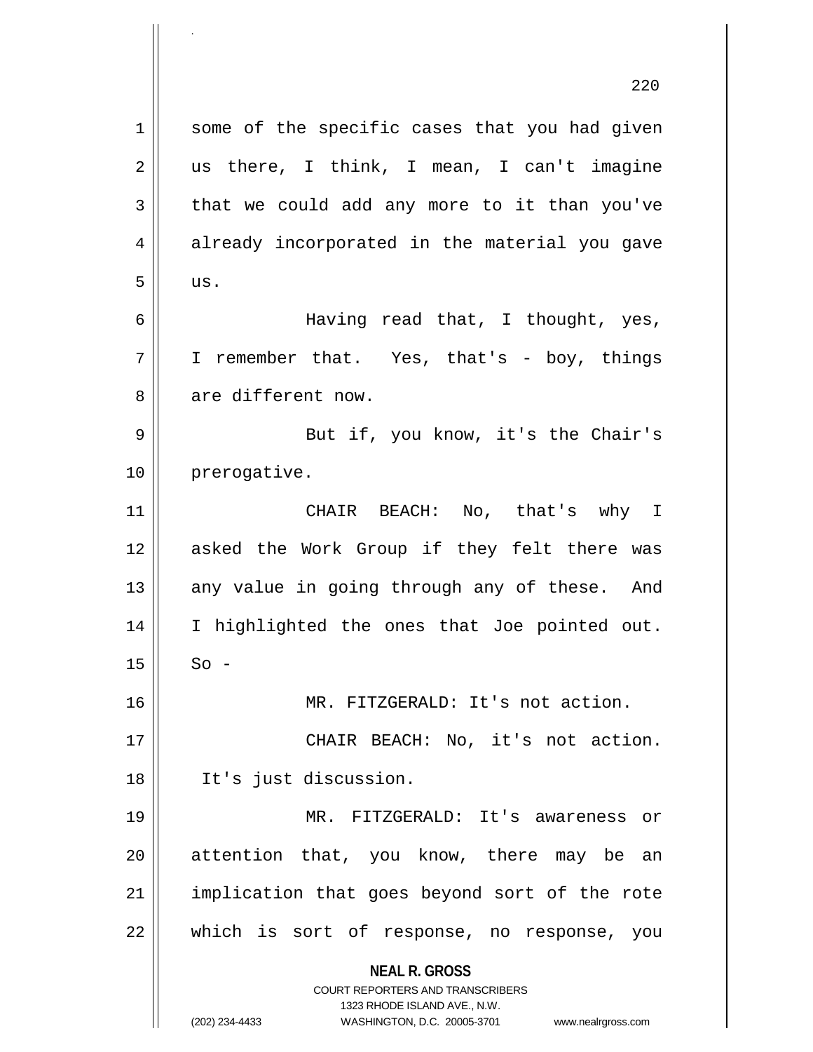some of the specific cases that you had given us there, I think, I mean, I can't imagine that we could add any more to it than you've already incorporated in the material you gave us.

Having read that, I thought, yes, I remember that. Yes, that's - boy, things are different now.

But if, you know, it's the Chair's prerogative.

CHAIR BEACH: No, that's why I asked the Work Group if they felt there was any value in going through any of these. And I highlighted the ones that Joe pointed out. So -

MR. FITZGERALD: It's not action.

CHAIR BEACH: No, it's not action. It's just discussion.

MR. FITZGERALD: It's awareness or attention that, you know, there may be an implication that goes beyond sort of the rote which is sort of response, no response, you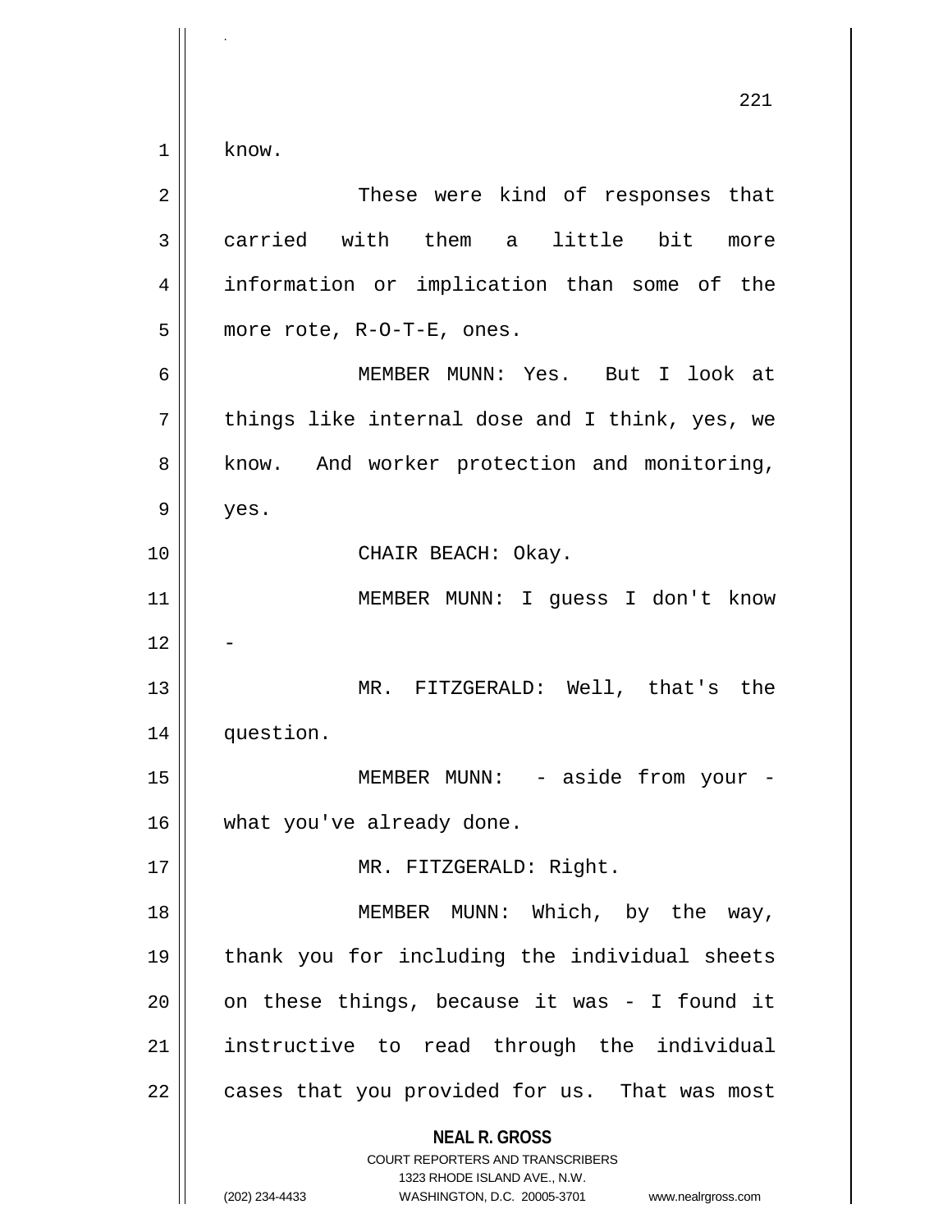know.

These were kind of responses that carried with them a little bit more information or implication than some of the more rote, R-O-T-E, ones.

MEMBER MUNN: Yes. But I look at things like internal dose and I think, yes, we know. And worker protection and monitoring, yes.

CHAIR BEACH: Okay.

MEMBER MUNN: I guess I don't know -

MR. FITZGERALD: Well, that's the question.

MEMBER MUNN: - aside from your - what you've already done.

MR. FITZGERALD: Right.

MEMBER MUNN: Which, by the way, thank you for including the individual sheets on these things, because it was - I found it instructive to read through the individual cases that you provided for us. That was most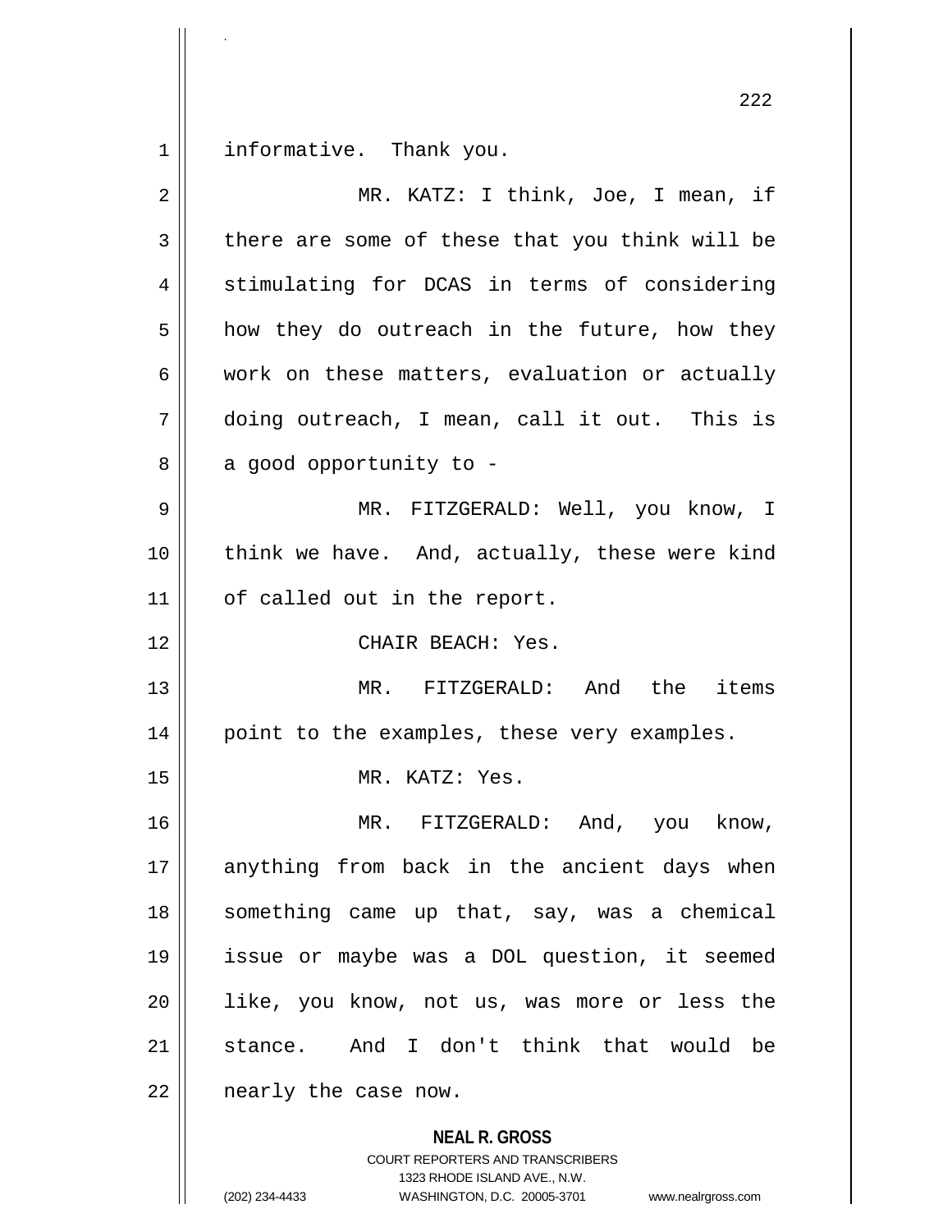informative. Thank you.

MR. KATZ: I think, Joe, I mean, if there are some of these that you think will be stimulating for DCAS in terms of considering how they do outreach in the future, how they work on these matters, evaluation or actually doing outreach, I mean, call it out. This is a good opportunity to -

MR. FITZGERALD: Well, you know, I think we have. And, actually, these were kind of called out in the report.

CHAIR BEACH: Yes.

MR. FITZGERALD: And the items point to the examples, these very examples.

MR. KATZ: Yes.

MR. FITZGERALD: And, you know, anything from back in the ancient days when something came up that, say, was a chemical issue or maybe was a DOL question, it seemed like, you know, not us, was more or less the stance. And I don't think that would be nearly the case now.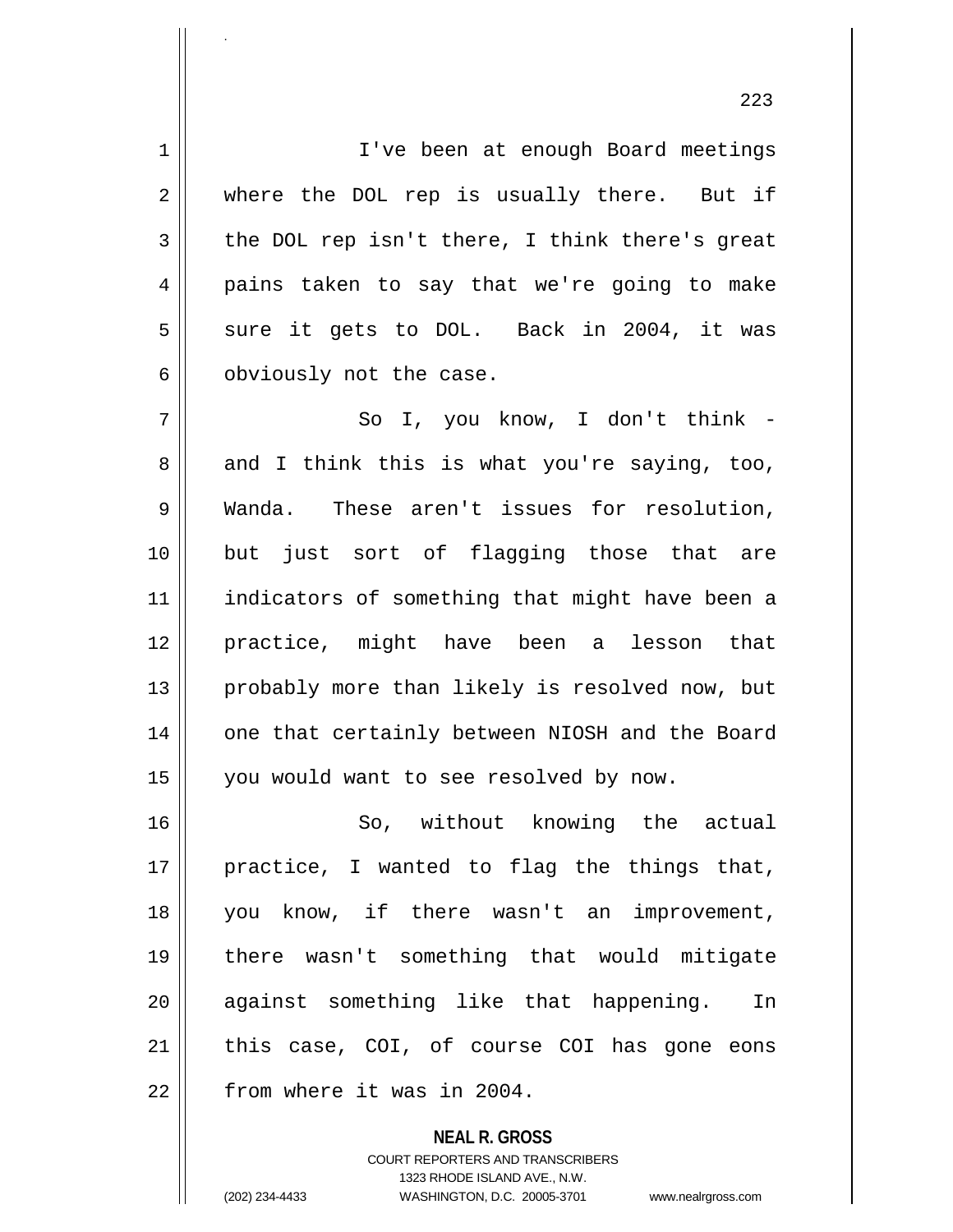I've been at enough Board meetings where the DOL rep is usually there. But if the DOL rep isn't there, I think there's great pains taken to say that we're going to make sure it gets to DOL. Back in 2004, it was obviously not the case.

So I, you know, I don't think - and I think this is what you're saying, too, Wanda. These aren't issues for resolution, but just sort of flagging those that are indicators of something that might have been a practice, might have been a lesson that probably more than likely is resolved now, but one that certainly between NIOSH and the Board you would want to see resolved by now.

So, without knowing the actual practice, I wanted to flag the things that, you know, if there wasn't an improvement, there wasn't something that would mitigate against something like that happening. In this case, COI, of course COI has gone eons from where it was in 2004.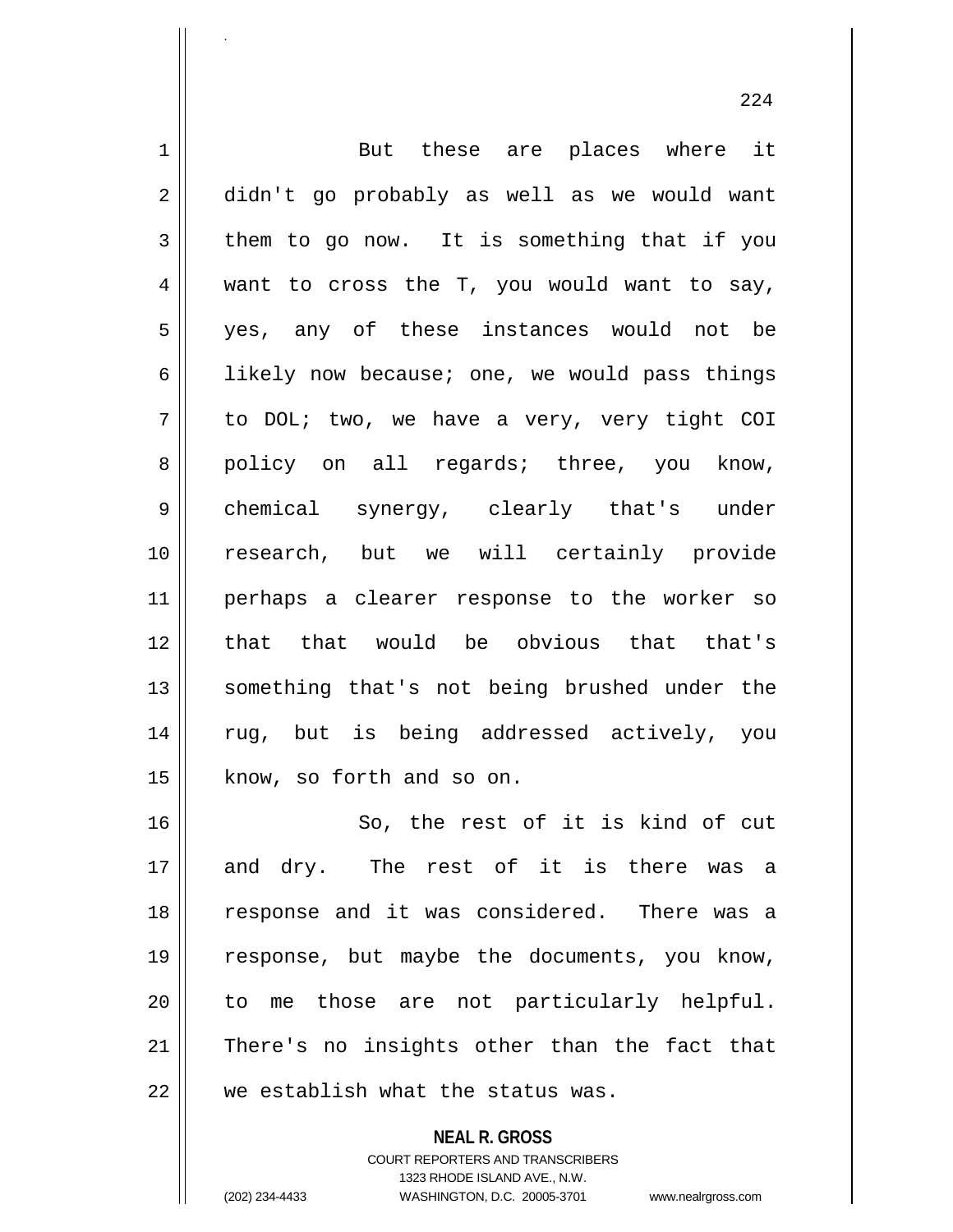But these are places where it didn't go probably as well as we would want them to go now. It is something that if you want to cross the T, you would want to say, yes, any of these instances would not be likely now because; one, we would pass things to DOL; two, we have a very, very tight COI policy on all regards; three, you know, chemical synergy, clearly that's under research, but we will certainly provide perhaps a clearer response to the worker so that that would be obvious that that's something that's not being brushed under the rug, but is being addressed actively, you know, so forth and so on.

So, the rest of it is kind of cut and dry. The rest of it is there was a response and it was considered. There was a response, but maybe the documents, you know, to me those are not particularly helpful. There's no insights other than the fact that we establish what the status was.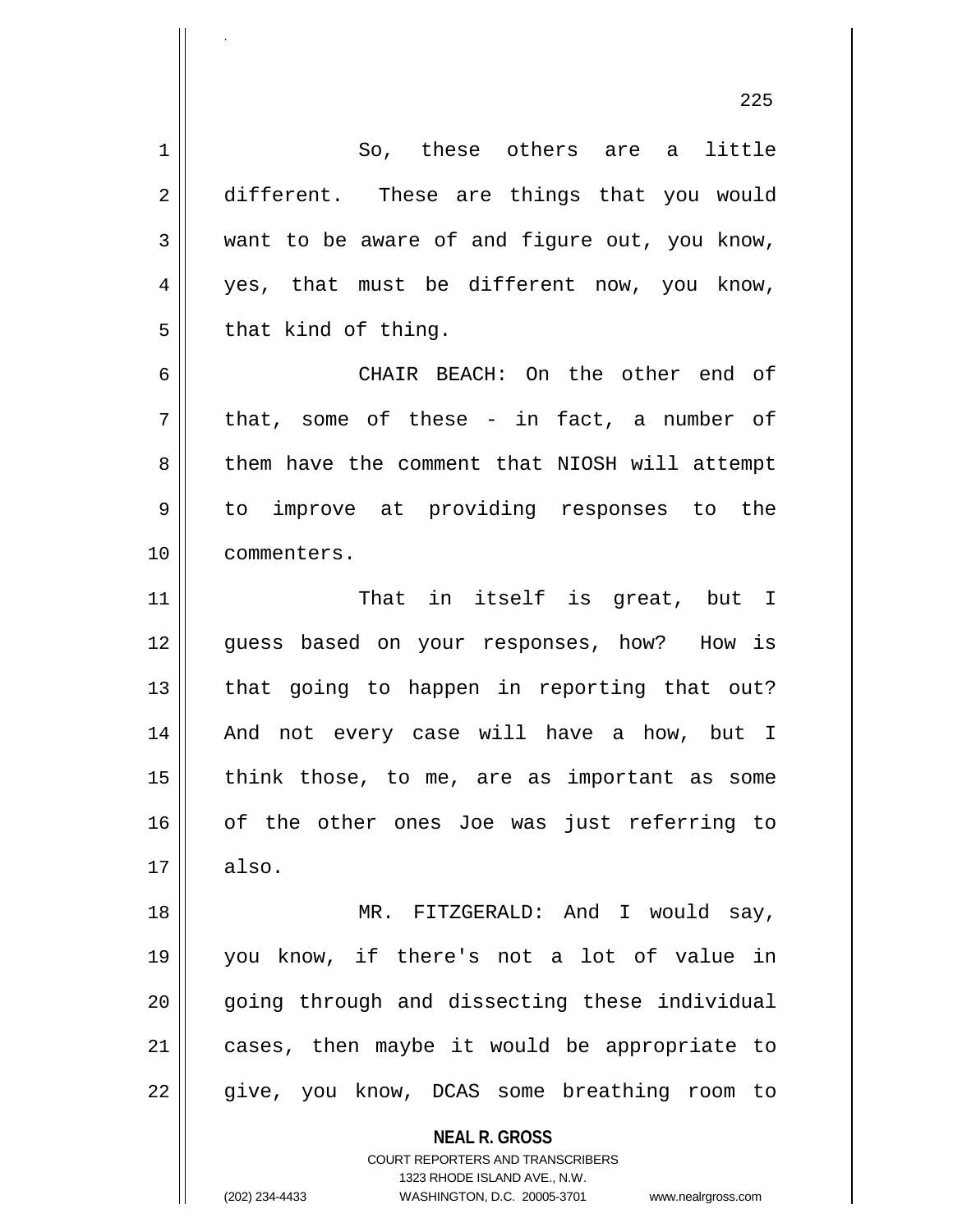So, these others are a little different. These are things that you would want to be aware of and figure out, you know, yes, that must be different now, you know, that kind of thing.

CHAIR BEACH: On the other end of that, some of these - in fact, a number of them have the comment that NIOSH will attempt to improve at providing responses to the commenters.

That in itself is great, but I guess based on your responses, how? How is that going to happen in reporting that out? And not every case will have a how, but I think those, to me, are as important as some of the other ones Joe was just referring to also.

MR. FITZGERALD: And I would say, you know, if there's not a lot of value in going through and dissecting these individual cases, then maybe it would be appropriate to give, you know, DCAS some breathing room to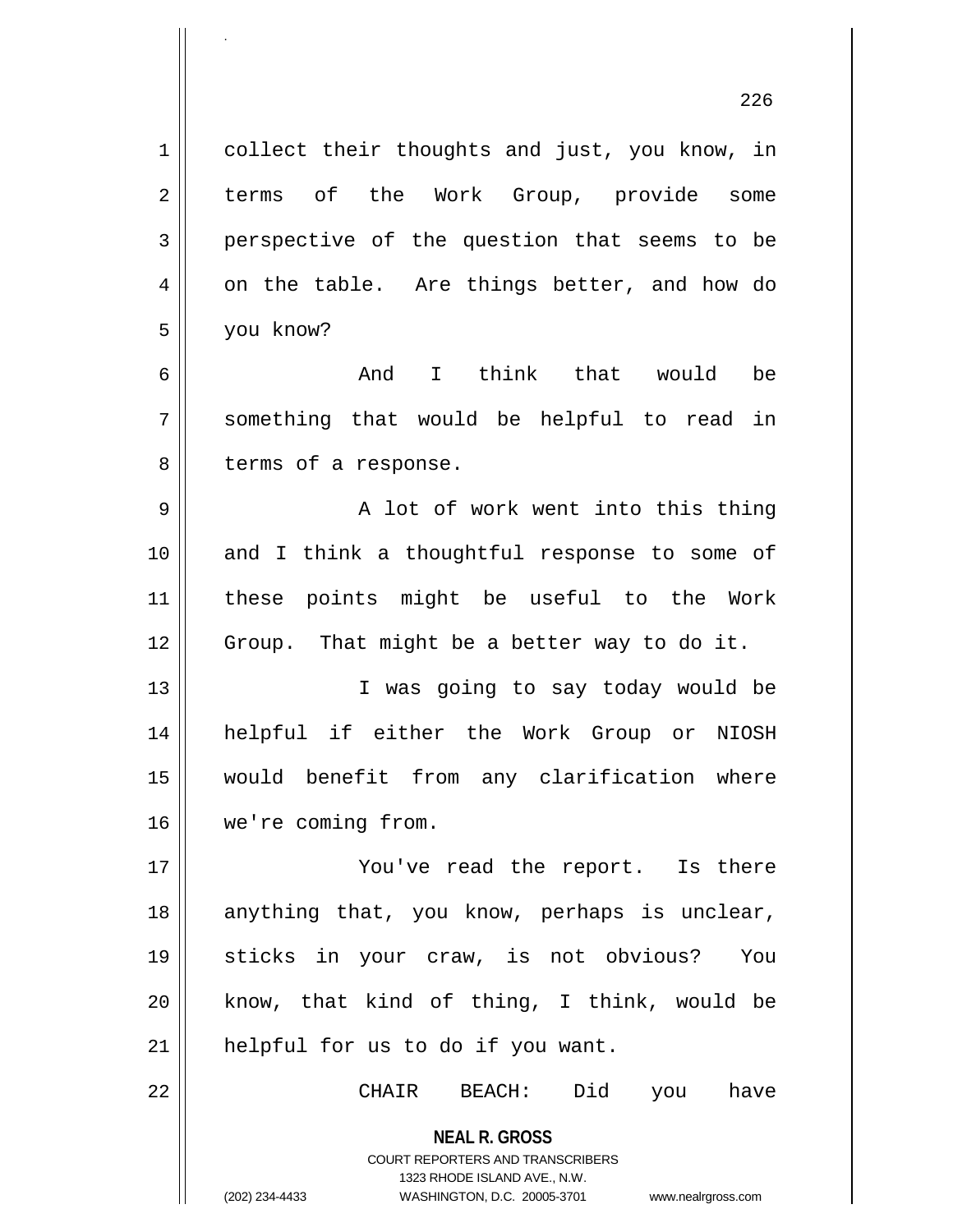collect their thoughts and just, you know, in terms of the Work Group, provide some perspective of the question that seems to be on the table. Are things better, and how do you know?

And I think that would be something that would be helpful to read in terms of a response.

A lot of work went into this thing and I think a thoughtful response to some of these points might be useful to the Work Group. That might be a better way to do it.

I was going to say today would be helpful if either the Work Group or NIOSH would benefit from any clarification where we're coming from.

You've read the report. Is there anything that, you know, perhaps is unclear, sticks in your craw, is not obvious? You know, that kind of thing, I think, would be helpful for us to do if you want.

CHAIR BEACH: Did you have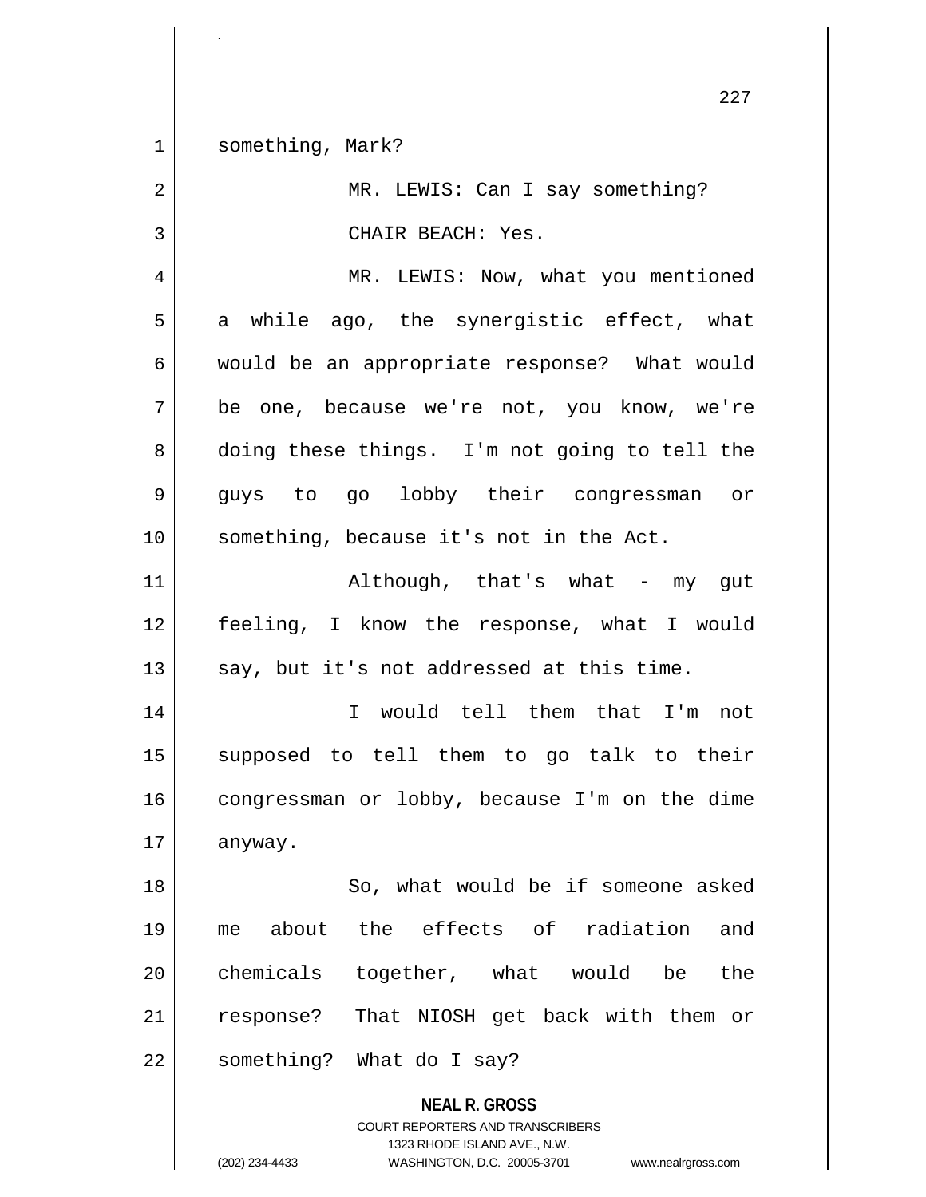something, Mark?

MR. LEWIS: Can I say something?

CHAIR BEACH: Yes.

MR. LEWIS: Now, what you mentioned a while ago, the synergistic effect, what would be an appropriate response? What would be one, because we're not, you know, we're doing these things. I'm not going to tell the guys to go lobby their congressman or something, because it's not in the Act.

Although, that's what - my gut feeling, I know the response, what I would say, but it's not addressed at this time.

I would tell them that I'm not supposed to tell them to go talk to their congressman or lobby, because I'm on the dime anyway.

So, what would be if someone asked me about the effects of radiation and chemicals together, what would be the response? That NIOSH get back with them or something? What do I say?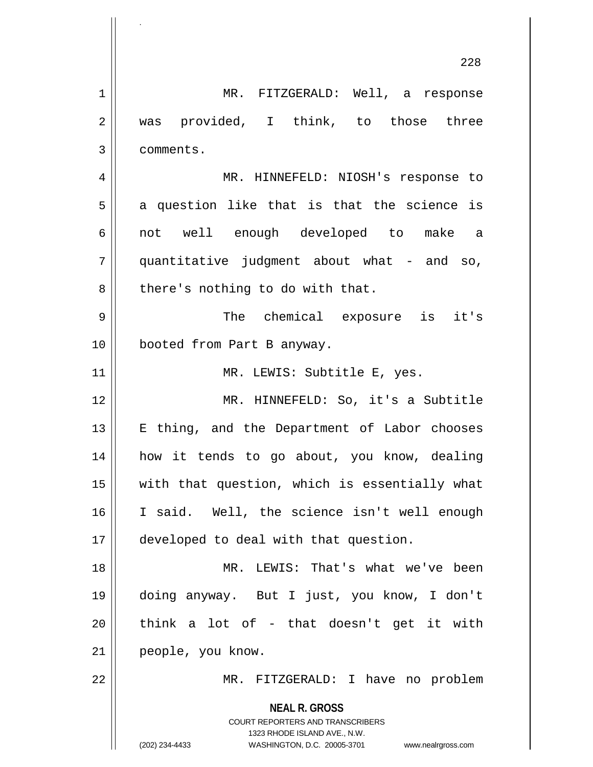MR. FITZGERALD: Well, a response was provided, I think, to those three comments.

MR. HINNEFELD: NIOSH's response to a question like that is that the science is not well enough developed to make a quantitative judgment about what - and so, there's nothing to do with that.

The chemical exposure is it's booted from Part B anyway.

MR. LEWIS: Subtitle E, yes.

MR. HINNEFELD: So, it's a Subtitle E thing, and the Department of Labor chooses how it tends to go about, you know, dealing with that question, which is essentially what I said. Well, the science isn't well enough developed to deal with that question.

MR. LEWIS: That's what we've been doing anyway. But I just, you know, I don't think a lot of - that doesn't get it with people, you know.

MR. FITZGERALD: I have no problem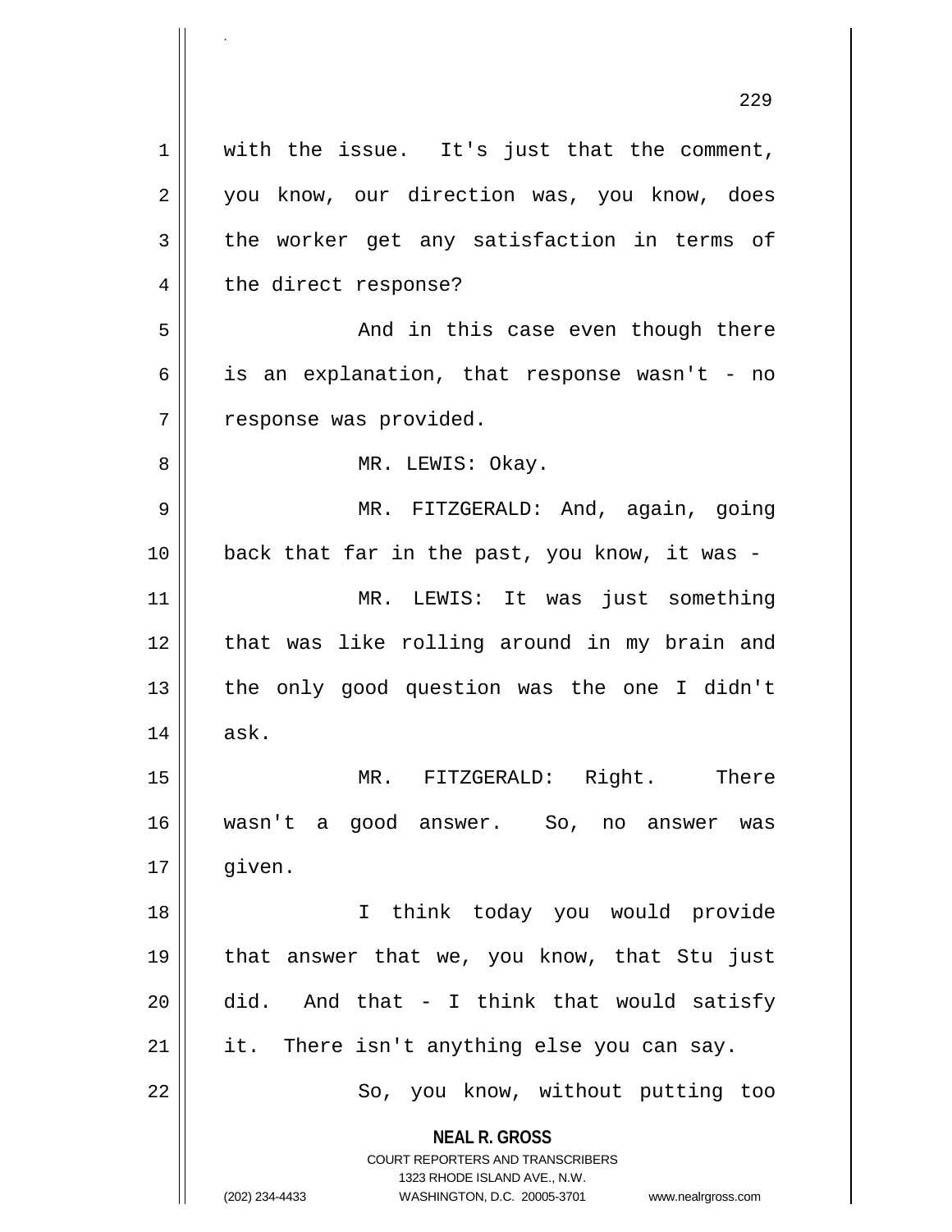with the issue. It's just that the comment, you know, our direction was, you know, does the worker get any satisfaction in terms of the direct response?

And in this case even though there is an explanation, that response wasn't - no response was provided.

MR. LEWIS: Okay.

MR. FITZGERALD: And, again, going back that far in the past, you know, it was -

MR. LEWIS: It was just something that was like rolling around in my brain and the only good question was the one I didn't ask.

MR. FITZGERALD: Right. There wasn't a good answer. So, no answer was given.

I think today you would provide that answer that we, you know, that Stu just did. And that - I think that would satisfy it. There isn't anything else you can say.

So, you know, without putting too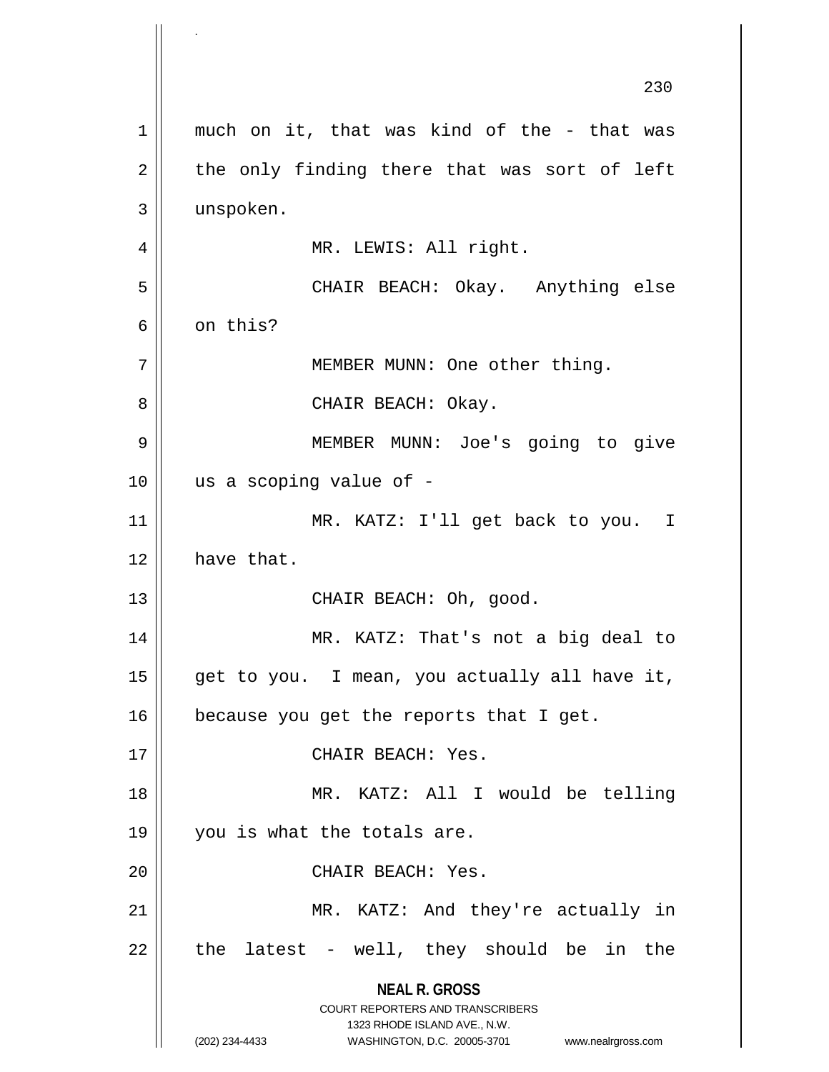much on it, that was kind of the - that was the only finding there that was sort of left unspoken.

MR. LEWIS: All right.

CHAIR BEACH: Okay. Anything else on this?

MEMBER MUNN: One other thing.

CHAIR BEACH: Okay.

MEMBER MUNN: Joe's going to give us a scoping value of -

MR. KATZ: I'll get back to you. I have that.

CHAIR BEACH: Oh, good.

MR. KATZ: That's not a big deal to get to you. I mean, you actually all have it, because you get the reports that I get.

CHAIR BEACH: Yes.

MR. KATZ: All I would be telling you is what the totals are.

CHAIR BEACH: Yes.

MR. KATZ: And they're actually in the latest - well, they should be in the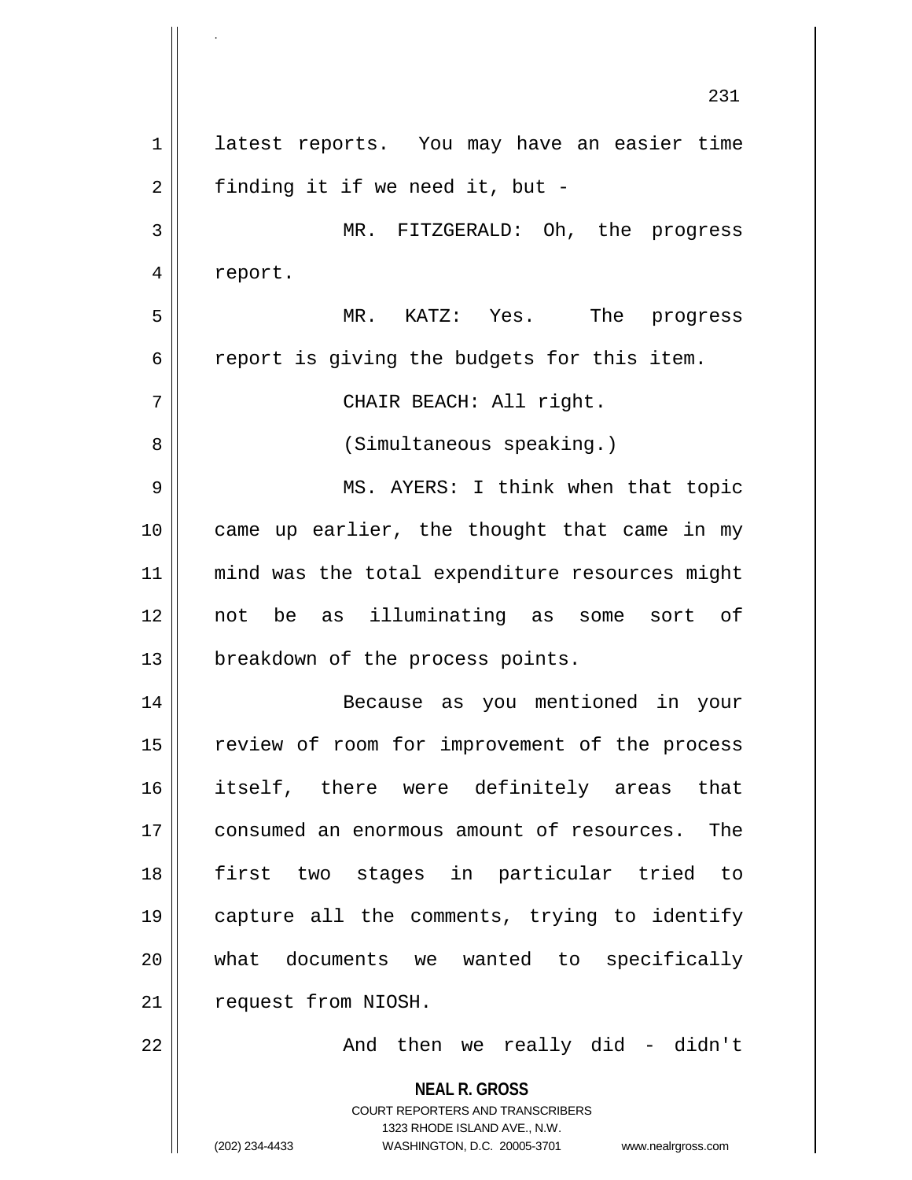latest reports. You may have an easier time finding it if we need it, but -

MR. FITZGERALD: Oh, the progress report.

MR. KATZ: Yes. The progress report is giving the budgets for this item.

CHAIR BEACH: All right.

(Simultaneous speaking.)

MS. AYERS: I think when that topic came up earlier, the thought that came in my mind was the total expenditure resources might not be as illuminating as some sort of breakdown of the process points.

Because as you mentioned in your review of room for improvement of the process itself, there were definitely areas that consumed an enormous amount of resources. The first two stages in particular tried to capture all the comments, trying to identify what documents we wanted to specifically request from NIOSH.

And then we really did - didn't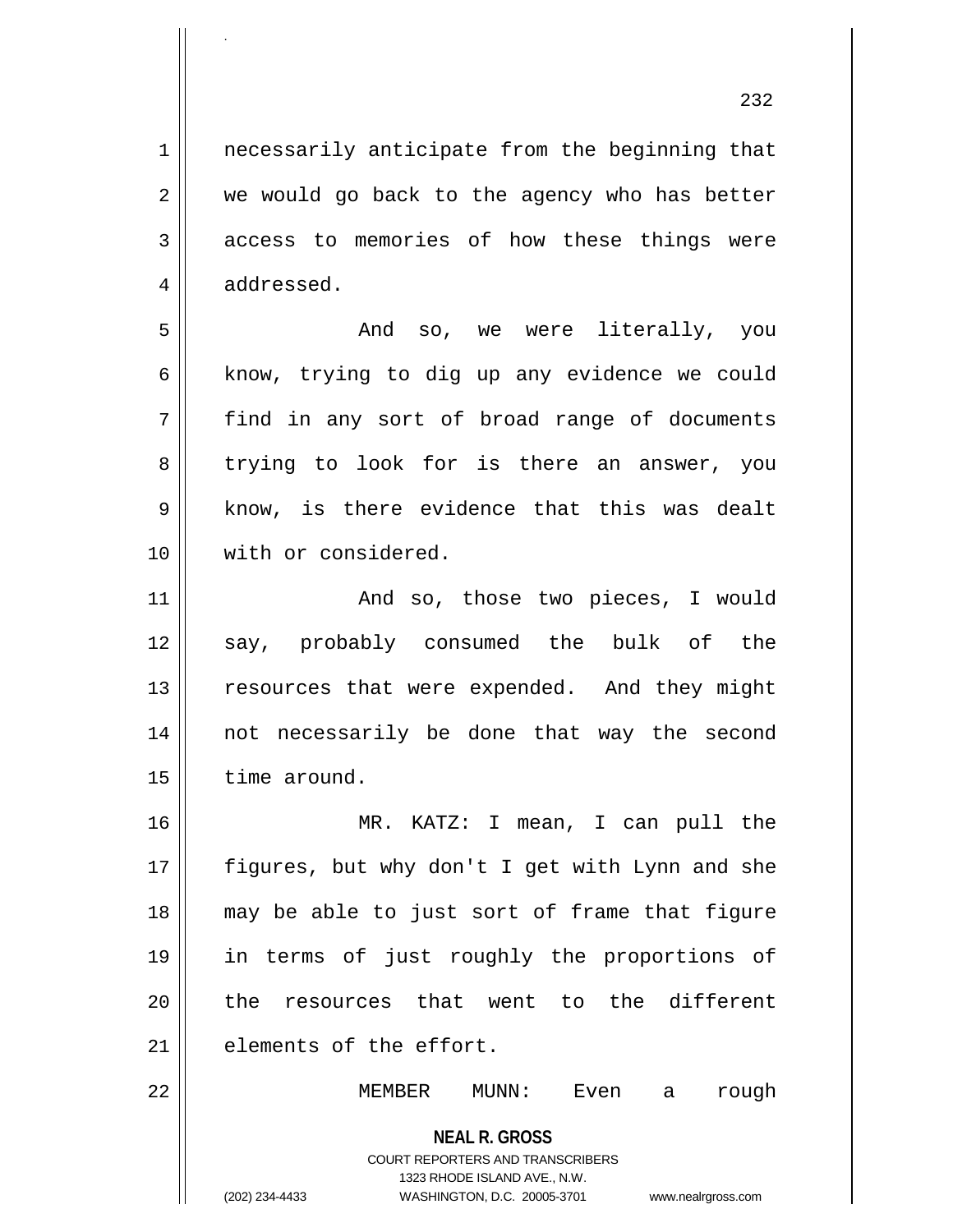necessarily anticipate from the beginning that we would go back to the agency who has better access to memories of how these things were addressed.

And so, we were literally, you know, trying to dig up any evidence we could find in any sort of broad range of documents trying to look for is there an answer, you know, is there evidence that this was dealt with or considered.

And so, those two pieces, I would say, probably consumed the bulk of the resources that were expended. And they might not necessarily be done that way the second time around.

MR. KATZ: I mean, I can pull the figures, but why don't I get with Lynn and she may be able to just sort of frame that figure in terms of just roughly the proportions of the resources that went to the different elements of the effort.

MEMBER MUNN: Even a rough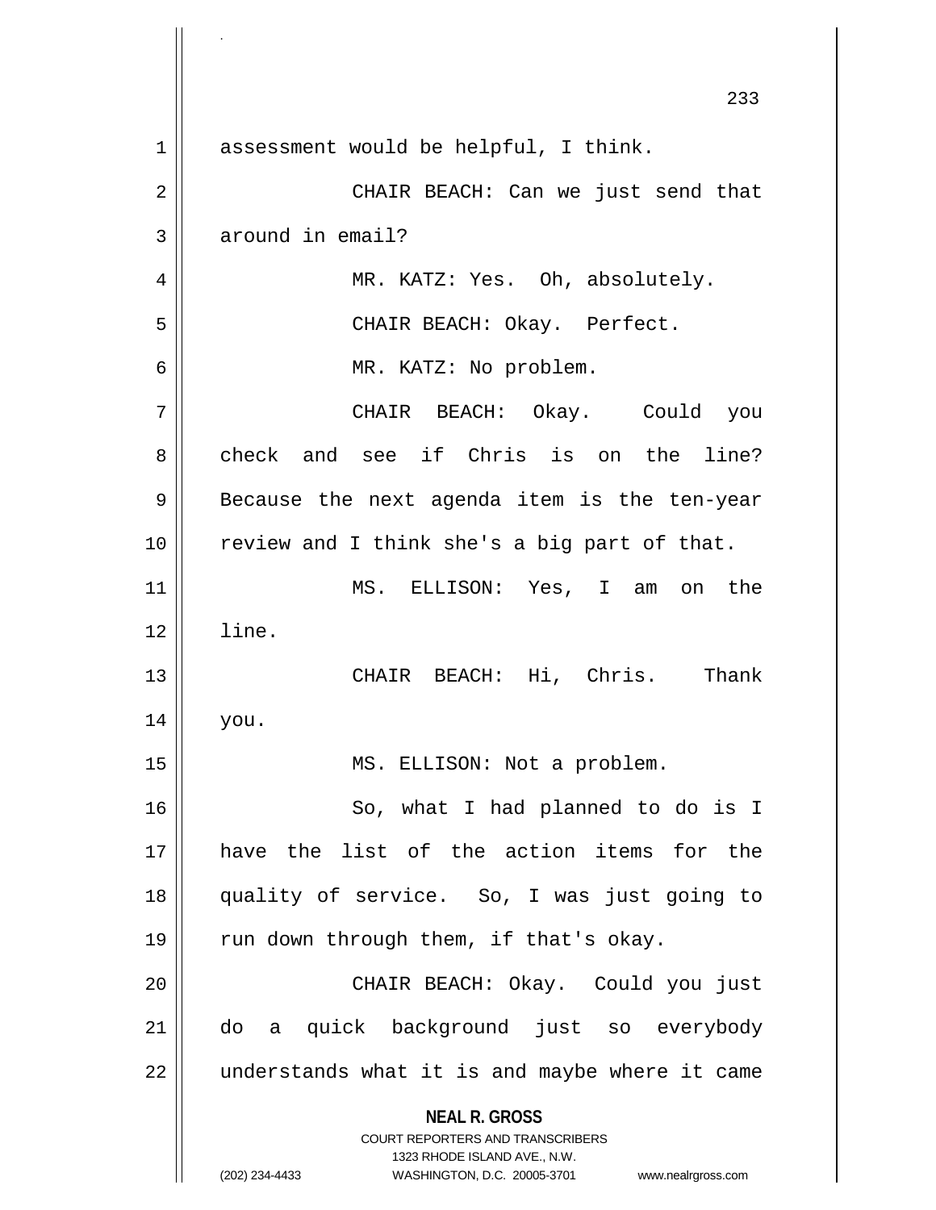assessment would be helpful, I think.

CHAIR BEACH: Can we just send that around in email?

MR. KATZ: Yes. Oh, absolutely.

CHAIR BEACH: Okay. Perfect.

MR. KATZ: No problem.

CHAIR BEACH: Okay. Could you check and see if Chris is on the line? Because the next agenda item is the ten-year review and I think she's a big part of that.

MS. ELLISON: Yes, I am on the line.

CHAIR BEACH: Hi, Chris. Thank you.

MS. ELLISON: Not a problem.

So, what I had planned to do is I have the list of the action items for the quality of service. So, I was just going to run down through them, if that's okay.

CHAIR BEACH: Okay. Could you just do a quick background just so everybody understands what it is and maybe where it came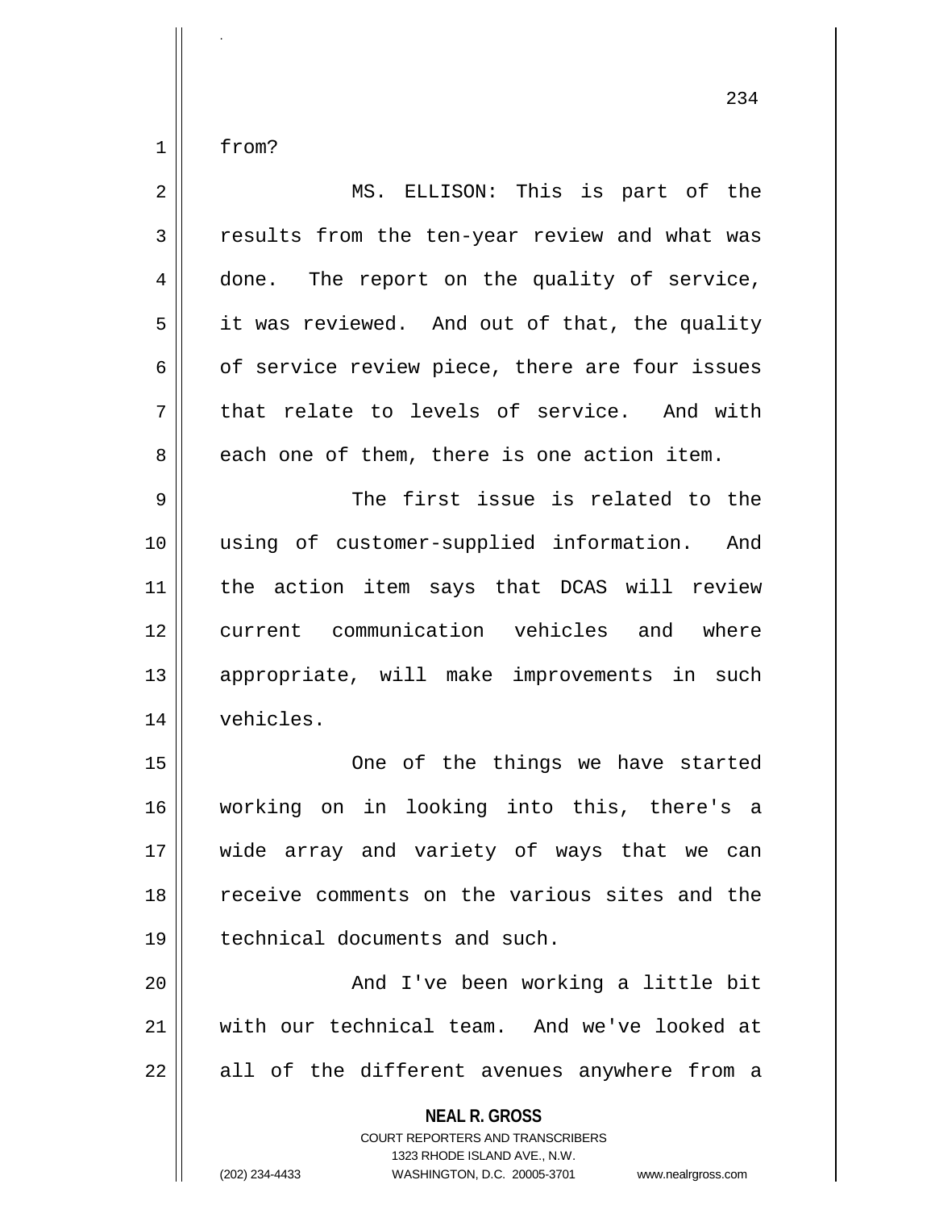from?

MS. ELLISON: This is part of the results from the ten-year review and what was done. The report on the quality of service, it was reviewed. And out of that, the quality of service review piece, there are four issues that relate to levels of service. And with each one of them, there is one action item.

The first issue is related to the using of customer-supplied information. And the action item says that DCAS will review current communication vehicles and where appropriate, will make improvements in such vehicles.

One of the things we have started working on in looking into this, there's a wide array and variety of ways that we can receive comments on the various sites and the technical documents and such.

And I've been working a little bit with our technical team. And we've looked at all of the different avenues anywhere from a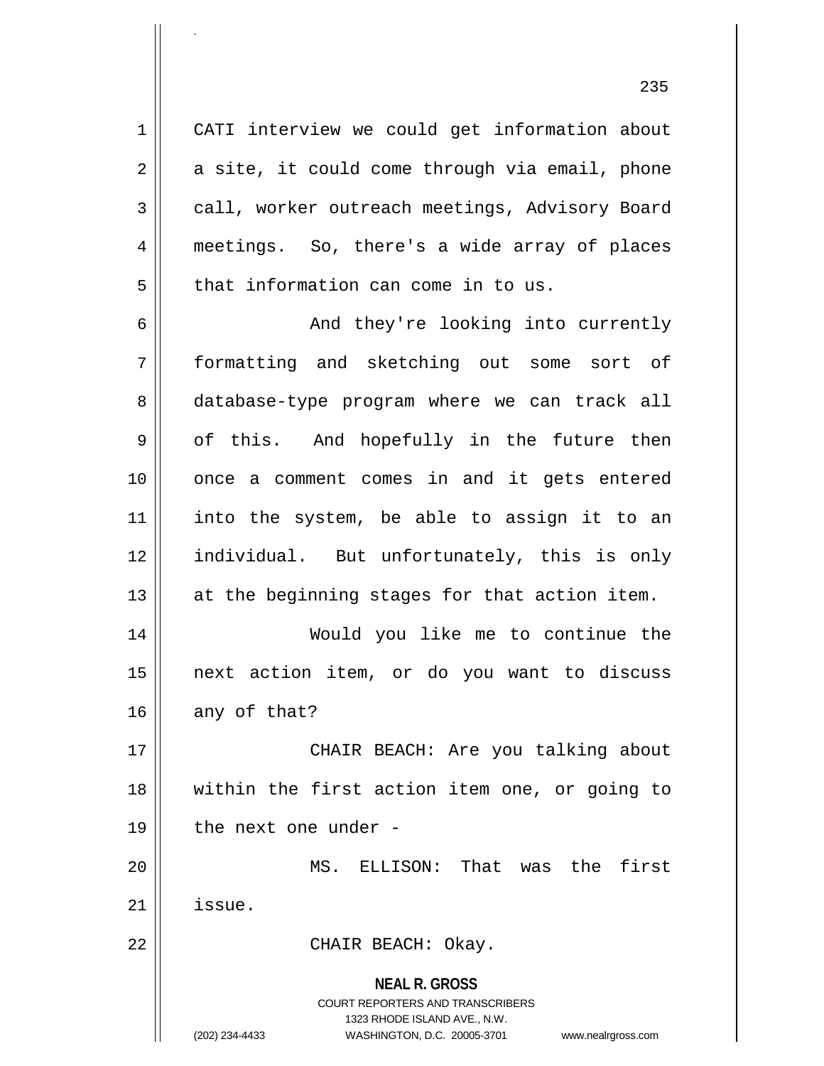CATI interview we could get information about a site, it could come through via email, phone call, worker outreach meetings, Advisory Board meetings. So, there's a wide array of places that information can come in to us.

And they're looking into currently formatting and sketching out some sort of database-type program where we can track all of this. And hopefully in the future then once a comment comes in and it gets entered into the system, be able to assign it to an individual. But unfortunately, this is only at the beginning stages for that action item.

Would you like me to continue the next action item, or do you want to discuss any of that?

CHAIR BEACH: Are you talking about within the first action item one, or going to the next one under -

MS. ELLISON: That was the first issue.

CHAIR BEACH: Okay.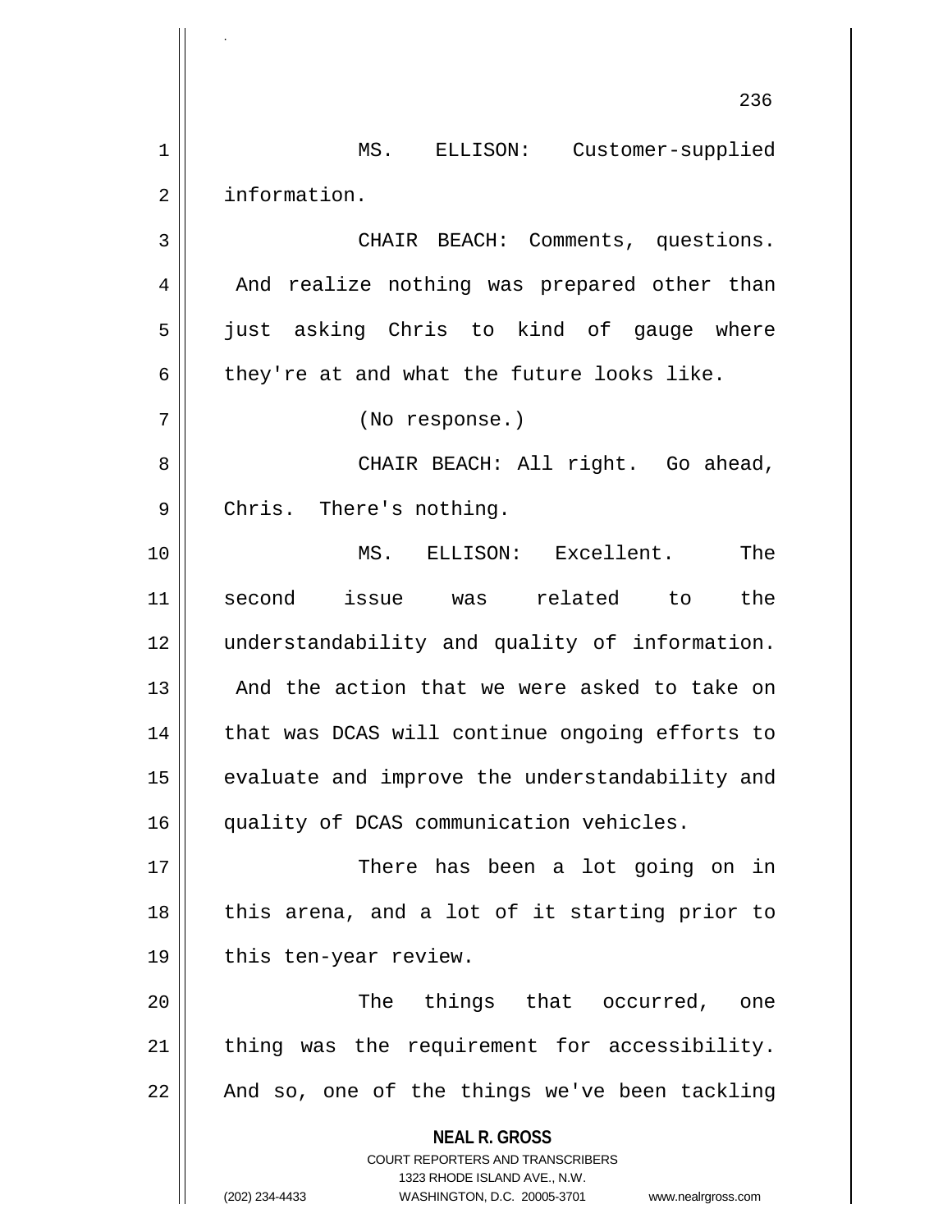MS. ELLISON: Customer-supplied information.

CHAIR BEACH: Comments, questions. And realize nothing was prepared other than just asking Chris to kind of gauge where they're at and what the future looks like.

(No response.)

CHAIR BEACH: All right. Go ahead, Chris. There's nothing.

MS. ELLISON: Excellent. The second issue was related to the understandability and quality of information. And the action that we were asked to take on that was DCAS will continue ongoing efforts to evaluate and improve the understandability and quality of DCAS communication vehicles.

There has been a lot going on in this arena, and a lot of it starting prior to this ten-year review.

The things that occurred, one thing was the requirement for accessibility. And so, one of the things we've been tackling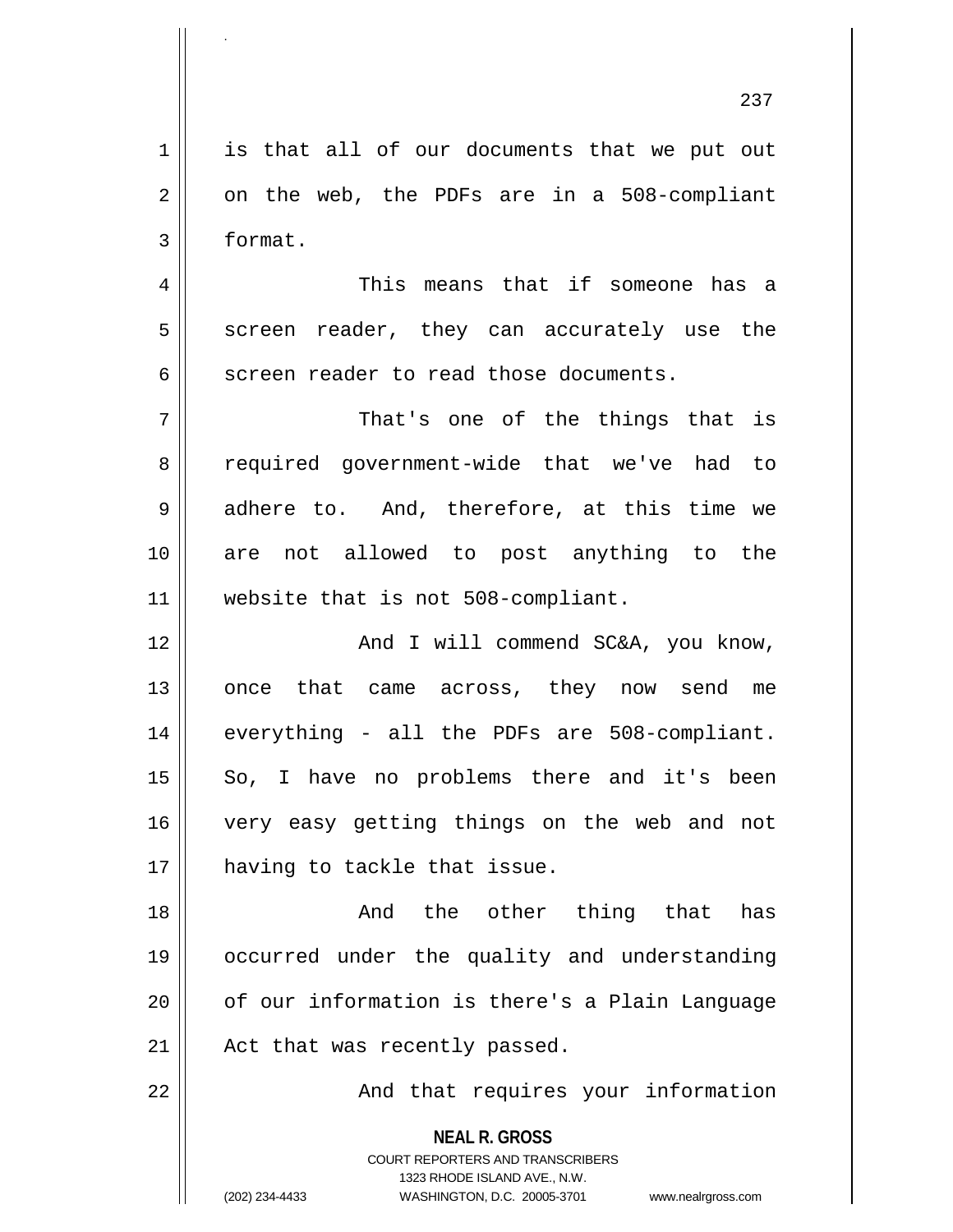is that all of our documents that we put out on the web, the PDFs are in a 508-compliant format.

This means that if someone has a screen reader, they can accurately use the screen reader to read those documents.

That's one of the things that is required government-wide that we've had to adhere to. And, therefore, at this time we are not allowed to post anything to the website that is not 508-compliant.

And I will commend SC&A, you know, once that came across, they now send me everything - all the PDFs are 508-compliant. So, I have no problems there and it's been very easy getting things on the web and not having to tackle that issue.

And the other thing that has occurred under the quality and understanding of our information is there's a Plain Language Act that was recently passed.

And that requires your information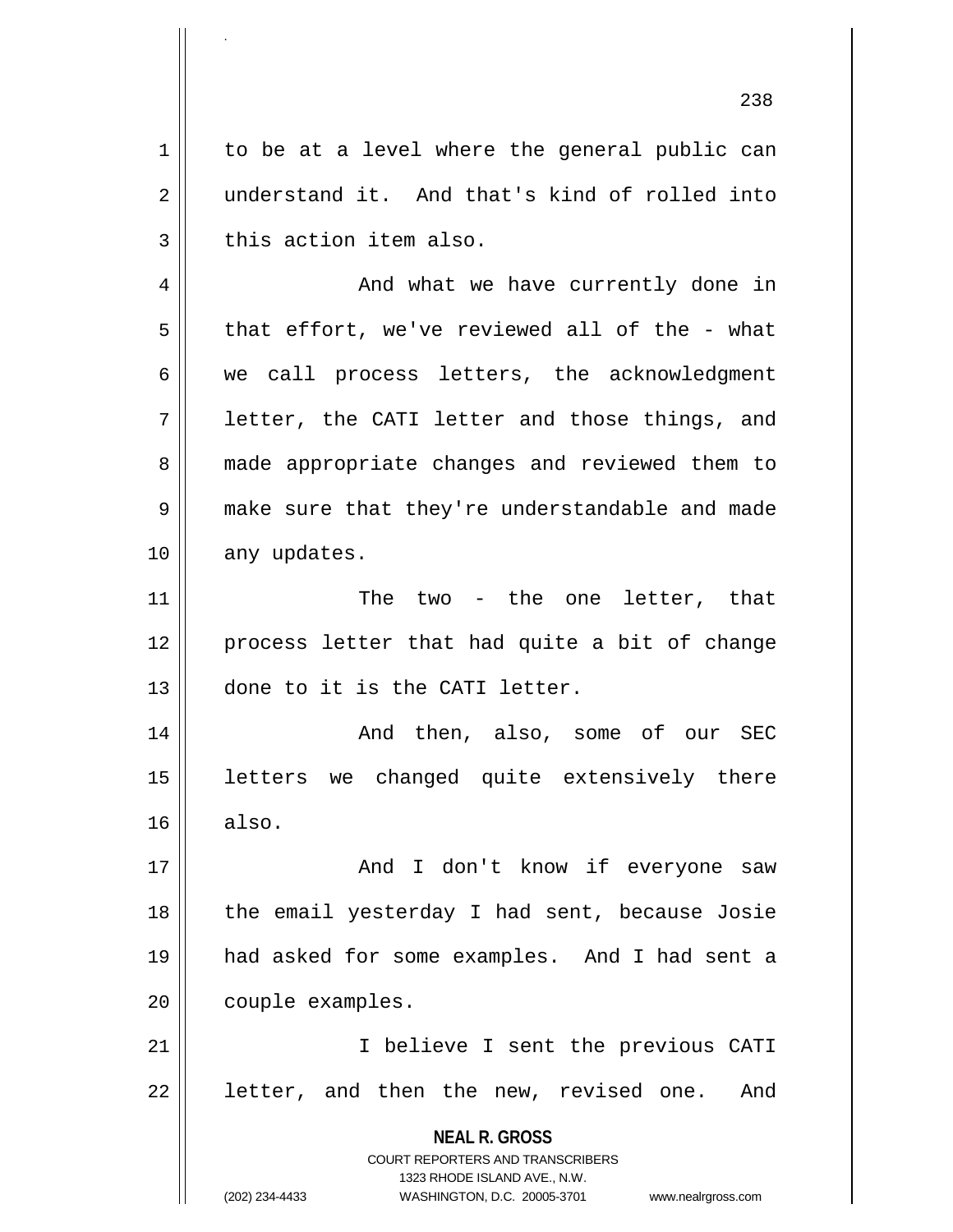to be at a level where the general public can understand it. And that's kind of rolled into this action item also.

And what we have currently done in that effort, we've reviewed all of the - what we call process letters, the acknowledgment letter, the CATI letter and those things, and made appropriate changes and reviewed them to make sure that they're understandable and made any updates.

The two - the one letter, that process letter that had quite a bit of change done to it is the CATI letter.

And then, also, some of our SEC letters we changed quite extensively there also.

And I don't know if everyone saw the email yesterday I had sent, because Josie had asked for some examples. And I had sent a couple examples.

I believe I sent the previous CATI letter, and then the new, revised one. And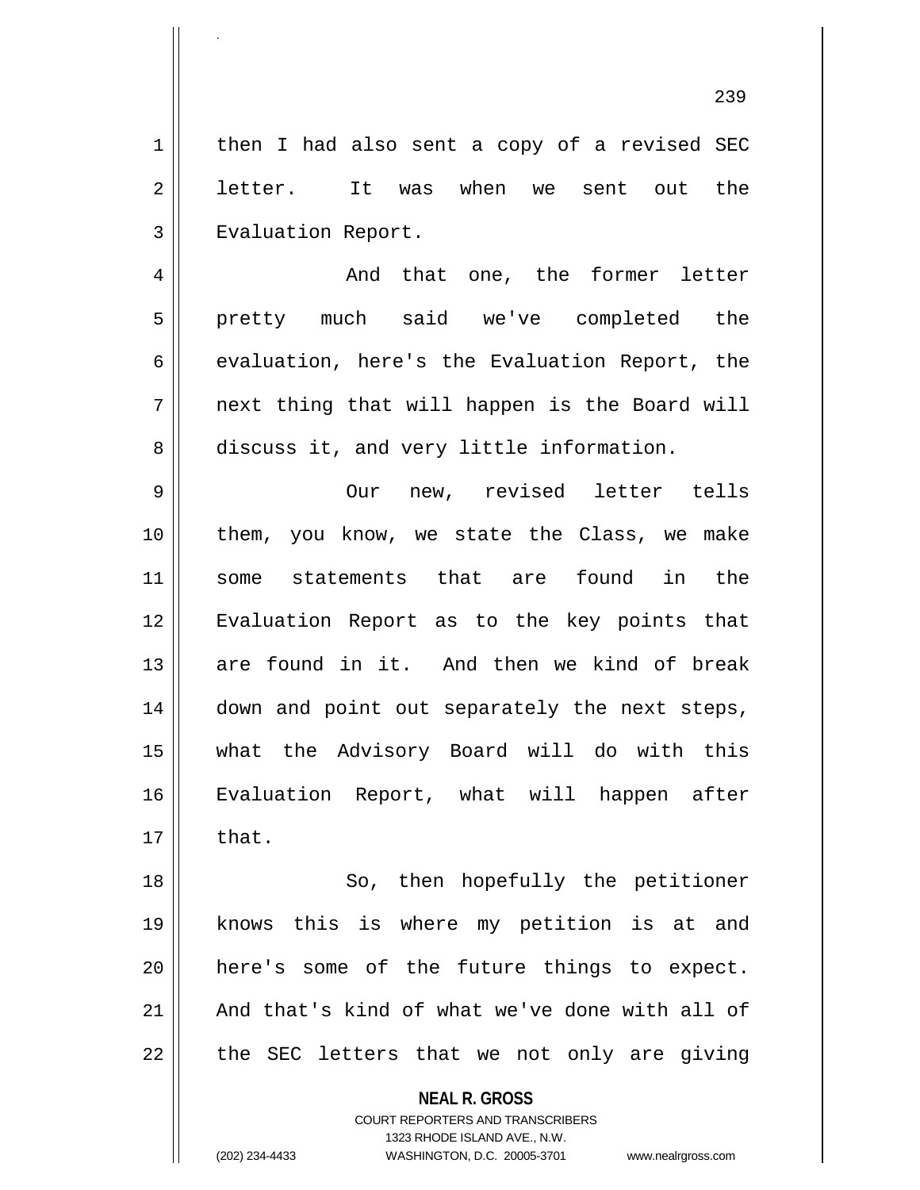then I had also sent a copy of a revised SEC letter. It was when we sent out the Evaluation Report.

And that one, the former letter pretty much said we've completed the evaluation, here's the Evaluation Report, the next thing that will happen is the Board will discuss it, and very little information.

Our new, revised letter tells them, you know, we state the Class, we make some statements that are found in the Evaluation Report as to the key points that are found in it. And then we kind of break down and point out separately the next steps, what the Advisory Board will do with this Evaluation Report, what will happen after that.

So, then hopefully the petitioner knows this is where my petition is at and here's some of the future things to expect. And that's kind of what we've done with all of the SEC letters that we not only are giving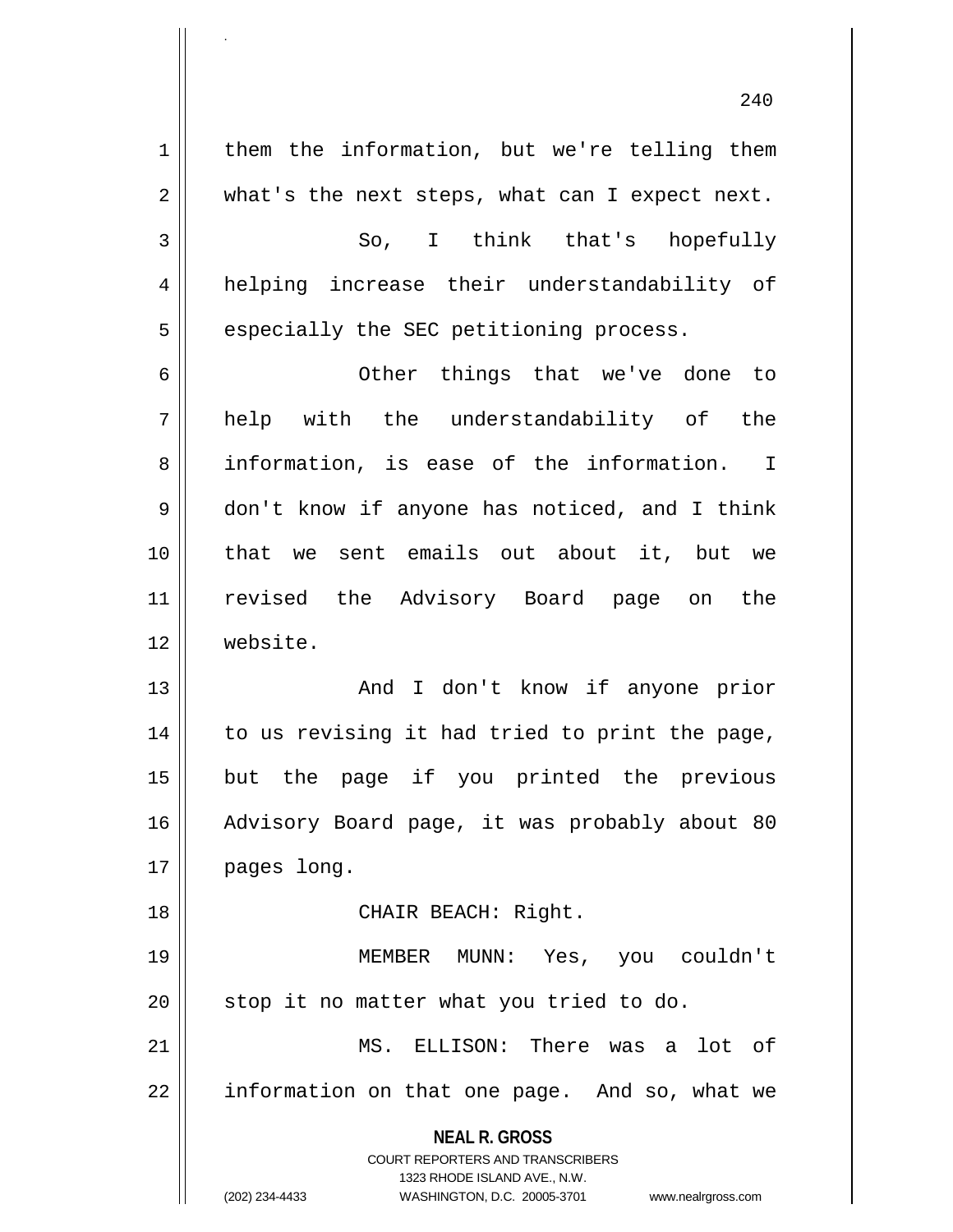them the information, but we're telling them what's the next steps, what can I expect next.

So, I think that's hopefully helping increase their understandability of especially the SEC petitioning process.

Other things that we've done to help with the understandability of the information, is ease of the information. I don't know if anyone has noticed, and I think that we sent emails out about it, but we revised the Advisory Board page on the website.

And I don't know if anyone prior to us revising it had tried to print the page, but the page if you printed the previous Advisory Board page, it was probably about 80 pages long.

CHAIR BEACH: Right.

MEMBER MUNN: Yes, you couldn't stop it no matter what you tried to do.

MS. ELLISON: There was a lot of information on that one page. And so, what we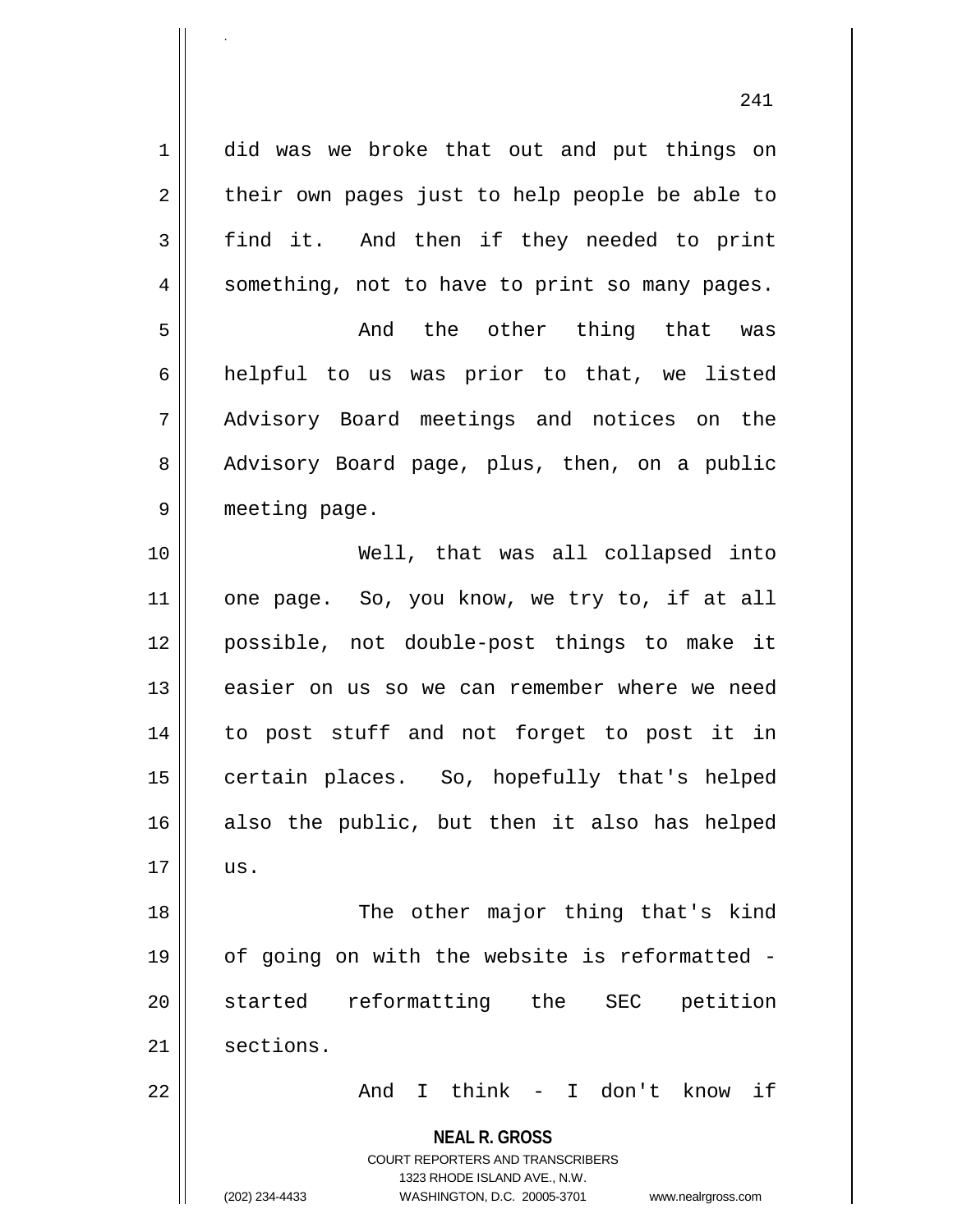did was we broke that out and put things on their own pages just to help people be able to find it. And then if they needed to print something, not to have to print so many pages.

And the other thing that was helpful to us was prior to that, we listed Advisory Board meetings and notices on the Advisory Board page, plus, then, on a public meeting page.

Well, that was all collapsed into one page. So, you know, we try to, if at all possible, not double-post things to make it easier on us so we can remember where we need to post stuff and not forget to post it in certain places. So, hopefully that's helped also the public, but then it also has helped us.

The other major thing that's kind of going on with the website is reformatted - started reformatting the SEC petition sections.

And I think - I don't know if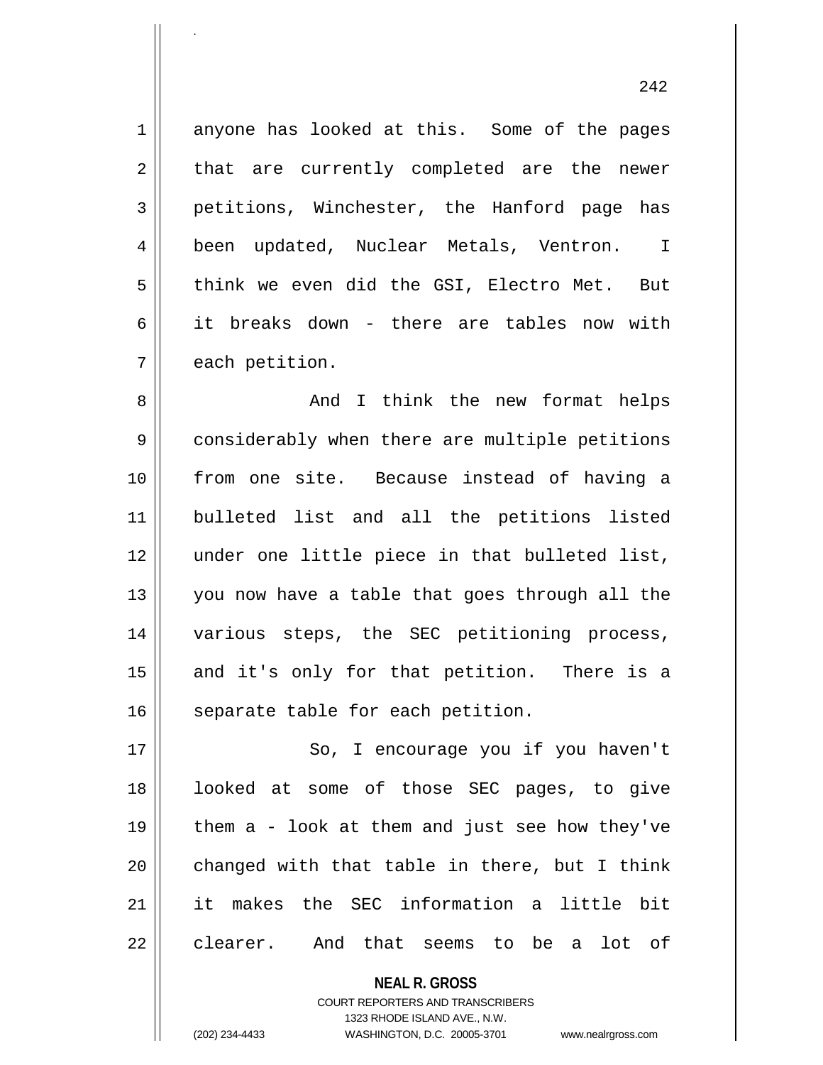anyone has looked at this. Some of the pages that are currently completed are the newer petitions, Winchester, the Hanford page has been updated, Nuclear Metals, Ventron. I think we even did the GSI, Electro Met. But it breaks down - there are tables now with each petition.

And I think the new format helps considerably when there are multiple petitions from one site. Because instead of having a bulleted list and all the petitions listed under one little piece in that bulleted list, you now have a table that goes through all the various steps, the SEC petitioning process, and it's only for that petition. There is a separate table for each petition.

So, I encourage you if you haven't looked at some of those SEC pages, to give them a - look at them and just see how they've changed with that table in there, but I think it makes the SEC information a little bit clearer. And that seems to be a lot of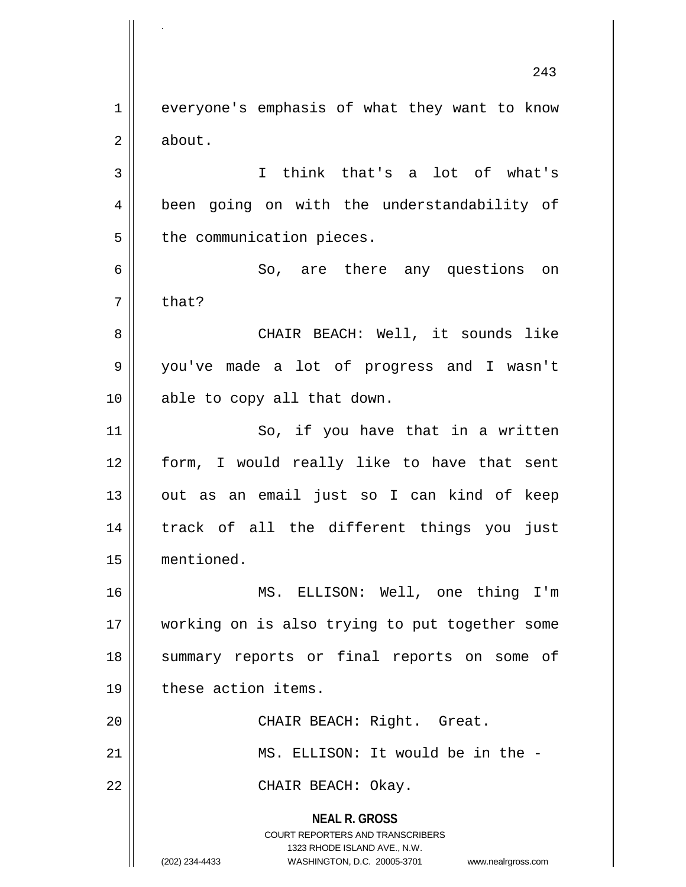everyone's emphasis of what they want to know about.

I think that's a lot of what's been going on with the understandability of the communication pieces.

So, are there any questions on that?

CHAIR BEACH: Well, it sounds like you've made a lot of progress and I wasn't able to copy all that down.

So, if you have that in a written form, I would really like to have that sent out as an email just so I can kind of keep track of all the different things you just mentioned.

MS. ELLISON: Well, one thing I'm working on is also trying to put together some summary reports or final reports on some of these action items.

CHAIR BEACH: Right. Great.

MS. ELLISON: It would be in the -

CHAIR BEACH: Okay.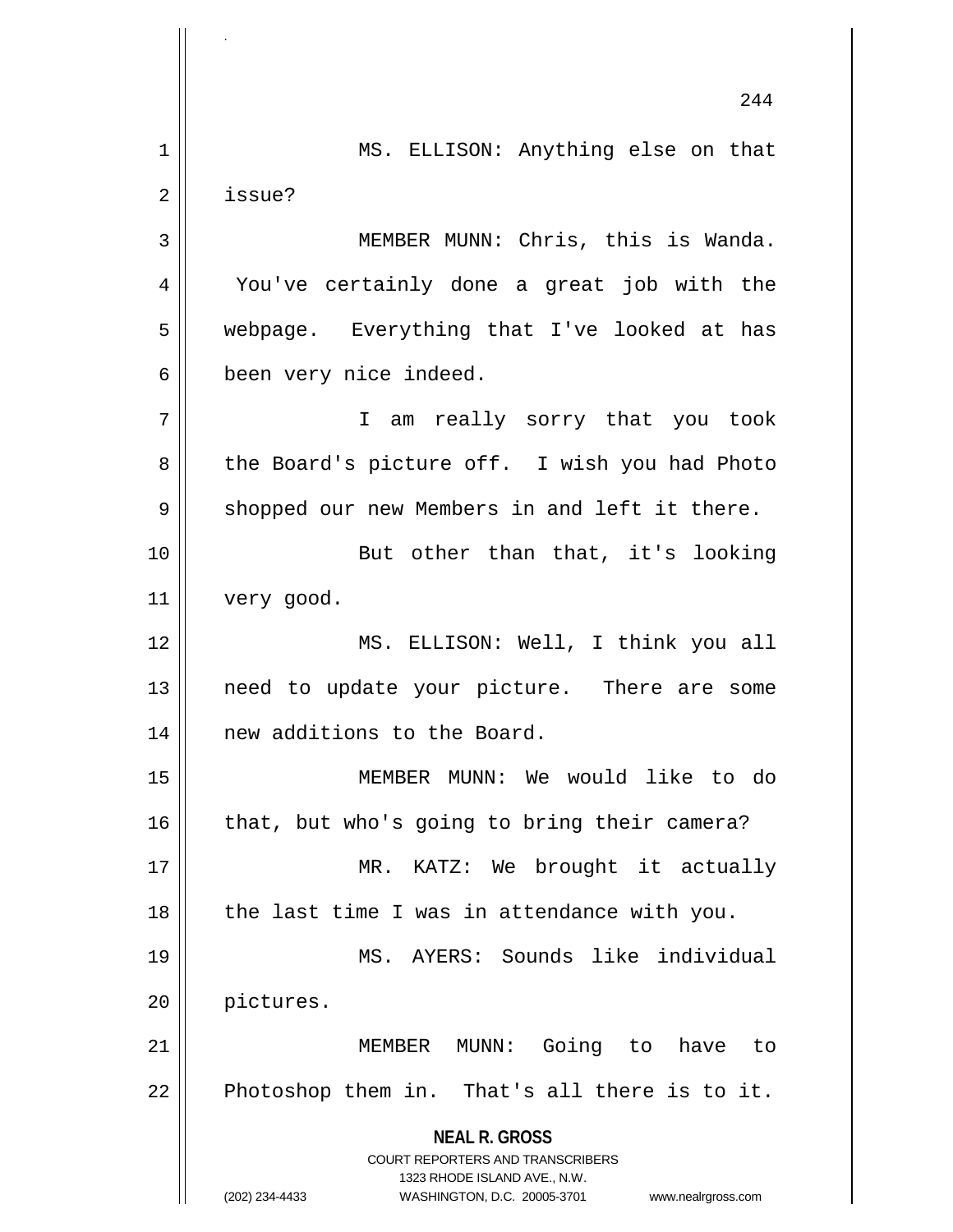MS. ELLISON: Anything else on that issue?

MEMBER MUNN: Chris, this is Wanda. You've certainly done a great job with the webpage. Everything that I've looked at has been very nice indeed.

I am really sorry that you took the Board's picture off. I wish you had Photo shopped our new Members in and left it there.

But other than that, it's looking very good.

MS. ELLISON: Well, I think you all need to update your picture. There are some new additions to the Board.

MEMBER MUNN: We would like to do that, but who's going to bring their camera?

MR. KATZ: We brought it actually the last time I was in attendance with you.

MS. AYERS: Sounds like individual pictures.

MEMBER MUNN: Going to have to Photoshop them in. That's all there is to it.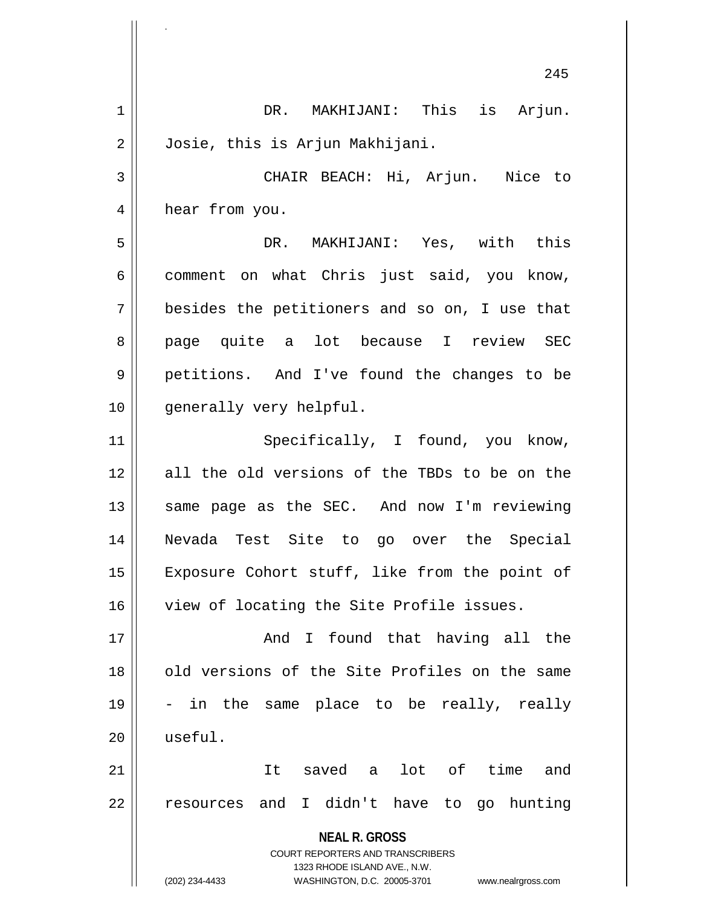DR. MAKHIJANI: This is Arjun. Josie, this is Arjun Makhijani.

CHAIR BEACH: Hi, Arjun. Nice to hear from you.

DR. MAKHIJANI: Yes, with this comment on what Chris just said, you know, besides the petitioners and so on, I use that page quite a lot because I review SEC petitions. And I've found the changes to be generally very helpful.

Specifically, I found, you know, all the old versions of the TBDs to be on the same page as the SEC. And now I'm reviewing Nevada Test Site to go over the Special Exposure Cohort stuff, like from the point of view of locating the Site Profile issues.

And I found that having all the old versions of the Site Profiles on the same - in the same place to be really, really useful.

It saved a lot of time and resources and I didn't have to go hunting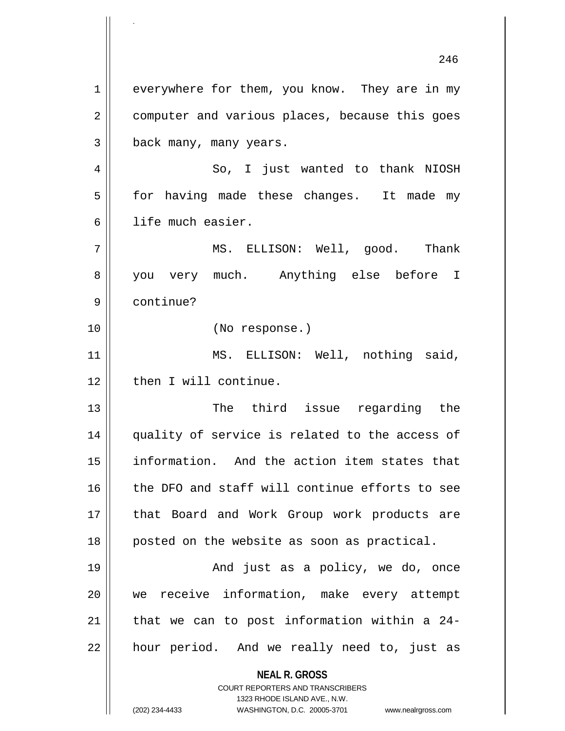everywhere for them, you know. They are in my computer and various places, because this goes back many, many years.

So, I just wanted to thank NIOSH for having made these changes. It made my life much easier.

MS. ELLISON: Well, good. Thank you very much. Anything else before I continue?

(No response.)

MS. ELLISON: Well, nothing said, then I will continue.

The third issue regarding the quality of service is related to the access of information. And the action item states that the DFO and staff will continue efforts to see that Board and Work Group work products are posted on the website as soon as practical.

And just as a policy, we do, once we receive information, make every attempt that we can to post information within a 24-hour period. And we really need to, just as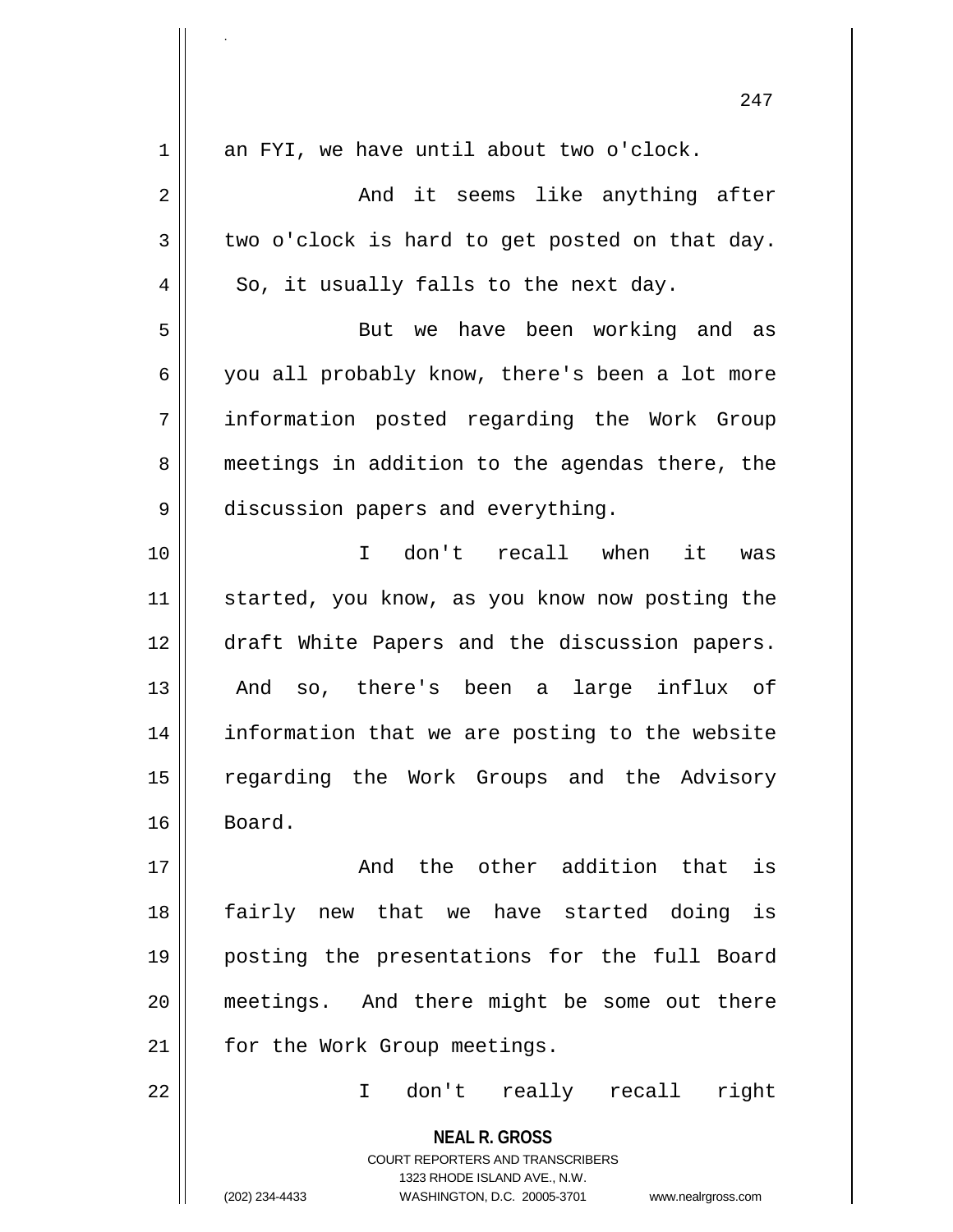an FYI, we have until about two o'clock.

And it seems like anything after two o'clock is hard to get posted on that day. So, it usually falls to the next day.

But we have been working and as you all probably know, there's been a lot more information posted regarding the Work Group meetings in addition to the agendas there, the discussion papers and everything.

I don't recall when it was started, you know, as you know now posting the draft White Papers and the discussion papers. And so, there's been a large influx of information that we are posting to the website regarding the Work Groups and the Advisory Board.

And the other addition that is fairly new that we have started doing is posting the presentations for the full Board meetings. And there might be some out there for the Work Group meetings.

I don't really recall right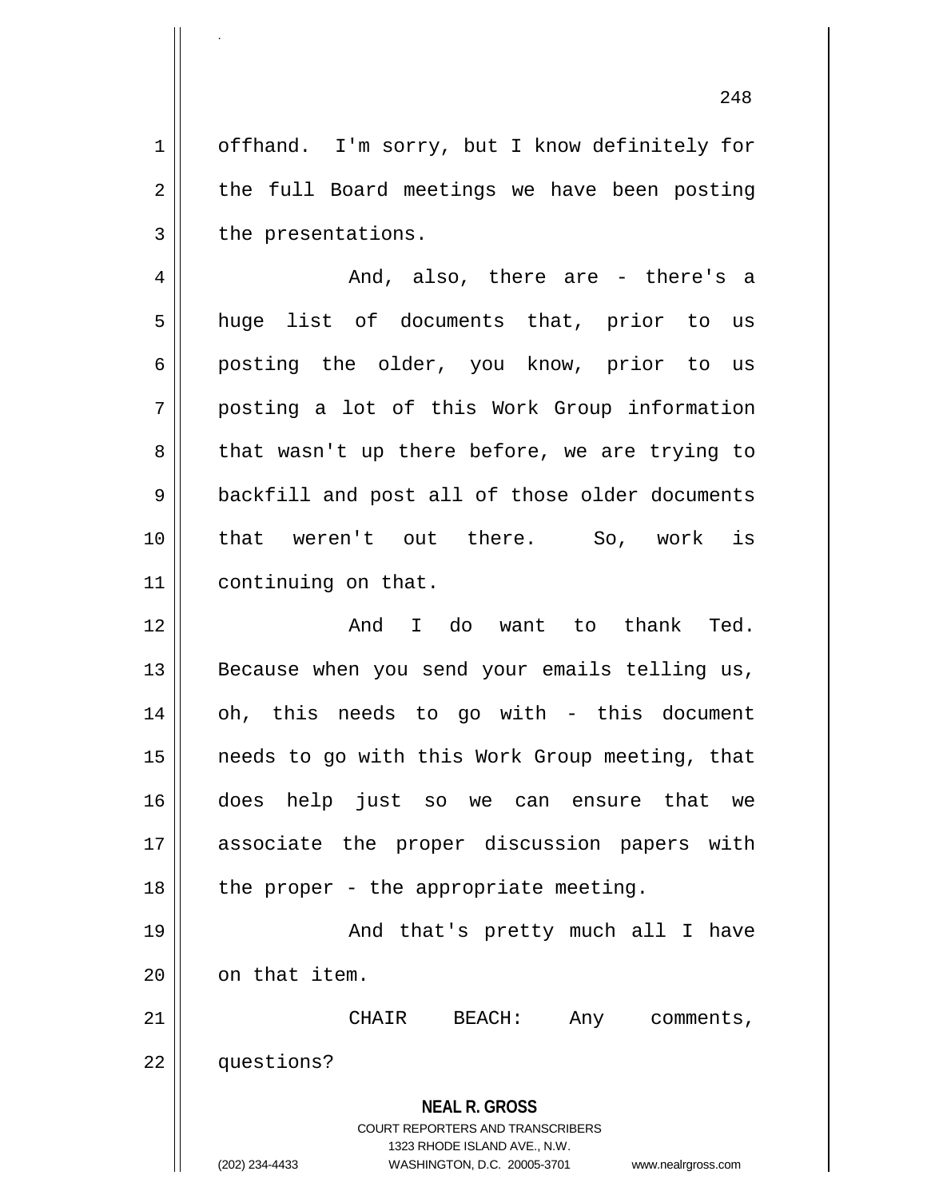offhand. I'm sorry, but I know definitely for the full Board meetings we have been posting the presentations.

And, also, there are - there's a huge list of documents that, prior to us posting the older, you know, prior to us posting a lot of this Work Group information that wasn't up there before, we are trying to backfill and post all of those older documents that weren't out there. So, work is continuing on that.

And I do want to thank Ted. Because when you send your emails telling us, oh, this needs to go with - this document needs to go with this Work Group meeting, that does help just so we can ensure that we associate the proper discussion papers with the proper - the appropriate meeting.

And that's pretty much all I have on that item.

CHAIR BEACH: Any comments, questions?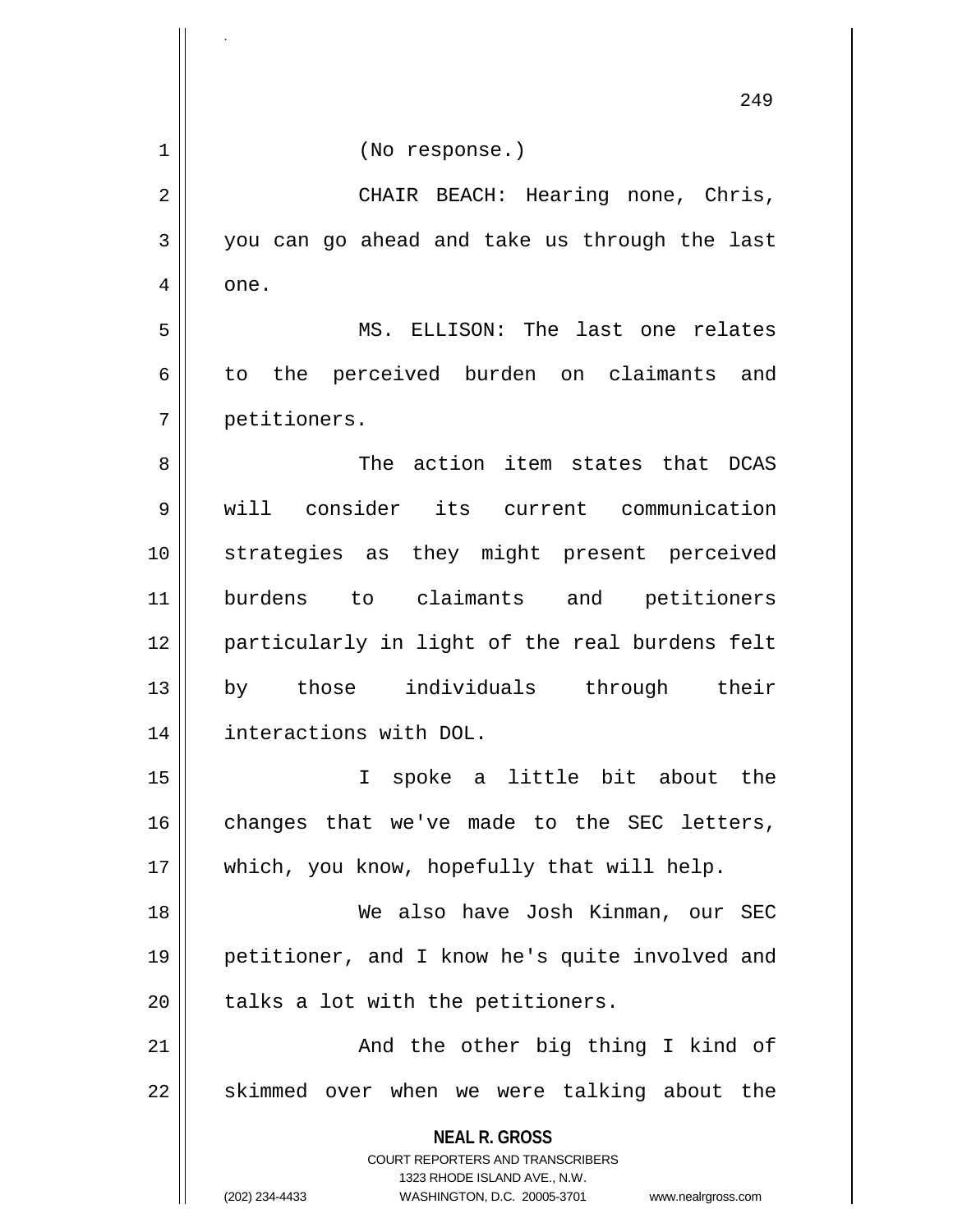(No response.)

CHAIR BEACH: Hearing none, Chris, you can go ahead and take us through the last one.

MS. ELLISON: The last one relates to the perceived burden on claimants and petitioners.

The action item states that DCAS will consider its current communication strategies as they might present perceived burdens to claimants and petitioners particularly in light of the real burdens felt by those individuals through their interactions with DOL.

I spoke a little bit about the changes that we've made to the SEC letters, which, you know, hopefully that will help.

We also have Josh Kinman, our SEC petitioner, and I know he's quite involved and talks a lot with the petitioners.

And the other big thing I kind of skimmed over when we were talking about the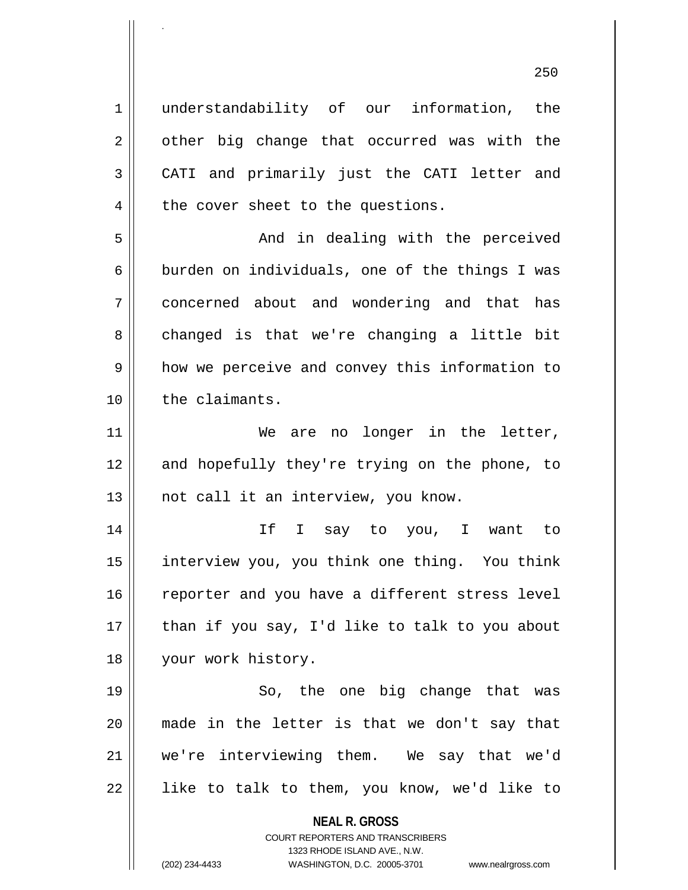understandability of our information, the other big change that occurred was with the CATI and primarily just the CATI letter and the cover sheet to the questions.

And in dealing with the perceived burden on individuals, one of the things I was concerned about and wondering and that has changed is that we're changing a little bit how we perceive and convey this information to the claimants.

We are no longer in the letter, and hopefully they're trying on the phone, to not call it an interview, you know.

If I say to you, I want to interview you, you think one thing. You think reporter and you have a different stress level than if you say, I'd like to talk to you about your work history.

So, the one big change that was made in the letter is that we don't say that we're interviewing them. We say that we'd like to talk to them, you know, we'd like to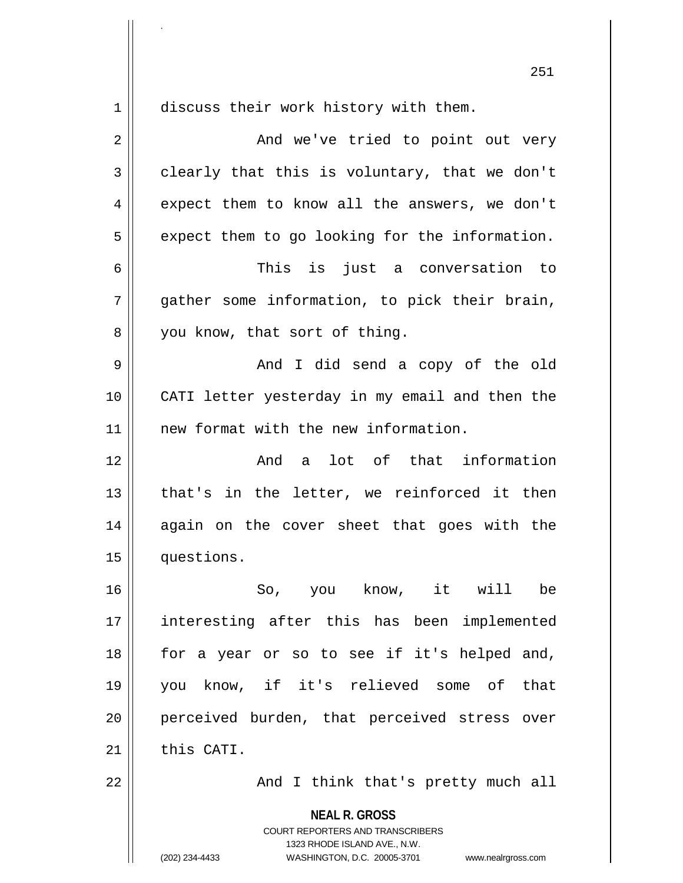discuss their work history with them.

And we've tried to point out very clearly that this is voluntary, that we don't expect them to know all the answers, we don't expect them to go looking for the information.

This is just a conversation to gather some information, to pick their brain, you know, that sort of thing.

And I did send a copy of the old CATI letter yesterday in my email and then the new format with the new information.

And a lot of that information that's in the letter, we reinforced it then again on the cover sheet that goes with the questions.

So, you know, it will be interesting after this has been implemented for a year or so to see if it's helped and, you know, if it's relieved some of that perceived burden, that perceived stress over this CATI.

And I think that's pretty much all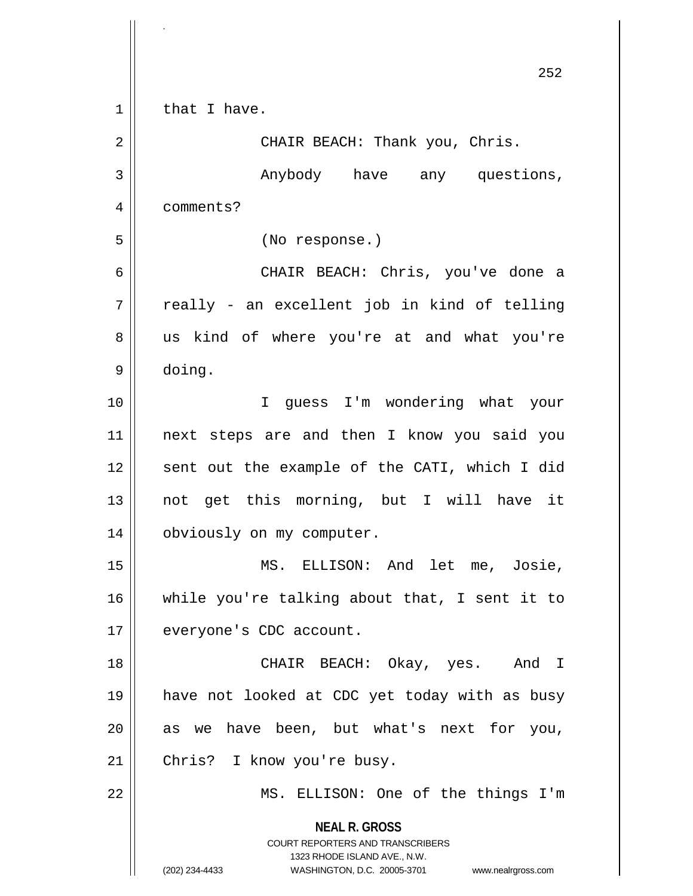that I have.

CHAIR BEACH: Thank you, Chris.

Anybody have any questions, comments?

(No response.)

CHAIR BEACH: Chris, you've done a really - an excellent job in kind of telling us kind of where you're at and what you're doing.

I guess I'm wondering what your next steps are and then I know you said you sent out the example of the CATI, which I did not get this morning, but I will have it obviously on my computer.

MS. ELLISON: And let me, Josie, while you're talking about that, I sent it to everyone's CDC account.

CHAIR BEACH: Okay, yes. And I have not looked at CDC yet today with as busy as we have been, but what's next for you, Chris? I know you're busy.

MS. ELLISON: One of the things I'm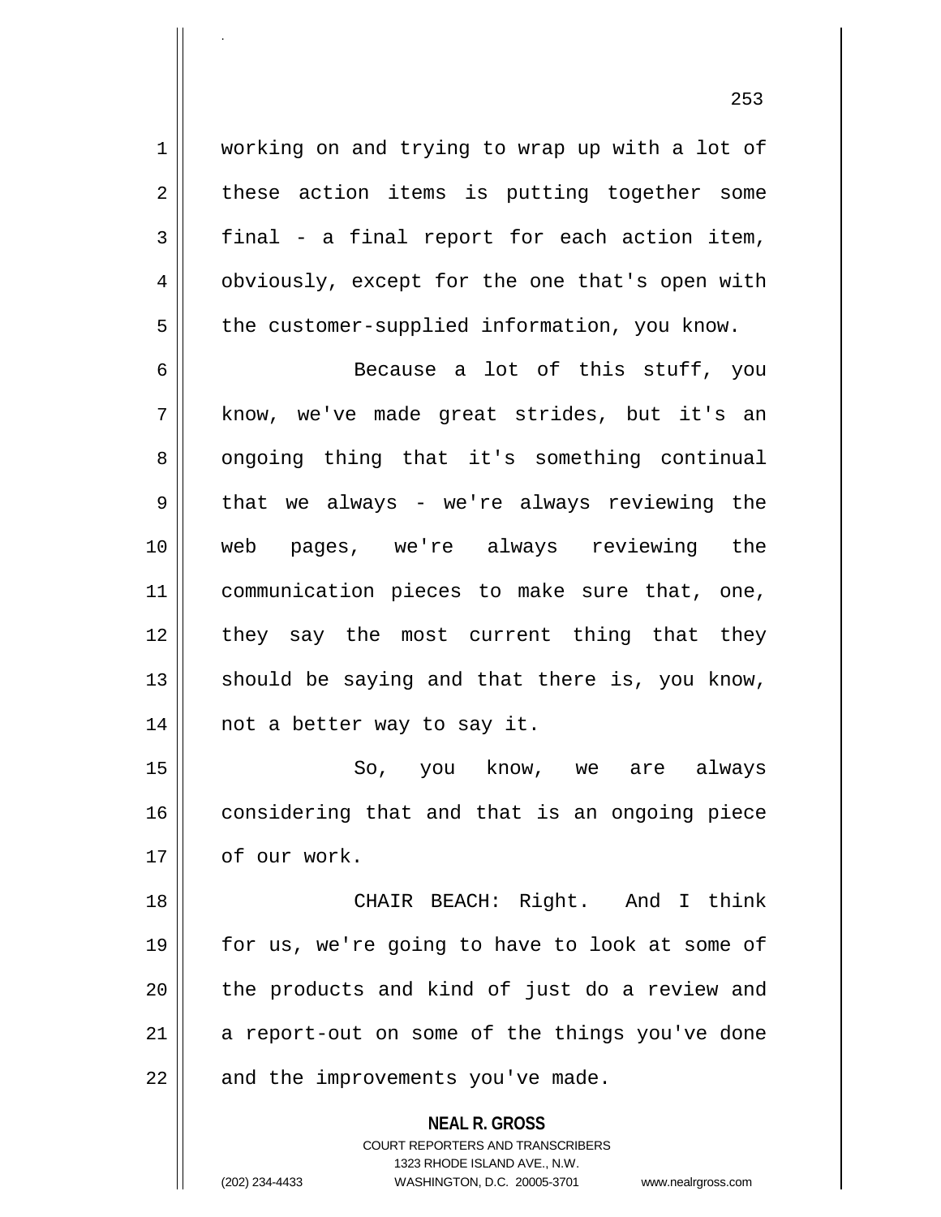working on and trying to wrap up with a lot of these action items is putting together some final - a final report for each action item, obviously, except for the one that's open with the customer-supplied information, you know.

Because a lot of this stuff, you know, we've made great strides, but it's an ongoing thing that it's something continual that we always - we're always reviewing the web pages, we're always reviewing the communication pieces to make sure that, one, they say the most current thing that they should be saying and that there is, you know, not a better way to say it.

So, you know, we are always considering that and that is an ongoing piece of our work.

CHAIR BEACH: Right. And I think for us, we're going to have to look at some of the products and kind of just do a review and a report-out on some of the things you've done and the improvements you've made.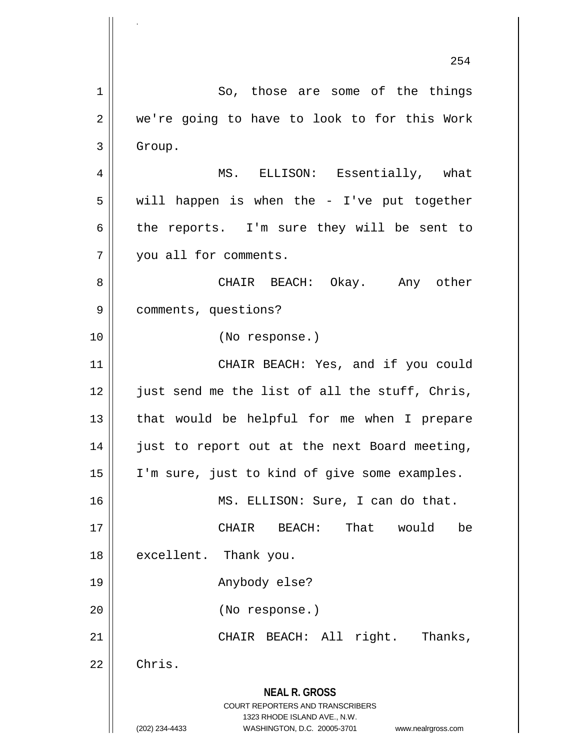So, those are some of the things we're going to have to look to for this Work Group.

MS. ELLISON: Essentially, what will happen is when the - I've put together the reports. I'm sure they will be sent to you all for comments.

CHAIR BEACH: Okay. Any other comments, questions?

(No response.)

CHAIR BEACH: Yes, and if you could just send me the list of all the stuff, Chris, that would be helpful for me when I prepare just to report out at the next Board meeting, I'm sure, just to kind of give some examples.

MS. ELLISON: Sure, I can do that.

CHAIR BEACH: That would be excellent. Thank you.

Anybody else?

(No response.)

CHAIR BEACH: All right. Thanks, Chris.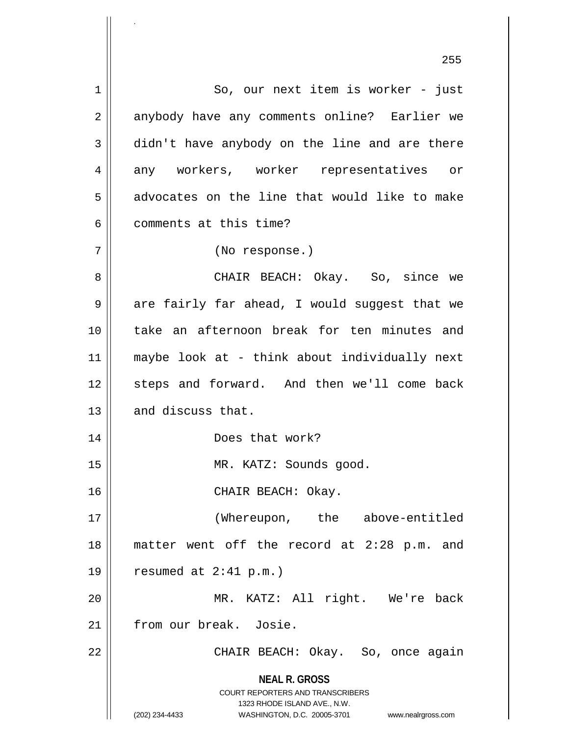So, our next item is worker - just anybody have any comments online? Earlier we didn't have anybody on the line and are there any workers, worker representatives or advocates on the line that would like to make comments at this time?

(No response.)

CHAIR BEACH: Okay. So, since we are fairly far ahead, I would suggest that we take an afternoon break for ten minutes and maybe look at - think about individually next steps and forward. And then we'll come back and discuss that.

Does that work?

MR. KATZ: Sounds good.

CHAIR BEACH: Okay.

(Whereupon, the above-entitled matter went off the record at 2:28 p.m. and resumed at 2:41 p.m.)

MR. KATZ: All right. We're back from our break. Josie.

CHAIR BEACH: Okay. So, once again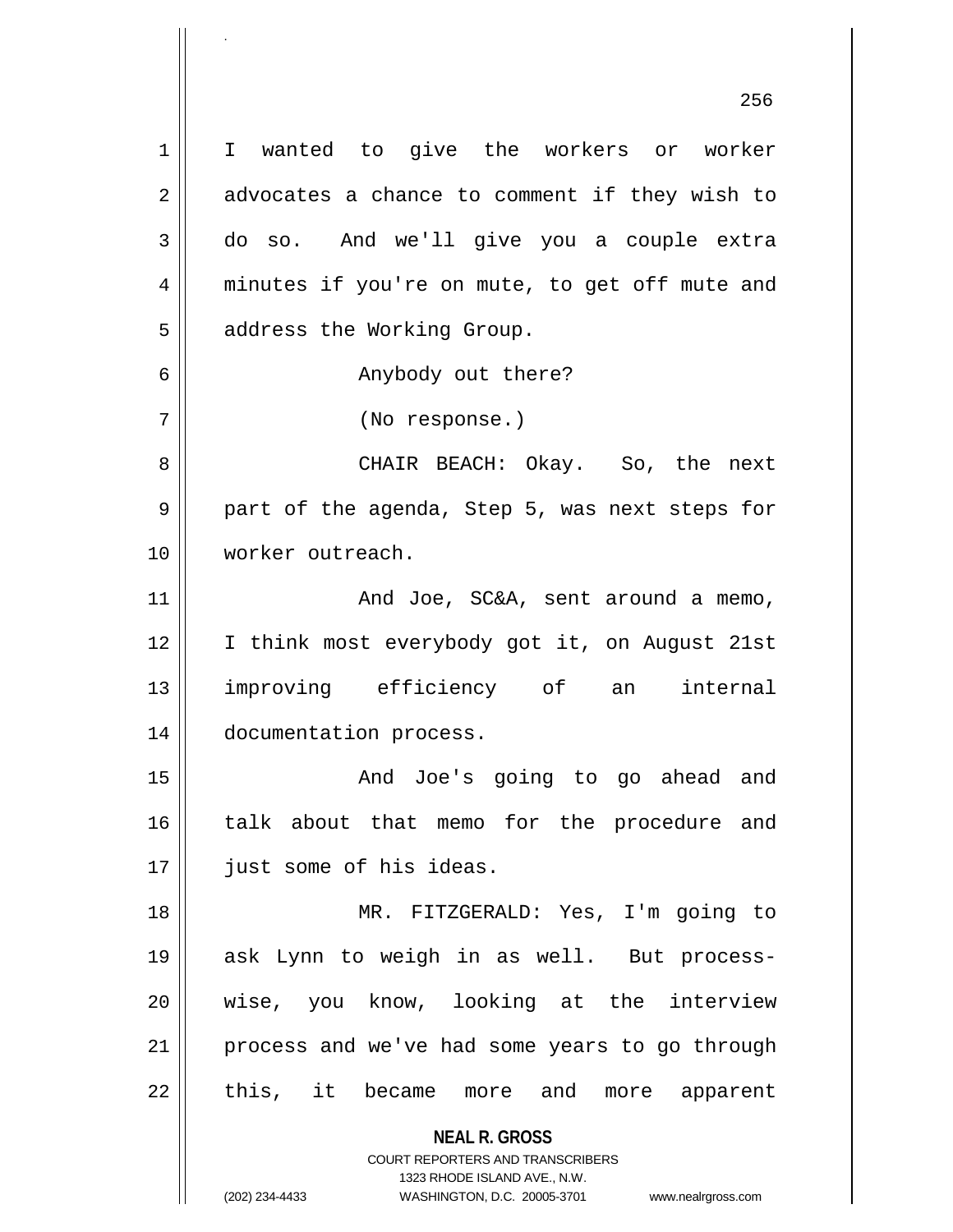I wanted to give the workers or worker advocates a chance to comment if they wish to do so. And we'll give you a couple extra minutes if you're on mute, to get off mute and address the Working Group.

Anybody out there?

(No response.)

CHAIR BEACH: Okay. So, the next part of the agenda, Step 5, was next steps for worker outreach.

And Joe, SC&A, sent around a memo, I think most everybody got it, on August 21st improving efficiency of an internal documentation process.

And Joe's going to go ahead and talk about that memo for the procedure and just some of his ideas.

MR. FITZGERALD: Yes, I'm going to ask Lynn to weigh in as well. But process-wise, you know, looking at the interview process and we've had some years to go through this, it became more and more apparent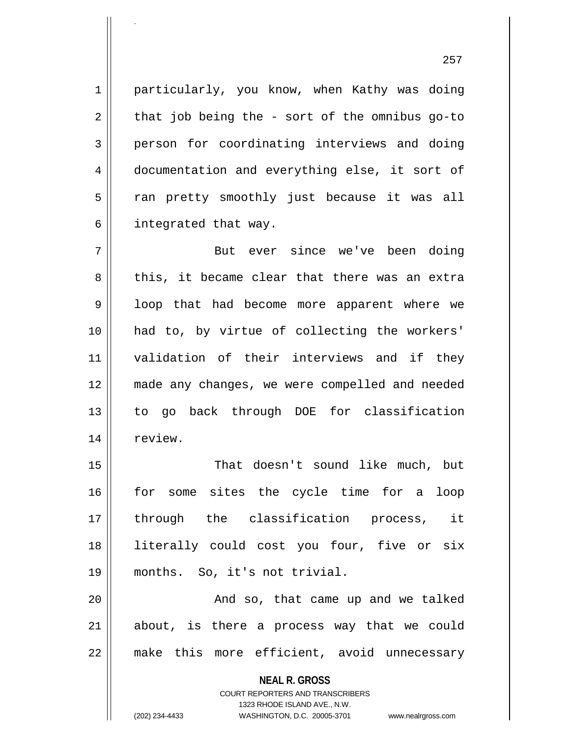particularly, you know, when Kathy was doing that job being the - sort of the omnibus go-to person for coordinating interviews and doing documentation and everything else, it sort of ran pretty smoothly just because it was all integrated that way.

But ever since we've been doing this, it became clear that there was an extra loop that had become more apparent where we had to, by virtue of collecting the workers' validation of their interviews and if they made any changes, we were compelled and needed to go back through DOE for classification review.

That doesn't sound like much, but for some sites the cycle time for a loop through the classification process, it literally could cost you four, five or six months. So, it's not trivial.

And so, that came up and we talked about, is there a process way that we could make this more efficient, avoid unnecessary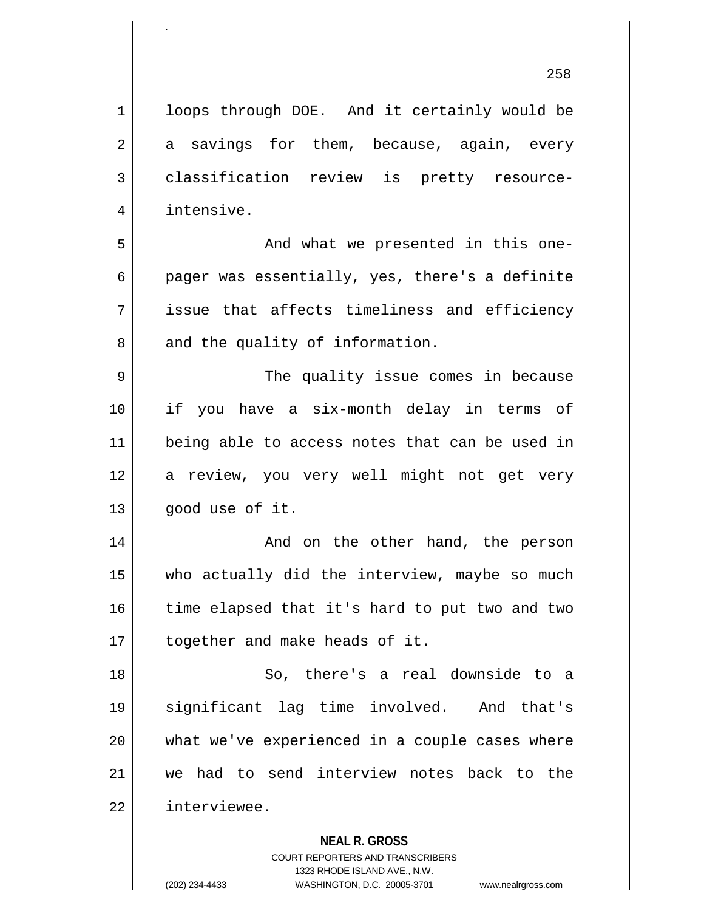loops through DOE. And it certainly would be a savings for them, because, again, every classification review is pretty resource-intensive.

And what we presented in this one-pager was essentially, yes, there's a definite issue that affects timeliness and efficiency and the quality of information.

The quality issue comes in because if you have a six-month delay in terms of being able to access notes that can be used in a review, you very well might not get very good use of it.

And on the other hand, the person who actually did the interview, maybe so much time elapsed that it's hard to put two and two together and make heads of it.

So, there's a real downside to a significant lag time involved. And that's what we've experienced in a couple cases where we had to send interview notes back to the interviewee.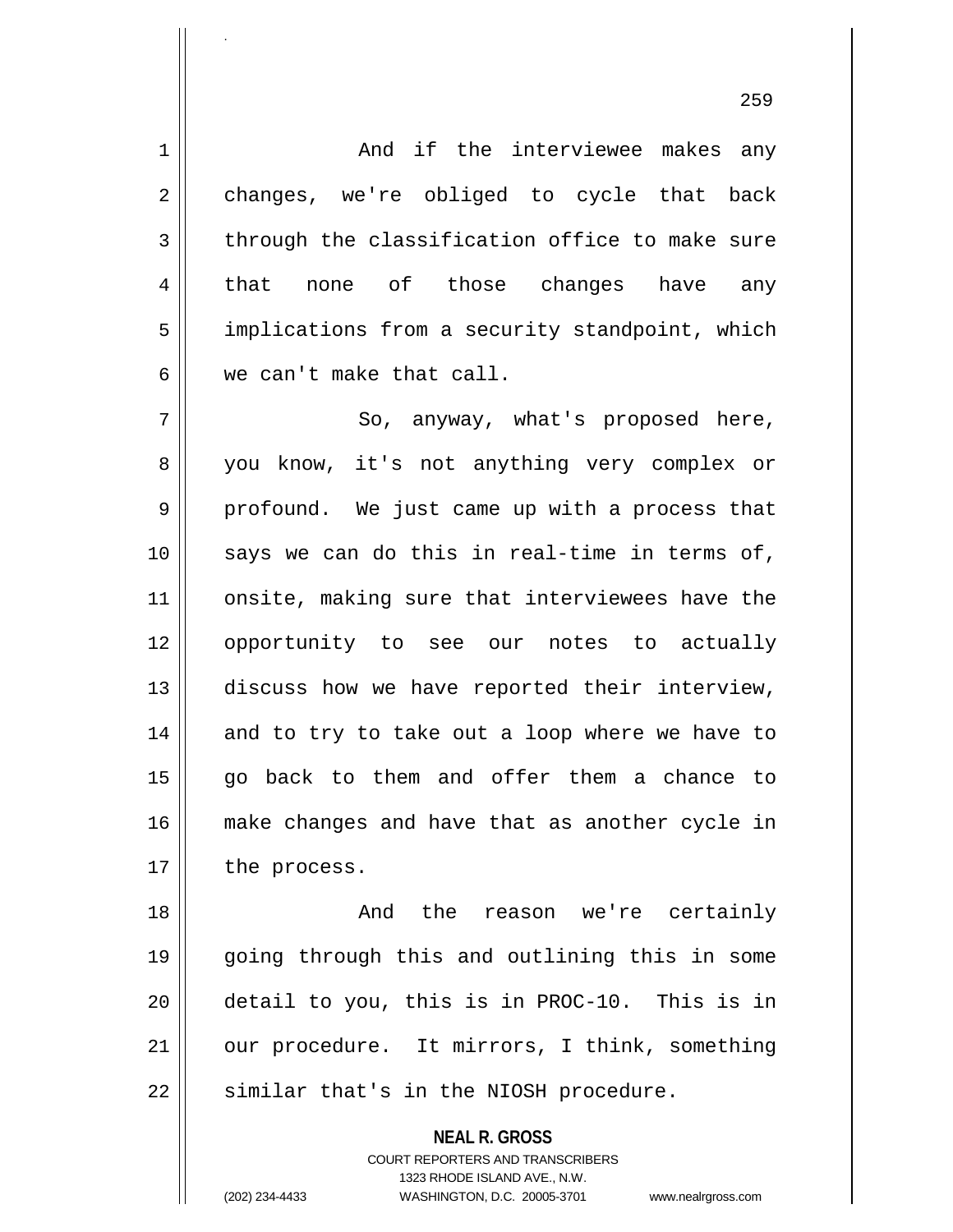And if the interviewee makes any changes, we're obliged to cycle that back through the classification office to make sure that none of those changes have any implications from a security standpoint, which we can't make that call.

So, anyway, what's proposed here, you know, it's not anything very complex or profound. We just came up with a process that says we can do this in real-time in terms of, onsite, making sure that interviewees have the opportunity to see our notes to actually discuss how we have reported their interview, and to try to take out a loop where we have to go back to them and offer them a chance to make changes and have that as another cycle in the process.

And the reason we're certainly going through this and outlining this in some detail to you, this is in PROC-10. This is in our procedure. It mirrors, I think, something similar that's in the NIOSH procedure.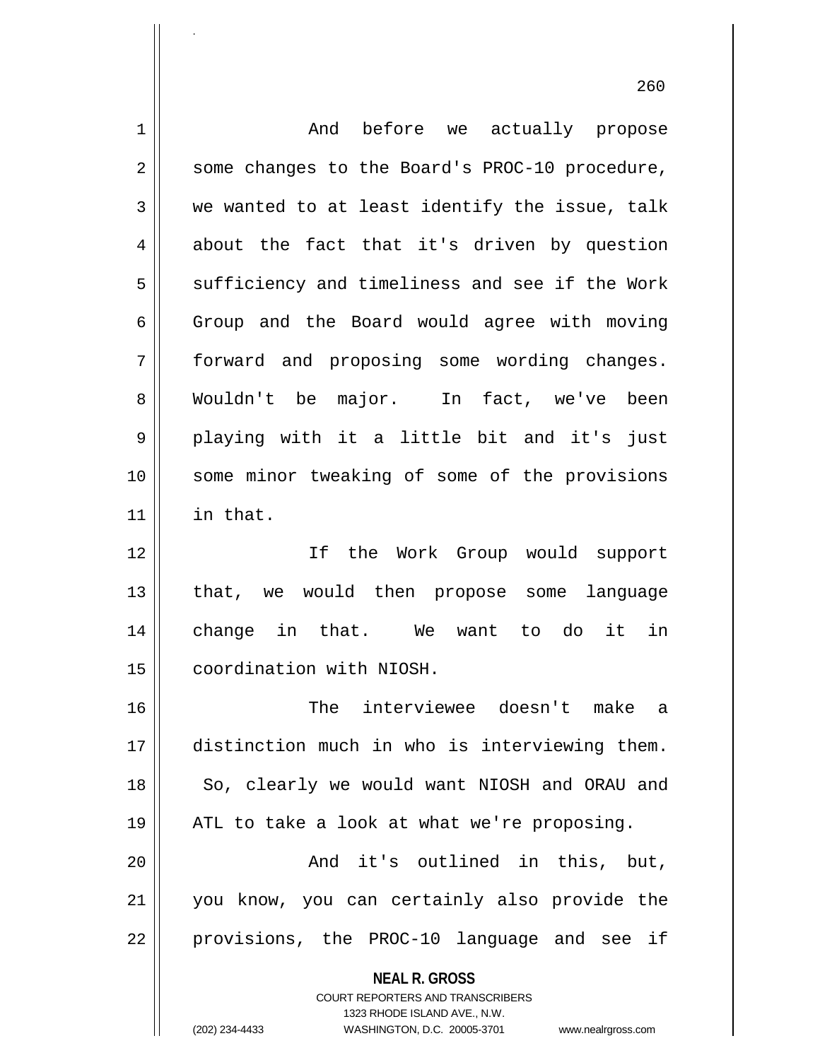And before we actually propose some changes to the Board's PROC-10 procedure, we wanted to at least identify the issue, talk about the fact that it's driven by question sufficiency and timeliness and see if the Work Group and the Board would agree with moving forward and proposing some wording changes. Wouldn't be major. In fact, we've been playing with it a little bit and it's just some minor tweaking of some of the provisions in that.

If the Work Group would support that, we would then propose some language change in that. We want to do it in coordination with NIOSH.

The interviewee doesn't make a distinction much in who is interviewing them. So, clearly we would want NIOSH and ORAU and ATL to take a look at what we're proposing.

And it's outlined in this, but, you know, you can certainly also provide the provisions, the PROC-10 language and see if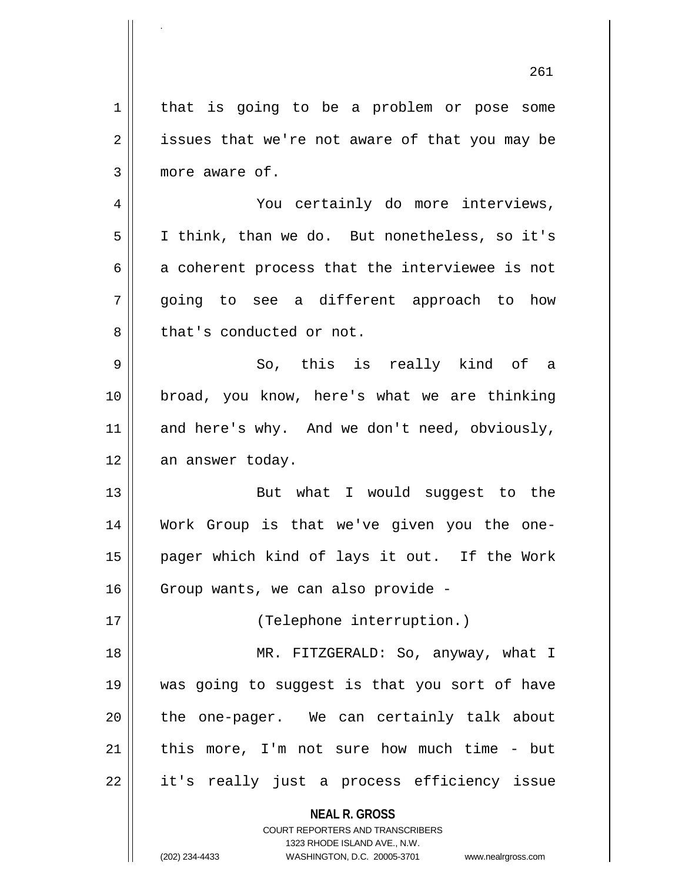that is going to be a problem or pose some issues that we're not aware of that you may be more aware of.

You certainly do more interviews, I think, than we do. But nonetheless, so it's a coherent process that the interviewee is not going to see a different approach to how that's conducted or not.

So, this is really kind of a broad, you know, here's what we are thinking and here's why. And we don't need, obviously, an answer today.

But what I would suggest to the Work Group is that we've given you the one-pager which kind of lays it out. If the Work Group wants, we can also provide -

(Telephone interruption.)

MR. FITZGERALD: So, anyway, what I was going to suggest is that you sort of have the one-pager. We can certainly talk about this more, I'm not sure how much time - but it's really just a process efficiency issue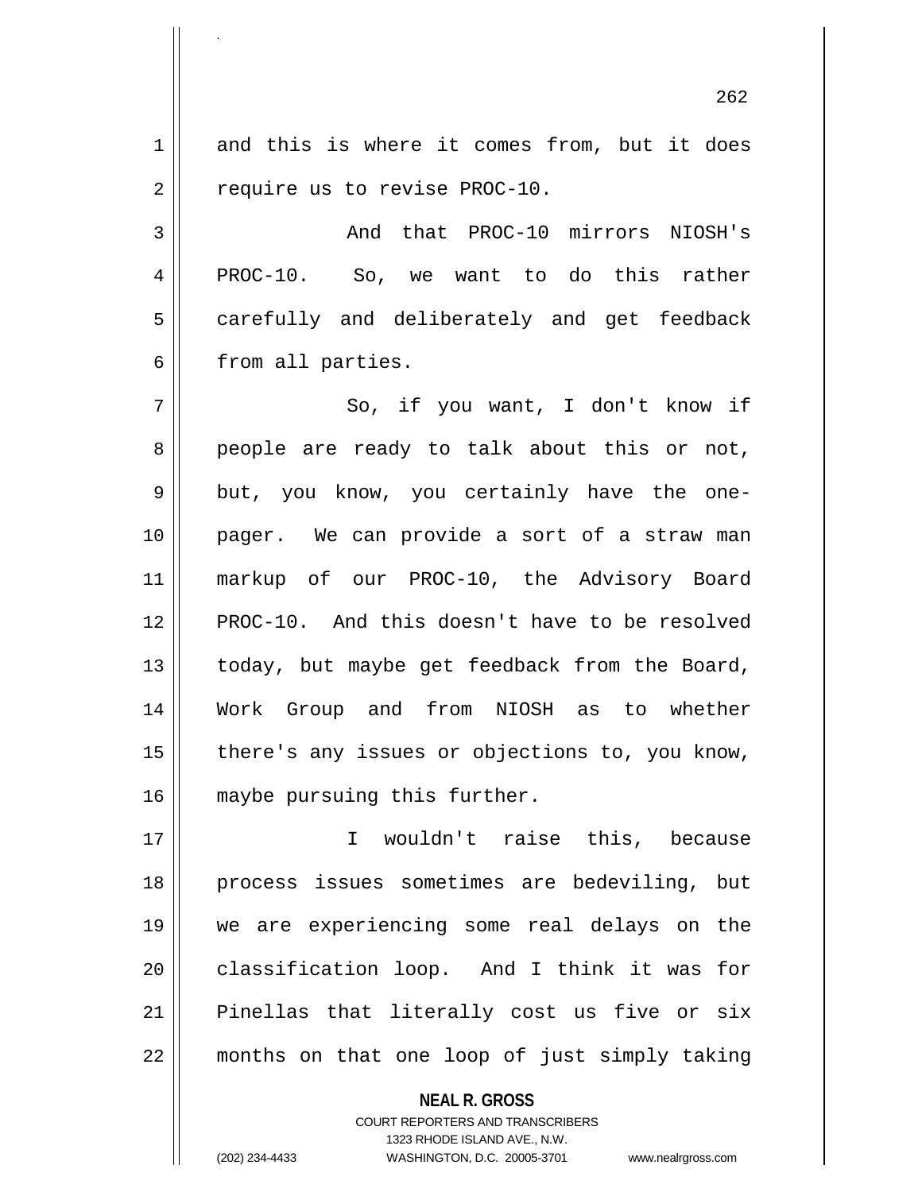and this is where it comes from, but it does require us to revise PROC-10.

And that PROC-10 mirrors NIOSH's PROC-10. So, we want to do this rather carefully and deliberately and get feedback from all parties.

So, if you want, I don't know if people are ready to talk about this or not, but, you know, you certainly have the one-pager. We can provide a sort of a straw man markup of our PROC-10, the Advisory Board PROC-10. And this doesn't have to be resolved today, but maybe get feedback from the Board, Work Group and from NIOSH as to whether there's any issues or objections to, you know, maybe pursuing this further.

I wouldn't raise this, because process issues sometimes are bedeviling, but we are experiencing some real delays on the classification loop. And I think it was for Pinellas that literally cost us five or six months on that one loop of just simply taking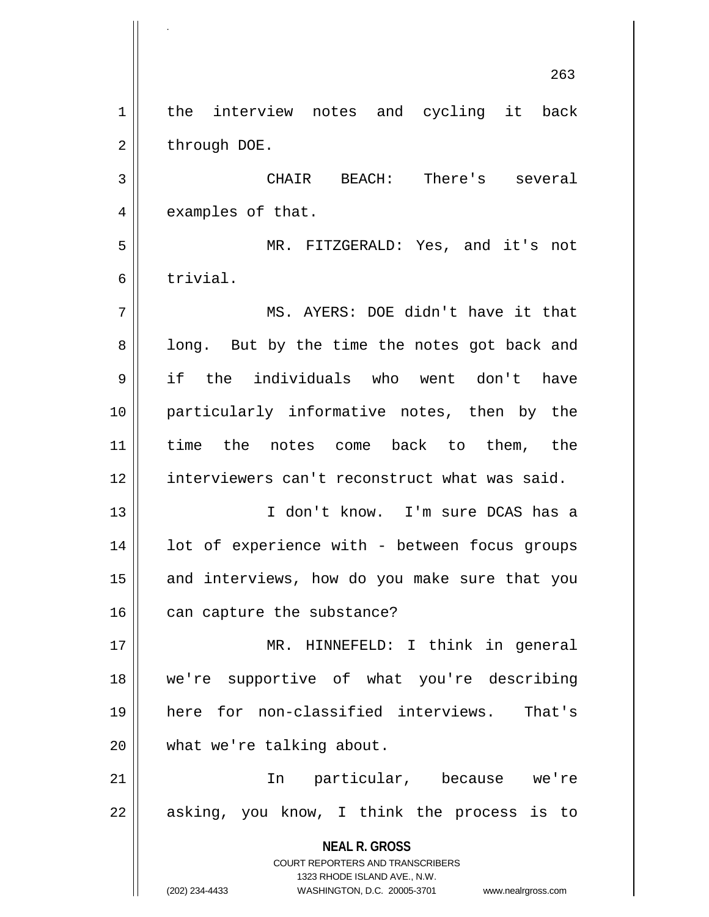the interview notes and cycling it back through DOE.

CHAIR BEACH: There's several examples of that.

MR. FITZGERALD: Yes, and it's not trivial.

MS. AYERS: DOE didn't have it that long. But by the time the notes got back and if the individuals who went don't have particularly informative notes, then by the time the notes come back to them, the interviewers can't reconstruct what was said.

I don't know. I'm sure DCAS has a lot of experience with - between focus groups and interviews, how do you make sure that you can capture the substance?

MR. HINNEFELD: I think in general we're supportive of what you're describing here for non-classified interviews. That's what we're talking about.

In particular, because we're asking, you know, I think the process is to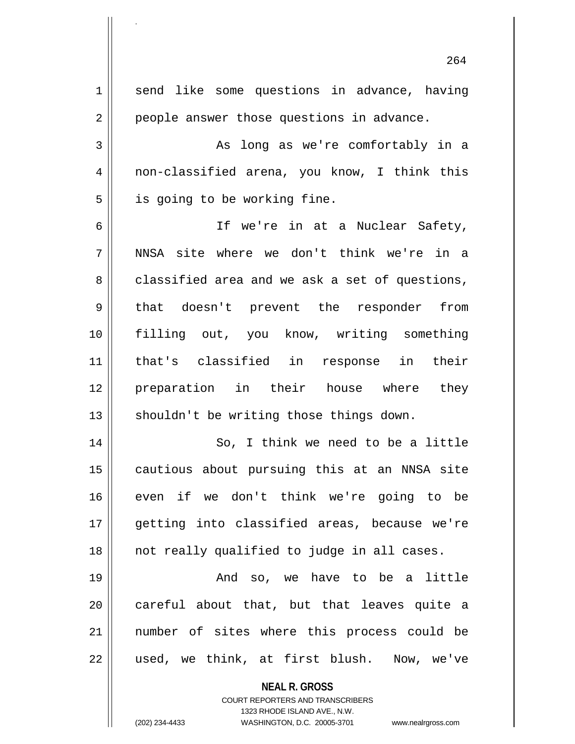send like some questions in advance, having people answer those questions in advance.

As long as we're comfortably in a non-classified arena, you know, I think this is going to be working fine.

If we're in at a Nuclear Safety, NNSA site where we don't think we're in a classified area and we ask a set of questions, that doesn't prevent the responder from filling out, you know, writing something that's classified in response in their preparation in their house where they shouldn't be writing those things down.

So, I think we need to be a little cautious about pursuing this at an NNSA site even if we don't think we're going to be getting into classified areas, because we're not really qualified to judge in all cases.

And so, we have to be a little careful about that, but that leaves quite a number of sites where this process could be used, we think, at first blush. Now, we've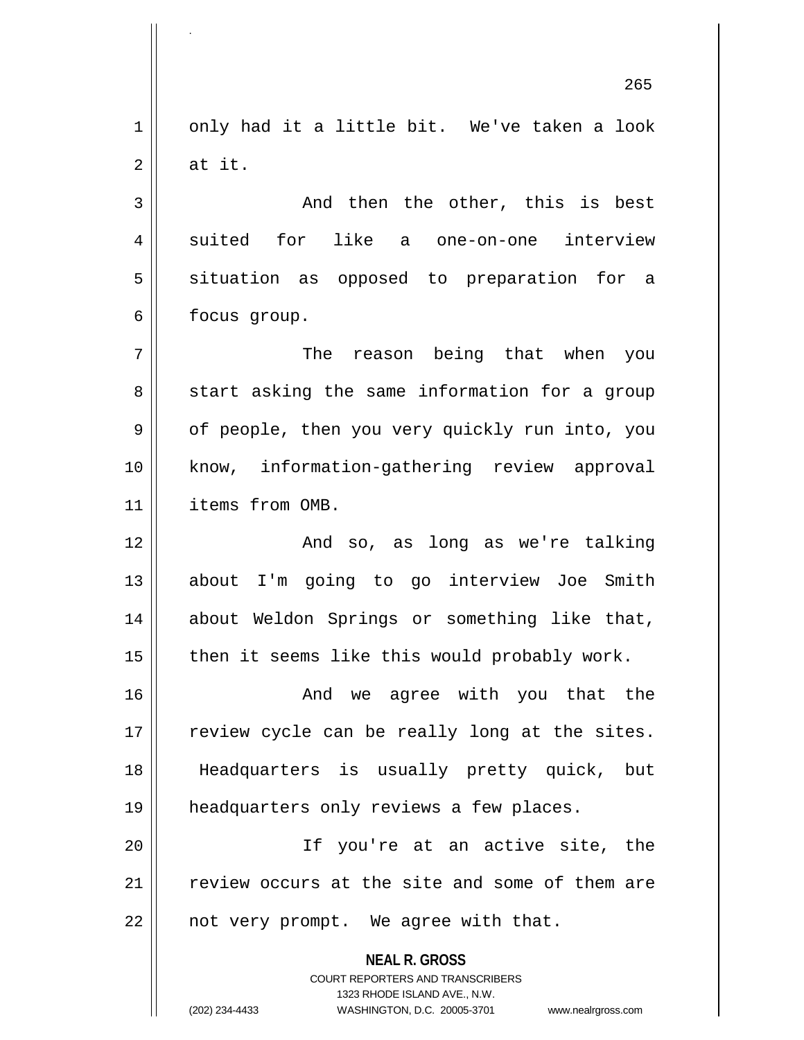only had it a little bit. We've taken a look at it.

And then the other, this is best suited for like a one-on-one interview situation as opposed to preparation for a focus group.

The reason being that when you start asking the same information for a group of people, then you very quickly run into, you know, information-gathering review approval items from OMB.

And so, as long as we're talking about I'm going to go interview Joe Smith about Weldon Springs or something like that, then it seems like this would probably work.

And we agree with you that the review cycle can be really long at the sites. Headquarters is usually pretty quick, but headquarters only reviews a few places.

If you're at an active site, the review occurs at the site and some of them are not very prompt. We agree with that.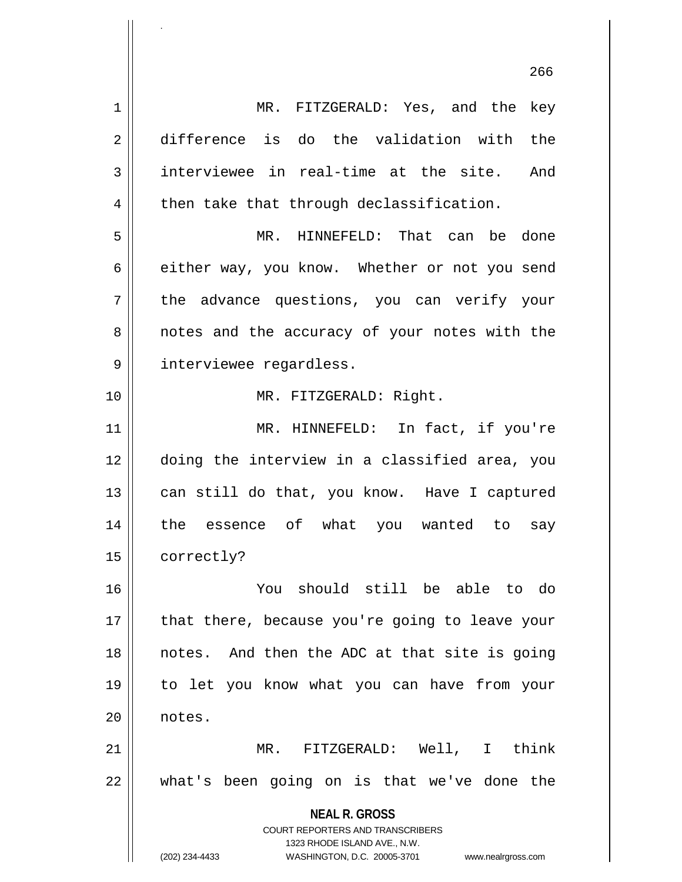MR. FITZGERALD: Yes, and the key difference is do the validation with the interviewee in real-time at the site. And then take that through declassification.

MR. HINNEFELD: That can be done either way, you know. Whether or not you send the advance questions, you can verify your notes and the accuracy of your notes with the interviewee regardless.

MR. FITZGERALD: Right.

MR. HINNEFELD: In fact, if you're doing the interview in a classified area, you can still do that, you know. Have I captured the essence of what you wanted to say correctly?

You should still be able to do that there, because you're going to leave your notes. And then the ADC at that site is going to let you know what you can have from your notes.

MR. FITZGERALD: Well, I think what's been going on is that we've done the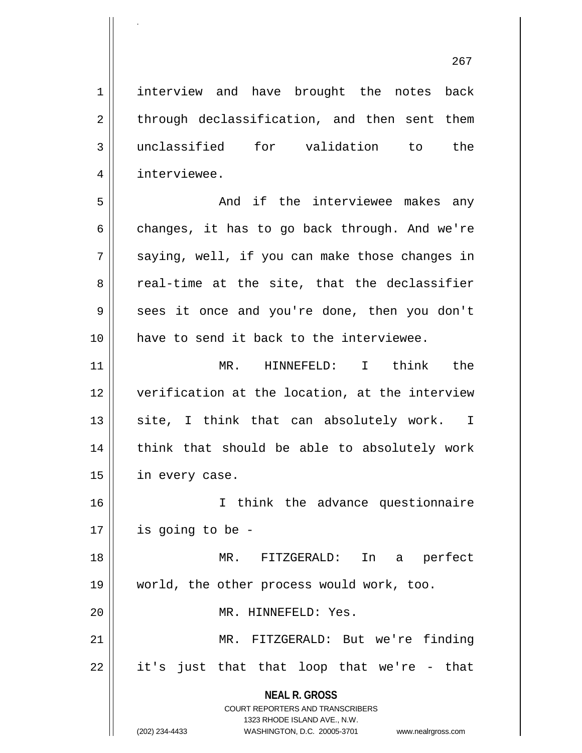interview and have brought the notes back through declassification, and then sent them unclassified for validation to the interviewee.

And if the interviewee makes any changes, it has to go back through. And we're saying, well, if you can make those changes in real-time at the site, that the declassifier sees it once and you're done, then you don't have to send it back to the interviewee.

MR. HINNEFELD: I think the verification at the location, at the interview site, I think that can absolutely work. I think that should be able to absolutely work in every case.

I think the advance questionnaire is going to be -

MR. FITZGERALD: In a perfect world, the other process would work, too.

MR. HINNEFELD: Yes.

MR. FITZGERALD: But we're finding it's just that that loop that we're - that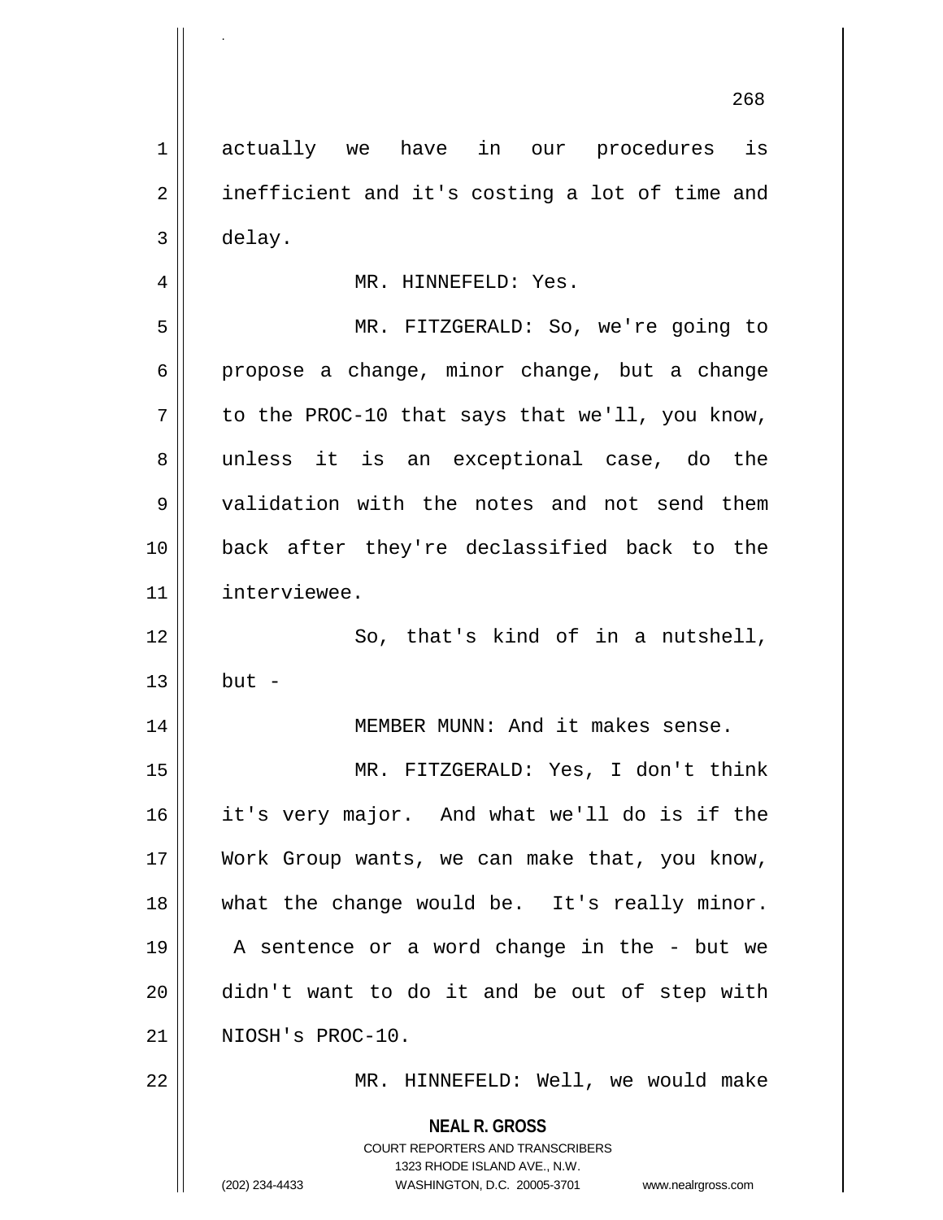actually we have in our procedures is inefficient and it's costing a lot of time and delay.

MR. HINNEFELD: Yes.

MR. FITZGERALD: So, we're going to propose a change, minor change, but a change to the PROC-10 that says that we'll, you know, unless it is an exceptional case, do the validation with the notes and not send them back after they're declassified back to the interviewee.

So, that's kind of in a nutshell, but -

MEMBER MUNN: And it makes sense.

MR. FITZGERALD: Yes, I don't think it's very major. And what we'll do is if the Work Group wants, we can make that, you know, what the change would be. It's really minor. A sentence or a word change in the - but we didn't want to do it and be out of step with NIOSH's PROC-10.

MR. HINNEFELD: Well, we would make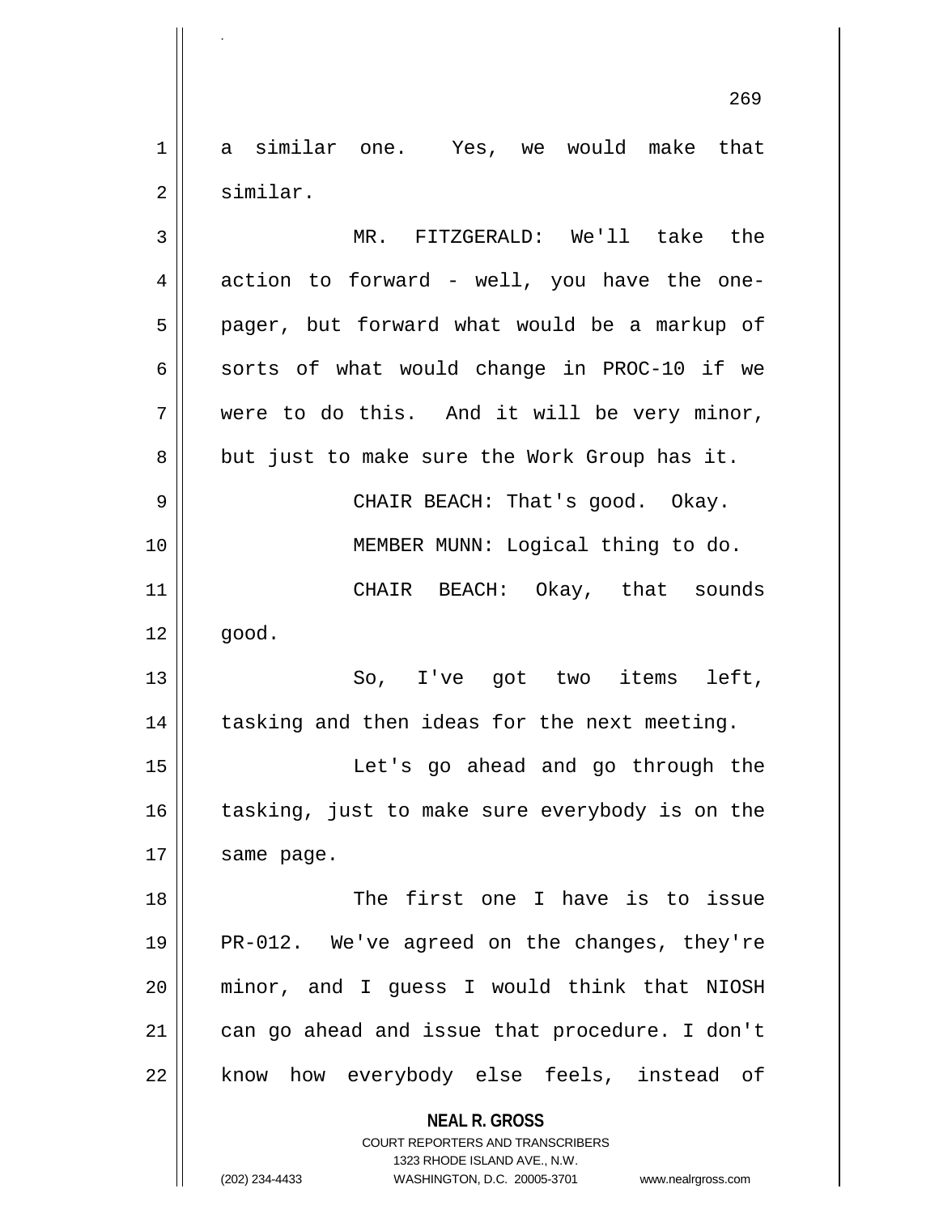a similar one. Yes, we would make that similar.

MR. FITZGERALD: We'll take the action to forward - well, you have the one-pager, but forward what would be a markup of sorts of what would change in PROC-10 if we were to do this. And it will be very minor, but just to make sure the Work Group has it.

CHAIR BEACH: That's good. Okay.

MEMBER MUNN: Logical thing to do.

CHAIR BEACH: Okay, that sounds good.

So, I've got two items left, tasking and then ideas for the next meeting.

Let's go ahead and go through the tasking, just to make sure everybody is on the same page.

The first one I have is to issue PR-012. We've agreed on the changes, they're minor, and I guess I would think that NIOSH can go ahead and issue that procedure. I don't know how everybody else feels, instead of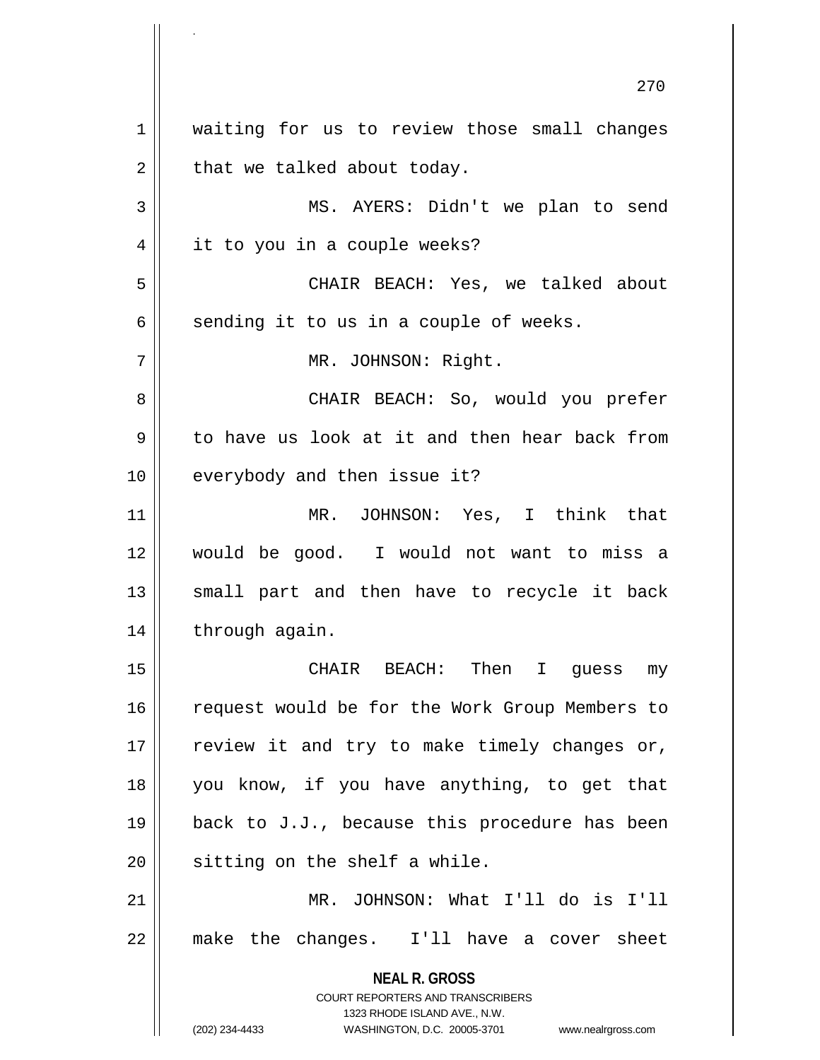waiting for us to review those small changes that we talked about today.

MS. AYERS: Didn't we plan to send it to you in a couple weeks?

CHAIR BEACH: Yes, we talked about sending it to us in a couple of weeks.

MR. JOHNSON: Right.

CHAIR BEACH: So, would you prefer to have us look at it and then hear back from everybody and then issue it?

MR. JOHNSON: Yes, I think that would be good. I would not want to miss a small part and then have to recycle it back through again.

CHAIR BEACH: Then I guess my request would be for the Work Group Members to review it and try to make timely changes or, you know, if you have anything, to get that back to J.J., because this procedure has been sitting on the shelf a while.

MR. JOHNSON: What I'll do is I'll make the changes. I'll have a cover sheet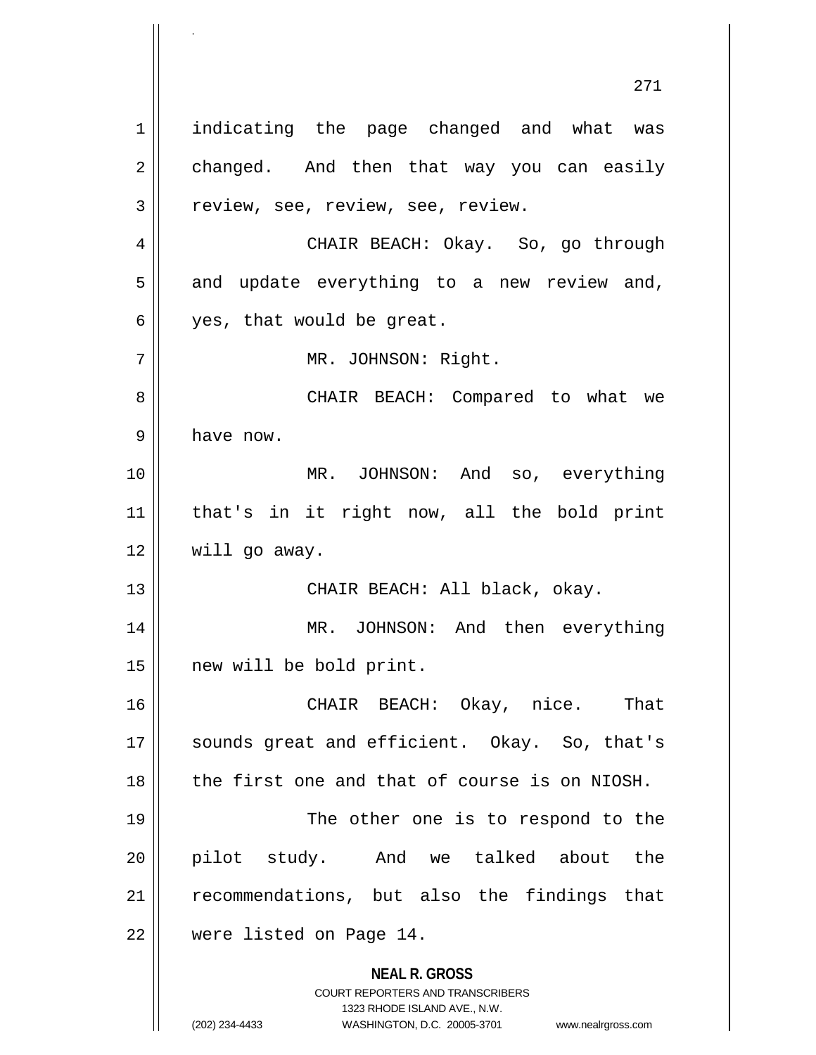indicating the page changed and what was changed. And then that way you can easily review, see, review, see, review.

CHAIR BEACH: Okay. So, go through and update everything to a new review and, yes, that would be great.

MR. JOHNSON: Right.

CHAIR BEACH: Compared to what we have now.

MR. JOHNSON: And so, everything that's in it right now, all the bold print will go away.

CHAIR BEACH: All black, okay.

MR. JOHNSON: And then everything new will be bold print.

CHAIR BEACH: Okay, nice. That sounds great and efficient. Okay. So, that's the first one and that of course is on NIOSH.

The other one is to respond to the pilot study. And we talked about the recommendations, but also the findings that were listed on Page 14.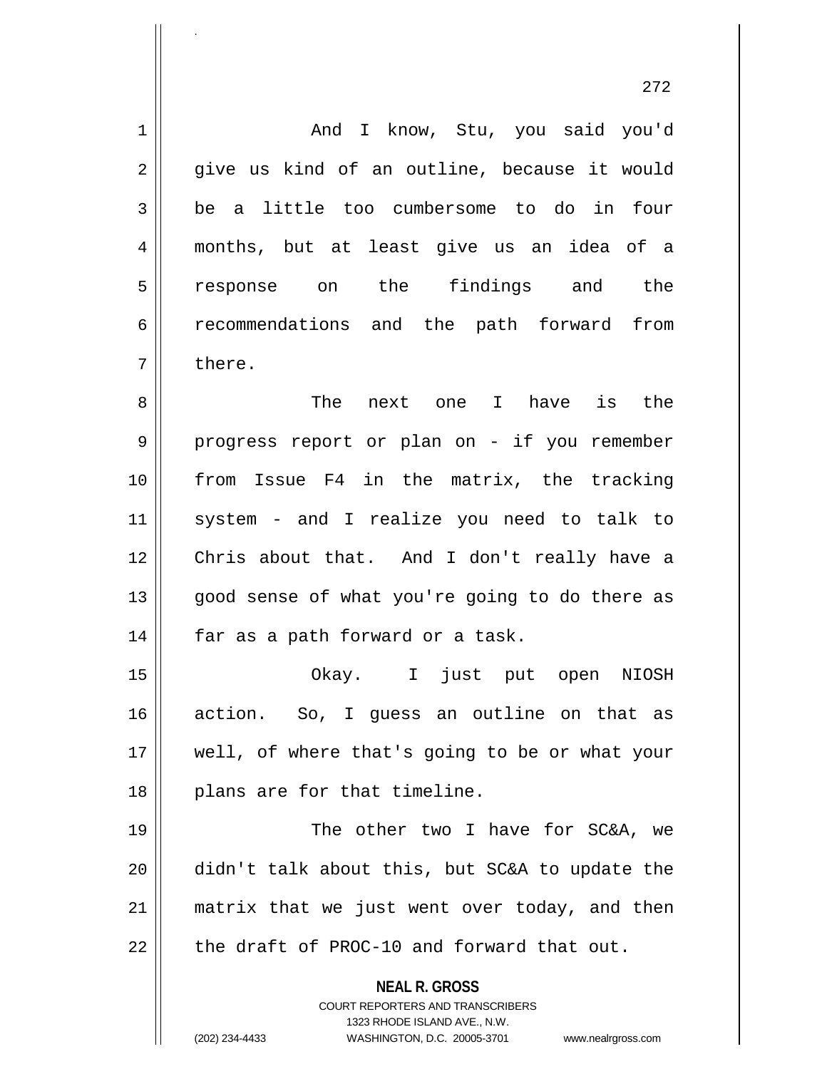And I know, Stu, you said you'd give us kind of an outline, because it would be a little too cumbersome to do in four months, but at least give us an idea of a response on the findings and the recommendations and the path forward from there.

The next one I have is the progress report or plan on - if you remember from Issue F4 in the matrix, the tracking system - and I realize you need to talk to Chris about that. And I don't really have a good sense of what you're going to do there as far as a path forward or a task.

Okay. I just put open NIOSH action. So, I guess an outline on that as well, of where that's going to be or what your plans are for that timeline.

The other two I have for SC&A, we didn't talk about this, but SC&A to update the matrix that we just went over today, and then the draft of PROC-10 and forward that out.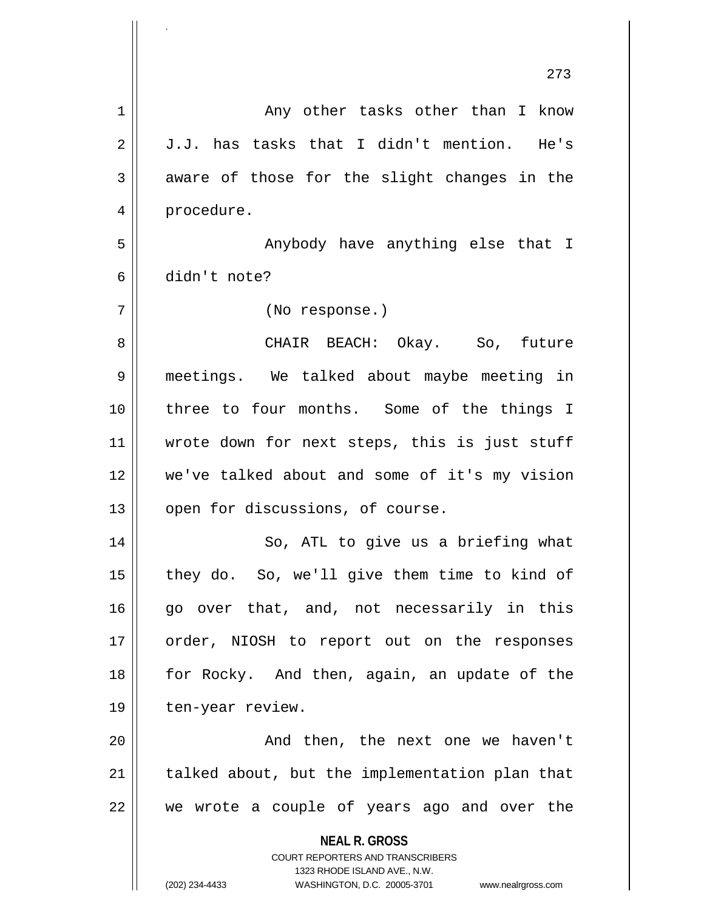Any other tasks other than I know J.J. has tasks that I didn't mention. He's aware of those for the slight changes in the procedure.

Anybody have anything else that I didn't note?

(No response.)

CHAIR BEACH: Okay. So, future meetings. We talked about maybe meeting in three to four months. Some of the things I wrote down for next steps, this is just stuff we've talked about and some of it's my vision open for discussions, of course.

So, ATL to give us a briefing what they do. So, we'll give them time to kind of go over that, and, not necessarily in this order, NIOSH to report out on the responses for Rocky. And then, again, an update of the ten-year review.

And then, the next one we haven't talked about, but the implementation plan that we wrote a couple of years ago and over the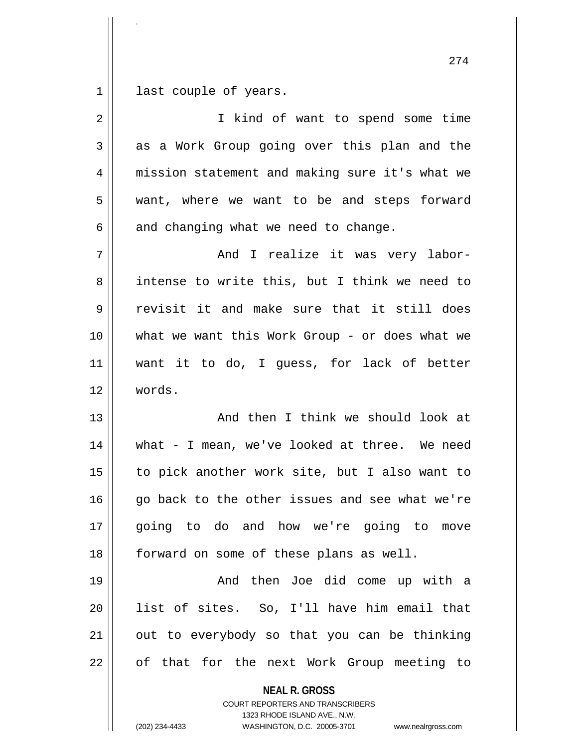last couple of years.

I kind of want to spend some time as a Work Group going over this plan and the mission statement and making sure it's what we want, where we want to be and steps forward and changing what we need to change.

And I realize it was very labor-intense to write this, but I think we need to revisit it and make sure that it still does what we want this Work Group - or does what we want it to do, I guess, for lack of better words.

And then I think we should look at what - I mean, we've looked at three. We need to pick another work site, but I also want to go back to the other issues and see what we're going to do and how we're going to move forward on some of these plans as well.

And then Joe did come up with a list of sites. So, I'll have him email that out to everybody so that you can be thinking of that for the next Work Group meeting to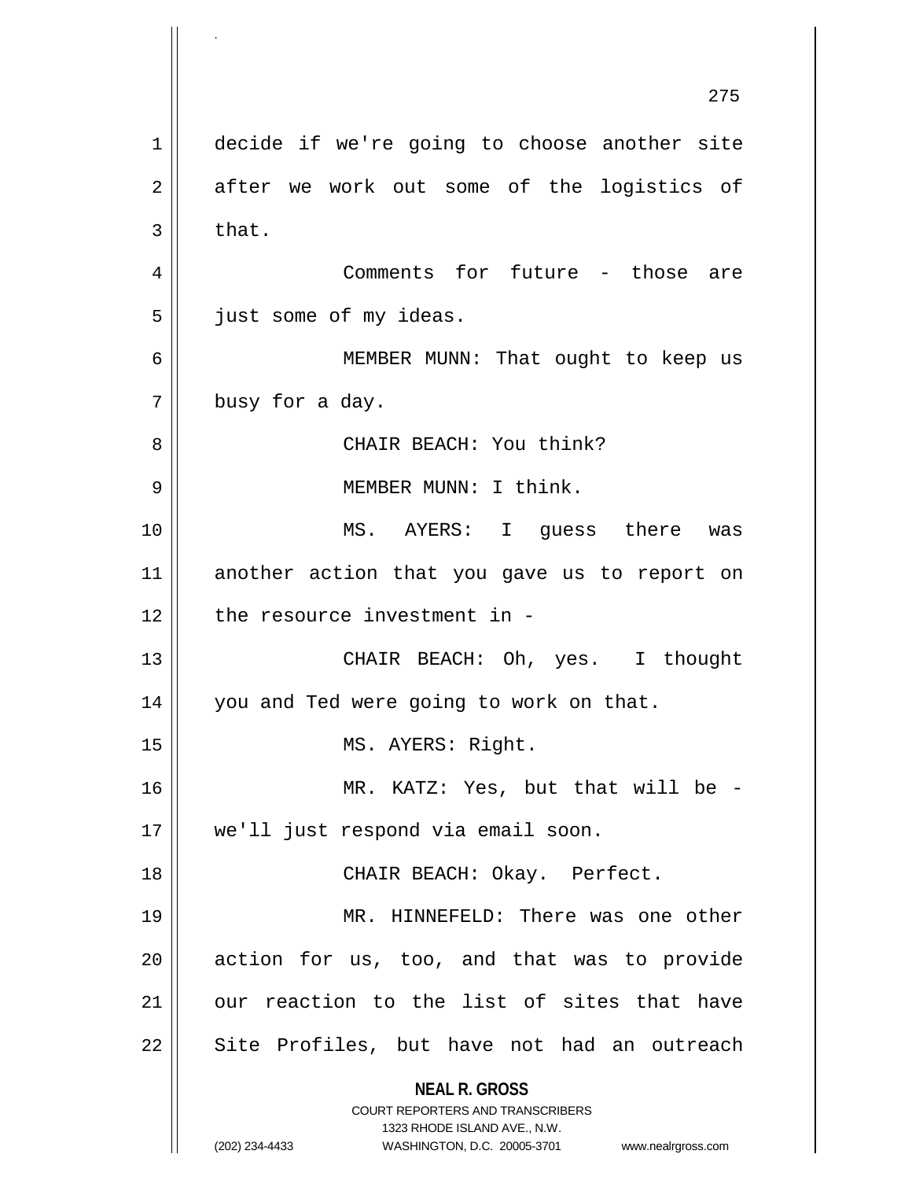decide if we're going to choose another site after we work out some of the logistics of that.

Comments for future - those are just some of my ideas.

MEMBER MUNN: That ought to keep us busy for a day.

CHAIR BEACH: You think?

MEMBER MUNN: I think.

MS. AYERS: I guess there was another action that you gave us to report on the resource investment in -

CHAIR BEACH: Oh, yes. I thought you and Ted were going to work on that.

MS. AYERS: Right.

MR. KATZ: Yes, but that will be - we'll just respond via email soon.

CHAIR BEACH: Okay. Perfect.

MR. HINNEFELD: There was one other action for us, too, and that was to provide our reaction to the list of sites that have Site Profiles, but have not had an outreach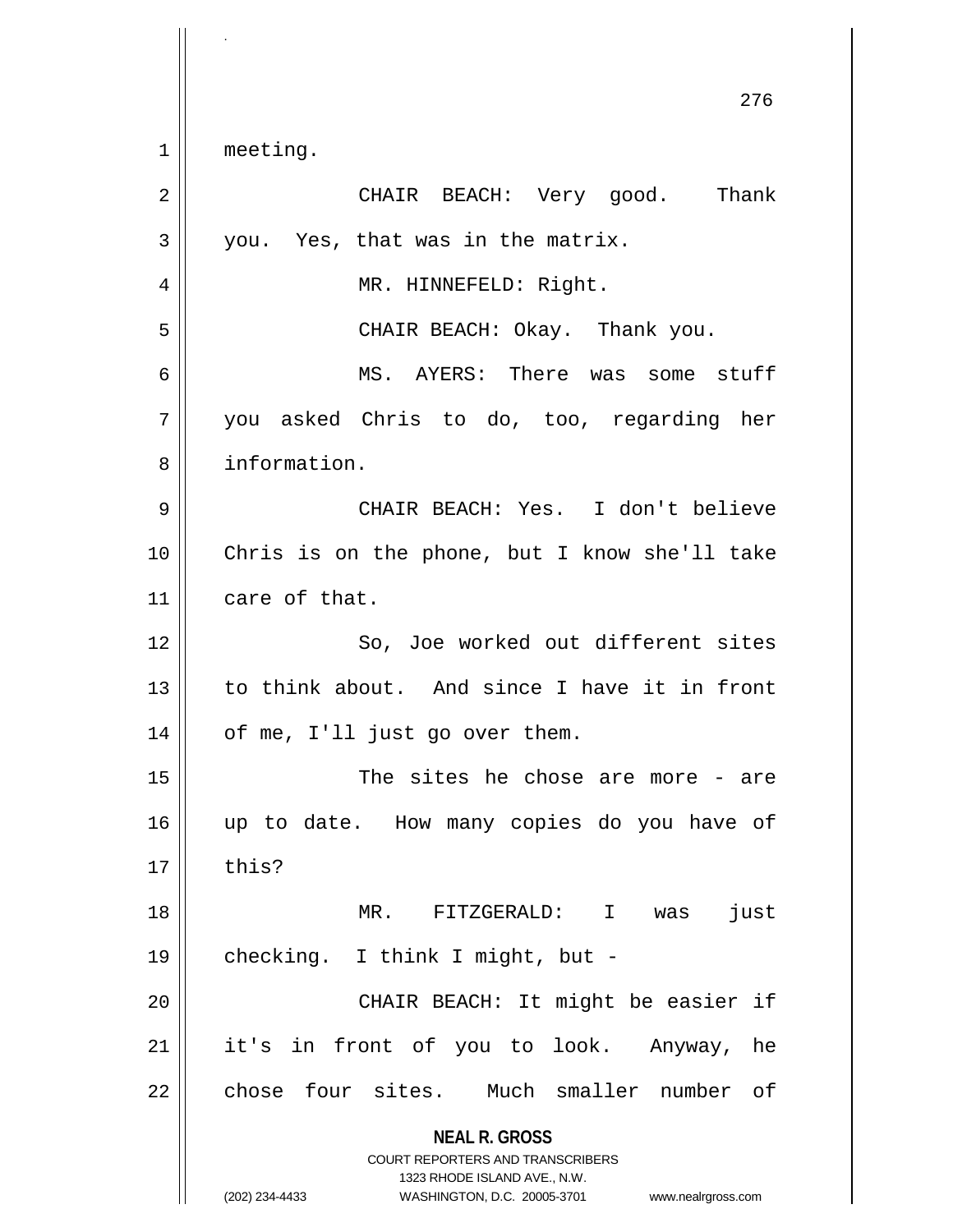meeting.

CHAIR BEACH: Very good. Thank you. Yes, that was in the matrix.

MR. HINNEFELD: Right.

CHAIR BEACH: Okay. Thank you.

MS. AYERS: There was some stuff you asked Chris to do, too, regarding her information.

CHAIR BEACH: Yes. I don't believe Chris is on the phone, but I know she'll take care of that.

So, Joe worked out different sites to think about. And since I have it in front of me, I'll just go over them.

The sites he chose are more - are up to date. How many copies do you have of this?

MR. FITZGERALD: I was just checking. I think I might, but -

CHAIR BEACH: It might be easier if it's in front of you to look. Anyway, he chose four sites. Much smaller number of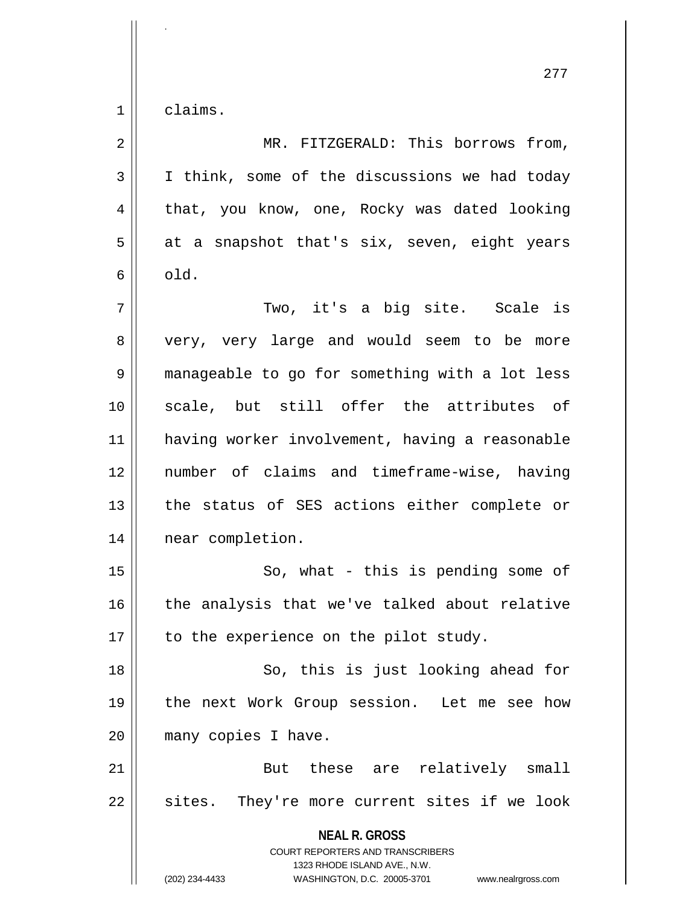claims.

MR. FITZGERALD: This borrows from, I think, some of the discussions we had today that, you know, one, Rocky was dated looking at a snapshot that's six, seven, eight years old.

Two, it's a big site. Scale is very, very large and would seem to be more manageable to go for something with a lot less scale, but still offer the attributes of having worker involvement, having a reasonable number of claims and timeframe-wise, having the status of SES actions either complete or near completion.

So, what - this is pending some of the analysis that we've talked about relative to the experience on the pilot study.

So, this is just looking ahead for the next Work Group session. Let me see how many copies I have.

But these are relatively small sites. They're more current sites if we look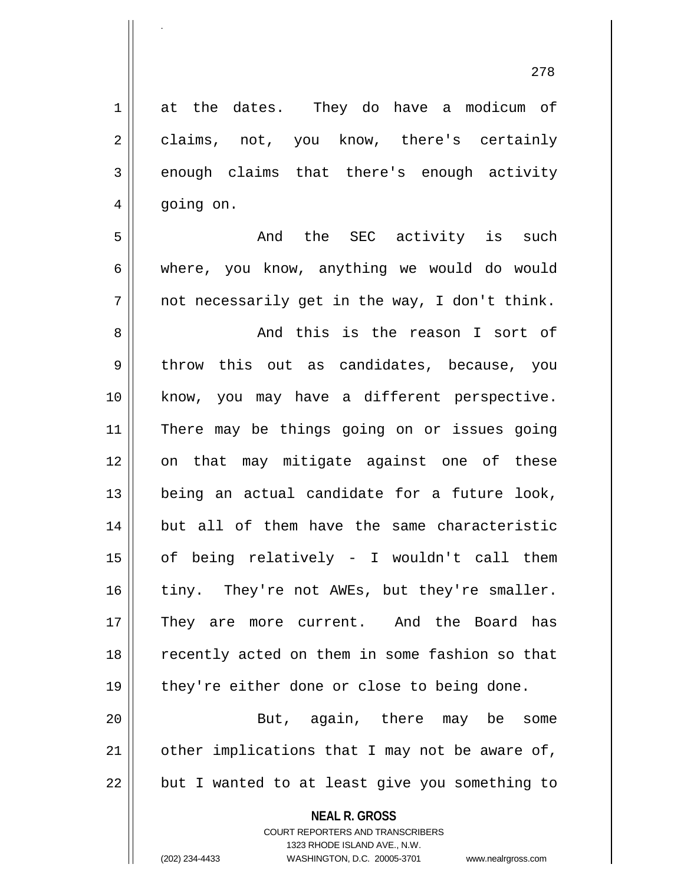at the dates. They do have a modicum of claims, not, you know, there's certainly enough claims that there's enough activity going on.

And the SEC activity is such where, you know, anything we would do would not necessarily get in the way, I don't think.

And this is the reason I sort of throw this out as candidates, because, you know, you may have a different perspective. There may be things going on or issues going on that may mitigate against one of these being an actual candidate for a future look, but all of them have the same characteristic of being relatively - I wouldn't call them tiny. They're not AWEs, but they're smaller. They are more current. And the Board has recently acted on them in some fashion so that they're either done or close to being done.

But, again, there may be some other implications that I may not be aware of, but I wanted to at least give you something to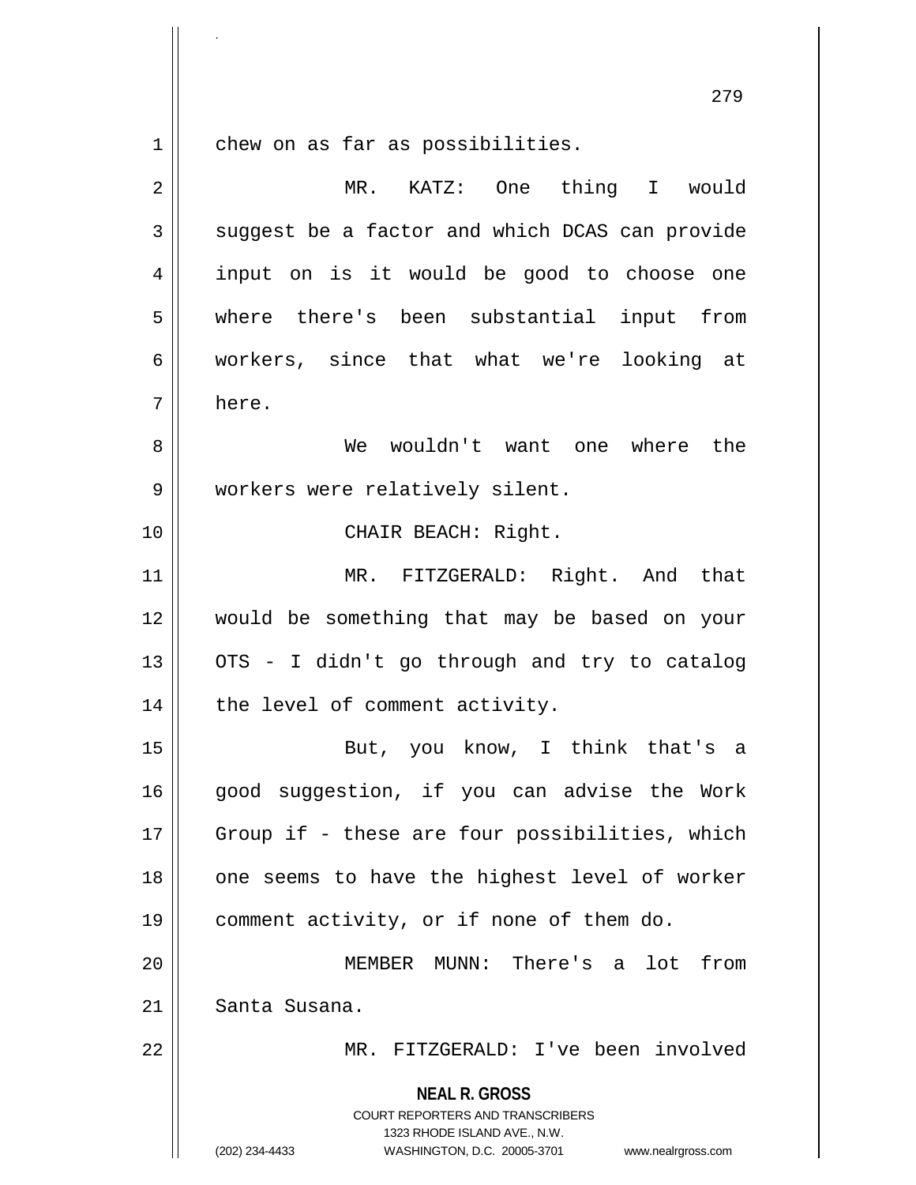chew on as far as possibilities.

MR. KATZ: One thing I would suggest be a factor and which DCAS can provide input on is it would be good to choose one where there's been substantial input from workers, since that what we're looking at here.

We wouldn't want one where the workers were relatively silent.

CHAIR BEACH: Right.

MR. FITZGERALD: Right. And that would be something that may be based on your OTS - I didn't go through and try to catalog the level of comment activity.

But, you know, I think that's a good suggestion, if you can advise the Work Group if - these are four possibilities, which one seems to have the highest level of worker comment activity, or if none of them do.

MEMBER MUNN: There's a lot from Santa Susana.

MR. FITZGERALD: I've been involved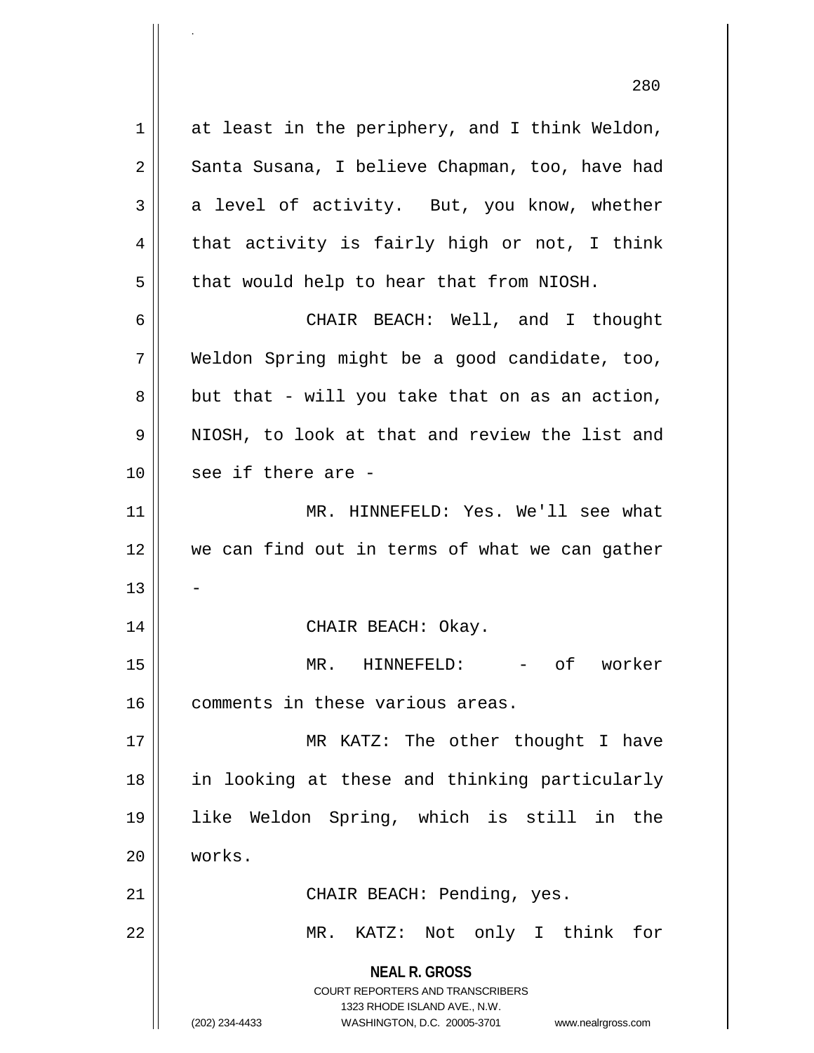at least in the periphery, and I think Weldon, Santa Susana, I believe Chapman, too, have had a level of activity. But, you know, whether that activity is fairly high or not, I think that would help to hear that from NIOSH.

CHAIR BEACH: Well, and I thought Weldon Spring might be a good candidate, too, but that - will you take that on as an action, NIOSH, to look at that and review the list and see if there are -

MR. HINNEFELD: Yes. We'll see what we can find out in terms of what we can gather -

CHAIR BEACH: Okay.

MR. HINNEFELD: - of worker comments in these various areas.

MR KATZ: The other thought I have in looking at these and thinking particularly like Weldon Spring, which is still in the works.

CHAIR BEACH: Pending, yes.

MR. KATZ: Not only I think for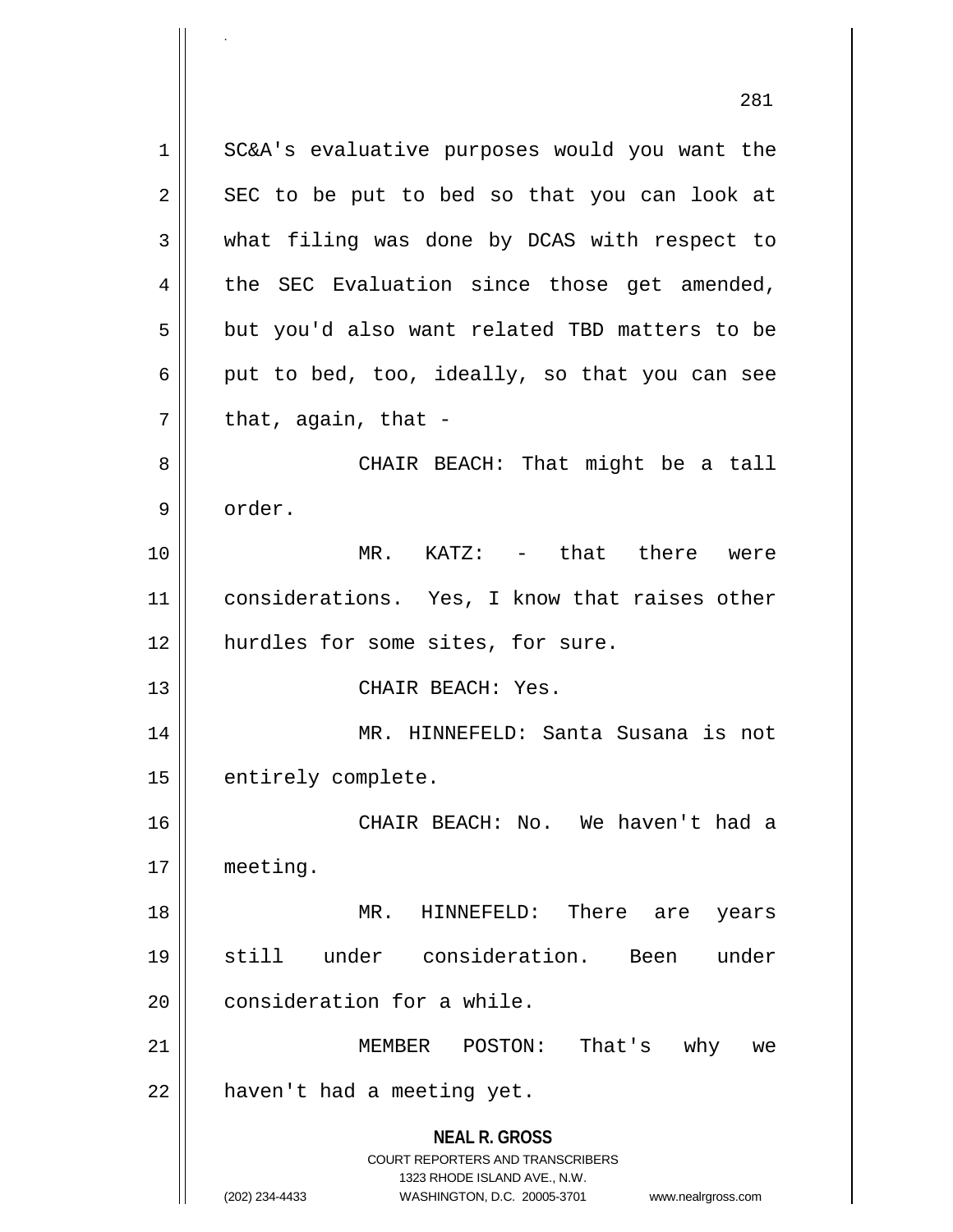SC&A's evaluative purposes would you want the SEC to be put to bed so that you can look at what filing was done by DCAS with respect to the SEC Evaluation since those get amended, but you'd also want related TBD matters to be put to bed, too, ideally, so that you can see that, again, that -

CHAIR BEACH: That might be a tall order.

MR. KATZ: - that there were considerations. Yes, I know that raises other hurdles for some sites, for sure.

CHAIR BEACH: Yes.

MR. HINNEFELD: Santa Susana is not entirely complete.

CHAIR BEACH: No. We haven't had a meeting.

MR. HINNEFELD: There are years still under consideration. Been under consideration for a while.

MEMBER POSTON: That's why we haven't had a meeting yet.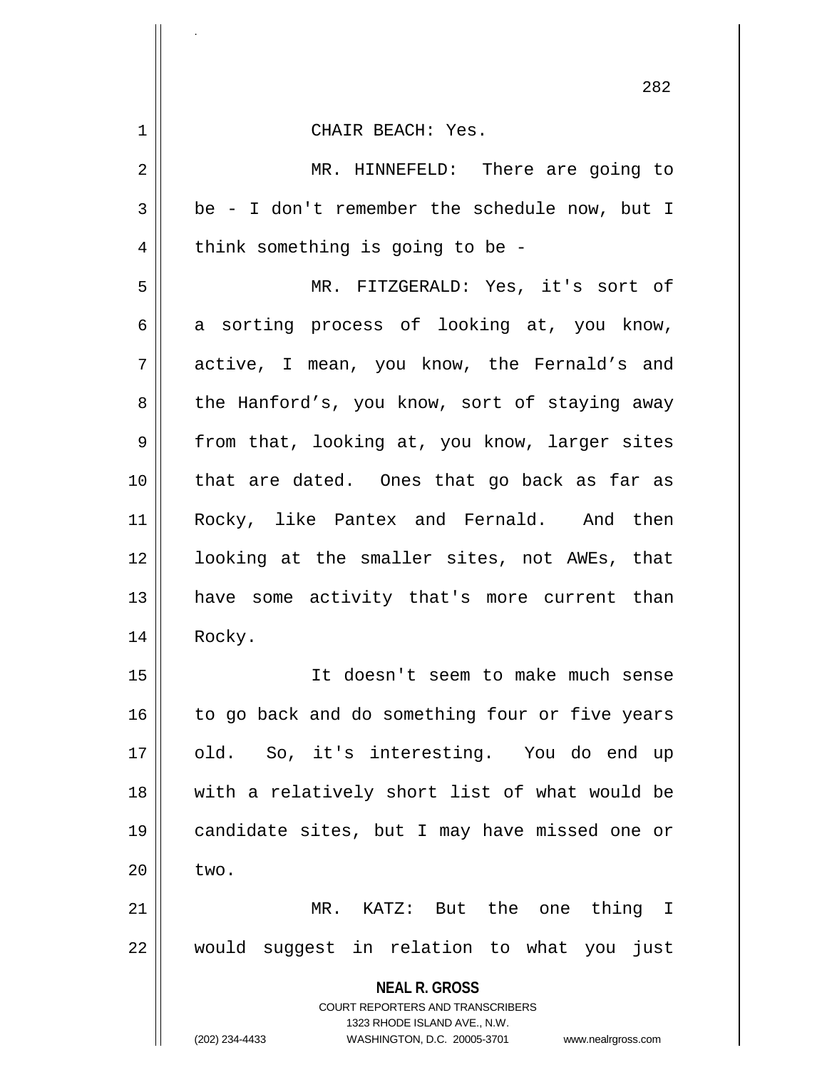CHAIR BEACH: Yes.

MR. HINNEFELD: There are going to be - I don't remember the schedule now, but I think something is going to be -

MR. FITZGERALD: Yes, it's sort of a sorting process of looking at, you know, active, I mean, you know, the Fernald's and the Hanford's, you know, sort of staying away from that, looking at, you know, larger sites that are dated. Ones that go back as far as Rocky, like Pantex and Fernald. And then looking at the smaller sites, not AWEs, that have some activity that's more current than Rocky.

It doesn't seem to make much sense to go back and do something four or five years old. So, it's interesting. You do end up with a relatively short list of what would be candidate sites, but I may have missed one or two.

MR. KATZ: But the one thing I would suggest in relation to what you just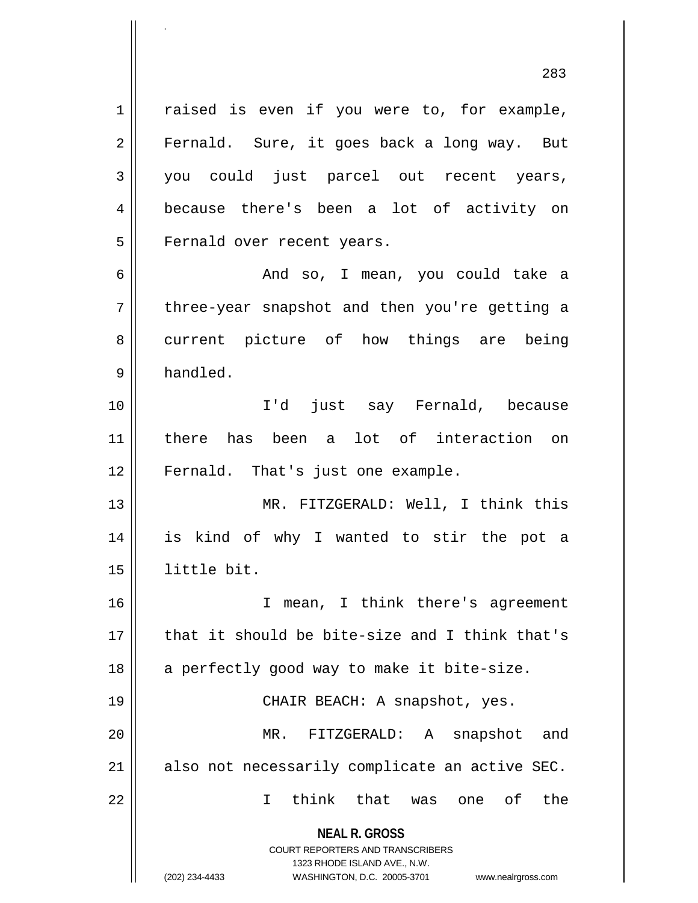raised is even if you were to, for example, Fernald. Sure, it goes back a long way. But you could just parcel out recent years, because there's been a lot of activity on Fernald over recent years.

And so, I mean, you could take a three-year snapshot and then you're getting a current picture of how things are being handled.

I'd just say Fernald, because there has been a lot of interaction on Fernald. That's just one example.

MR. FITZGERALD: Well, I think this is kind of why I wanted to stir the pot a little bit.

I mean, I think there's agreement that it should be bite-size and I think that's a perfectly good way to make it bite-size.

CHAIR BEACH: A snapshot, yes.

MR. FITZGERALD: A snapshot and also not necessarily complicate an active SEC.

I think that was one of the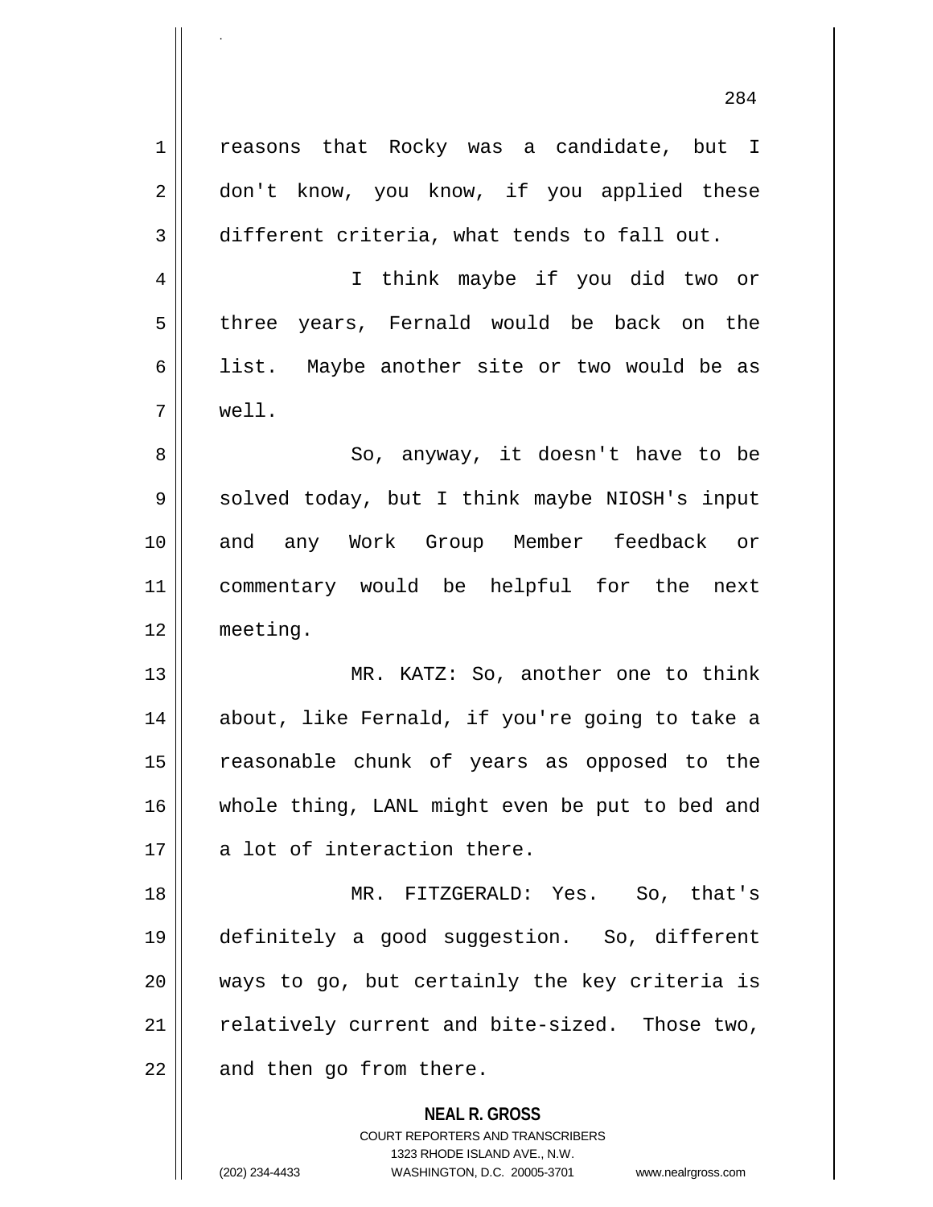reasons that Rocky was a candidate, but I don't know, you know, if you applied these different criteria, what tends to fall out.

I think maybe if you did two or three years, Fernald would be back on the list. Maybe another site or two would be as well.

So, anyway, it doesn't have to be solved today, but I think maybe NIOSH's input and any Work Group Member feedback or commentary would be helpful for the next meeting.

MR. KATZ: So, another one to think about, like Fernald, if you're going to take a reasonable chunk of years as opposed to the whole thing, LANL might even be put to bed and a lot of interaction there.

MR. FITZGERALD: Yes. So, that's definitely a good suggestion. So, different ways to go, but certainly the key criteria is relatively current and bite-sized. Those two, and then go from there.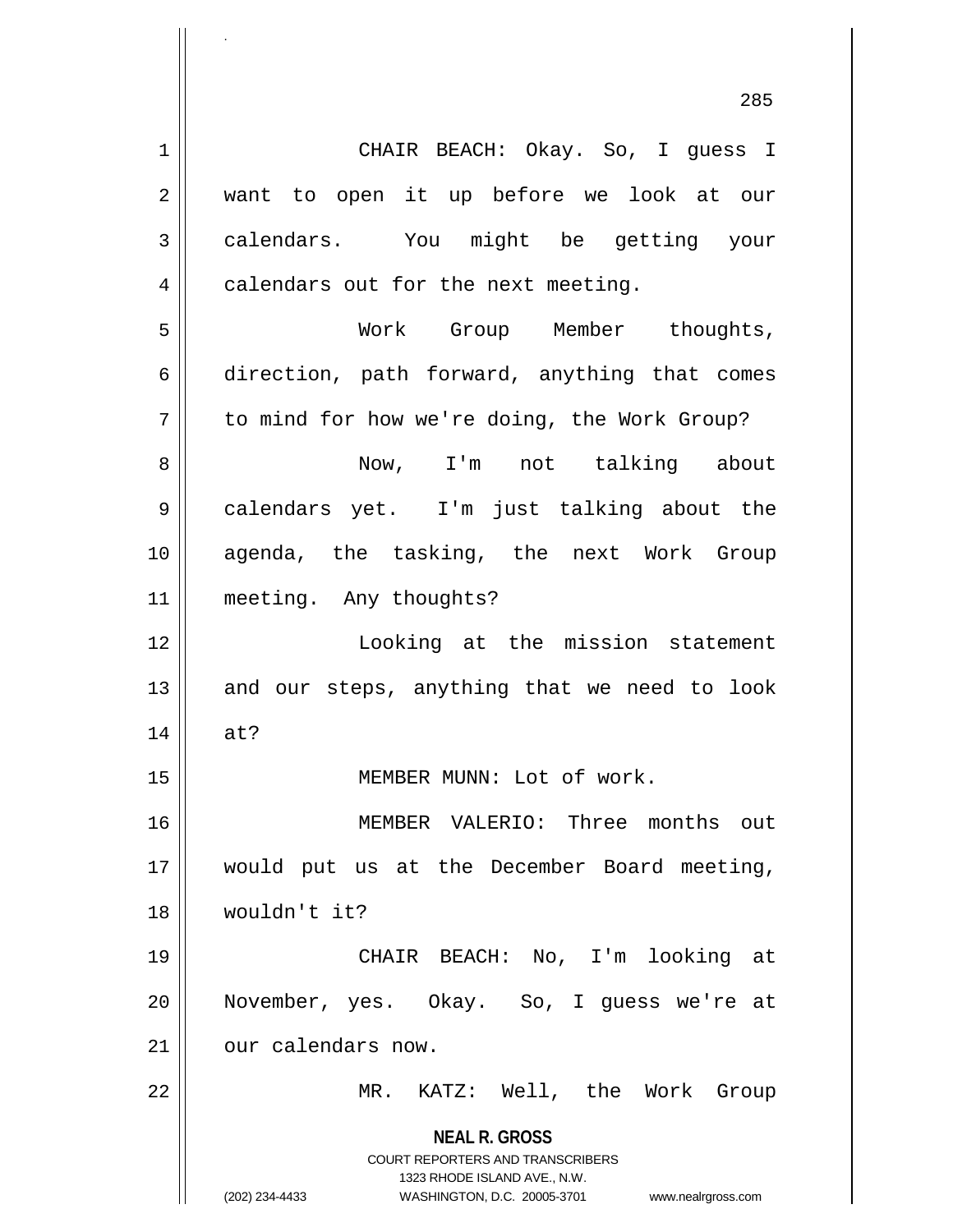CHAIR BEACH: Okay. So, I guess I want to open it up before we look at our calendars. You might be getting your calendars out for the next meeting.

Work Group Member thoughts, direction, path forward, anything that comes to mind for how we're doing, the Work Group?

Now, I'm not talking about calendars yet. I'm just talking about the agenda, the tasking, the next Work Group meeting. Any thoughts?

Looking at the mission statement and our steps, anything that we need to look at?

MEMBER MUNN: Lot of work.

MEMBER VALERIO: Three months out would put us at the December Board meeting, wouldn't it?

CHAIR BEACH: No, I'm looking at November, yes. Okay. So, I guess we're at our calendars now.

MR. KATZ: Well, the Work Group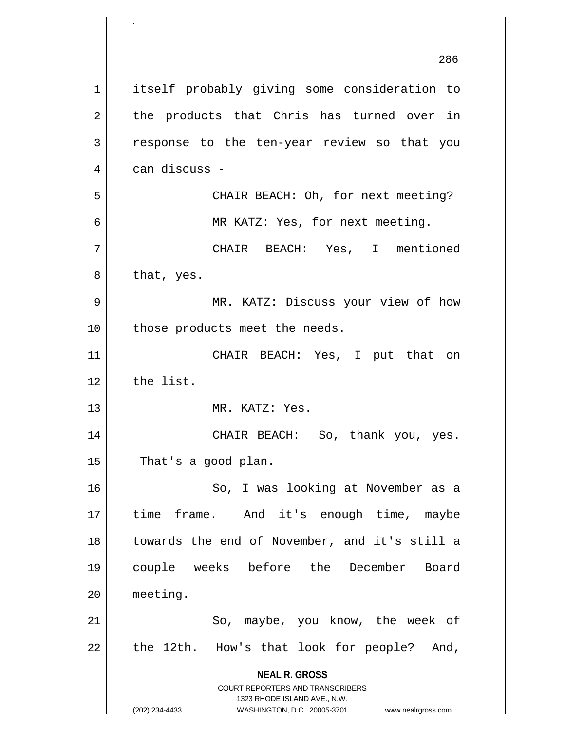itself probably giving some consideration to the products that Chris has turned over in response to the ten-year review so that you can discuss -

CHAIR BEACH: Oh, for next meeting?

MR KATZ: Yes, for next meeting.

CHAIR BEACH: Yes, I mentioned that, yes.

MR. KATZ: Discuss your view of how those products meet the needs.

CHAIR BEACH: Yes, I put that on the list.

MR. KATZ: Yes.

CHAIR BEACH: So, thank you, yes. That's a good plan.

So, I was looking at November as a time frame. And it's enough time, maybe towards the end of November, and it's still a couple weeks before the December Board meeting.

So, maybe, you know, the week of the 12th. How's that look for people? And,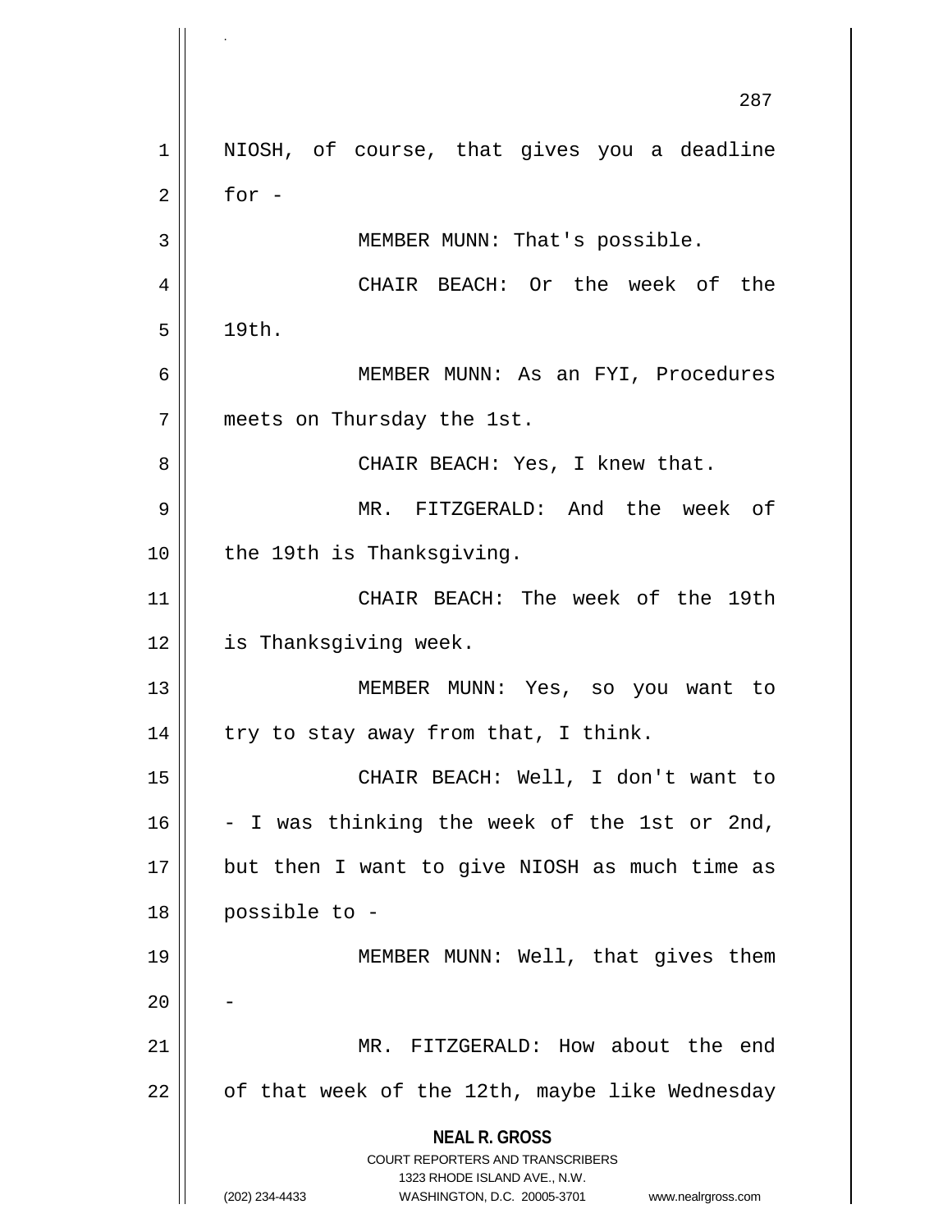NIOSH, of course, that gives you a deadline for -

MEMBER MUNN: That's possible.

CHAIR BEACH: Or the week of the 19th.

MEMBER MUNN: As an FYI, Procedures meets on Thursday the 1st.

CHAIR BEACH: Yes, I knew that.

MR. FITZGERALD: And the week of the 19th is Thanksgiving.

CHAIR BEACH: The week of the 19th is Thanksgiving week.

MEMBER MUNN: Yes, so you want to try to stay away from that, I think.

CHAIR BEACH: Well, I don't want to - I was thinking the week of the 1st or 2nd, but then I want to give NIOSH as much time as possible to -

MEMBER MUNN: Well, that gives them -

MR. FITZGERALD: How about the end of that week of the 12th, maybe like Wednesday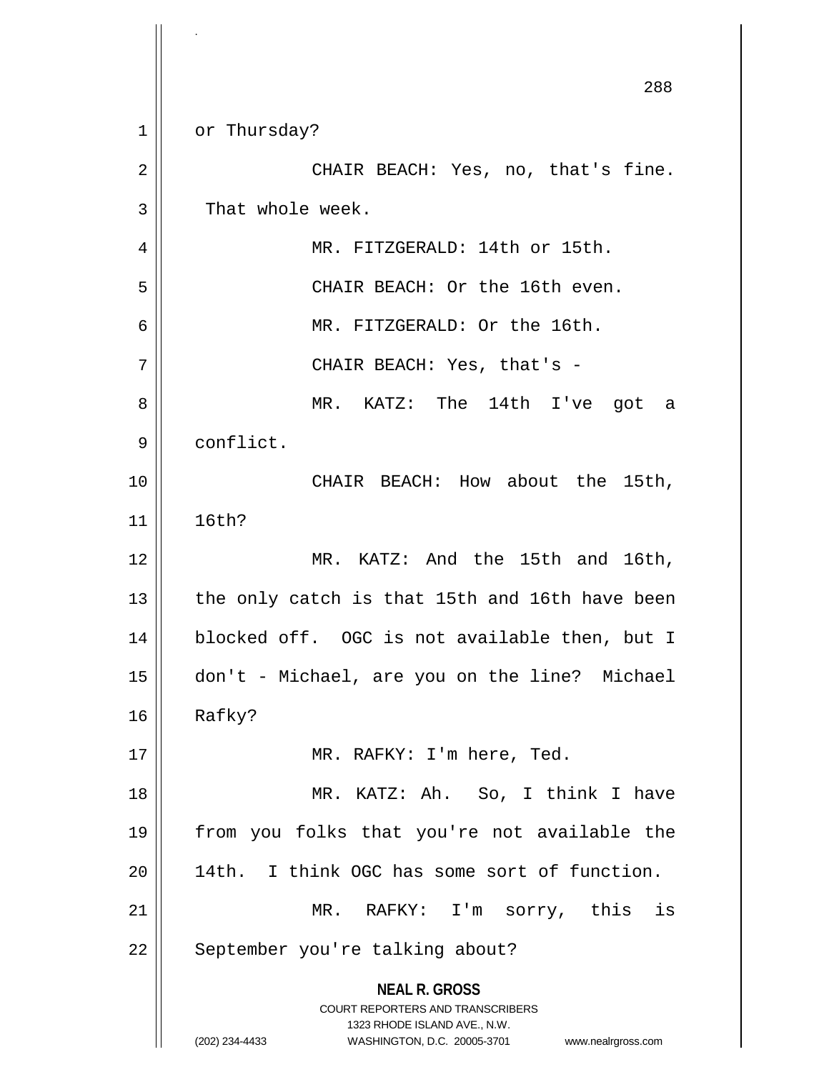or Thursday?

CHAIR BEACH: Yes, no, that's fine. That whole week.

MR. FITZGERALD: 14th or 15th.

CHAIR BEACH: Or the 16th even.

MR. FITZGERALD: Or the 16th.

CHAIR BEACH: Yes, that's -

MR. KATZ: The 14th I've got a conflict.

CHAIR BEACH: How about the 15th, 16th?

MR. KATZ: And the 15th and 16th, the only catch is that 15th and 16th have been blocked off. OGC is not available then, but I don't - Michael, are you on the line? Michael Rafky?

MR. RAFKY: I'm here, Ted.

MR. KATZ: Ah. So, I think I have from you folks that you're not available the 14th. I think OGC has some sort of function.

MR. RAFKY: I'm sorry, this is September you're talking about?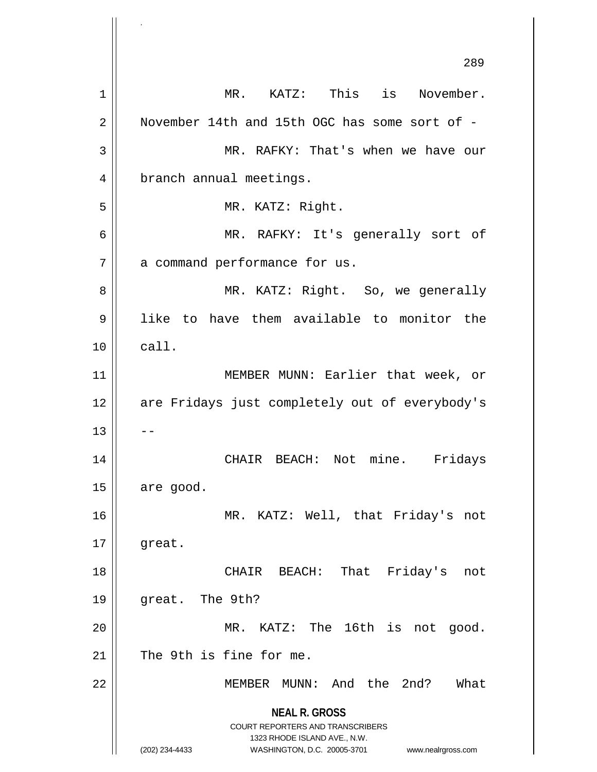MR. KATZ: This is November. November 14th and 15th OGC has some sort of -

MR. RAFKY: That's when we have our branch annual meetings.

MR. KATZ: Right.

MR. RAFKY: It's generally sort of a command performance for us.

MR. KATZ: Right. So, we generally like to have them available to monitor the call.

MEMBER MUNN: Earlier that week, or are Fridays just completely out of everybody's --

CHAIR BEACH: Not mine. Fridays are good.

MR. KATZ: Well, that Friday's not great.

CHAIR BEACH: That Friday's not great. The 9th?

MR. KATZ: The 16th is not good. The 9th is fine for me.

MEMBER MUNN: And the 2nd? What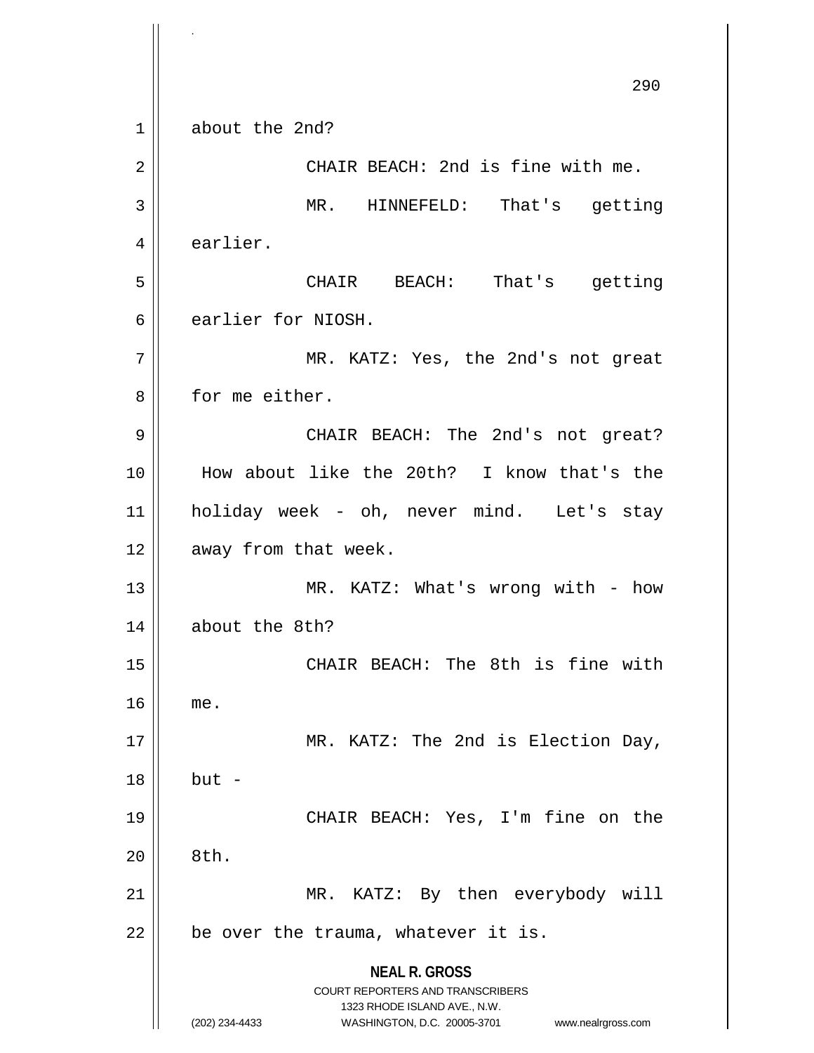about the 2nd?

CHAIR BEACH: 2nd is fine with me.

MR. HINNEFELD: That's getting earlier.

CHAIR BEACH: That's getting earlier for NIOSH.

MR. KATZ: Yes, the 2nd's not great for me either.

CHAIR BEACH: The 2nd's not great? How about like the 20th? I know that's the holiday week - oh, never mind. Let's stay away from that week.

MR. KATZ: What's wrong with - how about the 8th?

CHAIR BEACH: The 8th is fine with me.

MR. KATZ: The 2nd is Election Day, but -

CHAIR BEACH: Yes, I'm fine on the 8th.

MR. KATZ: By then everybody will be over the trauma, whatever it is.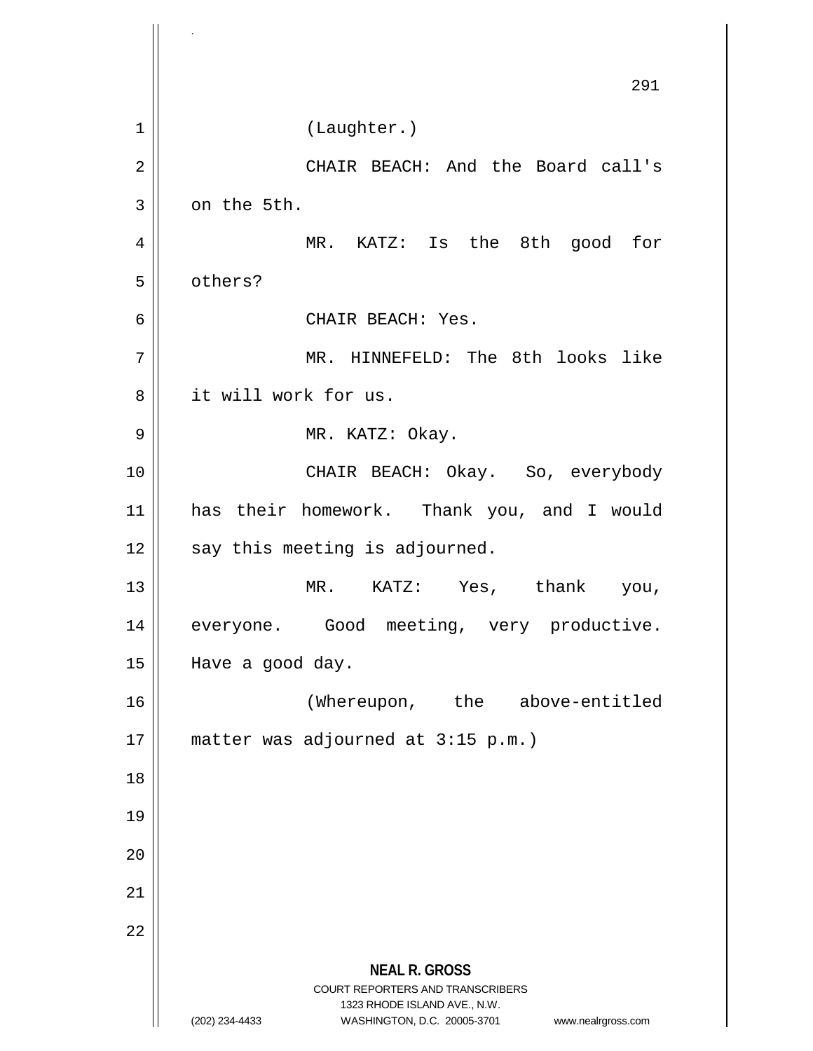(Laughter.)

CHAIR BEACH: And the Board call's on the 5th.

MR. KATZ: Is the 8th good for others?

CHAIR BEACH: Yes.

MR. HINNEFELD: The 8th looks like it will work for us.

MR. KATZ: Okay.

CHAIR BEACH: Okay. So, everybody has their homework. Thank you, and I would say this meeting is adjourned.

MR. KATZ: Yes, thank you, everyone. Good meeting, very productive. Have a good day.

(Whereupon, the above-entitled matter was adjourned at 3:15 p.m.)